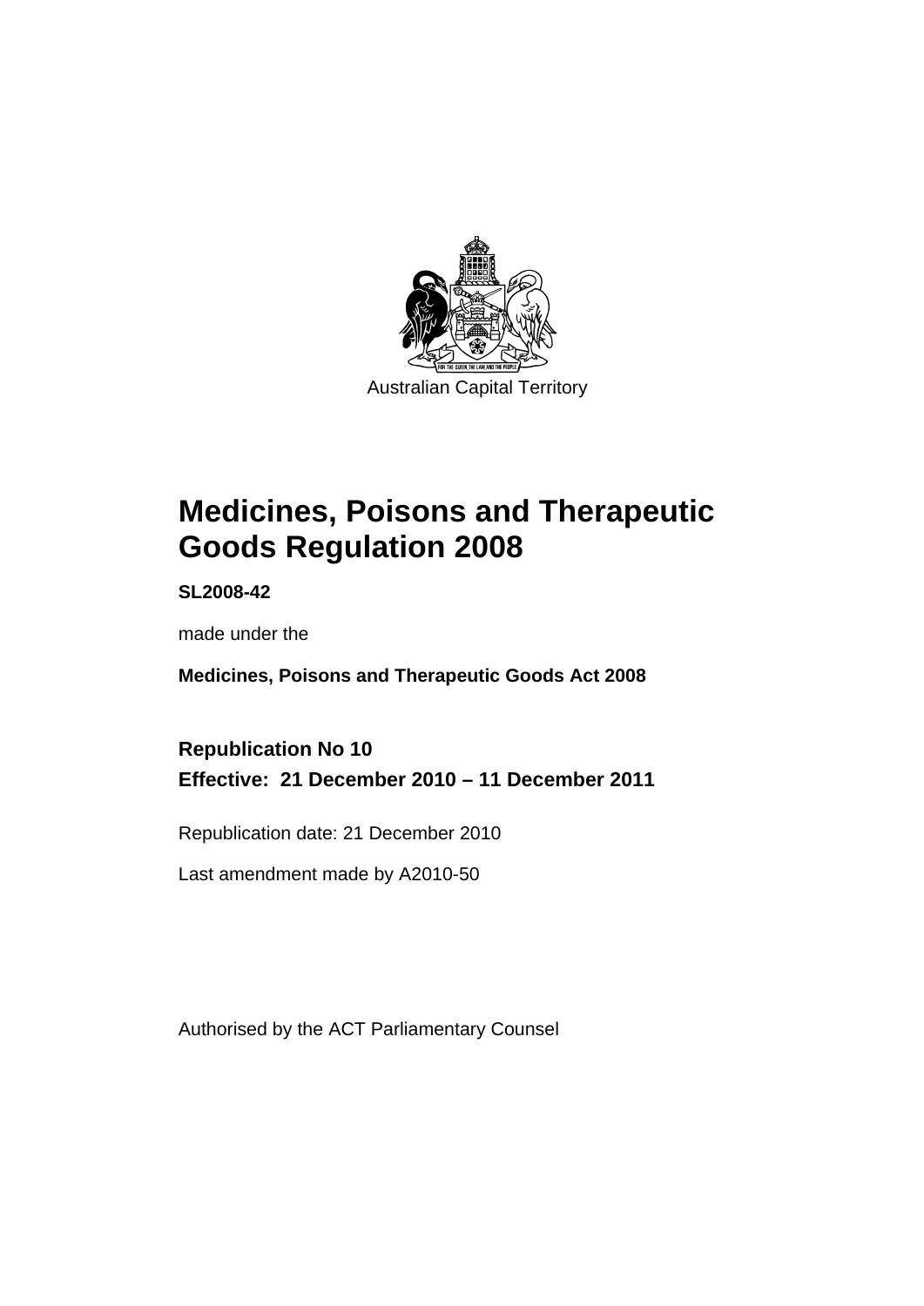Australian Capital Territory

# Medicines, Poisons and Therapeutic Goods Regulation 2008

**SL2008-42**

made under the

**Medicines, Poisons and Therapeutic Goods Act 2008**

**Republication No 10**

**Effective: 21 December 2010 – 11 December 2011**

Republication date: 21 December 2010

Last amendment made by A2010-50

Authorised by the ACT Parliamentary Counsel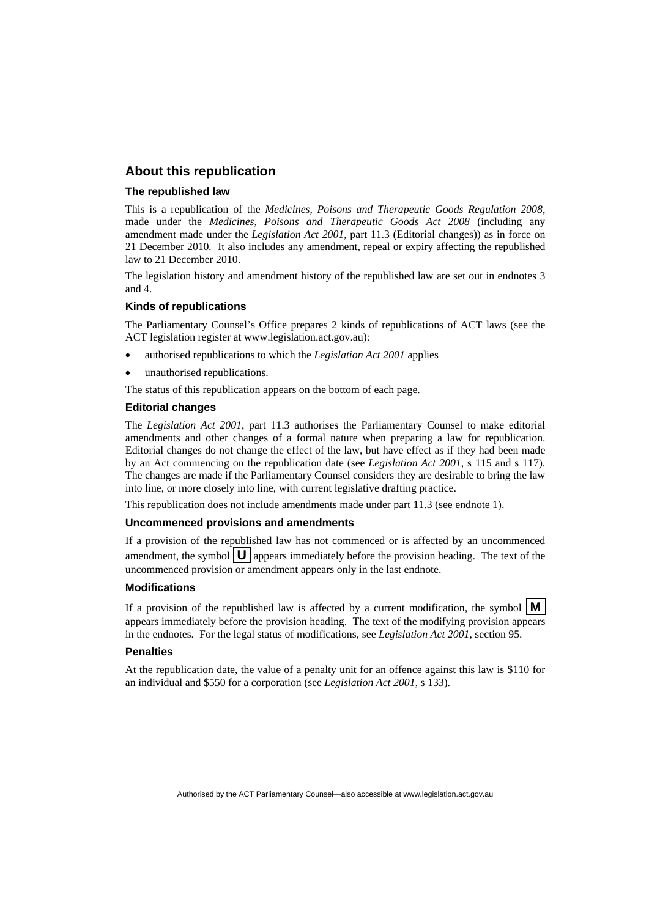## About this republication

### The republished law

This is a republication of the *Medicines, Poisons and Therapeutic Goods Regulation 2008*, made under the *Medicines, Poisons and Therapeutic Goods Act 2008* (including any amendment made under the *Legislation Act 2001*, part 11.3 (Editorial changes)) as in force on 21 December 2010*.* It also includes any amendment, repeal or expiry affecting the republished law to 21 December 2010.

The legislation history and amendment history of the republished law are set out in endnotes 3 and 4.

### Kinds of republications

The Parliamentary Counsel's Office prepares 2 kinds of republications of ACT laws (see the ACT legislation register at www.legislation.act.gov.au):

- authorised republications to which the *Legislation Act 2001* applies
- unauthorised republications.

The status of this republication appears on the bottom of each page.

### Editorial changes

The *Legislation Act 2001*, part 11.3 authorises the Parliamentary Counsel to make editorial amendments and other changes of a formal nature when preparing a law for republication. Editorial changes do not change the effect of the law, but have effect as if they had been made by an Act commencing on the republication date (see *Legislation Act 2001*, s 115 and s 117). The changes are made if the Parliamentary Counsel considers they are desirable to bring the law into line, or more closely into line, with current legislative drafting practice.

This republication does not include amendments made under part 11.3 (see endnote 1).

### Uncommenced provisions and amendments

If a provision of the republished law has not commenced or is affected by an uncommenced amendment, the symbol **U** appears immediately before the provision heading. The text of the uncommenced provision or amendment appears only in the last endnote.

### Modifications

If a provision of the republished law is affected by a current modification, the symbol **M** appears immediately before the provision heading. The text of the modifying provision appears in the endnotes. For the legal status of modifications, see *Legislation Act 2001*, section 95.

### Penalties

At the republication date, the value of a penalty unit for an offence against this law is $110 for an individual and $550 for a corporation (see *Legislation Act 2001*, s 133).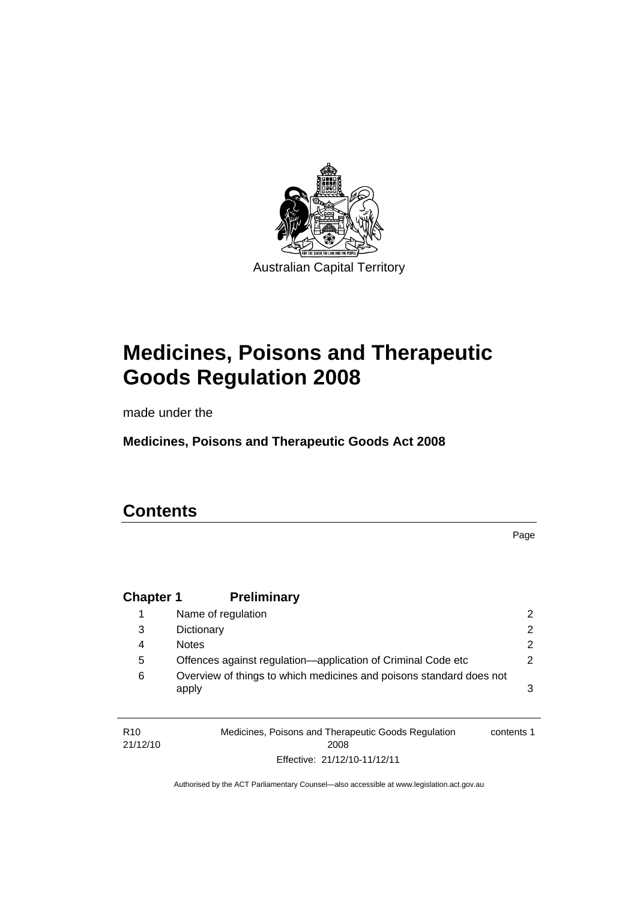Australian Capital Territory

# Medicines, Poisons and Therapeutic Goods Regulation 2008

made under the

**Medicines, Poisons and Therapeutic Goods Act 2008**

# Contents

Page

| | | |
|---|---|---|
| **Chapter 1** | **Preliminary** | |
| 1 | Name of regulation | 2 |
| 3 | Dictionary | 2 |
| 4 | Notes | 2 |
| 5 | Offences against regulation—application of Criminal Code etc | 2 |
| 6 | Overview of things to which medicines and poisons standard does not apply | 3 |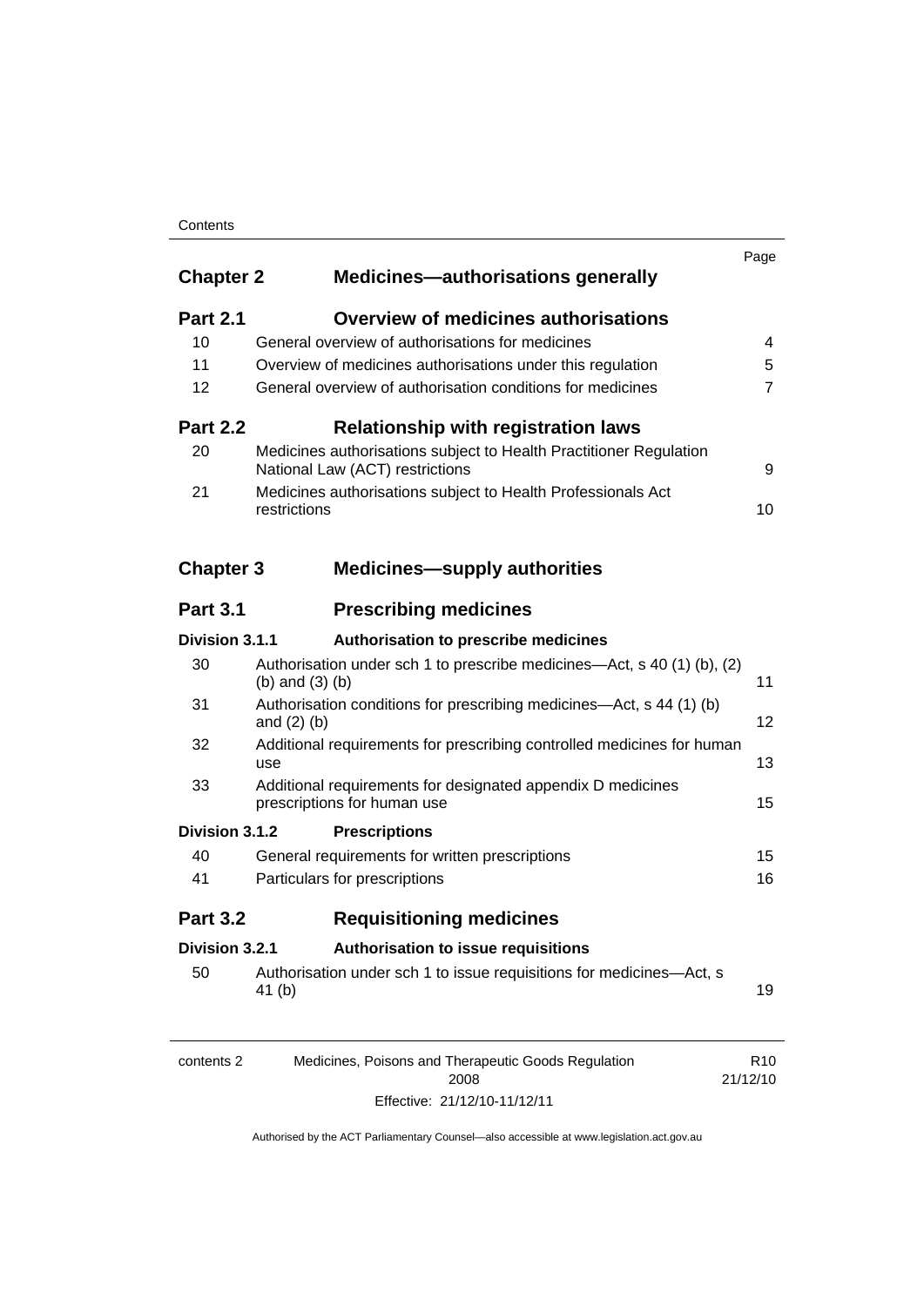| | | Page |
|---|---|---|
| **Chapter 2** | **Medicines—authorisations generally** | |
| **Part 2.1** | **Overview of medicines authorisations** | |
| 10 | General overview of authorisations for medicines | 4 |
| 11 | Overview of medicines authorisations under this regulation | 5 |
| 12 | General overview of authorisation conditions for medicines | 7 |
| **Part 2.2** | **Relationship with registration laws** | |
| 20 | Medicines authorisations subject to Health Practitioner Regulation National Law (ACT) restrictions | 9 |
| 21 | Medicines authorisations subject to Health Professionals Act restrictions | 10 |
| **Chapter 3** | **Medicines—supply authorities** | |
| **Part 3.1** | **Prescribing medicines** | |
| **Division 3.1.1** | **Authorisation to prescribe medicines** | |
| 30 | Authorisation under sch 1 to prescribe medicines—Act, s 40 (1) (b), (2) (b) and (3) (b) | 11 |
| 31 | Authorisation conditions for prescribing medicines—Act, s 44 (1) (b) and (2) (b) | 12 |
| 32 | Additional requirements for prescribing controlled medicines for human use | 13 |
| 33 | Additional requirements for designated appendix D medicines prescriptions for human use | 15 |
| **Division 3.1.2** | **Prescriptions** | |
| 40 | General requirements for written prescriptions | 15 |
| 41 | Particulars for prescriptions | 16 |
| **Part 3.2** | **Requisitioning medicines** | |
| **Division 3.2.1** | **Authorisation to issue requisitions** | |
| 50 | Authorisation under sch 1 to issue requisitions for medicines—Act, s 41 (b) | 19 |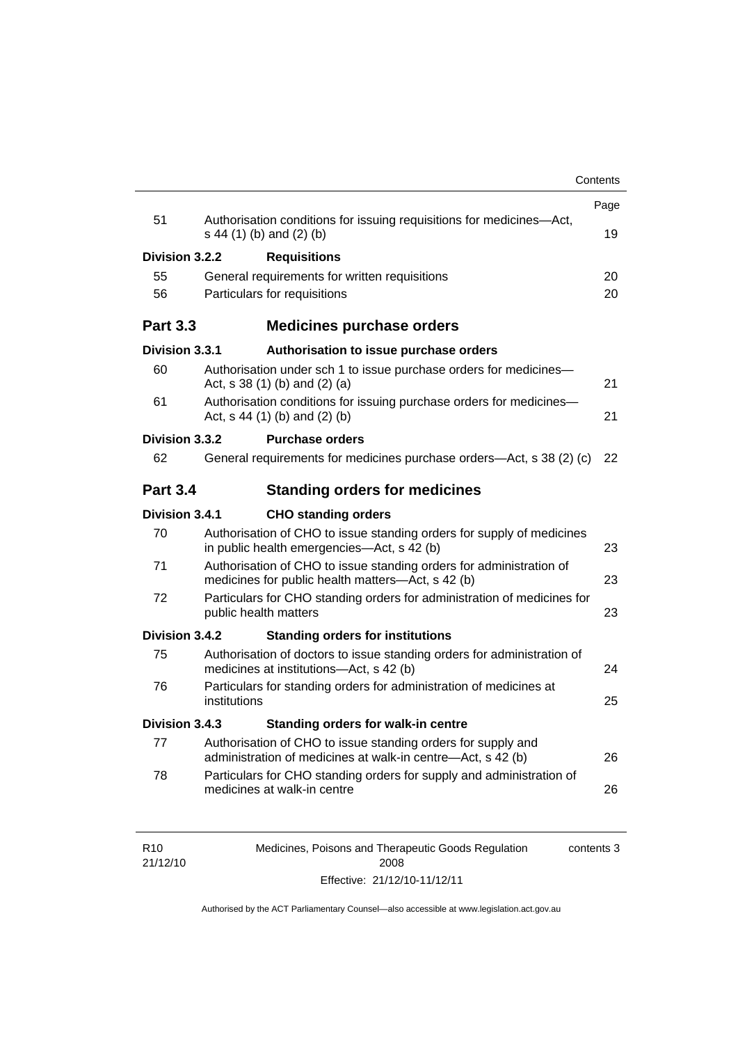| | | Page |
|---|---|---|
| 51 | Authorisation conditions for issuing requisitions for medicines—Act, s 44 (1) (b) and (2) (b) | 19 |
| **Division 3.2.2** | **Requisitions** | |
| 55 | General requirements for written requisitions | 20 |
| 56 | Particulars for requisitions | 20 |
| **Part 3.3** | **Medicines purchase orders** | |
| **Division 3.3.1** | **Authorisation to issue purchase orders** | |
| 60 | Authorisation under sch 1 to issue purchase orders for medicines—Act, s 38 (1) (b) and (2) (a) | 21 |
| 61 | Authorisation conditions for issuing purchase orders for medicines—Act, s 44 (1) (b) and (2) (b) | 21 |
| **Division 3.3.2** | **Purchase orders** | |
| 62 | General requirements for medicines purchase orders—Act, s 38 (2) (c) | 22 |
| **Part 3.4** | **Standing orders for medicines** | |
| **Division 3.4.1** | **CHO standing orders** | |
| 70 | Authorisation of CHO to issue standing orders for supply of medicines in public health emergencies—Act, s 42 (b) | 23 |
| 71 | Authorisation of CHO to issue standing orders for administration of medicines for public health matters—Act, s 42 (b) | 23 |
| 72 | Particulars for CHO standing orders for administration of medicines for public health matters | 23 |
| **Division 3.4.2** | **Standing orders for institutions** | |
| 75 | Authorisation of doctors to issue standing orders for administration of medicines at institutions—Act, s 42 (b) | 24 |
| 76 | Particulars for standing orders for administration of medicines at institutions | 25 |
| **Division 3.4.3** | **Standing orders for walk-in centre** | |
| 77 | Authorisation of CHO to issue standing orders for supply and administration of medicines at walk-in centre—Act, s 42 (b) | 26 |
| 78 | Particulars for CHO standing orders for supply and administration of medicines at walk-in centre | 26 |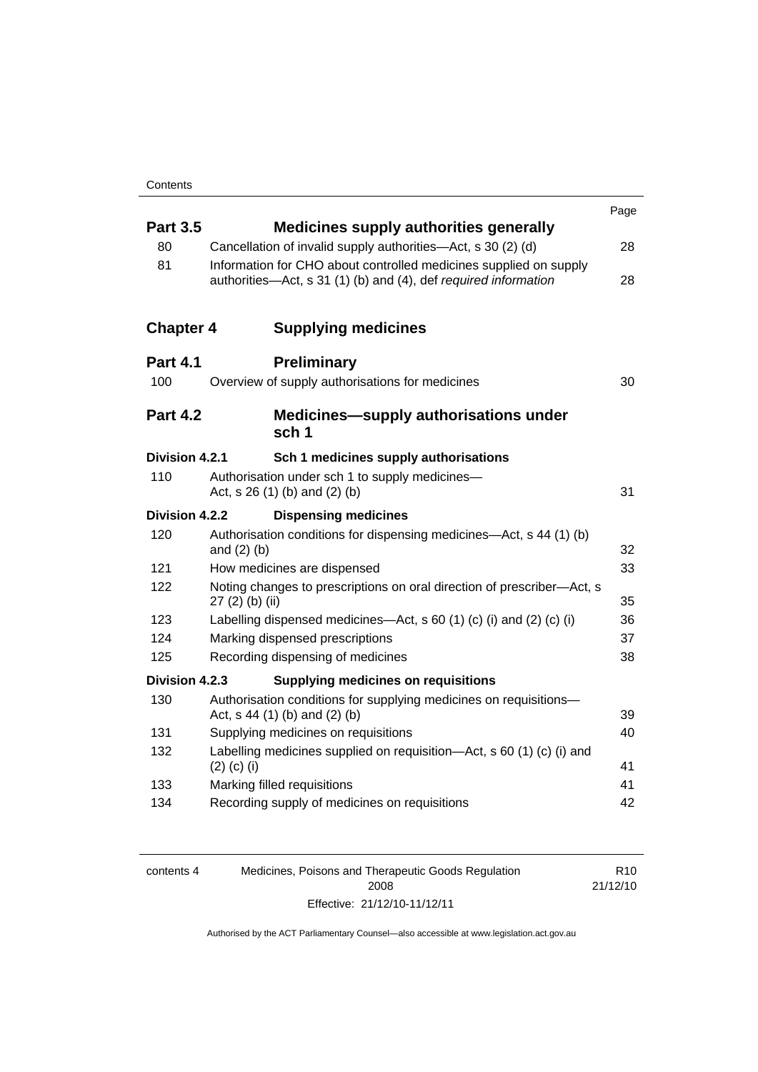| | | Page |
|---|---|---|
| **Part 3.5** | **Medicines supply authorities generally** | |
| 80 | Cancellation of invalid supply authorities—Act, s 30 (2) (d) | 28 |
| 81 | Information for CHO about controlled medicines supplied on supply authorities—Act, s 31 (1) (b) and (4), def *required information* | 28 |
| **Chapter 4** | **Supplying medicines** | |
| **Part 4.1** | **Preliminary** | |
| 100 | Overview of supply authorisations for medicines | 30 |
| **Part 4.2** | **Medicines—supply authorisations under sch 1** | |
| **Division 4.2.1** | **Sch 1 medicines supply authorisations** | |
| 110 | Authorisation under sch 1 to supply medicines—Act, s 26 (1) (b) and (2) (b) | 31 |
| **Division 4.2.2** | **Dispensing medicines** | |
| 120 | Authorisation conditions for dispensing medicines—Act, s 44 (1) (b) and (2) (b) | 32 |
| 121 | How medicines are dispensed | 33 |
| 122 | Noting changes to prescriptions on oral direction of prescriber—Act, s 27 (2) (b) (ii) | 35 |
| 123 | Labelling dispensed medicines—Act, s 60 (1) (c) (i) and (2) (c) (i) | 36 |
| 124 | Marking dispensed prescriptions | 37 |
| 125 | Recording dispensing of medicines | 38 |
| **Division 4.2.3** | **Supplying medicines on requisitions** | |
| 130 | Authorisation conditions for supplying medicines on requisitions—Act, s 44 (1) (b) and (2) (b) | 39 |
| 131 | Supplying medicines on requisitions | 40 |
| 132 | Labelling medicines supplied on requisition—Act, s 60 (1) (c) (i) and (2) (c) (i) | 41 |
| 133 | Marking filled requisitions | 41 |
| 134 | Recording supply of medicines on requisitions | 42 |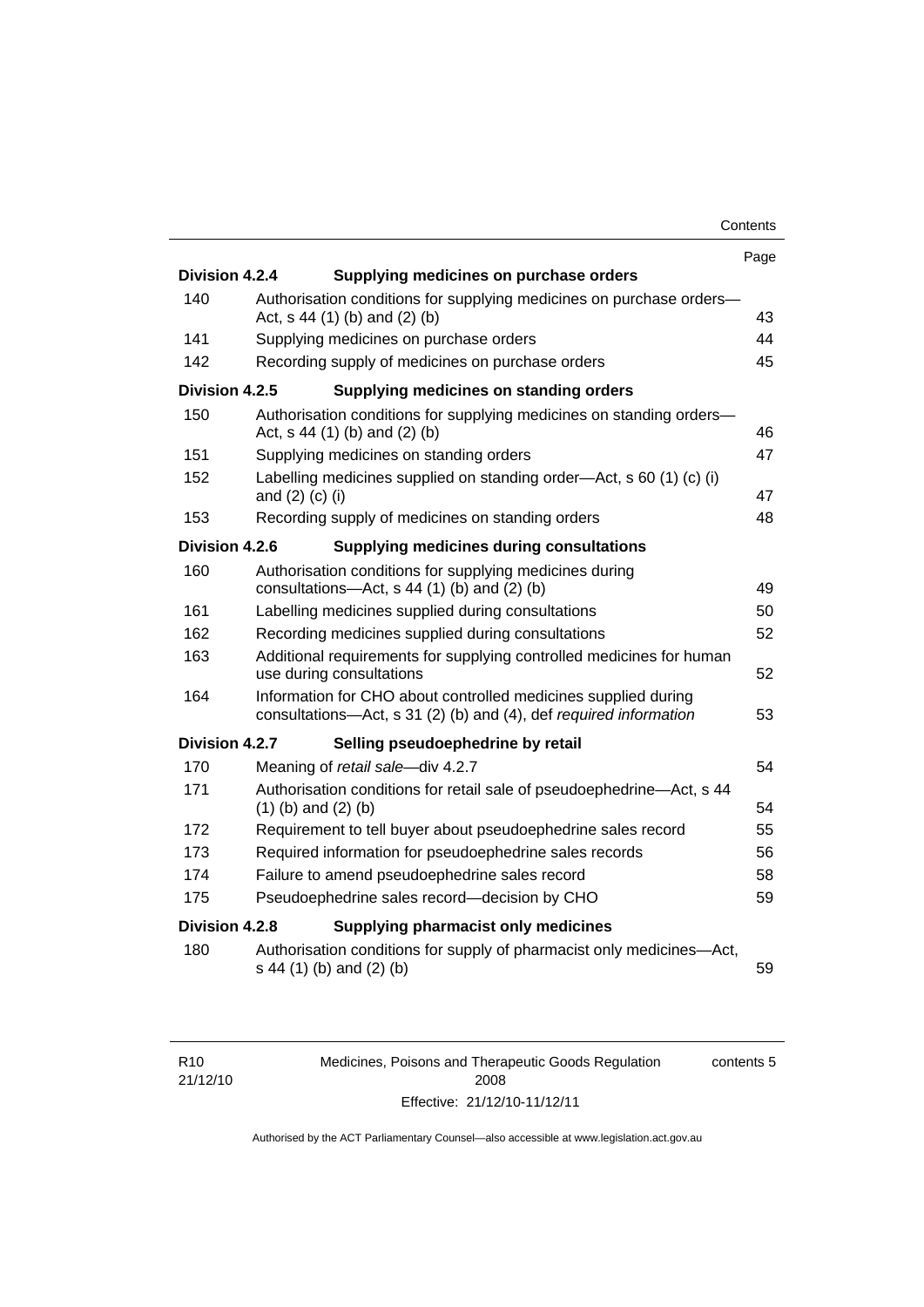| | | Page |
|---|---|---|
| **Division 4.2.4** | **Supplying medicines on purchase orders** | |
| 140 | Authorisation conditions for supplying medicines on purchase orders—Act, s 44 (1) (b) and (2) (b) | 43 |
| 141 | Supplying medicines on purchase orders | 44 |
| 142 | Recording supply of medicines on purchase orders | 45 |
| **Division 4.2.5** | **Supplying medicines on standing orders** | |
| 150 | Authorisation conditions for supplying medicines on standing orders—Act, s 44 (1) (b) and (2) (b) | 46 |
| 151 | Supplying medicines on standing orders | 47 |
| 152 | Labelling medicines supplied on standing order—Act, s 60 (1) (c) (i) and (2) (c) (i) | 47 |
| 153 | Recording supply of medicines on standing orders | 48 |
| **Division 4.2.6** | **Supplying medicines during consultations** | |
| 160 | Authorisation conditions for supplying medicines during consultations—Act, s 44 (1) (b) and (2) (b) | 49 |
| 161 | Labelling medicines supplied during consultations | 50 |
| 162 | Recording medicines supplied during consultations | 52 |
| 163 | Additional requirements for supplying controlled medicines for human use during consultations | 52 |
| 164 | Information for CHO about controlled medicines supplied during consultations—Act, s 31 (2) (b) and (4), def *required information* | 53 |
| **Division 4.2.7** | **Selling pseudoephedrine by retail** | |
| 170 | Meaning of *retail sale*—div 4.2.7 | 54 |
| 171 | Authorisation conditions for retail sale of pseudoephedrine—Act, s 44 (1) (b) and (2) (b) | 54 |
| 172 | Requirement to tell buyer about pseudoephedrine sales record | 55 |
| 173 | Required information for pseudoephedrine sales records | 56 |
| 174 | Failure to amend pseudoephedrine sales record | 58 |
| 175 | Pseudoephedrine sales record—decision by CHO | 59 |
| **Division 4.2.8** | **Supplying pharmacist only medicines** | |
| 180 | Authorisation conditions for supply of pharmacist only medicines—Act, s 44 (1) (b) and (2) (b) | 59 |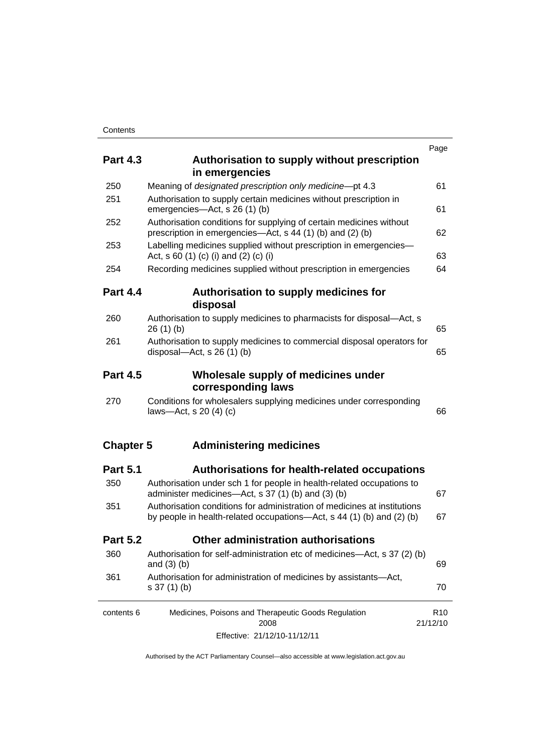| | | Page |
|---|---|---|
| **Part 4.3** | **Authorisation to supply without prescription in emergencies** | |
| 250 | Meaning of *designated prescription only medicine*—pt 4.3 | 61 |
| 251 | Authorisation to supply certain medicines without prescription in emergencies—Act, s 26 (1) (b) | 61 |
| 252 | Authorisation conditions for supplying of certain medicines without prescription in emergencies—Act, s 44 (1) (b) and (2) (b) | 62 |
| 253 | Labelling medicines supplied without prescription in emergencies—Act, s 60 (1) (c) (i) and (2) (c) (i) | 63 |
| 254 | Recording medicines supplied without prescription in emergencies | 64 |
| **Part 4.4** | **Authorisation to supply medicines for disposal** | |
| 260 | Authorisation to supply medicines to pharmacists for disposal—Act, s 26 (1) (b) | 65 |
| 261 | Authorisation to supply medicines to commercial disposal operators for disposal—Act, s 26 (1) (b) | 65 |
| **Part 4.5** | **Wholesale supply of medicines under corresponding laws** | |
| 270 | Conditions for wholesalers supplying medicines under corresponding laws—Act, s 20 (4) (c) | 66 |
| **Chapter 5** | **Administering medicines** | |
| **Part 5.1** | **Authorisations for health-related occupations** | |
| 350 | Authorisation under sch 1 for people in health-related occupations to administer medicines—Act, s 37 (1) (b) and (3) (b) | 67 |
| 351 | Authorisation conditions for administration of medicines at institutions by people in health-related occupations—Act, s 44 (1) (b) and (2) (b) | 67 |
| **Part 5.2** | **Other administration authorisations** | |
| 360 | Authorisation for self-administration etc of medicines—Act, s 37 (2) (b) and (3) (b) | 69 |
| 361 | Authorisation for administration of medicines by assistants—Act, s 37 (1) (b) | 70 |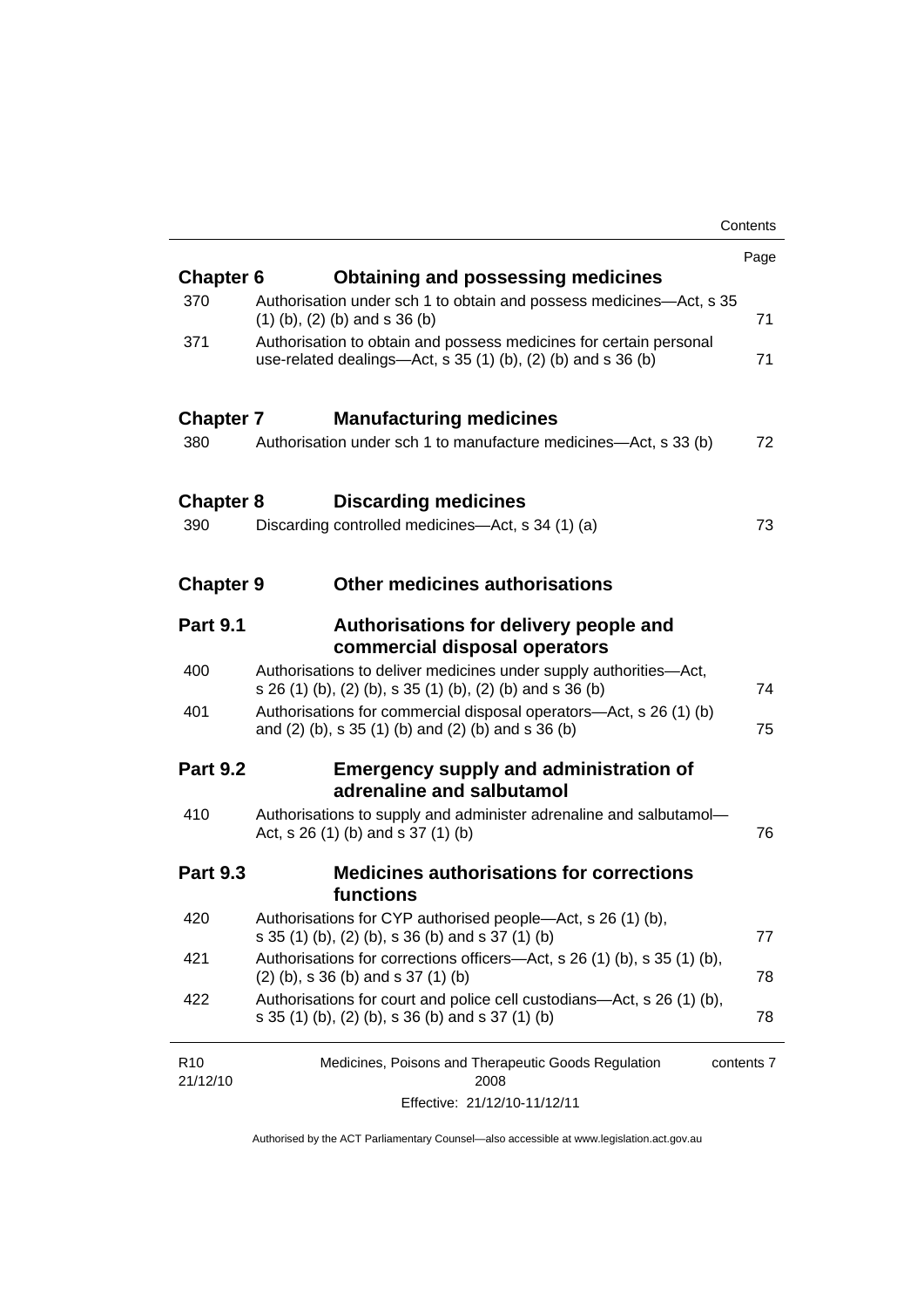| | | Page |
|---|---|---|
| **Chapter 6** | **Obtaining and possessing medicines** | |
| 370 | Authorisation under sch 1 to obtain and possess medicines—Act, s 35 (1) (b), (2) (b) and s 36 (b) | 71 |
| 371 | Authorisation to obtain and possess medicines for certain personal use-related dealings—Act, s 35 (1) (b), (2) (b) and s 36 (b) | 71 |
| **Chapter 7** | **Manufacturing medicines** | |
| 380 | Authorisation under sch 1 to manufacture medicines—Act, s 33 (b) | 72 |
| **Chapter 8** | **Discarding medicines** | |
| 390 | Discarding controlled medicines—Act, s 34 (1) (a) | 73 |
| **Chapter 9** | **Other medicines authorisations** | |
| **Part 9.1** | **Authorisations for delivery people and commercial disposal operators** | |
| 400 | Authorisations to deliver medicines under supply authorities—Act, s 26 (1) (b), (2) (b), s 35 (1) (b), (2) (b) and s 36 (b) | 74 |
| 401 | Authorisations for commercial disposal operators—Act, s 26 (1) (b) and (2) (b), s 35 (1) (b) and (2) (b) and s 36 (b) | 75 |
| **Part 9.2** | **Emergency supply and administration of adrenaline and salbutamol** | |
| 410 | Authorisations to supply and administer adrenaline and salbutamol—Act, s 26 (1) (b) and s 37 (1) (b) | 76 |
| **Part 9.3** | **Medicines authorisations for corrections functions** | |
| 420 | Authorisations for CYP authorised people—Act, s 26 (1) (b), s 35 (1) (b), (2) (b), s 36 (b) and s 37 (1) (b) | 77 |
| 421 | Authorisations for corrections officers—Act, s 26 (1) (b), s 35 (1) (b), (2) (b), s 36 (b) and s 37 (1) (b) | 78 |
| 422 | Authorisations for court and police cell custodians—Act, s 26 (1) (b), s 35 (1) (b), (2) (b), s 36 (b) and s 37 (1) (b) | 78 |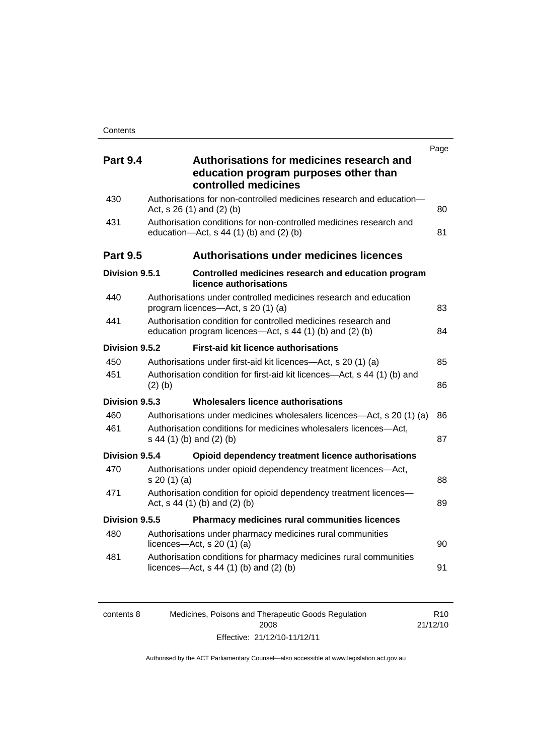| | | Page |
|---|---|---|
| **Part 9.4** | **Authorisations for medicines research and education program purposes other than controlled medicines** | |
| 430 | Authorisations for non-controlled medicines research and education—Act, s 26 (1) and (2) (b) | 80 |
| 431 | Authorisation conditions for non-controlled medicines research and education—Act, s 44 (1) (b) and (2) (b) | 81 |
| **Part 9.5** | **Authorisations under medicines licences** | |
| **Division 9.5.1** | **Controlled medicines research and education program licence authorisations** | |
| 440 | Authorisations under controlled medicines research and education program licences—Act, s 20 (1) (a) | 83 |
| 441 | Authorisation condition for controlled medicines research and education program licences—Act, s 44 (1) (b) and (2) (b) | 84 |
| **Division 9.5.2** | **First-aid kit licence authorisations** | |
| 450 | Authorisations under first-aid kit licences—Act, s 20 (1) (a) | 85 |
| 451 | Authorisation condition for first-aid kit licences—Act, s 44 (1) (b) and (2) (b) | 86 |
| **Division 9.5.3** | **Wholesalers licence authorisations** | |
| 460 | Authorisations under medicines wholesalers licences—Act, s 20 (1) (a) | 86 |
| 461 | Authorisation conditions for medicines wholesalers licences—Act, s 44 (1) (b) and (2) (b) | 87 |
| **Division 9.5.4** | **Opioid dependency treatment licence authorisations** | |
| 470 | Authorisations under opioid dependency treatment licences—Act, s 20 (1) (a) | 88 |
| 471 | Authorisation condition for opioid dependency treatment licences—Act, s 44 (1) (b) and (2) (b) | 89 |
| **Division 9.5.5** | **Pharmacy medicines rural communities licences** | |
| 480 | Authorisations under pharmacy medicines rural communities licences—Act, s 20 (1) (a) | 90 |
| 481 | Authorisation conditions for pharmacy medicines rural communities licences—Act, s 44 (1) (b) and (2) (b) | 91 |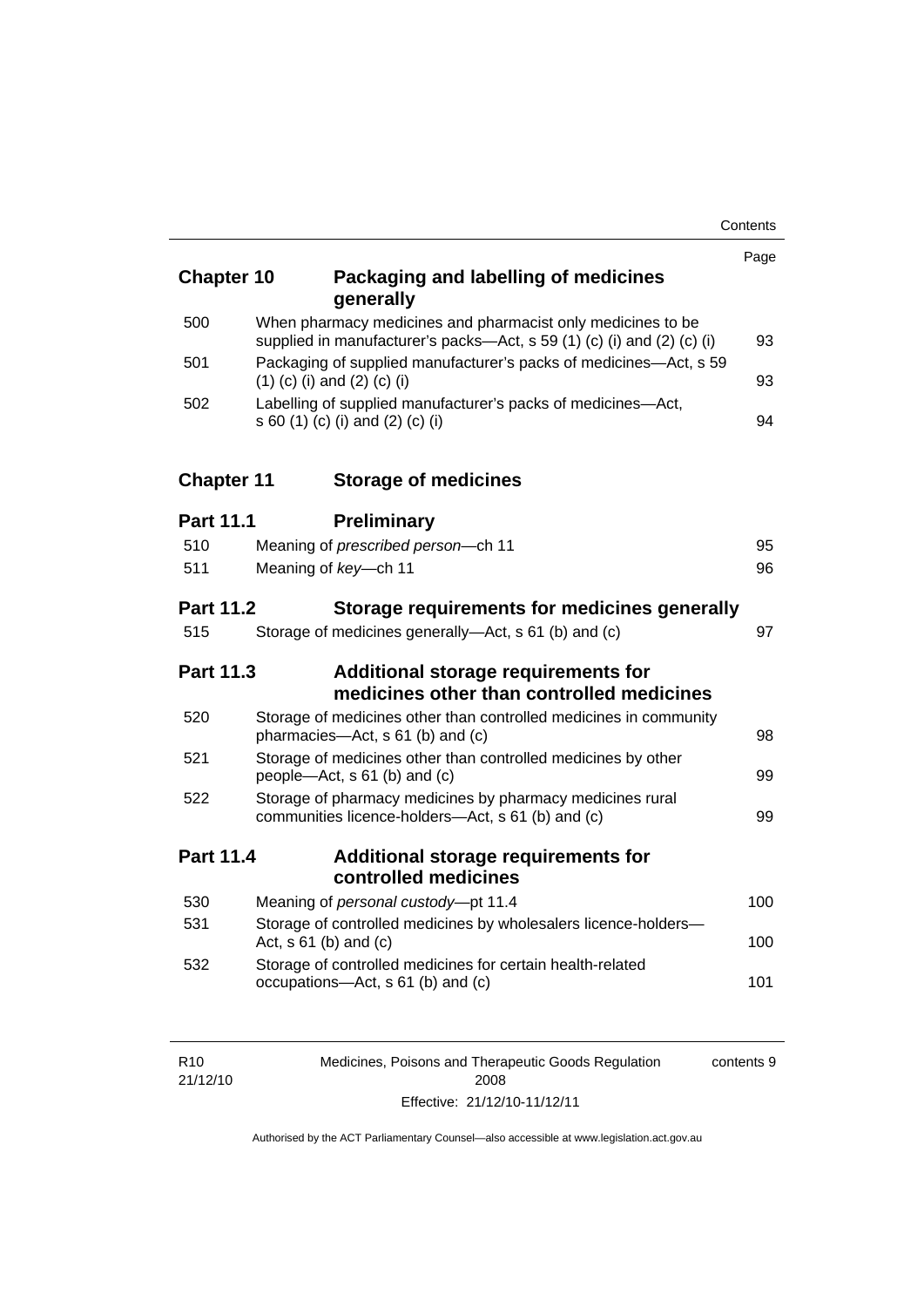| | | Page |
|---|---|---|
| **Chapter 10** | **Packaging and labelling of medicines generally** | |
| 500 | When pharmacy medicines and pharmacist only medicines to be supplied in manufacturer's packs—Act, s 59 (1) (c) (i) and (2) (c) (i) | 93 |
| 501 | Packaging of supplied manufacturer's packs of medicines—Act, s 59 (1) (c) (i) and (2) (c) (i) | 93 |
| 502 | Labelling of supplied manufacturer's packs of medicines—Act, s 60 (1) (c) (i) and (2) (c) (i) | 94 |
| **Chapter 11** | **Storage of medicines** | |
| **Part 11.1** | **Preliminary** | |
| 510 | Meaning of *prescribed person*—ch 11 | 95 |
| 511 | Meaning of *key*—ch 11 | 96 |
| **Part 11.2** | **Storage requirements for medicines generally** | |
| 515 | Storage of medicines generally—Act, s 61 (b) and (c) | 97 |
| **Part 11.3** | **Additional storage requirements for medicines other than controlled medicines** | |
| 520 | Storage of medicines other than controlled medicines in community pharmacies—Act, s 61 (b) and (c) | 98 |
| 521 | Storage of medicines other than controlled medicines by other people—Act, s 61 (b) and (c) | 99 |
| 522 | Storage of pharmacy medicines by pharmacy medicines rural communities licence-holders—Act, s 61 (b) and (c) | 99 |
| **Part 11.4** | **Additional storage requirements for controlled medicines** | |
| 530 | Meaning of *personal custody*—pt 11.4 | 100 |
| 531 | Storage of controlled medicines by wholesalers licence-holders—Act, s 61 (b) and (c) | 100 |
| 532 | Storage of controlled medicines for certain health-related occupations—Act, s 61 (b) and (c) | 101 |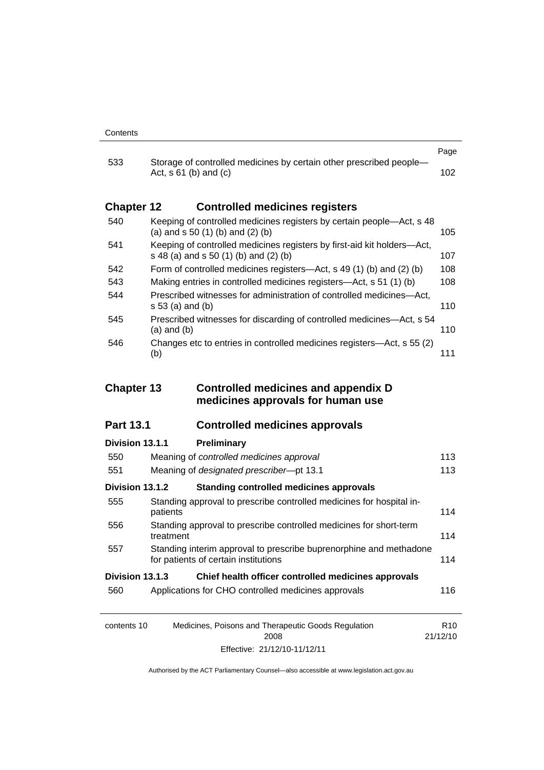| | | Page |
|---|---|---|
| 533 | Storage of controlled medicines by certain other prescribed people—Act, s 61 (b) and (c) | 102 |

## Chapter 12 Controlled medicines registers

| | | |
|---|---|---|
| 540 | Keeping of controlled medicines registers by certain people—Act, s 48 (a) and s 50 (1) (b) and (2) (b) | 105 |
| 541 | Keeping of controlled medicines registers by first-aid kit holders—Act, s 48 (a) and s 50 (1) (b) and (2) (b) | 107 |
| 542 | Form of controlled medicines registers—Act, s 49 (1) (b) and (2) (b) | 108 |
| 543 | Making entries in controlled medicines registers—Act, s 51 (1) (b) | 108 |
| 544 | Prescribed witnesses for administration of controlled medicines—Act, s 53 (a) and (b) | 110 |
| 545 | Prescribed witnesses for discarding of controlled medicines—Act, s 54 (a) and (b) | 110 |
| 546 | Changes etc to entries in controlled medicines registers—Act, s 55 (2) (b) | 111 |

## Chapter 13 Controlled medicines and appendix D medicines approvals for human use

### Part 13.1 Controlled medicines approvals

#### Division 13.1.1 Preliminary

| | | |
|---|---|---|
| 550 | Meaning of *controlled medicines approval* | 113 |
| 551 | Meaning of *designated prescriber*—pt 13.1 | 113 |

#### Division 13.1.2 Standing controlled medicines approvals

| | | |
|---|---|---|
| 555 | Standing approval to prescribe controlled medicines for hospital in-patients | 114 |
| 556 | Standing approval to prescribe controlled medicines for short-term treatment | 114 |
| 557 | Standing interim approval to prescribe buprenorphine and methadone for patients of certain institutions | 114 |

#### Division 13.1.3 Chief health officer controlled medicines approvals

| | | |
|---|---|---|
| 560 | Applications for CHO controlled medicines approvals | 116 |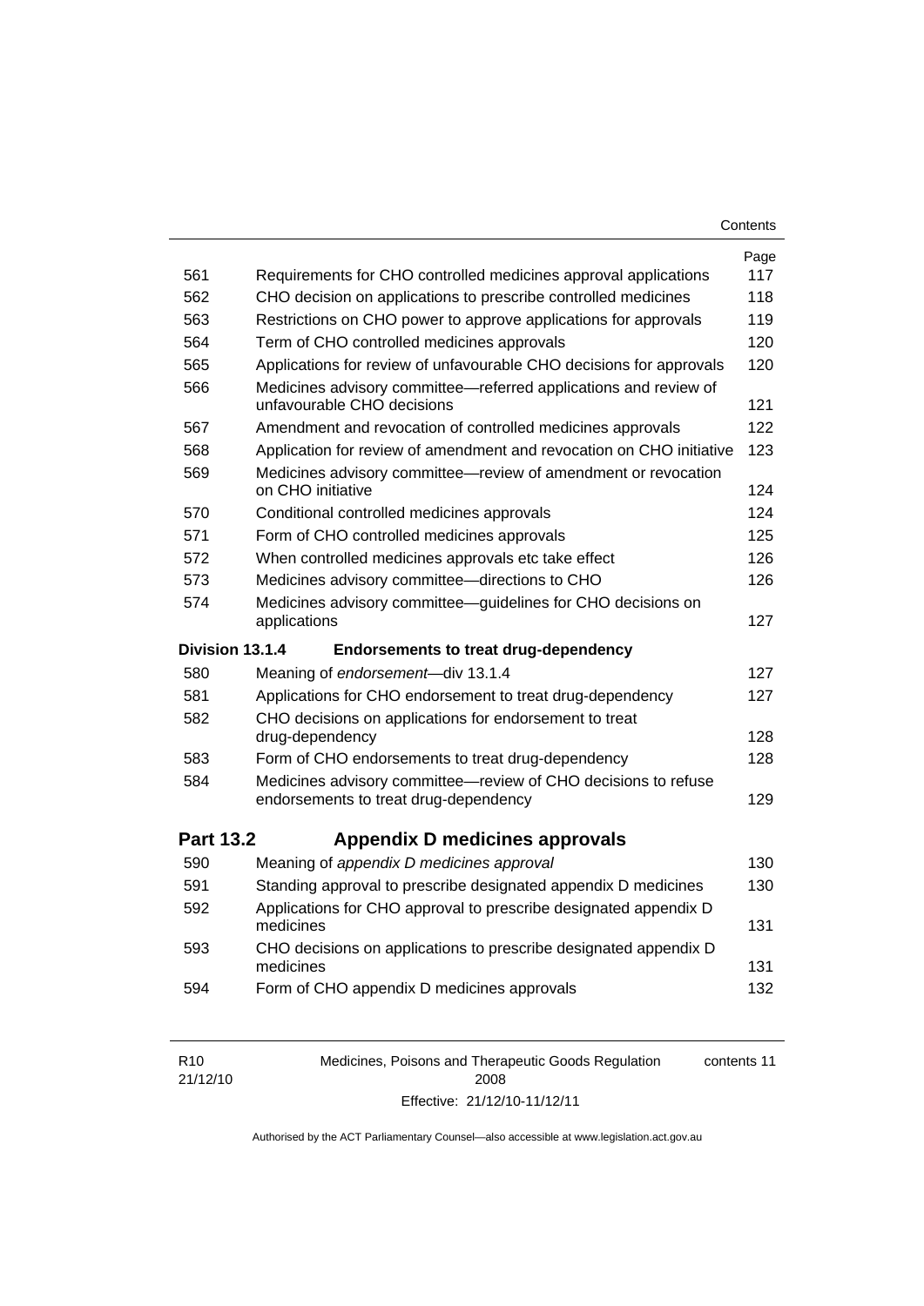| | | Page |
|---|---|---|
| 561 | Requirements for CHO controlled medicines approval applications | 117 |
| 562 | CHO decision on applications to prescribe controlled medicines | 118 |
| 563 | Restrictions on CHO power to approve applications for approvals | 119 |
| 564 | Term of CHO controlled medicines approvals | 120 |
| 565 | Applications for review of unfavourable CHO decisions for approvals | 120 |
| 566 | Medicines advisory committee—referred applications and review of unfavourable CHO decisions | 121 |
| 567 | Amendment and revocation of controlled medicines approvals | 122 |
| 568 | Application for review of amendment and revocation on CHO initiative | 123 |
| 569 | Medicines advisory committee—review of amendment or revocation on CHO initiative | 124 |
| 570 | Conditional controlled medicines approvals | 124 |
| 571 | Form of CHO controlled medicines approvals | 125 |
| 572 | When controlled medicines approvals etc take effect | 126 |
| 573 | Medicines advisory committee—directions to CHO | 126 |
| 574 | Medicines advisory committee—guidelines for CHO decisions on applications | 127 |
| **Division 13.1.4** | **Endorsements to treat drug-dependency** | |
| 580 | Meaning of *endorsement*—div 13.1.4 | 127 |
| 581 | Applications for CHO endorsement to treat drug-dependency | 127 |
| 582 | CHO decisions on applications for endorsement to treat drug-dependency | 128 |
| 583 | Form of CHO endorsements to treat drug-dependency | 128 |
| 584 | Medicines advisory committee—review of CHO decisions to refuse endorsements to treat drug-dependency | 129 |
| **Part 13.2** | **Appendix D medicines approvals** | |
| 590 | Meaning of *appendix D medicines approval* | 130 |
| 591 | Standing approval to prescribe designated appendix D medicines | 130 |
| 592 | Applications for CHO approval to prescribe designated appendix D medicines | 131 |
| 593 | CHO decisions on applications to prescribe designated appendix D medicines | 131 |
| 594 | Form of CHO appendix D medicines approvals | 132 |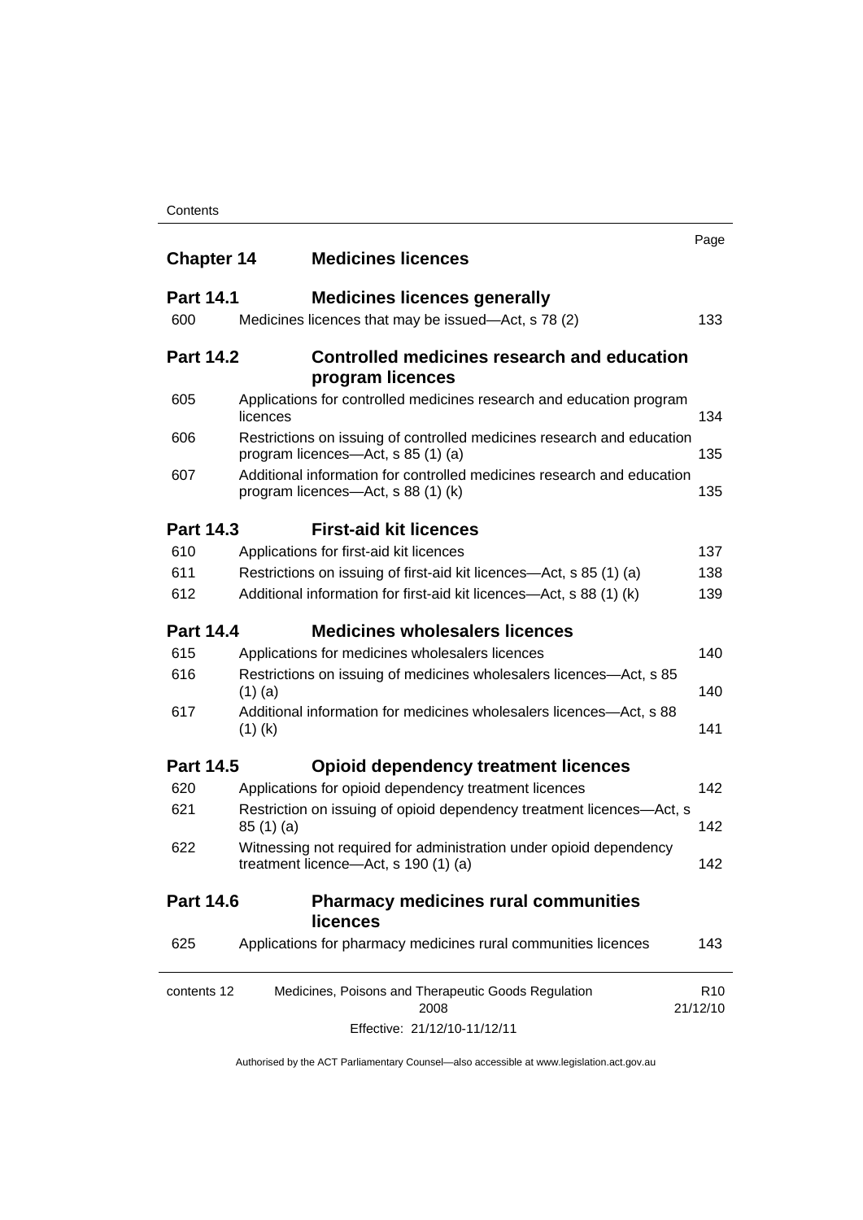| | | Page |
|---|---|---|
| **Chapter 14** | **Medicines licences** | |
| **Part 14.1** | **Medicines licences generally** | |
| 600 | Medicines licences that may be issued—Act, s 78 (2) | 133 |
| **Part 14.2** | **Controlled medicines research and education program licences** | |
| 605 | Applications for controlled medicines research and education program licences | 134 |
| 606 | Restrictions on issuing of controlled medicines research and education program licences—Act, s 85 (1) (a) | 135 |
| 607 | Additional information for controlled medicines research and education program licences—Act, s 88 (1) (k) | 135 |
| **Part 14.3** | **First-aid kit licences** | |
| 610 | Applications for first-aid kit licences | 137 |
| 611 | Restrictions on issuing of first-aid kit licences—Act, s 85 (1) (a) | 138 |
| 612 | Additional information for first-aid kit licences—Act, s 88 (1) (k) | 139 |
| **Part 14.4** | **Medicines wholesalers licences** | |
| 615 | Applications for medicines wholesalers licences | 140 |
| 616 | Restrictions on issuing of medicines wholesalers licences—Act, s 85 (1) (a) | 140 |
| 617 | Additional information for medicines wholesalers licences—Act, s 88 (1) (k) | 141 |
| **Part 14.5** | **Opioid dependency treatment licences** | |
| 620 | Applications for opioid dependency treatment licences | 142 |
| 621 | Restriction on issuing of opioid dependency treatment licences—Act, s 85 (1) (a) | 142 |
| 622 | Witnessing not required for administration under opioid dependency treatment licence—Act, s 190 (1) (a) | 142 |
| **Part 14.6** | **Pharmacy medicines rural communities licences** | |
| 625 | Applications for pharmacy medicines rural communities licences | 143 |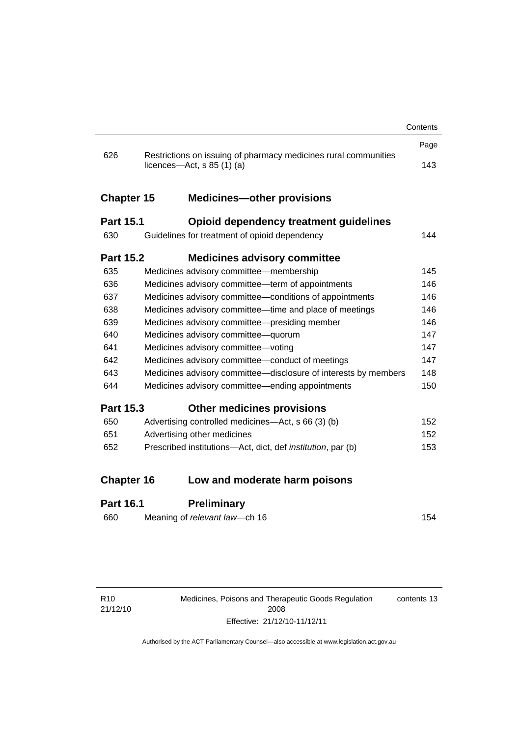| | | Page |
|---|---|---|
| 626 | Restrictions on issuing of pharmacy medicines rural communities licences—Act, s 85 (1) (a) | 143 |

**Chapter 15 Medicines—other provisions**

**Part 15.1 Opioid dependency treatment guidelines**

| | | |
|---|---|---|
| 630 | Guidelines for treatment of opioid dependency | 144 |

**Part 15.2 Medicines advisory committee**

| | | |
|---|---|---|
| 635 | Medicines advisory committee—membership | 145 |
| 636 | Medicines advisory committee—term of appointments | 146 |
| 637 | Medicines advisory committee—conditions of appointments | 146 |
| 638 | Medicines advisory committee—time and place of meetings | 146 |
| 639 | Medicines advisory committee—presiding member | 146 |
| 640 | Medicines advisory committee—quorum | 147 |
| 641 | Medicines advisory committee—voting | 147 |
| 642 | Medicines advisory committee—conduct of meetings | 147 |
| 643 | Medicines advisory committee—disclosure of interests by members | 148 |
| 644 | Medicines advisory committee—ending appointments | 150 |

**Part 15.3 Other medicines provisions**

| | | |
|---|---|---|
| 650 | Advertising controlled medicines—Act, s 66 (3) (b) | 152 |
| 651 | Advertising other medicines | 152 |
| 652 | Prescribed institutions—Act, dict, def *institution*, par (b) | 153 |

**Chapter 16 Low and moderate harm poisons**

**Part 16.1 Preliminary**

| | | |
|---|---|---|
| 660 | Meaning of *relevant law*—ch 16 | 154 |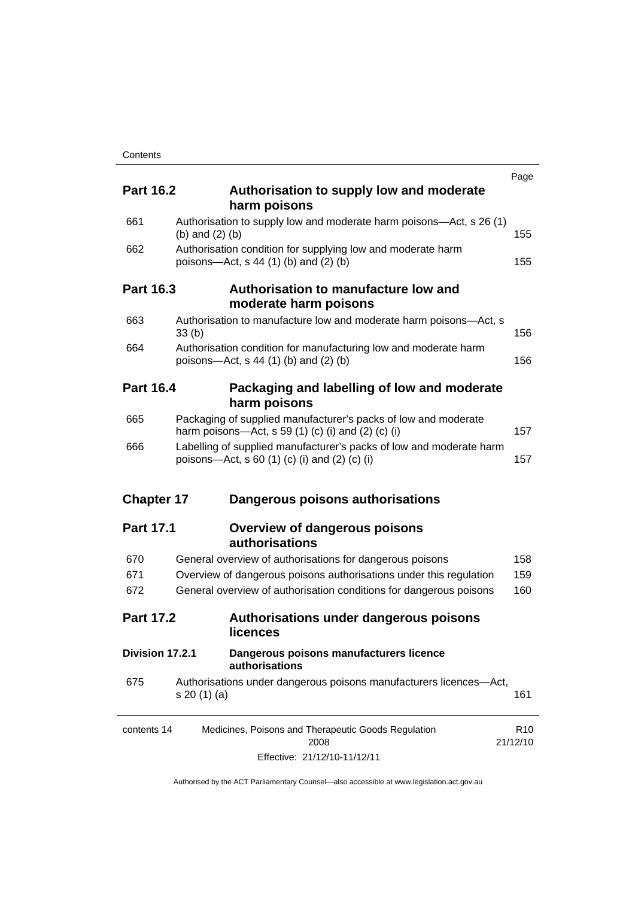| | | Page |
|---|---|---|
| **Part 16.2** | **Authorisation to supply low and moderate harm poisons** | |
| 661 | Authorisation to supply low and moderate harm poisons—Act, s 26 (1) (b) and (2) (b) | 155 |
| 662 | Authorisation condition for supplying low and moderate harm poisons—Act, s 44 (1) (b) and (2) (b) | 155 |
| **Part 16.3** | **Authorisation to manufacture low and moderate harm poisons** | |
| 663 | Authorisation to manufacture low and moderate harm poisons—Act, s 33 (b) | 156 |
| 664 | Authorisation condition for manufacturing low and moderate harm poisons—Act, s 44 (1) (b) and (2) (b) | 156 |
| **Part 16.4** | **Packaging and labelling of low and moderate harm poisons** | |
| 665 | Packaging of supplied manufacturer's packs of low and moderate harm poisons—Act, s 59 (1) (c) (i) and (2) (c) (i) | 157 |
| 666 | Labelling of supplied manufacturer's packs of low and moderate harm poisons—Act, s 60 (1) (c) (i) and (2) (c) (i) | 157 |
| **Chapter 17** | **Dangerous poisons authorisations** | |
| **Part 17.1** | **Overview of dangerous poisons authorisations** | |
| 670 | General overview of authorisations for dangerous poisons | 158 |
| 671 | Overview of dangerous poisons authorisations under this regulation | 159 |
| 672 | General overview of authorisation conditions for dangerous poisons | 160 |
| **Part 17.2** | **Authorisations under dangerous poisons licences** | |
| **Division 17.2.1** | **Dangerous poisons manufacturers licence authorisations** | |
| 675 | Authorisations under dangerous poisons manufacturers licences—Act, s 20 (1) (a) | 161 |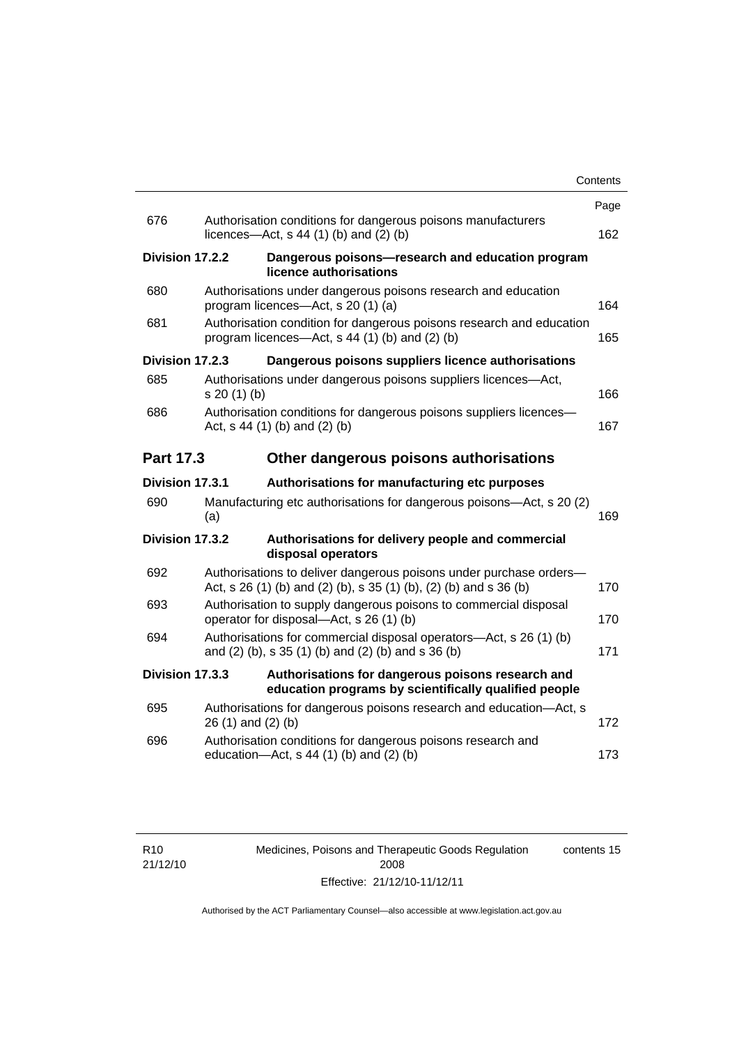| | | Page |
|---|---|---|
| 676 | Authorisation conditions for dangerous poisons manufacturers licences—Act, s 44 (1) (b) and (2) (b) | 162 |
| **Division 17.2.2** | **Dangerous poisons—research and education program licence authorisations** | |
| 680 | Authorisations under dangerous poisons research and education program licences—Act, s 20 (1) (a) | 164 |
| 681 | Authorisation condition for dangerous poisons research and education program licences—Act, s 44 (1) (b) and (2) (b) | 165 |
| **Division 17.2.3** | **Dangerous poisons suppliers licence authorisations** | |
| 685 | Authorisations under dangerous poisons suppliers licences—Act, s 20 (1) (b) | 166 |
| 686 | Authorisation conditions for dangerous poisons suppliers licences—Act, s 44 (1) (b) and (2) (b) | 167 |
| **Part 17.3** | **Other dangerous poisons authorisations** | |
| **Division 17.3.1** | **Authorisations for manufacturing etc purposes** | |
| 690 | Manufacturing etc authorisations for dangerous poisons—Act, s 20 (2) (a) | 169 |
| **Division 17.3.2** | **Authorisations for delivery people and commercial disposal operators** | |
| 692 | Authorisations to deliver dangerous poisons under purchase orders—Act, s 26 (1) (b) and (2) (b), s 35 (1) (b), (2) (b) and s 36 (b) | 170 |
| 693 | Authorisation to supply dangerous poisons to commercial disposal operator for disposal—Act, s 26 (1) (b) | 170 |
| 694 | Authorisations for commercial disposal operators—Act, s 26 (1) (b) and (2) (b), s 35 (1) (b) and (2) (b) and s 36 (b) | 171 |
| **Division 17.3.3** | **Authorisations for dangerous poisons research and education programs by scientifically qualified people** | |
| 695 | Authorisations for dangerous poisons research and education—Act, s 26 (1) and (2) (b) | 172 |
| 696 | Authorisation conditions for dangerous poisons research and education—Act, s 44 (1) (b) and (2) (b) | 173 |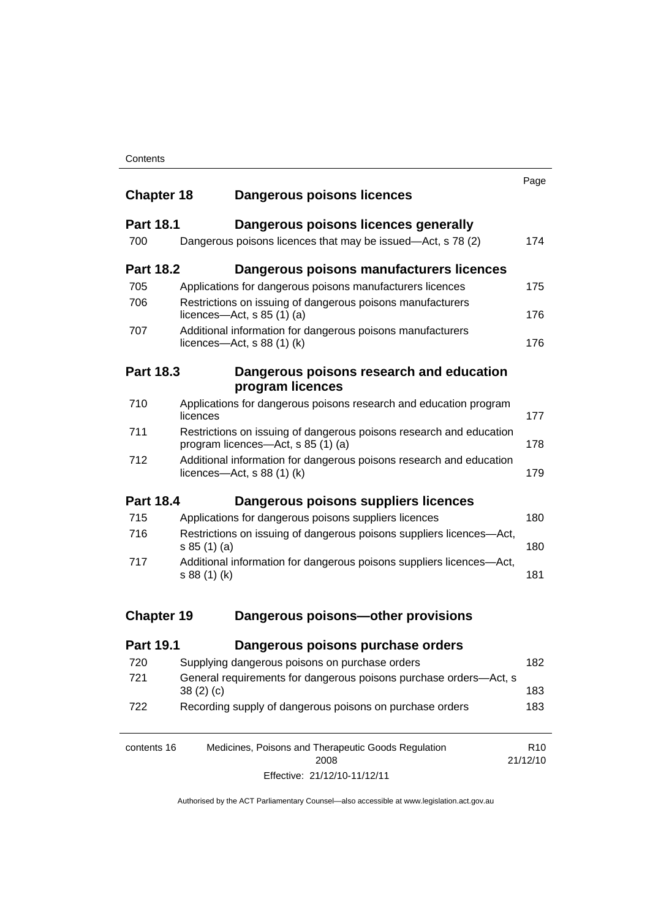| | | Page |
|---|---|---|
| **Chapter 18** | **Dangerous poisons licences** | |
| **Part 18.1** | **Dangerous poisons licences generally** | |
| 700 | Dangerous poisons licences that may be issued—Act, s 78 (2) | 174 |
| **Part 18.2** | **Dangerous poisons manufacturers licences** | |
| 705 | Applications for dangerous poisons manufacturers licences | 175 |
| 706 | Restrictions on issuing of dangerous poisons manufacturers licences—Act, s 85 (1) (a) | 176 |
| 707 | Additional information for dangerous poisons manufacturers licences—Act, s 88 (1) (k) | 176 |
| **Part 18.3** | **Dangerous poisons research and education program licences** | |
| 710 | Applications for dangerous poisons research and education program licences | 177 |
| 711 | Restrictions on issuing of dangerous poisons research and education program licences—Act, s 85 (1) (a) | 178 |
| 712 | Additional information for dangerous poisons research and education licences—Act, s 88 (1) (k) | 179 |
| **Part 18.4** | **Dangerous poisons suppliers licences** | |
| 715 | Applications for dangerous poisons suppliers licences | 180 |
| 716 | Restrictions on issuing of dangerous poisons suppliers licences—Act, s 85 (1) (a) | 180 |
| 717 | Additional information for dangerous poisons suppliers licences—Act, s 88 (1) (k) | 181 |
| **Chapter 19** | **Dangerous poisons—other provisions** | |
| **Part 19.1** | **Dangerous poisons purchase orders** | |
| 720 | Supplying dangerous poisons on purchase orders | 182 |
| 721 | General requirements for dangerous poisons purchase orders—Act, s 38 (2) (c) | 183 |
| 722 | Recording supply of dangerous poisons on purchase orders | 183 |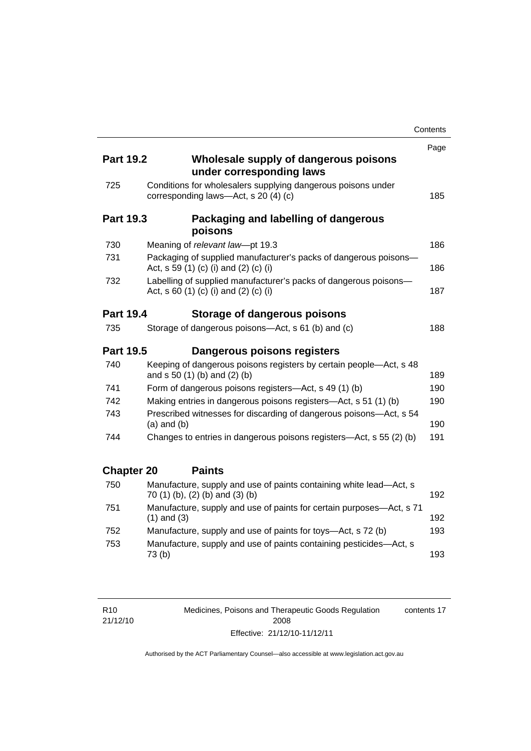| | | Page |
|---|---|---|
| **Part 19.2** | **Wholesale supply of dangerous poisons under corresponding laws** | |
| 725 | Conditions for wholesalers supplying dangerous poisons under corresponding laws—Act, s 20 (4) (c) | 185 |
| **Part 19.3** | **Packaging and labelling of dangerous poisons** | |
| 730 | Meaning of *relevant law*—pt 19.3 | 186 |
| 731 | Packaging of supplied manufacturer's packs of dangerous poisons—Act, s 59 (1) (c) (i) and (2) (c) (i) | 186 |
| 732 | Labelling of supplied manufacturer's packs of dangerous poisons—Act, s 60 (1) (c) (i) and (2) (c) (i) | 187 |
| **Part 19.4** | **Storage of dangerous poisons** | |
| 735 | Storage of dangerous poisons—Act, s 61 (b) and (c) | 188 |
| **Part 19.5** | **Dangerous poisons registers** | |
| 740 | Keeping of dangerous poisons registers by certain people—Act, s 48 and s 50 (1) (b) and (2) (b) | 189 |
| 741 | Form of dangerous poisons registers—Act, s 49 (1) (b) | 190 |
| 742 | Making entries in dangerous poisons registers—Act, s 51 (1) (b) | 190 |
| 743 | Prescribed witnesses for discarding of dangerous poisons—Act, s 54 (a) and (b) | 190 |
| 744 | Changes to entries in dangerous poisons registers—Act, s 55 (2) (b) | 191 |
| **Chapter 20** | **Paints** | |
| 750 | Manufacture, supply and use of paints containing white lead—Act, s 70 (1) (b), (2) (b) and (3) (b) | 192 |
| 751 | Manufacture, supply and use of paints for certain purposes—Act, s 71 (1) and (3) | 192 |
| 752 | Manufacture, supply and use of paints for toys—Act, s 72 (b) | 193 |
| 753 | Manufacture, supply and use of paints containing pesticides—Act, s 73 (b) | 193 |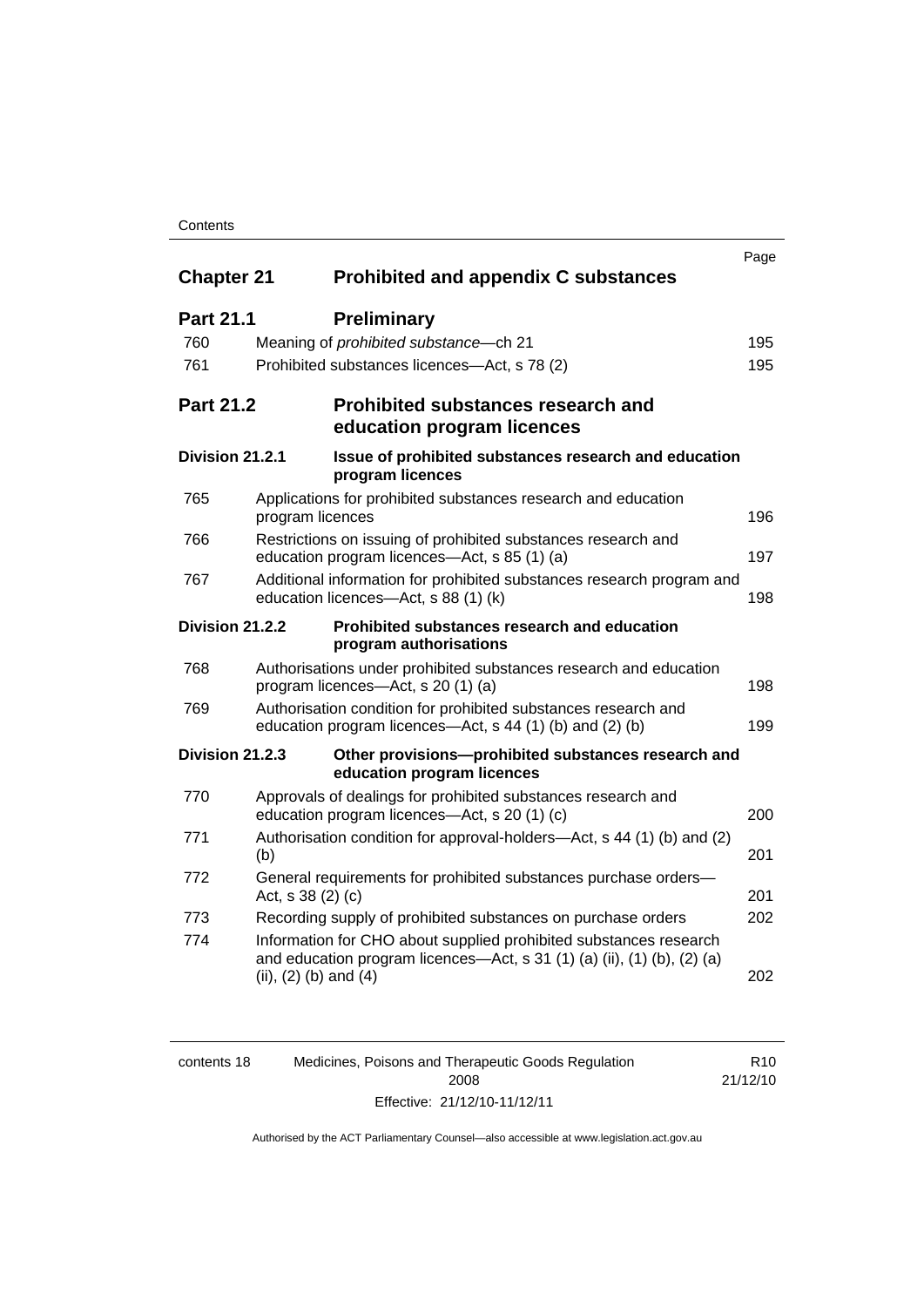| | | Page |
|---|---|---|
| **Chapter 21** | **Prohibited and appendix C substances** | |
| **Part 21.1** | **Preliminary** | |
| 760 | Meaning of *prohibited substance*—ch 21 | 195 |
| 761 | Prohibited substances licences—Act, s 78 (2) | 195 |
| **Part 21.2** | **Prohibited substances research and education program licences** | |
| **Division 21.2.1** | **Issue of prohibited substances research and education program licences** | |
| 765 | Applications for prohibited substances research and education program licences | 196 |
| 766 | Restrictions on issuing of prohibited substances research and education program licences—Act, s 85 (1) (a) | 197 |
| 767 | Additional information for prohibited substances research program and education licences—Act, s 88 (1) (k) | 198 |
| **Division 21.2.2** | **Prohibited substances research and education program authorisations** | |
| 768 | Authorisations under prohibited substances research and education program licences—Act, s 20 (1) (a) | 198 |
| 769 | Authorisation condition for prohibited substances research and education program licences—Act, s 44 (1) (b) and (2) (b) | 199 |
| **Division 21.2.3** | **Other provisions—prohibited substances research and education program licences** | |
| 770 | Approvals of dealings for prohibited substances research and education program licences—Act, s 20 (1) (c) | 200 |
| 771 | Authorisation condition for approval-holders—Act, s 44 (1) (b) and (2) (b) | 201 |
| 772 | General requirements for prohibited substances purchase orders—Act, s 38 (2) (c) | 201 |
| 773 | Recording supply of prohibited substances on purchase orders | 202 |
| 774 | Information for CHO about supplied prohibited substances research and education program licences—Act, s 31 (1) (a) (ii), (1) (b), (2) (a) (ii), (2) (b) and (4) | 202 |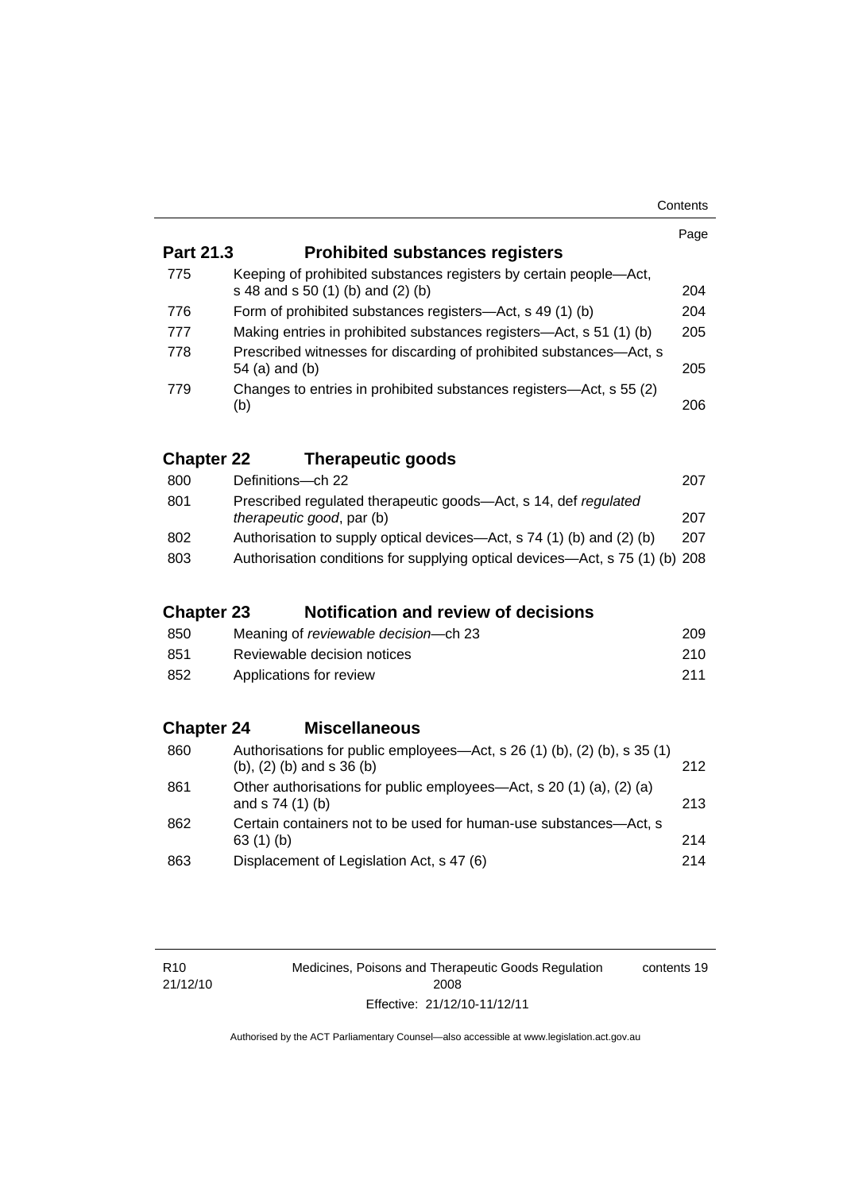| | | Page |
|---|---|---|
| **Part 21.3** | **Prohibited substances registers** | |
| 775 | Keeping of prohibited substances registers by certain people—Act, s 48 and s 50 (1) (b) and (2) (b) | 204 |
| 776 | Form of prohibited substances registers—Act, s 49 (1) (b) | 204 |
| 777 | Making entries in prohibited substances registers—Act, s 51 (1) (b) | 205 |
| 778 | Prescribed witnesses for discarding of prohibited substances—Act, s 54 (a) and (b) | 205 |
| 779 | Changes to entries in prohibited substances registers—Act, s 55 (2) (b) | 206 |
| **Chapter 22** | **Therapeutic goods** | |
| 800 | Definitions—ch 22 | 207 |
| 801 | Prescribed regulated therapeutic goods—Act, s 14, def *regulated therapeutic good*, par (b) | 207 |
| 802 | Authorisation to supply optical devices—Act, s 74 (1) (b) and (2) (b) | 207 |
| 803 | Authorisation conditions for supplying optical devices—Act, s 75 (1) (b) | 208 |
| **Chapter 23** | **Notification and review of decisions** | |
| 850 | Meaning of *reviewable decision*—ch 23 | 209 |
| 851 | Reviewable decision notices | 210 |
| 852 | Applications for review | 211 |
| **Chapter 24** | **Miscellaneous** | |
| 860 | Authorisations for public employees—Act, s 26 (1) (b), (2) (b), s 35 (1) (b), (2) (b) and s 36 (b) | 212 |
| 861 | Other authorisations for public employees—Act, s 20 (1) (a), (2) (a) and s 74 (1) (b) | 213 |
| 862 | Certain containers not to be used for human-use substances—Act, s 63 (1) (b) | 214 |
| 863 | Displacement of Legislation Act, s 47 (6) | 214 |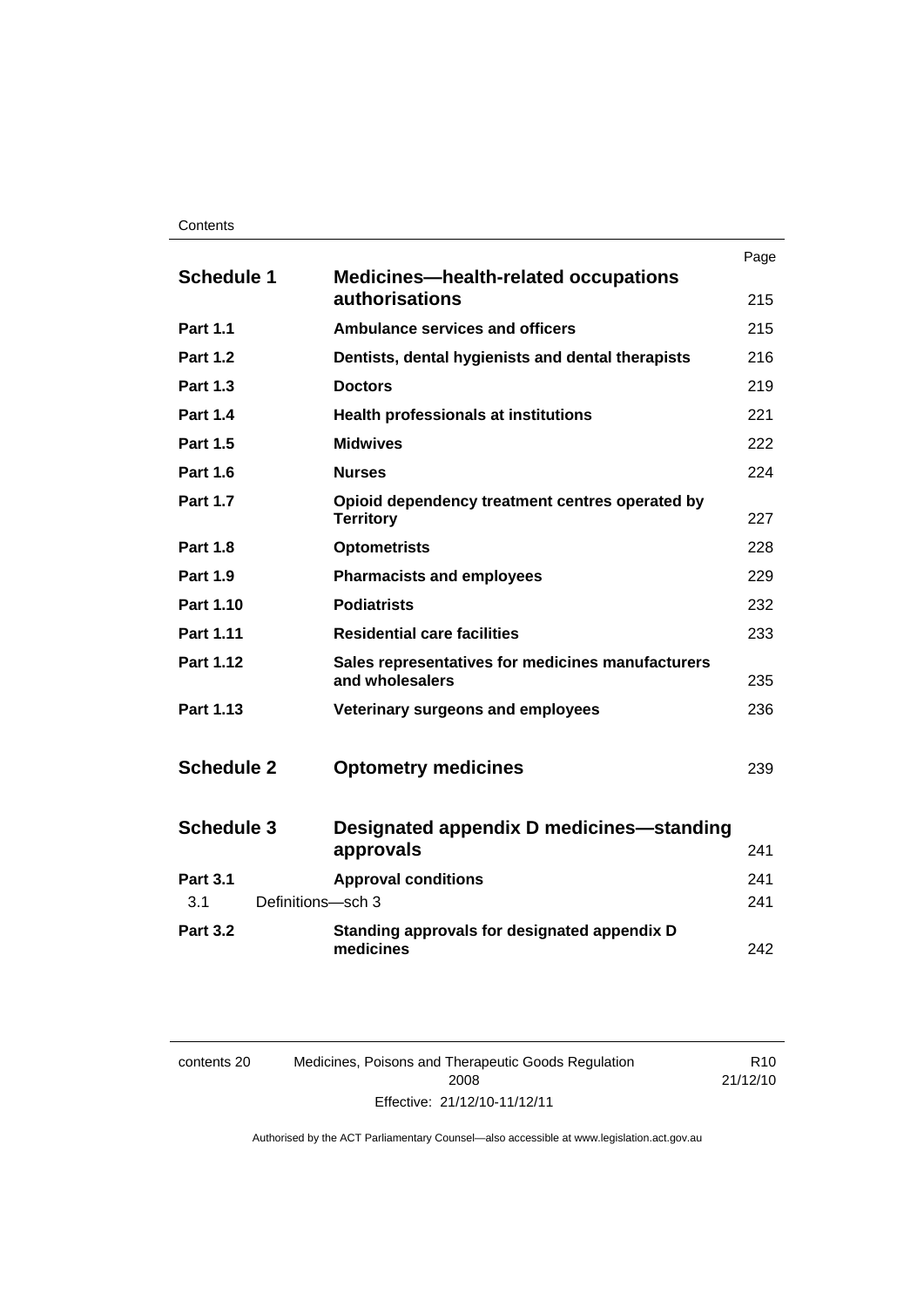| | | Page |
|---|---|---|
| **Schedule 1** | **Medicines—health-related occupations authorisations** | 215 |
| **Part 1.1** | **Ambulance services and officers** | 215 |
| **Part 1.2** | **Dentists, dental hygienists and dental therapists** | 216 |
| **Part 1.3** | **Doctors** | 219 |
| **Part 1.4** | **Health professionals at institutions** | 221 |
| **Part 1.5** | **Midwives** | 222 |
| **Part 1.6** | **Nurses** | 224 |
| **Part 1.7** | **Opioid dependency treatment centres operated by Territory** | 227 |
| **Part 1.8** | **Optometrists** | 228 |
| **Part 1.9** | **Pharmacists and employees** | 229 |
| **Part 1.10** | **Podiatrists** | 232 |
| **Part 1.11** | **Residential care facilities** | 233 |
| **Part 1.12** | **Sales representatives for medicines manufacturers and wholesalers** | 235 |
| **Part 1.13** | **Veterinary surgeons and employees** | 236 |
| **Schedule 2** | **Optometry medicines** | 239 |
| **Schedule 3** | **Designated appendix D medicines—standing approvals** | 241 |
| **Part 3.1** | **Approval conditions** | 241 |
| 3.1 | Definitions—sch 3 | 241 |
| **Part 3.2** | **Standing approvals for designated appendix D medicines** | 242 |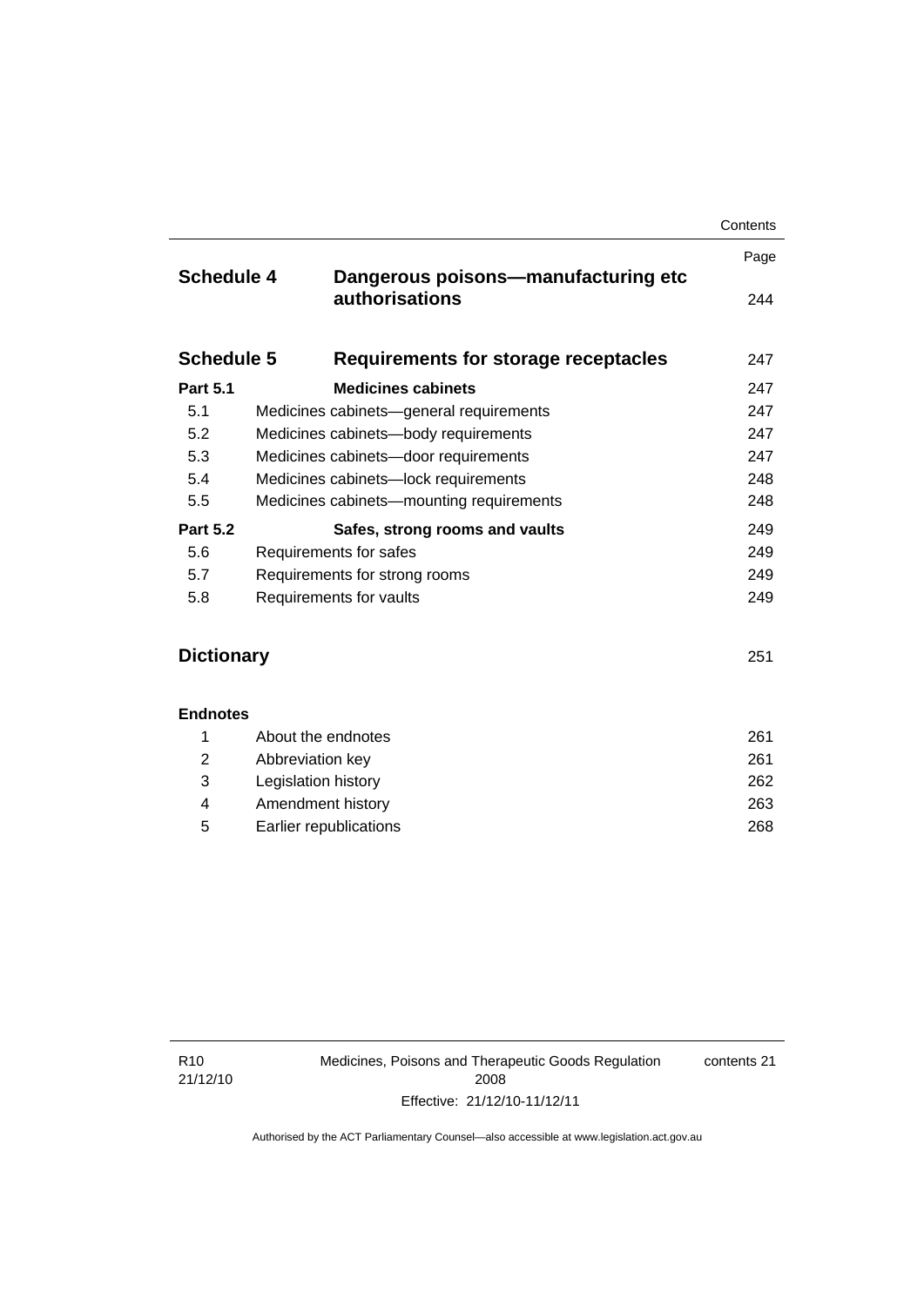| | | Page |
|---|---|---|
| **Schedule 4** | **Dangerous poisons—manufacturing etc authorisations** | 244 |
| **Schedule 5** | **Requirements for storage receptacles** | 247 |
| **Part 5.1** | **Medicines cabinets** | 247 |
| 5.1 | Medicines cabinets—general requirements | 247 |
| 5.2 | Medicines cabinets—body requirements | 247 |
| 5.3 | Medicines cabinets—door requirements | 247 |
| 5.4 | Medicines cabinets—lock requirements | 248 |
| 5.5 | Medicines cabinets—mounting requirements | 248 |
| **Part 5.2** | **Safes, strong rooms and vaults** | 249 |
| 5.6 | Requirements for safes | 249 |
| 5.7 | Requirements for strong rooms | 249 |
| 5.8 | Requirements for vaults | 249 |
| **Dictionary** | | 251 |
| **Endnotes** | | |
| 1 | About the endnotes | 261 |
| 2 | Abbreviation key | 261 |
| 3 | Legislation history | 262 |
| 4 | Amendment history | 263 |
| 5 | Earlier republications | 268 |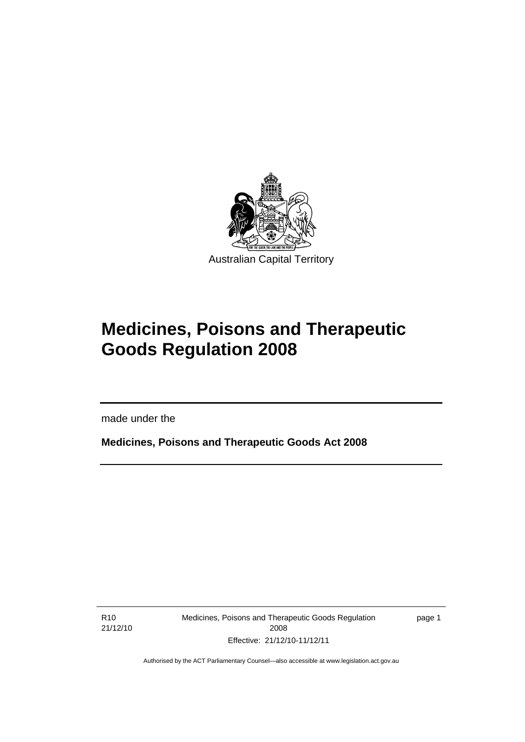Australian Capital Territory

# Medicines, Poisons and Therapeutic Goods Regulation 2008

made under the

**Medicines, Poisons and Therapeutic Goods Act 2008**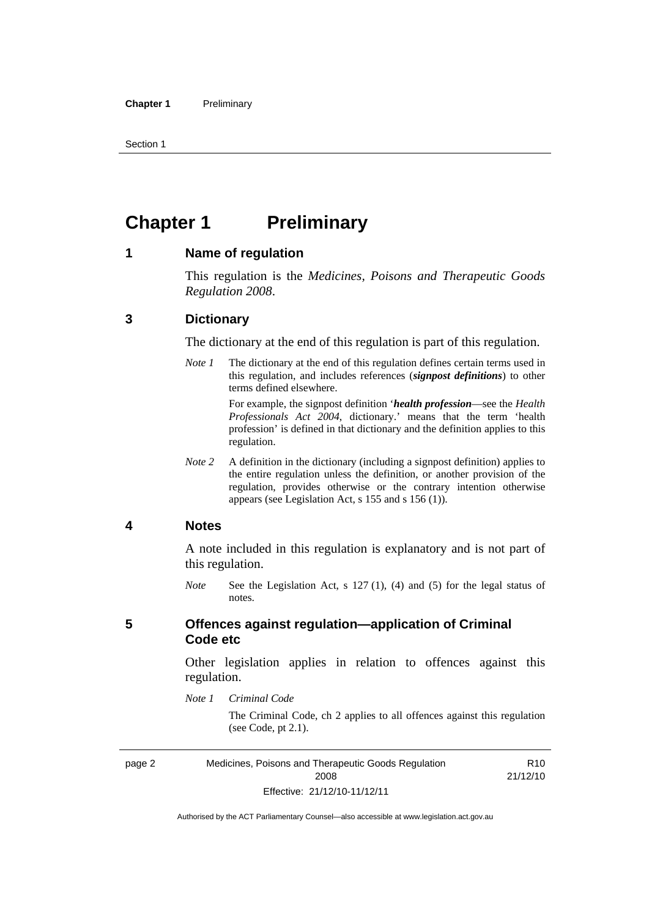# Chapter 1 Preliminary

## 1 Name of regulation

This regulation is the *Medicines, Poisons and Therapeutic Goods Regulation 2008*.

## 3 Dictionary

The dictionary at the end of this regulation is part of this regulation.

*Note 1* The dictionary at the end of this regulation defines certain terms used in this regulation, and includes references (***signpost definitions***) to other terms defined elsewhere.

For example, the signpost definition '***health profession***—see the *Health Professionals Act 2004*, dictionary.' means that the term 'health profession' is defined in that dictionary and the definition applies to this regulation.

*Note 2* A definition in the dictionary (including a signpost definition) applies to the entire regulation unless the definition, or another provision of the regulation, provides otherwise or the contrary intention otherwise appears (see Legislation Act, s 155 and s 156 (1)).

## 4 Notes

A note included in this regulation is explanatory and is not part of this regulation.

*Note* See the Legislation Act, s 127 (1), (4) and (5) for the legal status of notes.

## 5 Offences against regulation—application of Criminal Code etc

Other legislation applies in relation to offences against this regulation.

*Note 1 Criminal Code*

The Criminal Code, ch 2 applies to all offences against this regulation (see Code, pt 2.1).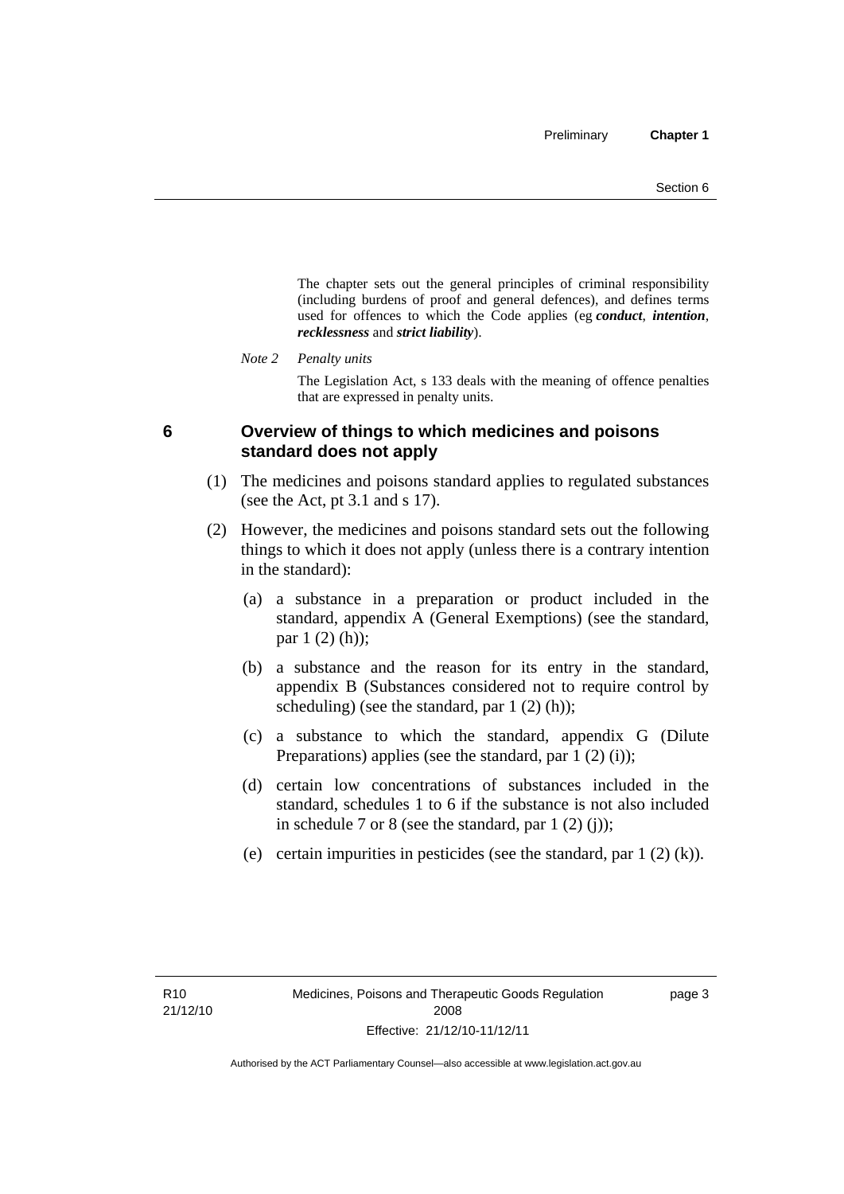The chapter sets out the general principles of criminal responsibility (including burdens of proof and general defences), and defines terms used for offences to which the Code applies (eg ***conduct***, ***intention***, ***recklessness*** and ***strict liability***).

*Note 2 Penalty units*

The Legislation Act, s 133 deals with the meaning of offence penalties that are expressed in penalty units.

## 6 Overview of things to which medicines and poisons standard does not apply

(1) The medicines and poisons standard applies to regulated substances (see the Act, pt 3.1 and s 17).

(2) However, the medicines and poisons standard sets out the following things to which it does not apply (unless there is a contrary intention in the standard):

(a) a substance in a preparation or product included in the standard, appendix A (General Exemptions) (see the standard, par 1 (2) (h));

(b) a substance and the reason for its entry in the standard, appendix B (Substances considered not to require control by scheduling) (see the standard, par 1 (2) (h));

(c) a substance to which the standard, appendix G (Dilute Preparations) applies (see the standard, par 1 (2) (i));

(d) certain low concentrations of substances included in the standard, schedules 1 to 6 if the substance is not also included in schedule 7 or 8 (see the standard, par 1 (2) (j));

(e) certain impurities in pesticides (see the standard, par 1 (2) (k)).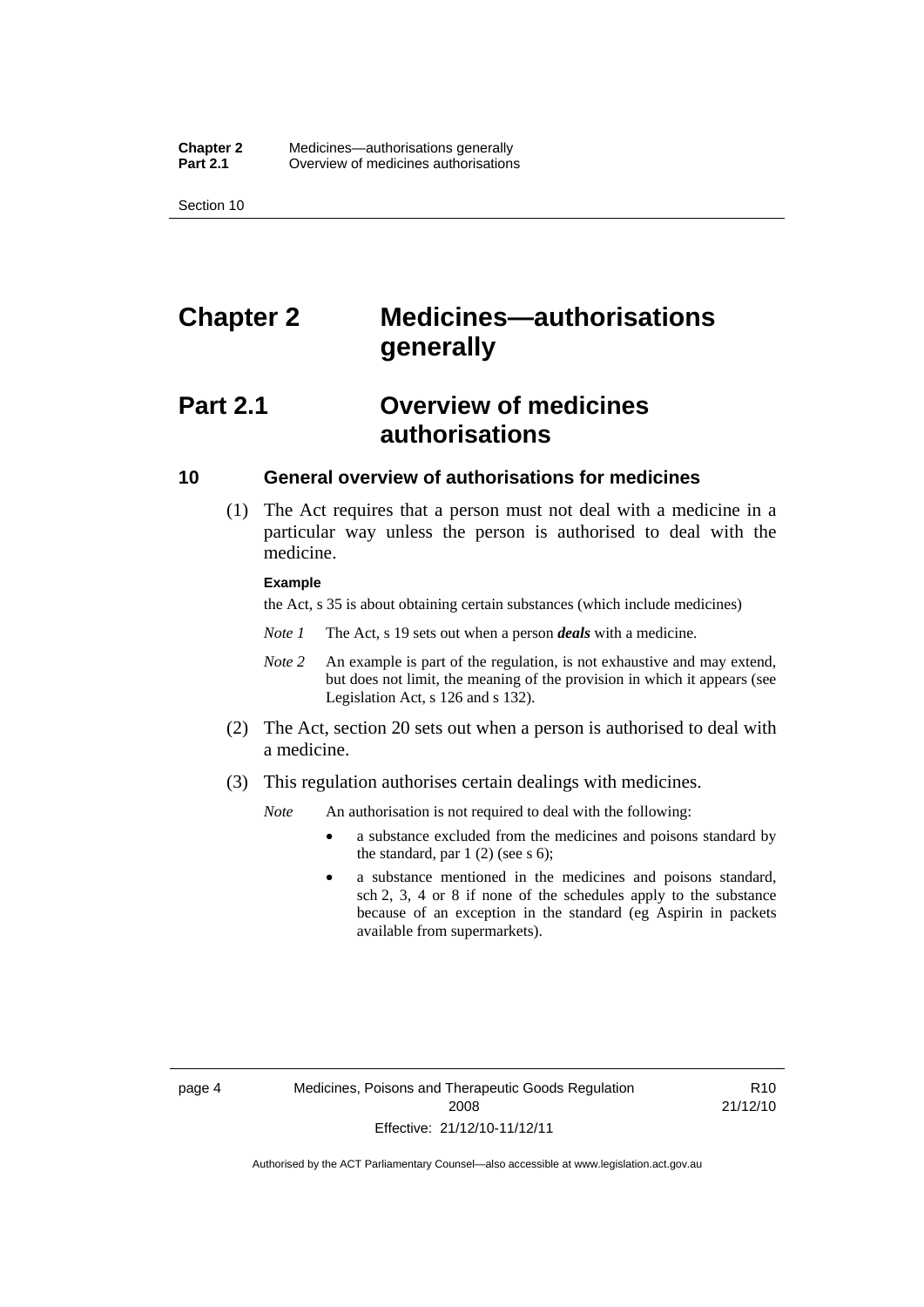# Chapter 2 Medicines—authorisations generally

## Part 2.1 Overview of medicines authorisations

### 10 General overview of authorisations for medicines

(1) The Act requires that a person must not deal with a medicine in a particular way unless the person is authorised to deal with the medicine.

**Example**

the Act, s 35 is about obtaining certain substances (which include medicines)

*Note 1* The Act, s 19 sets out when a person ***deals*** with a medicine.

*Note 2* An example is part of the regulation, is not exhaustive and may extend, but does not limit, the meaning of the provision in which it appears (see Legislation Act, s 126 and s 132).

(2) The Act, section 20 sets out when a person is authorised to deal with a medicine.

(3) This regulation authorises certain dealings with medicines.

*Note* An authorisation is not required to deal with the following:

- a substance excluded from the medicines and poisons standard by the standard, par 1 (2) (see s 6);
- a substance mentioned in the medicines and poisons standard, sch 2, 3, 4 or 8 if none of the schedules apply to the substance because of an exception in the standard (eg Aspirin in packets available from supermarkets).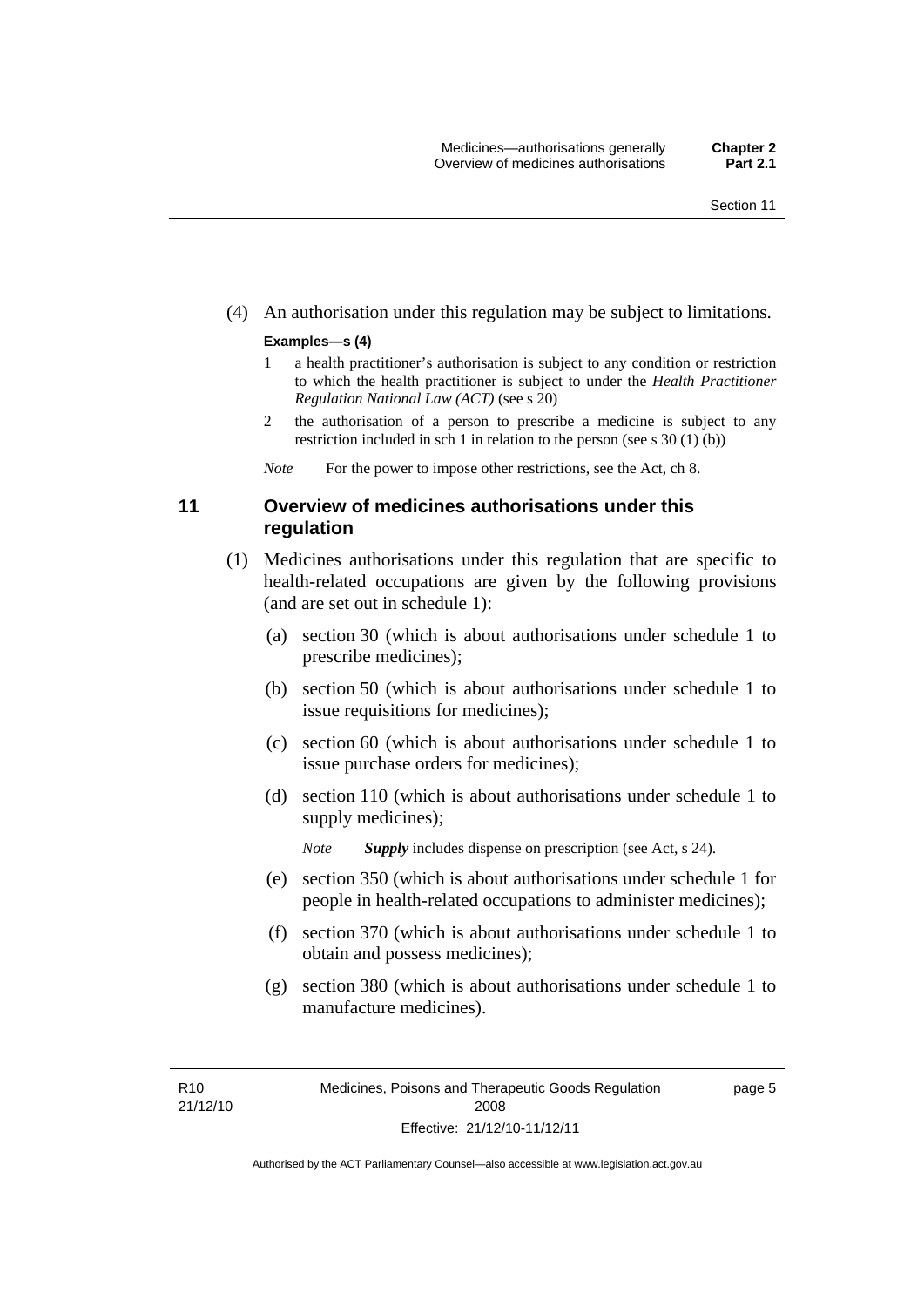(4) An authorisation under this regulation may be subject to limitations.

**Examples—s (4)**

1 a health practitioner's authorisation is subject to any condition or restriction to which the health practitioner is subject to under the *Health Practitioner Regulation National Law (ACT)* (see s 20)

2 the authorisation of a person to prescribe a medicine is subject to any restriction included in sch 1 in relation to the person (see s 30 (1) (b))

*Note* For the power to impose other restrictions, see the Act, ch 8.

### 11 Overview of medicines authorisations under this regulation

(1) Medicines authorisations under this regulation that are specific to health-related occupations are given by the following provisions (and are set out in schedule 1):

(a) section 30 (which is about authorisations under schedule 1 to prescribe medicines);

(b) section 50 (which is about authorisations under schedule 1 to issue requisitions for medicines);

(c) section 60 (which is about authorisations under schedule 1 to issue purchase orders for medicines);

(d) section 110 (which is about authorisations under schedule 1 to supply medicines);

*Note* ***Supply*** includes dispense on prescription (see Act, s 24).

(e) section 350 (which is about authorisations under schedule 1 for people in health-related occupations to administer medicines);

(f) section 370 (which is about authorisations under schedule 1 to obtain and possess medicines);

(g) section 380 (which is about authorisations under schedule 1 to manufacture medicines).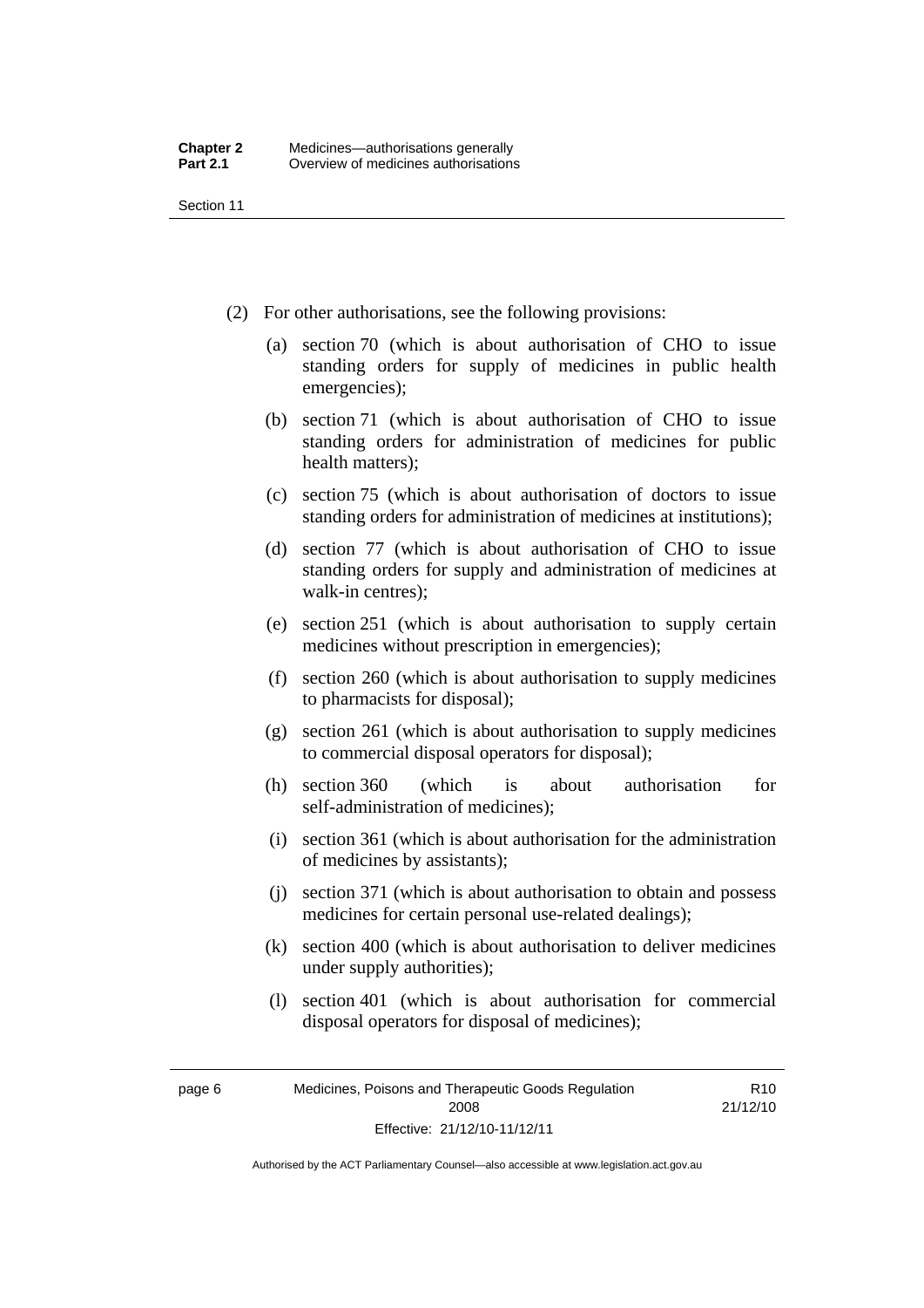(2) For other authorisations, see the following provisions:

(a) section 70 (which is about authorisation of CHO to issue standing orders for supply of medicines in public health emergencies);

(b) section 71 (which is about authorisation of CHO to issue standing orders for administration of medicines for public health matters);

(c) section 75 (which is about authorisation of doctors to issue standing orders for administration of medicines at institutions);

(d) section 77 (which is about authorisation of CHO to issue standing orders for supply and administration of medicines at walk-in centres);

(e) section 251 (which is about authorisation to supply certain medicines without prescription in emergencies);

(f) section 260 (which is about authorisation to supply medicines to pharmacists for disposal);

(g) section 261 (which is about authorisation to supply medicines to commercial disposal operators for disposal);

(h) section 360 (which is about authorisation for self-administration of medicines);

(i) section 361 (which is about authorisation for the administration of medicines by assistants);

(j) section 371 (which is about authorisation to obtain and possess medicines for certain personal use-related dealings);

(k) section 400 (which is about authorisation to deliver medicines under supply authorities);

(l) section 401 (which is about authorisation for commercial disposal operators for disposal of medicines);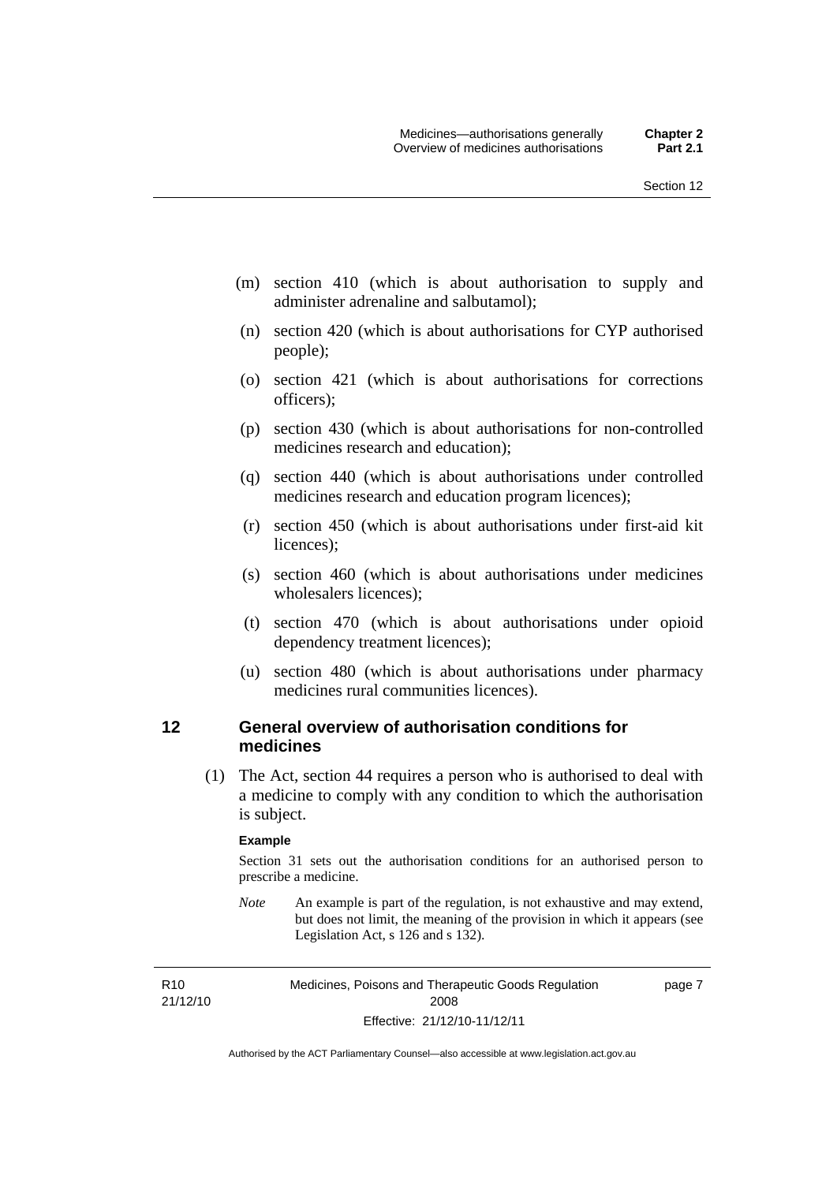(m) section 410 (which is about authorisation to supply and administer adrenaline and salbutamol);

(n) section 420 (which is about authorisations for CYP authorised people);

(o) section 421 (which is about authorisations for corrections officers);

(p) section 430 (which is about authorisations for non-controlled medicines research and education);

(q) section 440 (which is about authorisations under controlled medicines research and education program licences);

(r) section 450 (which is about authorisations under first-aid kit licences);

(s) section 460 (which is about authorisations under medicines wholesalers licences);

(t) section 470 (which is about authorisations under opioid dependency treatment licences);

(u) section 480 (which is about authorisations under pharmacy medicines rural communities licences).

## 12 General overview of authorisation conditions for medicines

(1) The Act, section 44 requires a person who is authorised to deal with a medicine to comply with any condition to which the authorisation is subject.

**Example**

Section 31 sets out the authorisation conditions for an authorised person to prescribe a medicine.

*Note* An example is part of the regulation, is not exhaustive and may extend, but does not limit, the meaning of the provision in which it appears (see Legislation Act, s 126 and s 132).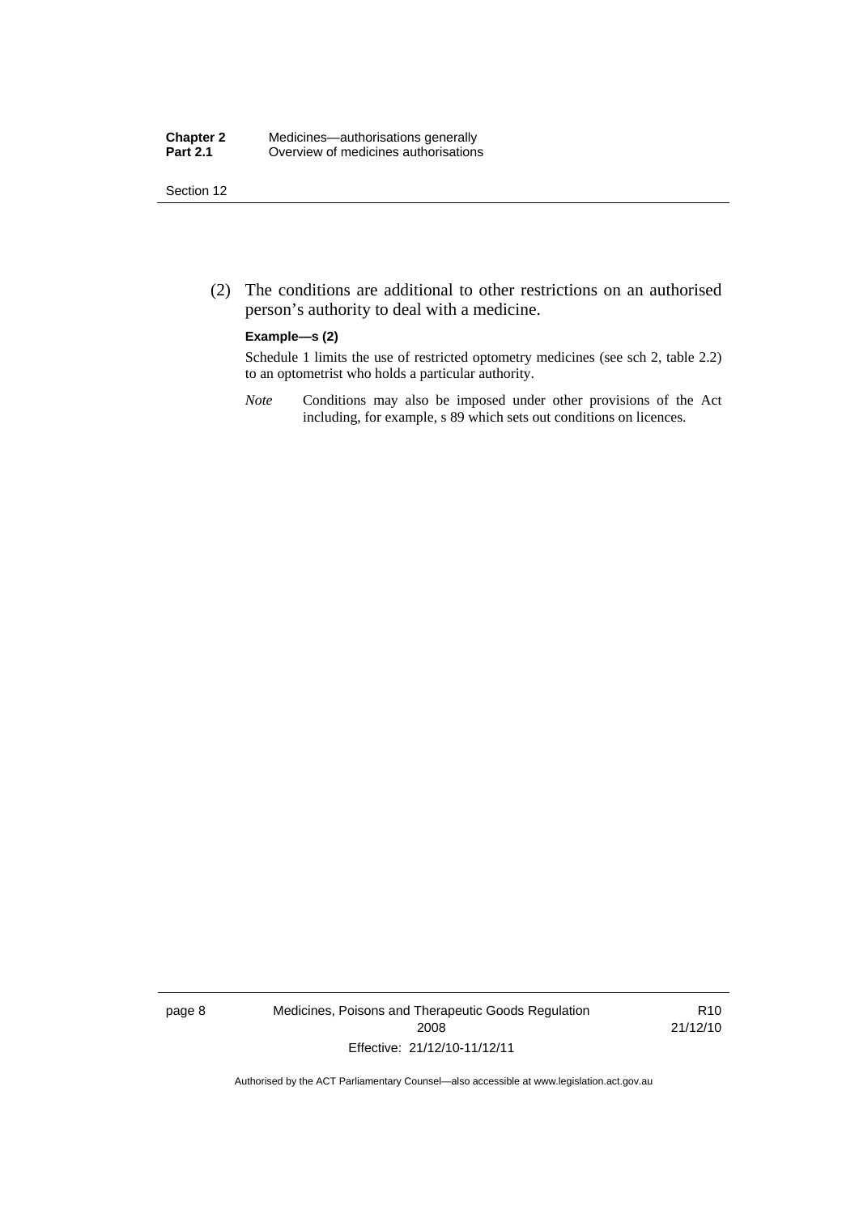(2) The conditions are additional to other restrictions on an authorised person's authority to deal with a medicine.

**Example—s (2)**

Schedule 1 limits the use of restricted optometry medicines (see sch 2, table 2.2) to an optometrist who holds a particular authority.

*Note* Conditions may also be imposed under other provisions of the Act including, for example, s 89 which sets out conditions on licences.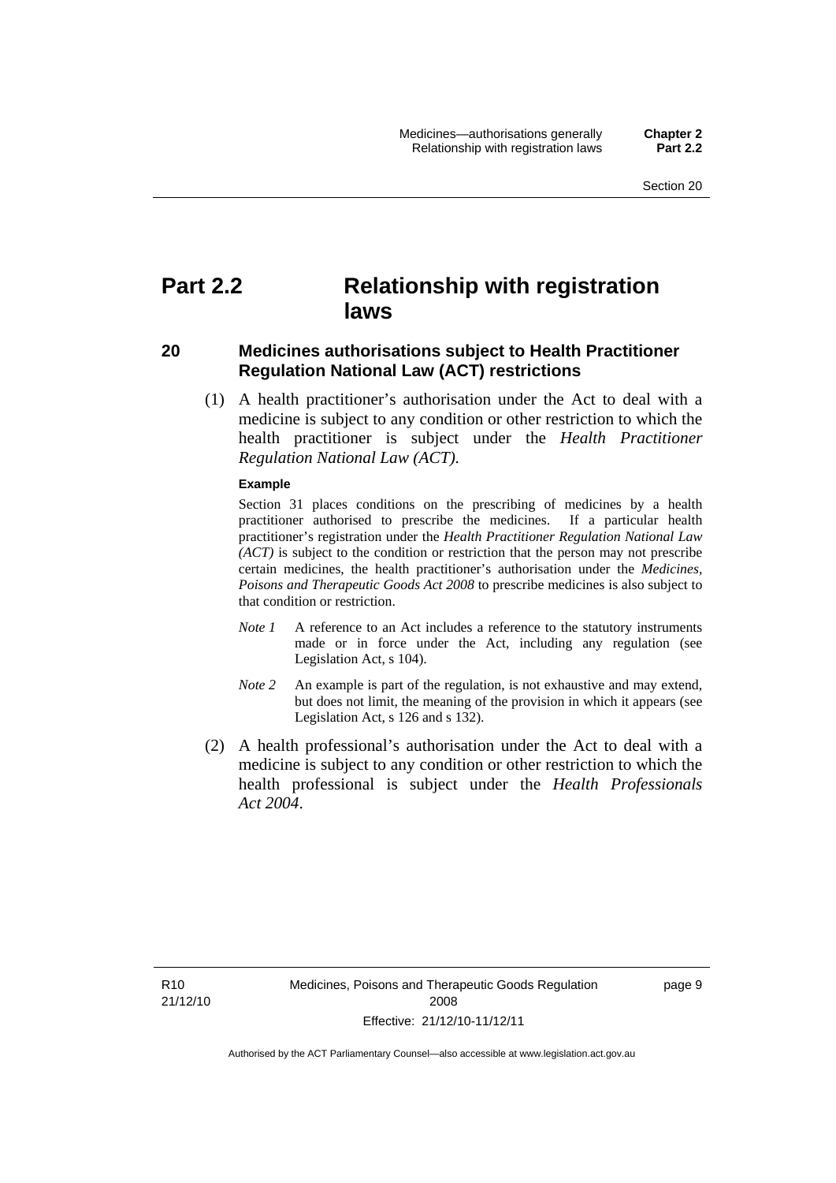# Part 2.2 Relationship with registration laws

## 20 Medicines authorisations subject to Health Practitioner Regulation National Law (ACT) restrictions

(1) A health practitioner's authorisation under the Act to deal with a medicine is subject to any condition or other restriction to which the health practitioner is subject under the *Health Practitioner Regulation National Law (ACT)*.

**Example**

Section 31 places conditions on the prescribing of medicines by a health practitioner authorised to prescribe the medicines. If a particular health practitioner's registration under the *Health Practitioner Regulation National Law (ACT)* is subject to the condition or restriction that the person may not prescribe certain medicines, the health practitioner's authorisation under the *Medicines, Poisons and Therapeutic Goods Act 2008* to prescribe medicines is also subject to that condition or restriction.

*Note 1* A reference to an Act includes a reference to the statutory instruments made or in force under the Act, including any regulation (see Legislation Act, s 104).

*Note 2* An example is part of the regulation, is not exhaustive and may extend, but does not limit, the meaning of the provision in which it appears (see Legislation Act, s 126 and s 132).

(2) A health professional's authorisation under the Act to deal with a medicine is subject to any condition or other restriction to which the health professional is subject under the *Health Professionals Act 2004*.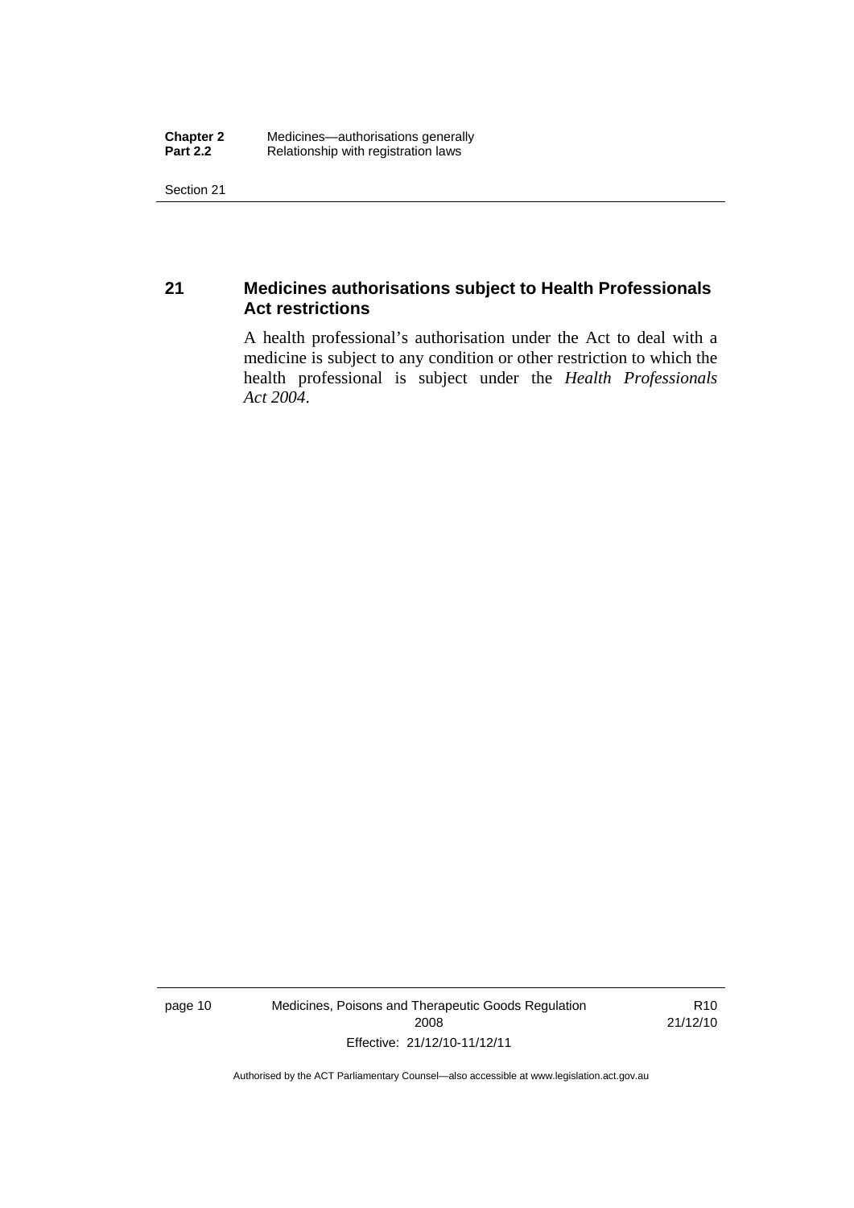## 21 Medicines authorisations subject to Health Professionals Act restrictions

A health professional's authorisation under the Act to deal with a medicine is subject to any condition or other restriction to which the health professional is subject under the *Health Professionals Act 2004*.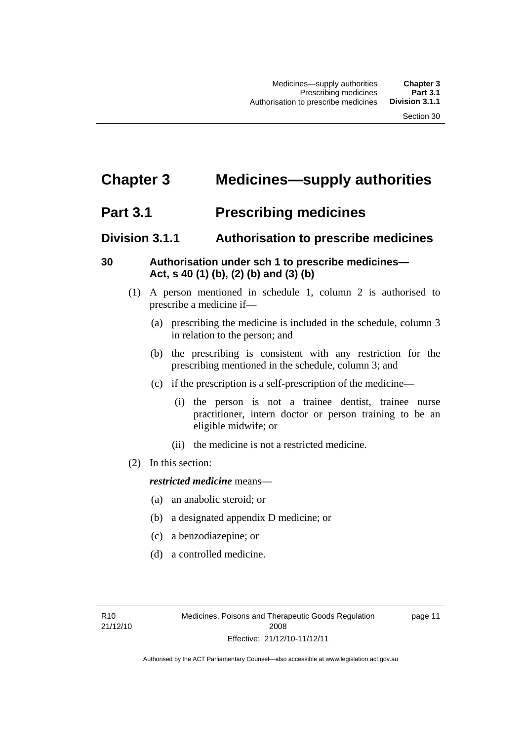# Chapter 3 Medicines—supply authorities

## Part 3.1 Prescribing medicines

### Division 3.1.1 Authorisation to prescribe medicines

#### 30 Authorisation under sch 1 to prescribe medicines—Act, s 40 (1) (b), (2) (b) and (3) (b)

(1) A person mentioned in schedule 1, column 2 is authorised to prescribe a medicine if—

(a) prescribing the medicine is included in the schedule, column 3 in relation to the person; and

(b) the prescribing is consistent with any restriction for the prescribing mentioned in the schedule, column 3; and

(c) if the prescription is a self-prescription of the medicine—

(i) the person is not a trainee dentist, trainee nurse practitioner, intern doctor or person training to be an eligible midwife; or

(ii) the medicine is not a restricted medicine.

(2) In this section:

***restricted medicine*** means—

(a) an anabolic steroid; or

(b) a designated appendix D medicine; or

(c) a benzodiazepine; or

(d) a controlled medicine.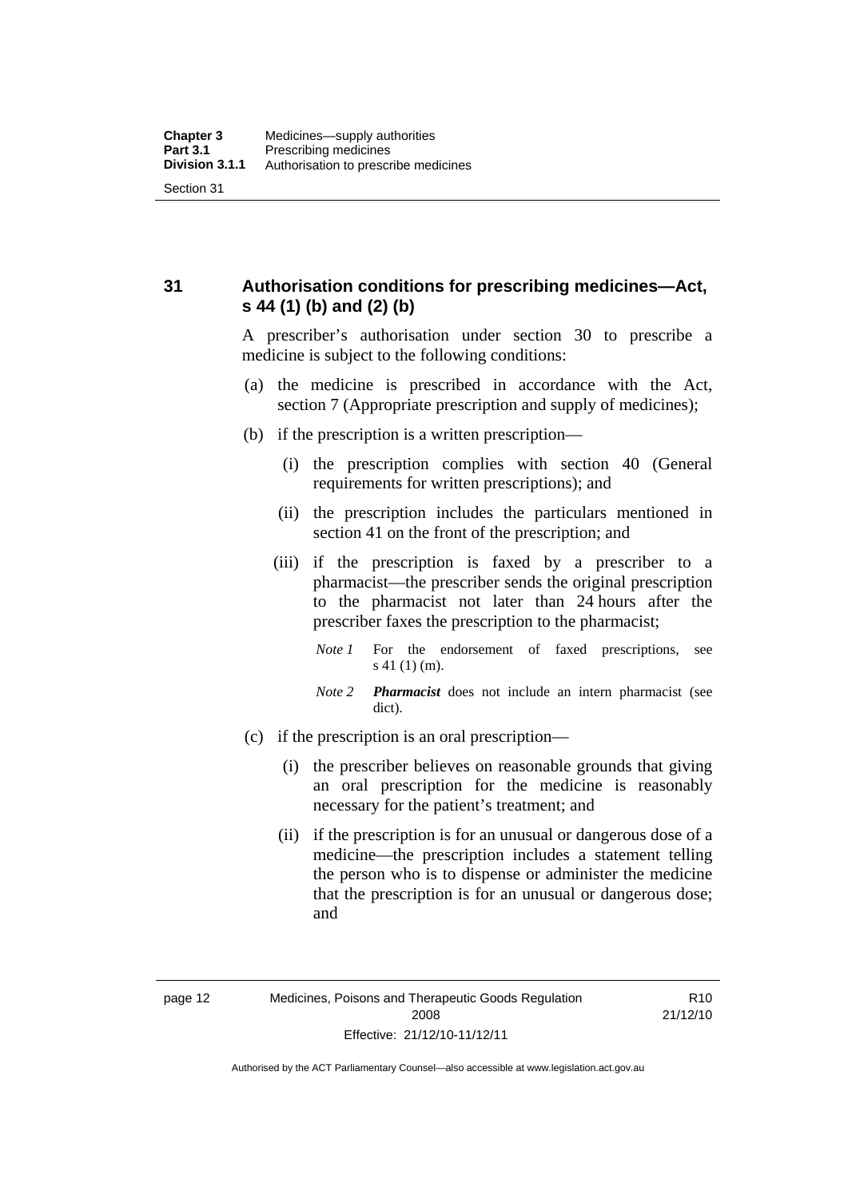## 31 Authorisation conditions for prescribing medicines—Act, s 44 (1) (b) and (2) (b)

A prescriber's authorisation under section 30 to prescribe a medicine is subject to the following conditions:

(a) the medicine is prescribed in accordance with the Act, section 7 (Appropriate prescription and supply of medicines);

(b) if the prescription is a written prescription—

(i) the prescription complies with section 40 (General requirements for written prescriptions); and

(ii) the prescription includes the particulars mentioned in section 41 on the front of the prescription; and

(iii) if the prescription is faxed by a prescriber to a pharmacist—the prescriber sends the original prescription to the pharmacist not later than 24 hours after the prescriber faxes the prescription to the pharmacist;

*Note 1* For the endorsement of faxed prescriptions, see s 41 (1) (m).

*Note 2* ***Pharmacist*** does not include an intern pharmacist (see dict).

(c) if the prescription is an oral prescription—

(i) the prescriber believes on reasonable grounds that giving an oral prescription for the medicine is reasonably necessary for the patient's treatment; and

(ii) if the prescription is for an unusual or dangerous dose of a medicine—the prescription includes a statement telling the person who is to dispense or administer the medicine that the prescription is for an unusual or dangerous dose; and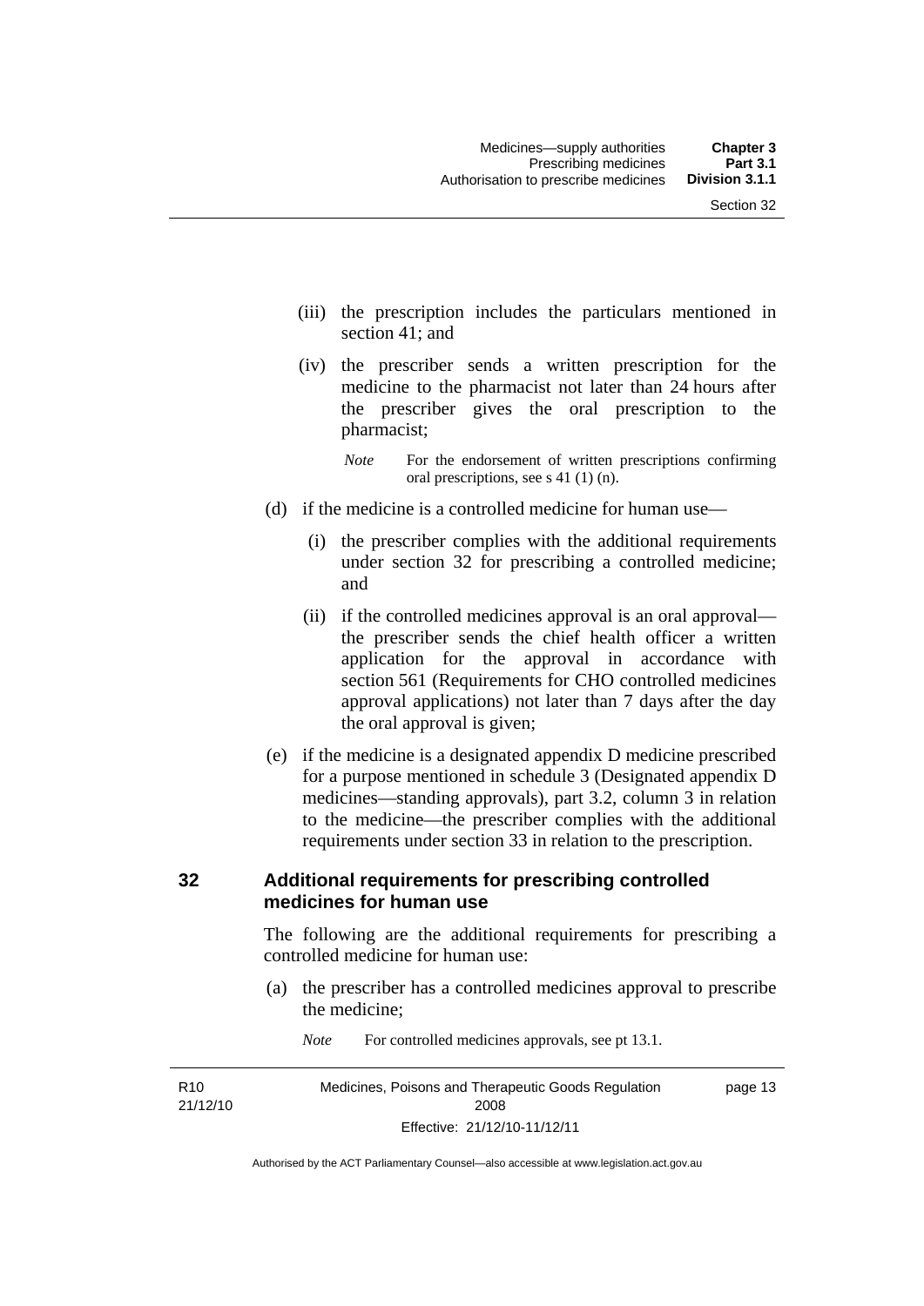(iii) the prescription includes the particulars mentioned in section 41; and

(iv) the prescriber sends a written prescription for the medicine to the pharmacist not later than 24 hours after the prescriber gives the oral prescription to the pharmacist;

*Note* For the endorsement of written prescriptions confirming oral prescriptions, see s 41 (1) (n).

(d) if the medicine is a controlled medicine for human use—

(i) the prescriber complies with the additional requirements under section 32 for prescribing a controlled medicine; and

(ii) if the controlled medicines approval is an oral approval—the prescriber sends the chief health officer a written application for the approval in accordance with section 561 (Requirements for CHO controlled medicines approval applications) not later than 7 days after the day the oral approval is given;

(e) if the medicine is a designated appendix D medicine prescribed for a purpose mentioned in schedule 3 (Designated appendix D medicines—standing approvals), part 3.2, column 3 in relation to the medicine—the prescriber complies with the additional requirements under section 33 in relation to the prescription.

## 32 Additional requirements for prescribing controlled medicines for human use

The following are the additional requirements for prescribing a controlled medicine for human use:

(a) the prescriber has a controlled medicines approval to prescribe the medicine;

*Note* For controlled medicines approvals, see pt 13.1.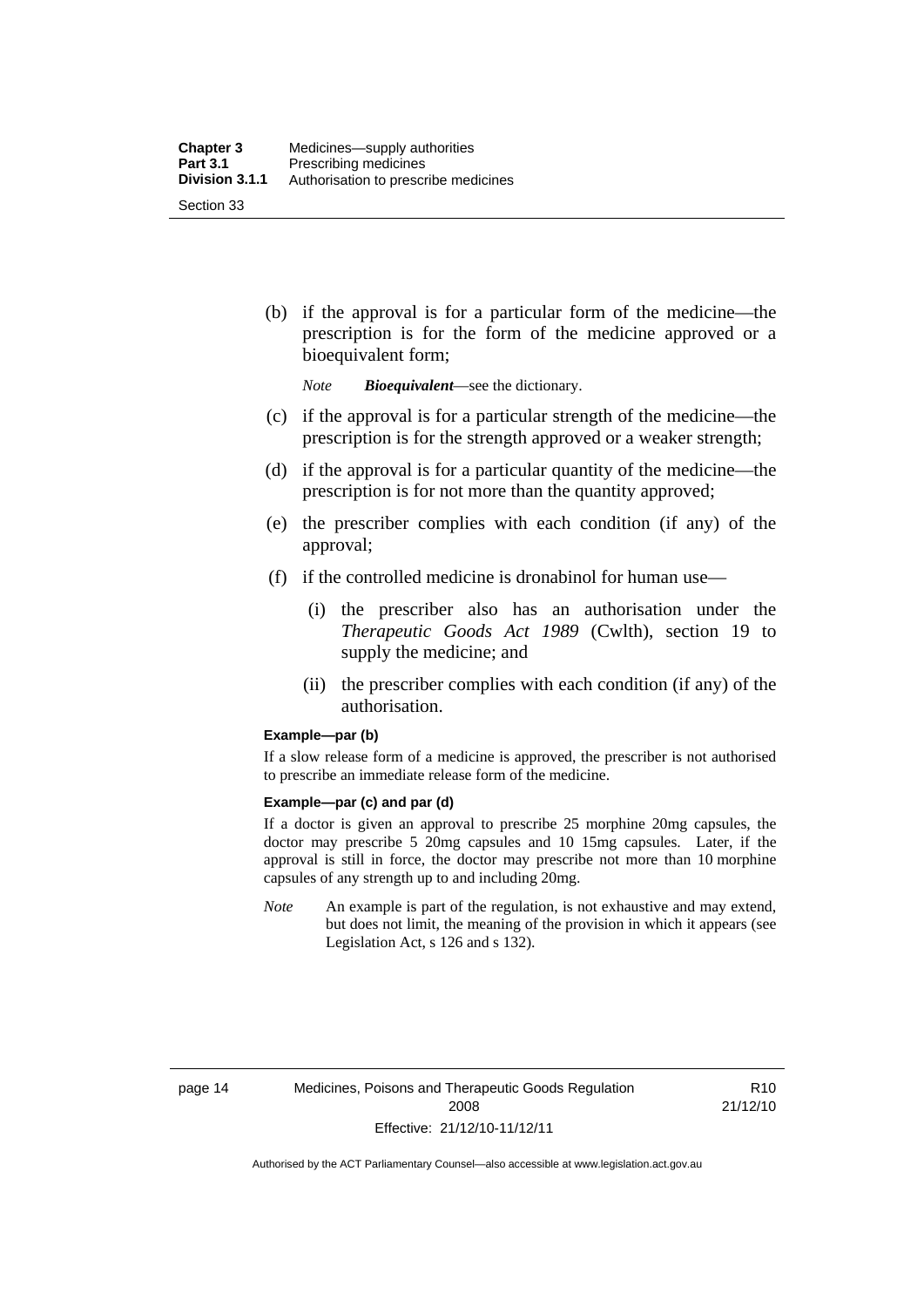(b) if the approval is for a particular form of the medicine—the prescription is for the form of the medicine approved or a bioequivalent form;

*Note* ***Bioequivalent***—see the dictionary.

(c) if the approval is for a particular strength of the medicine—the prescription is for the strength approved or a weaker strength;

(d) if the approval is for a particular quantity of the medicine—the prescription is for not more than the quantity approved;

(e) the prescriber complies with each condition (if any) of the approval;

(f) if the controlled medicine is dronabinol for human use—

(i) the prescriber also has an authorisation under the *Therapeutic Goods Act 1989* (Cwlth), section 19 to supply the medicine; and

(ii) the prescriber complies with each condition (if any) of the authorisation.

**Example—par (b)**

If a slow release form of a medicine is approved, the prescriber is not authorised to prescribe an immediate release form of the medicine.

**Example—par (c) and par (d)**

If a doctor is given an approval to prescribe 25 morphine 20mg capsules, the doctor may prescribe 5 20mg capsules and 10 15mg capsules. Later, if the approval is still in force, the doctor may prescribe not more than 10 morphine capsules of any strength up to and including 20mg.

*Note* An example is part of the regulation, is not exhaustive and may extend, but does not limit, the meaning of the provision in which it appears (see Legislation Act, s 126 and s 132).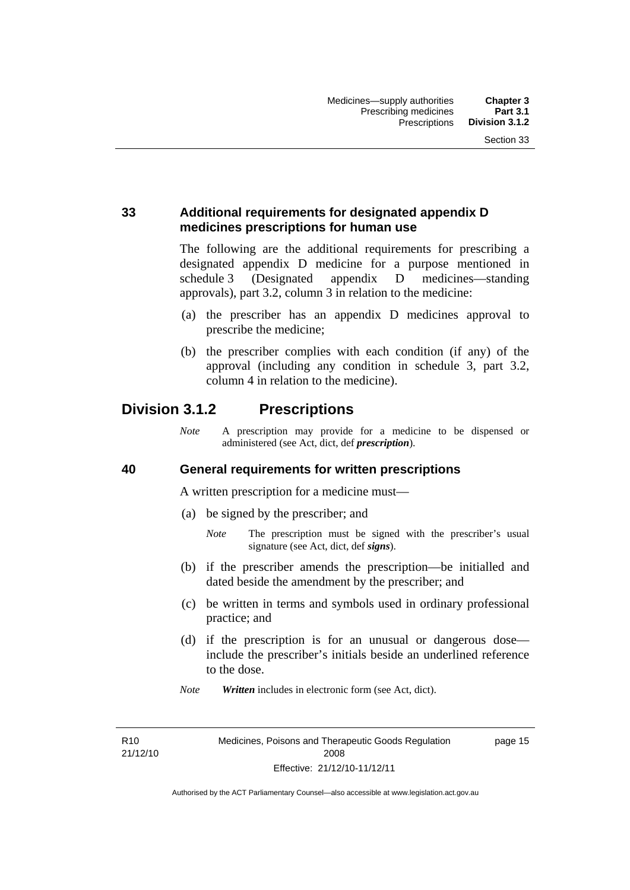### 33 Additional requirements for designated appendix D medicines prescriptions for human use

The following are the additional requirements for prescribing a designated appendix D medicine for a purpose mentioned in schedule 3 (Designated appendix D medicines—standing approvals), part 3.2, column 3 in relation to the medicine:

(a) the prescriber has an appendix D medicines approval to prescribe the medicine;

(b) the prescriber complies with each condition (if any) of the approval (including any condition in schedule 3, part 3.2, column 4 in relation to the medicine).

## Division 3.1.2 Prescriptions

*Note* A prescription may provide for a medicine to be dispensed or administered (see Act, dict, def ***prescription***).

### 40 General requirements for written prescriptions

A written prescription for a medicine must—

(a) be signed by the prescriber; and

*Note* The prescription must be signed with the prescriber's usual signature (see Act, dict, def ***signs***).

(b) if the prescriber amends the prescription—be initialled and dated beside the amendment by the prescriber; and

(c) be written in terms and symbols used in ordinary professional practice; and

(d) if the prescription is for an unusual or dangerous dose—include the prescriber's initials beside an underlined reference to the dose.

*Note* ***Written*** includes in electronic form (see Act, dict).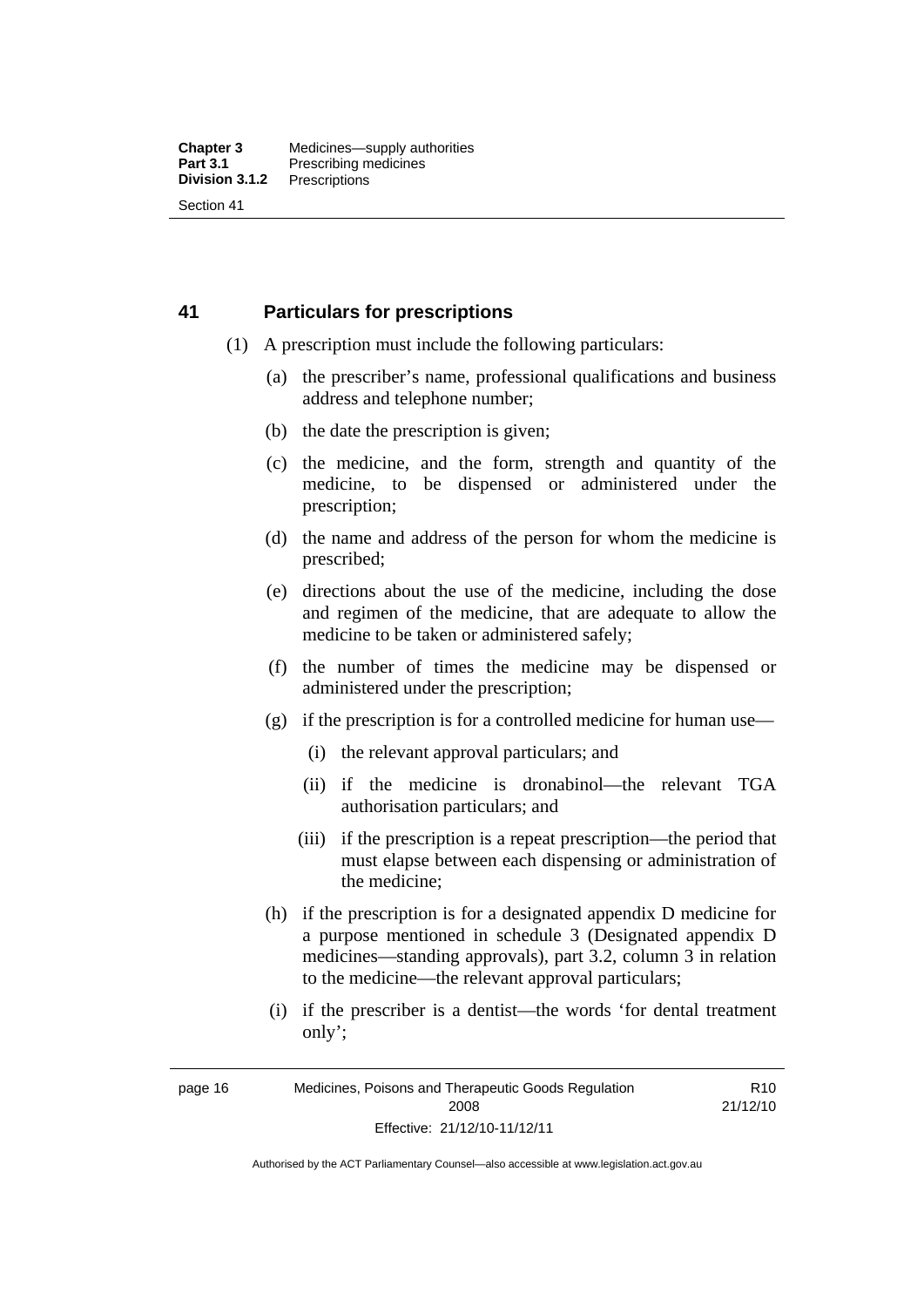## 41 Particulars for prescriptions

(1) A prescription must include the following particulars:

(a) the prescriber's name, professional qualifications and business address and telephone number;

(b) the date the prescription is given;

(c) the medicine, and the form, strength and quantity of the medicine, to be dispensed or administered under the prescription;

(d) the name and address of the person for whom the medicine is prescribed;

(e) directions about the use of the medicine, including the dose and regimen of the medicine, that are adequate to allow the medicine to be taken or administered safely;

(f) the number of times the medicine may be dispensed or administered under the prescription;

(g) if the prescription is for a controlled medicine for human use—

(i) the relevant approval particulars; and

(ii) if the medicine is dronabinol—the relevant TGA authorisation particulars; and

(iii) if the prescription is a repeat prescription—the period that must elapse between each dispensing or administration of the medicine;

(h) if the prescription is for a designated appendix D medicine for a purpose mentioned in schedule 3 (Designated appendix D medicines—standing approvals), part 3.2, column 3 in relation to the medicine—the relevant approval particulars;

(i) if the prescriber is a dentist—the words 'for dental treatment only';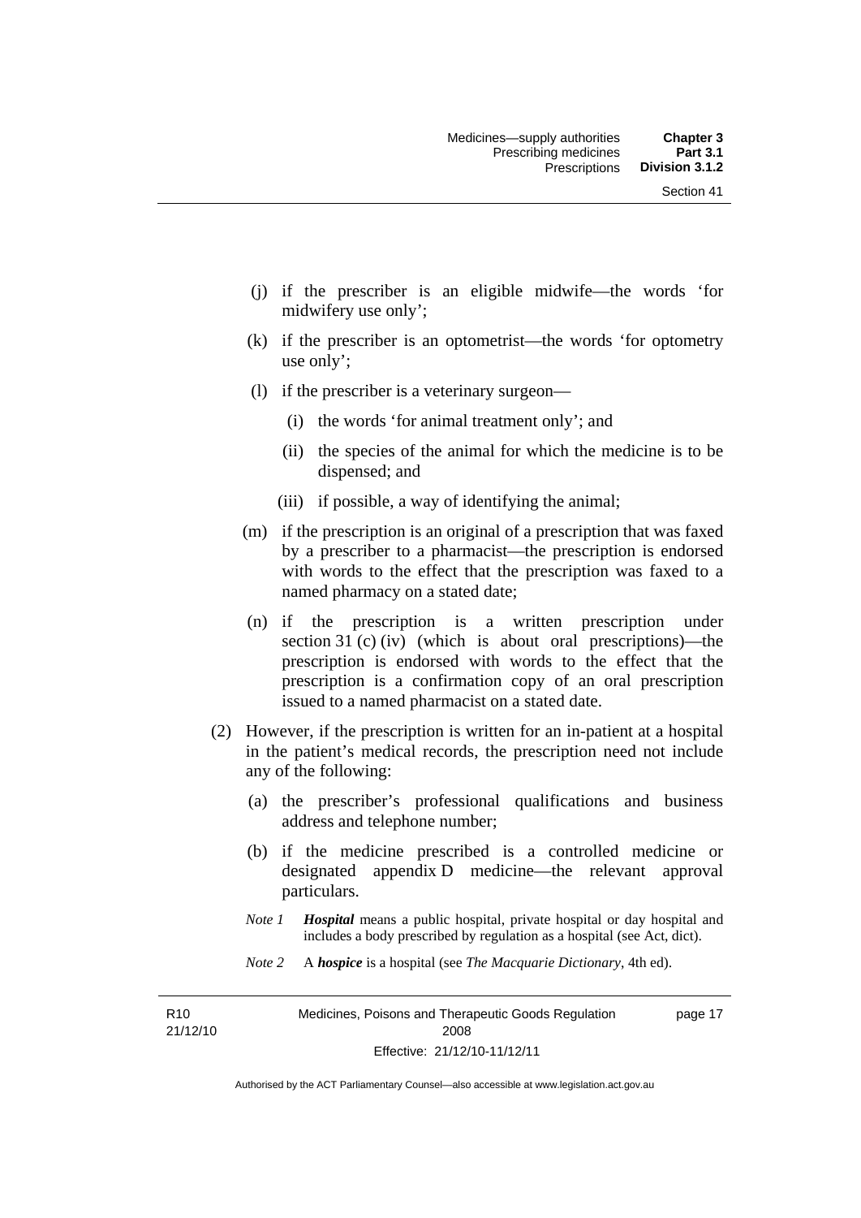- (j) if the prescriber is an eligible midwife—the words 'for midwifery use only';
- (k) if the prescriber is an optometrist—the words 'for optometry use only';
- (l) if the prescriber is a veterinary surgeon—
  - (i) the words 'for animal treatment only'; and
  - (ii) the species of the animal for which the medicine is to be dispensed; and
  - (iii) if possible, a way of identifying the animal;
- (m) if the prescription is an original of a prescription that was faxed by a prescriber to a pharmacist—the prescription is endorsed with words to the effect that the prescription was faxed to a named pharmacy on a stated date;
- (n) if the prescription is a written prescription under section 31 (c) (iv) (which is about oral prescriptions)—the prescription is endorsed with words to the effect that the prescription is a confirmation copy of an oral prescription issued to a named pharmacist on a stated date.

(2) However, if the prescription is written for an in-patient at a hospital in the patient's medical records, the prescription need not include any of the following:

- (a) the prescriber's professional qualifications and business address and telephone number;
- (b) if the medicine prescribed is a controlled medicine or designated appendix D medicine—the relevant approval particulars.

*Note 1* ***Hospital*** means a public hospital, private hospital or day hospital and includes a body prescribed by regulation as a hospital (see Act, dict).

*Note 2* A ***hospice*** is a hospital (see *The Macquarie Dictionary*, 4th ed).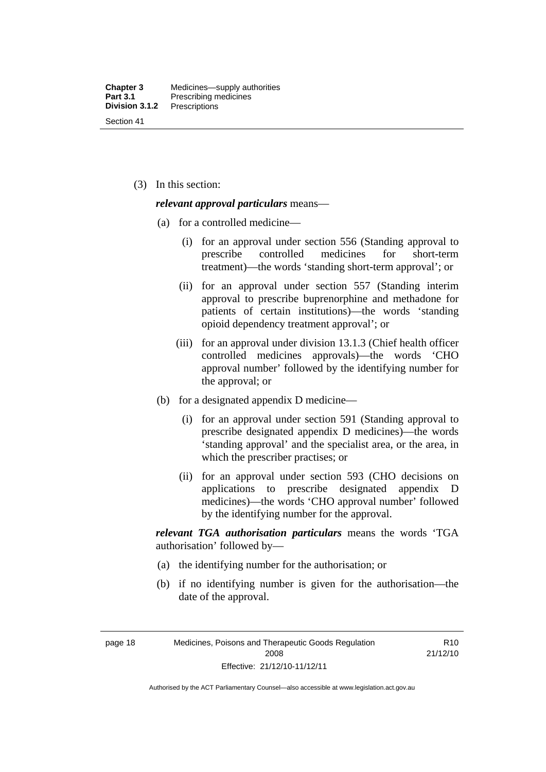(3) In this section:

***relevant approval particulars*** means—

(a) for a controlled medicine—

(i) for an approval under section 556 (Standing approval to prescribe controlled medicines for short-term treatment)—the words 'standing short-term approval'; or

(ii) for an approval under section 557 (Standing interim approval to prescribe buprenorphine and methadone for patients of certain institutions)—the words 'standing opioid dependency treatment approval'; or

(iii) for an approval under division 13.1.3 (Chief health officer controlled medicines approvals)—the words 'CHO approval number' followed by the identifying number for the approval; or

(b) for a designated appendix D medicine—

(i) for an approval under section 591 (Standing approval to prescribe designated appendix D medicines)—the words 'standing approval' and the specialist area, or the area, in which the prescriber practises; or

(ii) for an approval under section 593 (CHO decisions on applications to prescribe designated appendix D medicines)—the words 'CHO approval number' followed by the identifying number for the approval.

***relevant TGA authorisation particulars*** means the words 'TGA authorisation' followed by—

(a) the identifying number for the authorisation; or

(b) if no identifying number is given for the authorisation—the date of the approval.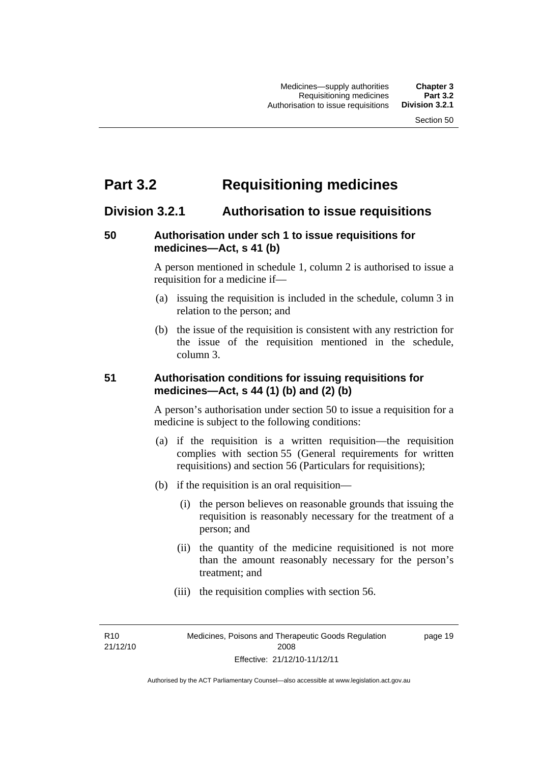# Part 3.2 Requisitioning medicines

## Division 3.2.1 Authorisation to issue requisitions

### 50 Authorisation under sch 1 to issue requisitions for medicines—Act, s 41 (b)

A person mentioned in schedule 1, column 2 is authorised to issue a requisition for a medicine if—

(a) issuing the requisition is included in the schedule, column 3 in relation to the person; and

(b) the issue of the requisition is consistent with any restriction for the issue of the requisition mentioned in the schedule, column 3.

### 51 Authorisation conditions for issuing requisitions for medicines—Act, s 44 (1) (b) and (2) (b)

A person's authorisation under section 50 to issue a requisition for a medicine is subject to the following conditions:

(a) if the requisition is a written requisition—the requisition complies with section 55 (General requirements for written requisitions) and section 56 (Particulars for requisitions);

(b) if the requisition is an oral requisition—

(i) the person believes on reasonable grounds that issuing the requisition is reasonably necessary for the treatment of a person; and

(ii) the quantity of the medicine requisitioned is not more than the amount reasonably necessary for the person's treatment; and

(iii) the requisition complies with section 56.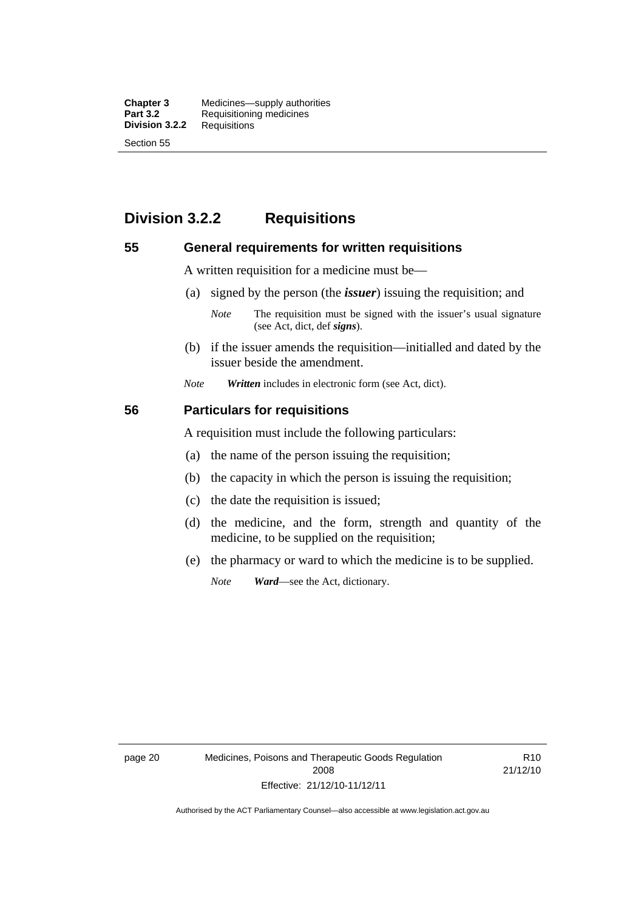## Division 3.2.2 Requisitions

### 55 General requirements for written requisitions

A written requisition for a medicine must be—

(a) signed by the person (the ***issuer***) issuing the requisition; and

*Note* The requisition must be signed with the issuer's usual signature (see Act, dict, def ***signs***).

(b) if the issuer amends the requisition—initialled and dated by the issuer beside the amendment.

*Note* ***Written*** includes in electronic form (see Act, dict).

### 56 Particulars for requisitions

A requisition must include the following particulars:

(a) the name of the person issuing the requisition;

(b) the capacity in which the person is issuing the requisition;

(c) the date the requisition is issued;

(d) the medicine, and the form, strength and quantity of the medicine, to be supplied on the requisition;

(e) the pharmacy or ward to which the medicine is to be supplied.

*Note* ***Ward***—see the Act, dictionary.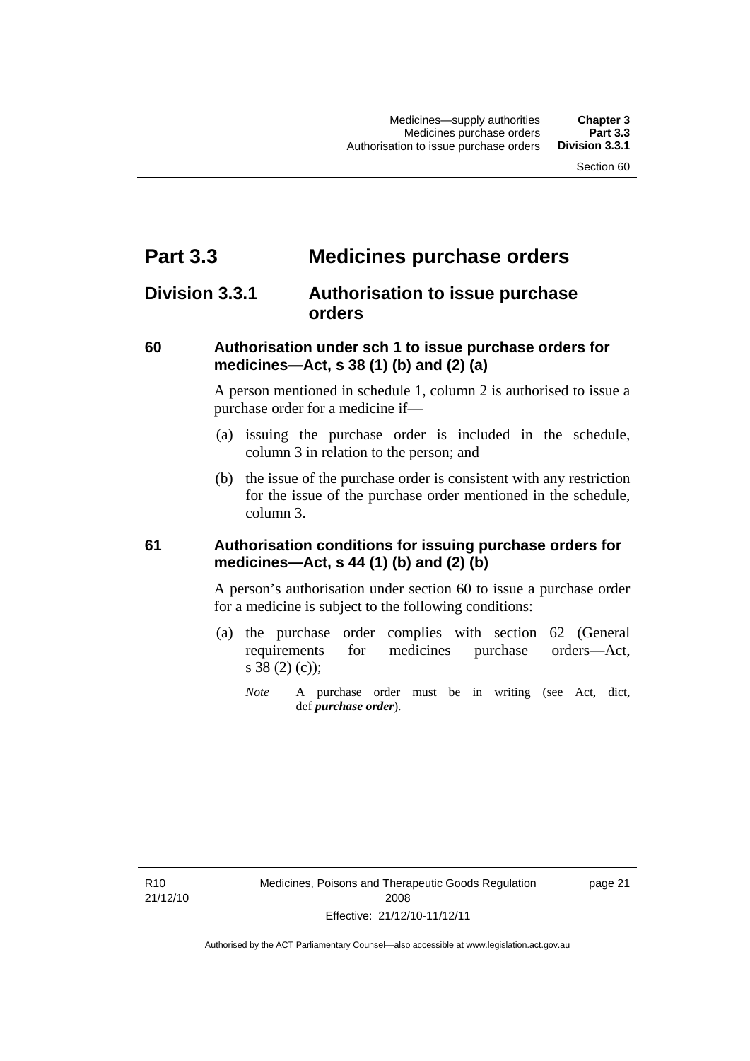# Part 3.3 Medicines purchase orders

## Division 3.3.1 Authorisation to issue purchase orders

### 60 Authorisation under sch 1 to issue purchase orders for medicines—Act, s 38 (1) (b) and (2) (a)

A person mentioned in schedule 1, column 2 is authorised to issue a purchase order for a medicine if—

(a) issuing the purchase order is included in the schedule, column 3 in relation to the person; and

(b) the issue of the purchase order is consistent with any restriction for the issue of the purchase order mentioned in the schedule, column 3.

### 61 Authorisation conditions for issuing purchase orders for medicines—Act, s 44 (1) (b) and (2) (b)

A person's authorisation under section 60 to issue a purchase order for a medicine is subject to the following conditions:

(a) the purchase order complies with section 62 (General requirements for medicines purchase orders—Act, s 38 (2) (c));

*Note* A purchase order must be in writing (see Act, dict, def ***purchase order***).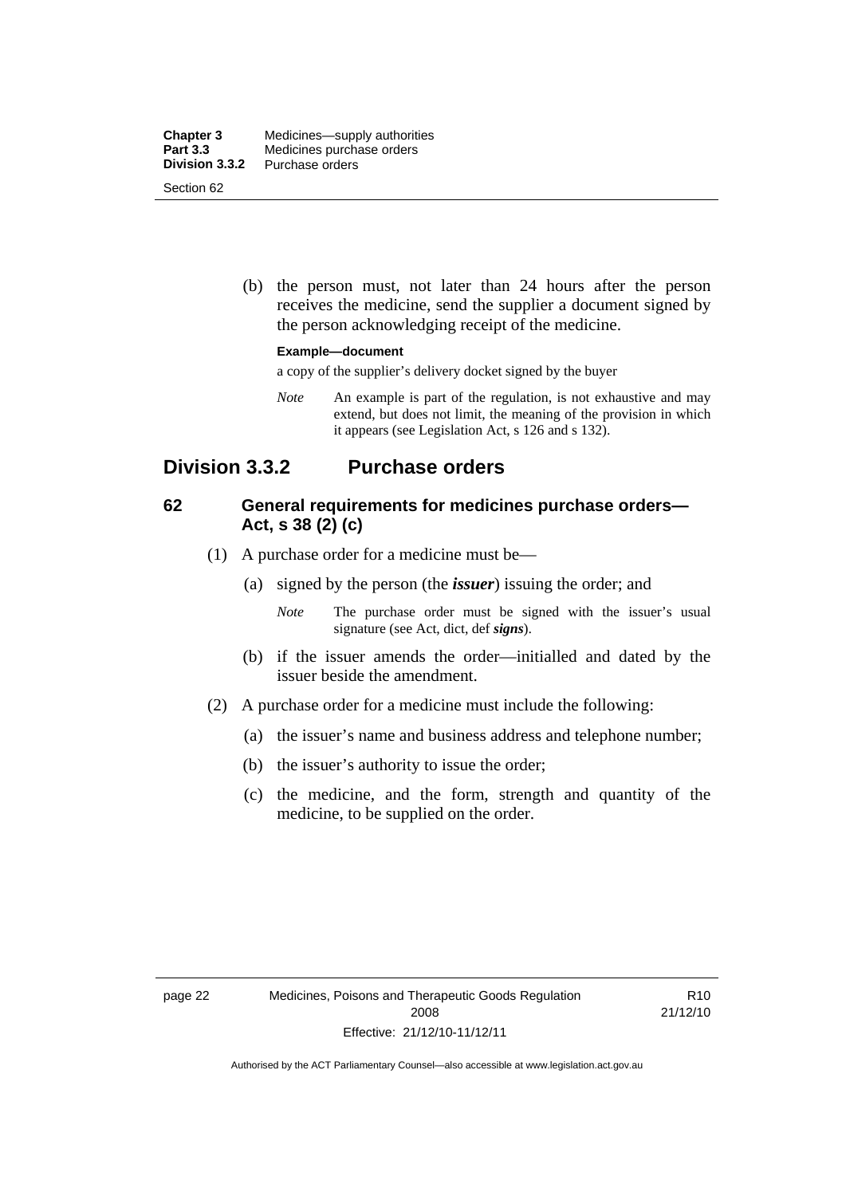(b) the person must, not later than 24 hours after the person receives the medicine, send the supplier a document signed by the person acknowledging receipt of the medicine.

**Example—document**

a copy of the supplier's delivery docket signed by the buyer

*Note* An example is part of the regulation, is not exhaustive and may extend, but does not limit, the meaning of the provision in which it appears (see Legislation Act, s 126 and s 132).

## Division 3.3.2 Purchase orders

### 62 General requirements for medicines purchase orders—Act, s 38 (2) (c)

(1) A purchase order for a medicine must be—

(a) signed by the person (the ***issuer***) issuing the order; and

*Note* The purchase order must be signed with the issuer's usual signature (see Act, dict, def ***signs***).

(b) if the issuer amends the order—initialled and dated by the issuer beside the amendment.

(2) A purchase order for a medicine must include the following:

(a) the issuer's name and business address and telephone number;

(b) the issuer's authority to issue the order;

(c) the medicine, and the form, strength and quantity of the medicine, to be supplied on the order.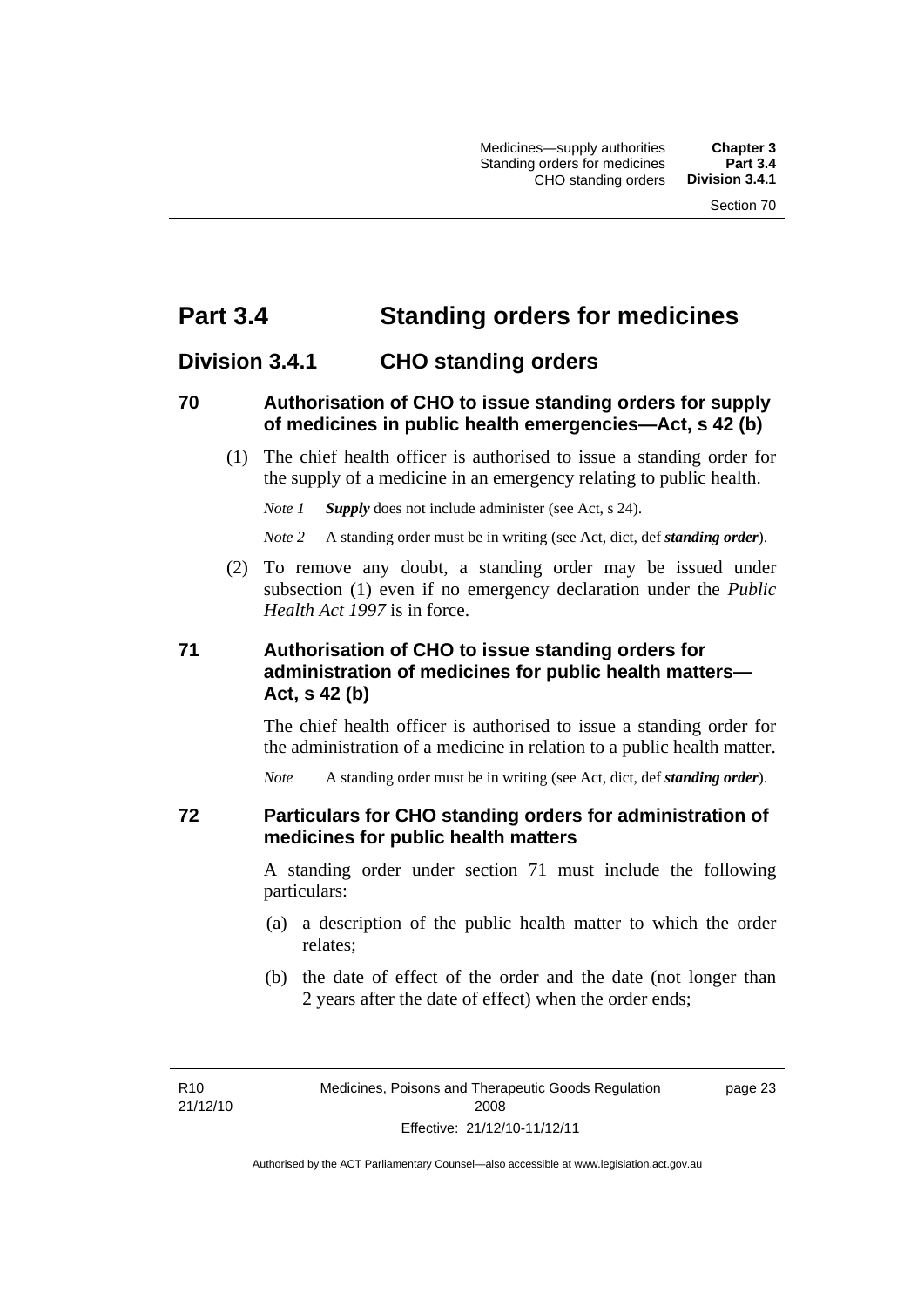# Part 3.4 Standing orders for medicines

## Division 3.4.1 CHO standing orders

### 70 Authorisation of CHO to issue standing orders for supply of medicines in public health emergencies—Act, s 42 (b)

(1) The chief health officer is authorised to issue a standing order for the supply of a medicine in an emergency relating to public health.

*Note 1* ***Supply*** does not include administer (see Act, s 24).

*Note 2* A standing order must be in writing (see Act, dict, def ***standing order***).

(2) To remove any doubt, a standing order may be issued under subsection (1) even if no emergency declaration under the *Public Health Act 1997* is in force.

### 71 Authorisation of CHO to issue standing orders for administration of medicines for public health matters—Act, s 42 (b)

The chief health officer is authorised to issue a standing order for the administration of a medicine in relation to a public health matter.

*Note* A standing order must be in writing (see Act, dict, def ***standing order***).

### 72 Particulars for CHO standing orders for administration of medicines for public health matters

A standing order under section 71 must include the following particulars:

(a) a description of the public health matter to which the order relates;

(b) the date of effect of the order and the date (not longer than 2 years after the date of effect) when the order ends;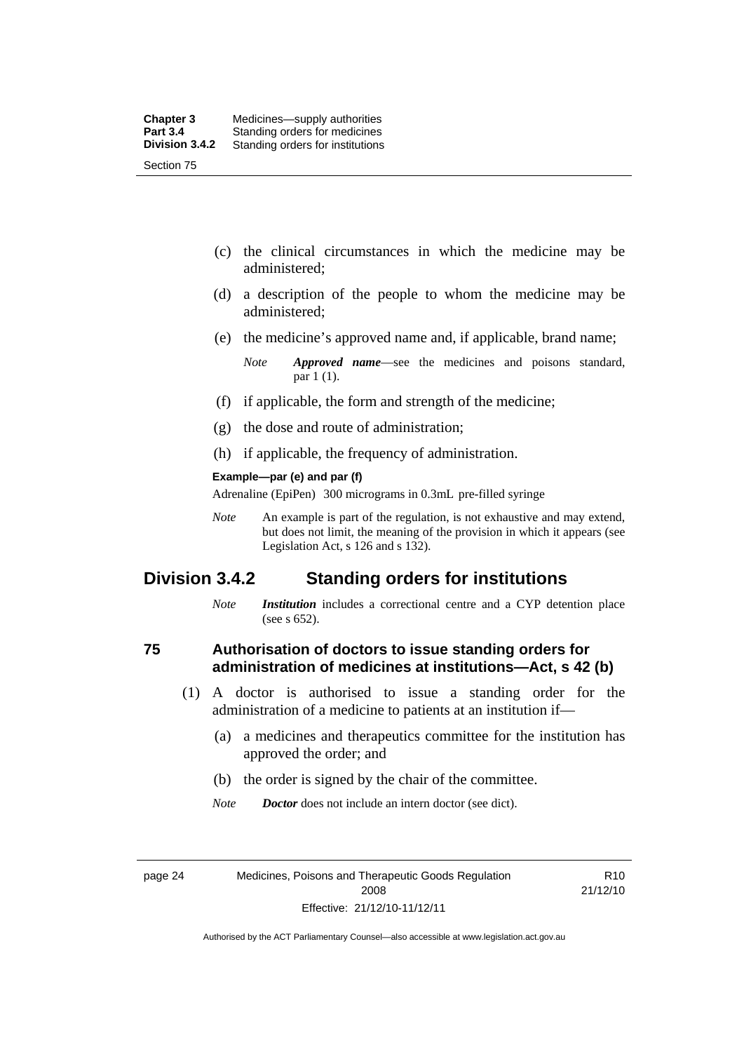(c) the clinical circumstances in which the medicine may be administered;

(d) a description of the people to whom the medicine may be administered;

(e) the medicine's approved name and, if applicable, brand name;

*Note* ***Approved name***—see the medicines and poisons standard, par 1 (1).

(f) if applicable, the form and strength of the medicine;

(g) the dose and route of administration;

(h) if applicable, the frequency of administration.

**Example—par (e) and par (f)**

Adrenaline (EpiPen) 300 micrograms in 0.3mL pre-filled syringe

*Note* An example is part of the regulation, is not exhaustive and may extend, but does not limit, the meaning of the provision in which it appears (see Legislation Act, s 126 and s 132).

## Division 3.4.2 Standing orders for institutions

*Note* ***Institution*** includes a correctional centre and a CYP detention place (see s 652).

### 75 Authorisation of doctors to issue standing orders for administration of medicines at institutions—Act, s 42 (b)

(1) A doctor is authorised to issue a standing order for the administration of a medicine to patients at an institution if—

(a) a medicines and therapeutics committee for the institution has approved the order; and

(b) the order is signed by the chair of the committee.

*Note* ***Doctor*** does not include an intern doctor (see dict).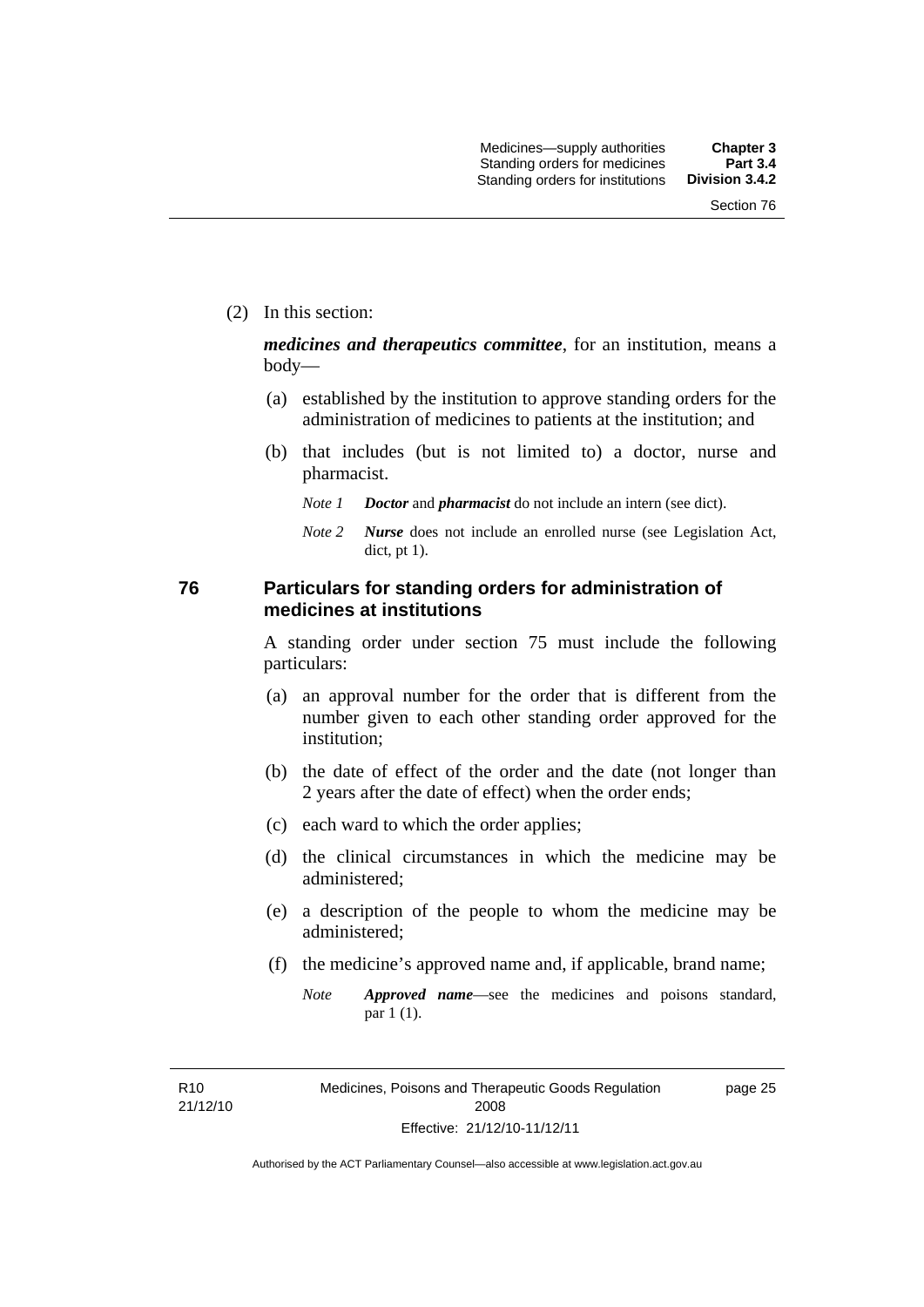(2) In this section:

***medicines and therapeutics committee***, for an institution, means a body—

(a) established by the institution to approve standing orders for the administration of medicines to patients at the institution; and

(b) that includes (but is not limited to) a doctor, nurse and pharmacist.

*Note 1* ***Doctor*** and ***pharmacist*** do not include an intern (see dict).

*Note 2* ***Nurse*** does not include an enrolled nurse (see Legislation Act, dict, pt 1).

## 76 Particulars for standing orders for administration of medicines at institutions

A standing order under section 75 must include the following particulars:

(a) an approval number for the order that is different from the number given to each other standing order approved for the institution;

(b) the date of effect of the order and the date (not longer than 2 years after the date of effect) when the order ends;

(c) each ward to which the order applies;

(d) the clinical circumstances in which the medicine may be administered;

(e) a description of the people to whom the medicine may be administered;

(f) the medicine's approved name and, if applicable, brand name;

*Note* ***Approved name***—see the medicines and poisons standard, par 1 (1).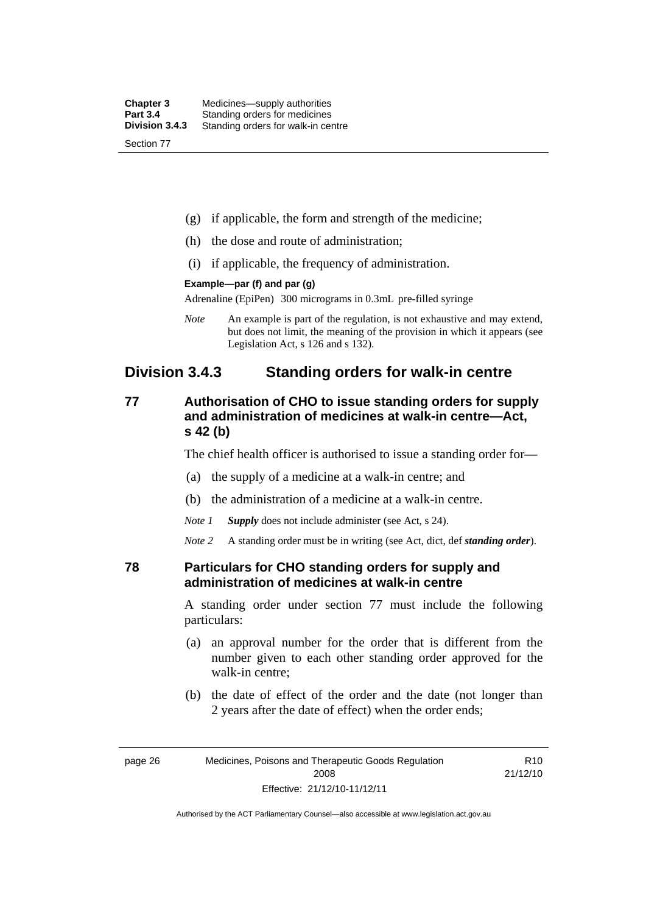(g) if applicable, the form and strength of the medicine;

(h) the dose and route of administration;

(i) if applicable, the frequency of administration.

**Example—par (f) and par (g)**

Adrenaline (EpiPen) 300 micrograms in 0.3mL pre-filled syringe

*Note* An example is part of the regulation, is not exhaustive and may extend, but does not limit, the meaning of the provision in which it appears (see Legislation Act, s 126 and s 132).

## Division 3.4.3 Standing orders for walk-in centre

### 77 Authorisation of CHO to issue standing orders for supply and administration of medicines at walk-in centre—Act, s 42 (b)

The chief health officer is authorised to issue a standing order for—

(a) the supply of a medicine at a walk-in centre; and

(b) the administration of a medicine at a walk-in centre.

*Note 1* ***Supply*** does not include administer (see Act, s 24).

*Note 2* A standing order must be in writing (see Act, dict, def ***standing order***).

### 78 Particulars for CHO standing orders for supply and administration of medicines at walk-in centre

A standing order under section 77 must include the following particulars:

(a) an approval number for the order that is different from the number given to each other standing order approved for the walk-in centre;

(b) the date of effect of the order and the date (not longer than 2 years after the date of effect) when the order ends;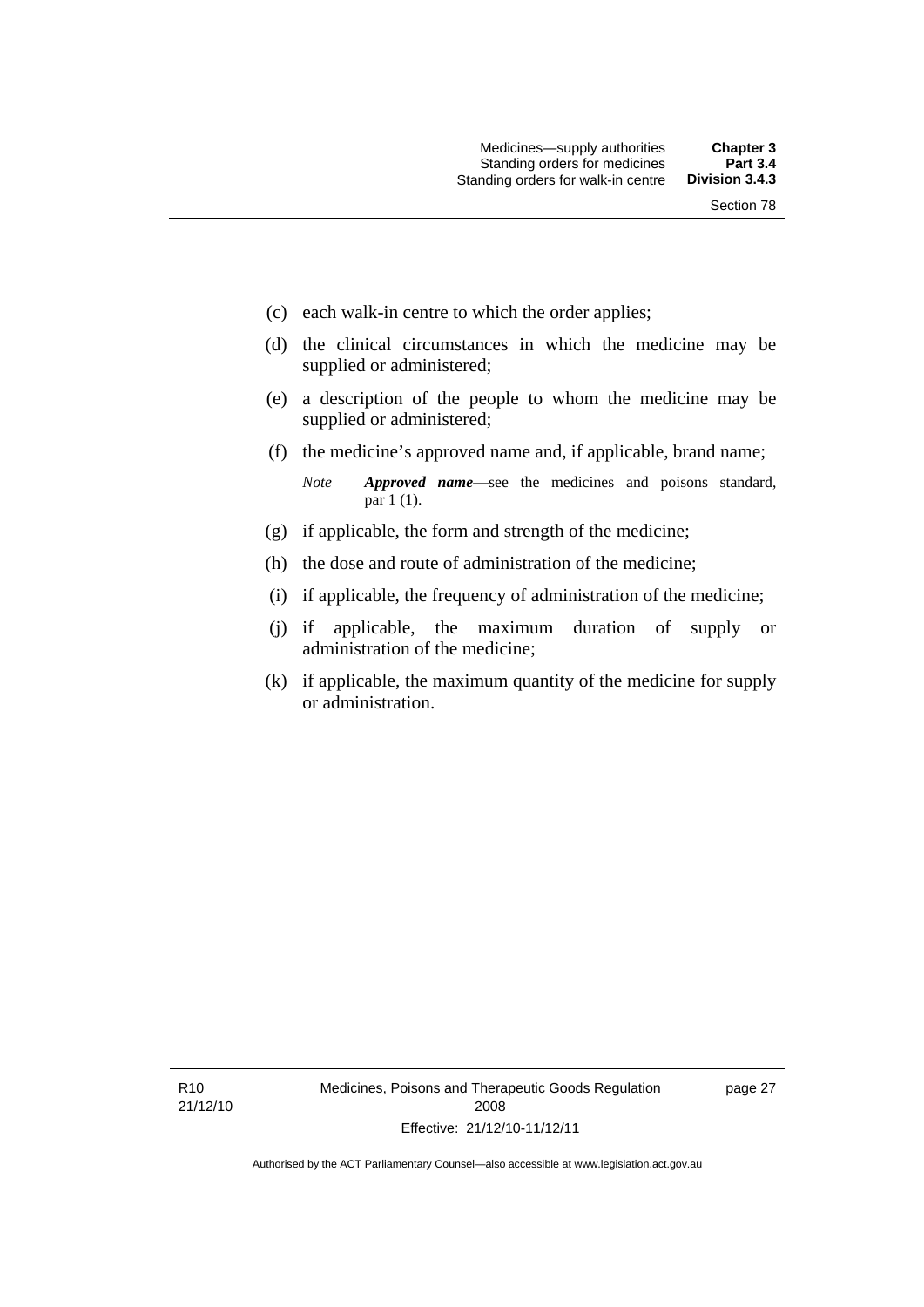(c) each walk-in centre to which the order applies;

(d) the clinical circumstances in which the medicine may be supplied or administered;

(e) a description of the people to whom the medicine may be supplied or administered;

(f) the medicine's approved name and, if applicable, brand name;

*Note* ***Approved name***—see the medicines and poisons standard, par 1 (1).

(g) if applicable, the form and strength of the medicine;

(h) the dose and route of administration of the medicine;

(i) if applicable, the frequency of administration of the medicine;

(j) if applicable, the maximum duration of supply or administration of the medicine;

(k) if applicable, the maximum quantity of the medicine for supply or administration.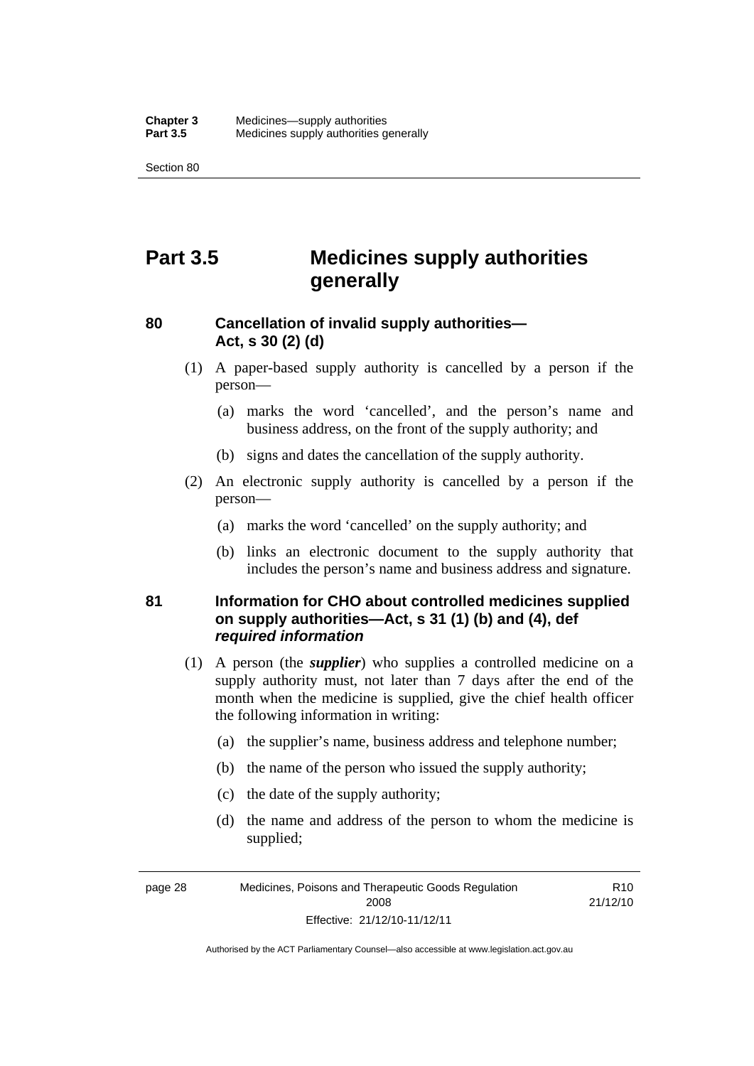# Part 3.5 Medicines supply authorities generally

### 80 Cancellation of invalid supply authorities—Act, s 30 (2) (d)

(1) A paper-based supply authority is cancelled by a person if the person—

(a) marks the word 'cancelled', and the person's name and business address, on the front of the supply authority; and

(b) signs and dates the cancellation of the supply authority.

(2) An electronic supply authority is cancelled by a person if the person—

(a) marks the word 'cancelled' on the supply authority; and

(b) links an electronic document to the supply authority that includes the person's name and business address and signature.

### 81 Information for CHO about controlled medicines supplied on supply authorities—Act, s 31 (1) (b) and (4), def *required information*

(1) A person (the ***supplier***) who supplies a controlled medicine on a supply authority must, not later than 7 days after the end of the month when the medicine is supplied, give the chief health officer the following information in writing:

(a) the supplier's name, business address and telephone number;

(b) the name of the person who issued the supply authority;

(c) the date of the supply authority;

(d) the name and address of the person to whom the medicine is supplied;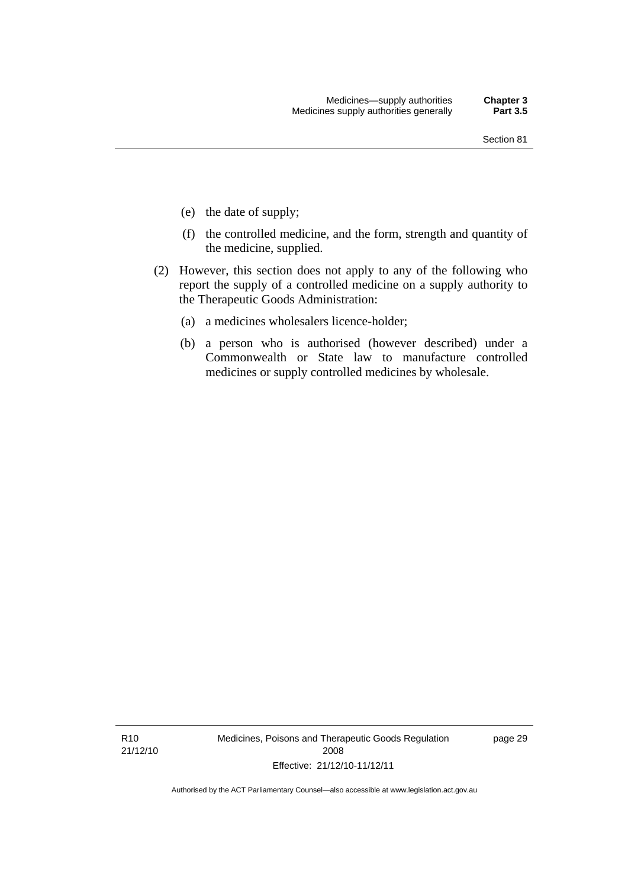(e) the date of supply;

(f) the controlled medicine, and the form, strength and quantity of the medicine, supplied.

(2) However, this section does not apply to any of the following who report the supply of a controlled medicine on a supply authority to the Therapeutic Goods Administration:

(a) a medicines wholesalers licence-holder;

(b) a person who is authorised (however described) under a Commonwealth or State law to manufacture controlled medicines or supply controlled medicines by wholesale.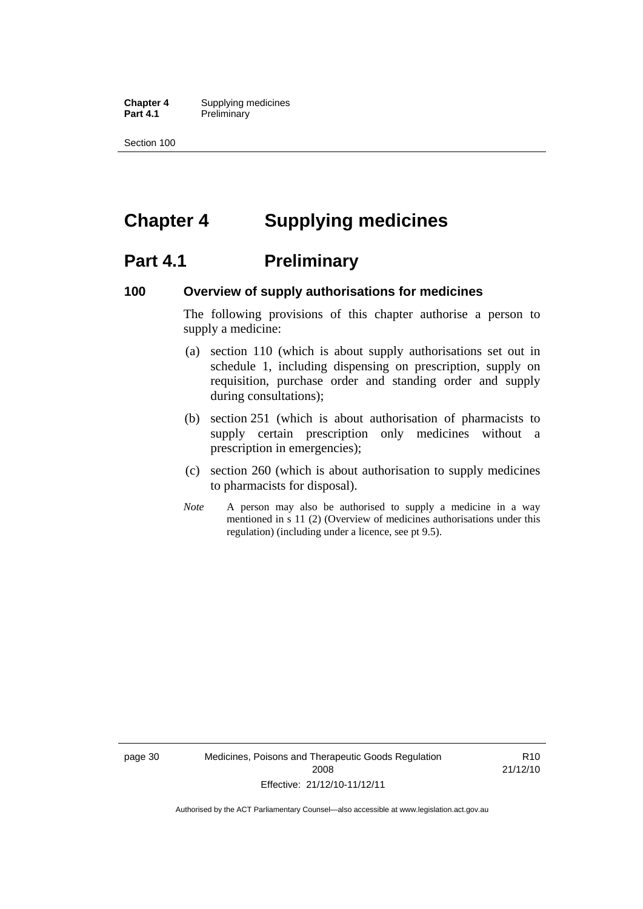# Chapter 4 Supplying medicines

## Part 4.1 Preliminary

### 100 Overview of supply authorisations for medicines

The following provisions of this chapter authorise a person to supply a medicine:

(a) section 110 (which is about supply authorisations set out in schedule 1, including dispensing on prescription, supply on requisition, purchase order and standing order and supply during consultations);

(b) section 251 (which is about authorisation of pharmacists to supply certain prescription only medicines without a prescription in emergencies);

(c) section 260 (which is about authorisation to supply medicines to pharmacists for disposal).

*Note* A person may also be authorised to supply a medicine in a way mentioned in s 11 (2) (Overview of medicines authorisations under this regulation) (including under a licence, see pt 9.5).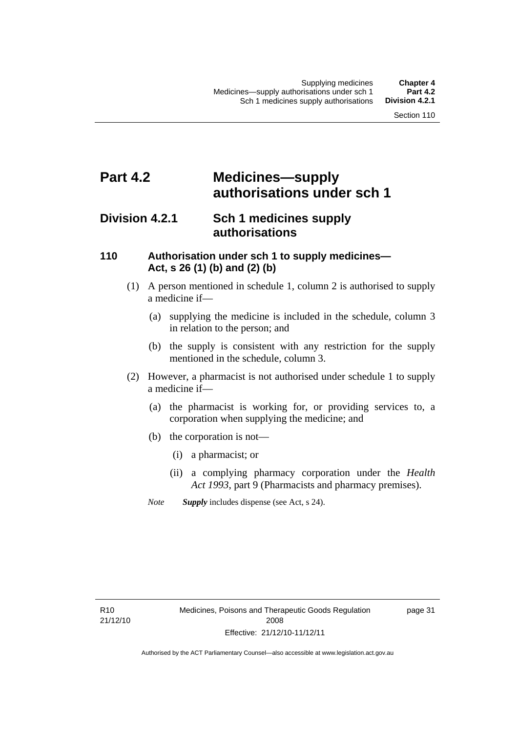# Part 4.2 Medicines—supply authorisations under sch 1

## Division 4.2.1 Sch 1 medicines supply authorisations

### 110 Authorisation under sch 1 to supply medicines—Act, s 26 (1) (b) and (2) (b)

(1) A person mentioned in schedule 1, column 2 is authorised to supply a medicine if—

(a) supplying the medicine is included in the schedule, column 3 in relation to the person; and

(b) the supply is consistent with any restriction for the supply mentioned in the schedule, column 3.

(2) However, a pharmacist is not authorised under schedule 1 to supply a medicine if—

(a) the pharmacist is working for, or providing services to, a corporation when supplying the medicine; and

(b) the corporation is not—

(i) a pharmacist; or

(ii) a complying pharmacy corporation under the *Health Act 1993*, part 9 (Pharmacists and pharmacy premises).

*Note* ***Supply*** includes dispense (see Act, s 24).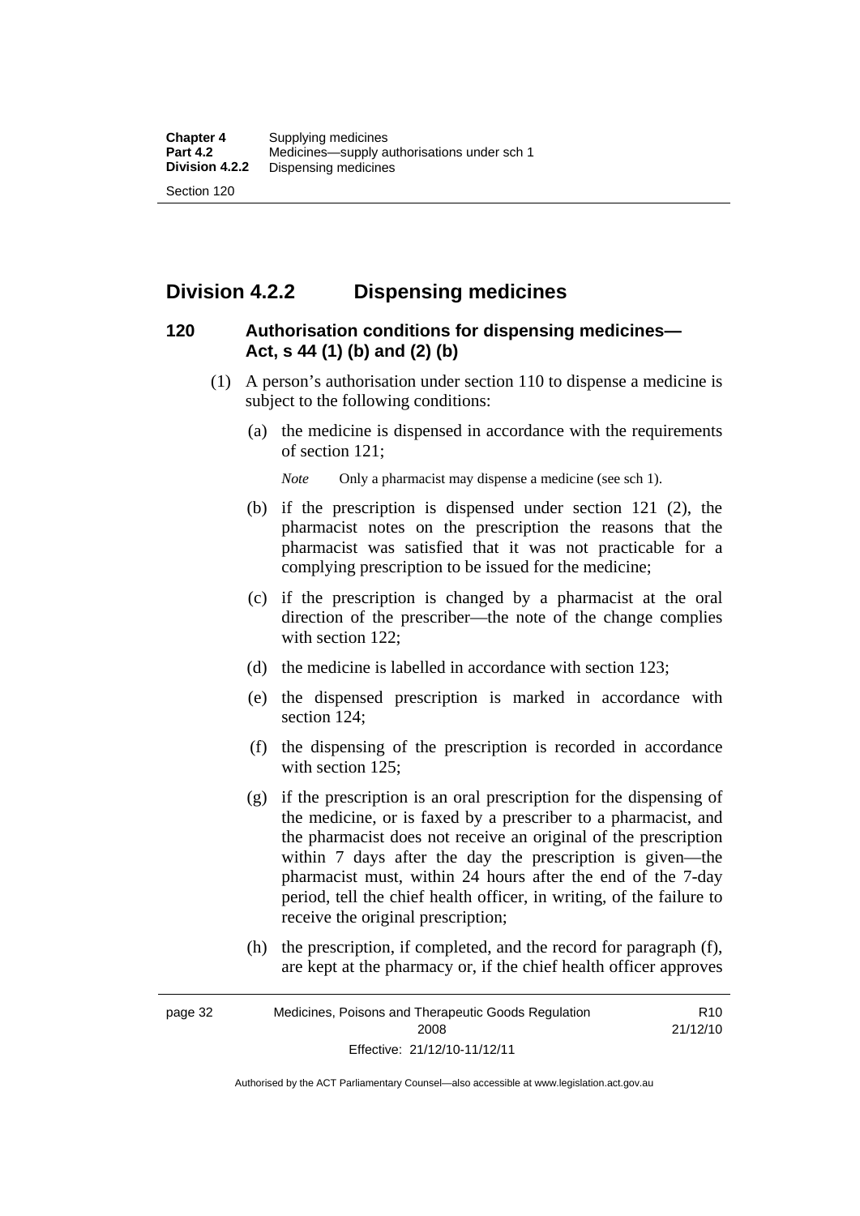## Division 4.2.2 Dispensing medicines

### 120 Authorisation conditions for dispensing medicines—Act, s 44 (1) (b) and (2) (b)

(1) A person's authorisation under section 110 to dispense a medicine is subject to the following conditions:

(a) the medicine is dispensed in accordance with the requirements of section 121;

*Note* Only a pharmacist may dispense a medicine (see sch 1).

(b) if the prescription is dispensed under section 121 (2), the pharmacist notes on the prescription the reasons that the pharmacist was satisfied that it was not practicable for a complying prescription to be issued for the medicine;

(c) if the prescription is changed by a pharmacist at the oral direction of the prescriber—the note of the change complies with section 122;

(d) the medicine is labelled in accordance with section 123;

(e) the dispensed prescription is marked in accordance with section 124;

(f) the dispensing of the prescription is recorded in accordance with section 125;

(g) if the prescription is an oral prescription for the dispensing of the medicine, or is faxed by a prescriber to a pharmacist, and the pharmacist does not receive an original of the prescription within 7 days after the day the prescription is given—the pharmacist must, within 24 hours after the end of the 7-day period, tell the chief health officer, in writing, of the failure to receive the original prescription;

(h) the prescription, if completed, and the record for paragraph (f), are kept at the pharmacy or, if the chief health officer approves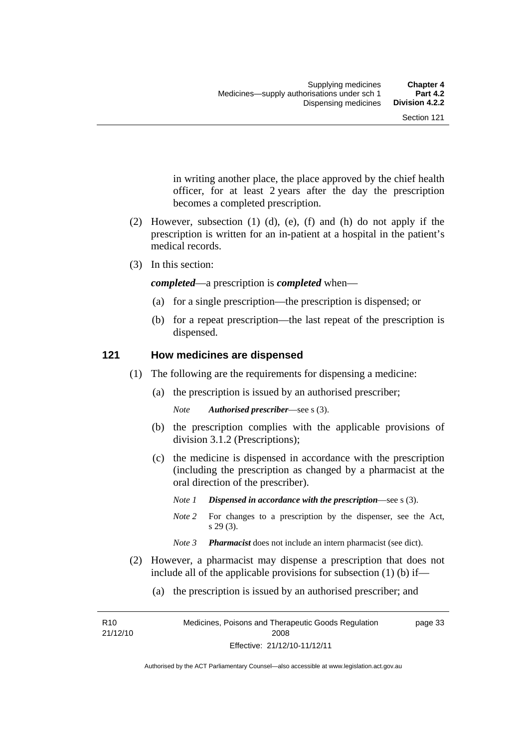in writing another place, the place approved by the chief health officer, for at least 2 years after the day the prescription becomes a completed prescription.

(2) However, subsection (1) (d), (e), (f) and (h) do not apply if the prescription is written for an in-patient at a hospital in the patient's medical records.

(3) In this section:

***completed***—a prescription is ***completed*** when—

(a) for a single prescription—the prescription is dispensed; or

(b) for a repeat prescription—the last repeat of the prescription is dispensed.

## 121 How medicines are dispensed

(1) The following are the requirements for dispensing a medicine:

(a) the prescription is issued by an authorised prescriber;

*Note* ***Authorised prescriber***—see s (3).

(b) the prescription complies with the applicable provisions of division 3.1.2 (Prescriptions);

(c) the medicine is dispensed in accordance with the prescription (including the prescription as changed by a pharmacist at the oral direction of the prescriber).

*Note 1* ***Dispensed in accordance with the prescription***—see s (3).

*Note 2* For changes to a prescription by the dispenser, see the Act, s 29 (3).

*Note 3* ***Pharmacist*** does not include an intern pharmacist (see dict).

(2) However, a pharmacist may dispense a prescription that does not include all of the applicable provisions for subsection (1) (b) if—

(a) the prescription is issued by an authorised prescriber; and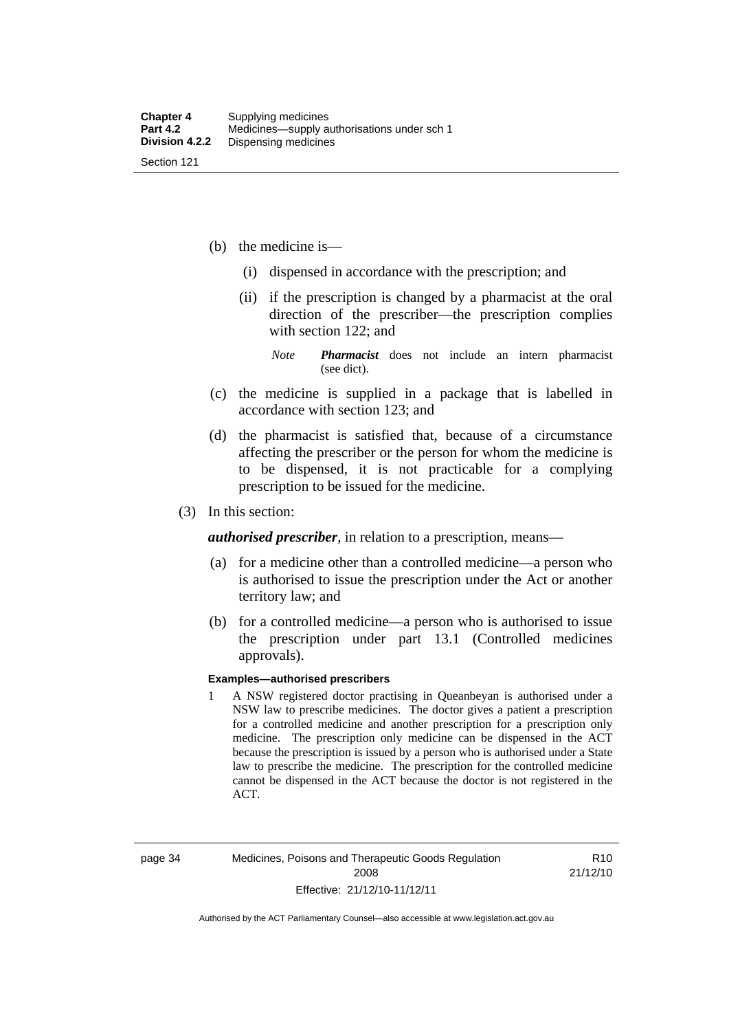(b) the medicine is—

   (i) dispensed in accordance with the prescription; and

   (ii) if the prescription is changed by a pharmacist at the oral direction of the prescriber—the prescription complies with section 122; and

   *Note* ***Pharmacist*** does not include an intern pharmacist (see dict).

(c) the medicine is supplied in a package that is labelled in accordance with section 123; and

(d) the pharmacist is satisfied that, because of a circumstance affecting the prescriber or the person for whom the medicine is to be dispensed, it is not practicable for a complying prescription to be issued for the medicine.

(3) In this section:

***authorised prescriber***, in relation to a prescription, means—

(a) for a medicine other than a controlled medicine—a person who is authorised to issue the prescription under the Act or another territory law; and

(b) for a controlled medicine—a person who is authorised to issue the prescription under part 13.1 (Controlled medicines approvals).

**Examples—authorised prescribers**

1 A NSW registered doctor practising in Queanbeyan is authorised under a NSW law to prescribe medicines. The doctor gives a patient a prescription for a controlled medicine and another prescription for a prescription only medicine. The prescription only medicine can be dispensed in the ACT because the prescription is issued by a person who is authorised under a State law to prescribe the medicine. The prescription for the controlled medicine cannot be dispensed in the ACT because the doctor is not registered in the ACT.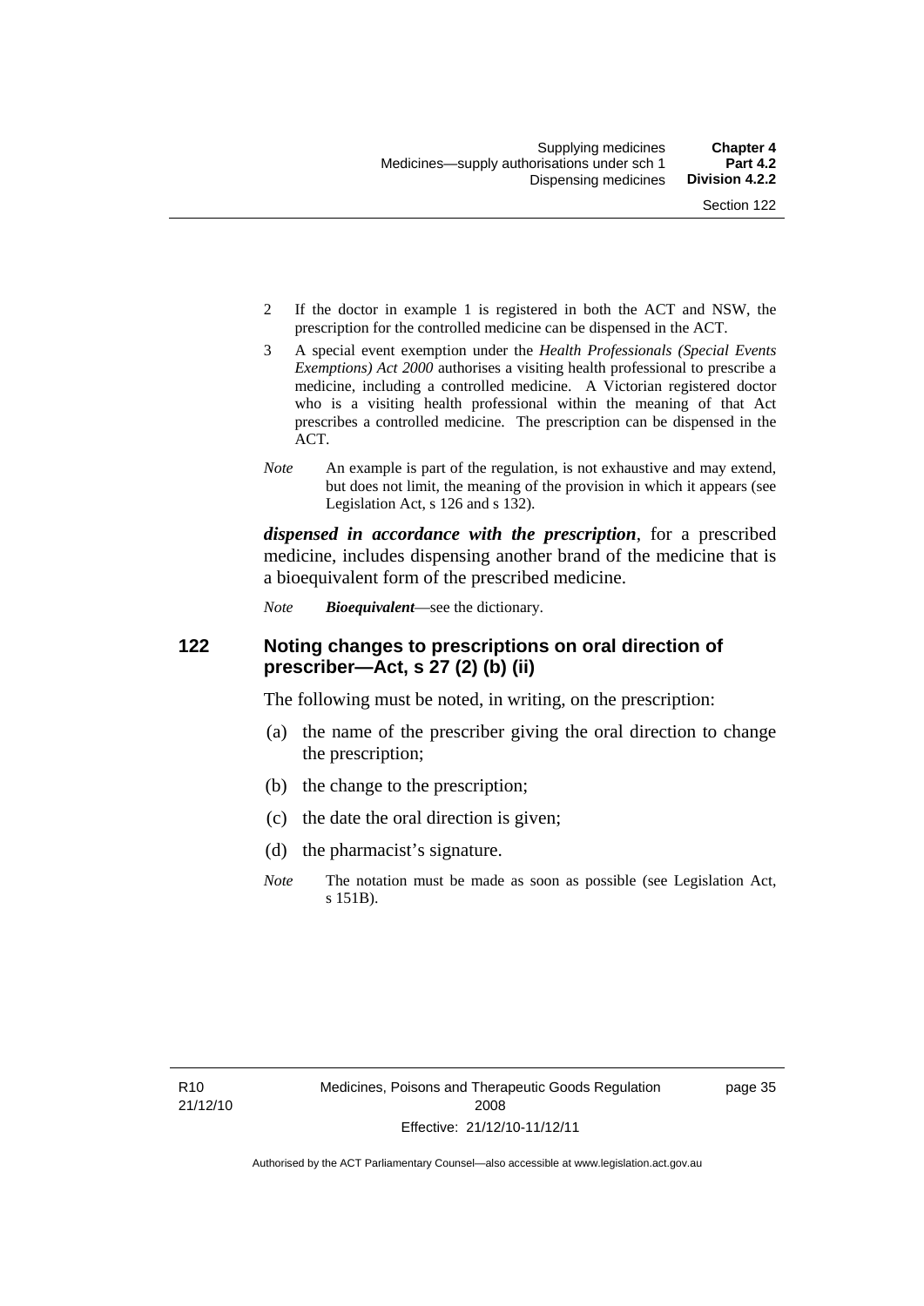2 If the doctor in example 1 is registered in both the ACT and NSW, the prescription for the controlled medicine can be dispensed in the ACT.

3 A special event exemption under the *Health Professionals (Special Events Exemptions) Act 2000* authorises a visiting health professional to prescribe a medicine, including a controlled medicine. A Victorian registered doctor who is a visiting health professional within the meaning of that Act prescribes a controlled medicine. The prescription can be dispensed in the ACT.

*Note* An example is part of the regulation, is not exhaustive and may extend, but does not limit, the meaning of the provision in which it appears (see Legislation Act, s 126 and s 132).

***dispensed in accordance with the prescription***, for a prescribed medicine, includes dispensing another brand of the medicine that is a bioequivalent form of the prescribed medicine.

*Note* ***Bioequivalent***—see the dictionary.

## 122 Noting changes to prescriptions on oral direction of prescriber—Act, s 27 (2) (b) (ii)

The following must be noted, in writing, on the prescription:

(a) the name of the prescriber giving the oral direction to change the prescription;

(b) the change to the prescription;

(c) the date the oral direction is given;

(d) the pharmacist's signature.

*Note* The notation must be made as soon as possible (see Legislation Act, s 151B).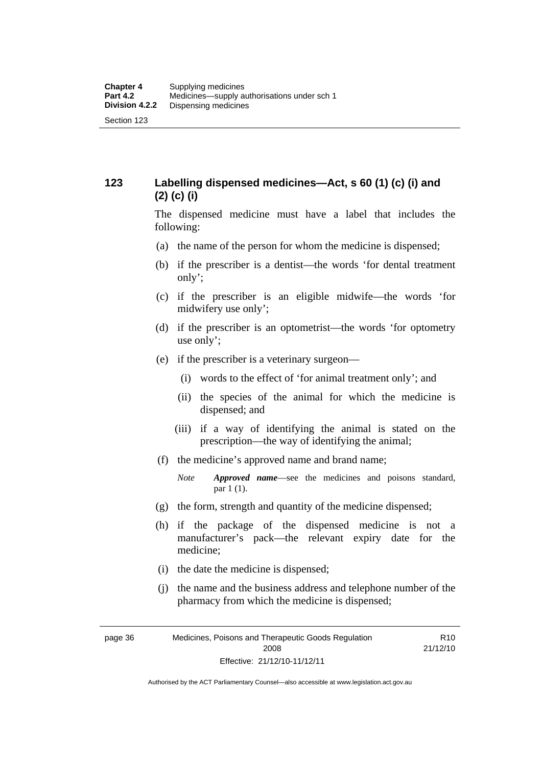## 123 Labelling dispensed medicines—Act, s 60 (1) (c) (i) and (2) (c) (i)

The dispensed medicine must have a label that includes the following:

(a) the name of the person for whom the medicine is dispensed;

(b) if the prescriber is a dentist—the words 'for dental treatment only';

(c) if the prescriber is an eligible midwife—the words 'for midwifery use only';

(d) if the prescriber is an optometrist—the words 'for optometry use only';

(e) if the prescriber is a veterinary surgeon—

(i) words to the effect of 'for animal treatment only'; and

(ii) the species of the animal for which the medicine is dispensed; and

(iii) if a way of identifying the animal is stated on the prescription—the way of identifying the animal;

(f) the medicine's approved name and brand name;

*Note* ***Approved name***—see the medicines and poisons standard, par 1 (1).

(g) the form, strength and quantity of the medicine dispensed;

(h) if the package of the dispensed medicine is not a manufacturer's pack—the relevant expiry date for the medicine;

(i) the date the medicine is dispensed;

(j) the name and the business address and telephone number of the pharmacy from which the medicine is dispensed;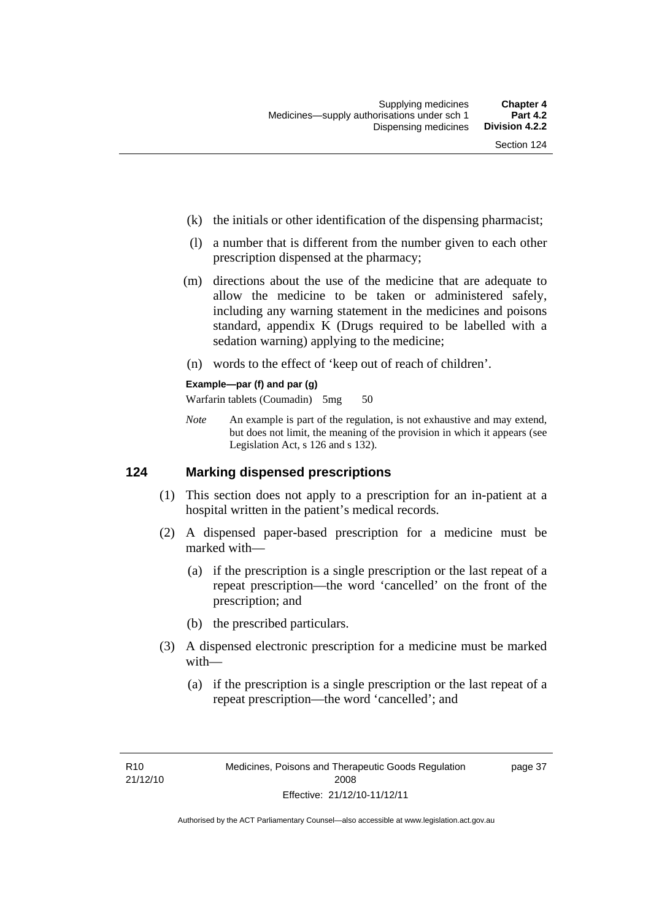(k) the initials or other identification of the dispensing pharmacist;

(l) a number that is different from the number given to each other prescription dispensed at the pharmacy;

(m) directions about the use of the medicine that are adequate to allow the medicine to be taken or administered safely, including any warning statement in the medicines and poisons standard, appendix K (Drugs required to be labelled with a sedation warning) applying to the medicine;

(n) words to the effect of 'keep out of reach of children'.

**Example—par (f) and par (g)**

Warfarin tablets (Coumadin) 5mg 50

*Note* An example is part of the regulation, is not exhaustive and may extend, but does not limit, the meaning of the provision in which it appears (see Legislation Act, s 126 and s 132).

## 124 Marking dispensed prescriptions

(1) This section does not apply to a prescription for an in-patient at a hospital written in the patient's medical records.

(2) A dispensed paper-based prescription for a medicine must be marked with—

(a) if the prescription is a single prescription or the last repeat of a repeat prescription—the word 'cancelled' on the front of the prescription; and

(b) the prescribed particulars.

(3) A dispensed electronic prescription for a medicine must be marked with—

(a) if the prescription is a single prescription or the last repeat of a repeat prescription—the word 'cancelled'; and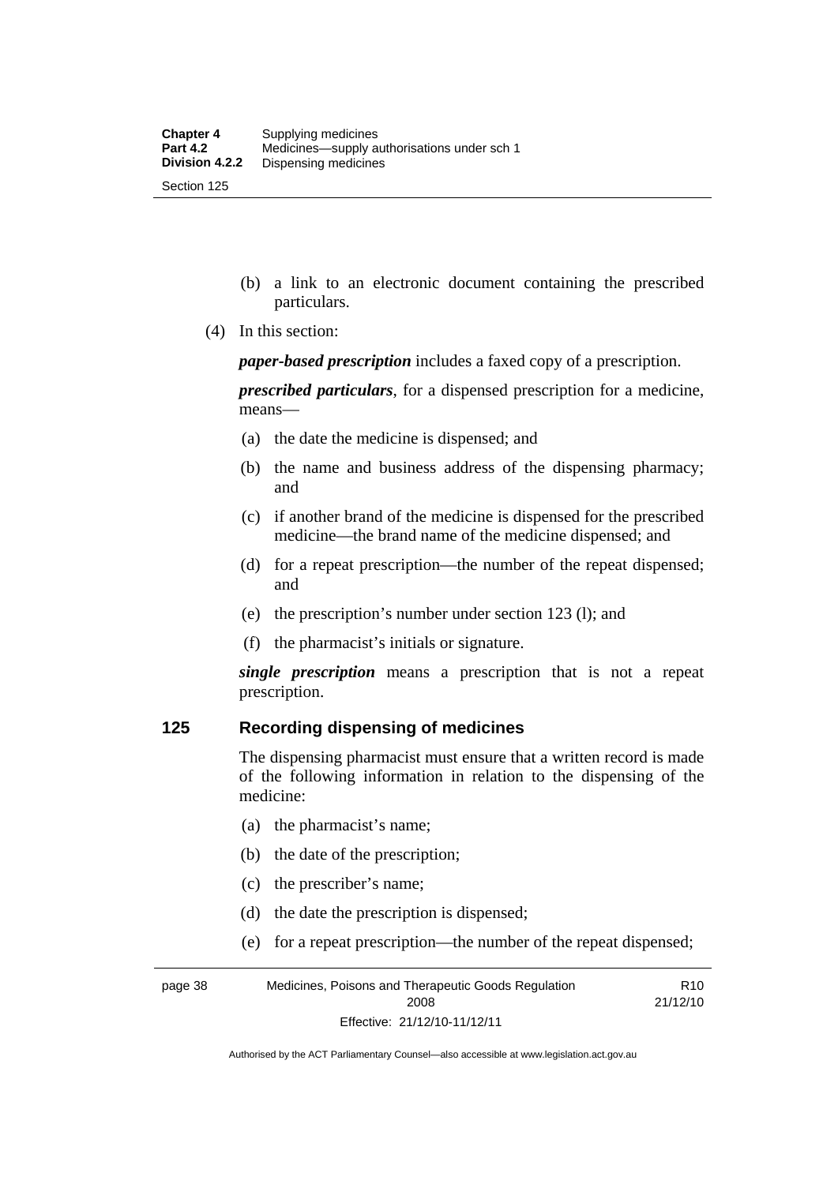(b) a link to an electronic document containing the prescribed particulars.

(4) In this section:

***paper-based prescription*** includes a faxed copy of a prescription.

***prescribed particulars***, for a dispensed prescription for a medicine, means—

(a) the date the medicine is dispensed; and

(b) the name and business address of the dispensing pharmacy; and

(c) if another brand of the medicine is dispensed for the prescribed medicine—the brand name of the medicine dispensed; and

(d) for a repeat prescription—the number of the repeat dispensed; and

(e) the prescription's number under section 123 (l); and

(f) the pharmacist's initials or signature.

***single prescription*** means a prescription that is not a repeat prescription.

## 125 Recording dispensing of medicines

The dispensing pharmacist must ensure that a written record is made of the following information in relation to the dispensing of the medicine:

(a) the pharmacist's name;

(b) the date of the prescription;

(c) the prescriber's name;

(d) the date the prescription is dispensed;

(e) for a repeat prescription—the number of the repeat dispensed;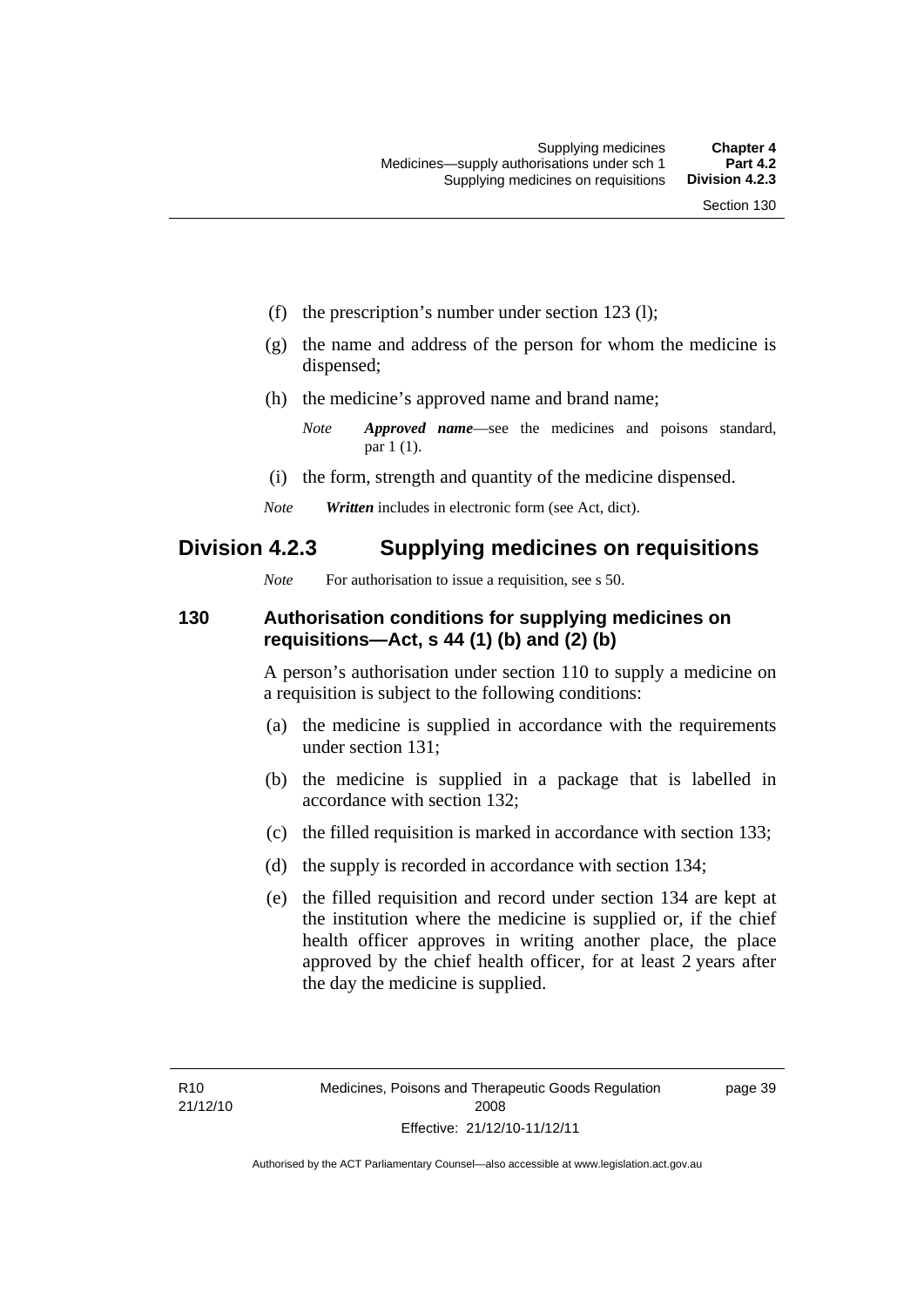(f) the prescription's number under section 123 (l);

(g) the name and address of the person for whom the medicine is dispensed;

(h) the medicine's approved name and brand name;

*Note* ***Approved name***—see the medicines and poisons standard, par 1 (1).

(i) the form, strength and quantity of the medicine dispensed.

*Note* ***Written*** includes in electronic form (see Act, dict).

## Division 4.2.3 Supplying medicines on requisitions

*Note* For authorisation to issue a requisition, see s 50.

### 130 Authorisation conditions for supplying medicines on requisitions—Act, s 44 (1) (b) and (2) (b)

A person's authorisation under section 110 to supply a medicine on a requisition is subject to the following conditions:

(a) the medicine is supplied in accordance with the requirements under section 131;

(b) the medicine is supplied in a package that is labelled in accordance with section 132;

(c) the filled requisition is marked in accordance with section 133;

(d) the supply is recorded in accordance with section 134;

(e) the filled requisition and record under section 134 are kept at the institution where the medicine is supplied or, if the chief health officer approves in writing another place, the place approved by the chief health officer, for at least 2 years after the day the medicine is supplied.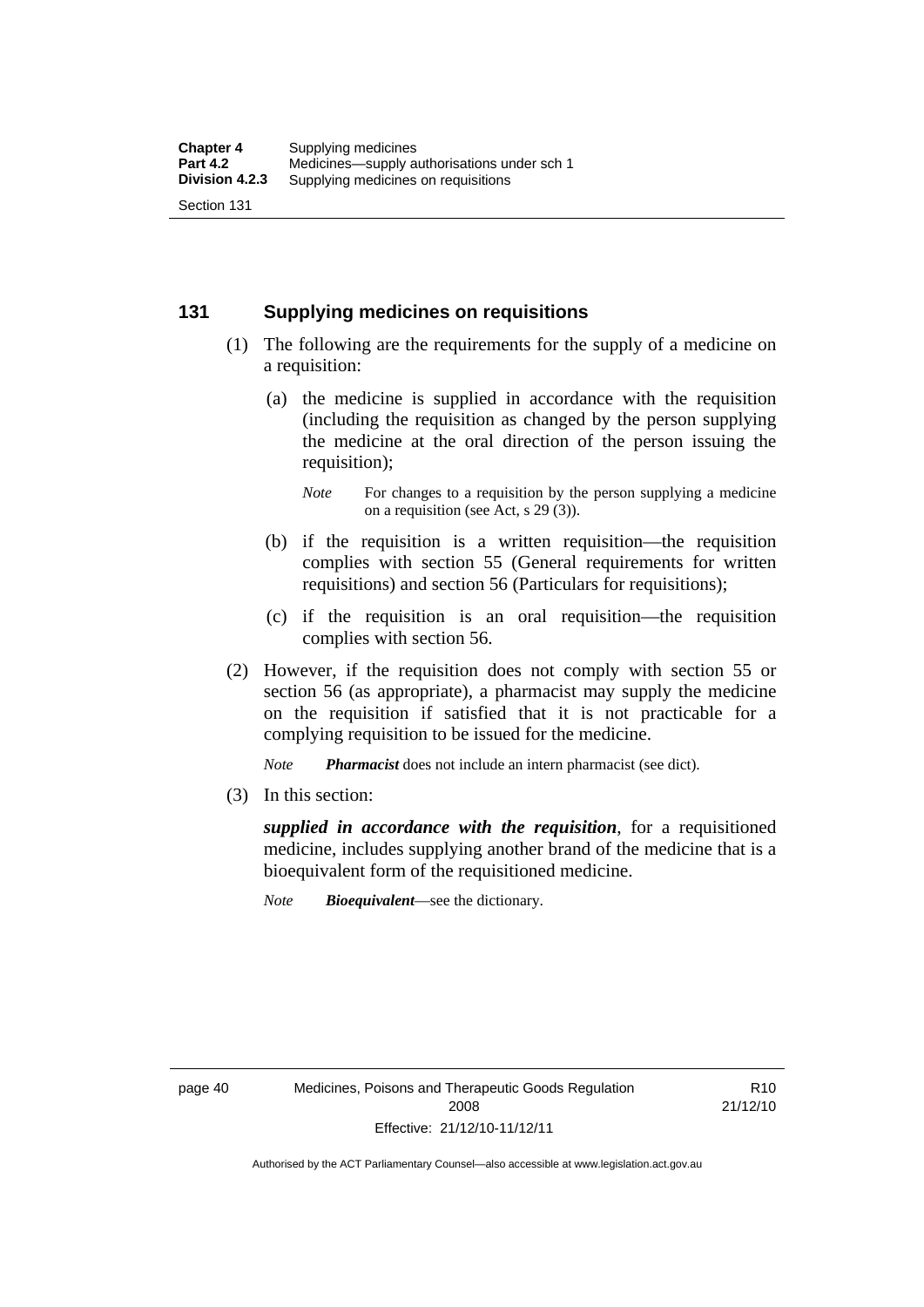## 131 Supplying medicines on requisitions

(1) The following are the requirements for the supply of a medicine on a requisition:

(a) the medicine is supplied in accordance with the requisition (including the requisition as changed by the person supplying the medicine at the oral direction of the person issuing the requisition);

*Note* For changes to a requisition by the person supplying a medicine on a requisition (see Act, s 29 (3)).

(b) if the requisition is a written requisition—the requisition complies with section 55 (General requirements for written requisitions) and section 56 (Particulars for requisitions);

(c) if the requisition is an oral requisition—the requisition complies with section 56.

(2) However, if the requisition does not comply with section 55 or section 56 (as appropriate), a pharmacist may supply the medicine on the requisition if satisfied that it is not practicable for a complying requisition to be issued for the medicine.

*Note* ***Pharmacist*** does not include an intern pharmacist (see dict).

(3) In this section:

***supplied in accordance with the requisition***, for a requisitioned medicine, includes supplying another brand of the medicine that is a bioequivalent form of the requisitioned medicine.

*Note* ***Bioequivalent***—see the dictionary.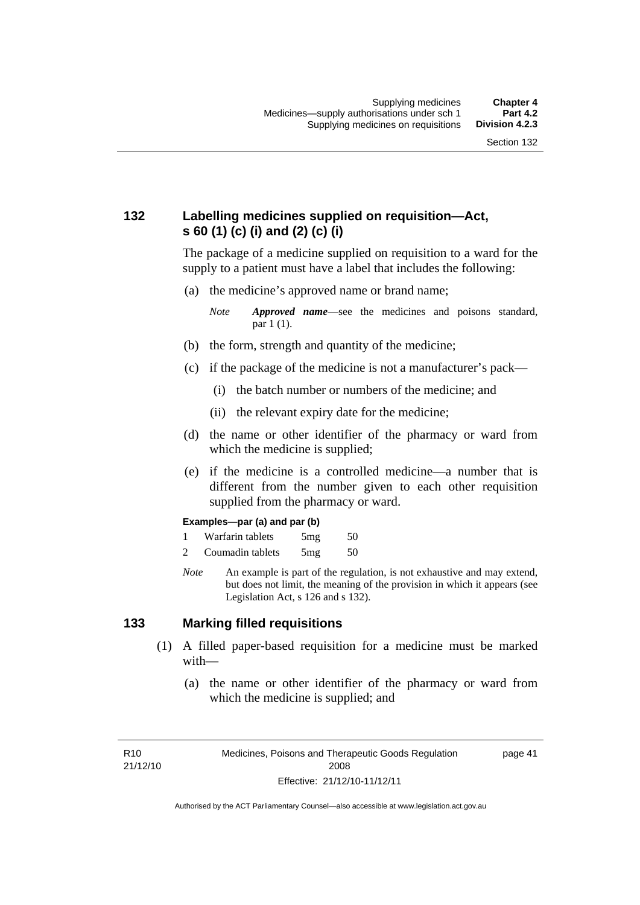## 132 Labelling medicines supplied on requisition—Act, s 60 (1) (c) (i) and (2) (c) (i)

The package of a medicine supplied on requisition to a ward for the supply to a patient must have a label that includes the following:

(a) the medicine's approved name or brand name;

*Note* ***Approved name***—see the medicines and poisons standard, par 1 (1).

(b) the form, strength and quantity of the medicine;

(c) if the package of the medicine is not a manufacturer's pack—

(i) the batch number or numbers of the medicine; and

(ii) the relevant expiry date for the medicine;

(d) the name or other identifier of the pharmacy or ward from which the medicine is supplied;

(e) if the medicine is a controlled medicine—a number that is different from the number given to each other requisition supplied from the pharmacy or ward.

**Examples—par (a) and par (b)**

1 Warfarin tablets 5mg 50

2 Coumadin tablets 5mg 50

*Note* An example is part of the regulation, is not exhaustive and may extend, but does not limit, the meaning of the provision in which it appears (see Legislation Act, s 126 and s 132).

## 133 Marking filled requisitions

(1) A filled paper-based requisition for a medicine must be marked with—

(a) the name or other identifier of the pharmacy or ward from which the medicine is supplied; and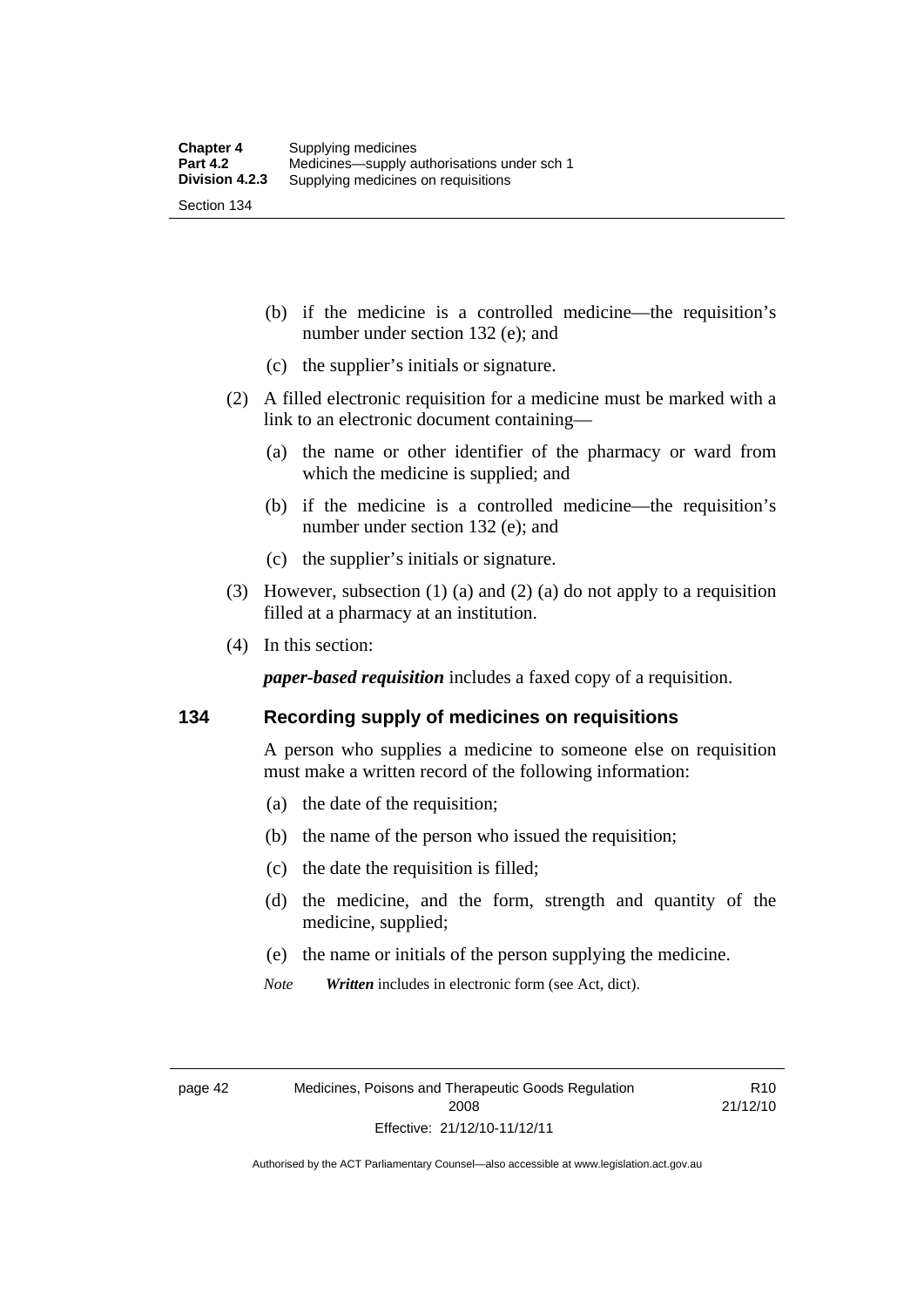(b) if the medicine is a controlled medicine—the requisition's number under section 132 (e); and

(c) the supplier's initials or signature.

(2) A filled electronic requisition for a medicine must be marked with a link to an electronic document containing—

(a) the name or other identifier of the pharmacy or ward from which the medicine is supplied; and

(b) if the medicine is a controlled medicine—the requisition's number under section 132 (e); and

(c) the supplier's initials or signature.

(3) However, subsection (1) (a) and (2) (a) do not apply to a requisition filled at a pharmacy at an institution.

(4) In this section:

***paper-based requisition*** includes a faxed copy of a requisition.

## 134 Recording supply of medicines on requisitions

A person who supplies a medicine to someone else on requisition must make a written record of the following information:

(a) the date of the requisition;

(b) the name of the person who issued the requisition;

(c) the date the requisition is filled;

(d) the medicine, and the form, strength and quantity of the medicine, supplied;

(e) the name or initials of the person supplying the medicine.

*Note* ***Written*** includes in electronic form (see Act, dict).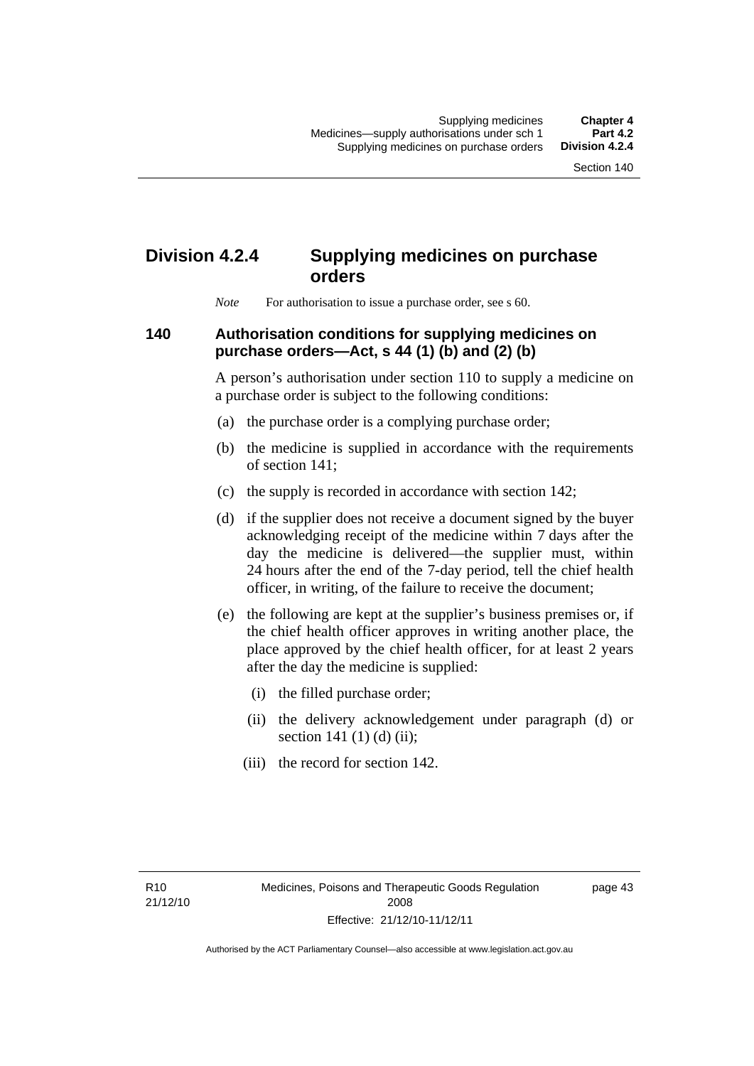## Division 4.2.4 Supplying medicines on purchase orders

*Note* For authorisation to issue a purchase order, see s 60.

### 140 Authorisation conditions for supplying medicines on purchase orders—Act, s 44 (1) (b) and (2) (b)

A person's authorisation under section 110 to supply a medicine on a purchase order is subject to the following conditions:

(a) the purchase order is a complying purchase order;

(b) the medicine is supplied in accordance with the requirements of section 141;

(c) the supply is recorded in accordance with section 142;

(d) if the supplier does not receive a document signed by the buyer acknowledging receipt of the medicine within 7 days after the day the medicine is delivered—the supplier must, within 24 hours after the end of the 7-day period, tell the chief health officer, in writing, of the failure to receive the document;

(e) the following are kept at the supplier's business premises or, if the chief health officer approves in writing another place, the place approved by the chief health officer, for at least 2 years after the day the medicine is supplied:

(i) the filled purchase order;

(ii) the delivery acknowledgement under paragraph (d) or section 141 (1) (d) (ii);

(iii) the record for section 142.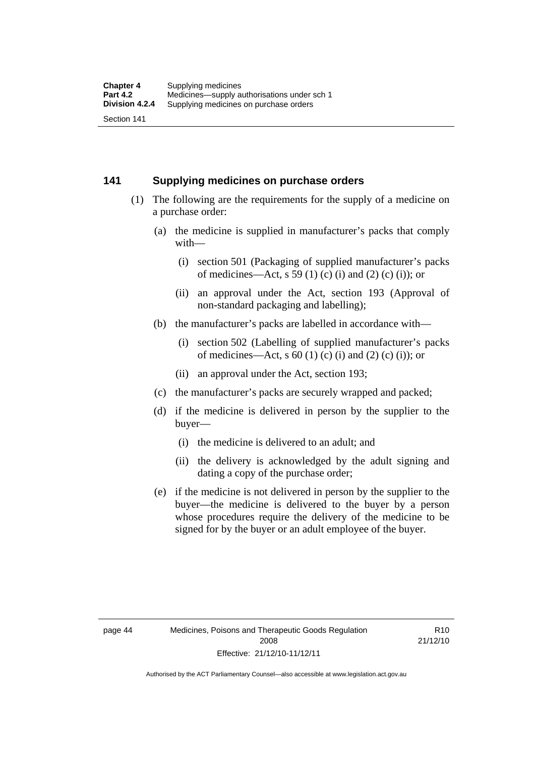## 141 Supplying medicines on purchase orders

(1) The following are the requirements for the supply of a medicine on a purchase order:

(a) the medicine is supplied in manufacturer's packs that comply with—

(i) section 501 (Packaging of supplied manufacturer's packs of medicines—Act, s 59 (1) (c) (i) and (2) (c) (i)); or

(ii) an approval under the Act, section 193 (Approval of non-standard packaging and labelling);

(b) the manufacturer's packs are labelled in accordance with—

(i) section 502 (Labelling of supplied manufacturer's packs of medicines—Act, s 60 (1) (c) (i) and (2) (c) (i)); or

(ii) an approval under the Act, section 193;

(c) the manufacturer's packs are securely wrapped and packed;

(d) if the medicine is delivered in person by the supplier to the buyer—

(i) the medicine is delivered to an adult; and

(ii) the delivery is acknowledged by the adult signing and dating a copy of the purchase order;

(e) if the medicine is not delivered in person by the supplier to the buyer—the medicine is delivered to the buyer by a person whose procedures require the delivery of the medicine to be signed for by the buyer or an adult employee of the buyer.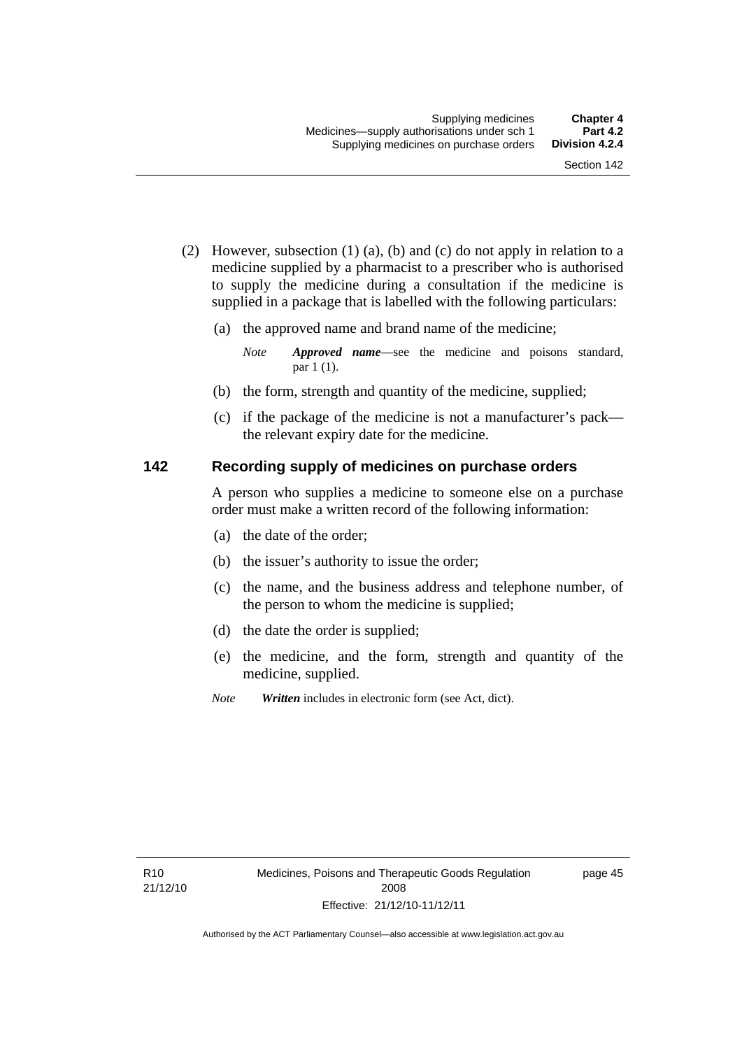(2) However, subsection (1) (a), (b) and (c) do not apply in relation to a medicine supplied by a pharmacist to a prescriber who is authorised to supply the medicine during a consultation if the medicine is supplied in a package that is labelled with the following particulars:

(a) the approved name and brand name of the medicine;

*Note* ***Approved name***—see the medicine and poisons standard, par 1 (1).

(b) the form, strength and quantity of the medicine, supplied;

(c) if the package of the medicine is not a manufacturer's pack—the relevant expiry date for the medicine.

## 142 Recording supply of medicines on purchase orders

A person who supplies a medicine to someone else on a purchase order must make a written record of the following information:

(a) the date of the order;

(b) the issuer's authority to issue the order;

(c) the name, and the business address and telephone number, of the person to whom the medicine is supplied;

(d) the date the order is supplied;

(e) the medicine, and the form, strength and quantity of the medicine, supplied.

*Note* ***Written*** includes in electronic form (see Act, dict).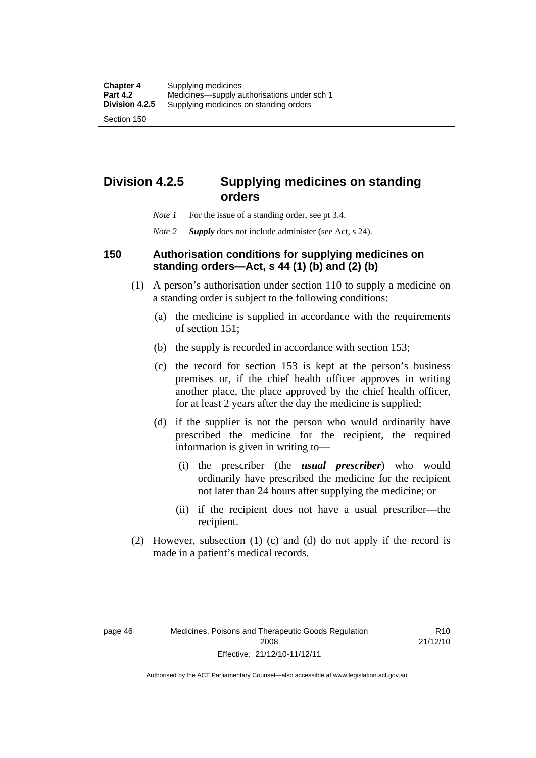## Division 4.2.5 Supplying medicines on standing orders

*Note 1* For the issue of a standing order, see pt 3.4.

*Note 2* ***Supply*** does not include administer (see Act, s 24).

### 150 Authorisation conditions for supplying medicines on standing orders—Act, s 44 (1) (b) and (2) (b)

(1) A person's authorisation under section 110 to supply a medicine on a standing order is subject to the following conditions:

(a) the medicine is supplied in accordance with the requirements of section 151;

(b) the supply is recorded in accordance with section 153;

(c) the record for section 153 is kept at the person's business premises or, if the chief health officer approves in writing another place, the place approved by the chief health officer, for at least 2 years after the day the medicine is supplied;

(d) if the supplier is not the person who would ordinarily have prescribed the medicine for the recipient, the required information is given in writing to—

(i) the prescriber (the ***usual prescriber***) who would ordinarily have prescribed the medicine for the recipient not later than 24 hours after supplying the medicine; or

(ii) if the recipient does not have a usual prescriber—the recipient.

(2) However, subsection (1) (c) and (d) do not apply if the record is made in a patient's medical records.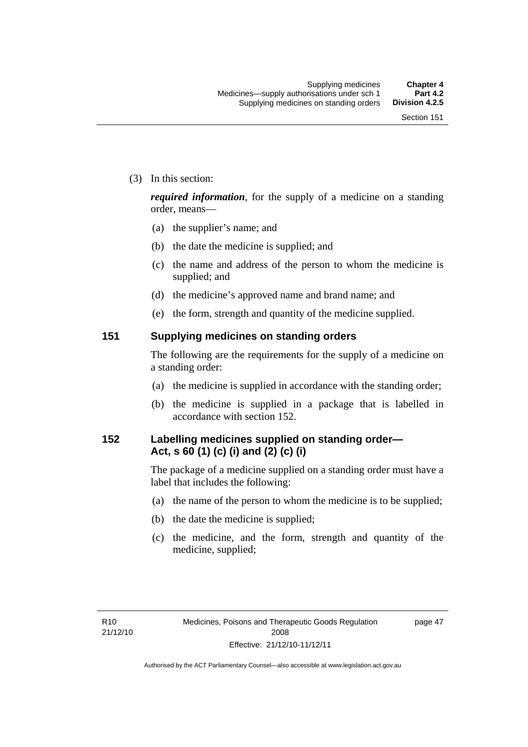(3) In this section:

***required information***, for the supply of a medicine on a standing order, means—

(a) the supplier's name; and

(b) the date the medicine is supplied; and

(c) the name and address of the person to whom the medicine is supplied; and

(d) the medicine's approved name and brand name; and

(e) the form, strength and quantity of the medicine supplied.

## 151 Supplying medicines on standing orders

The following are the requirements for the supply of a medicine on a standing order:

(a) the medicine is supplied in accordance with the standing order;

(b) the medicine is supplied in a package that is labelled in accordance with section 152.

## 152 Labelling medicines supplied on standing order—Act, s 60 (1) (c) (i) and (2) (c) (i)

The package of a medicine supplied on a standing order must have a label that includes the following:

(a) the name of the person to whom the medicine is to be supplied;

(b) the date the medicine is supplied;

(c) the medicine, and the form, strength and quantity of the medicine, supplied;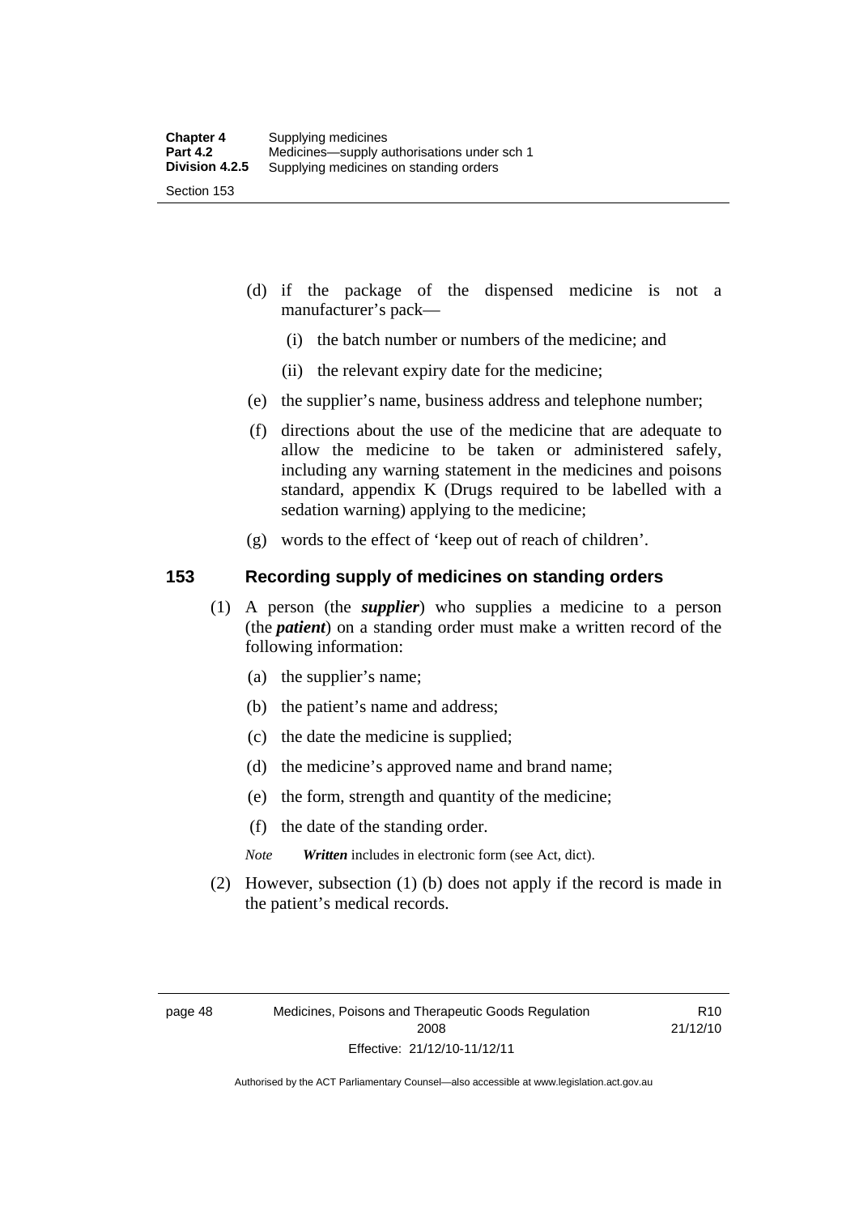(d) if the package of the dispensed medicine is not a manufacturer's pack—

   (i) the batch number or numbers of the medicine; and

   (ii) the relevant expiry date for the medicine;

(e) the supplier's name, business address and telephone number;

(f) directions about the use of the medicine that are adequate to allow the medicine to be taken or administered safely, including any warning statement in the medicines and poisons standard, appendix K (Drugs required to be labelled with a sedation warning) applying to the medicine;

(g) words to the effect of 'keep out of reach of children'.

## 153 Recording supply of medicines on standing orders

(1) A person (the ***supplier***) who supplies a medicine to a person (the ***patient***) on a standing order must make a written record of the following information:

   (a) the supplier's name;

   (b) the patient's name and address;

   (c) the date the medicine is supplied;

   (d) the medicine's approved name and brand name;

   (e) the form, strength and quantity of the medicine;

   (f) the date of the standing order.

   *Note* ***Written*** includes in electronic form (see Act, dict).

(2) However, subsection (1) (b) does not apply if the record is made in the patient's medical records.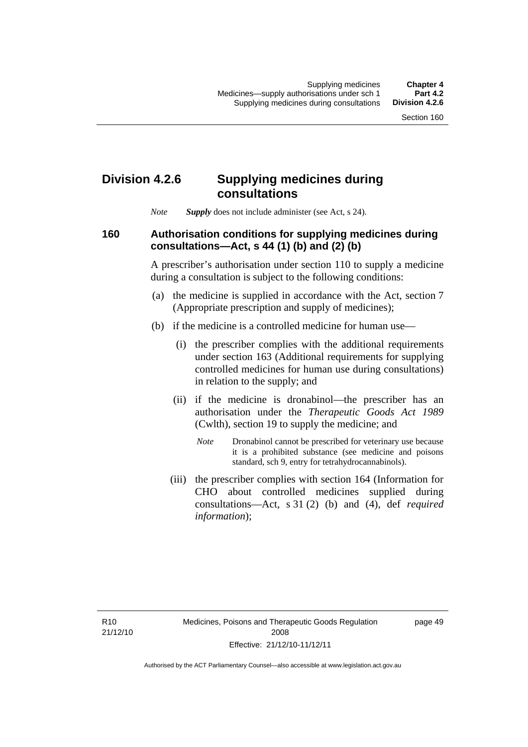## Division 4.2.6 Supplying medicines during consultations

*Note* ***Supply*** does not include administer (see Act, s 24).

### 160 Authorisation conditions for supplying medicines during consultations—Act, s 44 (1) (b) and (2) (b)

A prescriber's authorisation under section 110 to supply a medicine during a consultation is subject to the following conditions:

(a) the medicine is supplied in accordance with the Act, section 7 (Appropriate prescription and supply of medicines);

(b) if the medicine is a controlled medicine for human use—

(i) the prescriber complies with the additional requirements under section 163 (Additional requirements for supplying controlled medicines for human use during consultations) in relation to the supply; and

(ii) if the medicine is dronabinol—the prescriber has an authorisation under the *Therapeutic Goods Act 1989* (Cwlth), section 19 to supply the medicine; and

*Note* Dronabinol cannot be prescribed for veterinary use because it is a prohibited substance (see medicine and poisons standard, sch 9, entry for tetrahydrocannabinols).

(iii) the prescriber complies with section 164 (Information for CHO about controlled medicines supplied during consultations—Act, s 31 (2) (b) and (4), def *required information*);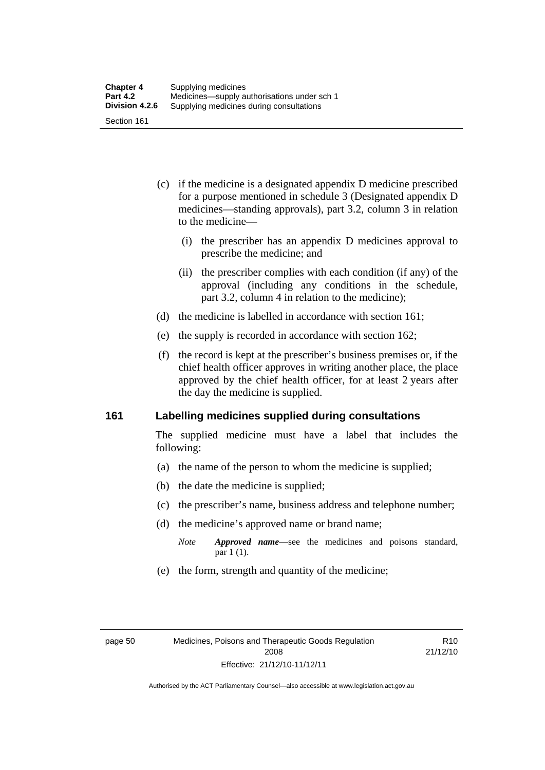(c) if the medicine is a designated appendix D medicine prescribed for a purpose mentioned in schedule 3 (Designated appendix D medicines—standing approvals), part 3.2, column 3 in relation to the medicine—

(i) the prescriber has an appendix D medicines approval to prescribe the medicine; and

(ii) the prescriber complies with each condition (if any) of the approval (including any conditions in the schedule, part 3.2, column 4 in relation to the medicine);

(d) the medicine is labelled in accordance with section 161;

(e) the supply is recorded in accordance with section 162;

(f) the record is kept at the prescriber's business premises or, if the chief health officer approves in writing another place, the place approved by the chief health officer, for at least 2 years after the day the medicine is supplied.

## 161 Labelling medicines supplied during consultations

The supplied medicine must have a label that includes the following:

(a) the name of the person to whom the medicine is supplied;

(b) the date the medicine is supplied;

(c) the prescriber's name, business address and telephone number;

(d) the medicine's approved name or brand name;

*Note* ***Approved name***—see the medicines and poisons standard, par 1 (1).

(e) the form, strength and quantity of the medicine;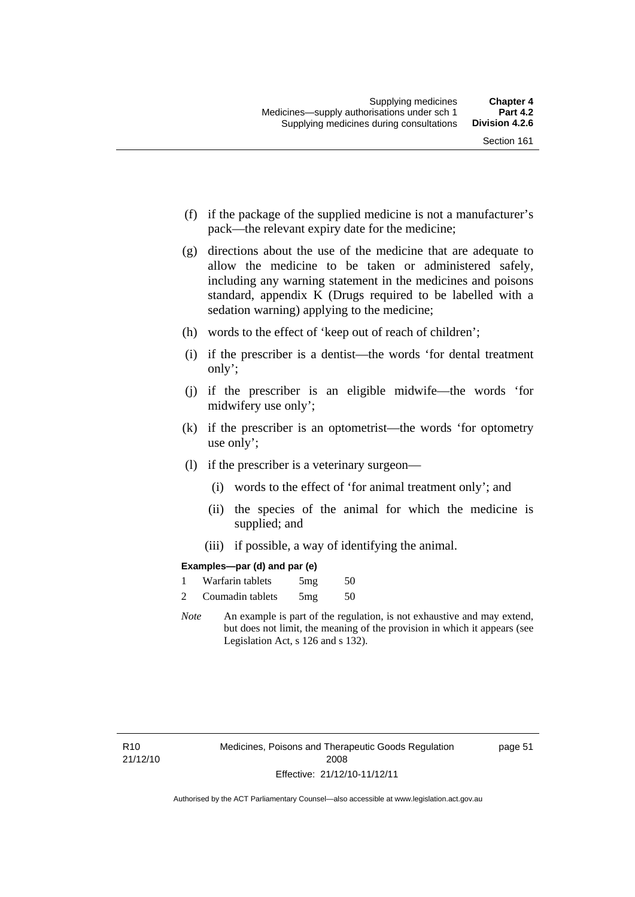(f) if the package of the supplied medicine is not a manufacturer's pack—the relevant expiry date for the medicine;

(g) directions about the use of the medicine that are adequate to allow the medicine to be taken or administered safely, including any warning statement in the medicines and poisons standard, appendix K (Drugs required to be labelled with a sedation warning) applying to the medicine;

(h) words to the effect of 'keep out of reach of children';

(i) if the prescriber is a dentist—the words 'for dental treatment only';

(j) if the prescriber is an eligible midwife—the words 'for midwifery use only';

(k) if the prescriber is an optometrist—the words 'for optometry use only';

(l) if the prescriber is a veterinary surgeon—

(i) words to the effect of 'for animal treatment only'; and

(ii) the species of the animal for which the medicine is supplied; and

(iii) if possible, a way of identifying the animal.

**Examples—par (d) and par (e)**

| | | | |
|---|---|---|---|
| 1 | Warfarin tablets | 5mg | 50 |
| 2 | Coumadin tablets | 5mg | 50 |

*Note* An example is part of the regulation, is not exhaustive and may extend, but does not limit, the meaning of the provision in which it appears (see Legislation Act, s 126 and s 132).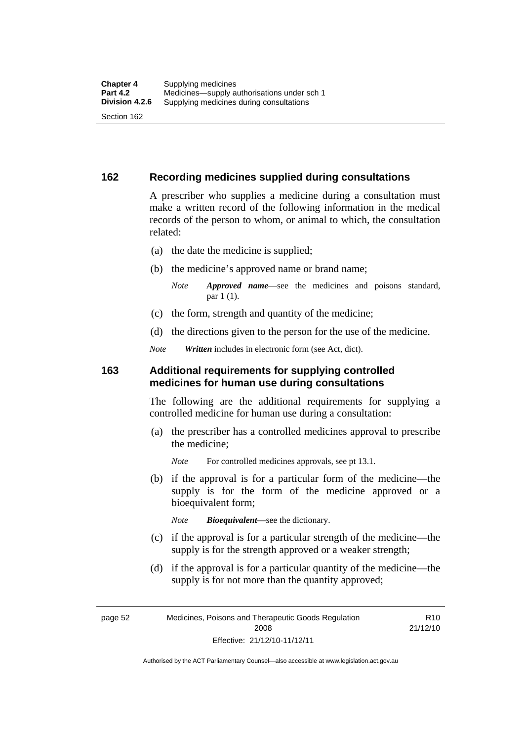## 162 Recording medicines supplied during consultations

A prescriber who supplies a medicine during a consultation must make a written record of the following information in the medical records of the person to whom, or animal to which, the consultation related:

(a) the date the medicine is supplied;

(b) the medicine's approved name or brand name;

*Note* ***Approved name***—see the medicines and poisons standard, par 1 (1).

(c) the form, strength and quantity of the medicine;

(d) the directions given to the person for the use of the medicine.

*Note* ***Written*** includes in electronic form (see Act, dict).

## 163 Additional requirements for supplying controlled medicines for human use during consultations

The following are the additional requirements for supplying a controlled medicine for human use during a consultation:

(a) the prescriber has a controlled medicines approval to prescribe the medicine;

*Note* For controlled medicines approvals, see pt 13.1.

(b) if the approval is for a particular form of the medicine—the supply is for the form of the medicine approved or a bioequivalent form;

*Note* ***Bioequivalent***—see the dictionary.

(c) if the approval is for a particular strength of the medicine—the supply is for the strength approved or a weaker strength;

(d) if the approval is for a particular quantity of the medicine—the supply is for not more than the quantity approved;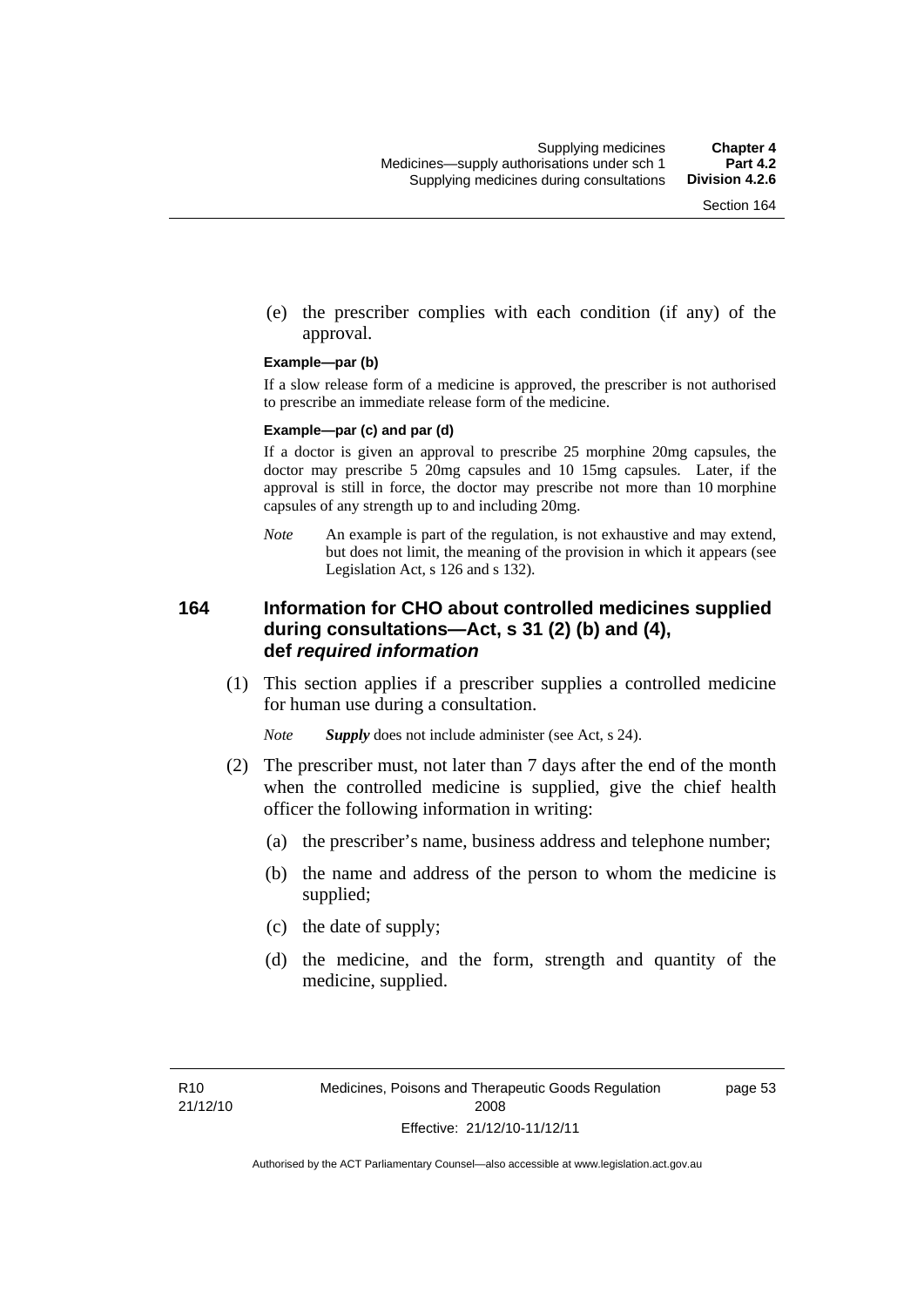(e) the prescriber complies with each condition (if any) of the approval.

**Example—par (b)**

If a slow release form of a medicine is approved, the prescriber is not authorised to prescribe an immediate release form of the medicine.

**Example—par (c) and par (d)**

If a doctor is given an approval to prescribe 25 morphine 20mg capsules, the doctor may prescribe 5 20mg capsules and 10 15mg capsules. Later, if the approval is still in force, the doctor may prescribe not more than 10 morphine capsules of any strength up to and including 20mg.

*Note* An example is part of the regulation, is not exhaustive and may extend, but does not limit, the meaning of the provision in which it appears (see Legislation Act, s 126 and s 132).

### 164 Information for CHO about controlled medicines supplied during consultations—Act, s 31 (2) (b) and (4), def *required information*

(1) This section applies if a prescriber supplies a controlled medicine for human use during a consultation.

*Note* ***Supply*** does not include administer (see Act, s 24).

(2) The prescriber must, not later than 7 days after the end of the month when the controlled medicine is supplied, give the chief health officer the following information in writing:

(a) the prescriber's name, business address and telephone number;

(b) the name and address of the person to whom the medicine is supplied;

(c) the date of supply;

(d) the medicine, and the form, strength and quantity of the medicine, supplied.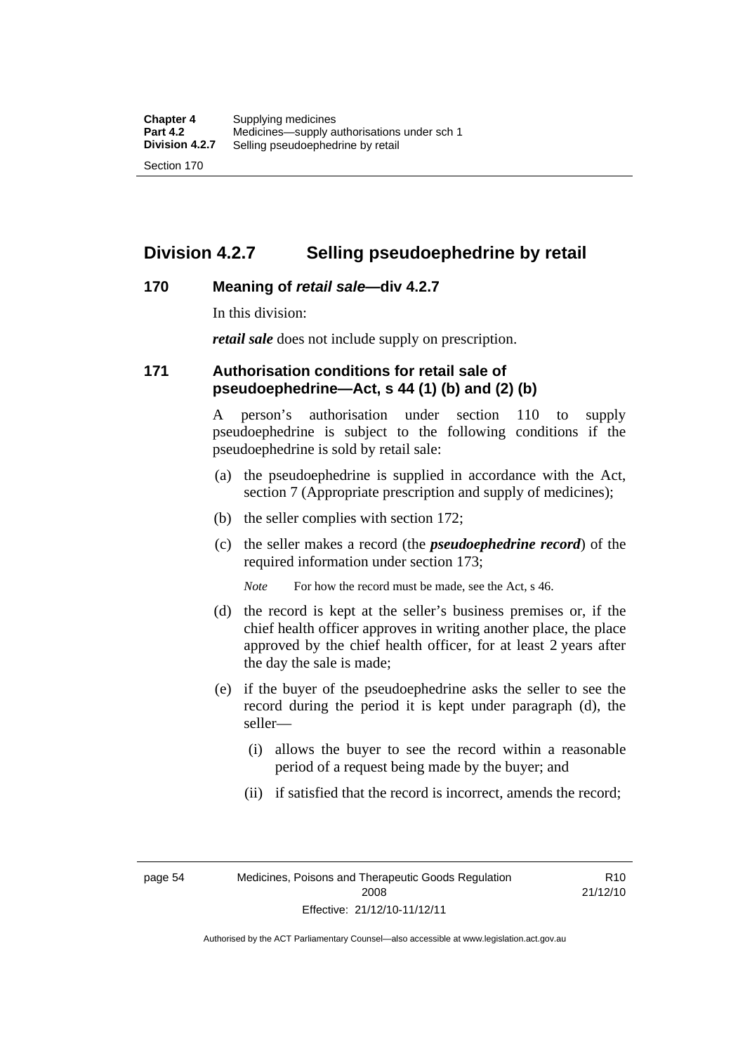## Division 4.2.7 Selling pseudoephedrine by retail

### 170 Meaning of *retail sale*—div 4.2.7

In this division:

***retail sale*** does not include supply on prescription.

### 171 Authorisation conditions for retail sale of pseudoephedrine—Act, s 44 (1) (b) and (2) (b)

A person's authorisation under section 110 to supply pseudoephedrine is subject to the following conditions if the pseudoephedrine is sold by retail sale:

(a) the pseudoephedrine is supplied in accordance with the Act, section 7 (Appropriate prescription and supply of medicines);

(b) the seller complies with section 172;

(c) the seller makes a record (the ***pseudoephedrine record***) of the required information under section 173;

*Note* For how the record must be made, see the Act, s 46.

(d) the record is kept at the seller's business premises or, if the chief health officer approves in writing another place, the place approved by the chief health officer, for at least 2 years after the day the sale is made;

(e) if the buyer of the pseudoephedrine asks the seller to see the record during the period it is kept under paragraph (d), the seller—

(i) allows the buyer to see the record within a reasonable period of a request being made by the buyer; and

(ii) if satisfied that the record is incorrect, amends the record;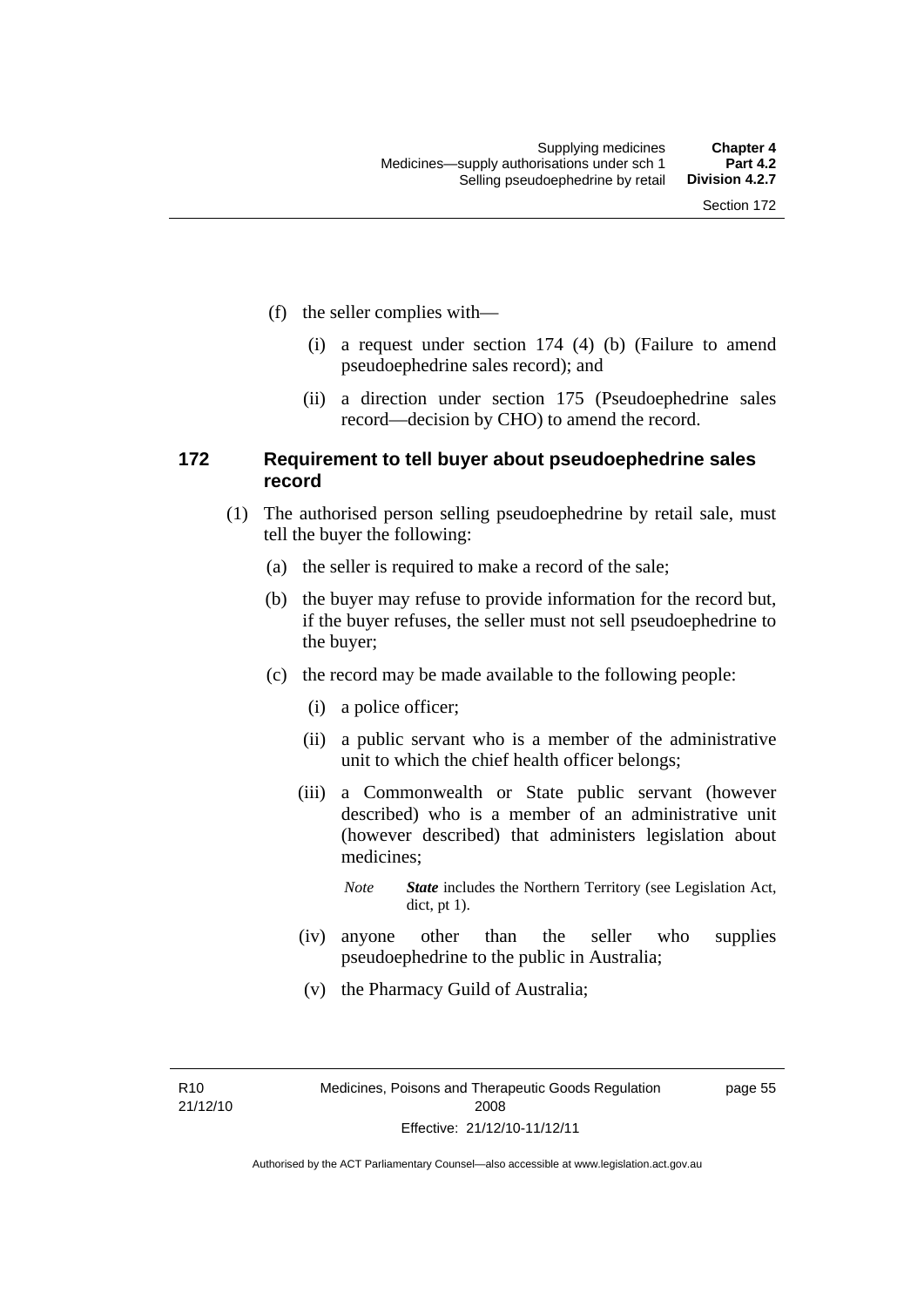(f) the seller complies with—

(i) a request under section 174 (4) (b) (Failure to amend pseudoephedrine sales record); and

(ii) a direction under section 175 (Pseudoephedrine sales record—decision by CHO) to amend the record.

### 172 Requirement to tell buyer about pseudoephedrine sales record

(1) The authorised person selling pseudoephedrine by retail sale, must tell the buyer the following:

(a) the seller is required to make a record of the sale;

(b) the buyer may refuse to provide information for the record but, if the buyer refuses, the seller must not sell pseudoephedrine to the buyer;

(c) the record may be made available to the following people:

(i) a police officer;

(ii) a public servant who is a member of the administrative unit to which the chief health officer belongs;

(iii) a Commonwealth or State public servant (however described) who is a member of an administrative unit (however described) that administers legislation about medicines;

*Note* ***State*** includes the Northern Territory (see Legislation Act, dict, pt 1).

(iv) anyone other than the seller who supplies pseudoephedrine to the public in Australia;

(v) the Pharmacy Guild of Australia;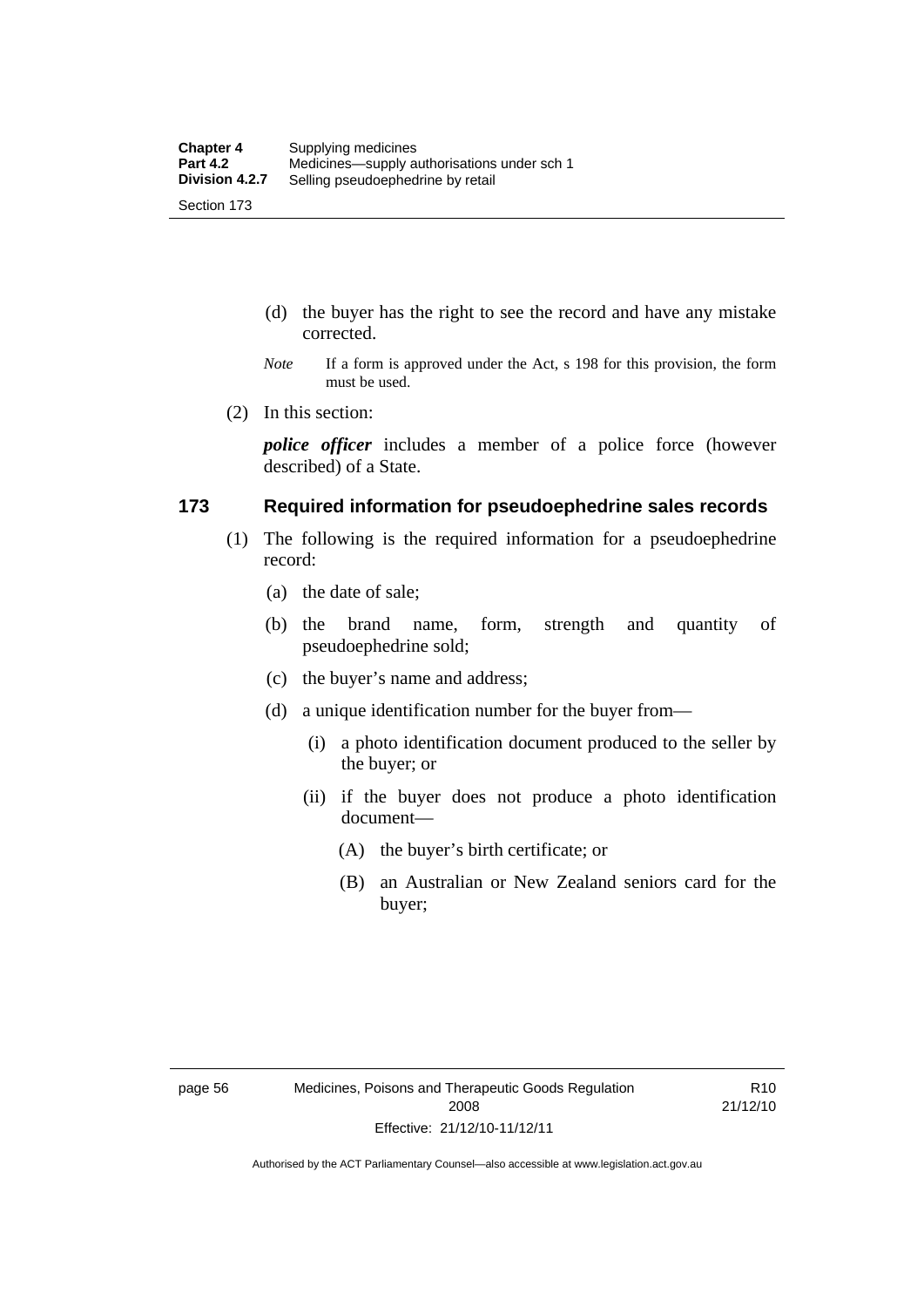(d) the buyer has the right to see the record and have any mistake corrected.

*Note* If a form is approved under the Act, s 198 for this provision, the form must be used.

(2) In this section:

***police officer*** includes a member of a police force (however described) of a State.

## 173 Required information for pseudoephedrine sales records

(1) The following is the required information for a pseudoephedrine record:

(a) the date of sale;

(b) the brand name, form, strength and quantity of pseudoephedrine sold;

(c) the buyer's name and address;

(d) a unique identification number for the buyer from—

(i) a photo identification document produced to the seller by the buyer; or

(ii) if the buyer does not produce a photo identification document—

(A) the buyer's birth certificate; or

(B) an Australian or New Zealand seniors card for the buyer;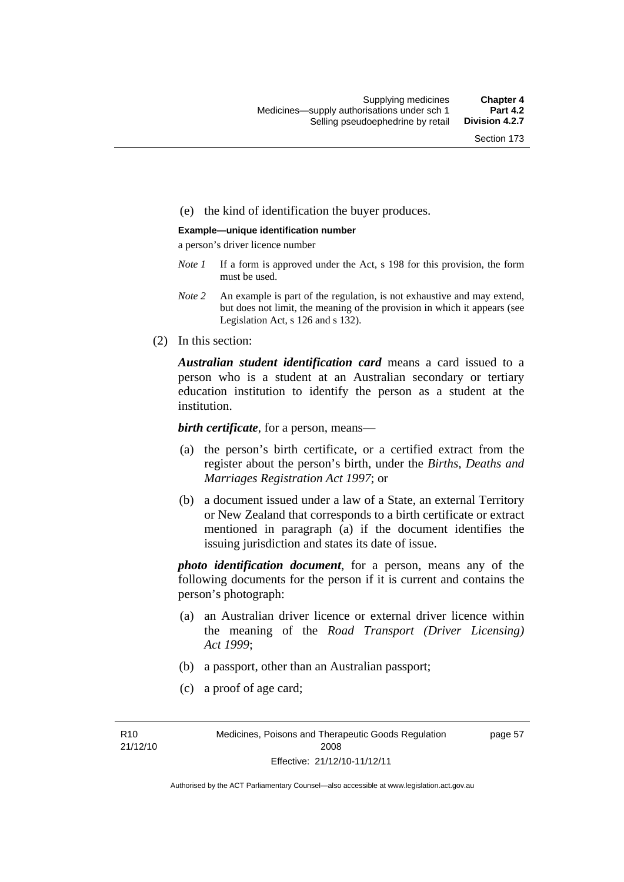(e) the kind of identification the buyer produces.

**Example—unique identification number**

a person's driver licence number

*Note 1* If a form is approved under the Act, s 198 for this provision, the form must be used.

*Note 2* An example is part of the regulation, is not exhaustive and may extend, but does not limit, the meaning of the provision in which it appears (see Legislation Act, s 126 and s 132).

(2) In this section:

***Australian student identification card*** means a card issued to a person who is a student at an Australian secondary or tertiary education institution to identify the person as a student at the institution.

***birth certificate***, for a person, means—

(a) the person's birth certificate, or a certified extract from the register about the person's birth, under the *Births, Deaths and Marriages Registration Act 1997*; or

(b) a document issued under a law of a State, an external Territory or New Zealand that corresponds to a birth certificate or extract mentioned in paragraph (a) if the document identifies the issuing jurisdiction and states its date of issue.

***photo identification document***, for a person, means any of the following documents for the person if it is current and contains the person's photograph:

(a) an Australian driver licence or external driver licence within the meaning of the *Road Transport (Driver Licensing) Act 1999*;

(b) a passport, other than an Australian passport;

(c) a proof of age card;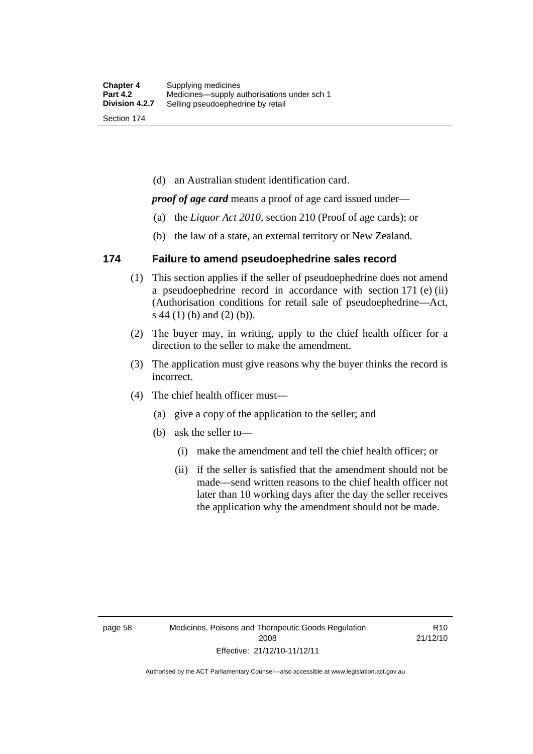(d) an Australian student identification card.

***proof of age card*** means a proof of age card issued under—

(a) the *Liquor Act 2010*, section 210 (Proof of age cards); or

(b) the law of a state, an external territory or New Zealand.

## 174 Failure to amend pseudoephedrine sales record

(1) This section applies if the seller of pseudoephedrine does not amend a pseudoephedrine record in accordance with section 171 (e) (ii) (Authorisation conditions for retail sale of pseudoephedrine—Act, s 44 (1) (b) and (2) (b)).

(2) The buyer may, in writing, apply to the chief health officer for a direction to the seller to make the amendment.

(3) The application must give reasons why the buyer thinks the record is incorrect.

(4) The chief health officer must—

(a) give a copy of the application to the seller; and

(b) ask the seller to—

(i) make the amendment and tell the chief health officer; or

(ii) if the seller is satisfied that the amendment should not be made—send written reasons to the chief health officer not later than 10 working days after the day the seller receives the application why the amendment should not be made.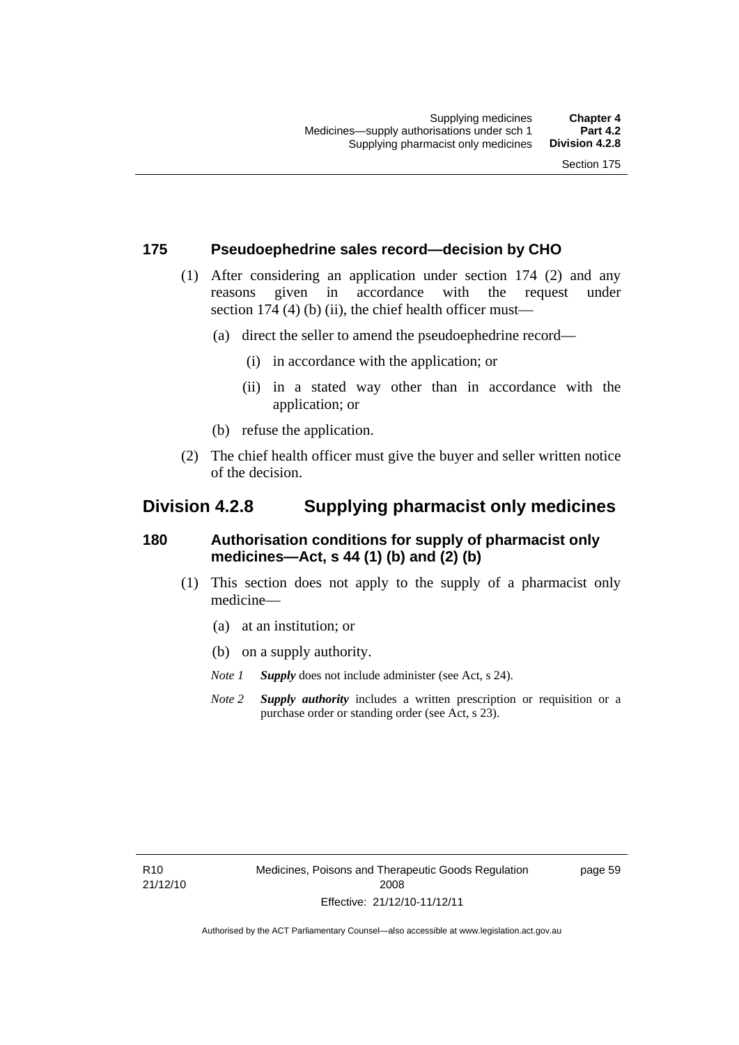### 175 Pseudoephedrine sales record—decision by CHO

(1) After considering an application under section 174 (2) and any reasons given in accordance with the request under section 174 (4) (b) (ii), the chief health officer must—

(a) direct the seller to amend the pseudoephedrine record—

(i) in accordance with the application; or

(ii) in a stated way other than in accordance with the application; or

(b) refuse the application.

(2) The chief health officer must give the buyer and seller written notice of the decision.

## Division 4.2.8 Supplying pharmacist only medicines

### 180 Authorisation conditions for supply of pharmacist only medicines—Act, s 44 (1) (b) and (2) (b)

(1) This section does not apply to the supply of a pharmacist only medicine—

(a) at an institution; or

(b) on a supply authority.

*Note 1* ***Supply*** does not include administer (see Act, s 24).

*Note 2* ***Supply authority*** includes a written prescription or requisition or a purchase order or standing order (see Act, s 23).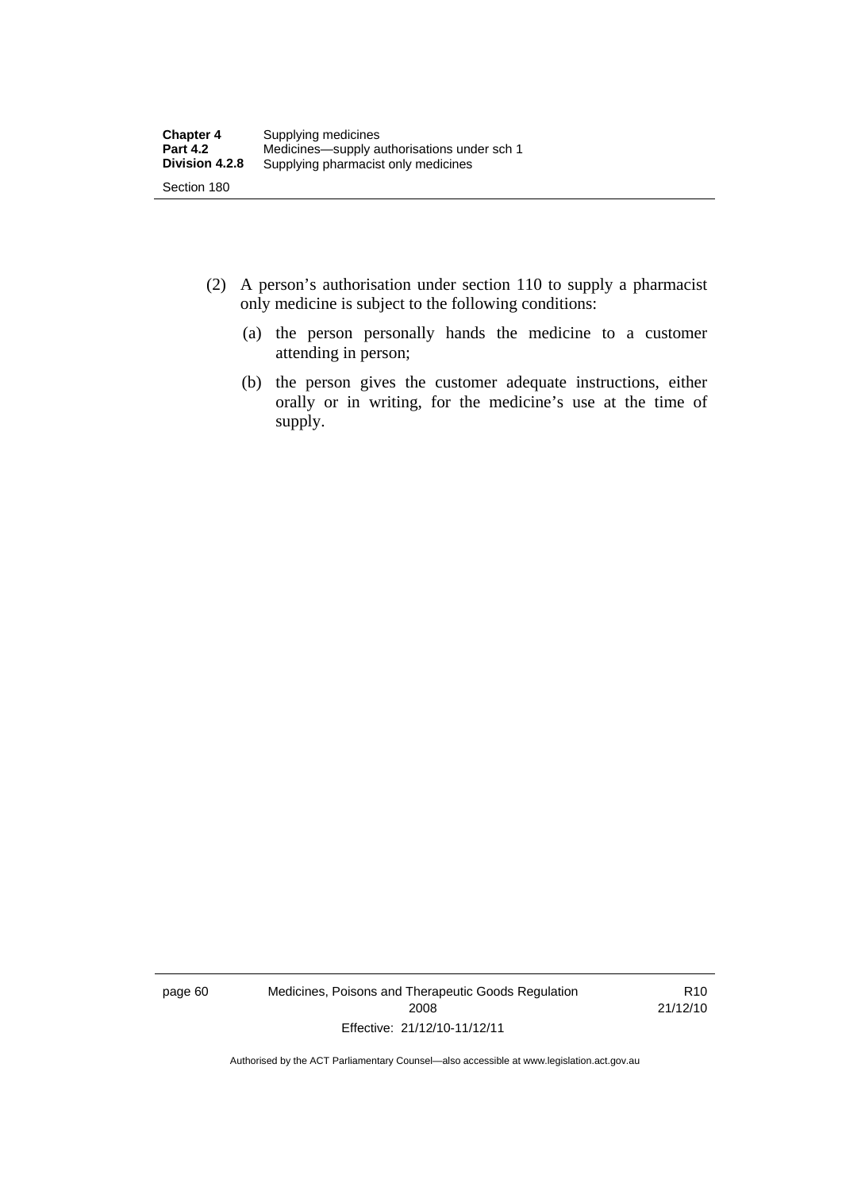(2) A person's authorisation under section 110 to supply a pharmacist only medicine is subject to the following conditions:

(a) the person personally hands the medicine to a customer attending in person;

(b) the person gives the customer adequate instructions, either orally or in writing, for the medicine's use at the time of supply.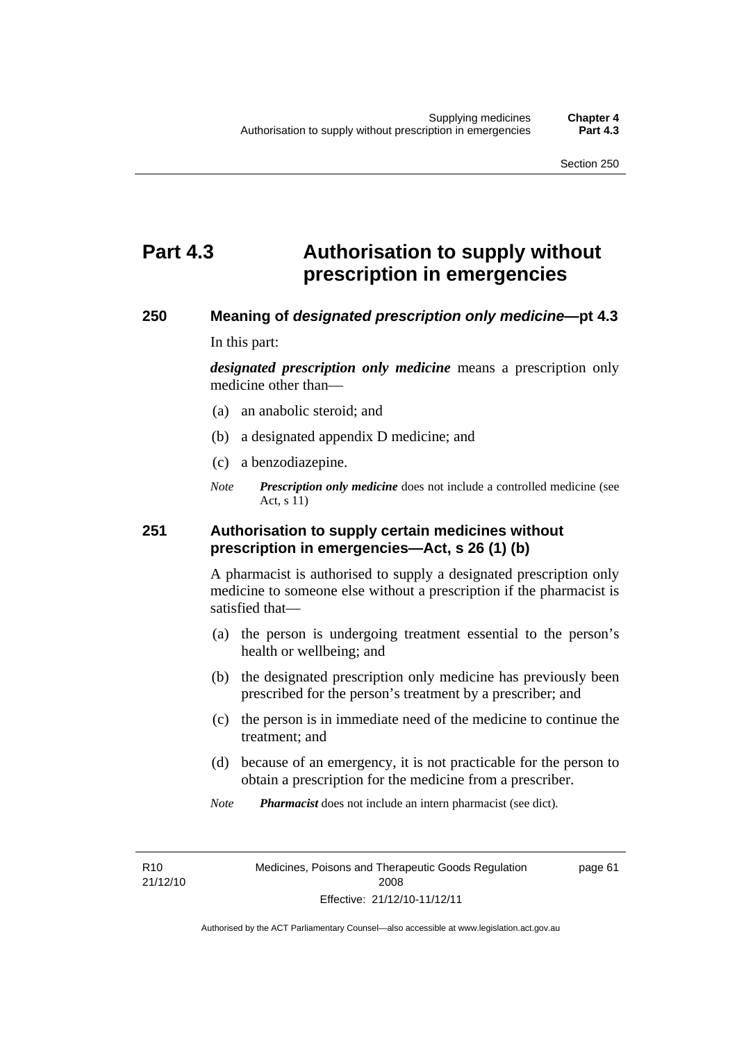# Part 4.3 Authorisation to supply without prescription in emergencies

## 250 Meaning of *designated prescription only medicine*—pt 4.3

In this part:

***designated prescription only medicine*** means a prescription only medicine other than—

(a) an anabolic steroid; and

(b) a designated appendix D medicine; and

(c) a benzodiazepine.

*Note* ***Prescription only medicine*** does not include a controlled medicine (see Act, s 11)

## 251 Authorisation to supply certain medicines without prescription in emergencies—Act, s 26 (1) (b)

A pharmacist is authorised to supply a designated prescription only medicine to someone else without a prescription if the pharmacist is satisfied that—

(a) the person is undergoing treatment essential to the person's health or wellbeing; and

(b) the designated prescription only medicine has previously been prescribed for the person's treatment by a prescriber; and

(c) the person is in immediate need of the medicine to continue the treatment; and

(d) because of an emergency, it is not practicable for the person to obtain a prescription for the medicine from a prescriber.

*Note* ***Pharmacist*** does not include an intern pharmacist (see dict).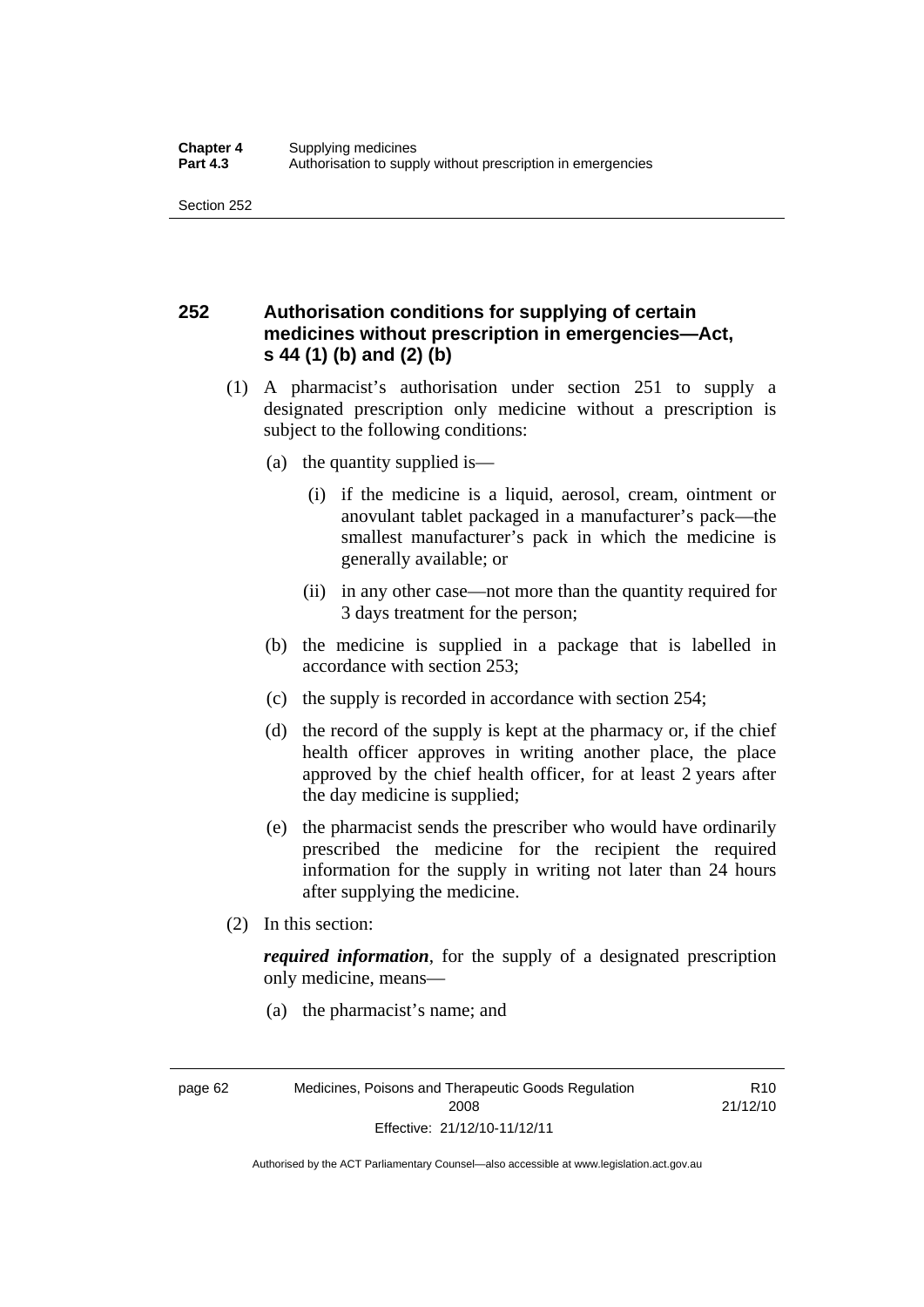## 252 Authorisation conditions for supplying of certain medicines without prescription in emergencies—Act, s 44 (1) (b) and (2) (b)

(1) A pharmacist's authorisation under section 251 to supply a designated prescription only medicine without a prescription is subject to the following conditions:

(a) the quantity supplied is—

(i) if the medicine is a liquid, aerosol, cream, ointment or anovulant tablet packaged in a manufacturer's pack—the smallest manufacturer's pack in which the medicine is generally available; or

(ii) in any other case—not more than the quantity required for 3 days treatment for the person;

(b) the medicine is supplied in a package that is labelled in accordance with section 253;

(c) the supply is recorded in accordance with section 254;

(d) the record of the supply is kept at the pharmacy or, if the chief health officer approves in writing another place, the place approved by the chief health officer, for at least 2 years after the day medicine is supplied;

(e) the pharmacist sends the prescriber who would have ordinarily prescribed the medicine for the recipient the required information for the supply in writing not later than 24 hours after supplying the medicine.

(2) In this section:

***required information***, for the supply of a designated prescription only medicine, means—

(a) the pharmacist's name; and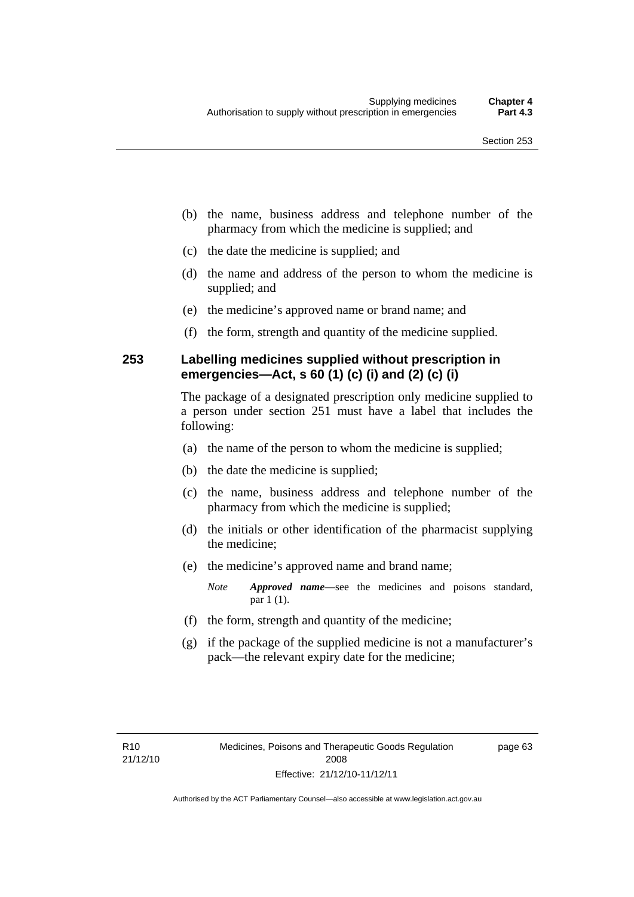(b) the name, business address and telephone number of the pharmacy from which the medicine is supplied; and

(c) the date the medicine is supplied; and

(d) the name and address of the person to whom the medicine is supplied; and

(e) the medicine's approved name or brand name; and

(f) the form, strength and quantity of the medicine supplied.

### 253 Labelling medicines supplied without prescription in emergencies—Act, s 60 (1) (c) (i) and (2) (c) (i)

The package of a designated prescription only medicine supplied to a person under section 251 must have a label that includes the following:

(a) the name of the person to whom the medicine is supplied;

(b) the date the medicine is supplied;

(c) the name, business address and telephone number of the pharmacy from which the medicine is supplied;

(d) the initials or other identification of the pharmacist supplying the medicine;

(e) the medicine's approved name and brand name;

*Note* ***Approved name***—see the medicines and poisons standard, par 1 (1).

(f) the form, strength and quantity of the medicine;

(g) if the package of the supplied medicine is not a manufacturer's pack—the relevant expiry date for the medicine;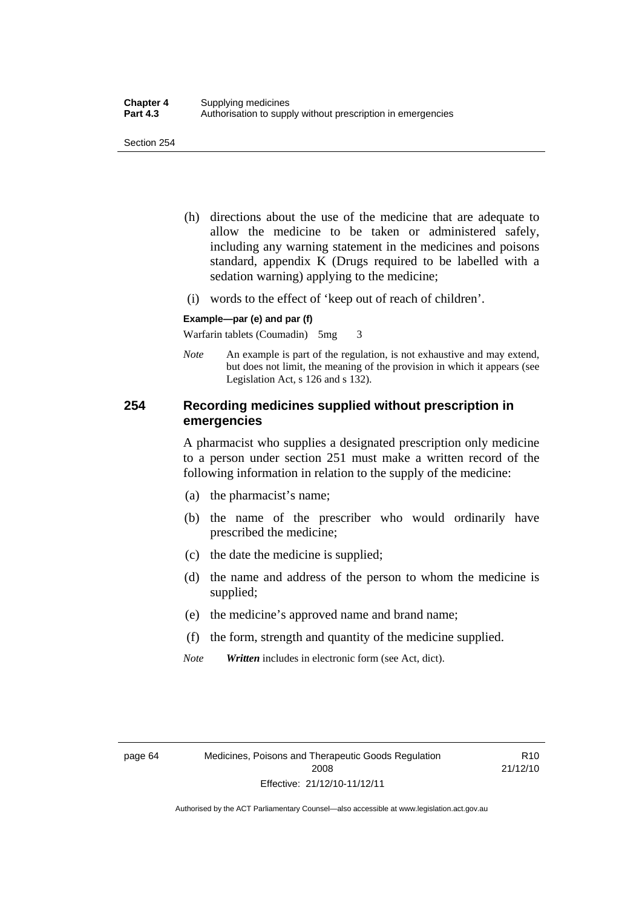(h) directions about the use of the medicine that are adequate to allow the medicine to be taken or administered safely, including any warning statement in the medicines and poisons standard, appendix K (Drugs required to be labelled with a sedation warning) applying to the medicine;

(i) words to the effect of 'keep out of reach of children'.

**Example—par (e) and par (f)**

Warfarin tablets (Coumadin) 5mg 3

*Note* An example is part of the regulation, is not exhaustive and may extend, but does not limit, the meaning of the provision in which it appears (see Legislation Act, s 126 and s 132).

## 254 Recording medicines supplied without prescription in emergencies

A pharmacist who supplies a designated prescription only medicine to a person under section 251 must make a written record of the following information in relation to the supply of the medicine:

(a) the pharmacist's name;

(b) the name of the prescriber who would ordinarily have prescribed the medicine;

(c) the date the medicine is supplied;

(d) the name and address of the person to whom the medicine is supplied;

(e) the medicine's approved name and brand name;

(f) the form, strength and quantity of the medicine supplied.

*Note* ***Written*** includes in electronic form (see Act, dict).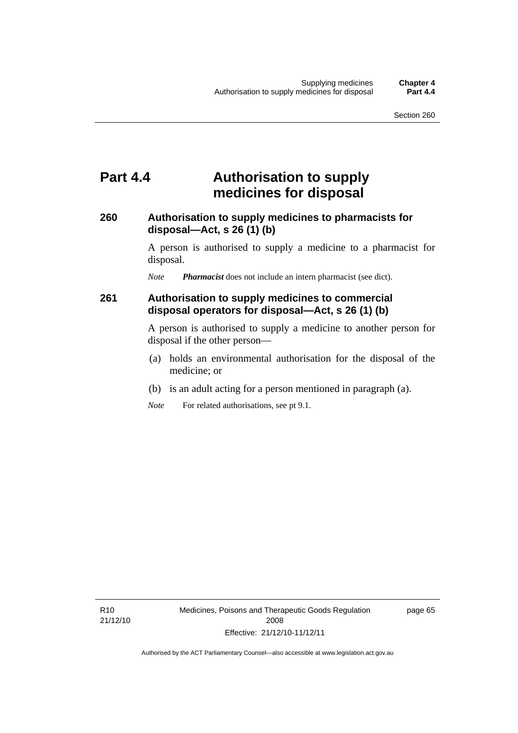# Part 4.4 Authorisation to supply medicines for disposal

### 260 Authorisation to supply medicines to pharmacists for disposal—Act, s 26 (1) (b)

A person is authorised to supply a medicine to a pharmacist for disposal.

*Note* ***Pharmacist*** does not include an intern pharmacist (see dict).

### 261 Authorisation to supply medicines to commercial disposal operators for disposal—Act, s 26 (1) (b)

A person is authorised to supply a medicine to another person for disposal if the other person—

(a) holds an environmental authorisation for the disposal of the medicine; or

(b) is an adult acting for a person mentioned in paragraph (a).

*Note* For related authorisations, see pt 9.1.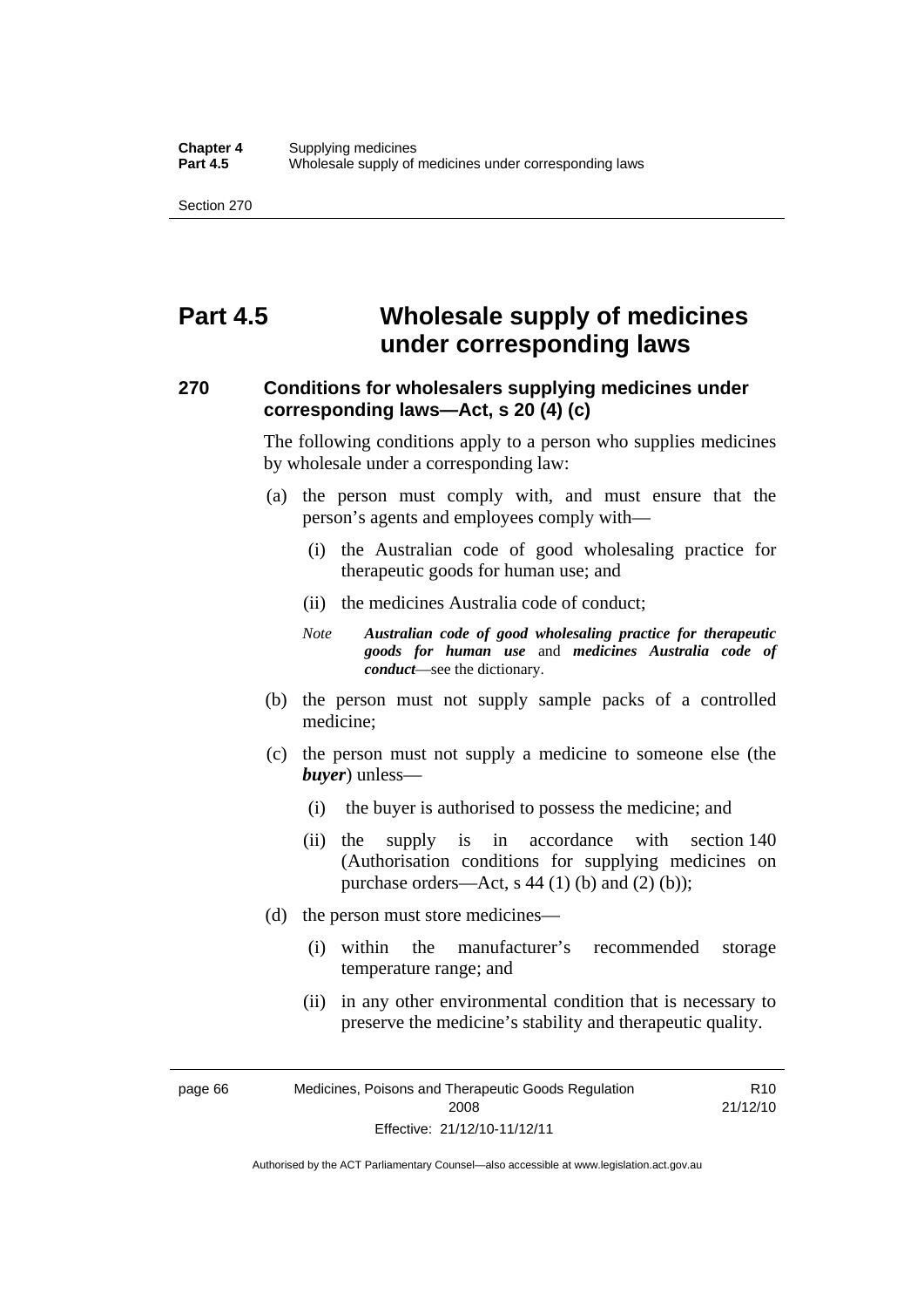# Part 4.5 Wholesale supply of medicines under corresponding laws

## 270 Conditions for wholesalers supplying medicines under corresponding laws—Act, s 20 (4) (c)

The following conditions apply to a person who supplies medicines by wholesale under a corresponding law:

(a) the person must comply with, and must ensure that the person's agents and employees comply with—

  (i) the Australian code of good wholesaling practice for therapeutic goods for human use; and

  (ii) the medicines Australia code of conduct;

*Note* ***Australian code of good wholesaling practice for therapeutic goods for human use*** and ***medicines Australia code of conduct***—see the dictionary.

(b) the person must not supply sample packs of a controlled medicine;

(c) the person must not supply a medicine to someone else (the ***buyer***) unless—

  (i) the buyer is authorised to possess the medicine; and

  (ii) the supply is in accordance with section 140 (Authorisation conditions for supplying medicines on purchase orders—Act, s 44 (1) (b) and (2) (b));

(d) the person must store medicines—

  (i) within the manufacturer's recommended storage temperature range; and

  (ii) in any other environmental condition that is necessary to preserve the medicine's stability and therapeutic quality.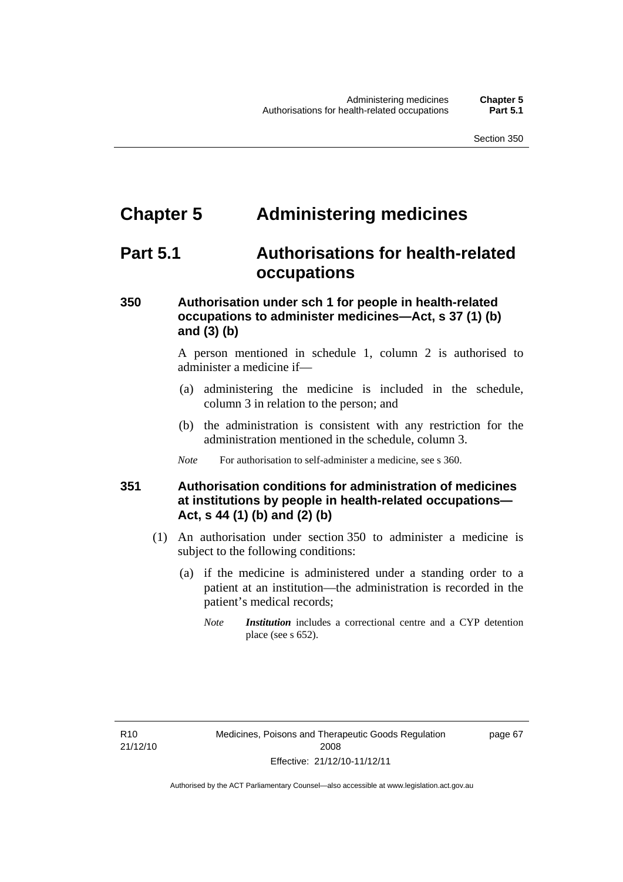# Chapter 5 Administering medicines

## Part 5.1 Authorisations for health-related occupations

### 350 Authorisation under sch 1 for people in health-related occupations to administer medicines—Act, s 37 (1) (b) and (3) (b)

A person mentioned in schedule 1, column 2 is authorised to administer a medicine if—

(a) administering the medicine is included in the schedule, column 3 in relation to the person; and

(b) the administration is consistent with any restriction for the administration mentioned in the schedule, column 3.

*Note* For authorisation to self-administer a medicine, see s 360.

### 351 Authorisation conditions for administration of medicines at institutions by people in health-related occupations—Act, s 44 (1) (b) and (2) (b)

(1) An authorisation under section 350 to administer a medicine is subject to the following conditions:

(a) if the medicine is administered under a standing order to a patient at an institution—the administration is recorded in the patient's medical records;

*Note* ***Institution*** includes a correctional centre and a CYP detention place (see s 652).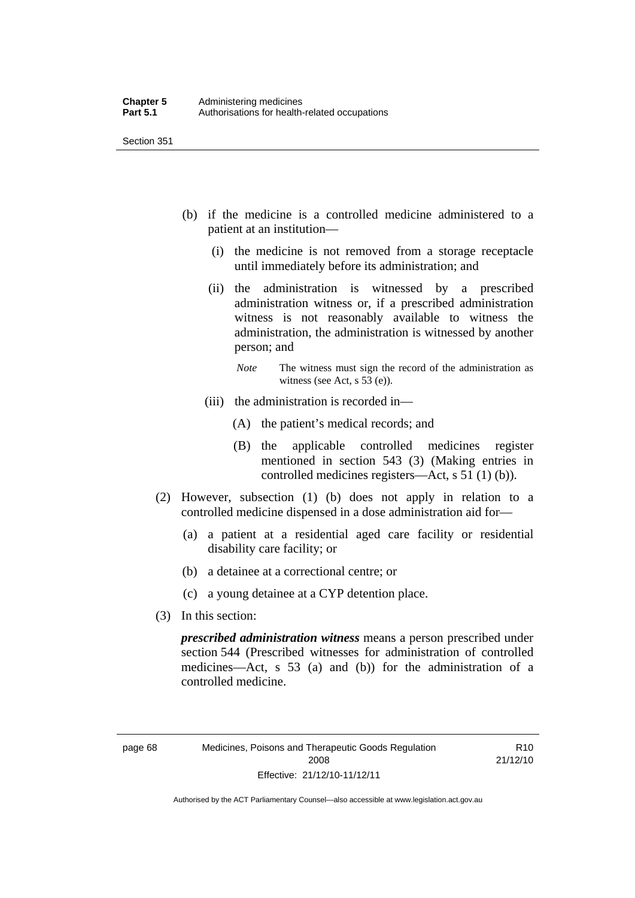(b) if the medicine is a controlled medicine administered to a patient at an institution—

   (i) the medicine is not removed from a storage receptacle until immediately before its administration; and

   (ii) the administration is witnessed by a prescribed administration witness or, if a prescribed administration witness is not reasonably available to witness the administration, the administration is witnessed by another person; and

   *Note* The witness must sign the record of the administration as witness (see Act, s 53 (e)).

   (iii) the administration is recorded in—

      (A) the patient's medical records; and

      (B) the applicable controlled medicines register mentioned in section 543 (3) (Making entries in controlled medicines registers—Act, s 51 (1) (b)).

(2) However, subsection (1) (b) does not apply in relation to a controlled medicine dispensed in a dose administration aid for—

   (a) a patient at a residential aged care facility or residential disability care facility; or

   (b) a detainee at a correctional centre; or

   (c) a young detainee at a CYP detention place.

(3) In this section:

***prescribed administration witness*** means a person prescribed under section 544 (Prescribed witnesses for administration of controlled medicines—Act, s 53 (a) and (b)) for the administration of a controlled medicine.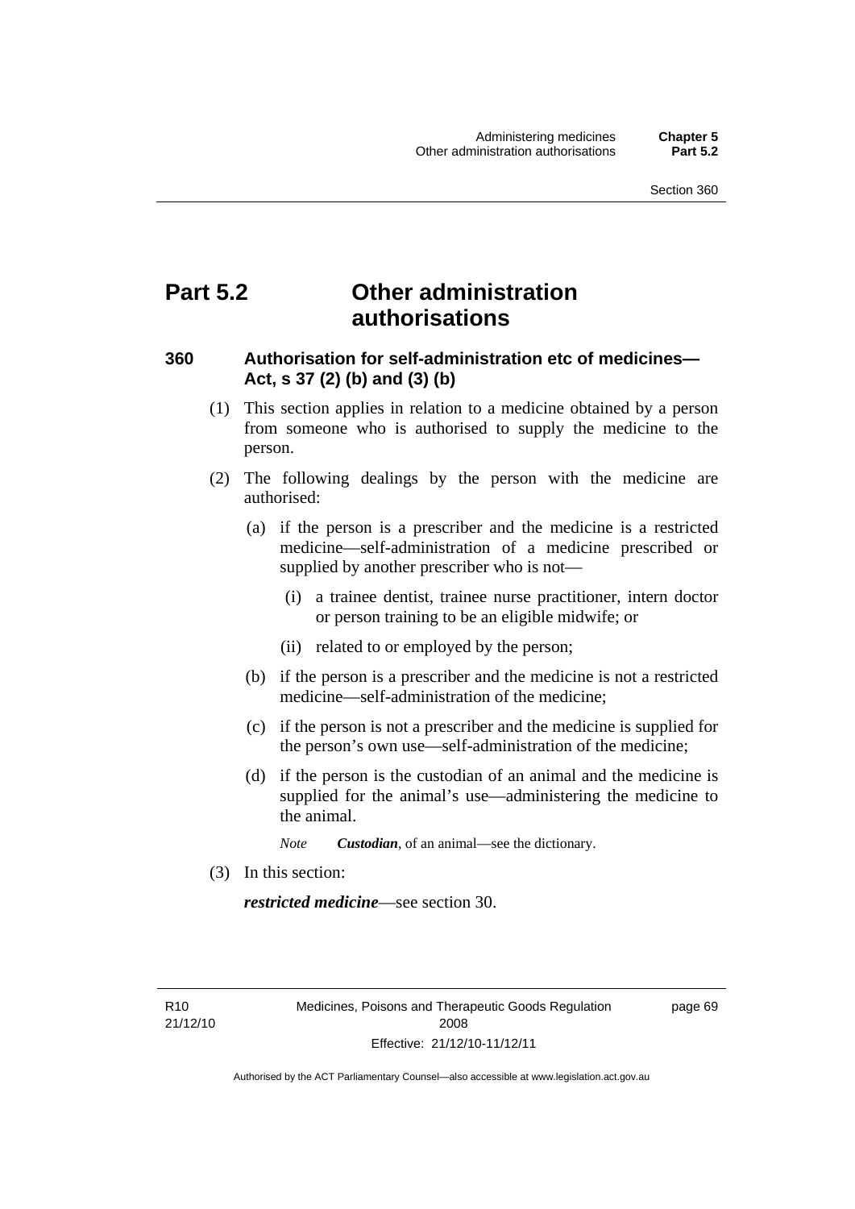# Part 5.2 Other administration authorisations

## 360 Authorisation for self-administration etc of medicines—Act, s 37 (2) (b) and (3) (b)

(1) This section applies in relation to a medicine obtained by a person from someone who is authorised to supply the medicine to the person.

(2) The following dealings by the person with the medicine are authorised:

(a) if the person is a prescriber and the medicine is a restricted medicine—self-administration of a medicine prescribed or supplied by another prescriber who is not—

(i) a trainee dentist, trainee nurse practitioner, intern doctor or person training to be an eligible midwife; or

(ii) related to or employed by the person;

(b) if the person is a prescriber and the medicine is not a restricted medicine—self-administration of the medicine;

(c) if the person is not a prescriber and the medicine is supplied for the person's own use—self-administration of the medicine;

(d) if the person is the custodian of an animal and the medicine is supplied for the animal's use—administering the medicine to the animal.

*Note* ***Custodian***, of an animal—see the dictionary.

(3) In this section:

***restricted medicine***—see section 30.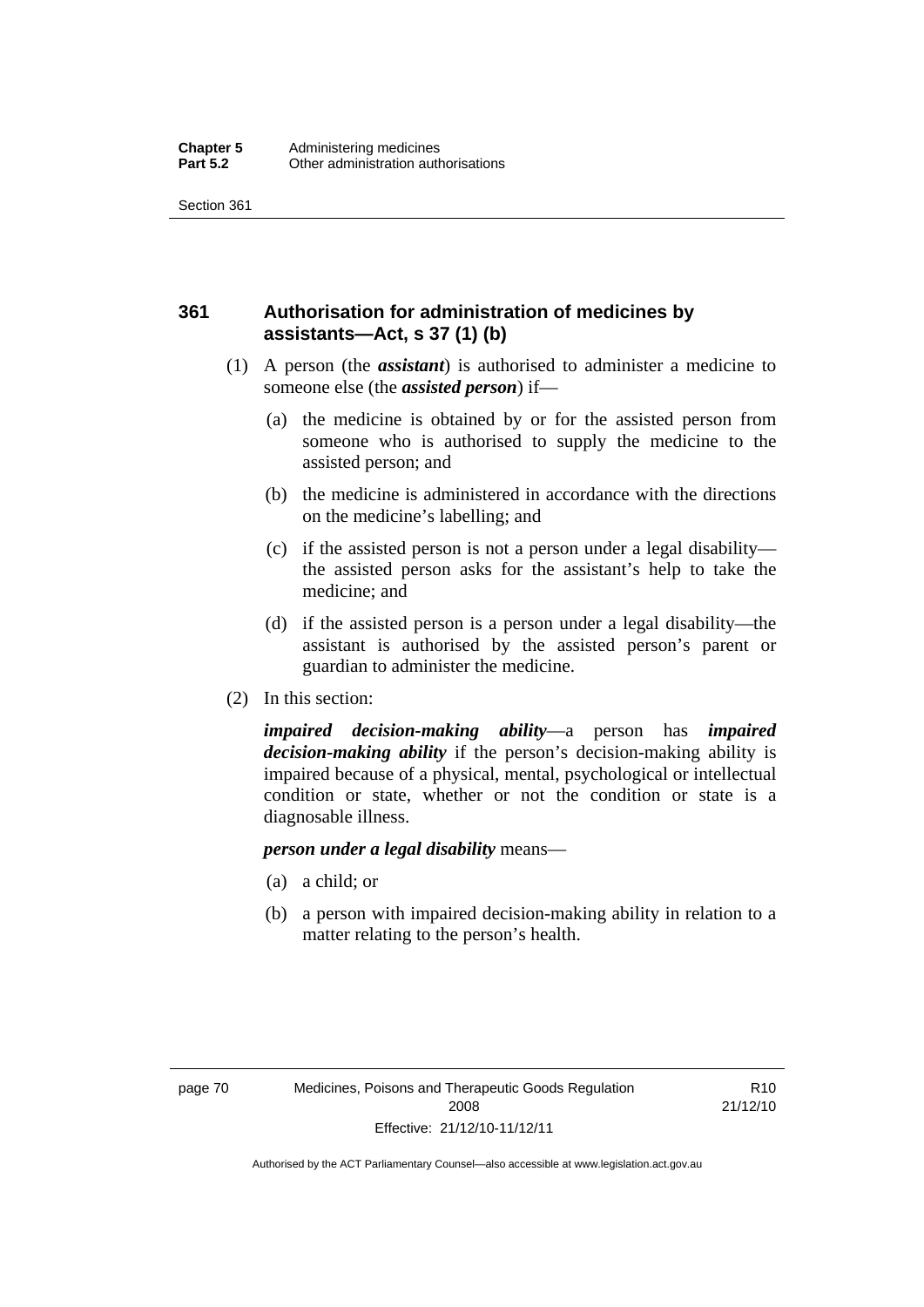## 361 Authorisation for administration of medicines by assistants—Act, s 37 (1) (b)

(1) A person (the ***assistant***) is authorised to administer a medicine to someone else (the ***assisted person***) if—

(a) the medicine is obtained by or for the assisted person from someone who is authorised to supply the medicine to the assisted person; and

(b) the medicine is administered in accordance with the directions on the medicine's labelling; and

(c) if the assisted person is not a person under a legal disability—the assisted person asks for the assistant's help to take the medicine; and

(d) if the assisted person is a person under a legal disability—the assistant is authorised by the assisted person's parent or guardian to administer the medicine.

(2) In this section:

***impaired decision-making ability***—a person has ***impaired decision-making ability*** if the person's decision-making ability is impaired because of a physical, mental, psychological or intellectual condition or state, whether or not the condition or state is a diagnosable illness.

***person under a legal disability*** means—

(a) a child; or

(b) a person with impaired decision-making ability in relation to a matter relating to the person's health.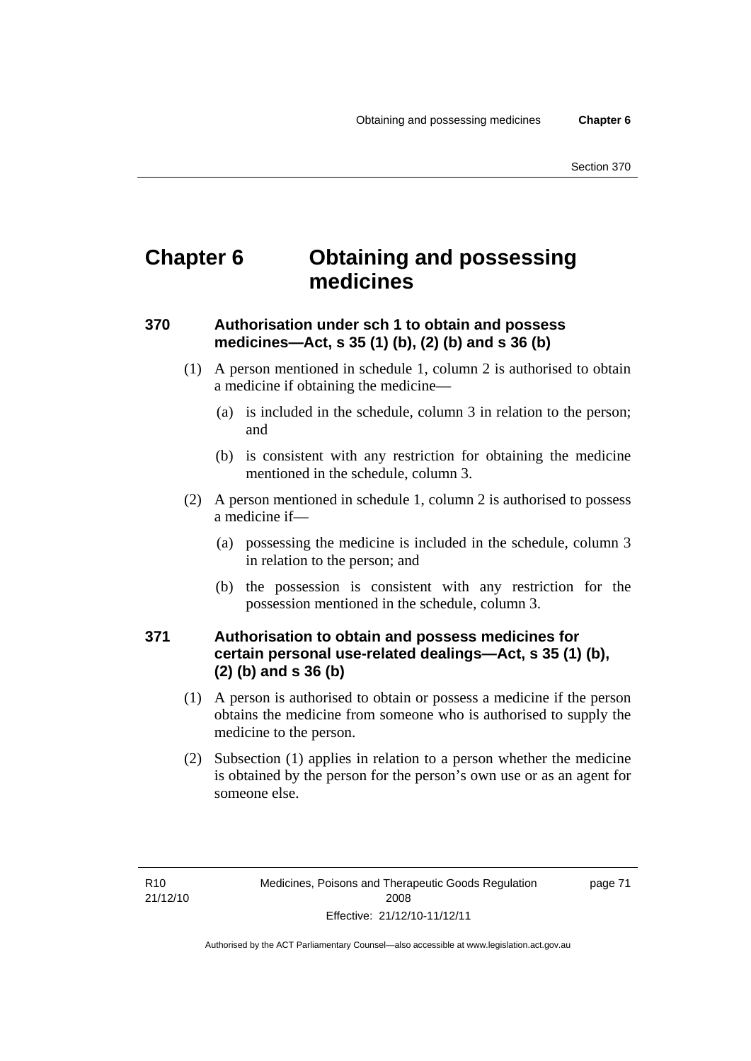# Chapter 6 Obtaining and possessing medicines

## 370 Authorisation under sch 1 to obtain and possess medicines—Act, s 35 (1) (b), (2) (b) and s 36 (b)

(1) A person mentioned in schedule 1, column 2 is authorised to obtain a medicine if obtaining the medicine—

(a) is included in the schedule, column 3 in relation to the person; and

(b) is consistent with any restriction for obtaining the medicine mentioned in the schedule, column 3.

(2) A person mentioned in schedule 1, column 2 is authorised to possess a medicine if—

(a) possessing the medicine is included in the schedule, column 3 in relation to the person; and

(b) the possession is consistent with any restriction for the possession mentioned in the schedule, column 3.

## 371 Authorisation to obtain and possess medicines for certain personal use-related dealings—Act, s 35 (1) (b), (2) (b) and s 36 (b)

(1) A person is authorised to obtain or possess a medicine if the person obtains the medicine from someone who is authorised to supply the medicine to the person.

(2) Subsection (1) applies in relation to a person whether the medicine is obtained by the person for the person's own use or as an agent for someone else.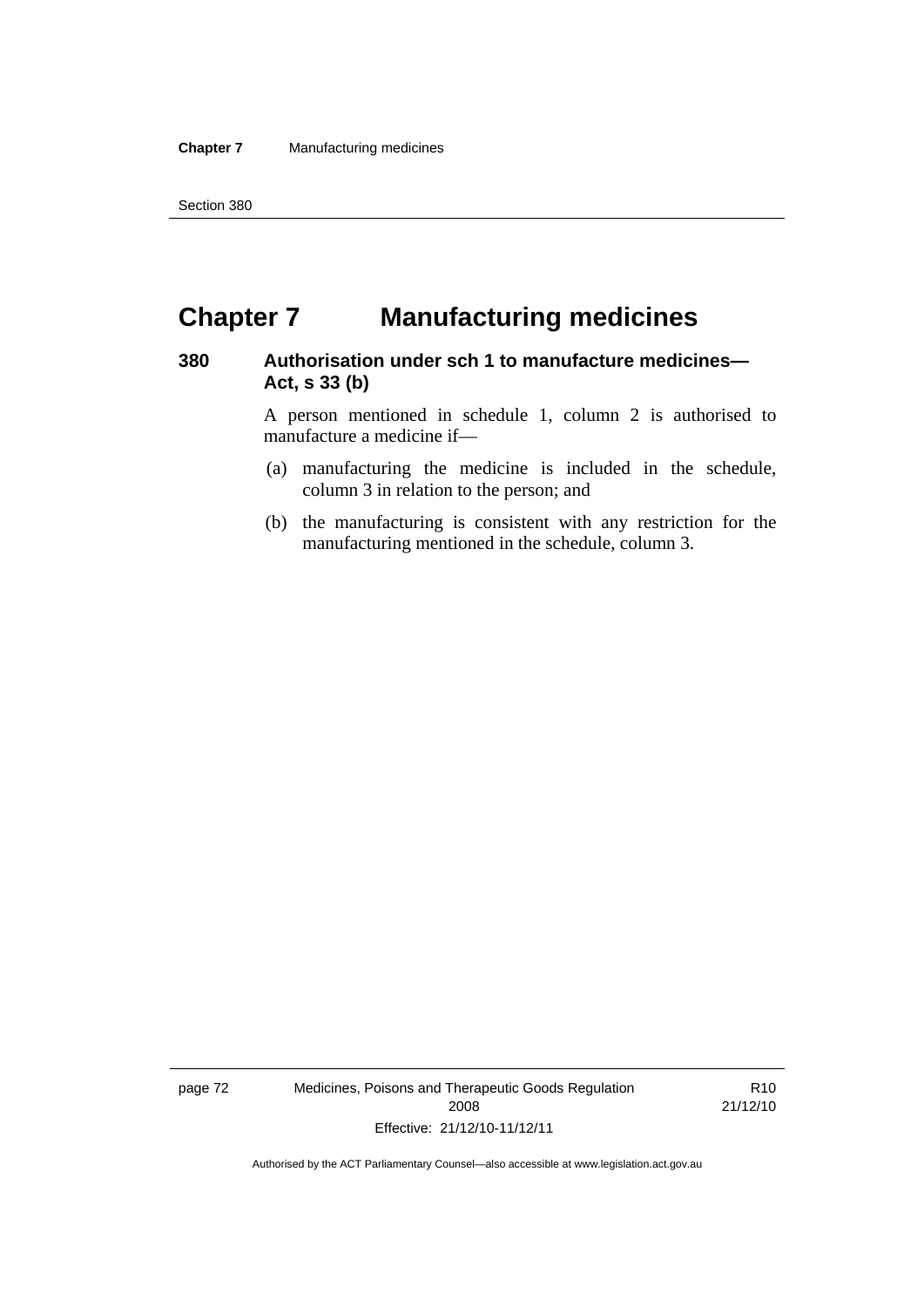# Chapter 7 Manufacturing medicines

## 380 Authorisation under sch 1 to manufacture medicines—Act, s 33 (b)

A person mentioned in schedule 1, column 2 is authorised to manufacture a medicine if—

(a) manufacturing the medicine is included in the schedule, column 3 in relation to the person; and

(b) the manufacturing is consistent with any restriction for the manufacturing mentioned in the schedule, column 3.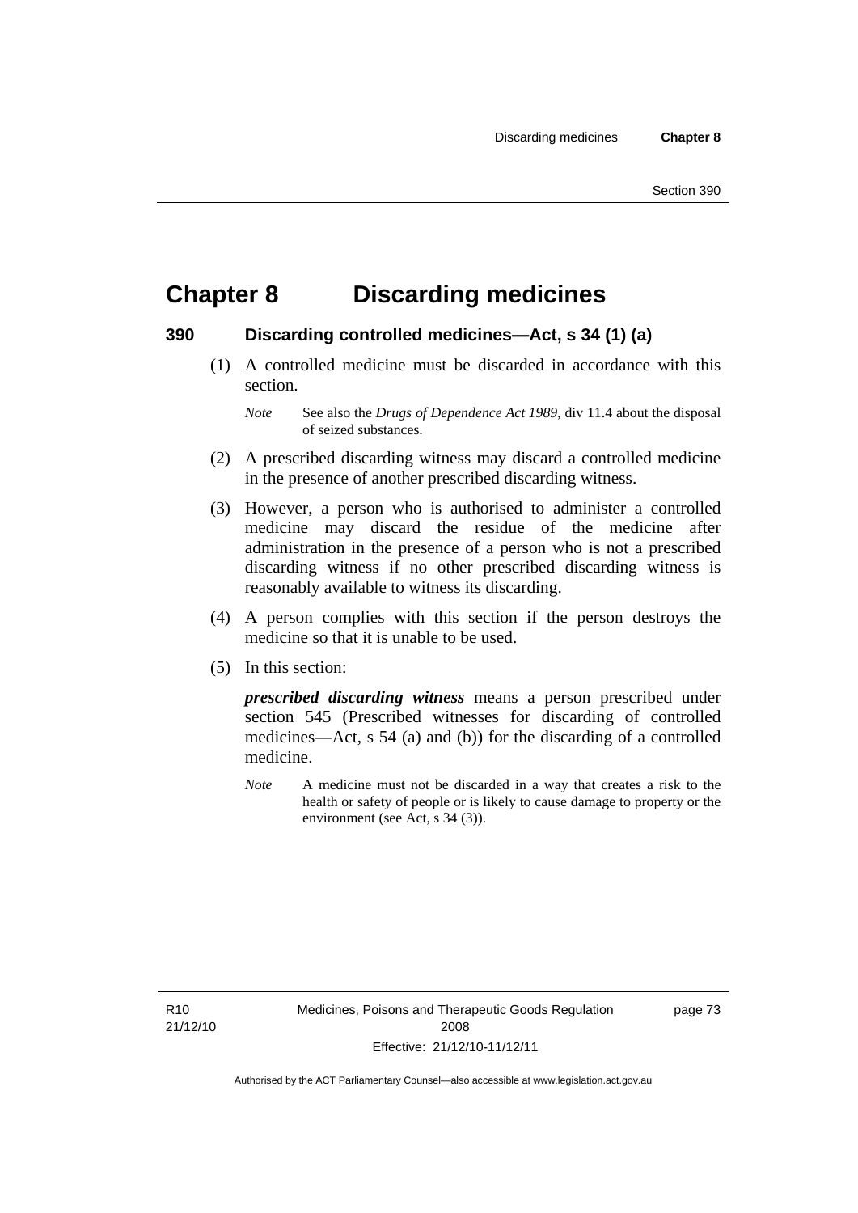# Chapter 8 Discarding medicines

## 390 Discarding controlled medicines—Act, s 34 (1) (a)

(1) A controlled medicine must be discarded in accordance with this section.

*Note* See also the *Drugs of Dependence Act 1989*, div 11.4 about the disposal of seized substances.

(2) A prescribed discarding witness may discard a controlled medicine in the presence of another prescribed discarding witness.

(3) However, a person who is authorised to administer a controlled medicine may discard the residue of the medicine after administration in the presence of a person who is not a prescribed discarding witness if no other prescribed discarding witness is reasonably available to witness its discarding.

(4) A person complies with this section if the person destroys the medicine so that it is unable to be used.

(5) In this section:

***prescribed discarding witness*** means a person prescribed under section 545 (Prescribed witnesses for discarding of controlled medicines—Act, s 54 (a) and (b)) for the discarding of a controlled medicine.

*Note* A medicine must not be discarded in a way that creates a risk to the health or safety of people or is likely to cause damage to property or the environment (see Act, s 34 (3)).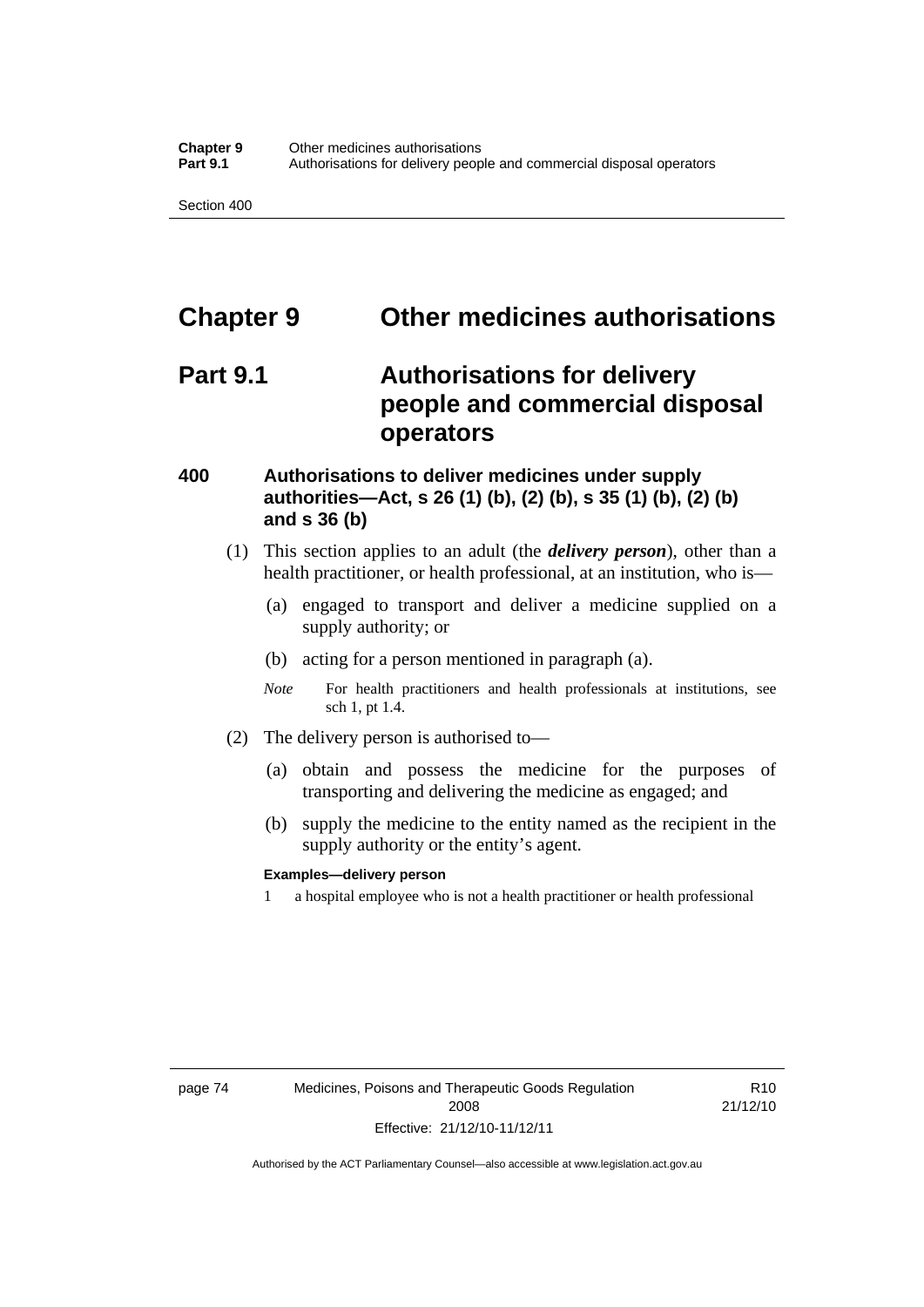# Chapter 9 Other medicines authorisations

## Part 9.1 Authorisations for delivery people and commercial disposal operators

### 400 Authorisations to deliver medicines under supply authorities—Act, s 26 (1) (b), (2) (b), s 35 (1) (b), (2) (b) and s 36 (b)

(1) This section applies to an adult (the ***delivery person***), other than a health practitioner, or health professional, at an institution, who is—

(a) engaged to transport and deliver a medicine supplied on a supply authority; or

(b) acting for a person mentioned in paragraph (a).

*Note* For health practitioners and health professionals at institutions, see sch 1, pt 1.4.

(2) The delivery person is authorised to—

(a) obtain and possess the medicine for the purposes of transporting and delivering the medicine as engaged; and

(b) supply the medicine to the entity named as the recipient in the supply authority or the entity's agent.

**Examples—delivery person**

1 a hospital employee who is not a health practitioner or health professional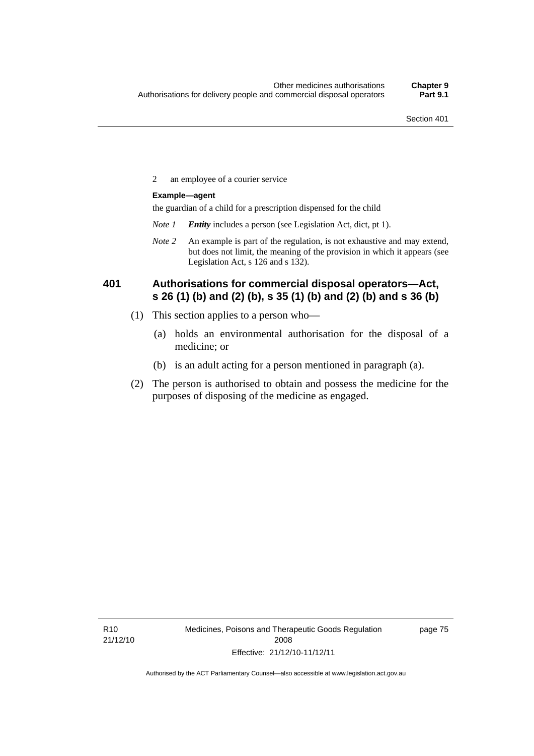2 an employee of a courier service

**Example—agent**

the guardian of a child for a prescription dispensed for the child

*Note 1* ***Entity*** includes a person (see Legislation Act, dict, pt 1).

*Note 2* An example is part of the regulation, is not exhaustive and may extend, but does not limit, the meaning of the provision in which it appears (see Legislation Act, s 126 and s 132).

### 401 Authorisations for commercial disposal operators—Act, s 26 (1) (b) and (2) (b), s 35 (1) (b) and (2) (b) and s 36 (b)

(1) This section applies to a person who—

(a) holds an environmental authorisation for the disposal of a medicine; or

(b) is an adult acting for a person mentioned in paragraph (a).

(2) The person is authorised to obtain and possess the medicine for the purposes of disposing of the medicine as engaged.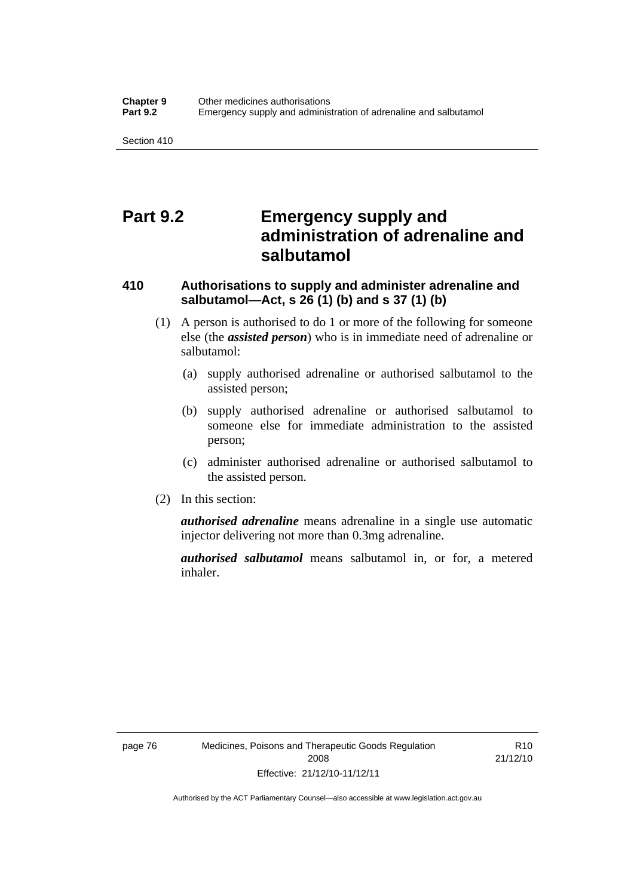# Part 9.2 Emergency supply and administration of adrenaline and salbutamol

## 410 Authorisations to supply and administer adrenaline and salbutamol—Act, s 26 (1) (b) and s 37 (1) (b)

(1) A person is authorised to do 1 or more of the following for someone else (the ***assisted person***) who is in immediate need of adrenaline or salbutamol:

(a) supply authorised adrenaline or authorised salbutamol to the assisted person;

(b) supply authorised adrenaline or authorised salbutamol to someone else for immediate administration to the assisted person;

(c) administer authorised adrenaline or authorised salbutamol to the assisted person.

(2) In this section:

***authorised adrenaline*** means adrenaline in a single use automatic injector delivering not more than 0.3mg adrenaline.

***authorised salbutamol*** means salbutamol in, or for, a metered inhaler.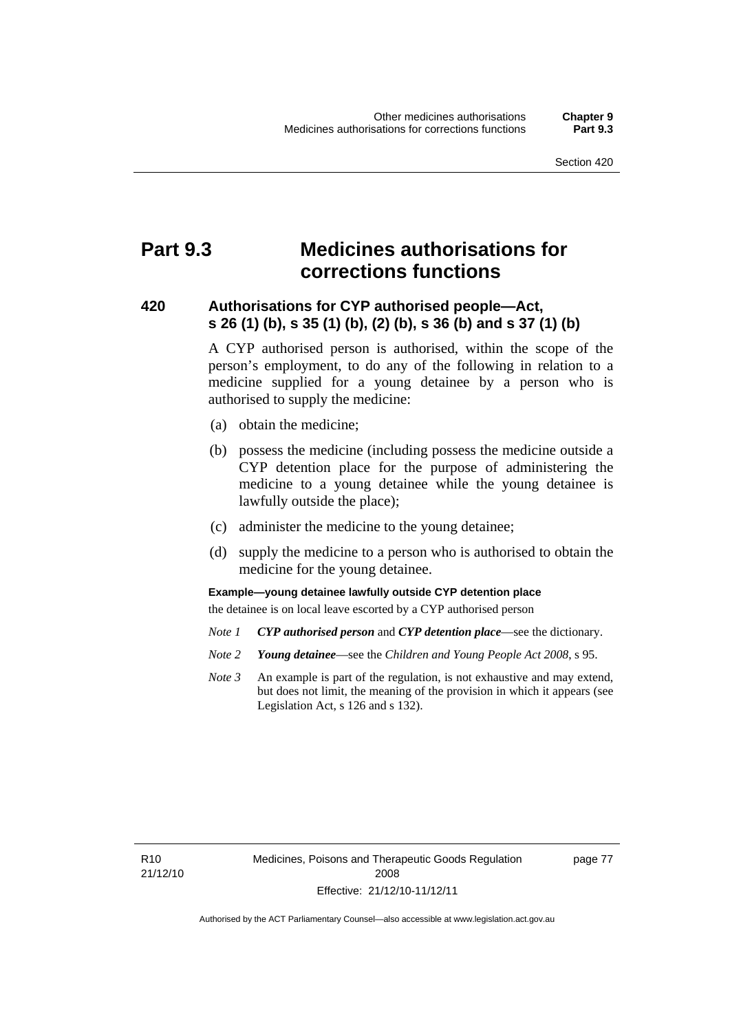# Part 9.3 Medicines authorisations for corrections functions

## 420 Authorisations for CYP authorised people—Act, s 26 (1) (b), s 35 (1) (b), (2) (b), s 36 (b) and s 37 (1) (b)

A CYP authorised person is authorised, within the scope of the person's employment, to do any of the following in relation to a medicine supplied for a young detainee by a person who is authorised to supply the medicine:

(a) obtain the medicine;

(b) possess the medicine (including possess the medicine outside a CYP detention place for the purpose of administering the medicine to a young detainee while the young detainee is lawfully outside the place);

(c) administer the medicine to the young detainee;

(d) supply the medicine to a person who is authorised to obtain the medicine for the young detainee.

**Example—young detainee lawfully outside CYP detention place**

the detainee is on local leave escorted by a CYP authorised person

*Note 1* ***CYP authorised person*** and ***CYP detention place***—see the dictionary.

*Note 2* ***Young detainee***—see the *Children and Young People Act 2008*, s 95.

*Note 3* An example is part of the regulation, is not exhaustive and may extend, but does not limit, the meaning of the provision in which it appears (see Legislation Act, s 126 and s 132).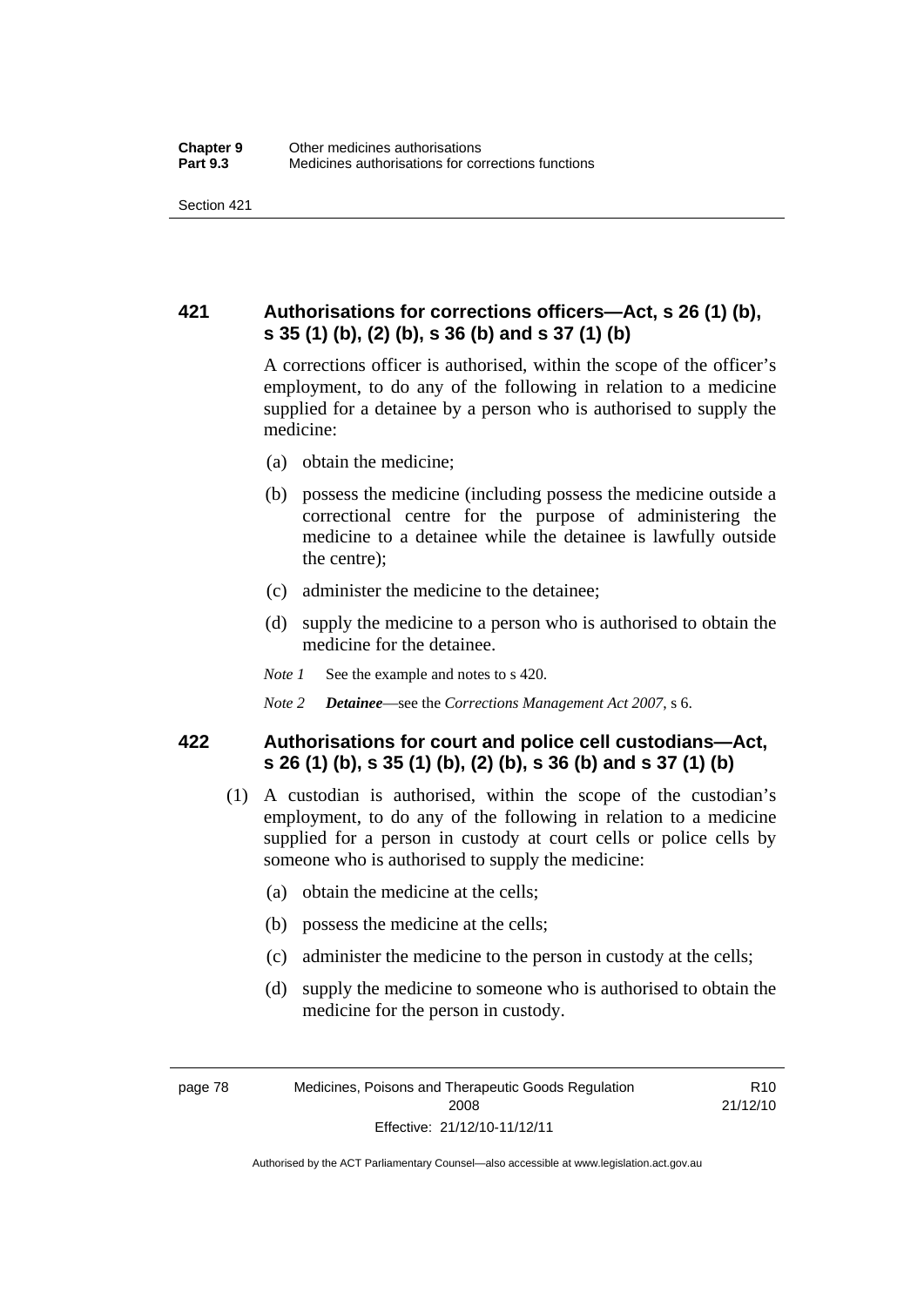## 421 Authorisations for corrections officers—Act, s 26 (1) (b), s 35 (1) (b), (2) (b), s 36 (b) and s 37 (1) (b)

A corrections officer is authorised, within the scope of the officer's employment, to do any of the following in relation to a medicine supplied for a detainee by a person who is authorised to supply the medicine:

(a) obtain the medicine;

(b) possess the medicine (including possess the medicine outside a correctional centre for the purpose of administering the medicine to a detainee while the detainee is lawfully outside the centre);

(c) administer the medicine to the detainee;

(d) supply the medicine to a person who is authorised to obtain the medicine for the detainee.

*Note 1* See the example and notes to s 420.

*Note 2* ***Detainee***—see the *Corrections Management Act 2007*, s 6.

## 422 Authorisations for court and police cell custodians—Act, s 26 (1) (b), s 35 (1) (b), (2) (b), s 36 (b) and s 37 (1) (b)

(1) A custodian is authorised, within the scope of the custodian's employment, to do any of the following in relation to a medicine supplied for a person in custody at court cells or police cells by someone who is authorised to supply the medicine:

(a) obtain the medicine at the cells;

(b) possess the medicine at the cells;

(c) administer the medicine to the person in custody at the cells;

(d) supply the medicine to someone who is authorised to obtain the medicine for the person in custody.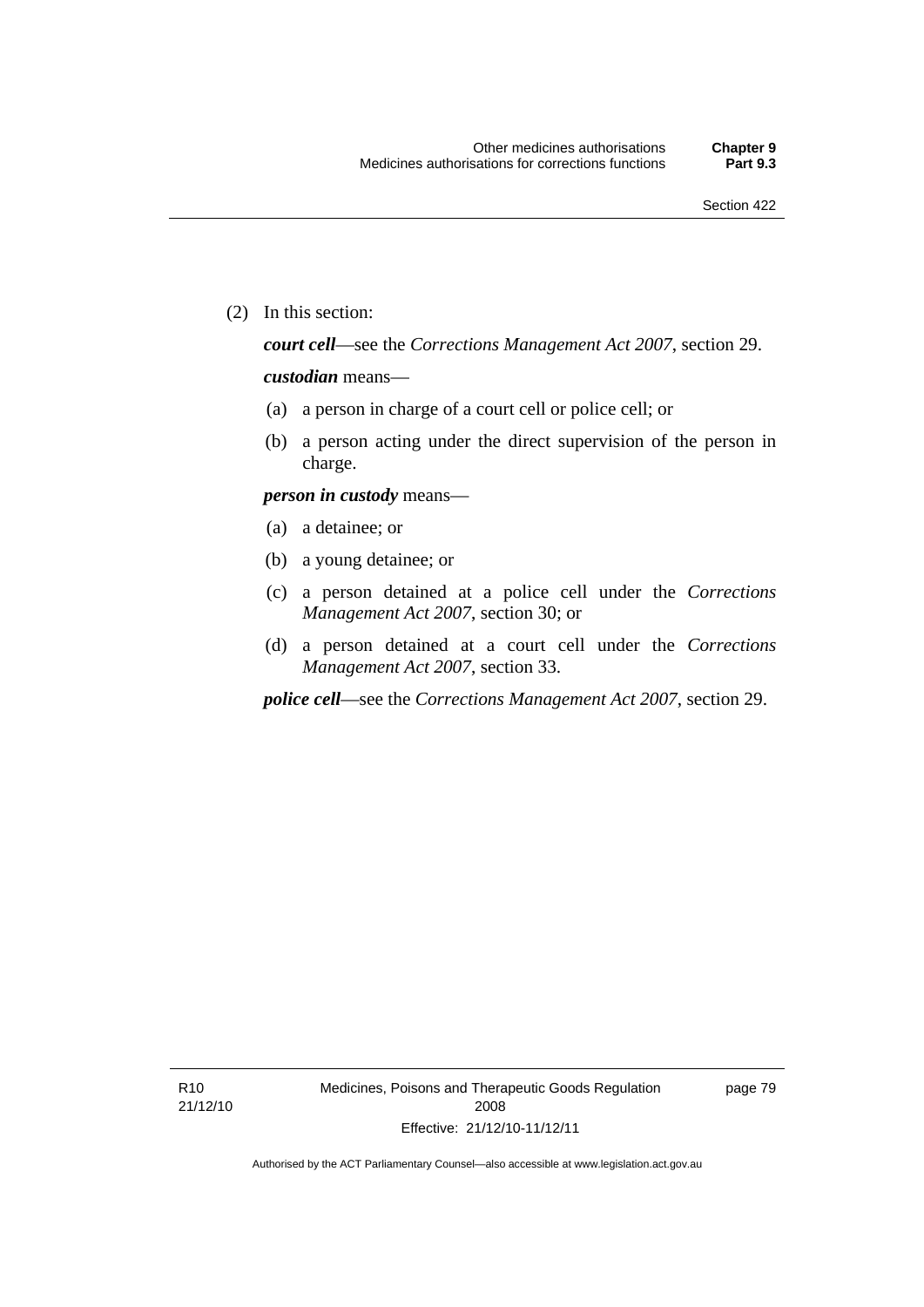(2) In this section:

***court cell***—see the *Corrections Management Act 2007*, section 29.

***custodian*** means—

(a) a person in charge of a court cell or police cell; or

(b) a person acting under the direct supervision of the person in charge.

***person in custody*** means—

(a) a detainee; or

(b) a young detainee; or

(c) a person detained at a police cell under the *Corrections Management Act 2007*, section 30; or

(d) a person detained at a court cell under the *Corrections Management Act 2007*, section 33.

***police cell***—see the *Corrections Management Act 2007*, section 29.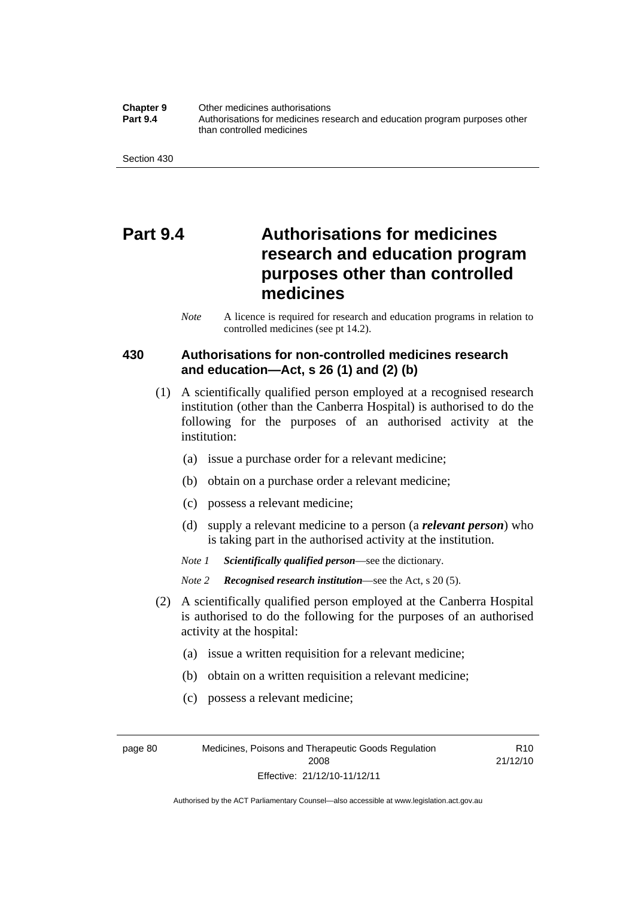# Part 9.4 Authorisations for medicines research and education program purposes other than controlled medicines

*Note* A licence is required for research and education programs in relation to controlled medicines (see pt 14.2).

## 430 Authorisations for non-controlled medicines research and education—Act, s 26 (1) and (2) (b)

(1) A scientifically qualified person employed at a recognised research institution (other than the Canberra Hospital) is authorised to do the following for the purposes of an authorised activity at the institution:

(a) issue a purchase order for a relevant medicine;

(b) obtain on a purchase order a relevant medicine;

(c) possess a relevant medicine;

(d) supply a relevant medicine to a person (a ***relevant person***) who is taking part in the authorised activity at the institution.

*Note 1* ***Scientifically qualified person***—see the dictionary.

*Note 2* ***Recognised research institution***—see the Act, s 20 (5).

(2) A scientifically qualified person employed at the Canberra Hospital is authorised to do the following for the purposes of an authorised activity at the hospital:

(a) issue a written requisition for a relevant medicine;

(b) obtain on a written requisition a relevant medicine;

(c) possess a relevant medicine;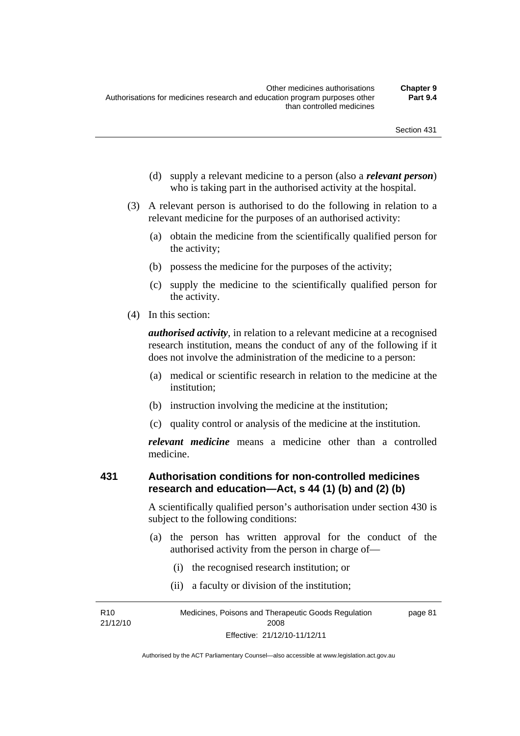(d) supply a relevant medicine to a person (also a ***relevant person***) who is taking part in the authorised activity at the hospital.

(3) A relevant person is authorised to do the following in relation to a relevant medicine for the purposes of an authorised activity:

(a) obtain the medicine from the scientifically qualified person for the activity;

(b) possess the medicine for the purposes of the activity;

(c) supply the medicine to the scientifically qualified person for the activity.

(4) In this section:

***authorised activity***, in relation to a relevant medicine at a recognised research institution, means the conduct of any of the following if it does not involve the administration of the medicine to a person:

(a) medical or scientific research in relation to the medicine at the institution;

(b) instruction involving the medicine at the institution;

(c) quality control or analysis of the medicine at the institution.

***relevant medicine*** means a medicine other than a controlled medicine.

### 431 Authorisation conditions for non-controlled medicines research and education—Act, s 44 (1) (b) and (2) (b)

A scientifically qualified person's authorisation under section 430 is subject to the following conditions:

(a) the person has written approval for the conduct of the authorised activity from the person in charge of—

(i) the recognised research institution; or

(ii) a faculty or division of the institution;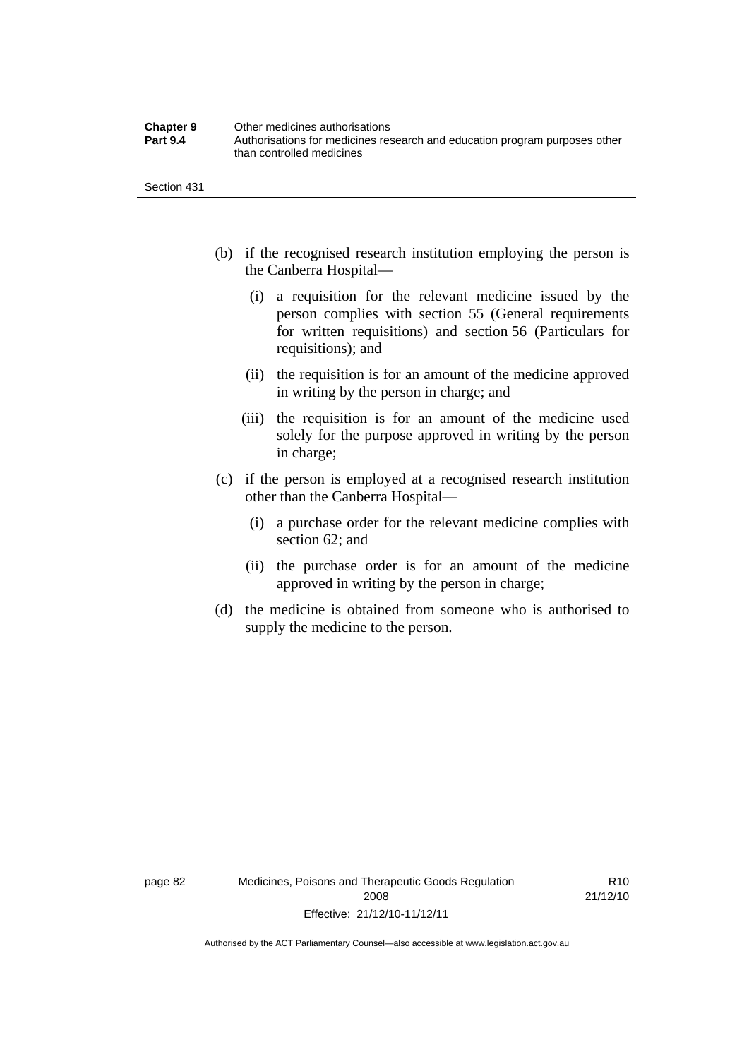(b) if the recognised research institution employing the person is the Canberra Hospital—

   (i) a requisition for the relevant medicine issued by the person complies with section 55 (General requirements for written requisitions) and section 56 (Particulars for requisitions); and

   (ii) the requisition is for an amount of the medicine approved in writing by the person in charge; and

   (iii) the requisition is for an amount of the medicine used solely for the purpose approved in writing by the person in charge;

(c) if the person is employed at a recognised research institution other than the Canberra Hospital—

   (i) a purchase order for the relevant medicine complies with section 62; and

   (ii) the purchase order is for an amount of the medicine approved in writing by the person in charge;

(d) the medicine is obtained from someone who is authorised to supply the medicine to the person.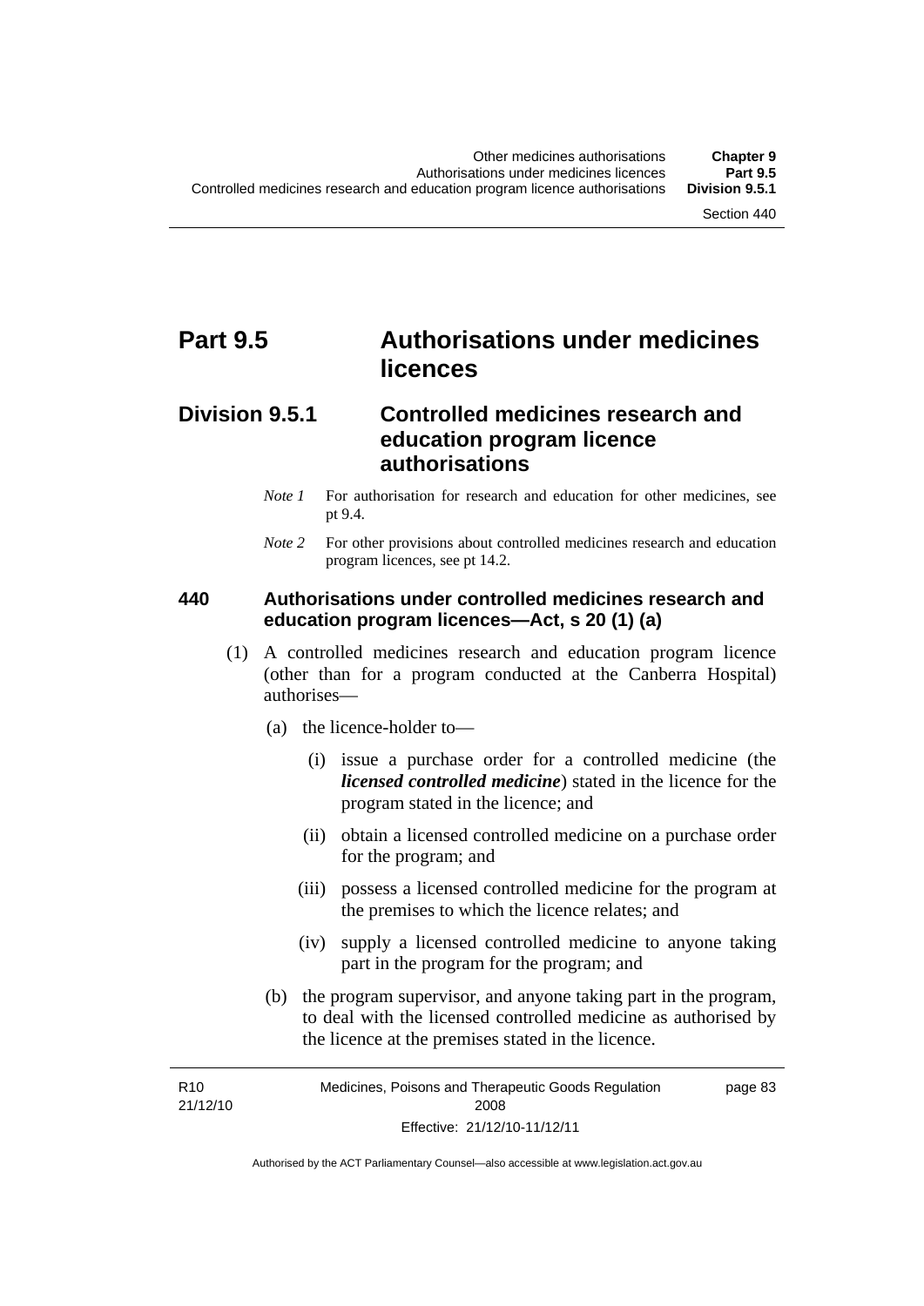# Part 9.5 Authorisations under medicines licences

## Division 9.5.1 Controlled medicines research and education program licence authorisations

*Note 1* For authorisation for research and education for other medicines, see pt 9.4.

*Note 2* For other provisions about controlled medicines research and education program licences, see pt 14.2.

### 440 Authorisations under controlled medicines research and education program licences—Act, s 20 (1) (a)

(1) A controlled medicines research and education program licence (other than for a program conducted at the Canberra Hospital) authorises—

(a) the licence-holder to—

(i) issue a purchase order for a controlled medicine (the ***licensed controlled medicine***) stated in the licence for the program stated in the licence; and

(ii) obtain a licensed controlled medicine on a purchase order for the program; and

(iii) possess a licensed controlled medicine for the program at the premises to which the licence relates; and

(iv) supply a licensed controlled medicine to anyone taking part in the program for the program; and

(b) the program supervisor, and anyone taking part in the program, to deal with the licensed controlled medicine as authorised by the licence at the premises stated in the licence.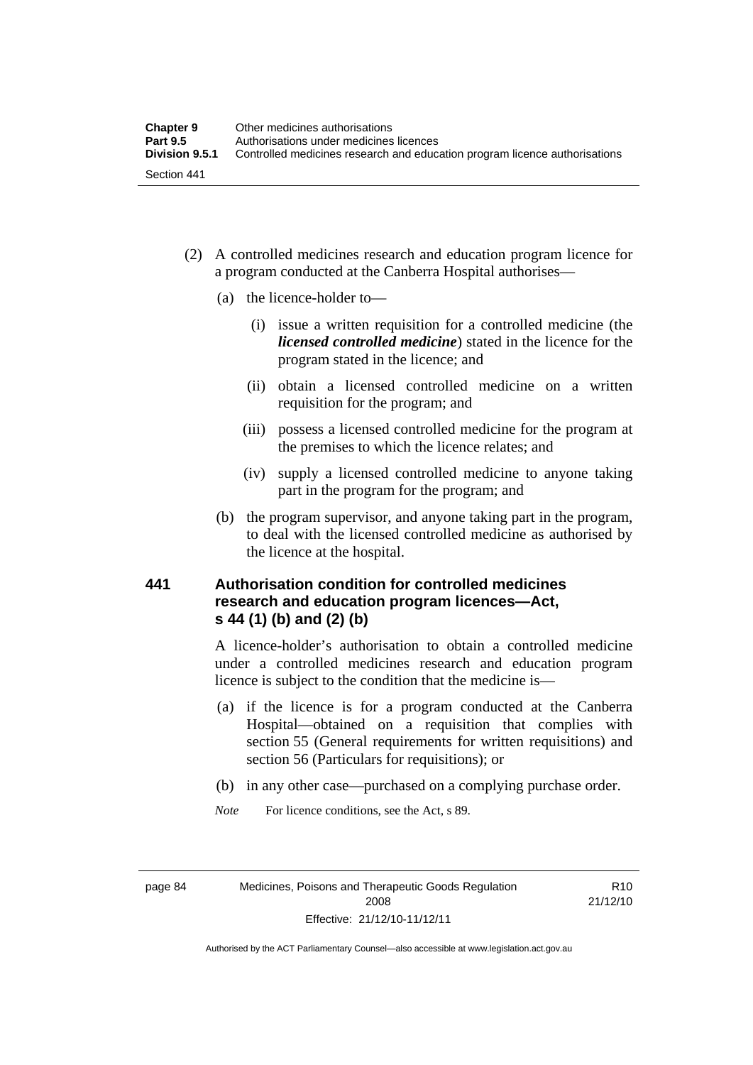(2) A controlled medicines research and education program licence for a program conducted at the Canberra Hospital authorises—

(a) the licence-holder to—

(i) issue a written requisition for a controlled medicine (the ***licensed controlled medicine***) stated in the licence for the program stated in the licence; and

(ii) obtain a licensed controlled medicine on a written requisition for the program; and

(iii) possess a licensed controlled medicine for the program at the premises to which the licence relates; and

(iv) supply a licensed controlled medicine to anyone taking part in the program for the program; and

(b) the program supervisor, and anyone taking part in the program, to deal with the licensed controlled medicine as authorised by the licence at the hospital.

### 441 Authorisation condition for controlled medicines research and education program licences—Act, s 44 (1) (b) and (2) (b)

A licence-holder's authorisation to obtain a controlled medicine under a controlled medicines research and education program licence is subject to the condition that the medicine is—

(a) if the licence is for a program conducted at the Canberra Hospital—obtained on a requisition that complies with section 55 (General requirements for written requisitions) and section 56 (Particulars for requisitions); or

(b) in any other case—purchased on a complying purchase order.

*Note* For licence conditions, see the Act, s 89.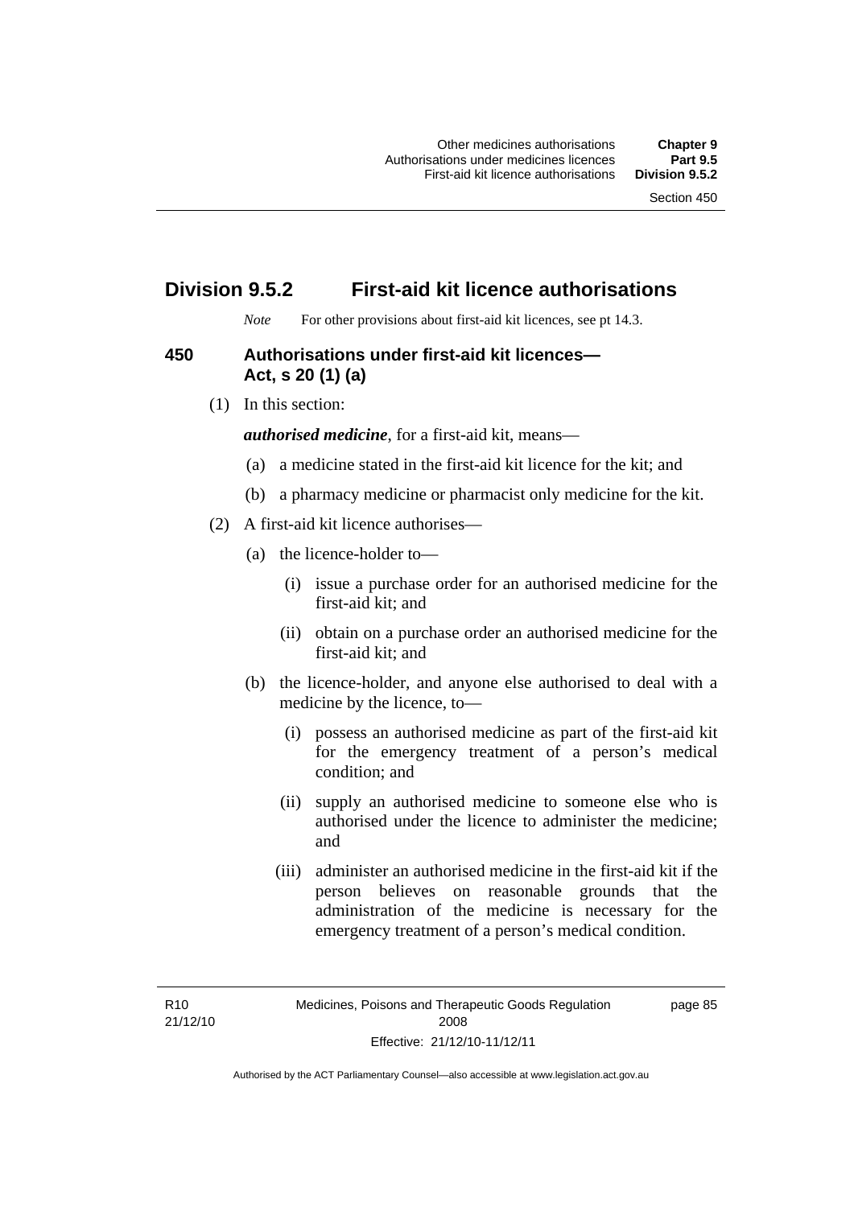## Division 9.5.2 First-aid kit licence authorisations

*Note* For other provisions about first-aid kit licences, see pt 14.3.

### 450 Authorisations under first-aid kit licences—Act, s 20 (1) (a)

(1) In this section:

***authorised medicine***, for a first-aid kit, means—

- (a) a medicine stated in the first-aid kit licence for the kit; and
- (b) a pharmacy medicine or pharmacist only medicine for the kit.

(2) A first-aid kit licence authorises—

- (a) the licence-holder to—
  - (i) issue a purchase order for an authorised medicine for the first-aid kit; and
  - (ii) obtain on a purchase order an authorised medicine for the first-aid kit; and
- (b) the licence-holder, and anyone else authorised to deal with a medicine by the licence, to—
  - (i) possess an authorised medicine as part of the first-aid kit for the emergency treatment of a person's medical condition; and
  - (ii) supply an authorised medicine to someone else who is authorised under the licence to administer the medicine; and
  - (iii) administer an authorised medicine in the first-aid kit if the person believes on reasonable grounds that the administration of the medicine is necessary for the emergency treatment of a person's medical condition.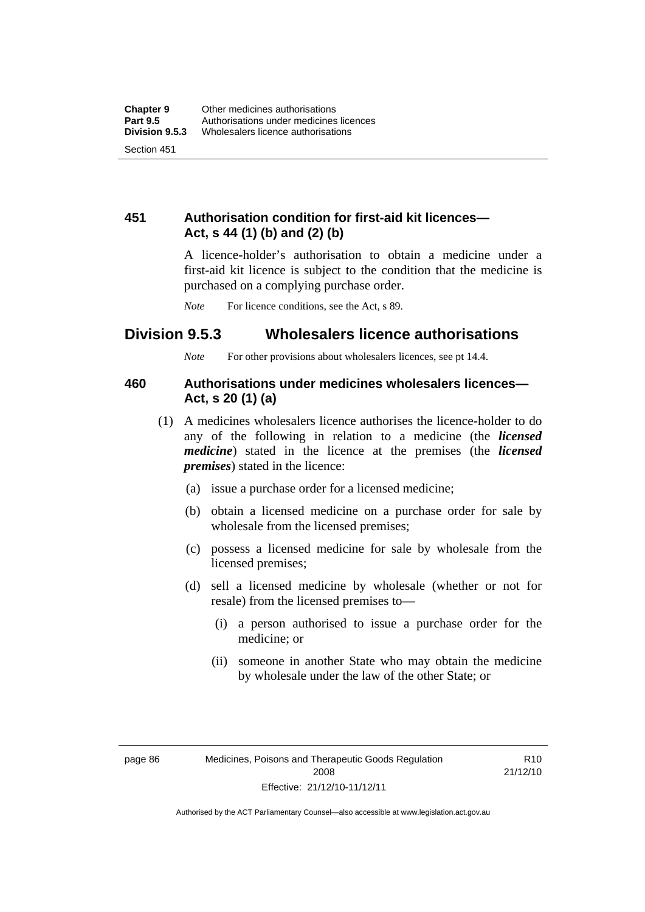### 451 Authorisation condition for first-aid kit licences—Act, s 44 (1) (b) and (2) (b)

A licence-holder's authorisation to obtain a medicine under a first-aid kit licence is subject to the condition that the medicine is purchased on a complying purchase order.

*Note* For licence conditions, see the Act, s 89.

## Division 9.5.3 Wholesalers licence authorisations

*Note* For other provisions about wholesalers licences, see pt 14.4.

### 460 Authorisations under medicines wholesalers licences—Act, s 20 (1) (a)

(1) A medicines wholesalers licence authorises the licence-holder to do any of the following in relation to a medicine (the ***licensed medicine***) stated in the licence at the premises (the ***licensed premises***) stated in the licence:

(a) issue a purchase order for a licensed medicine;

(b) obtain a licensed medicine on a purchase order for sale by wholesale from the licensed premises;

(c) possess a licensed medicine for sale by wholesale from the licensed premises;

(d) sell a licensed medicine by wholesale (whether or not for resale) from the licensed premises to—

(i) a person authorised to issue a purchase order for the medicine; or

(ii) someone in another State who may obtain the medicine by wholesale under the law of the other State; or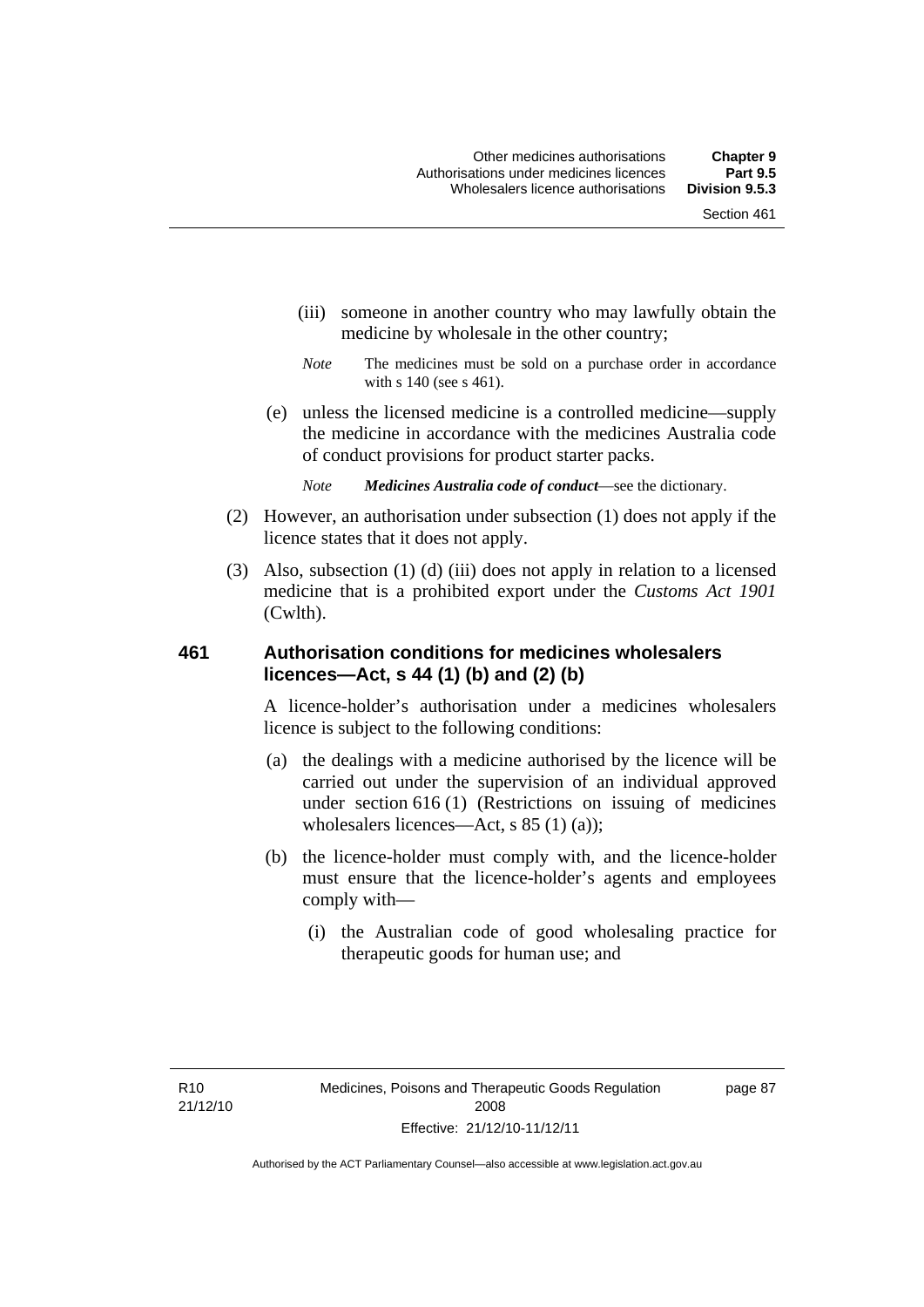(iii) someone in another country who may lawfully obtain the medicine by wholesale in the other country;

*Note* The medicines must be sold on a purchase order in accordance with s 140 (see s 461).

(e) unless the licensed medicine is a controlled medicine—supply the medicine in accordance with the medicines Australia code of conduct provisions for product starter packs.

*Note* ***Medicines Australia code of conduct***—see the dictionary.

(2) However, an authorisation under subsection (1) does not apply if the licence states that it does not apply.

(3) Also, subsection (1) (d) (iii) does not apply in relation to a licensed medicine that is a prohibited export under the *Customs Act 1901* (Cwlth).

### 461 Authorisation conditions for medicines wholesalers licences—Act, s 44 (1) (b) and (2) (b)

A licence-holder's authorisation under a medicines wholesalers licence is subject to the following conditions:

(a) the dealings with a medicine authorised by the licence will be carried out under the supervision of an individual approved under section 616 (1) (Restrictions on issuing of medicines wholesalers licences—Act, s 85 (1) (a));

(b) the licence-holder must comply with, and the licence-holder must ensure that the licence-holder's agents and employees comply with—

(i) the Australian code of good wholesaling practice for therapeutic goods for human use; and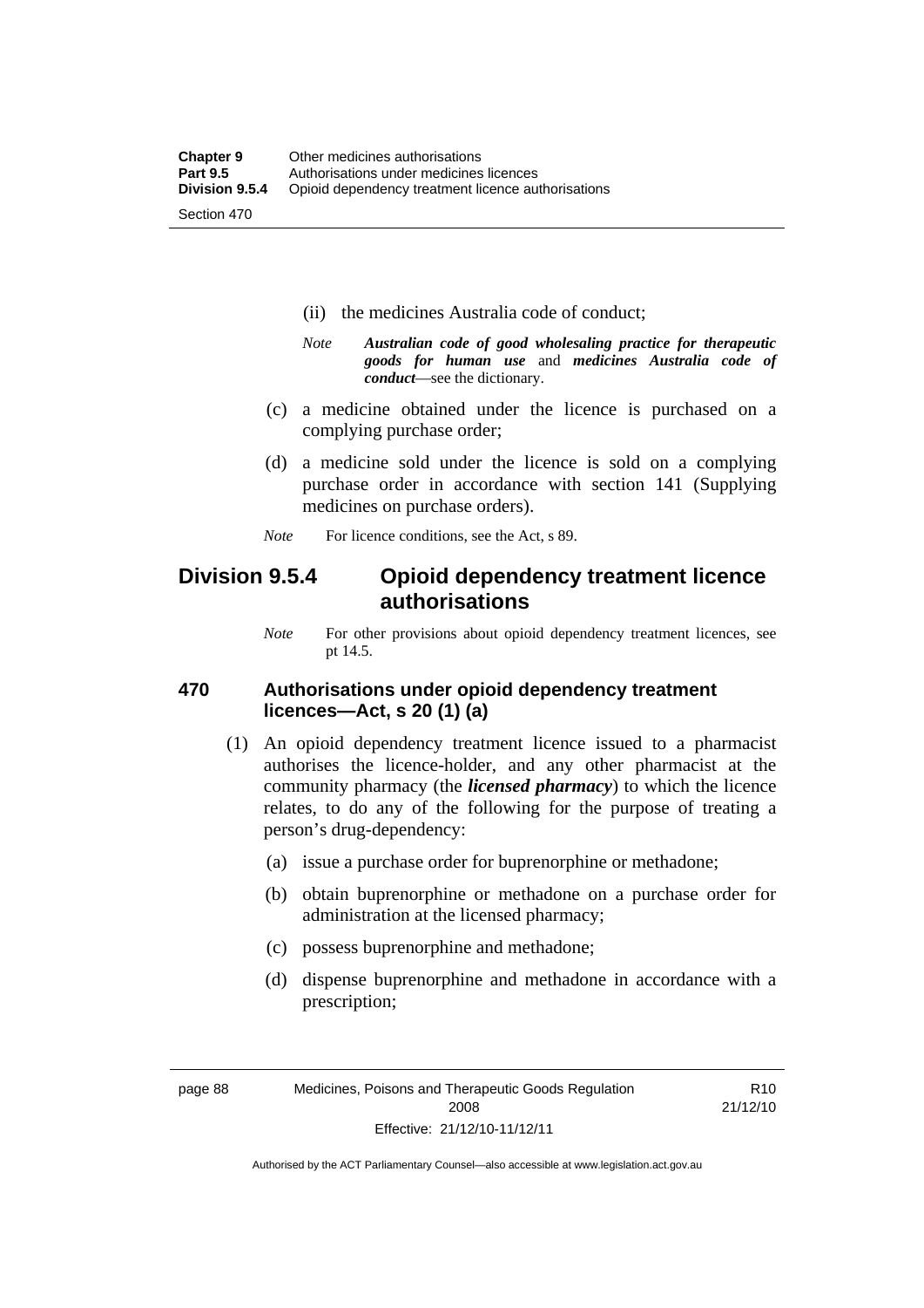(ii) the medicines Australia code of conduct;

*Note* ***Australian code of good wholesaling practice for therapeutic goods for human use*** and ***medicines Australia code of conduct***—see the dictionary.

(c) a medicine obtained under the licence is purchased on a complying purchase order;

(d) a medicine sold under the licence is sold on a complying purchase order in accordance with section 141 (Supplying medicines on purchase orders).

*Note* For licence conditions, see the Act, s 89.

## Division 9.5.4 Opioid dependency treatment licence authorisations

*Note* For other provisions about opioid dependency treatment licences, see pt 14.5.

### 470 Authorisations under opioid dependency treatment licences—Act, s 20 (1) (a)

(1) An opioid dependency treatment licence issued to a pharmacist authorises the licence-holder, and any other pharmacist at the community pharmacy (the ***licensed pharmacy***) to which the licence relates, to do any of the following for the purpose of treating a person's drug-dependency:

(a) issue a purchase order for buprenorphine or methadone;

(b) obtain buprenorphine or methadone on a purchase order for administration at the licensed pharmacy;

(c) possess buprenorphine and methadone;

(d) dispense buprenorphine and methadone in accordance with a prescription;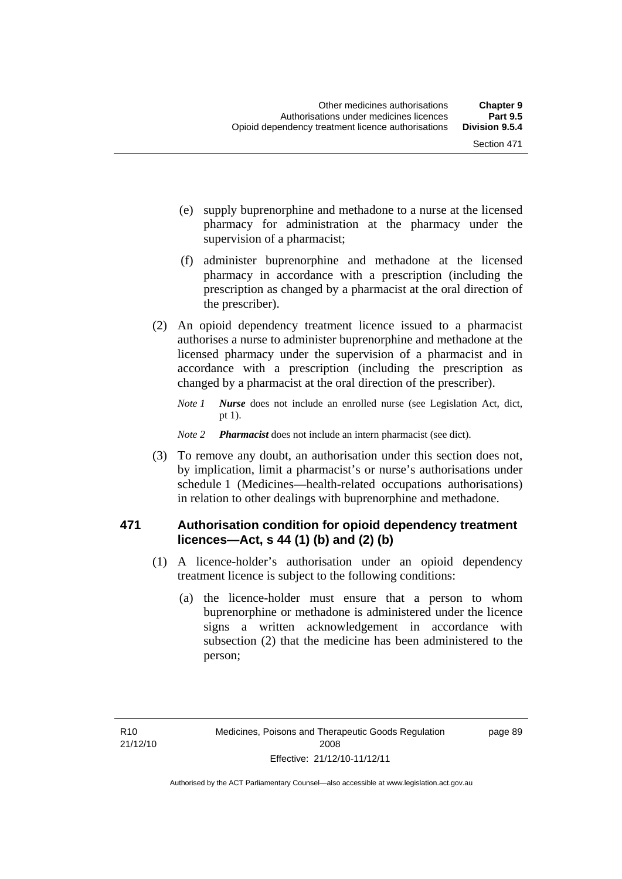(e) supply buprenorphine and methadone to a nurse at the licensed pharmacy for administration at the pharmacy under the supervision of a pharmacist;

(f) administer buprenorphine and methadone at the licensed pharmacy in accordance with a prescription (including the prescription as changed by a pharmacist at the oral direction of the prescriber).

(2) An opioid dependency treatment licence issued to a pharmacist authorises a nurse to administer buprenorphine and methadone at the licensed pharmacy under the supervision of a pharmacist and in accordance with a prescription (including the prescription as changed by a pharmacist at the oral direction of the prescriber).

*Note 1* ***Nurse*** does not include an enrolled nurse (see Legislation Act, dict, pt 1).

*Note 2* ***Pharmacist*** does not include an intern pharmacist (see dict).

(3) To remove any doubt, an authorisation under this section does not, by implication, limit a pharmacist's or nurse's authorisations under schedule 1 (Medicines—health-related occupations authorisations) in relation to other dealings with buprenorphine and methadone.

### 471 Authorisation condition for opioid dependency treatment licences—Act, s 44 (1) (b) and (2) (b)

(1) A licence-holder's authorisation under an opioid dependency treatment licence is subject to the following conditions:

(a) the licence-holder must ensure that a person to whom buprenorphine or methadone is administered under the licence signs a written acknowledgement in accordance with subsection (2) that the medicine has been administered to the person;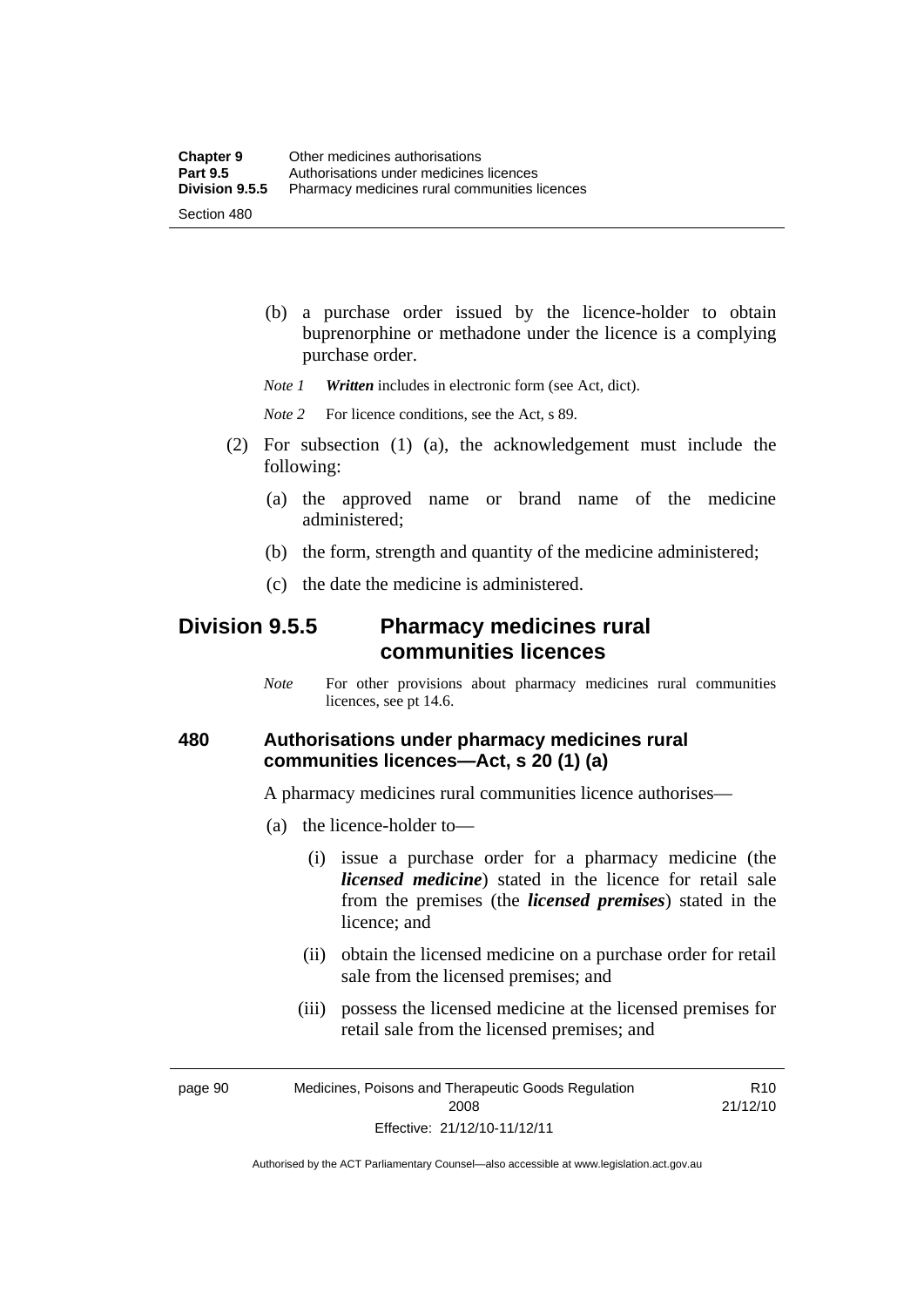(b) a purchase order issued by the licence-holder to obtain buprenorphine or methadone under the licence is a complying purchase order.

*Note 1* ***Written*** includes in electronic form (see Act, dict).

*Note 2* For licence conditions, see the Act, s 89.

(2) For subsection (1) (a), the acknowledgement must include the following:

(a) the approved name or brand name of the medicine administered;

(b) the form, strength and quantity of the medicine administered;

(c) the date the medicine is administered.

## Division 9.5.5 Pharmacy medicines rural communities licences

*Note* For other provisions about pharmacy medicines rural communities licences, see pt 14.6.

### 480 Authorisations under pharmacy medicines rural communities licences—Act, s 20 (1) (a)

A pharmacy medicines rural communities licence authorises—

(a) the licence-holder to—

(i) issue a purchase order for a pharmacy medicine (the ***licensed medicine***) stated in the licence for retail sale from the premises (the ***licensed premises***) stated in the licence; and

(ii) obtain the licensed medicine on a purchase order for retail sale from the licensed premises; and

(iii) possess the licensed medicine at the licensed premises for retail sale from the licensed premises; and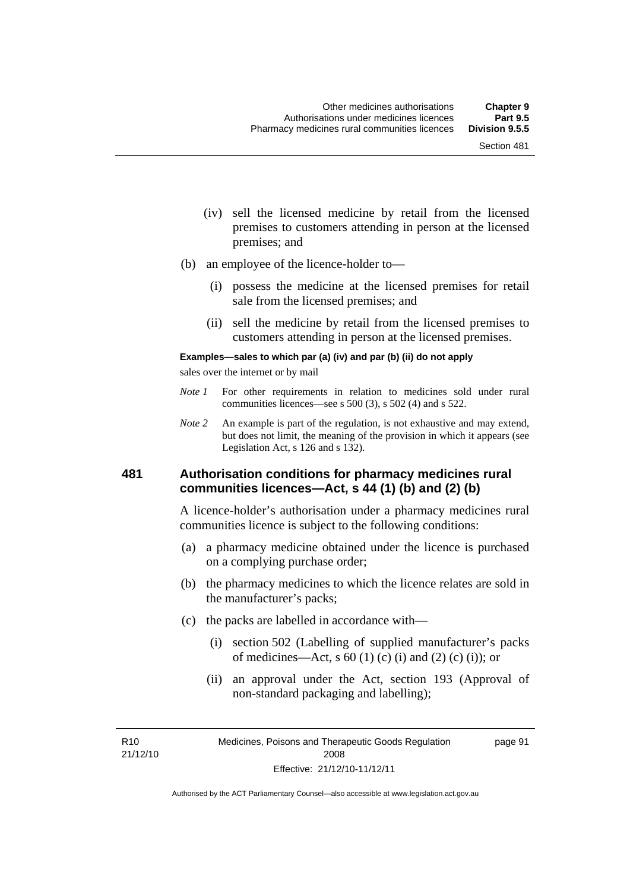(iv) sell the licensed medicine by retail from the licensed premises to customers attending in person at the licensed premises; and

(b) an employee of the licence-holder to—

(i) possess the medicine at the licensed premises for retail sale from the licensed premises; and

(ii) sell the medicine by retail from the licensed premises to customers attending in person at the licensed premises.

**Examples—sales to which par (a) (iv) and par (b) (ii) do not apply**

sales over the internet or by mail

*Note 1* For other requirements in relation to medicines sold under rural communities licences—see s 500 (3), s 502 (4) and s 522.

*Note 2* An example is part of the regulation, is not exhaustive and may extend, but does not limit, the meaning of the provision in which it appears (see Legislation Act, s 126 and s 132).

## 481 Authorisation conditions for pharmacy medicines rural communities licences—Act, s 44 (1) (b) and (2) (b)

A licence-holder's authorisation under a pharmacy medicines rural communities licence is subject to the following conditions:

(a) a pharmacy medicine obtained under the licence is purchased on a complying purchase order;

(b) the pharmacy medicines to which the licence relates are sold in the manufacturer's packs;

(c) the packs are labelled in accordance with—

(i) section 502 (Labelling of supplied manufacturer's packs of medicines—Act, s 60 (1) (c) (i) and (2) (c) (i)); or

(ii) an approval under the Act, section 193 (Approval of non-standard packaging and labelling);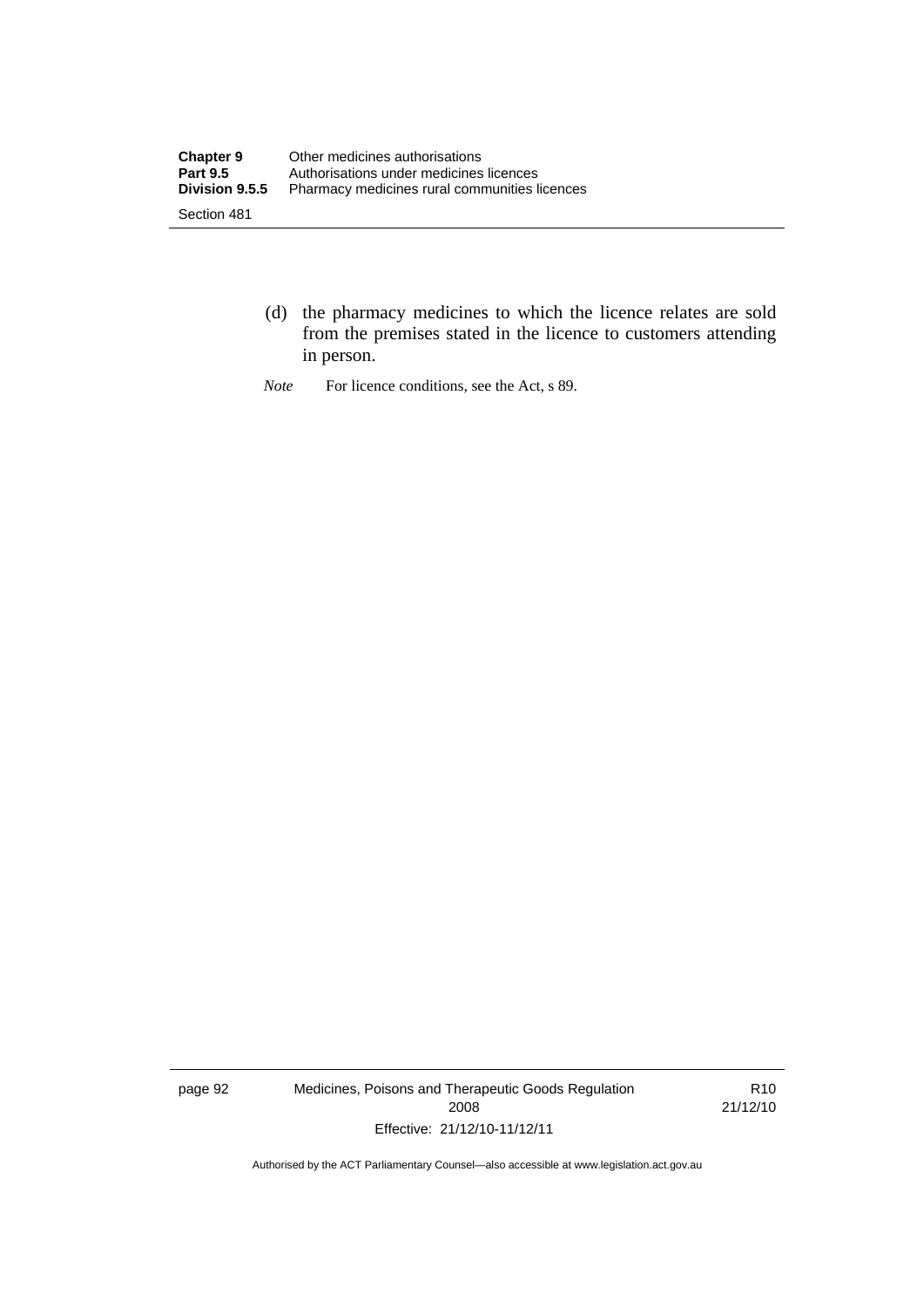(d) the pharmacy medicines to which the licence relates are sold from the premises stated in the licence to customers attending in person.

*Note* For licence conditions, see the Act, s 89.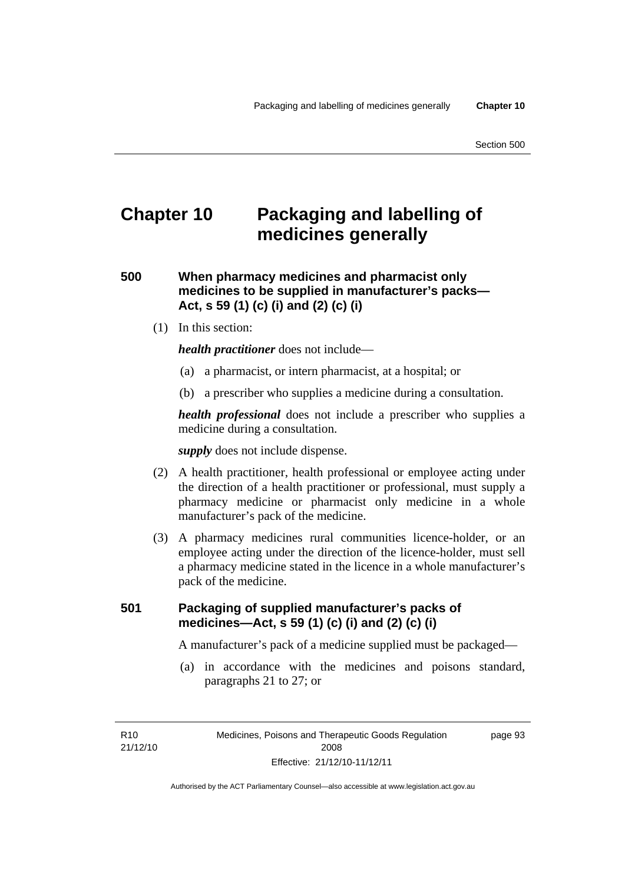# Chapter 10 Packaging and labelling of medicines generally

## 500 When pharmacy medicines and pharmacist only medicines to be supplied in manufacturer's packs—Act, s 59 (1) (c) (i) and (2) (c) (i)

(1) In this section:

***health practitioner*** does not include—

(a) a pharmacist, or intern pharmacist, at a hospital; or

(b) a prescriber who supplies a medicine during a consultation.

***health professional*** does not include a prescriber who supplies a medicine during a consultation.

***supply*** does not include dispense.

(2) A health practitioner, health professional or employee acting under the direction of a health practitioner or professional, must supply a pharmacy medicine or pharmacist only medicine in a whole manufacturer's pack of the medicine.

(3) A pharmacy medicines rural communities licence-holder, or an employee acting under the direction of the licence-holder, must sell a pharmacy medicine stated in the licence in a whole manufacturer's pack of the medicine.

## 501 Packaging of supplied manufacturer's packs of medicines—Act, s 59 (1) (c) (i) and (2) (c) (i)

A manufacturer's pack of a medicine supplied must be packaged—

(a) in accordance with the medicines and poisons standard, paragraphs 21 to 27; or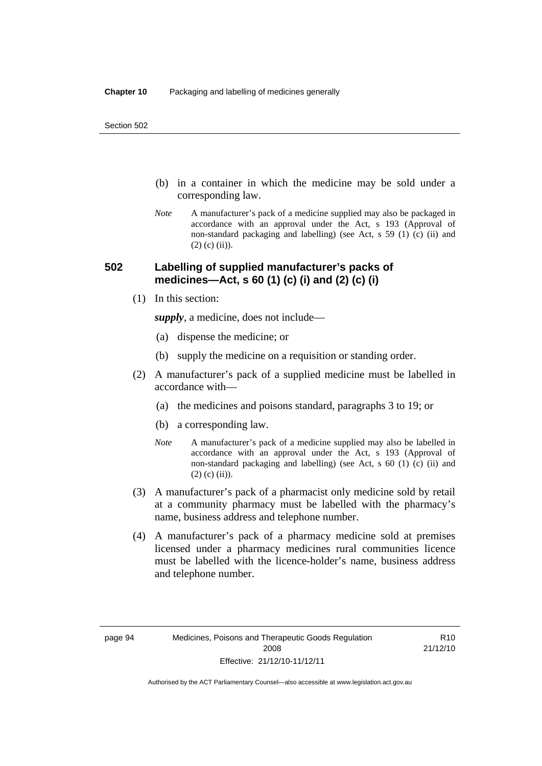(b) in a container in which the medicine may be sold under a corresponding law.

*Note* A manufacturer's pack of a medicine supplied may also be packaged in accordance with an approval under the Act, s 193 (Approval of non-standard packaging and labelling) (see Act, s 59 (1) (c) (ii) and (2) (c) (ii)).

## 502 Labelling of supplied manufacturer's packs of medicines—Act, s 60 (1) (c) (i) and (2) (c) (i)

(1) In this section:

***supply***, a medicine, does not include—

(a) dispense the medicine; or

(b) supply the medicine on a requisition or standing order.

(2) A manufacturer's pack of a supplied medicine must be labelled in accordance with—

(a) the medicines and poisons standard, paragraphs 3 to 19; or

(b) a corresponding law.

*Note* A manufacturer's pack of a medicine supplied may also be labelled in accordance with an approval under the Act, s 193 (Approval of non-standard packaging and labelling) (see Act, s 60 (1) (c) (ii) and (2) (c) (ii)).

(3) A manufacturer's pack of a pharmacist only medicine sold by retail at a community pharmacy must be labelled with the pharmacy's name, business address and telephone number.

(4) A manufacturer's pack of a pharmacy medicine sold at premises licensed under a pharmacy medicines rural communities licence must be labelled with the licence-holder's name, business address and telephone number.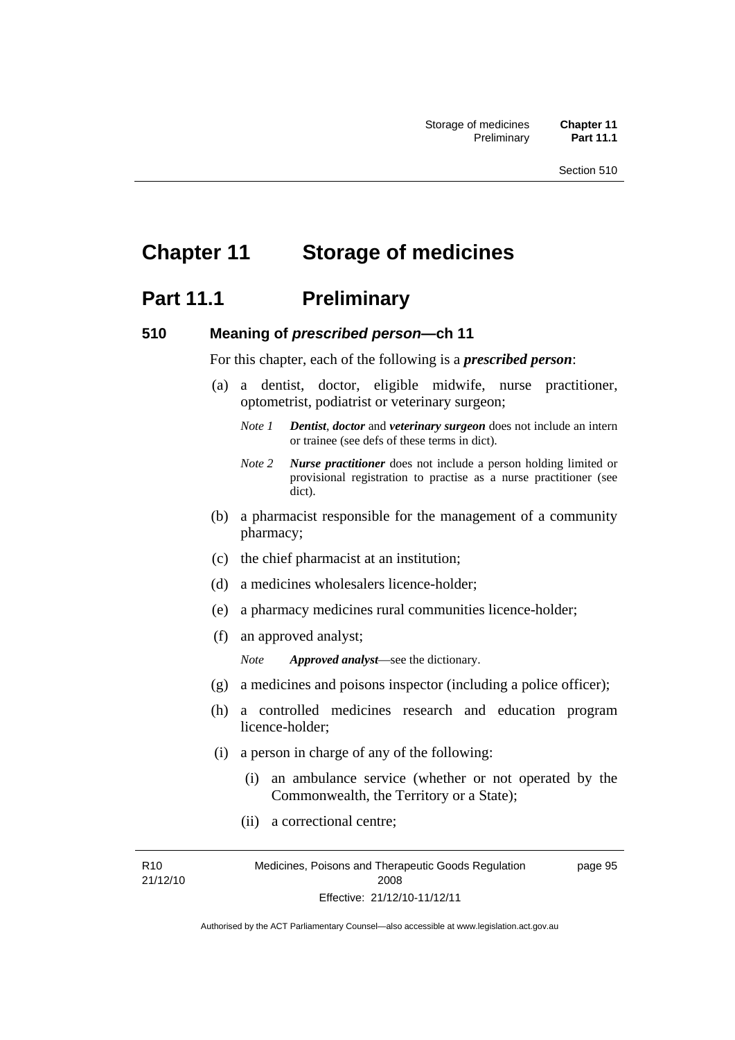# Chapter 11 Storage of medicines

## Part 11.1 Preliminary

### 510 Meaning of *prescribed person*—ch 11

For this chapter, each of the following is a ***prescribed person***:

(a) a dentist, doctor, eligible midwife, nurse practitioner, optometrist, podiatrist or veterinary surgeon;

> *Note 1* ***Dentist***, ***doctor*** and ***veterinary surgeon*** does not include an intern or trainee (see defs of these terms in dict).
>
> *Note 2* ***Nurse practitioner*** does not include a person holding limited or provisional registration to practise as a nurse practitioner (see dict).

(b) a pharmacist responsible for the management of a community pharmacy;

(c) the chief pharmacist at an institution;

(d) a medicines wholesalers licence-holder;

(e) a pharmacy medicines rural communities licence-holder;

(f) an approved analyst;

> *Note* ***Approved analyst***—see the dictionary.

(g) a medicines and poisons inspector (including a police officer);

(h) a controlled medicines research and education program licence-holder;

(i) a person in charge of any of the following:

  (i) an ambulance service (whether or not operated by the Commonwealth, the Territory or a State);

  (ii) a correctional centre;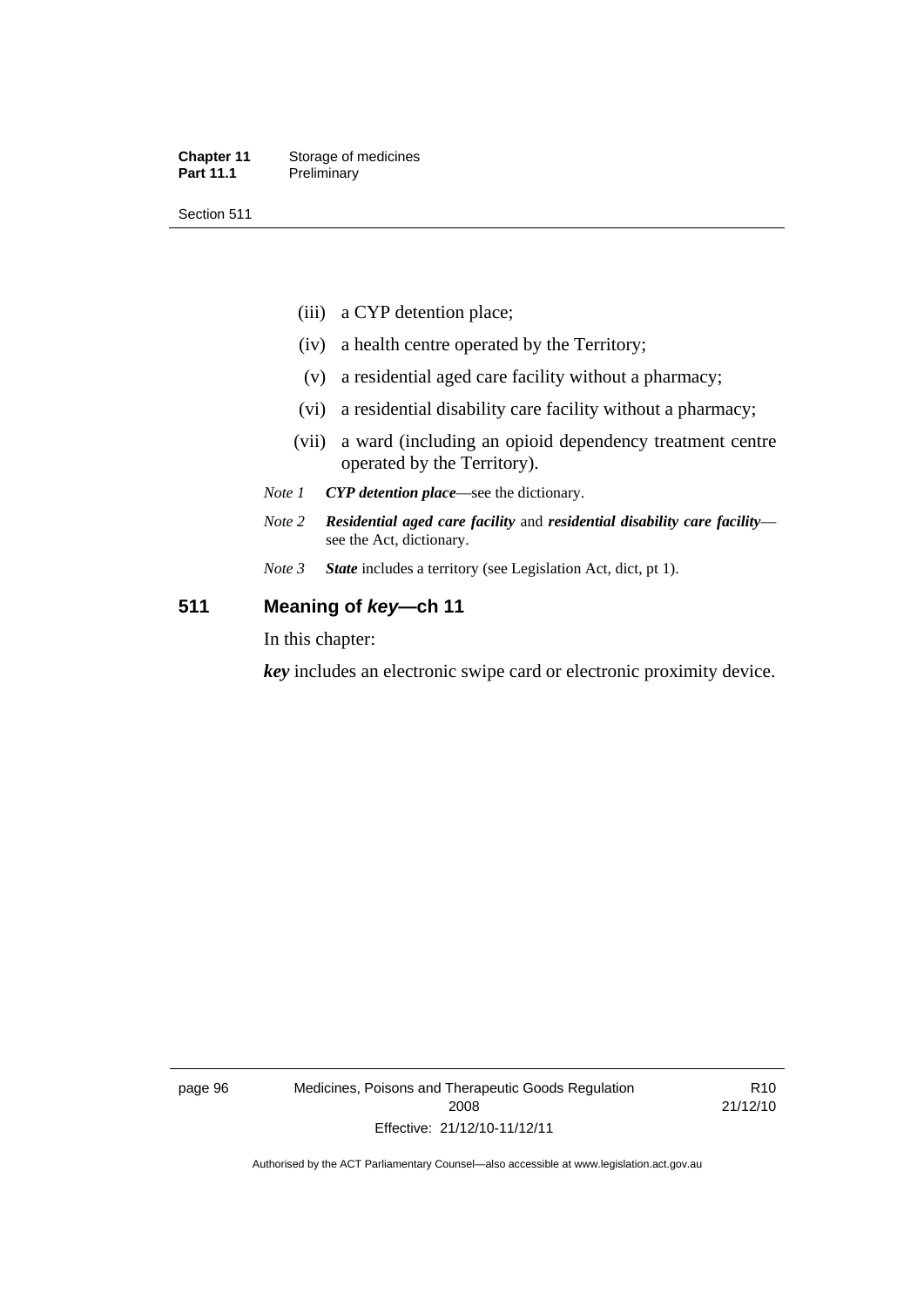(iii) a CYP detention place;

(iv) a health centre operated by the Territory;

(v) a residential aged care facility without a pharmacy;

(vi) a residential disability care facility without a pharmacy;

(vii) a ward (including an opioid dependency treatment centre operated by the Territory).

*Note 1* ***CYP detention place***—see the dictionary.

*Note 2* ***Residential aged care facility*** and ***residential disability care facility***—see the Act, dictionary.

*Note 3* ***State*** includes a territory (see Legislation Act, dict, pt 1).

## 511 Meaning of *key*—ch 11

In this chapter:

***key*** includes an electronic swipe card or electronic proximity device.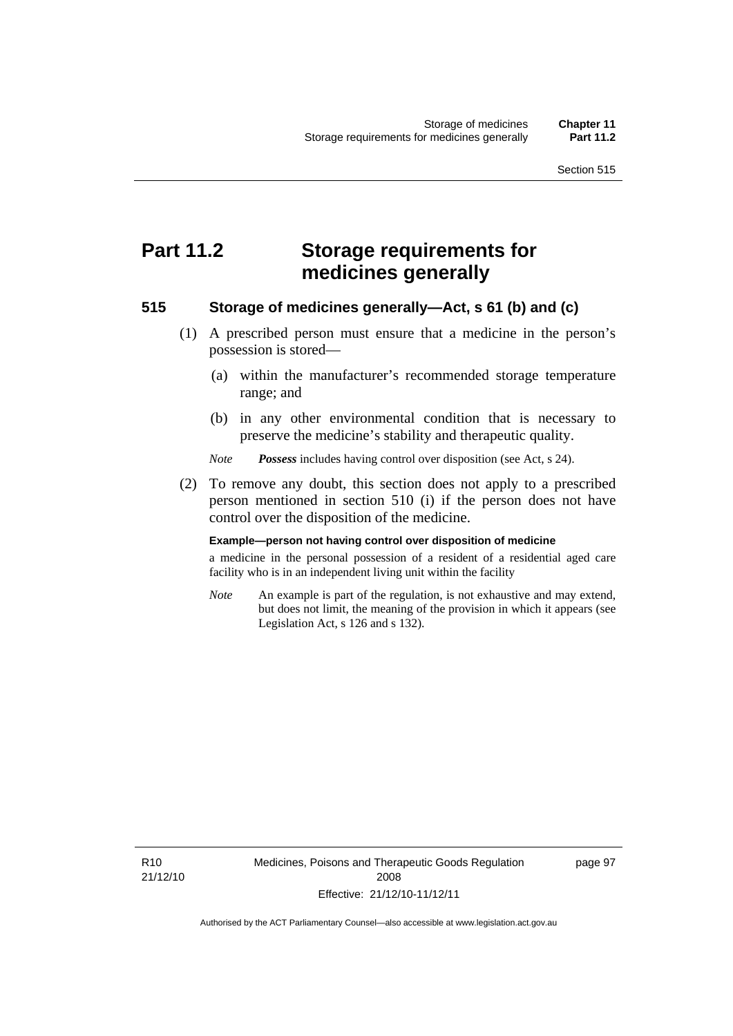# Part 11.2 Storage requirements for medicines generally

## 515 Storage of medicines generally—Act, s 61 (b) and (c)

(1) A prescribed person must ensure that a medicine in the person's possession is stored—

(a) within the manufacturer's recommended storage temperature range; and

(b) in any other environmental condition that is necessary to preserve the medicine's stability and therapeutic quality.

*Note* ***Possess*** includes having control over disposition (see Act, s 24).

(2) To remove any doubt, this section does not apply to a prescribed person mentioned in section 510 (i) if the person does not have control over the disposition of the medicine.

**Example—person not having control over disposition of medicine**

a medicine in the personal possession of a resident of a residential aged care facility who is in an independent living unit within the facility

*Note* An example is part of the regulation, is not exhaustive and may extend, but does not limit, the meaning of the provision in which it appears (see Legislation Act, s 126 and s 132).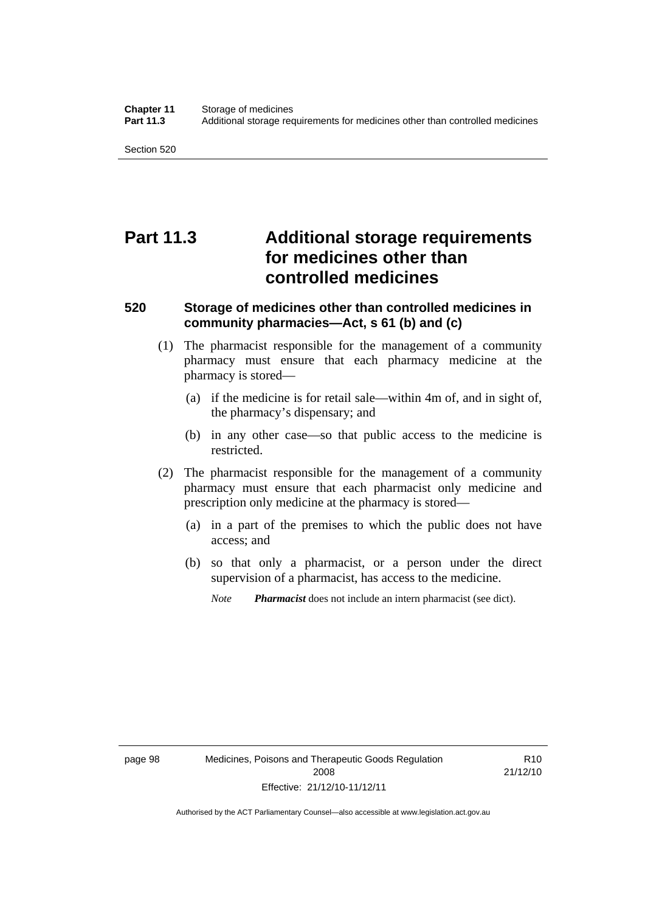# Part 11.3 Additional storage requirements for medicines other than controlled medicines

## 520 Storage of medicines other than controlled medicines in community pharmacies—Act, s 61 (b) and (c)

(1) The pharmacist responsible for the management of a community pharmacy must ensure that each pharmacy medicine at the pharmacy is stored—

(a) if the medicine is for retail sale—within 4m of, and in sight of, the pharmacy's dispensary; and

(b) in any other case—so that public access to the medicine is restricted.

(2) The pharmacist responsible for the management of a community pharmacy must ensure that each pharmacist only medicine and prescription only medicine at the pharmacy is stored—

(a) in a part of the premises to which the public does not have access; and

(b) so that only a pharmacist, or a person under the direct supervision of a pharmacist, has access to the medicine.

*Note* ***Pharmacist*** does not include an intern pharmacist (see dict).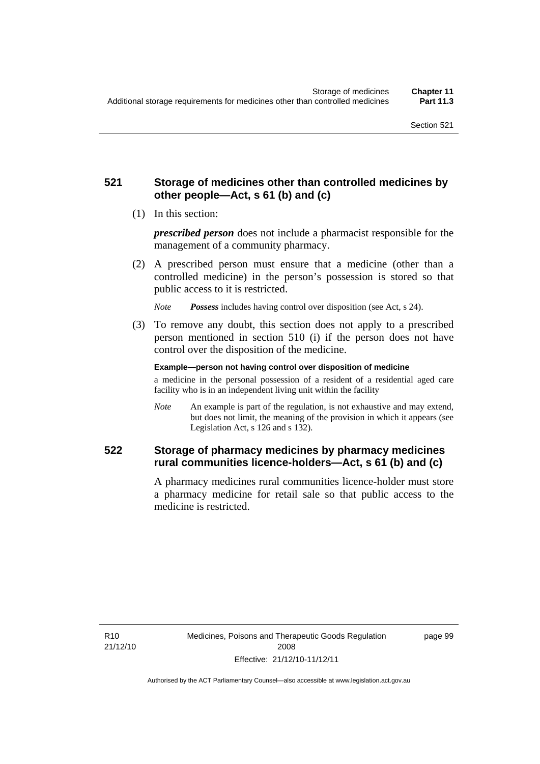### 521 Storage of medicines other than controlled medicines by other people—Act, s 61 (b) and (c)

(1) In this section:

***prescribed person*** does not include a pharmacist responsible for the management of a community pharmacy.

(2) A prescribed person must ensure that a medicine (other than a controlled medicine) in the person's possession is stored so that public access to it is restricted.

*Note* ***Possess*** includes having control over disposition (see Act, s 24).

(3) To remove any doubt, this section does not apply to a prescribed person mentioned in section 510 (i) if the person does not have control over the disposition of the medicine.

**Example—person not having control over disposition of medicine**

a medicine in the personal possession of a resident of a residential aged care facility who is in an independent living unit within the facility

*Note* An example is part of the regulation, is not exhaustive and may extend, but does not limit, the meaning of the provision in which it appears (see Legislation Act, s 126 and s 132).

### 522 Storage of pharmacy medicines by pharmacy medicines rural communities licence-holders—Act, s 61 (b) and (c)

A pharmacy medicines rural communities licence-holder must store a pharmacy medicine for retail sale so that public access to the medicine is restricted.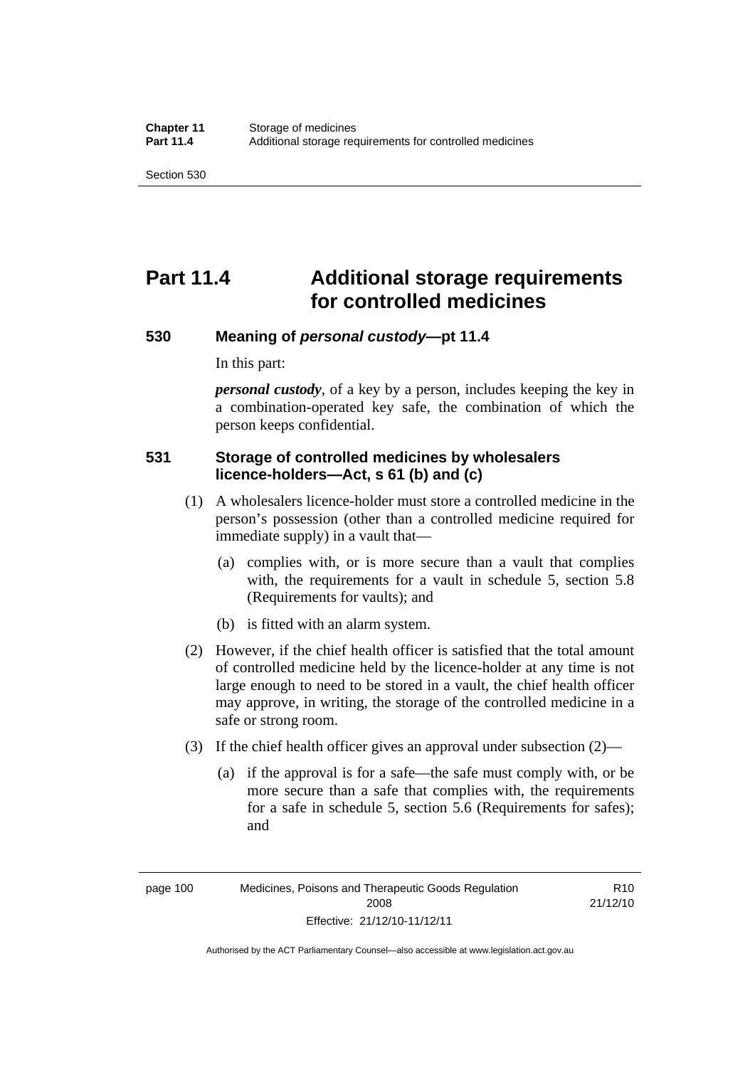# Part 11.4 Additional storage requirements for controlled medicines

### 530 Meaning of *personal custody*—pt 11.4

In this part:

***personal custody***, of a key by a person, includes keeping the key in a combination-operated key safe, the combination of which the person keeps confidential.

### 531 Storage of controlled medicines by wholesalers licence-holders—Act, s 61 (b) and (c)

(1) A wholesalers licence-holder must store a controlled medicine in the person's possession (other than a controlled medicine required for immediate supply) in a vault that—

(a) complies with, or is more secure than a vault that complies with, the requirements for a vault in schedule 5, section 5.8 (Requirements for vaults); and

(b) is fitted with an alarm system.

(2) However, if the chief health officer is satisfied that the total amount of controlled medicine held by the licence-holder at any time is not large enough to need to be stored in a vault, the chief health officer may approve, in writing, the storage of the controlled medicine in a safe or strong room.

(3) If the chief health officer gives an approval under subsection (2)—

(a) if the approval is for a safe—the safe must comply with, or be more secure than a safe that complies with, the requirements for a safe in schedule 5, section 5.6 (Requirements for safes); and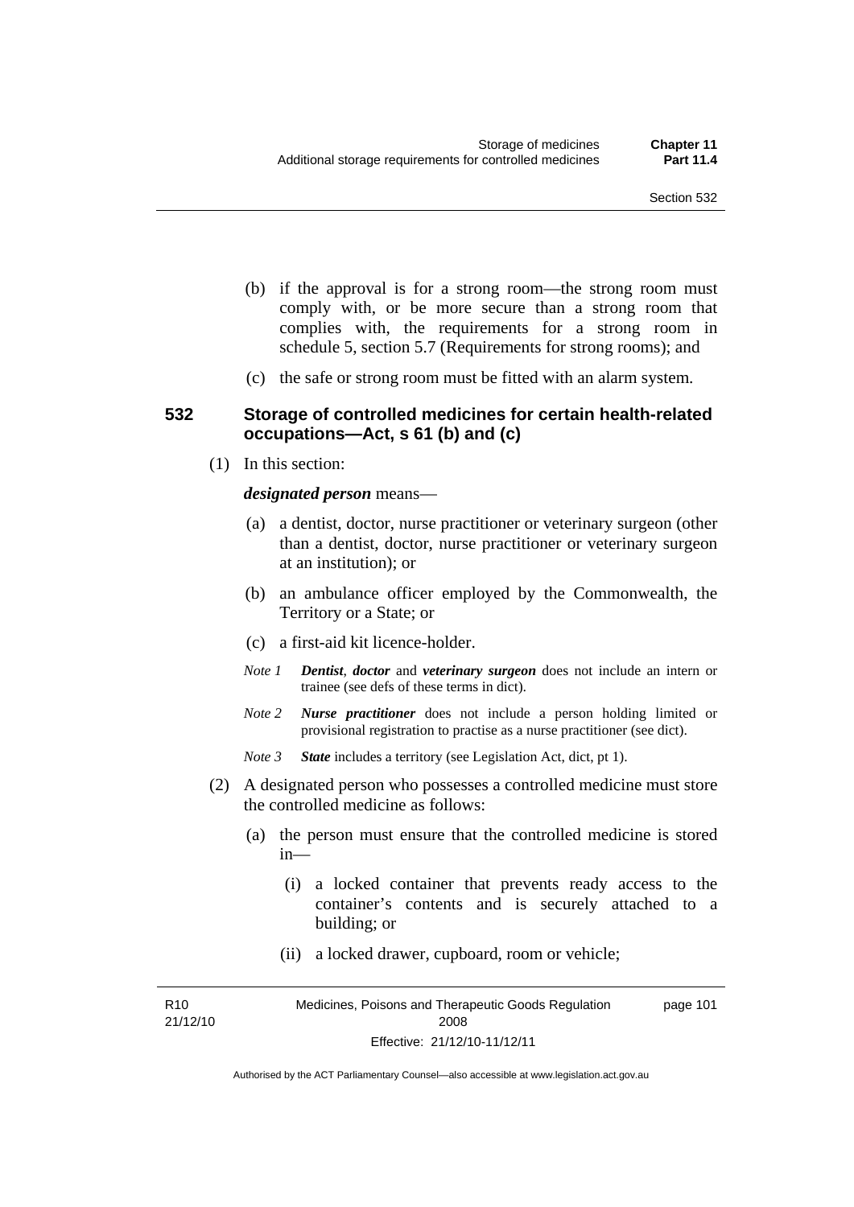(b) if the approval is for a strong room—the strong room must comply with, or be more secure than a strong room that complies with, the requirements for a strong room in schedule 5, section 5.7 (Requirements for strong rooms); and

(c) the safe or strong room must be fitted with an alarm system.

### 532 Storage of controlled medicines for certain health-related occupations—Act, s 61 (b) and (c)

(1) In this section:

***designated person*** means—

(a) a dentist, doctor, nurse practitioner or veterinary surgeon (other than a dentist, doctor, nurse practitioner or veterinary surgeon at an institution); or

(b) an ambulance officer employed by the Commonwealth, the Territory or a State; or

(c) a first-aid kit licence-holder.

*Note 1* ***Dentist***, ***doctor*** and ***veterinary surgeon*** does not include an intern or trainee (see defs of these terms in dict).

*Note 2* ***Nurse practitioner*** does not include a person holding limited or provisional registration to practise as a nurse practitioner (see dict).

*Note 3* ***State*** includes a territory (see Legislation Act, dict, pt 1).

(2) A designated person who possesses a controlled medicine must store the controlled medicine as follows:

(a) the person must ensure that the controlled medicine is stored in—

(i) a locked container that prevents ready access to the container's contents and is securely attached to a building; or

(ii) a locked drawer, cupboard, room or vehicle;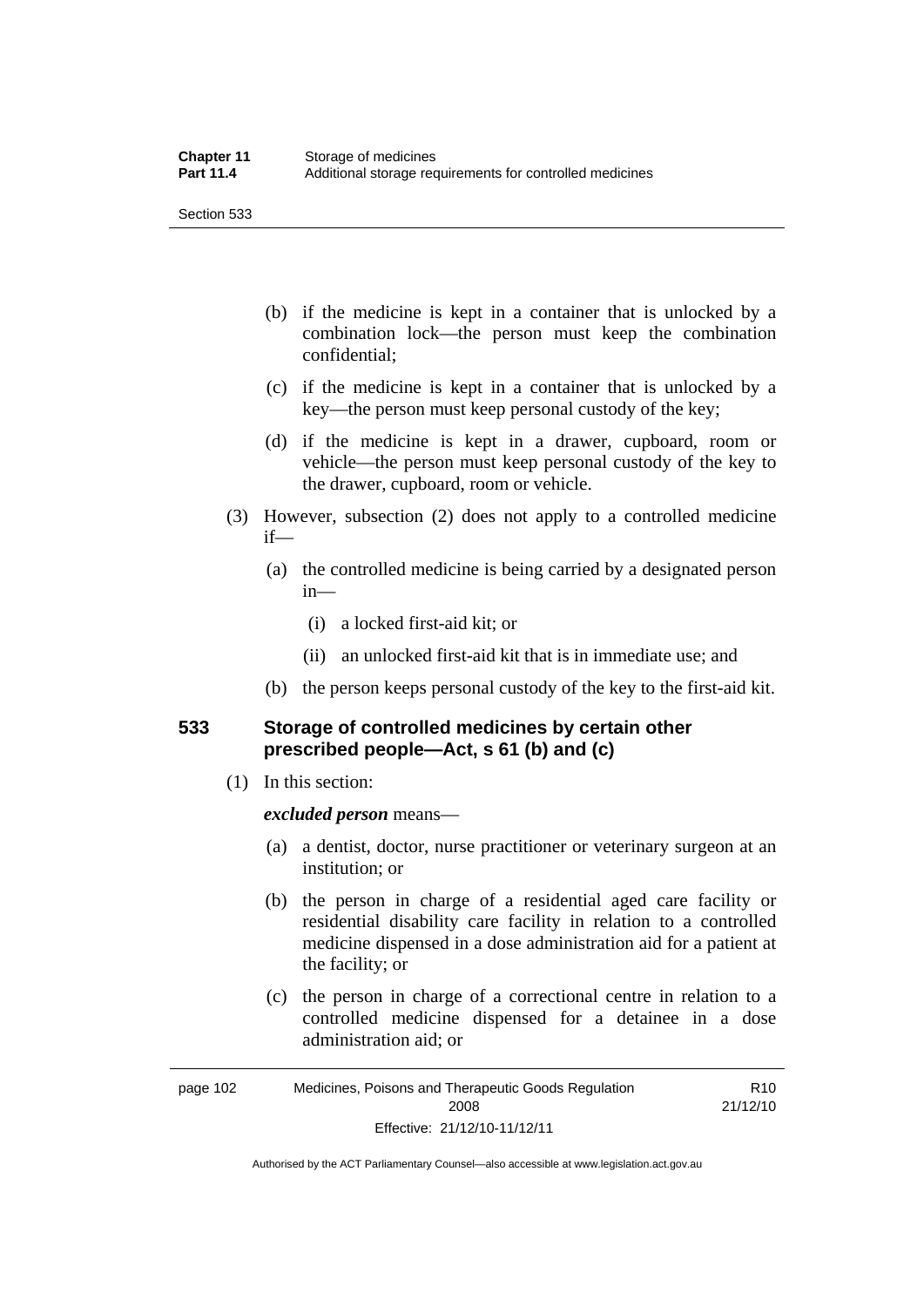(b) if the medicine is kept in a container that is unlocked by a combination lock—the person must keep the combination confidential;

(c) if the medicine is kept in a container that is unlocked by a key—the person must keep personal custody of the key;

(d) if the medicine is kept in a drawer, cupboard, room or vehicle—the person must keep personal custody of the key to the drawer, cupboard, room or vehicle.

(3) However, subsection (2) does not apply to a controlled medicine if—

(a) the controlled medicine is being carried by a designated person in—

(i) a locked first-aid kit; or

(ii) an unlocked first-aid kit that is in immediate use; and

(b) the person keeps personal custody of the key to the first-aid kit.

## 533 Storage of controlled medicines by certain other prescribed people—Act, s 61 (b) and (c)

(1) In this section:

***excluded person*** means—

(a) a dentist, doctor, nurse practitioner or veterinary surgeon at an institution; or

(b) the person in charge of a residential aged care facility or residential disability care facility in relation to a controlled medicine dispensed in a dose administration aid for a patient at the facility; or

(c) the person in charge of a correctional centre in relation to a controlled medicine dispensed for a detainee in a dose administration aid; or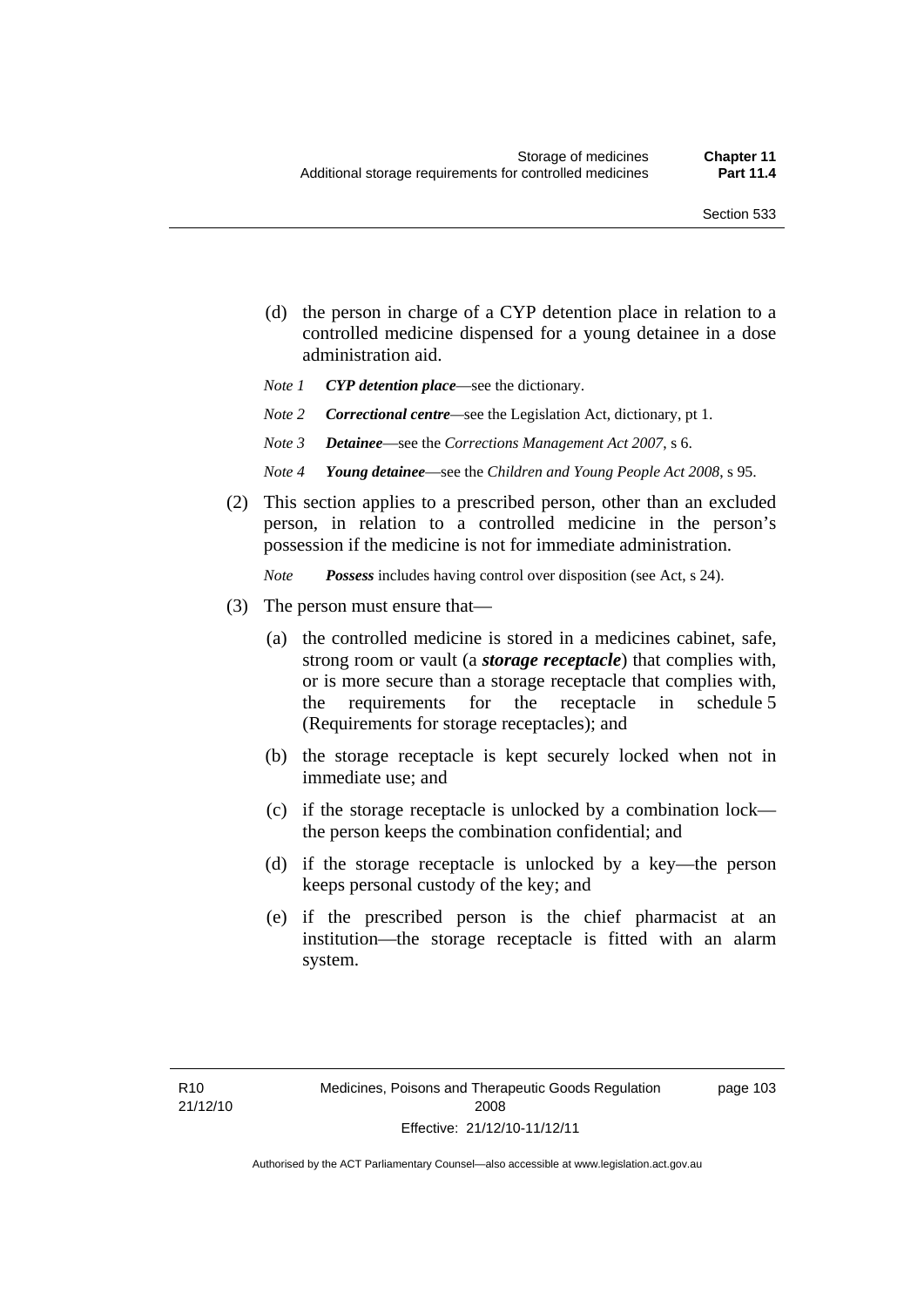(d) the person in charge of a CYP detention place in relation to a controlled medicine dispensed for a young detainee in a dose administration aid.

*Note 1* ***CYP detention place***—see the dictionary.

*Note 2* ***Correctional centre***—see the Legislation Act, dictionary, pt 1.

*Note 3* ***Detainee***—see the *Corrections Management Act 2007*, s 6.

*Note 4* ***Young detainee***—see the *Children and Young People Act 2008*, s 95.

(2) This section applies to a prescribed person, other than an excluded person, in relation to a controlled medicine in the person's possession if the medicine is not for immediate administration.

*Note* ***Possess*** includes having control over disposition (see Act, s 24).

(3) The person must ensure that—

(a) the controlled medicine is stored in a medicines cabinet, safe, strong room or vault (a ***storage receptacle***) that complies with, or is more secure than a storage receptacle that complies with, the requirements for the receptacle in schedule 5 (Requirements for storage receptacles); and

(b) the storage receptacle is kept securely locked when not in immediate use; and

(c) if the storage receptacle is unlocked by a combination lock—the person keeps the combination confidential; and

(d) if the storage receptacle is unlocked by a key—the person keeps personal custody of the key; and

(e) if the prescribed person is the chief pharmacist at an institution—the storage receptacle is fitted with an alarm system.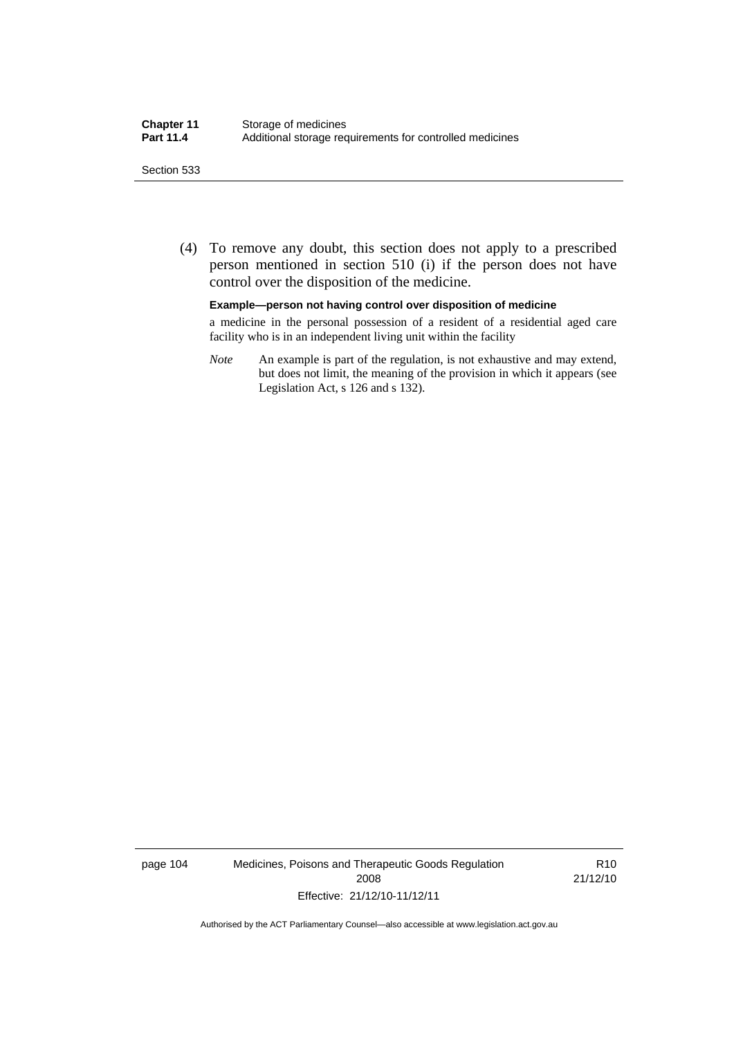(4) To remove any doubt, this section does not apply to a prescribed person mentioned in section 510 (i) if the person does not have control over the disposition of the medicine.

**Example—person not having control over disposition of medicine**

a medicine in the personal possession of a resident of a residential aged care facility who is in an independent living unit within the facility

*Note* An example is part of the regulation, is not exhaustive and may extend, but does not limit, the meaning of the provision in which it appears (see Legislation Act, s 126 and s 132).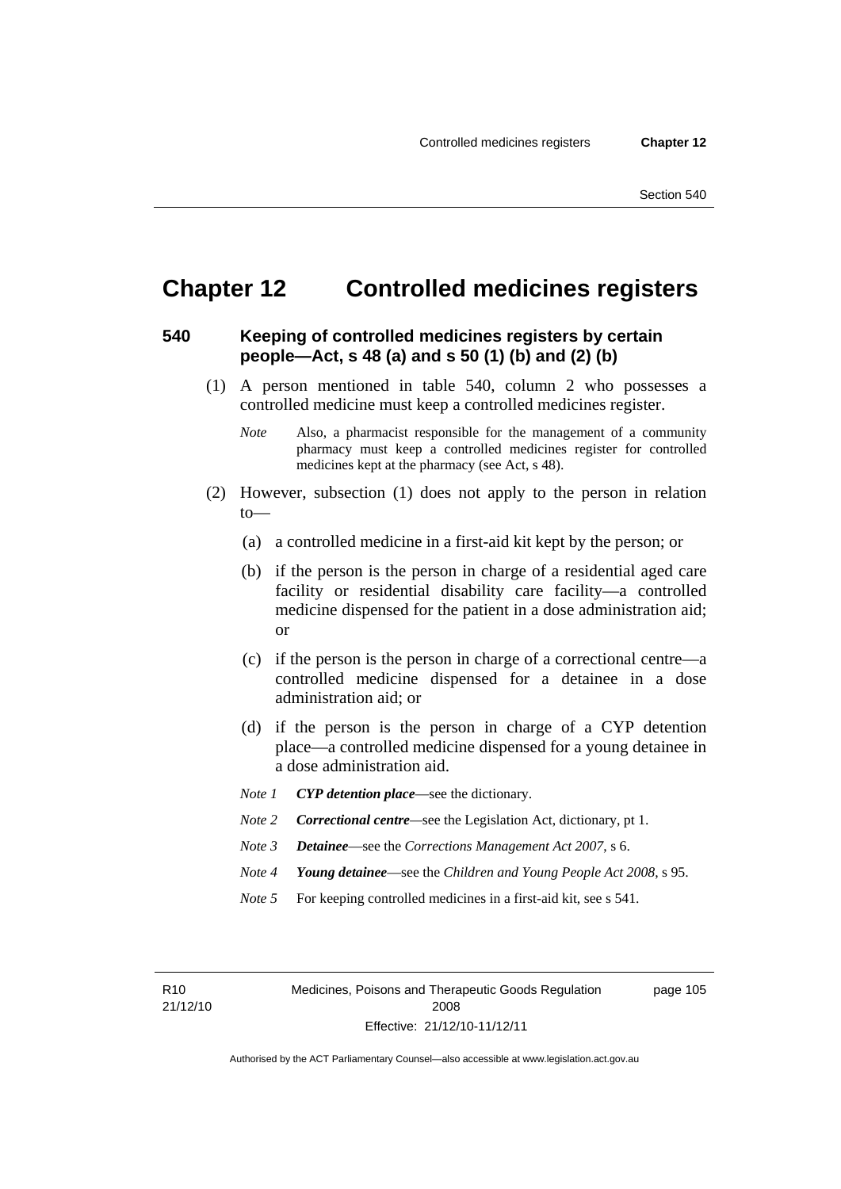# Chapter 12 Controlled medicines registers

## 540 Keeping of controlled medicines registers by certain people—Act, s 48 (a) and s 50 (1) (b) and (2) (b)

(1) A person mentioned in table 540, column 2 who possesses a controlled medicine must keep a controlled medicines register.

*Note* Also, a pharmacist responsible for the management of a community pharmacy must keep a controlled medicines register for controlled medicines kept at the pharmacy (see Act, s 48).

(2) However, subsection (1) does not apply to the person in relation to—

(a) a controlled medicine in a first-aid kit kept by the person; or

(b) if the person is the person in charge of a residential aged care facility or residential disability care facility—a controlled medicine dispensed for the patient in a dose administration aid; or

(c) if the person is the person in charge of a correctional centre—a controlled medicine dispensed for a detainee in a dose administration aid; or

(d) if the person is the person in charge of a CYP detention place—a controlled medicine dispensed for a young detainee in a dose administration aid.

*Note 1* ***CYP detention place***—see the dictionary.

*Note 2* ***Correctional centre***—see the Legislation Act, dictionary, pt 1.

*Note 3* ***Detainee***—see the *Corrections Management Act 2007*, s 6.

*Note 4* ***Young detainee***—see the *Children and Young People Act 2008*, s 95.

*Note 5* For keeping controlled medicines in a first-aid kit, see s 541.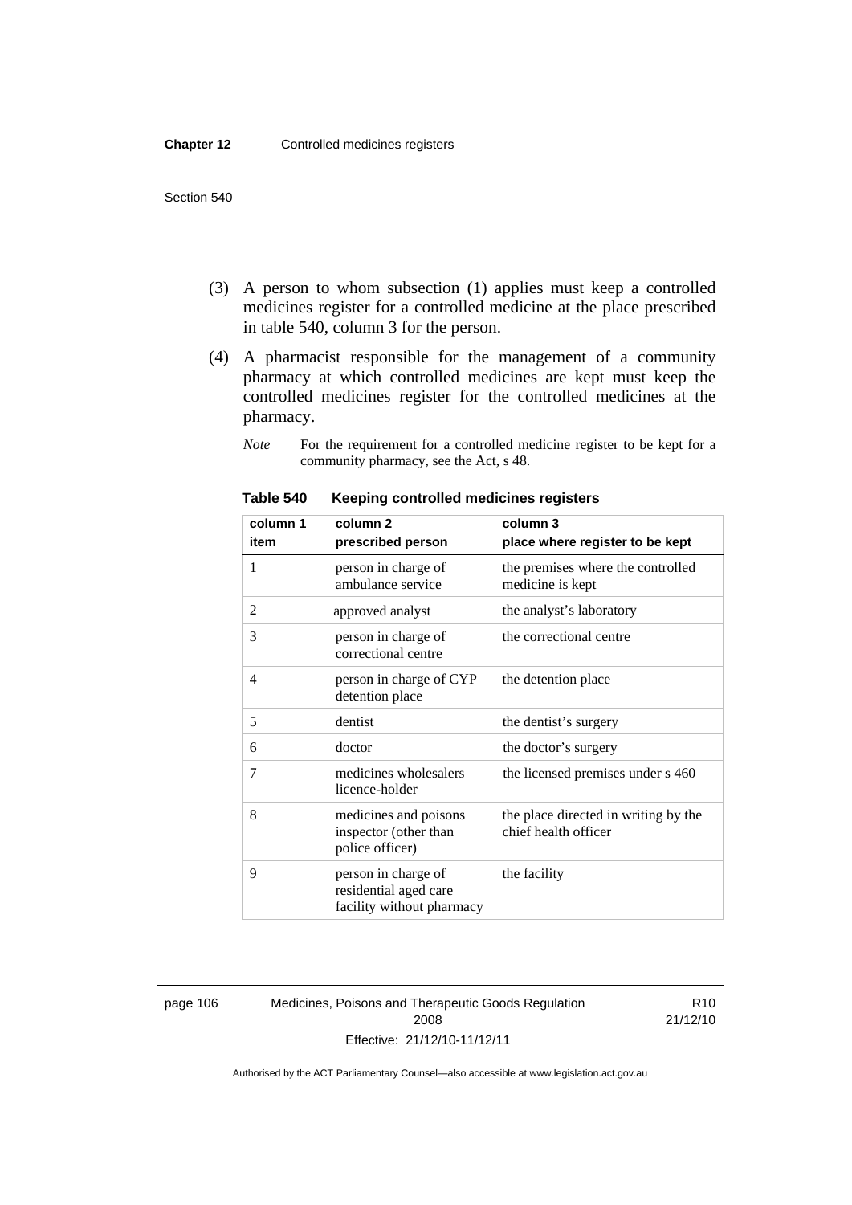(3) A person to whom subsection (1) applies must keep a controlled medicines register for a controlled medicine at the place prescribed in table 540, column 3 for the person.

(4) A pharmacist responsible for the management of a community pharmacy at which controlled medicines are kept must keep the controlled medicines register for the controlled medicines at the pharmacy.

*Note* For the requirement for a controlled medicine register to be kept for a community pharmacy, see the Act, s 48.

**Table 540 Keeping controlled medicines registers**

| column 1<br>item | column 2<br>prescribed person | column 3<br>place where register to be kept |
|---|---|---|
| 1 | person in charge of ambulance service | the premises where the controlled medicine is kept |
| 2 | approved analyst | the analyst's laboratory |
| 3 | person in charge of correctional centre | the correctional centre |
| 4 | person in charge of CYP detention place | the detention place |
| 5 | dentist | the dentist's surgery |
| 6 | doctor | the doctor's surgery |
| 7 | medicines wholesalers licence-holder | the licensed premises under s 460 |
| 8 | medicines and poisons inspector (other than police officer) | the place directed in writing by the chief health officer |
| 9 | person in charge of residential aged care facility without pharmacy | the facility |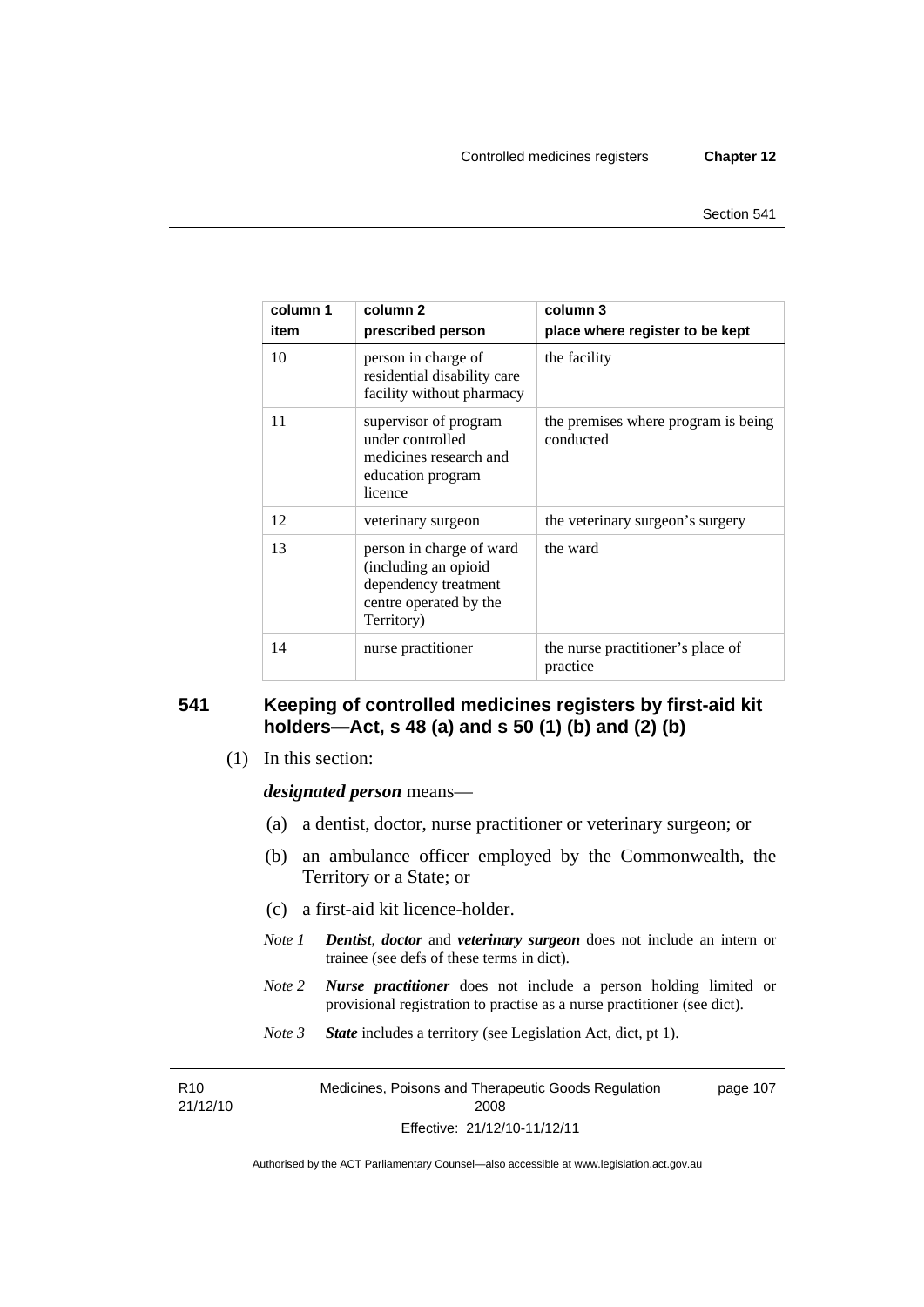| column 1<br>item | column 2<br>prescribed person | column 3<br>place where register to be kept |
|---|---|---|
| 10 | person in charge of residential disability care facility without pharmacy | the facility |
| 11 | supervisor of program under controlled medicines research and education program licence | the premises where program is being conducted |
| 12 | veterinary surgeon | the veterinary surgeon's surgery |
| 13 | person in charge of ward (including an opioid dependency treatment centre operated by the Territory) | the ward |
| 14 | nurse practitioner | the nurse practitioner's place of practice |

## 541 Keeping of controlled medicines registers by first-aid kit holders—Act, s 48 (a) and s 50 (1) (b) and (2) (b)

(1) In this section:

***designated person*** means—

(a) a dentist, doctor, nurse practitioner or veterinary surgeon; or

(b) an ambulance officer employed by the Commonwealth, the Territory or a State; or

(c) a first-aid kit licence-holder.

*Note 1* ***Dentist***, ***doctor*** and ***veterinary surgeon*** does not include an intern or trainee (see defs of these terms in dict).

*Note 2* ***Nurse practitioner*** does not include a person holding limited or provisional registration to practise as a nurse practitioner (see dict).

*Note 3* ***State*** includes a territory (see Legislation Act, dict, pt 1).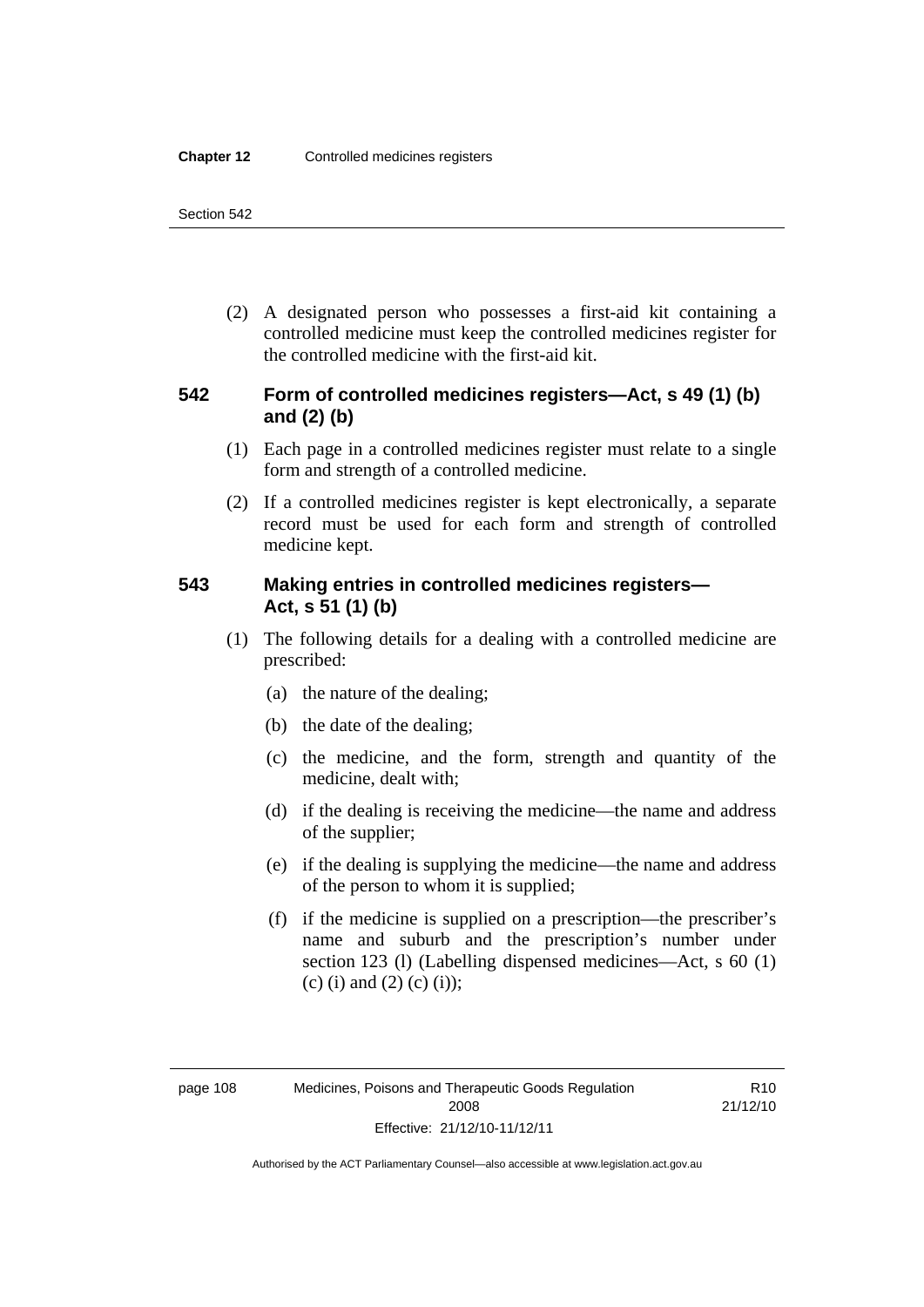(2) A designated person who possesses a first-aid kit containing a controlled medicine must keep the controlled medicines register for the controlled medicine with the first-aid kit.

## 542 Form of controlled medicines registers—Act, s 49 (1) (b) and (2) (b)

(1) Each page in a controlled medicines register must relate to a single form and strength of a controlled medicine.

(2) If a controlled medicines register is kept electronically, a separate record must be used for each form and strength of controlled medicine kept.

## 543 Making entries in controlled medicines registers—Act, s 51 (1) (b)

(1) The following details for a dealing with a controlled medicine are prescribed:

(a) the nature of the dealing;

(b) the date of the dealing;

(c) the medicine, and the form, strength and quantity of the medicine, dealt with;

(d) if the dealing is receiving the medicine—the name and address of the supplier;

(e) if the dealing is supplying the medicine—the name and address of the person to whom it is supplied;

(f) if the medicine is supplied on a prescription—the prescriber's name and suburb and the prescription's number under section 123 (l) (Labelling dispensed medicines—Act, s 60 (1) (c) (i) and (2) (c) (i));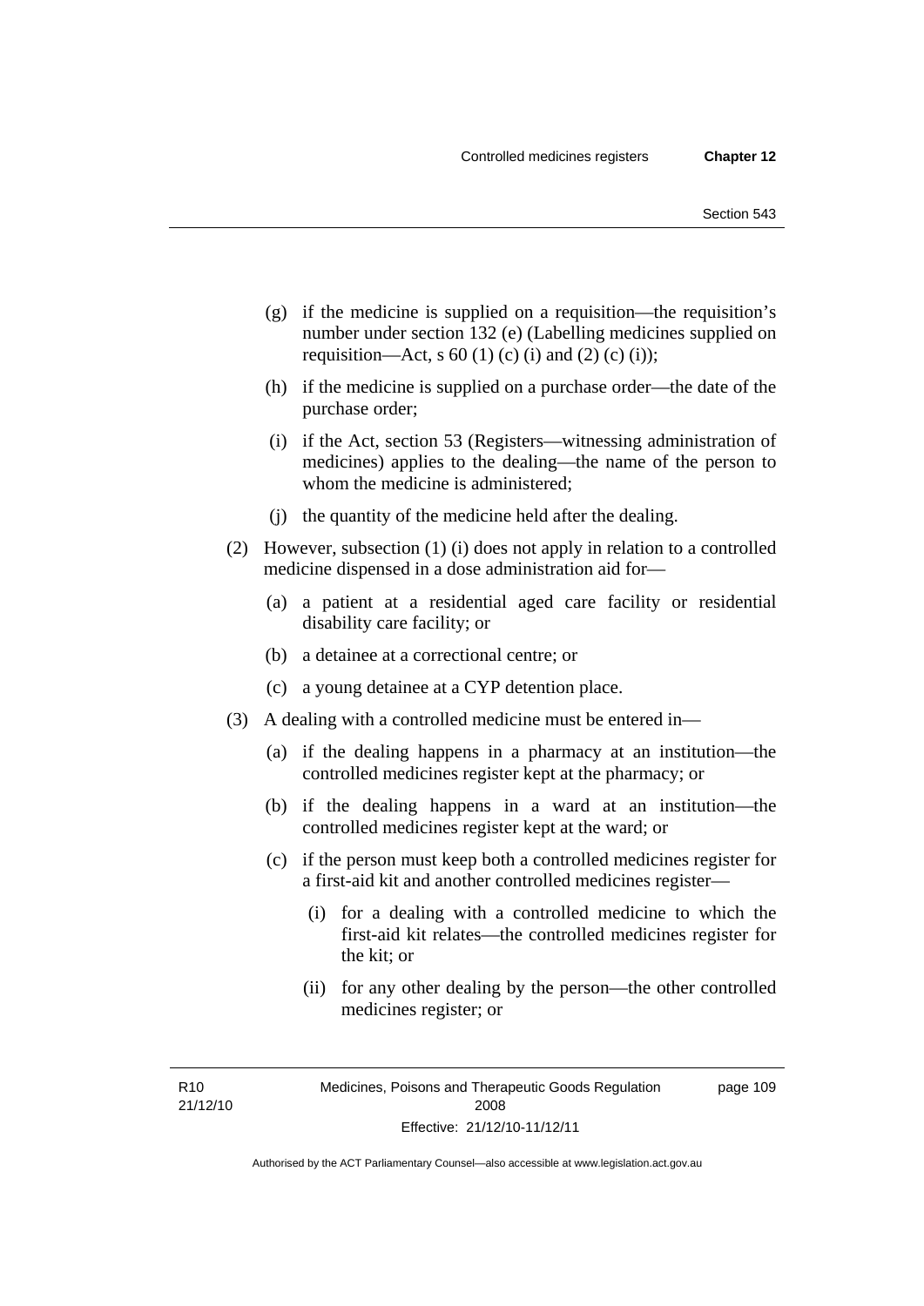(g) if the medicine is supplied on a requisition—the requisition's number under section 132 (e) (Labelling medicines supplied on requisition—Act, s 60 (1) (c) (i) and (2) (c) (i));

(h) if the medicine is supplied on a purchase order—the date of the purchase order;

(i) if the Act, section 53 (Registers—witnessing administration of medicines) applies to the dealing—the name of the person to whom the medicine is administered;

(j) the quantity of the medicine held after the dealing.

(2) However, subsection (1) (i) does not apply in relation to a controlled medicine dispensed in a dose administration aid for—

(a) a patient at a residential aged care facility or residential disability care facility; or

(b) a detainee at a correctional centre; or

(c) a young detainee at a CYP detention place.

(3) A dealing with a controlled medicine must be entered in—

(a) if the dealing happens in a pharmacy at an institution—the controlled medicines register kept at the pharmacy; or

(b) if the dealing happens in a ward at an institution—the controlled medicines register kept at the ward; or

(c) if the person must keep both a controlled medicines register for a first-aid kit and another controlled medicines register—

(i) for a dealing with a controlled medicine to which the first-aid kit relates—the controlled medicines register for the kit; or

(ii) for any other dealing by the person—the other controlled medicines register; or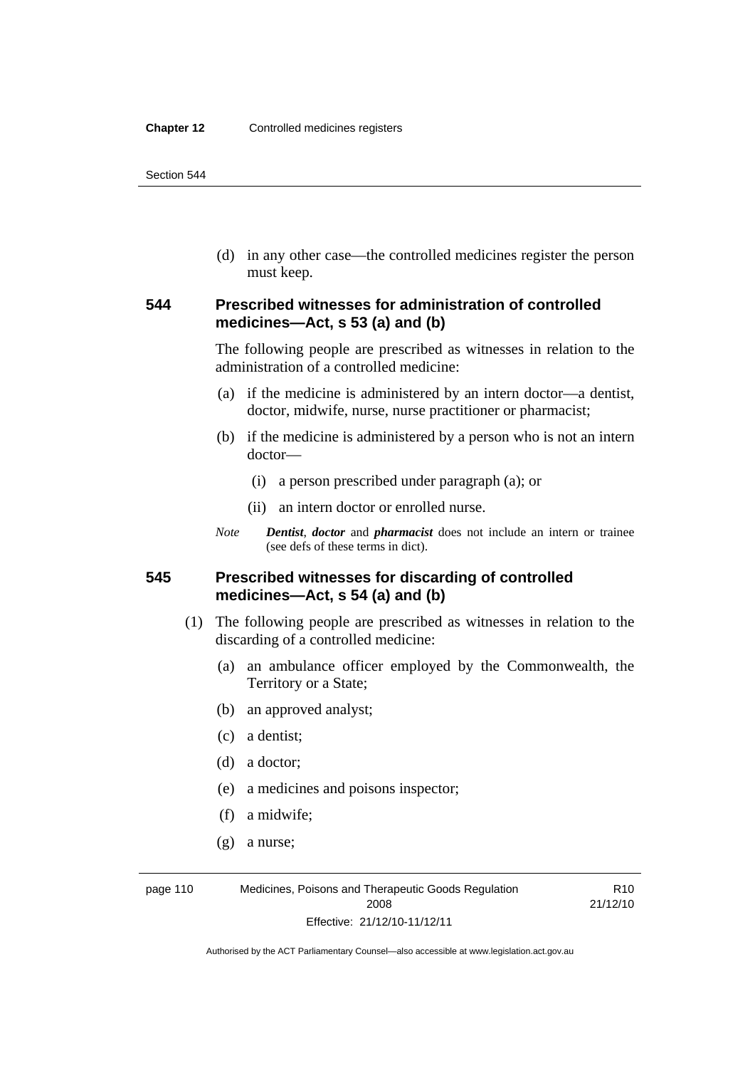(d) in any other case—the controlled medicines register the person must keep.

### 544 Prescribed witnesses for administration of controlled medicines—Act, s 53 (a) and (b)

The following people are prescribed as witnesses in relation to the administration of a controlled medicine:

(a) if the medicine is administered by an intern doctor—a dentist, doctor, midwife, nurse, nurse practitioner or pharmacist;

(b) if the medicine is administered by a person who is not an intern doctor—

(i) a person prescribed under paragraph (a); or

(ii) an intern doctor or enrolled nurse.

*Note* ***Dentist***, ***doctor*** and ***pharmacist*** does not include an intern or trainee (see defs of these terms in dict).

### 545 Prescribed witnesses for discarding of controlled medicines—Act, s 54 (a) and (b)

(1) The following people are prescribed as witnesses in relation to the discarding of a controlled medicine:

(a) an ambulance officer employed by the Commonwealth, the Territory or a State;

(b) an approved analyst;

(c) a dentist;

(d) a doctor;

(e) a medicines and poisons inspector;

(f) a midwife;

(g) a nurse;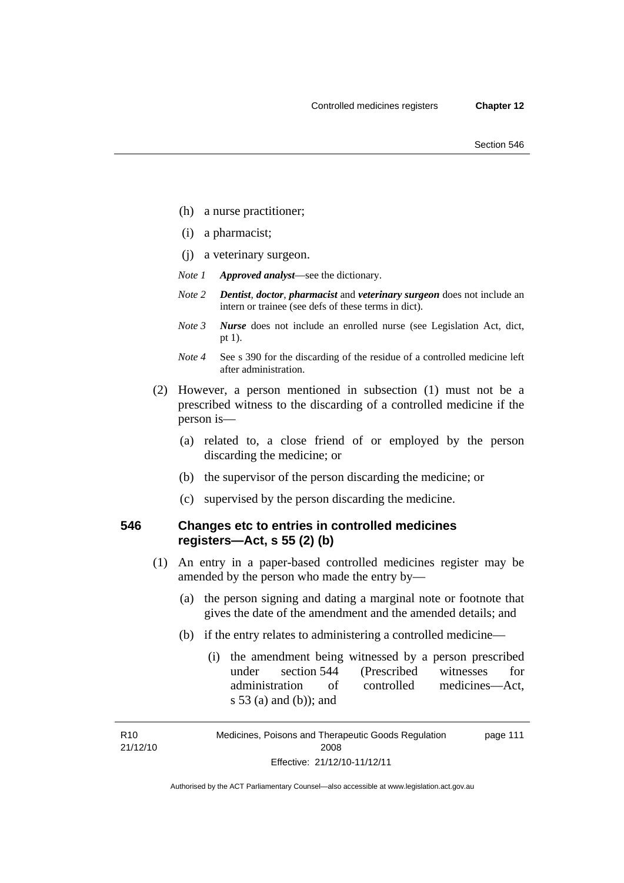(h) a nurse practitioner;

(i) a pharmacist;

(j) a veterinary surgeon.

*Note 1* ***Approved analyst***—see the dictionary.

*Note 2* ***Dentist***, ***doctor***, ***pharmacist*** and ***veterinary surgeon*** does not include an intern or trainee (see defs of these terms in dict).

*Note 3* ***Nurse*** does not include an enrolled nurse (see Legislation Act, dict, pt 1).

*Note 4* See s 390 for the discarding of the residue of a controlled medicine left after administration.

(2) However, a person mentioned in subsection (1) must not be a prescribed witness to the discarding of a controlled medicine if the person is—

(a) related to, a close friend of or employed by the person discarding the medicine; or

(b) the supervisor of the person discarding the medicine; or

(c) supervised by the person discarding the medicine.

### 546 Changes etc to entries in controlled medicines registers—Act, s 55 (2) (b)

(1) An entry in a paper-based controlled medicines register may be amended by the person who made the entry by—

(a) the person signing and dating a marginal note or footnote that gives the date of the amendment and the amended details; and

(b) if the entry relates to administering a controlled medicine—

(i) the amendment being witnessed by a person prescribed under section 544 (Prescribed witnesses for administration of controlled medicines—Act, s 53 (a) and (b)); and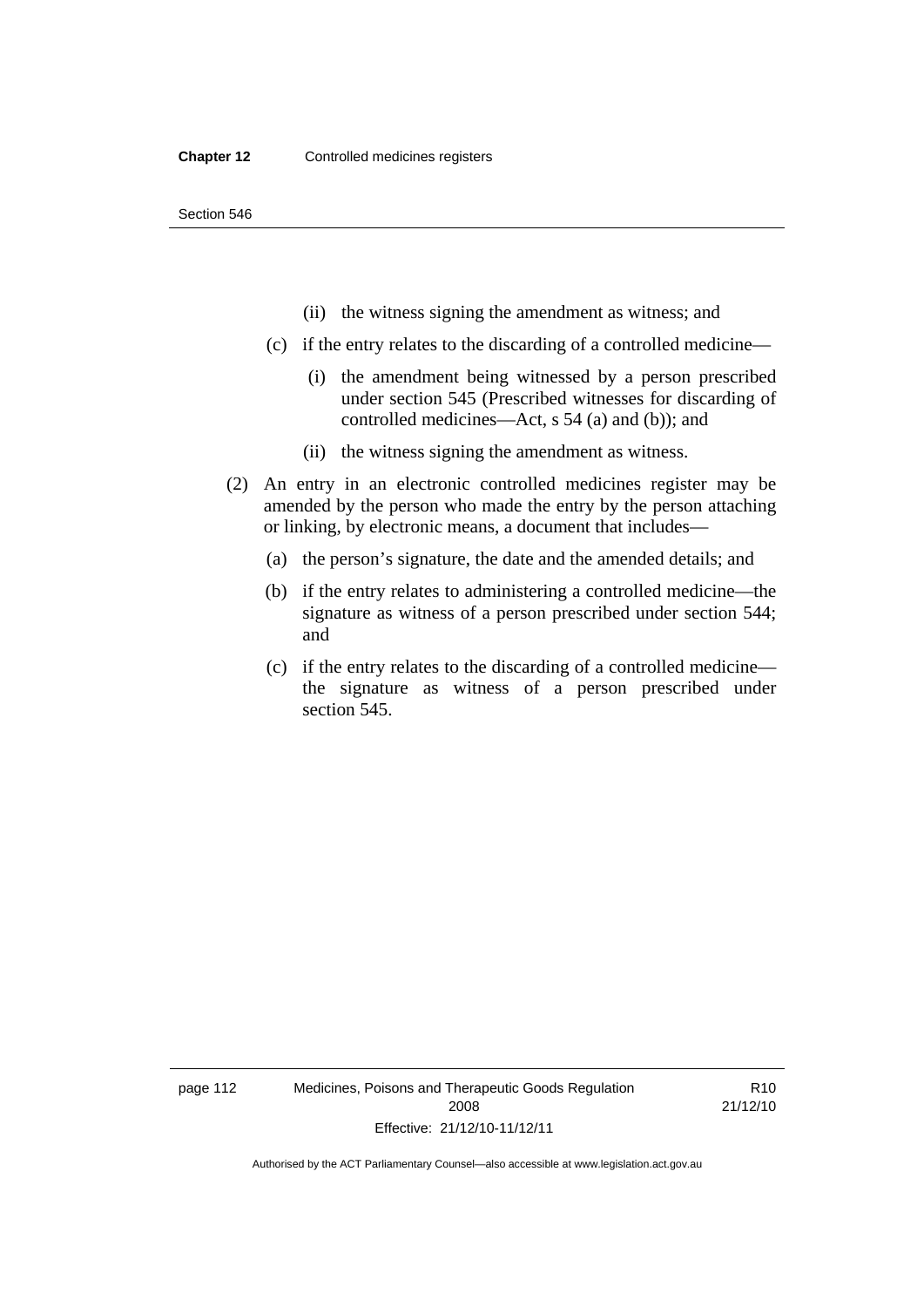(ii) the witness signing the amendment as witness; and

(c) if the entry relates to the discarding of a controlled medicine—

(i) the amendment being witnessed by a person prescribed under section 545 (Prescribed witnesses for discarding of controlled medicines—Act, s 54 (a) and (b)); and

(ii) the witness signing the amendment as witness.

(2) An entry in an electronic controlled medicines register may be amended by the person who made the entry by the person attaching or linking, by electronic means, a document that includes—

(a) the person's signature, the date and the amended details; and

(b) if the entry relates to administering a controlled medicine—the signature as witness of a person prescribed under section 544; and

(c) if the entry relates to the discarding of a controlled medicine—the signature as witness of a person prescribed under section 545.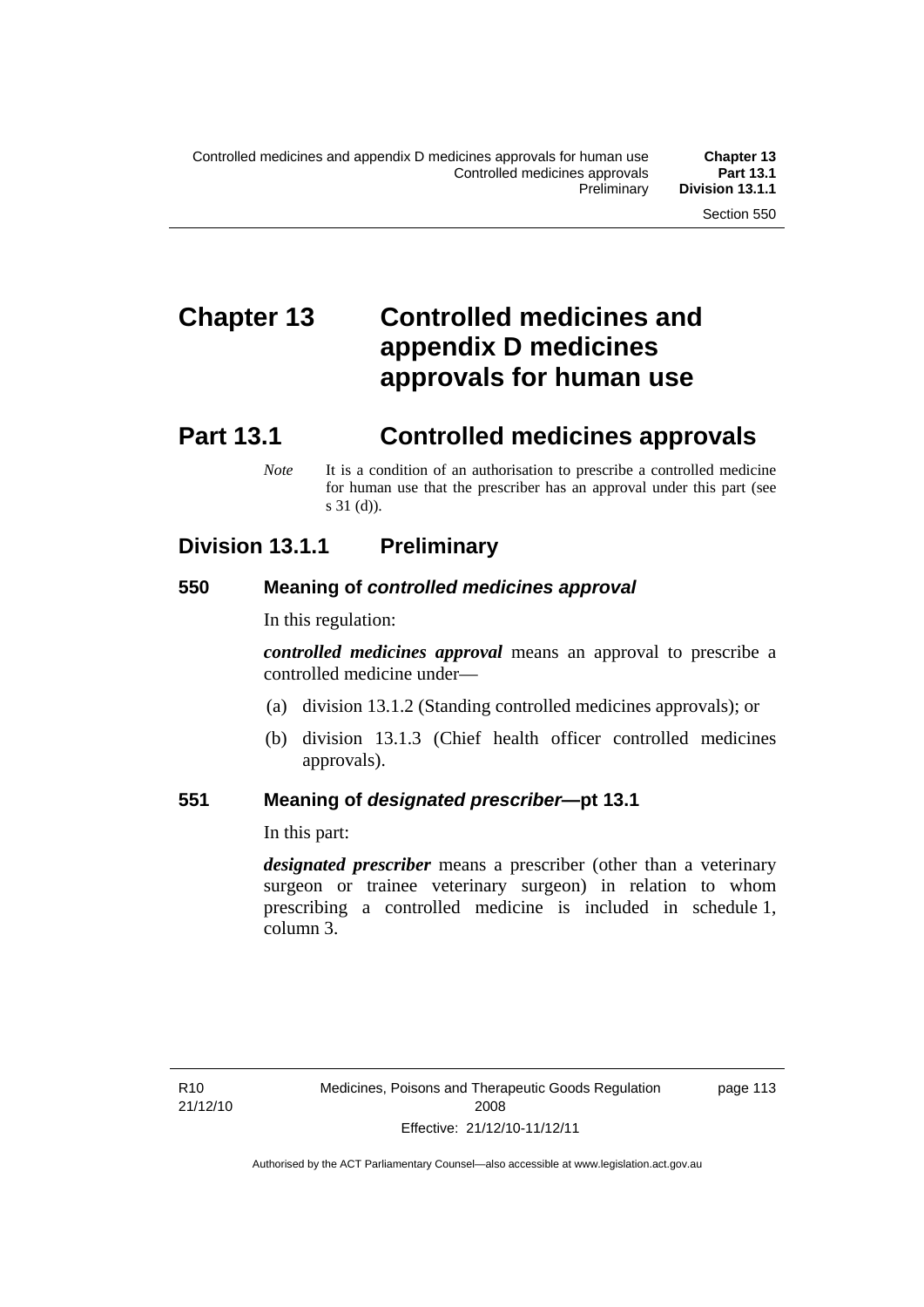# Chapter 13 Controlled medicines and appendix D medicines approvals for human use

# Part 13.1 Controlled medicines approvals

*Note* It is a condition of an authorisation to prescribe a controlled medicine for human use that the prescriber has an approval under this part (see s 31 (d)).

## Division 13.1.1 Preliminary

### 550 Meaning of *controlled medicines approval*

In this regulation:

***controlled medicines approval*** means an approval to prescribe a controlled medicine under—

(a) division 13.1.2 (Standing controlled medicines approvals); or

(b) division 13.1.3 (Chief health officer controlled medicines approvals).

### 551 Meaning of *designated prescriber*—pt 13.1

In this part:

***designated prescriber*** means a prescriber (other than a veterinary surgeon or trainee veterinary surgeon) in relation to whom prescribing a controlled medicine is included in schedule 1, column 3.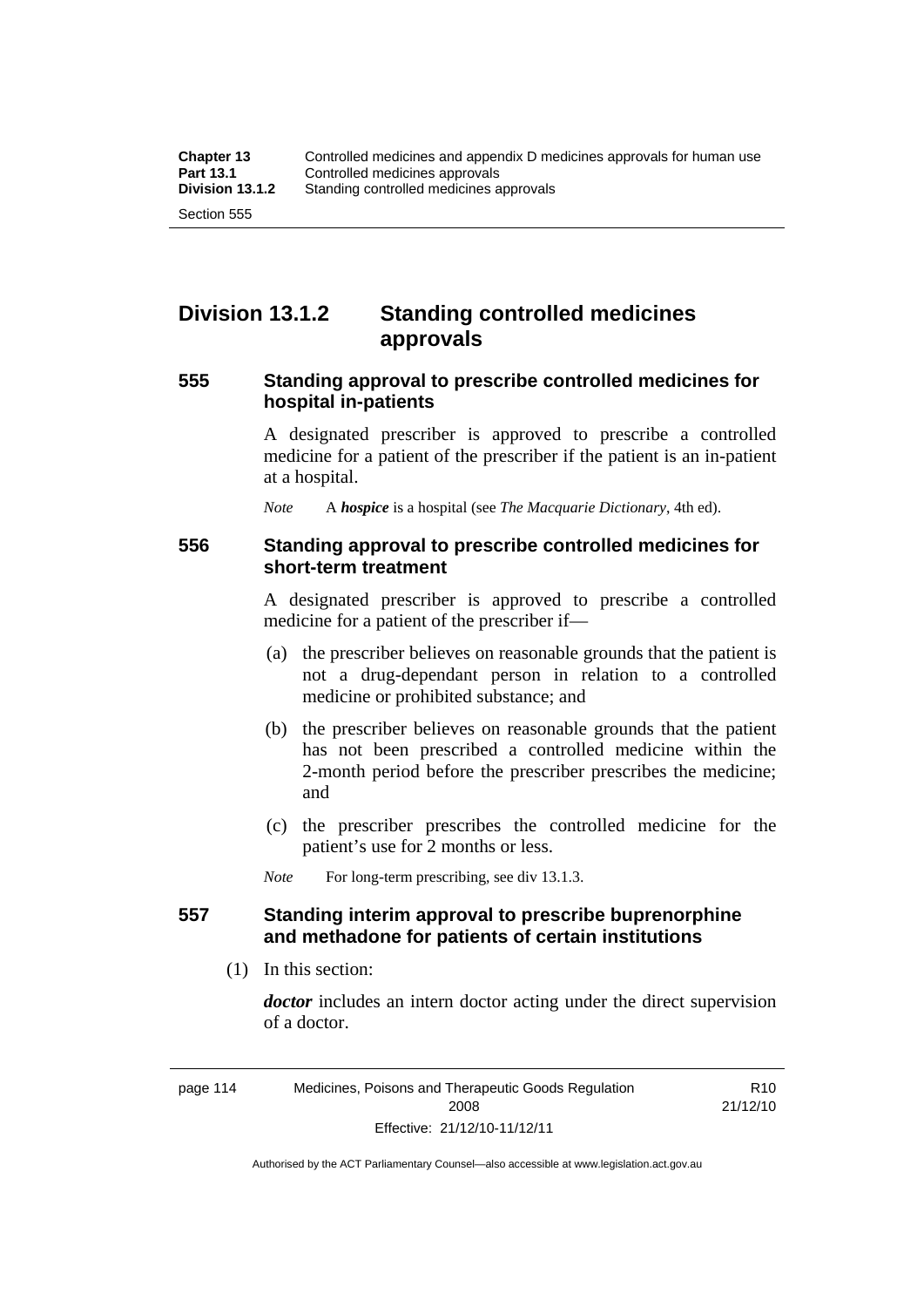# Division 13.1.2 Standing controlled medicines approvals

## 555 Standing approval to prescribe controlled medicines for hospital in-patients

A designated prescriber is approved to prescribe a controlled medicine for a patient of the prescriber if the patient is an in-patient at a hospital.

*Note* A ***hospice*** is a hospital (see *The Macquarie Dictionary*, 4th ed).

## 556 Standing approval to prescribe controlled medicines for short-term treatment

A designated prescriber is approved to prescribe a controlled medicine for a patient of the prescriber if—

(a) the prescriber believes on reasonable grounds that the patient is not a drug-dependant person in relation to a controlled medicine or prohibited substance; and

(b) the prescriber believes on reasonable grounds that the patient has not been prescribed a controlled medicine within the 2-month period before the prescriber prescribes the medicine; and

(c) the prescriber prescribes the controlled medicine for the patient's use for 2 months or less.

*Note* For long-term prescribing, see div 13.1.3.

## 557 Standing interim approval to prescribe buprenorphine and methadone for patients of certain institutions

(1) In this section:

***doctor*** includes an intern doctor acting under the direct supervision of a doctor.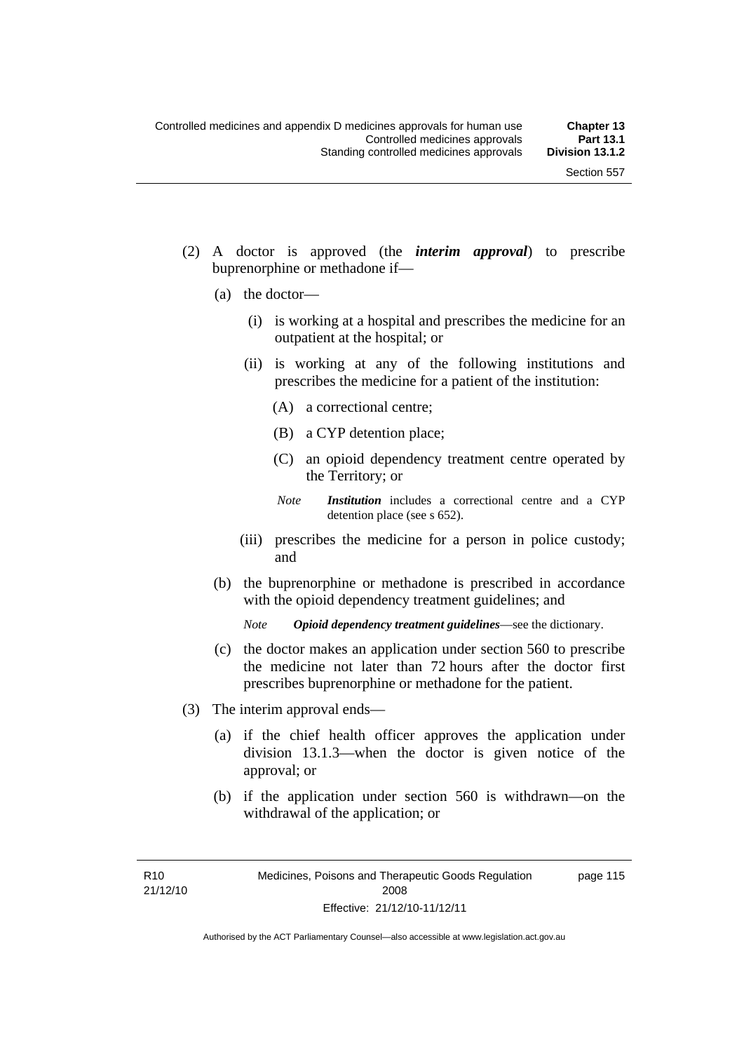(2) A doctor is approved (the ***interim approval***) to prescribe buprenorphine or methadone if—

(a) the doctor—

(i) is working at a hospital and prescribes the medicine for an outpatient at the hospital; or

(ii) is working at any of the following institutions and prescribes the medicine for a patient of the institution:

(A) a correctional centre;

(B) a CYP detention place;

(C) an opioid dependency treatment centre operated by the Territory; or

*Note* ***Institution*** includes a correctional centre and a CYP detention place (see s 652).

(iii) prescribes the medicine for a person in police custody; and

(b) the buprenorphine or methadone is prescribed in accordance with the opioid dependency treatment guidelines; and

*Note* ***Opioid dependency treatment guidelines***—see the dictionary.

(c) the doctor makes an application under section 560 to prescribe the medicine not later than 72 hours after the doctor first prescribes buprenorphine or methadone for the patient.

(3) The interim approval ends—

(a) if the chief health officer approves the application under division 13.1.3—when the doctor is given notice of the approval; or

(b) if the application under section 560 is withdrawn—on the withdrawal of the application; or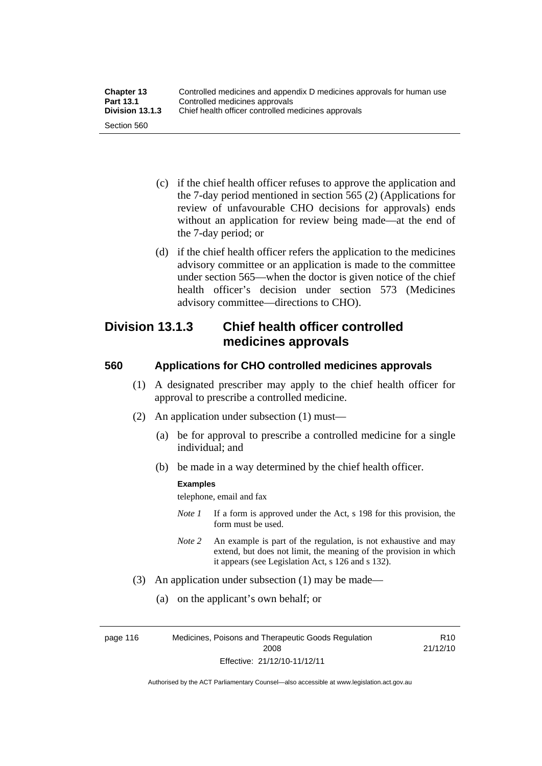(c) if the chief health officer refuses to approve the application and the 7-day period mentioned in section 565 (2) (Applications for review of unfavourable CHO decisions for approvals) ends without an application for review being made—at the end of the 7-day period; or

(d) if the chief health officer refers the application to the medicines advisory committee or an application is made to the committee under section 565—when the doctor is given notice of the chief health officer's decision under section 573 (Medicines advisory committee—directions to CHO).

## Division 13.1.3 Chief health officer controlled medicines approvals

### 560 Applications for CHO controlled medicines approvals

(1) A designated prescriber may apply to the chief health officer for approval to prescribe a controlled medicine.

(2) An application under subsection (1) must—

(a) be for approval to prescribe a controlled medicine for a single individual; and

(b) be made in a way determined by the chief health officer.

**Examples**

telephone, email and fax

*Note 1* If a form is approved under the Act, s 198 for this provision, the form must be used.

*Note 2* An example is part of the regulation, is not exhaustive and may extend, but does not limit, the meaning of the provision in which it appears (see Legislation Act, s 126 and s 132).

(3) An application under subsection (1) may be made—

(a) on the applicant's own behalf; or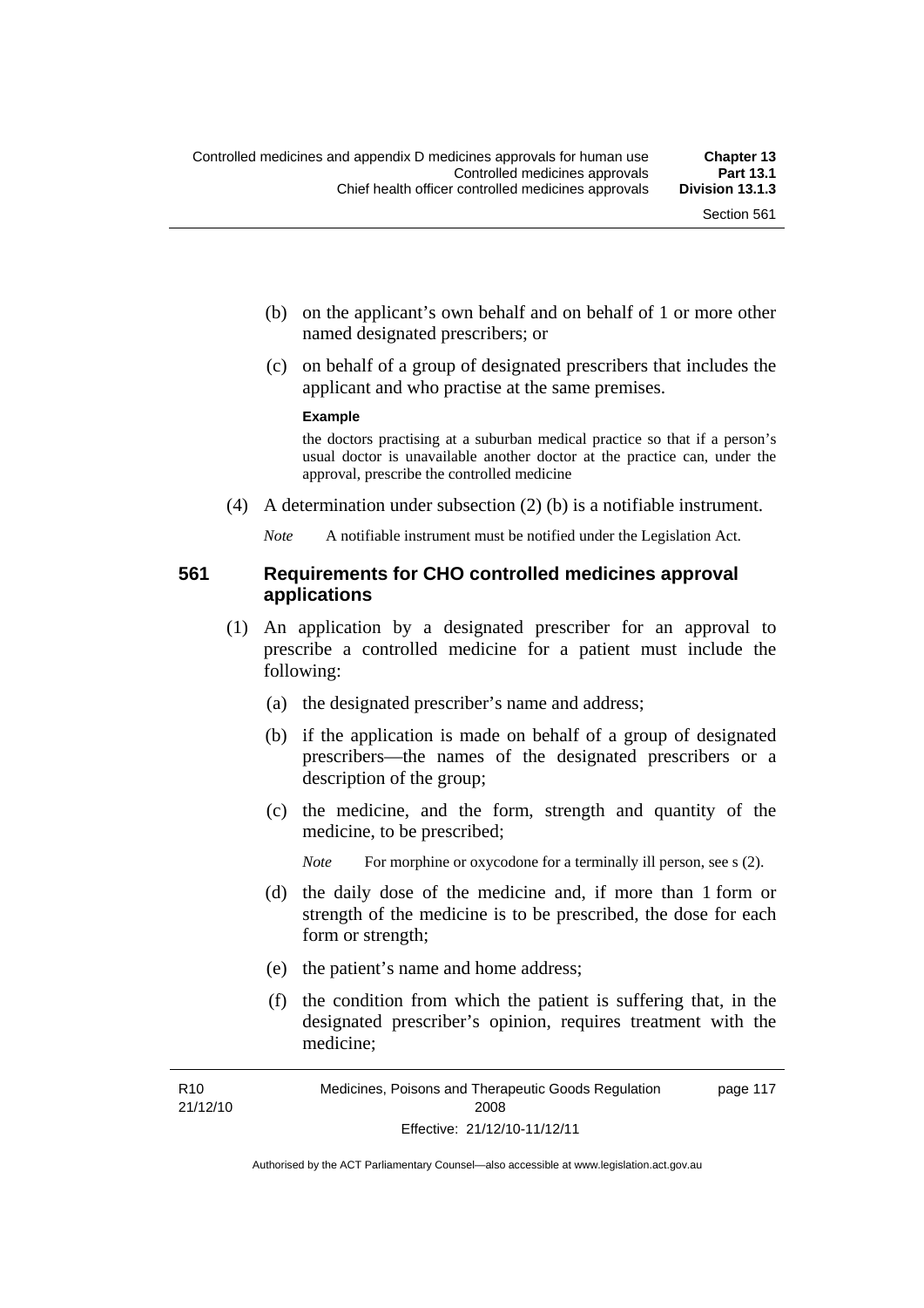(b) on the applicant's own behalf and on behalf of 1 or more other named designated prescribers; or

(c) on behalf of a group of designated prescribers that includes the applicant and who practise at the same premises.

**Example**

the doctors practising at a suburban medical practice so that if a person's usual doctor is unavailable another doctor at the practice can, under the approval, prescribe the controlled medicine

(4) A determination under subsection (2) (b) is a notifiable instrument.

*Note* A notifiable instrument must be notified under the Legislation Act.

### 561 Requirements for CHO controlled medicines approval applications

(1) An application by a designated prescriber for an approval to prescribe a controlled medicine for a patient must include the following:

(a) the designated prescriber's name and address;

(b) if the application is made on behalf of a group of designated prescribers—the names of the designated prescribers or a description of the group;

(c) the medicine, and the form, strength and quantity of the medicine, to be prescribed;

*Note* For morphine or oxycodone for a terminally ill person, see s (2).

(d) the daily dose of the medicine and, if more than 1 form or strength of the medicine is to be prescribed, the dose for each form or strength;

(e) the patient's name and home address;

(f) the condition from which the patient is suffering that, in the designated prescriber's opinion, requires treatment with the medicine;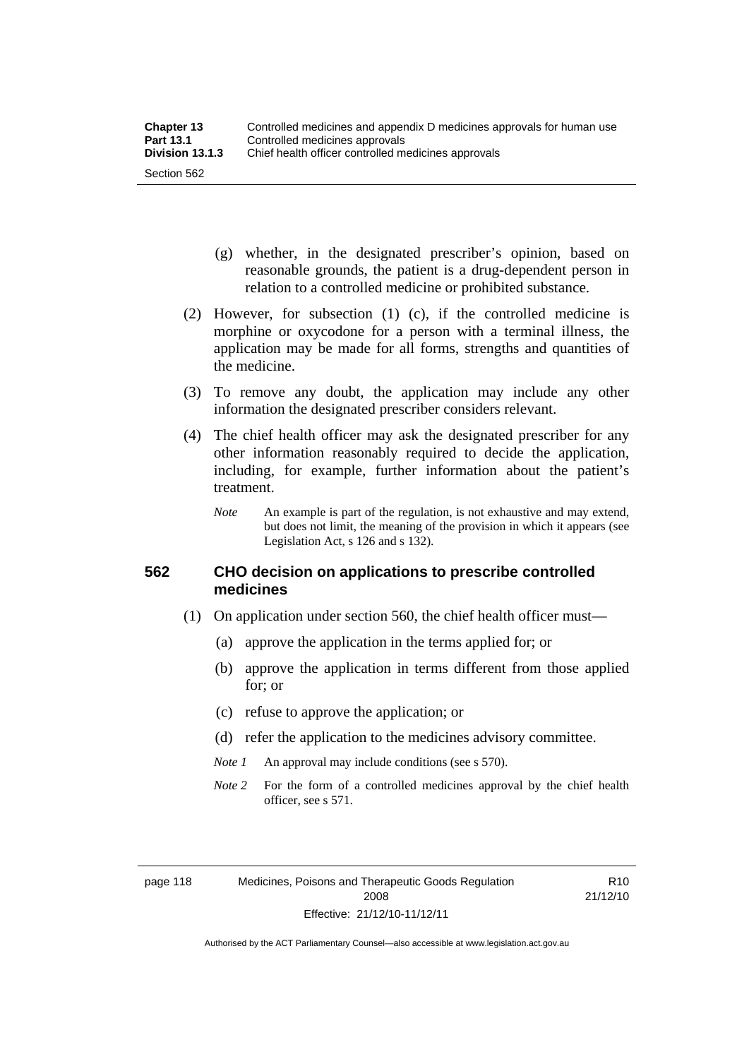(g) whether, in the designated prescriber's opinion, based on reasonable grounds, the patient is a drug-dependent person in relation to a controlled medicine or prohibited substance.

(2) However, for subsection (1) (c), if the controlled medicine is morphine or oxycodone for a person with a terminal illness, the application may be made for all forms, strengths and quantities of the medicine.

(3) To remove any doubt, the application may include any other information the designated prescriber considers relevant.

(4) The chief health officer may ask the designated prescriber for any other information reasonably required to decide the application, including, for example, further information about the patient's treatment.

*Note* An example is part of the regulation, is not exhaustive and may extend, but does not limit, the meaning of the provision in which it appears (see Legislation Act, s 126 and s 132).

### 562 CHO decision on applications to prescribe controlled medicines

(1) On application under section 560, the chief health officer must—

(a) approve the application in the terms applied for; or

(b) approve the application in terms different from those applied for; or

(c) refuse to approve the application; or

(d) refer the application to the medicines advisory committee.

*Note 1* An approval may include conditions (see s 570).

*Note 2* For the form of a controlled medicines approval by the chief health officer, see s 571.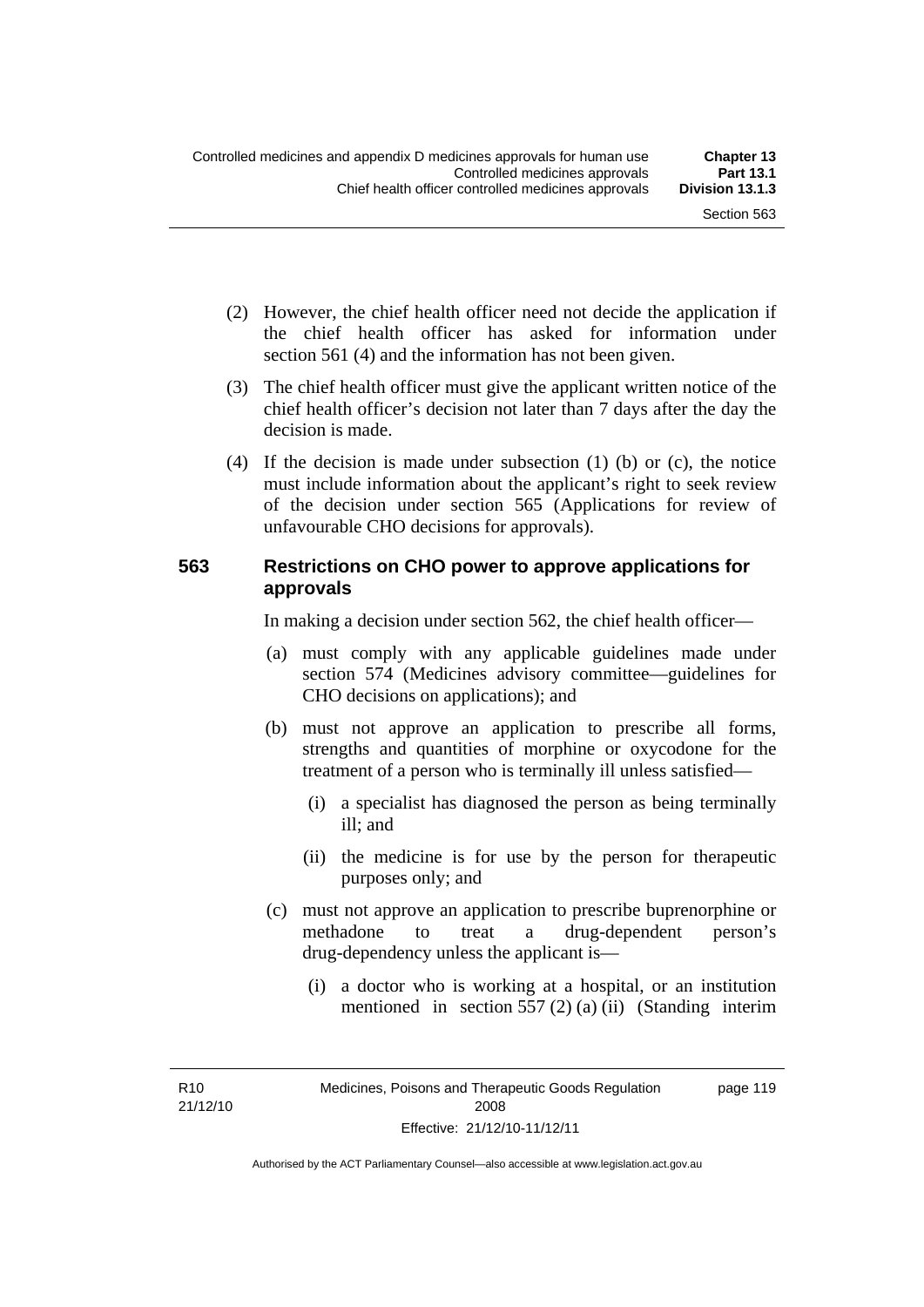(2) However, the chief health officer need not decide the application if the chief health officer has asked for information under section 561 (4) and the information has not been given.

(3) The chief health officer must give the applicant written notice of the chief health officer's decision not later than 7 days after the day the decision is made.

(4) If the decision is made under subsection (1) (b) or (c), the notice must include information about the applicant's right to seek review of the decision under section 565 (Applications for review of unfavourable CHO decisions for approvals).

### 563 Restrictions on CHO power to approve applications for approvals

In making a decision under section 562, the chief health officer—

(a) must comply with any applicable guidelines made under section 574 (Medicines advisory committee—guidelines for CHO decisions on applications); and

(b) must not approve an application to prescribe all forms, strengths and quantities of morphine or oxycodone for the treatment of a person who is terminally ill unless satisfied—

  (i) a specialist has diagnosed the person as being terminally ill; and

  (ii) the medicine is for use by the person for therapeutic purposes only; and

(c) must not approve an application to prescribe buprenorphine or methadone to treat a drug-dependent person's drug-dependency unless the applicant is—

  (i) a doctor who is working at a hospital, or an institution mentioned in section 557 (2) (a) (ii) (Standing interim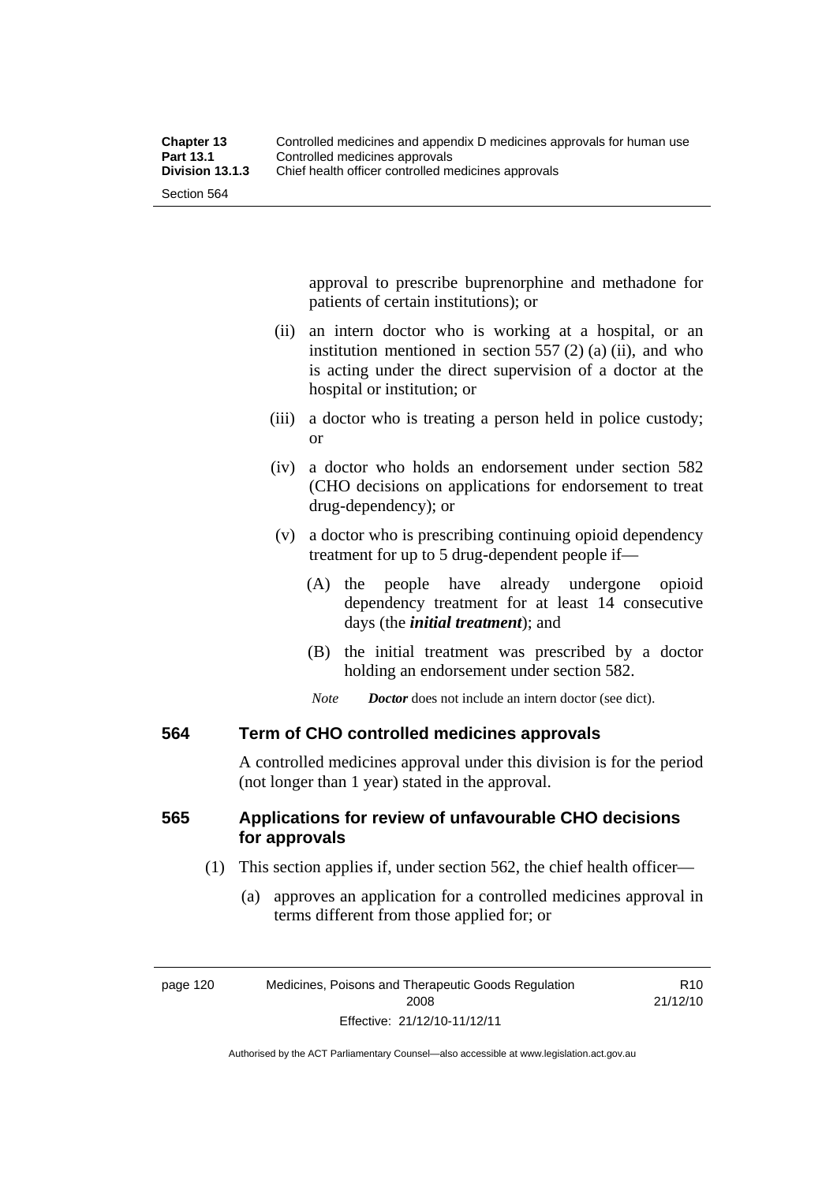approval to prescribe buprenorphine and methadone for patients of certain institutions); or

(ii) an intern doctor who is working at a hospital, or an institution mentioned in section 557 (2) (a) (ii), and who is acting under the direct supervision of a doctor at the hospital or institution; or

(iii) a doctor who is treating a person held in police custody; or

(iv) a doctor who holds an endorsement under section 582 (CHO decisions on applications for endorsement to treat drug-dependency); or

(v) a doctor who is prescribing continuing opioid dependency treatment for up to 5 drug-dependent people if—

(A) the people have already undergone opioid dependency treatment for at least 14 consecutive days (the ***initial treatment***); and

(B) the initial treatment was prescribed by a doctor holding an endorsement under section 582.

*Note* ***Doctor*** does not include an intern doctor (see dict).

### 564 Term of CHO controlled medicines approvals

A controlled medicines approval under this division is for the period (not longer than 1 year) stated in the approval.

### 565 Applications for review of unfavourable CHO decisions for approvals

(1) This section applies if, under section 562, the chief health officer—

(a) approves an application for a controlled medicines approval in terms different from those applied for; or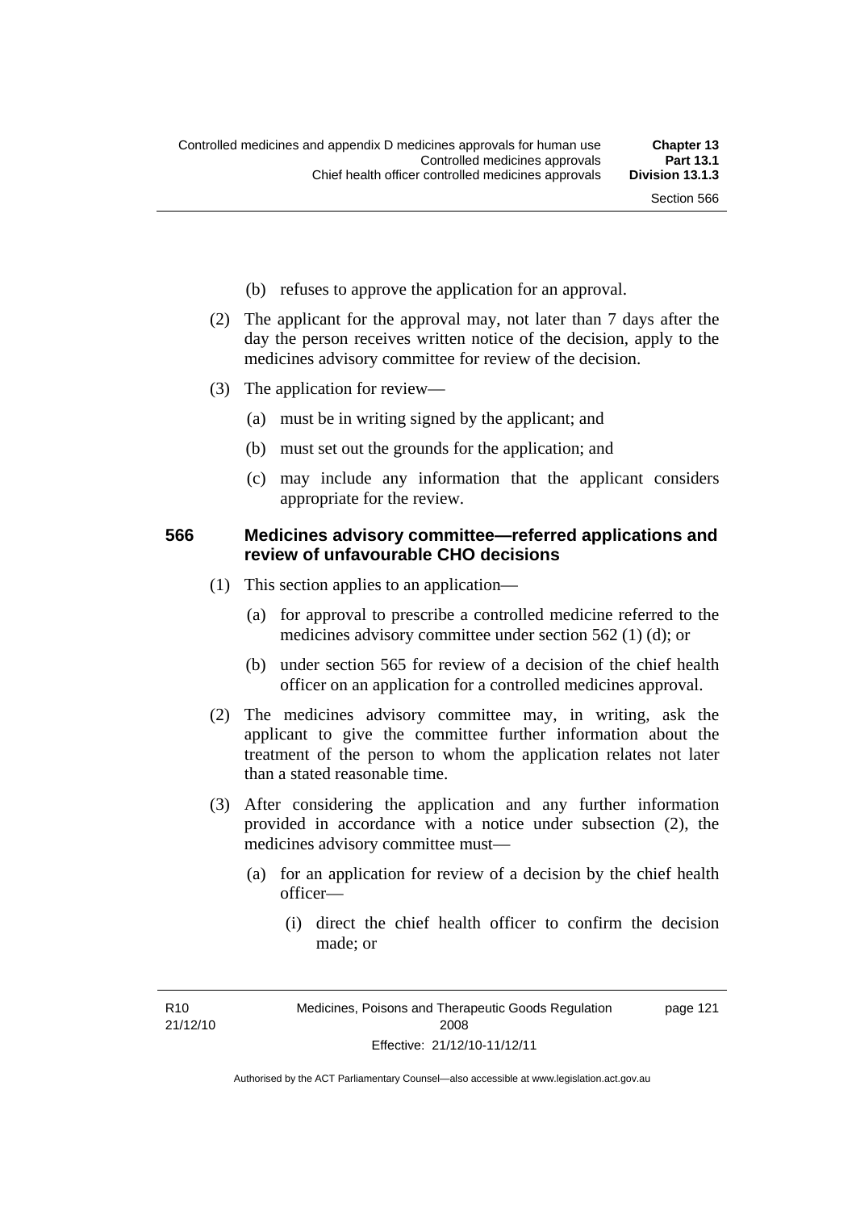(b) refuses to approve the application for an approval.

(2) The applicant for the approval may, not later than 7 days after the day the person receives written notice of the decision, apply to the medicines advisory committee for review of the decision.

(3) The application for review—

(a) must be in writing signed by the applicant; and

(b) must set out the grounds for the application; and

(c) may include any information that the applicant considers appropriate for the review.

### 566 Medicines advisory committee—referred applications and review of unfavourable CHO decisions

(1) This section applies to an application—

(a) for approval to prescribe a controlled medicine referred to the medicines advisory committee under section 562 (1) (d); or

(b) under section 565 for review of a decision of the chief health officer on an application for a controlled medicines approval.

(2) The medicines advisory committee may, in writing, ask the applicant to give the committee further information about the treatment of the person to whom the application relates not later than a stated reasonable time.

(3) After considering the application and any further information provided in accordance with a notice under subsection (2), the medicines advisory committee must—

(a) for an application for review of a decision by the chief health officer—

(i) direct the chief health officer to confirm the decision made; or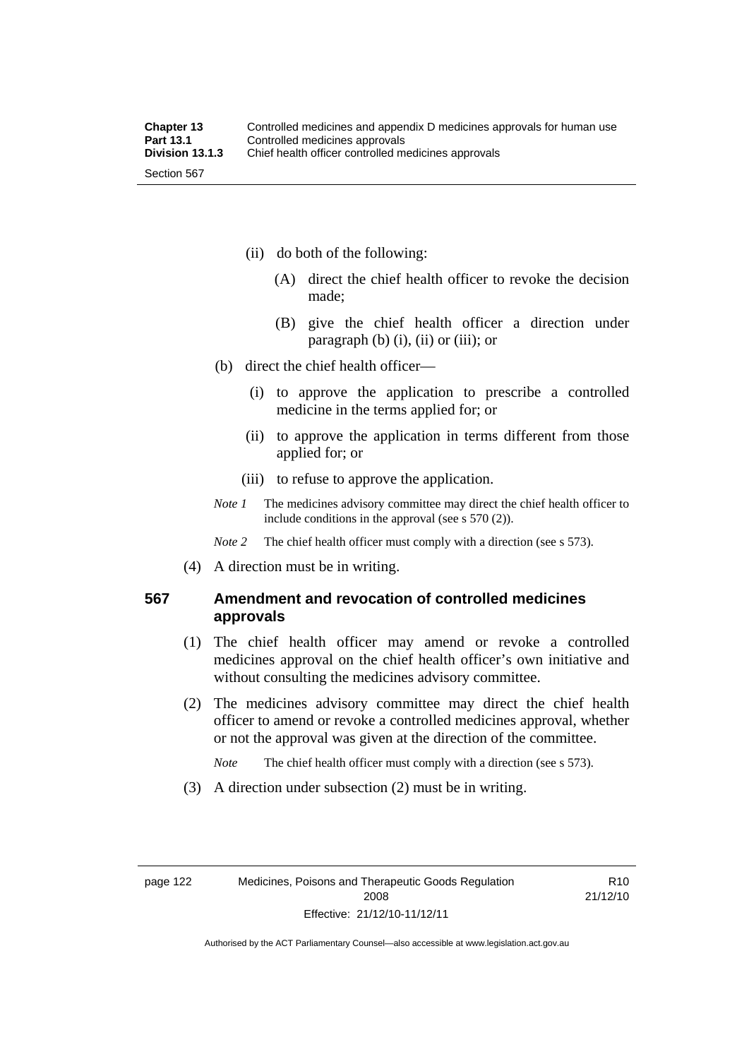(ii) do both of the following:

(A) direct the chief health officer to revoke the decision made;

(B) give the chief health officer a direction under paragraph (b) (i), (ii) or (iii); or

(b) direct the chief health officer—

(i) to approve the application to prescribe a controlled medicine in the terms applied for; or

(ii) to approve the application in terms different from those applied for; or

(iii) to refuse to approve the application.

*Note 1* The medicines advisory committee may direct the chief health officer to include conditions in the approval (see s 570 (2)).

*Note 2* The chief health officer must comply with a direction (see s 573).

(4) A direction must be in writing.

### 567 Amendment and revocation of controlled medicines approvals

(1) The chief health officer may amend or revoke a controlled medicines approval on the chief health officer's own initiative and without consulting the medicines advisory committee.

(2) The medicines advisory committee may direct the chief health officer to amend or revoke a controlled medicines approval, whether or not the approval was given at the direction of the committee.

*Note* The chief health officer must comply with a direction (see s 573).

(3) A direction under subsection (2) must be in writing.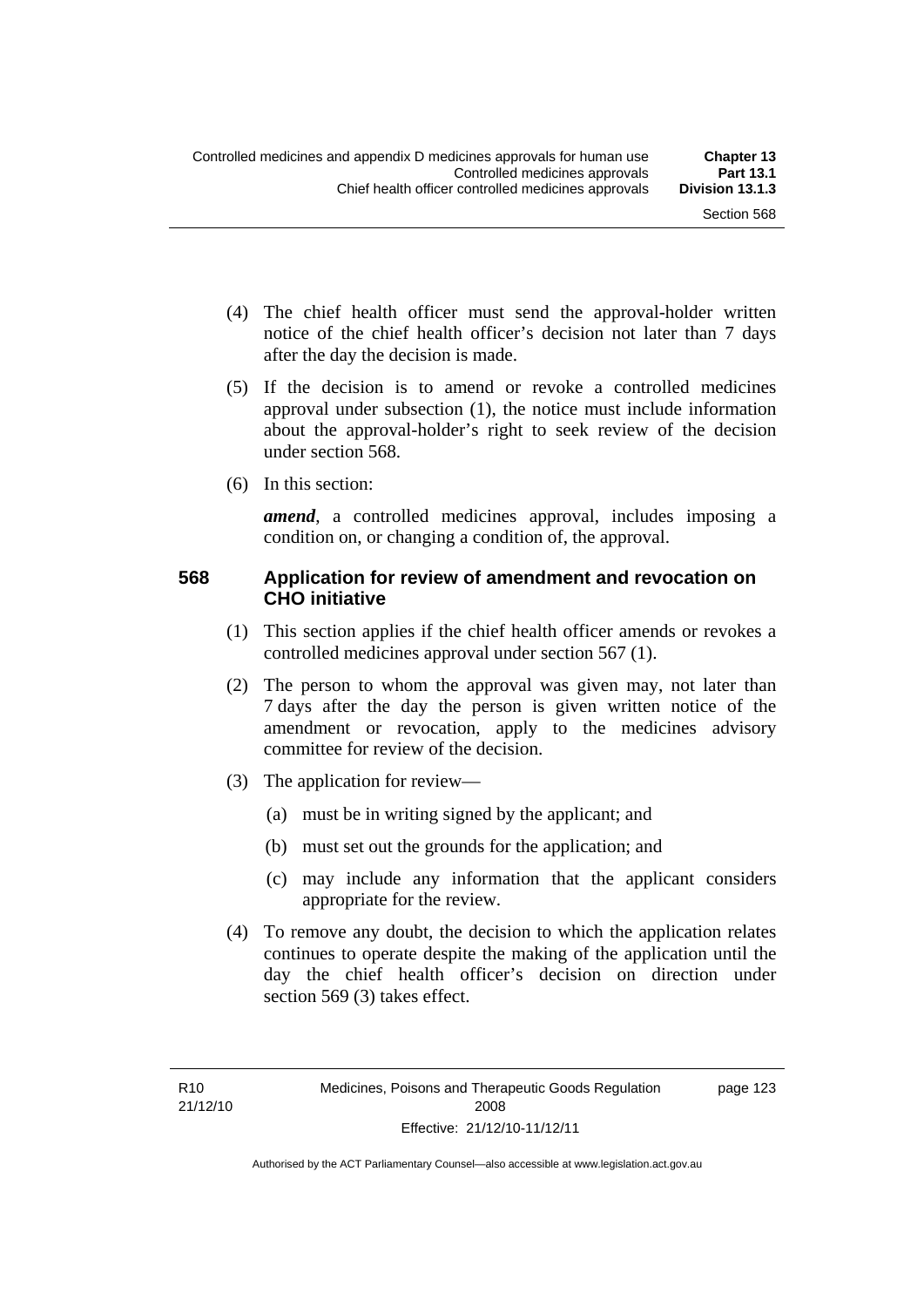(4) The chief health officer must send the approval-holder written notice of the chief health officer's decision not later than 7 days after the day the decision is made.

(5) If the decision is to amend or revoke a controlled medicines approval under subsection (1), the notice must include information about the approval-holder's right to seek review of the decision under section 568.

(6) In this section:

***amend***, a controlled medicines approval, includes imposing a condition on, or changing a condition of, the approval.

### 568 Application for review of amendment and revocation on CHO initiative

(1) This section applies if the chief health officer amends or revokes a controlled medicines approval under section 567 (1).

(2) The person to whom the approval was given may, not later than 7 days after the day the person is given written notice of the amendment or revocation, apply to the medicines advisory committee for review of the decision.

(3) The application for review—

(a) must be in writing signed by the applicant; and

(b) must set out the grounds for the application; and

(c) may include any information that the applicant considers appropriate for the review.

(4) To remove any doubt, the decision to which the application relates continues to operate despite the making of the application until the day the chief health officer's decision on direction under section 569 (3) takes effect.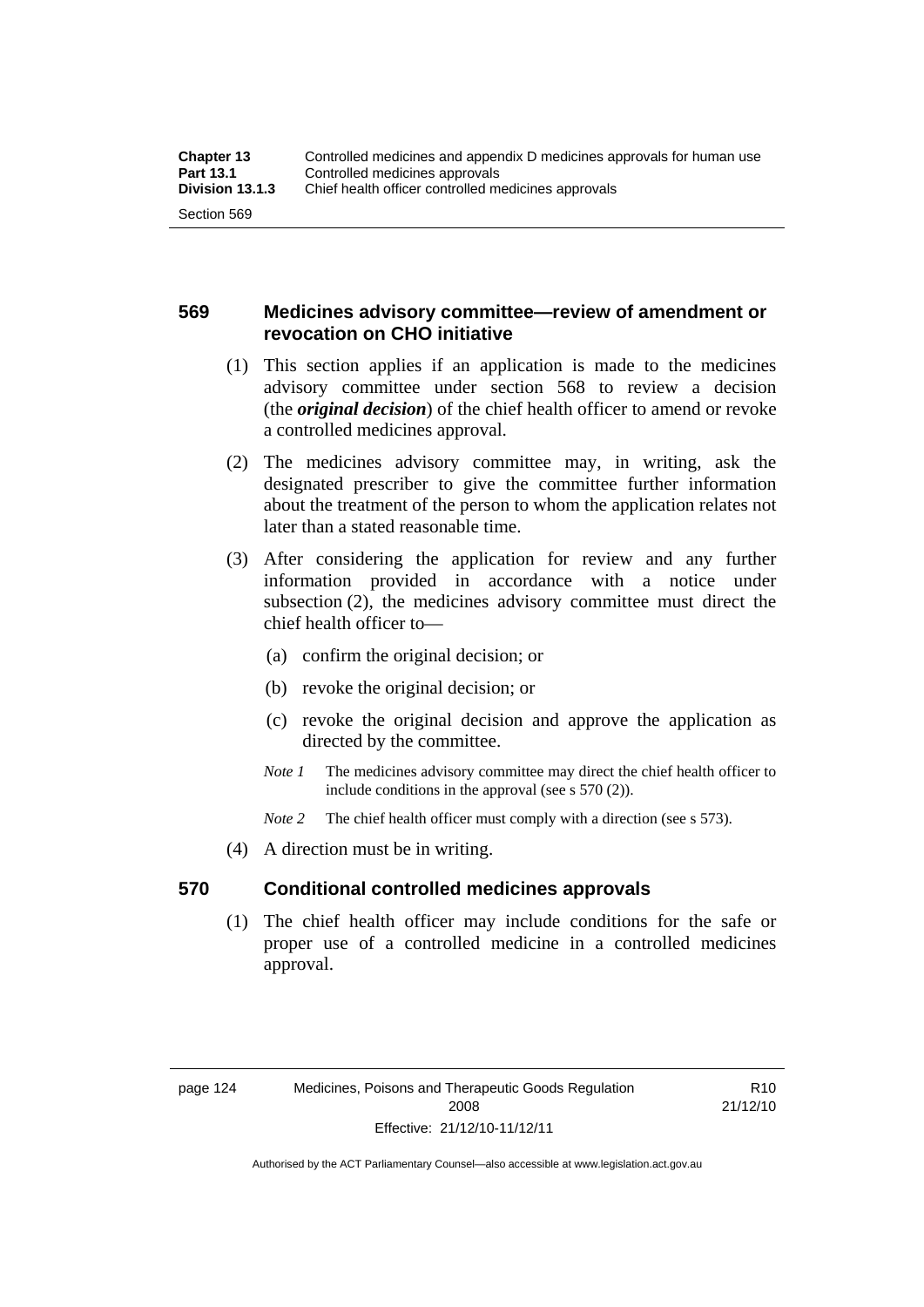## 569 Medicines advisory committee—review of amendment or revocation on CHO initiative

(1) This section applies if an application is made to the medicines advisory committee under section 568 to review a decision (the ***original decision***) of the chief health officer to amend or revoke a controlled medicines approval.

(2) The medicines advisory committee may, in writing, ask the designated prescriber to give the committee further information about the treatment of the person to whom the application relates not later than a stated reasonable time.

(3) After considering the application for review and any further information provided in accordance with a notice under subsection (2), the medicines advisory committee must direct the chief health officer to—

(a) confirm the original decision; or

(b) revoke the original decision; or

(c) revoke the original decision and approve the application as directed by the committee.

*Note 1* The medicines advisory committee may direct the chief health officer to include conditions in the approval (see s 570 (2)).

*Note 2* The chief health officer must comply with a direction (see s 573).

(4) A direction must be in writing.

## 570 Conditional controlled medicines approvals

(1) The chief health officer may include conditions for the safe or proper use of a controlled medicine in a controlled medicines approval.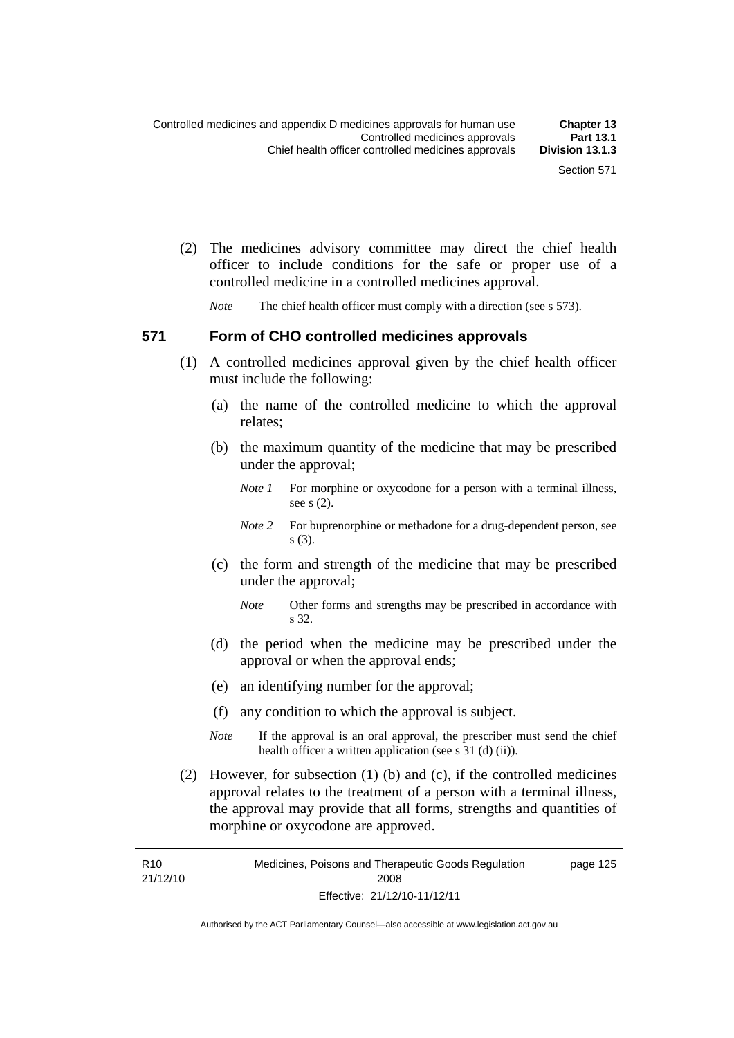(2) The medicines advisory committee may direct the chief health officer to include conditions for the safe or proper use of a controlled medicine in a controlled medicines approval.

*Note* The chief health officer must comply with a direction (see s 573).

## 571 Form of CHO controlled medicines approvals

(1) A controlled medicines approval given by the chief health officer must include the following:

(a) the name of the controlled medicine to which the approval relates;

(b) the maximum quantity of the medicine that may be prescribed under the approval;

*Note 1* For morphine or oxycodone for a person with a terminal illness, see s (2).

*Note 2* For buprenorphine or methadone for a drug-dependent person, see s (3).

(c) the form and strength of the medicine that may be prescribed under the approval;

*Note* Other forms and strengths may be prescribed in accordance with s 32.

(d) the period when the medicine may be prescribed under the approval or when the approval ends;

(e) an identifying number for the approval;

(f) any condition to which the approval is subject.

*Note* If the approval is an oral approval, the prescriber must send the chief health officer a written application (see s 31 (d) (ii)).

(2) However, for subsection (1) (b) and (c), if the controlled medicines approval relates to the treatment of a person with a terminal illness, the approval may provide that all forms, strengths and quantities of morphine or oxycodone are approved.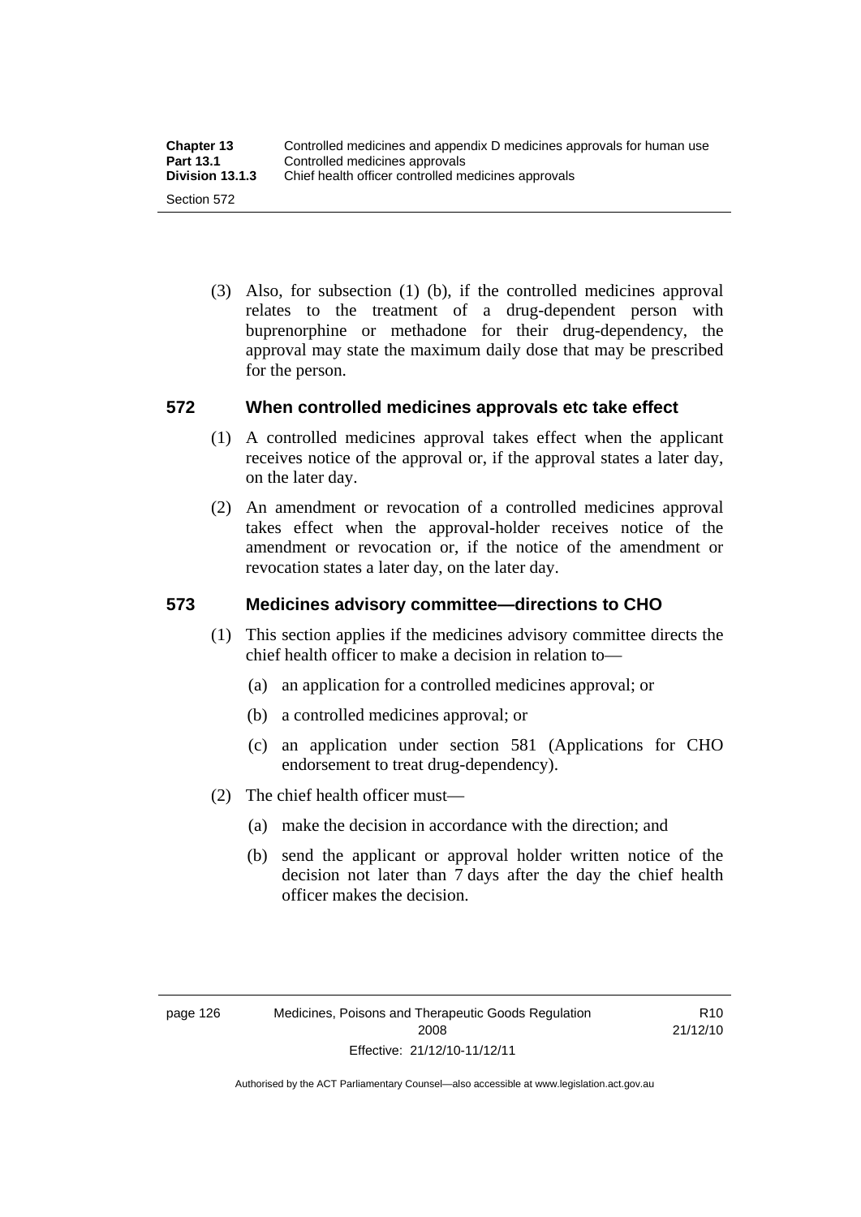(3) Also, for subsection (1) (b), if the controlled medicines approval relates to the treatment of a drug-dependent person with buprenorphine or methadone for their drug-dependency, the approval may state the maximum daily dose that may be prescribed for the person.

## 572 When controlled medicines approvals etc take effect

(1) A controlled medicines approval takes effect when the applicant receives notice of the approval or, if the approval states a later day, on the later day.

(2) An amendment or revocation of a controlled medicines approval takes effect when the approval-holder receives notice of the amendment or revocation or, if the notice of the amendment or revocation states a later day, on the later day.

## 573 Medicines advisory committee—directions to CHO

(1) This section applies if the medicines advisory committee directs the chief health officer to make a decision in relation to—

(a) an application for a controlled medicines approval; or

(b) a controlled medicines approval; or

(c) an application under section 581 (Applications for CHO endorsement to treat drug-dependency).

(2) The chief health officer must—

(a) make the decision in accordance with the direction; and

(b) send the applicant or approval holder written notice of the decision not later than 7 days after the day the chief health officer makes the decision.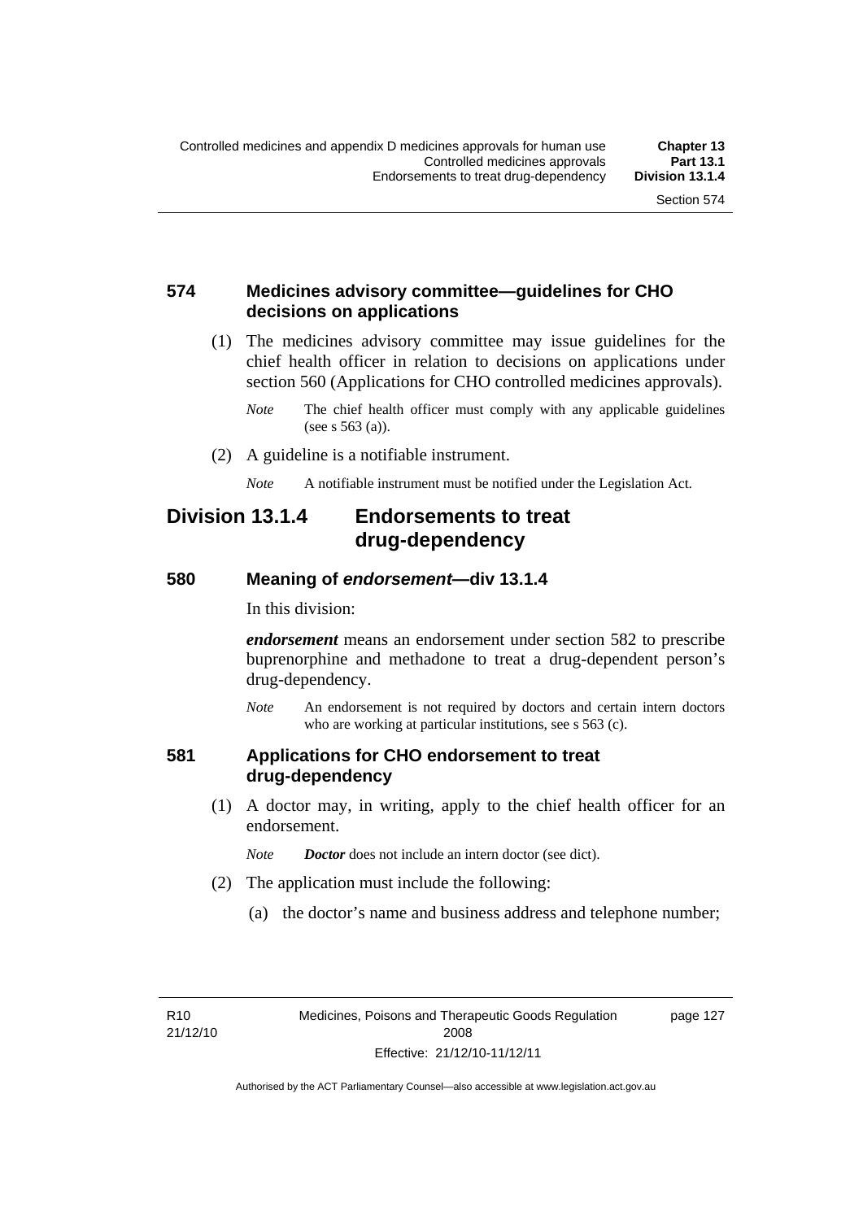### 574 Medicines advisory committee—guidelines for CHO decisions on applications

(1) The medicines advisory committee may issue guidelines for the chief health officer in relation to decisions on applications under section 560 (Applications for CHO controlled medicines approvals).

*Note* The chief health officer must comply with any applicable guidelines (see s 563 (a)).

(2) A guideline is a notifiable instrument.

*Note* A notifiable instrument must be notified under the Legislation Act.

## Division 13.1.4 Endorsements to treat drug-dependency

### 580 Meaning of *endorsement*—div 13.1.4

In this division:

***endorsement*** means an endorsement under section 582 to prescribe buprenorphine and methadone to treat a drug-dependent person's drug-dependency.

*Note* An endorsement is not required by doctors and certain intern doctors who are working at particular institutions, see s 563 (c).

### 581 Applications for CHO endorsement to treat drug-dependency

(1) A doctor may, in writing, apply to the chief health officer for an endorsement.

*Note* ***Doctor*** does not include an intern doctor (see dict).

(2) The application must include the following:

(a) the doctor's name and business address and telephone number;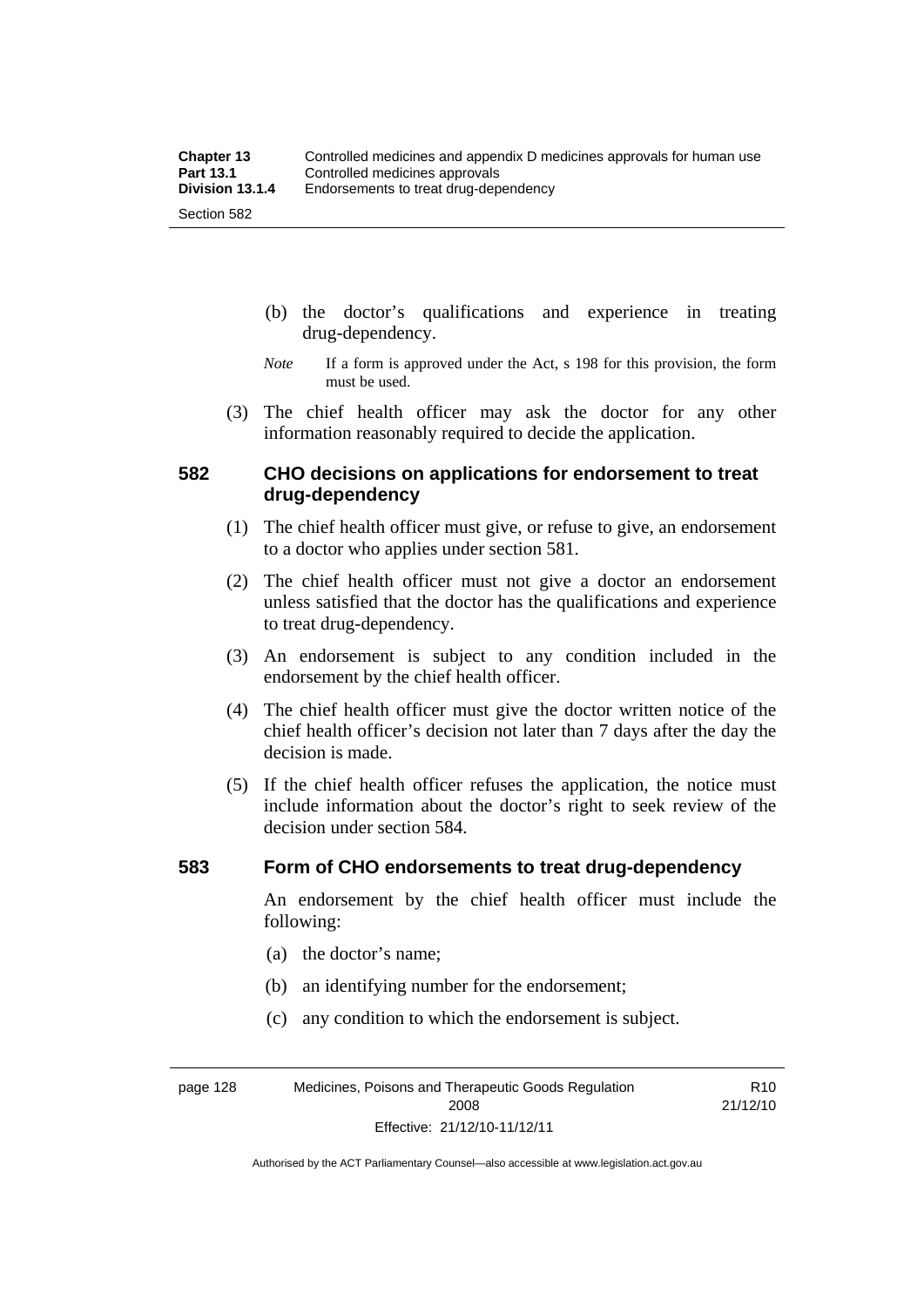(b) the doctor's qualifications and experience in treating drug-dependency.

*Note* If a form is approved under the Act, s 198 for this provision, the form must be used.

(3) The chief health officer may ask the doctor for any other information reasonably required to decide the application.

## 582 CHO decisions on applications for endorsement to treat drug-dependency

(1) The chief health officer must give, or refuse to give, an endorsement to a doctor who applies under section 581.

(2) The chief health officer must not give a doctor an endorsement unless satisfied that the doctor has the qualifications and experience to treat drug-dependency.

(3) An endorsement is subject to any condition included in the endorsement by the chief health officer.

(4) The chief health officer must give the doctor written notice of the chief health officer's decision not later than 7 days after the day the decision is made.

(5) If the chief health officer refuses the application, the notice must include information about the doctor's right to seek review of the decision under section 584.

## 583 Form of CHO endorsements to treat drug-dependency

An endorsement by the chief health officer must include the following:

(a) the doctor's name;

(b) an identifying number for the endorsement;

(c) any condition to which the endorsement is subject.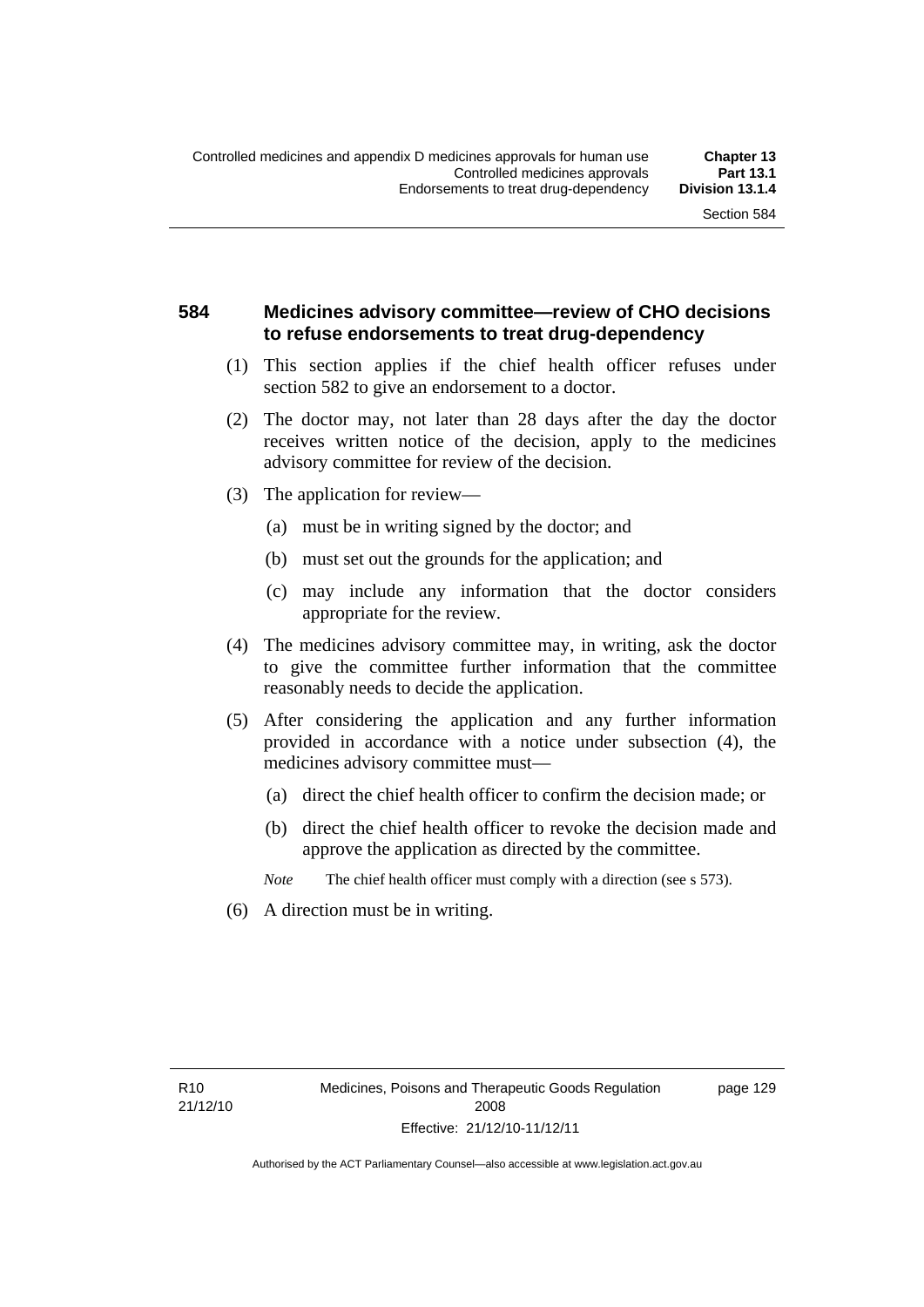## 584 Medicines advisory committee—review of CHO decisions to refuse endorsements to treat drug-dependency

(1) This section applies if the chief health officer refuses under section 582 to give an endorsement to a doctor.

(2) The doctor may, not later than 28 days after the day the doctor receives written notice of the decision, apply to the medicines advisory committee for review of the decision.

(3) The application for review—

(a) must be in writing signed by the doctor; and

(b) must set out the grounds for the application; and

(c) may include any information that the doctor considers appropriate for the review.

(4) The medicines advisory committee may, in writing, ask the doctor to give the committee further information that the committee reasonably needs to decide the application.

(5) After considering the application and any further information provided in accordance with a notice under subsection (4), the medicines advisory committee must—

(a) direct the chief health officer to confirm the decision made; or

(b) direct the chief health officer to revoke the decision made and approve the application as directed by the committee.

*Note* The chief health officer must comply with a direction (see s 573).

(6) A direction must be in writing.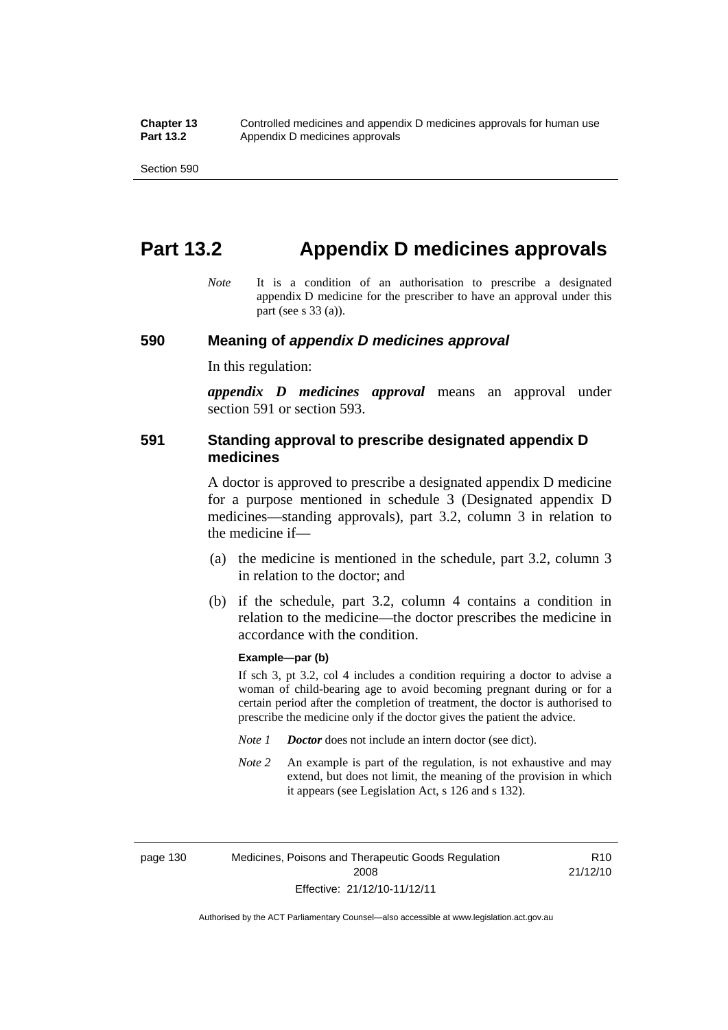# Part 13.2 Appendix D medicines approvals

*Note* It is a condition of an authorisation to prescribe a designated appendix D medicine for the prescriber to have an approval under this part (see s 33 (a)).

## 590 Meaning of *appendix D medicines approval*

In this regulation:

***appendix D medicines approval*** means an approval under section 591 or section 593.

## 591 Standing approval to prescribe designated appendix D medicines

A doctor is approved to prescribe a designated appendix D medicine for a purpose mentioned in schedule 3 (Designated appendix D medicines—standing approvals), part 3.2, column 3 in relation to the medicine if—

(a) the medicine is mentioned in the schedule, part 3.2, column 3 in relation to the doctor; and

(b) if the schedule, part 3.2, column 4 contains a condition in relation to the medicine—the doctor prescribes the medicine in accordance with the condition.

**Example—par (b)**

If sch 3, pt 3.2, col 4 includes a condition requiring a doctor to advise a woman of child-bearing age to avoid becoming pregnant during or for a certain period after the completion of treatment, the doctor is authorised to prescribe the medicine only if the doctor gives the patient the advice.

*Note 1* ***Doctor*** does not include an intern doctor (see dict).

*Note 2* An example is part of the regulation, is not exhaustive and may extend, but does not limit, the meaning of the provision in which it appears (see Legislation Act, s 126 and s 132).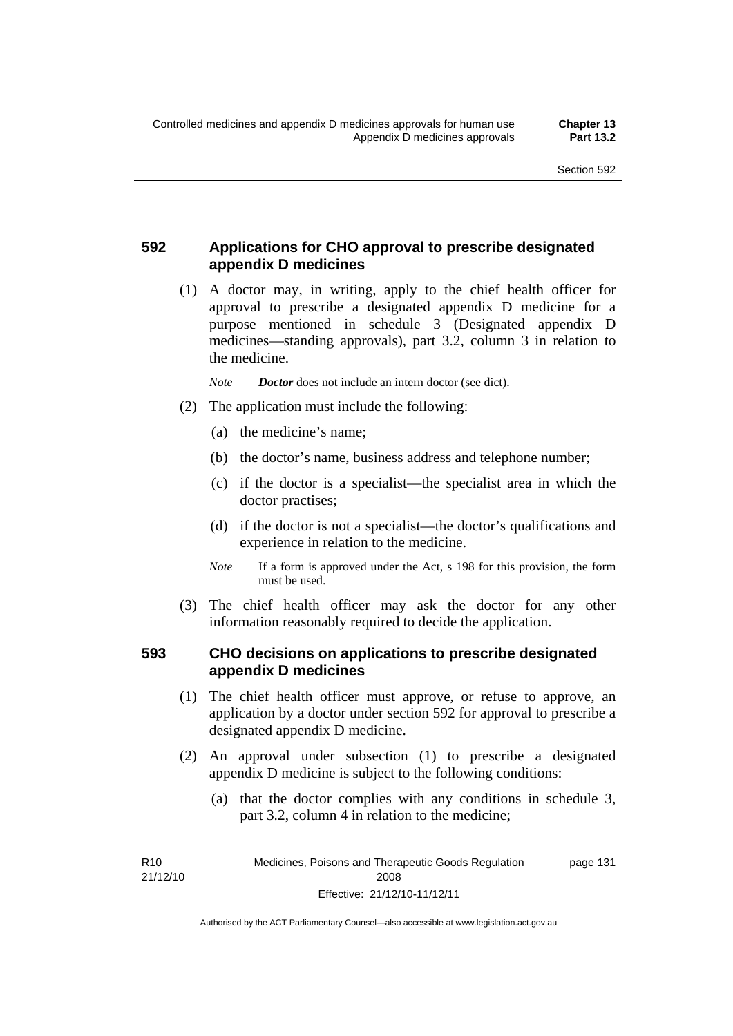## 592 Applications for CHO approval to prescribe designated appendix D medicines

(1) A doctor may, in writing, apply to the chief health officer for approval to prescribe a designated appendix D medicine for a purpose mentioned in schedule 3 (Designated appendix D medicines—standing approvals), part 3.2, column 3 in relation to the medicine.

*Note* ***Doctor*** does not include an intern doctor (see dict).

(2) The application must include the following:

(a) the medicine's name;

(b) the doctor's name, business address and telephone number;

(c) if the doctor is a specialist—the specialist area in which the doctor practises;

(d) if the doctor is not a specialist—the doctor's qualifications and experience in relation to the medicine.

*Note* If a form is approved under the Act, s 198 for this provision, the form must be used.

(3) The chief health officer may ask the doctor for any other information reasonably required to decide the application.

## 593 CHO decisions on applications to prescribe designated appendix D medicines

(1) The chief health officer must approve, or refuse to approve, an application by a doctor under section 592 for approval to prescribe a designated appendix D medicine.

(2) An approval under subsection (1) to prescribe a designated appendix D medicine is subject to the following conditions:

(a) that the doctor complies with any conditions in schedule 3, part 3.2, column 4 in relation to the medicine;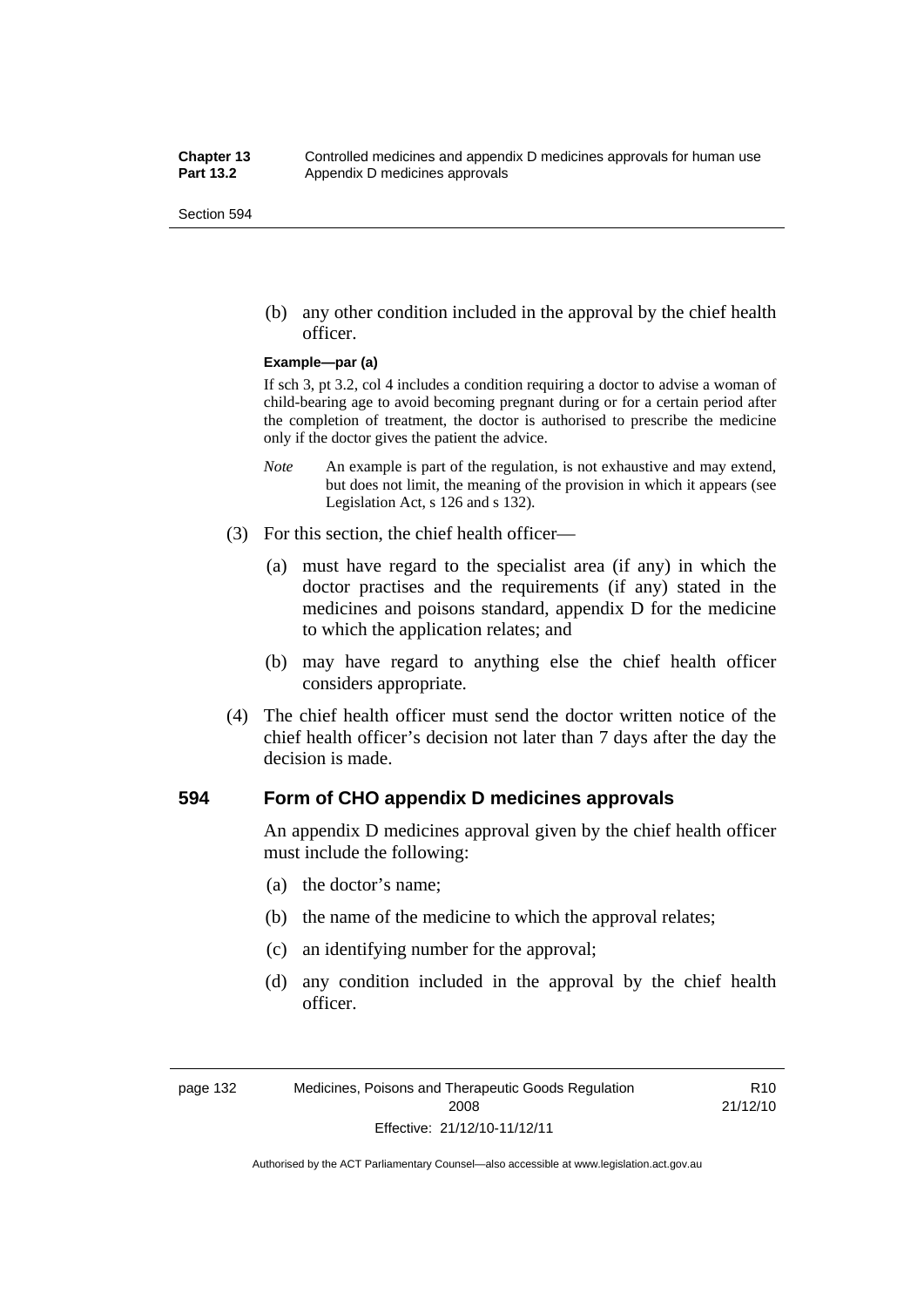(b) any other condition included in the approval by the chief health officer.

**Example—par (a)**

If sch 3, pt 3.2, col 4 includes a condition requiring a doctor to advise a woman of child-bearing age to avoid becoming pregnant during or for a certain period after the completion of treatment, the doctor is authorised to prescribe the medicine only if the doctor gives the patient the advice.

*Note* An example is part of the regulation, is not exhaustive and may extend, but does not limit, the meaning of the provision in which it appears (see Legislation Act, s 126 and s 132).

(3) For this section, the chief health officer—

(a) must have regard to the specialist area (if any) in which the doctor practises and the requirements (if any) stated in the medicines and poisons standard, appendix D for the medicine to which the application relates; and

(b) may have regard to anything else the chief health officer considers appropriate.

(4) The chief health officer must send the doctor written notice of the chief health officer's decision not later than 7 days after the day the decision is made.

### 594 Form of CHO appendix D medicines approvals

An appendix D medicines approval given by the chief health officer must include the following:

(a) the doctor's name;

(b) the name of the medicine to which the approval relates;

(c) an identifying number for the approval;

(d) any condition included in the approval by the chief health officer.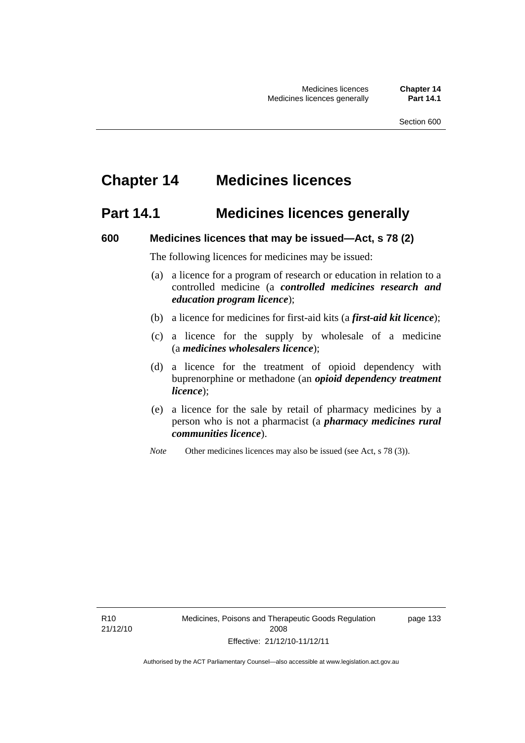# Chapter 14 Medicines licences

## Part 14.1 Medicines licences generally

### 600 Medicines licences that may be issued—Act, s 78 (2)

The following licences for medicines may be issued:

(a) a licence for a program of research or education in relation to a controlled medicine (a ***controlled medicines research and education program licence***);

(b) a licence for medicines for first-aid kits (a ***first-aid kit licence***);

(c) a licence for the supply by wholesale of a medicine (a ***medicines wholesalers licence***);

(d) a licence for the treatment of opioid dependency with buprenorphine or methadone (an ***opioid dependency treatment licence***);

(e) a licence for the sale by retail of pharmacy medicines by a person who is not a pharmacist (a ***pharmacy medicines rural communities licence***).

*Note* Other medicines licences may also be issued (see Act, s 78 (3)).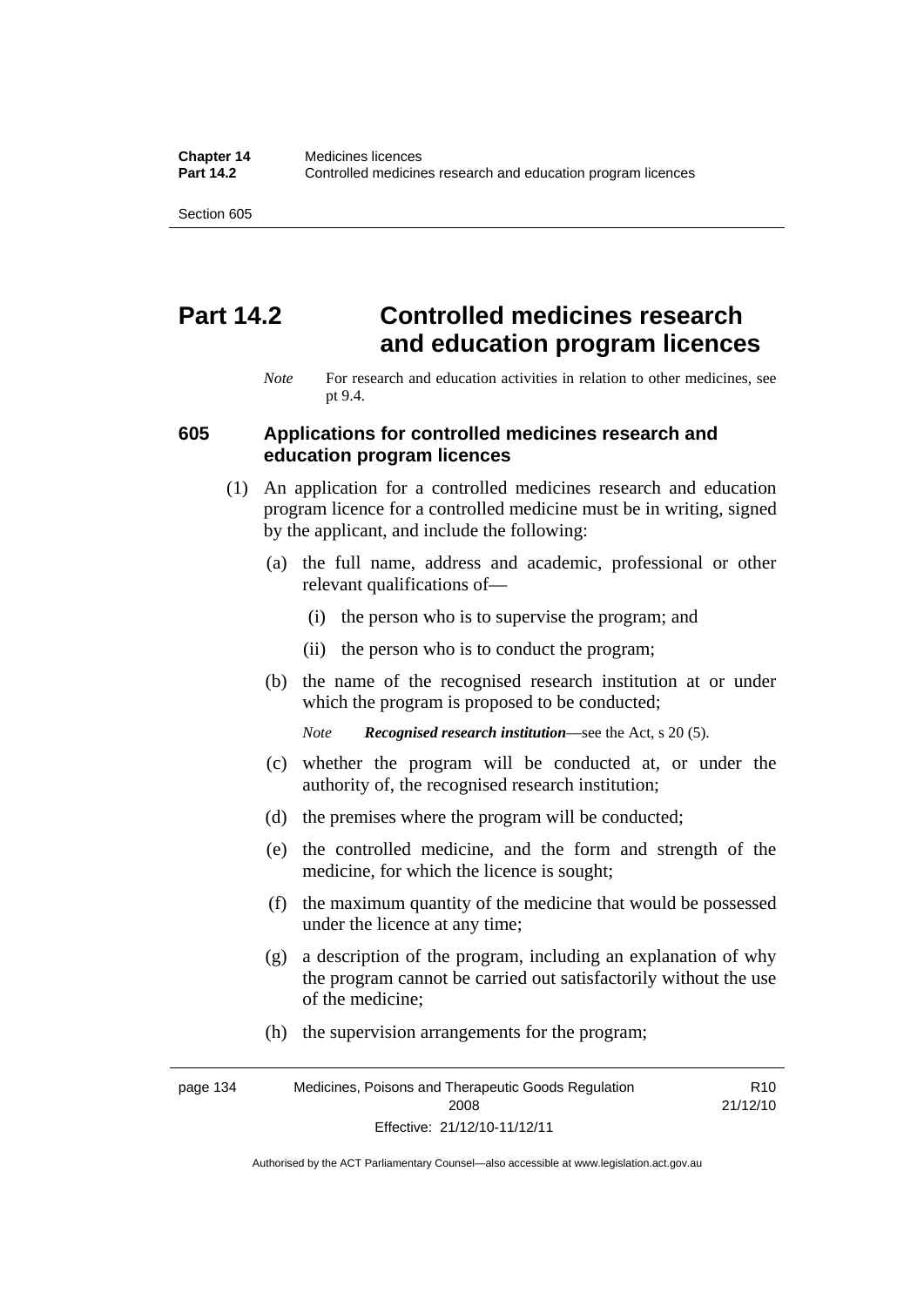# Part 14.2 Controlled medicines research and education program licences

*Note* For research and education activities in relation to other medicines, see pt 9.4.

## 605 Applications for controlled medicines research and education program licences

(1) An application for a controlled medicines research and education program licence for a controlled medicine must be in writing, signed by the applicant, and include the following:

(a) the full name, address and academic, professional or other relevant qualifications of—

(i) the person who is to supervise the program; and

(ii) the person who is to conduct the program;

(b) the name of the recognised research institution at or under which the program is proposed to be conducted;

*Note* ***Recognised research institution***—see the Act, s 20 (5).

(c) whether the program will be conducted at, or under the authority of, the recognised research institution;

(d) the premises where the program will be conducted;

(e) the controlled medicine, and the form and strength of the medicine, for which the licence is sought;

(f) the maximum quantity of the medicine that would be possessed under the licence at any time;

(g) a description of the program, including an explanation of why the program cannot be carried out satisfactorily without the use of the medicine;

(h) the supervision arrangements for the program;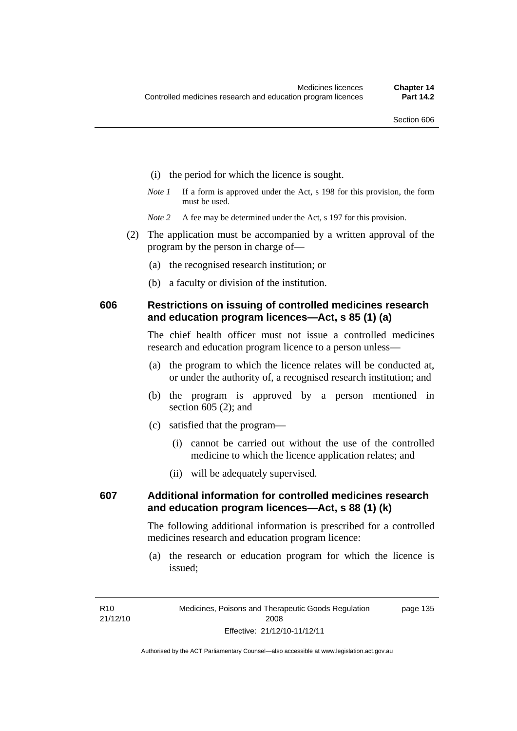(i) the period for which the licence is sought.

*Note 1* If a form is approved under the Act, s 198 for this provision, the form must be used.

*Note 2* A fee may be determined under the Act, s 197 for this provision.

(2) The application must be accompanied by a written approval of the program by the person in charge of—

(a) the recognised research institution; or

(b) a faculty or division of the institution.

### 606 Restrictions on issuing of controlled medicines research and education program licences—Act, s 85 (1) (a)

The chief health officer must not issue a controlled medicines research and education program licence to a person unless—

(a) the program to which the licence relates will be conducted at, or under the authority of, a recognised research institution; and

(b) the program is approved by a person mentioned in section 605 (2); and

(c) satisfied that the program—

(i) cannot be carried out without the use of the controlled medicine to which the licence application relates; and

(ii) will be adequately supervised.

### 607 Additional information for controlled medicines research and education program licences—Act, s 88 (1) (k)

The following additional information is prescribed for a controlled medicines research and education program licence:

(a) the research or education program for which the licence is issued;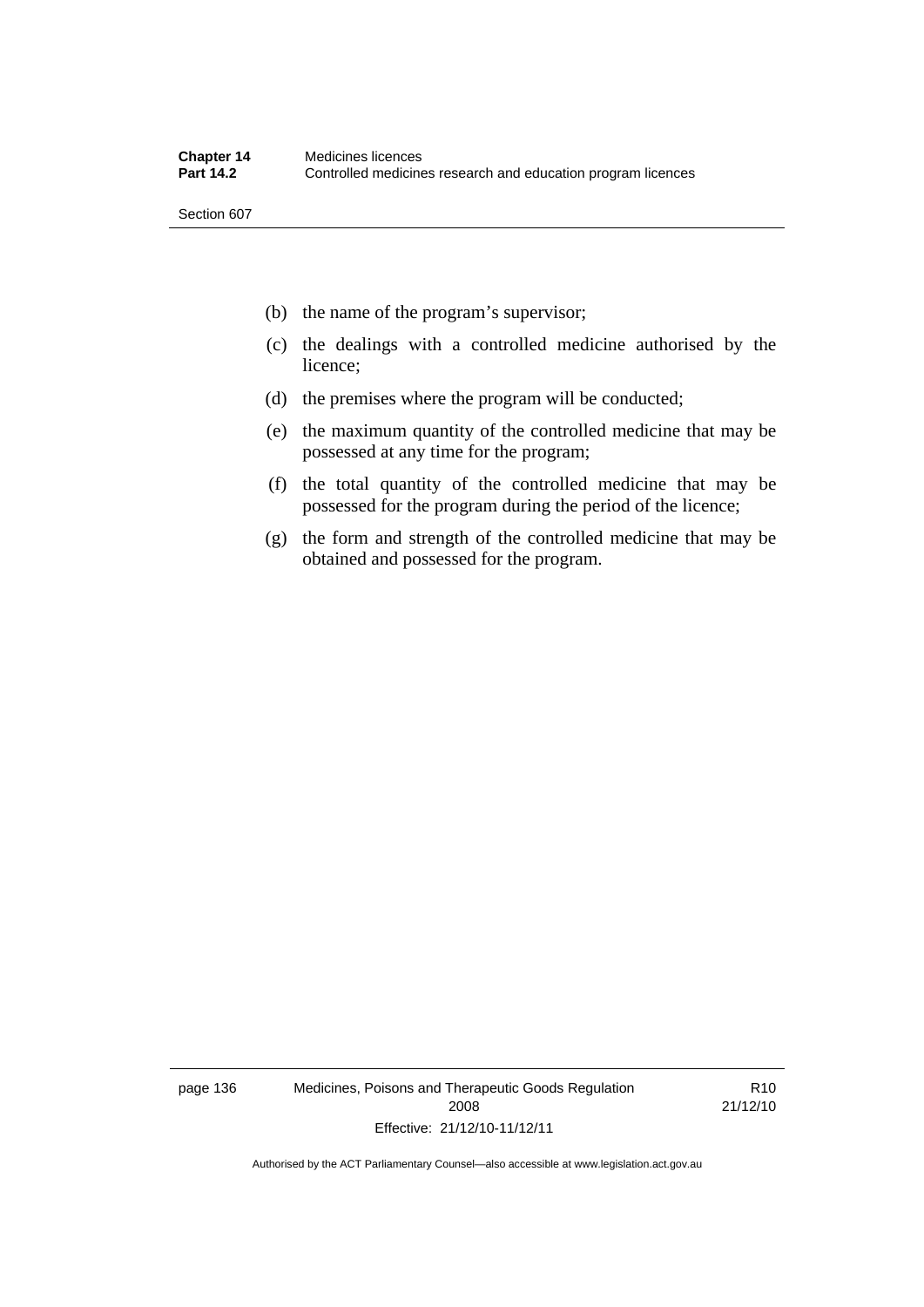(b) the name of the program's supervisor;

(c) the dealings with a controlled medicine authorised by the licence;

(d) the premises where the program will be conducted;

(e) the maximum quantity of the controlled medicine that may be possessed at any time for the program;

(f) the total quantity of the controlled medicine that may be possessed for the program during the period of the licence;

(g) the form and strength of the controlled medicine that may be obtained and possessed for the program.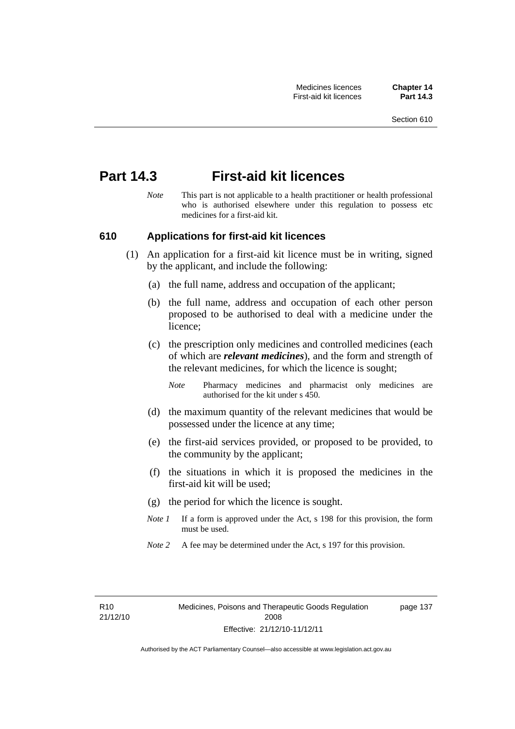# Part 14.3 First-aid kit licences

*Note* This part is not applicable to a health practitioner or health professional who is authorised elsewhere under this regulation to possess etc medicines for a first-aid kit.

## 610 Applications for first-aid kit licences

(1) An application for a first-aid kit licence must be in writing, signed by the applicant, and include the following:

(a) the full name, address and occupation of the applicant;

(b) the full name, address and occupation of each other person proposed to be authorised to deal with a medicine under the licence;

(c) the prescription only medicines and controlled medicines (each of which are ***relevant medicines***), and the form and strength of the relevant medicines, for which the licence is sought;

*Note* Pharmacy medicines and pharmacist only medicines are authorised for the kit under s 450.

(d) the maximum quantity of the relevant medicines that would be possessed under the licence at any time;

(e) the first-aid services provided, or proposed to be provided, to the community by the applicant;

(f) the situations in which it is proposed the medicines in the first-aid kit will be used;

(g) the period for which the licence is sought.

*Note 1* If a form is approved under the Act, s 198 for this provision, the form must be used.

*Note 2* A fee may be determined under the Act, s 197 for this provision.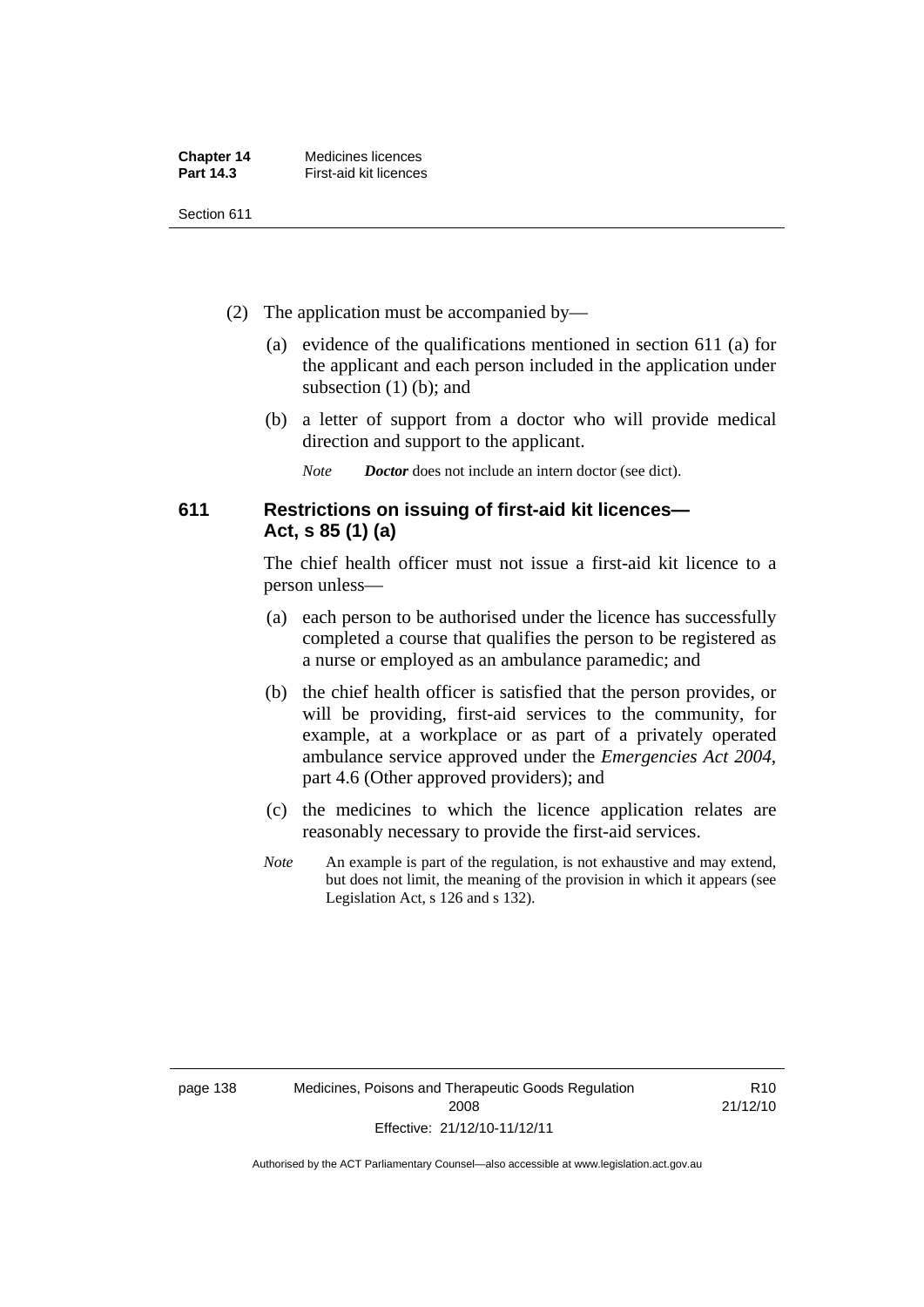(2) The application must be accompanied by—

(a) evidence of the qualifications mentioned in section 611 (a) for the applicant and each person included in the application under subsection (1) (b); and

(b) a letter of support from a doctor who will provide medical direction and support to the applicant.

*Note* ***Doctor*** does not include an intern doctor (see dict).

### 611 Restrictions on issuing of first-aid kit licences—Act, s 85 (1) (a)

The chief health officer must not issue a first-aid kit licence to a person unless—

(a) each person to be authorised under the licence has successfully completed a course that qualifies the person to be registered as a nurse or employed as an ambulance paramedic; and

(b) the chief health officer is satisfied that the person provides, or will be providing, first-aid services to the community, for example, at a workplace or as part of a privately operated ambulance service approved under the *Emergencies Act 2004*, part 4.6 (Other approved providers); and

(c) the medicines to which the licence application relates are reasonably necessary to provide the first-aid services.

*Note* An example is part of the regulation, is not exhaustive and may extend, but does not limit, the meaning of the provision in which it appears (see Legislation Act, s 126 and s 132).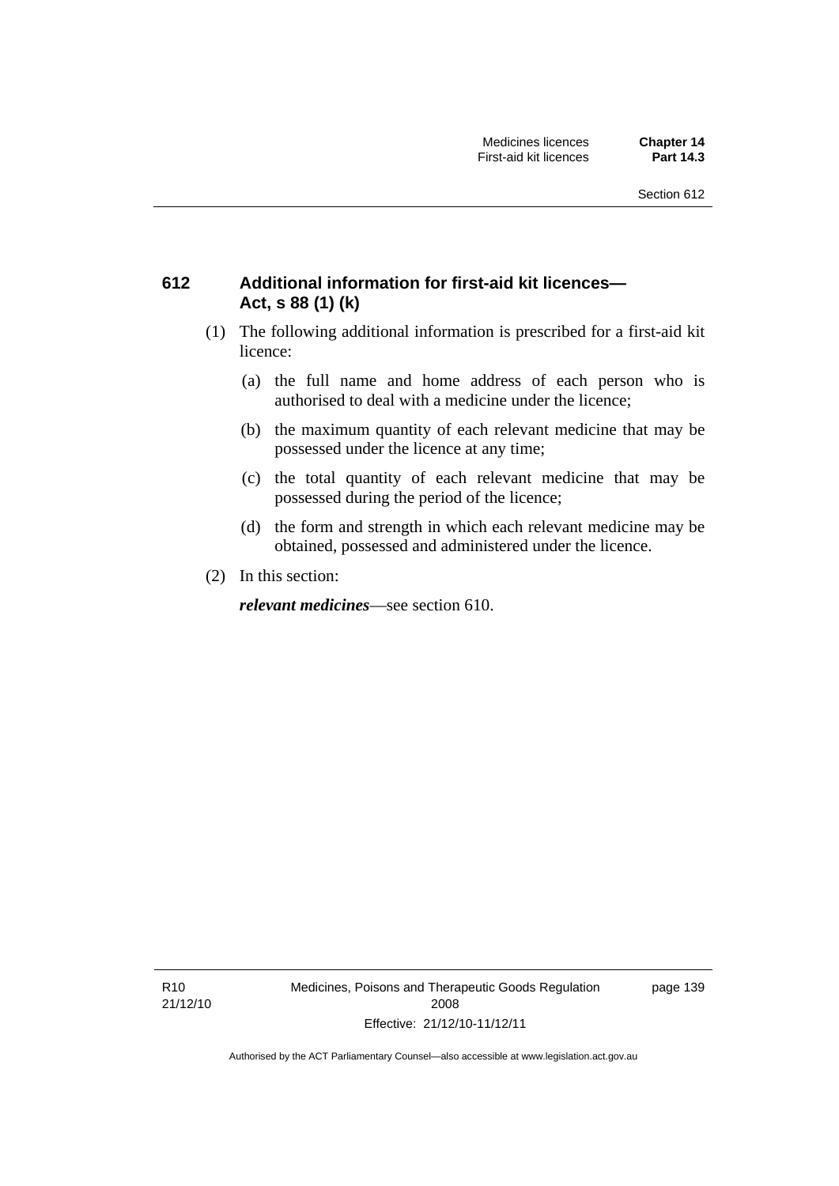## 612 Additional information for first-aid kit licences—Act, s 88 (1) (k)

(1) The following additional information is prescribed for a first-aid kit licence:

(a) the full name and home address of each person who is authorised to deal with a medicine under the licence;

(b) the maximum quantity of each relevant medicine that may be possessed under the licence at any time;

(c) the total quantity of each relevant medicine that may be possessed during the period of the licence;

(d) the form and strength in which each relevant medicine may be obtained, possessed and administered under the licence.

(2) In this section:

***relevant medicines***—see section 610.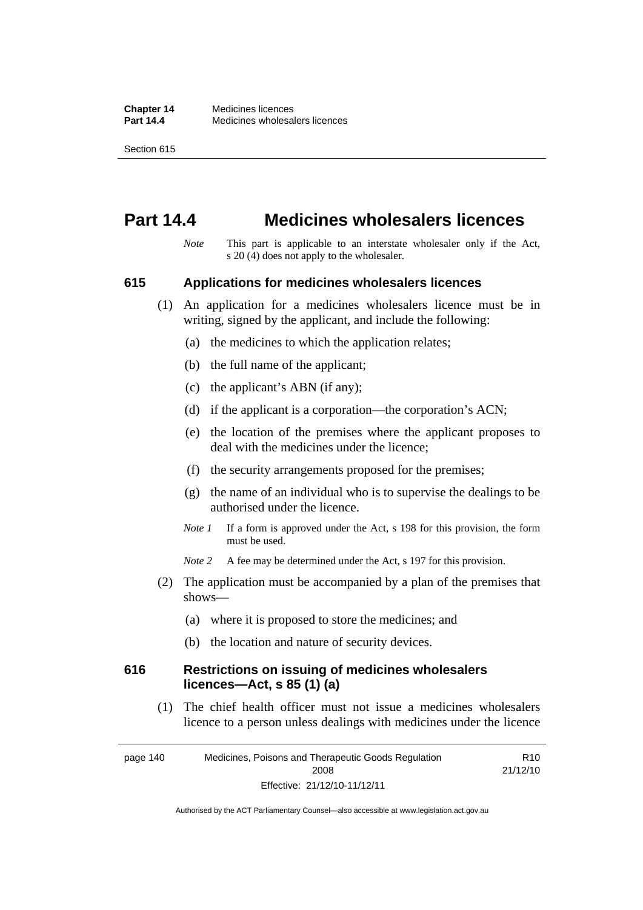# Part 14.4 Medicines wholesalers licences

*Note* This part is applicable to an interstate wholesaler only if the Act, s 20 (4) does not apply to the wholesaler.

## 615 Applications for medicines wholesalers licences

(1) An application for a medicines wholesalers licence must be in writing, signed by the applicant, and include the following:

(a) the medicines to which the application relates;

(b) the full name of the applicant;

(c) the applicant's ABN (if any);

(d) if the applicant is a corporation—the corporation's ACN;

(e) the location of the premises where the applicant proposes to deal with the medicines under the licence;

(f) the security arrangements proposed for the premises;

(g) the name of an individual who is to supervise the dealings to be authorised under the licence.

*Note 1* If a form is approved under the Act, s 198 for this provision, the form must be used.

*Note 2* A fee may be determined under the Act, s 197 for this provision.

(2) The application must be accompanied by a plan of the premises that shows—

(a) where it is proposed to store the medicines; and

(b) the location and nature of security devices.

## 616 Restrictions on issuing of medicines wholesalers licences—Act, s 85 (1) (a)

(1) The chief health officer must not issue a medicines wholesalers licence to a person unless dealings with medicines under the licence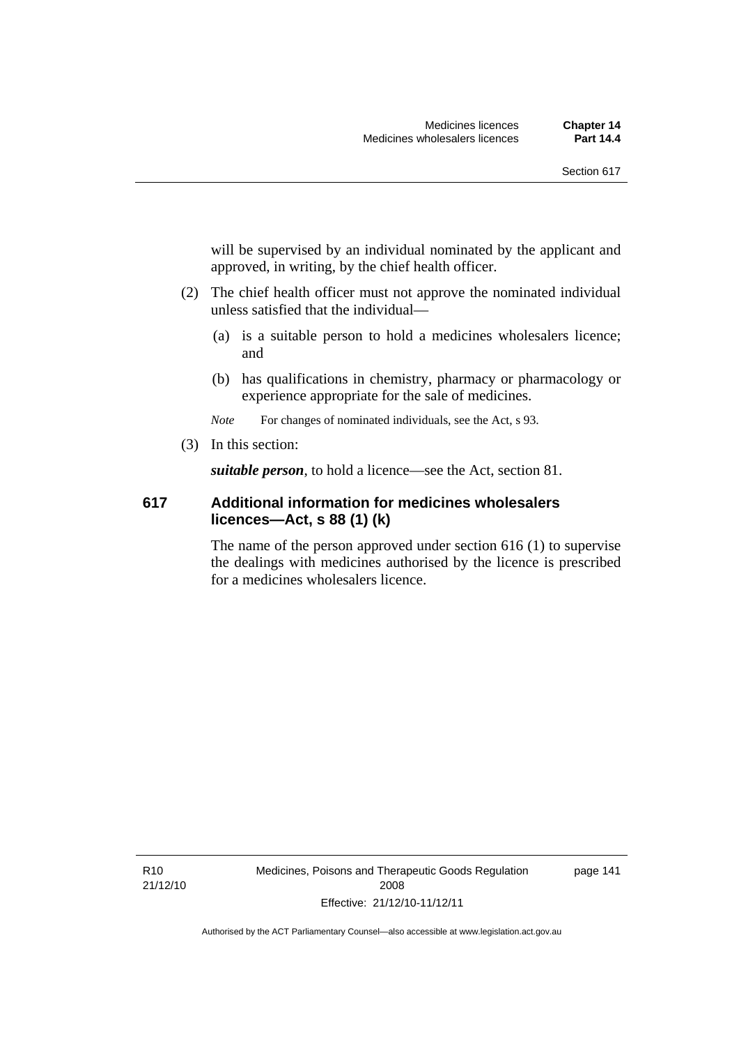will be supervised by an individual nominated by the applicant and approved, in writing, by the chief health officer.

(2) The chief health officer must not approve the nominated individual unless satisfied that the individual—

(a) is a suitable person to hold a medicines wholesalers licence; and

(b) has qualifications in chemistry, pharmacy or pharmacology or experience appropriate for the sale of medicines.

*Note* For changes of nominated individuals, see the Act, s 93.

(3) In this section:

***suitable person***, to hold a licence—see the Act, section 81.

### 617 Additional information for medicines wholesalers licences—Act, s 88 (1) (k)

The name of the person approved under section 616 (1) to supervise the dealings with medicines authorised by the licence is prescribed for a medicines wholesalers licence.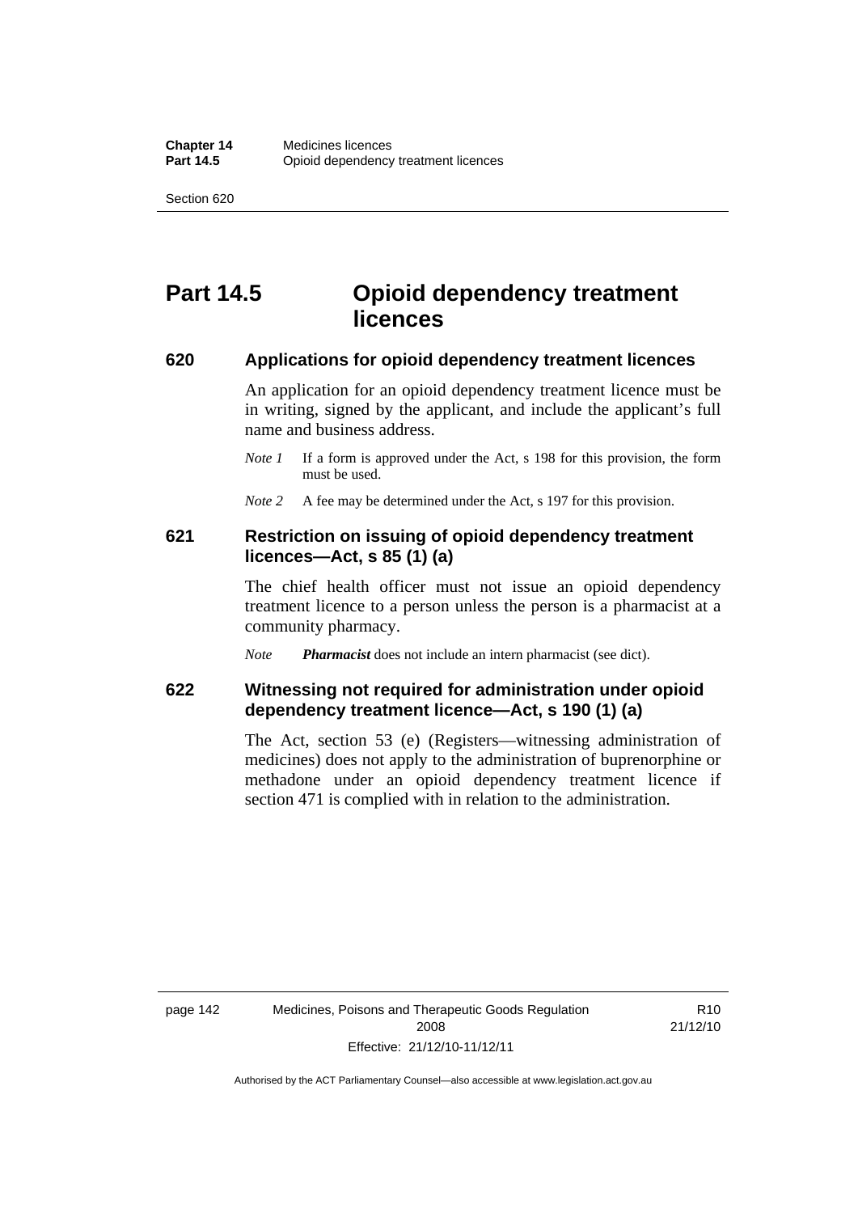# Part 14.5 Opioid dependency treatment licences

## 620 Applications for opioid dependency treatment licences

An application for an opioid dependency treatment licence must be in writing, signed by the applicant, and include the applicant's full name and business address.

*Note 1* If a form is approved under the Act, s 198 for this provision, the form must be used.

*Note 2* A fee may be determined under the Act, s 197 for this provision.

## 621 Restriction on issuing of opioid dependency treatment licences—Act, s 85 (1) (a)

The chief health officer must not issue an opioid dependency treatment licence to a person unless the person is a pharmacist at a community pharmacy.

*Note* ***Pharmacist*** does not include an intern pharmacist (see dict).

## 622 Witnessing not required for administration under opioid dependency treatment licence—Act, s 190 (1) (a)

The Act, section 53 (e) (Registers—witnessing administration of medicines) does not apply to the administration of buprenorphine or methadone under an opioid dependency treatment licence if section 471 is complied with in relation to the administration.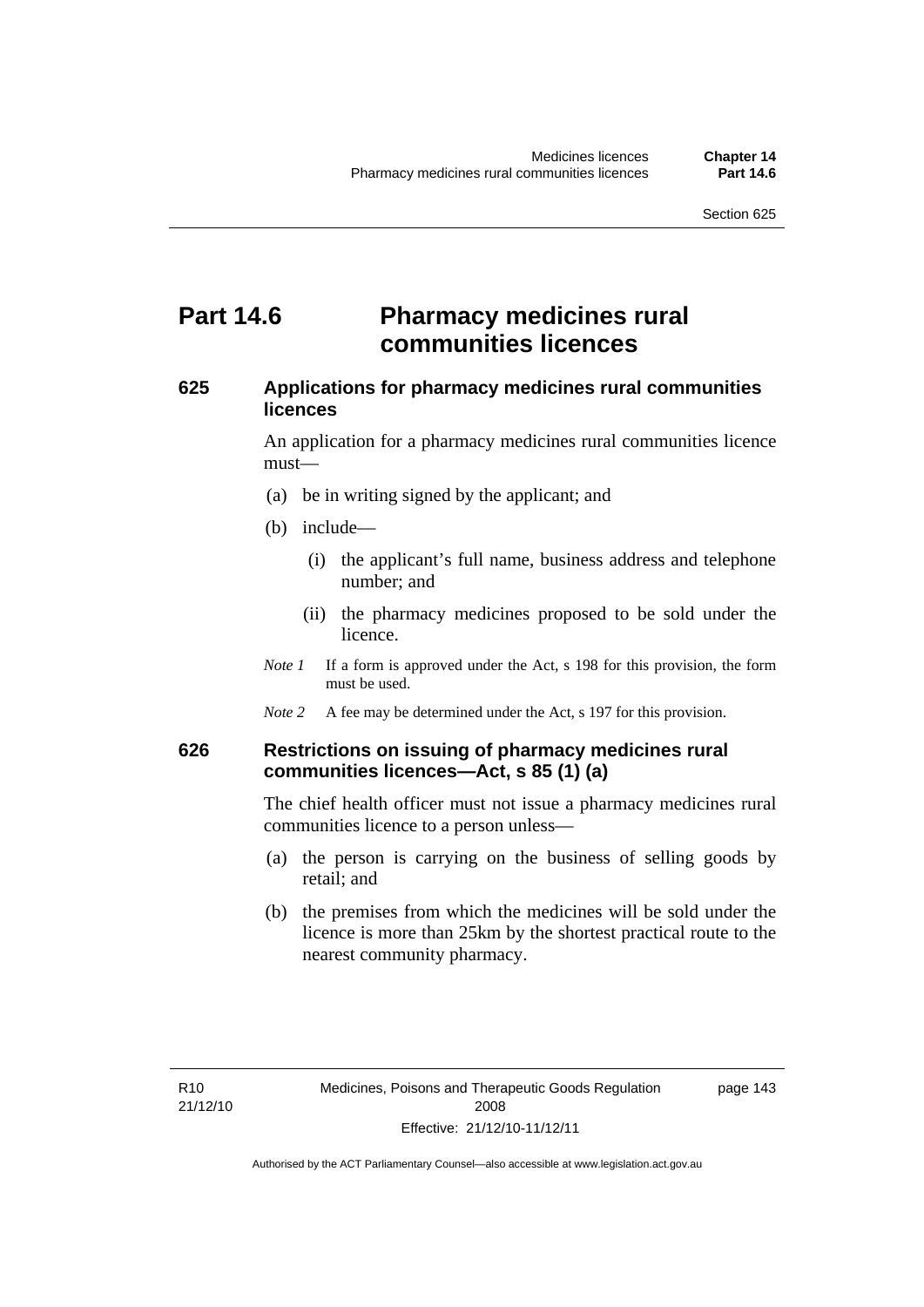# Part 14.6 Pharmacy medicines rural communities licences

## 625 Applications for pharmacy medicines rural communities licences

An application for a pharmacy medicines rural communities licence must—

(a) be in writing signed by the applicant; and

(b) include—

(i) the applicant's full name, business address and telephone number; and

(ii) the pharmacy medicines proposed to be sold under the licence.

*Note 1* If a form is approved under the Act, s 198 for this provision, the form must be used.

*Note 2* A fee may be determined under the Act, s 197 for this provision.

## 626 Restrictions on issuing of pharmacy medicines rural communities licences—Act, s 85 (1) (a)

The chief health officer must not issue a pharmacy medicines rural communities licence to a person unless—

(a) the person is carrying on the business of selling goods by retail; and

(b) the premises from which the medicines will be sold under the licence is more than 25km by the shortest practical route to the nearest community pharmacy.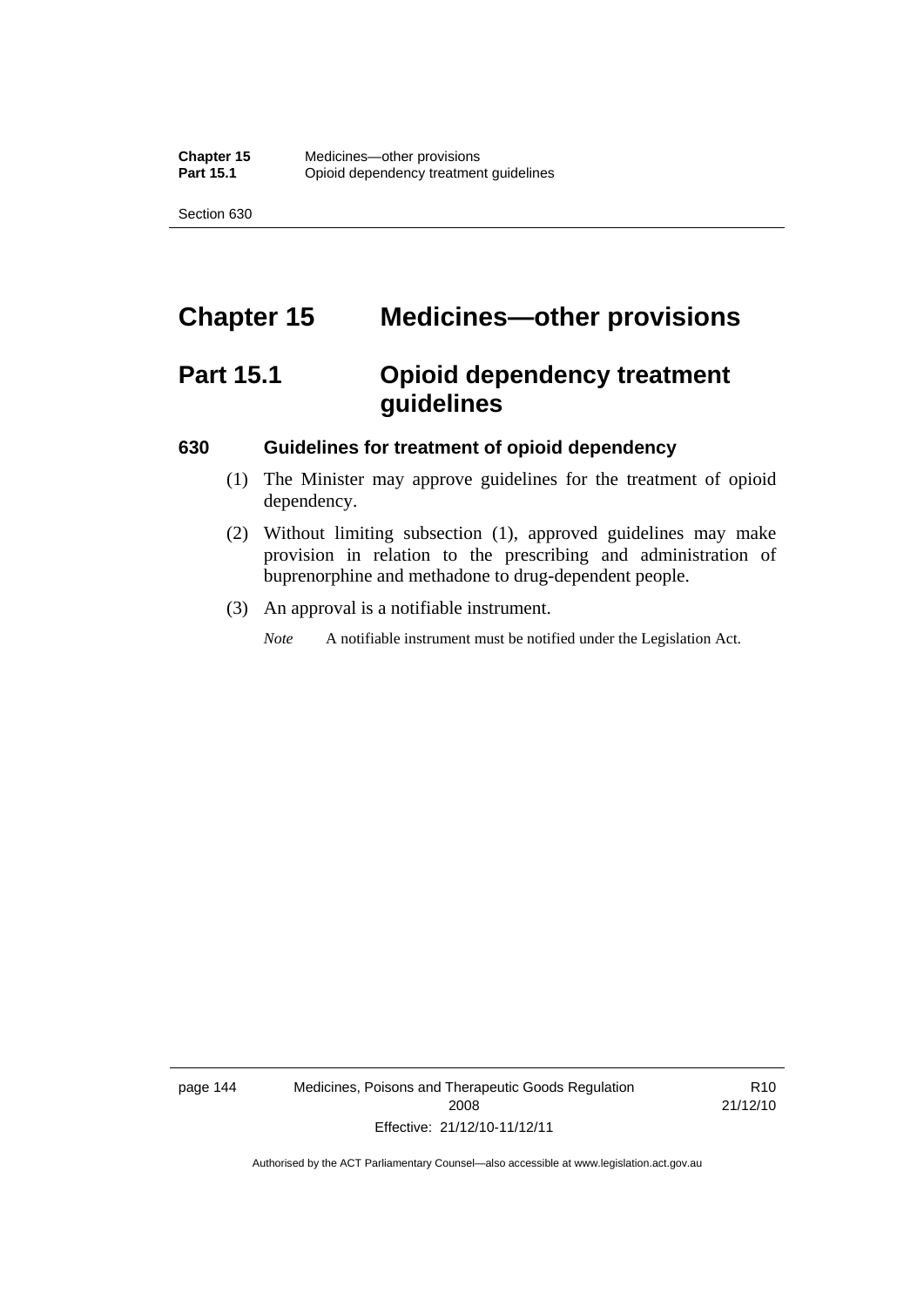# Chapter 15 Medicines—other provisions

## Part 15.1 Opioid dependency treatment guidelines

### 630 Guidelines for treatment of opioid dependency

(1) The Minister may approve guidelines for the treatment of opioid dependency.

(2) Without limiting subsection (1), approved guidelines may make provision in relation to the prescribing and administration of buprenorphine and methadone to drug-dependent people.

(3) An approval is a notifiable instrument.

*Note* A notifiable instrument must be notified under the Legislation Act.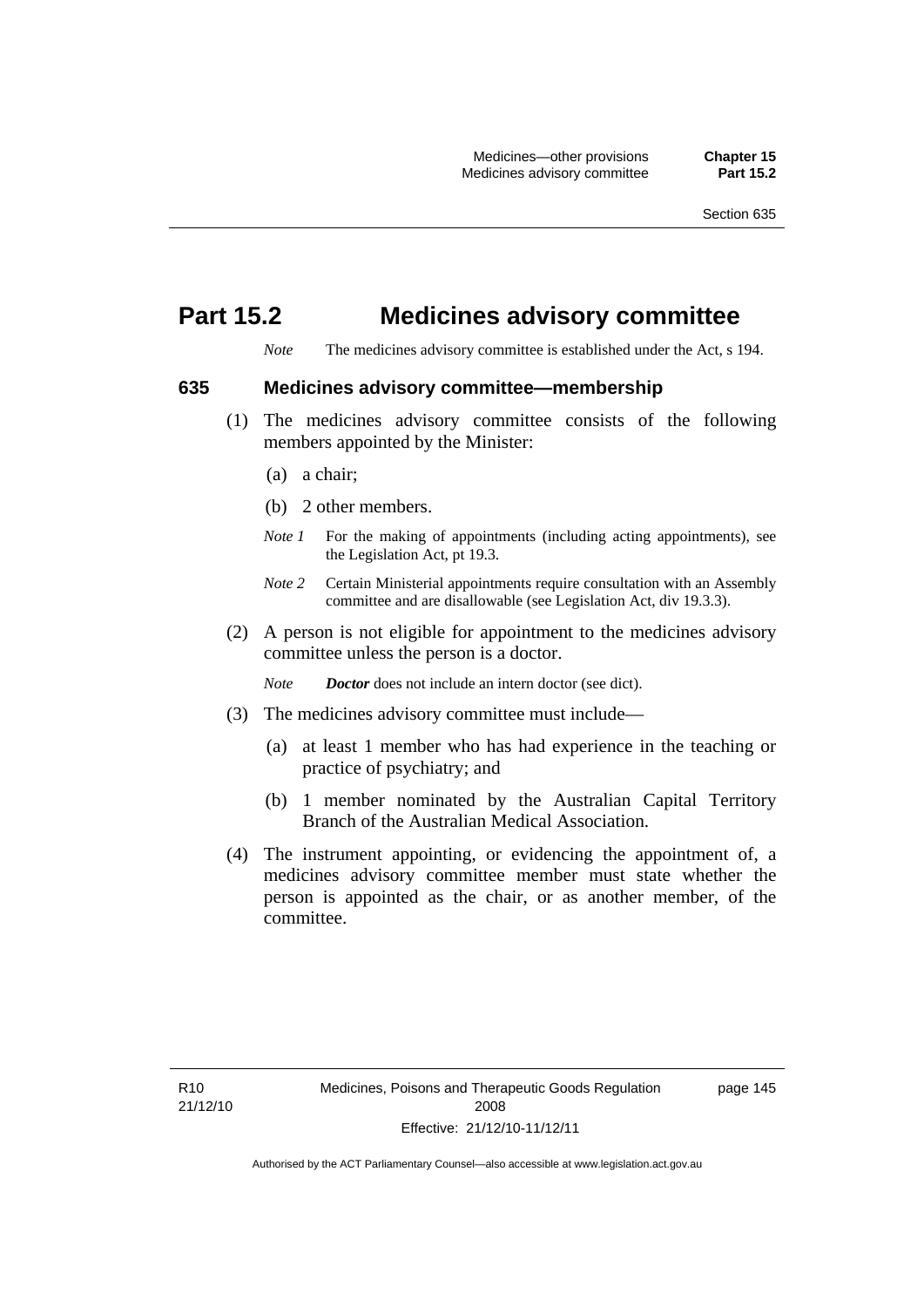# Part 15.2 Medicines advisory committee

*Note* The medicines advisory committee is established under the Act, s 194.

## 635 Medicines advisory committee—membership

(1) The medicines advisory committee consists of the following members appointed by the Minister:

(a) a chair;

(b) 2 other members.

*Note 1* For the making of appointments (including acting appointments), see the Legislation Act, pt 19.3.

*Note 2* Certain Ministerial appointments require consultation with an Assembly committee and are disallowable (see Legislation Act, div 19.3.3).

(2) A person is not eligible for appointment to the medicines advisory committee unless the person is a doctor.

*Note* ***Doctor*** does not include an intern doctor (see dict).

(3) The medicines advisory committee must include—

(a) at least 1 member who has had experience in the teaching or practice of psychiatry; and

(b) 1 member nominated by the Australian Capital Territory Branch of the Australian Medical Association.

(4) The instrument appointing, or evidencing the appointment of, a medicines advisory committee member must state whether the person is appointed as the chair, or as another member, of the committee.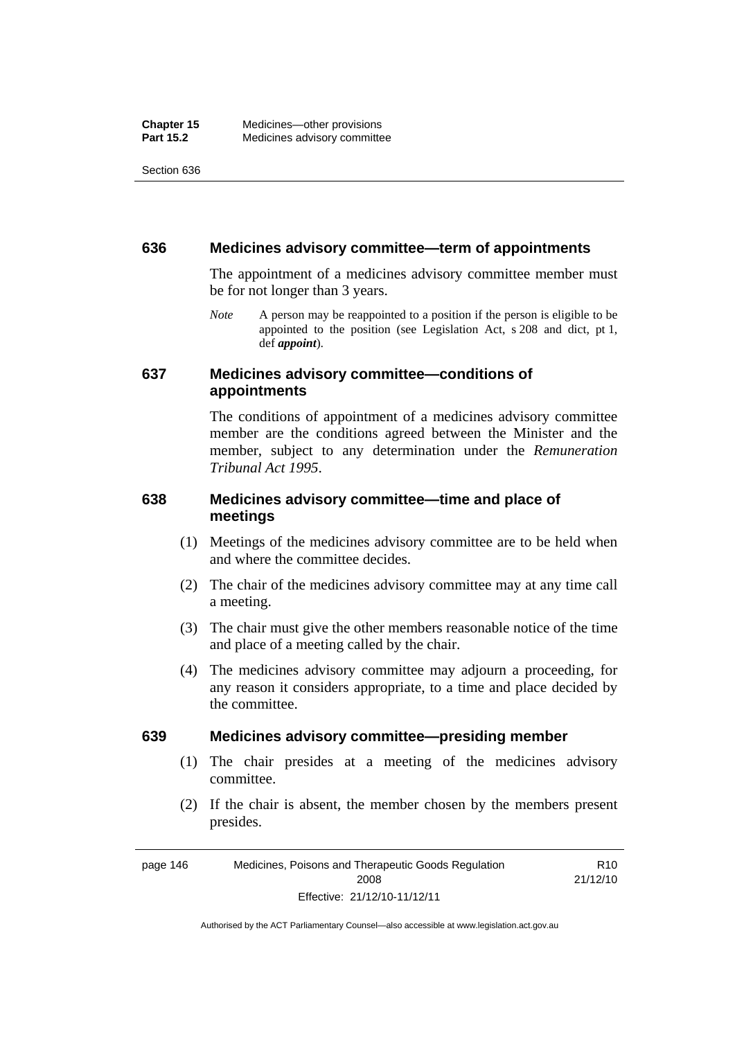## 636 Medicines advisory committee—term of appointments

The appointment of a medicines advisory committee member must be for not longer than 3 years.

*Note* A person may be reappointed to a position if the person is eligible to be appointed to the position (see Legislation Act, s 208 and dict, pt 1, def ***appoint***).

## 637 Medicines advisory committee—conditions of appointments

The conditions of appointment of a medicines advisory committee member are the conditions agreed between the Minister and the member, subject to any determination under the *Remuneration Tribunal Act 1995*.

## 638 Medicines advisory committee—time and place of meetings

(1) Meetings of the medicines advisory committee are to be held when and where the committee decides.

(2) The chair of the medicines advisory committee may at any time call a meeting.

(3) The chair must give the other members reasonable notice of the time and place of a meeting called by the chair.

(4) The medicines advisory committee may adjourn a proceeding, for any reason it considers appropriate, to a time and place decided by the committee.

## 639 Medicines advisory committee—presiding member

(1) The chair presides at a meeting of the medicines advisory committee.

(2) If the chair is absent, the member chosen by the members present presides.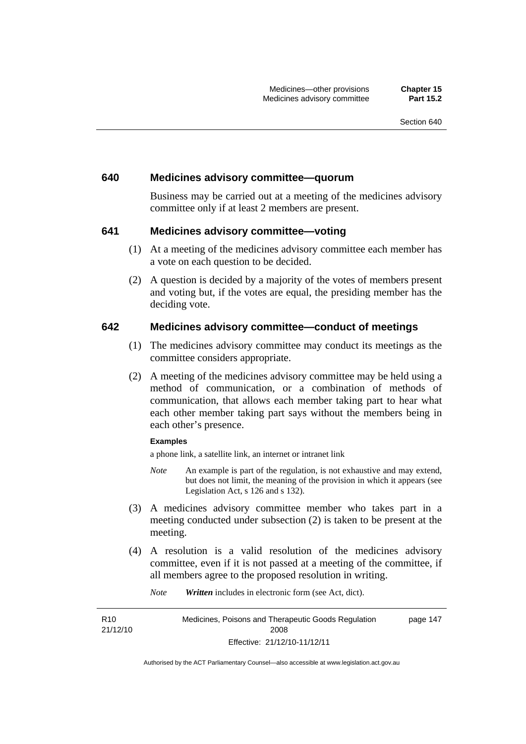### 640 Medicines advisory committee—quorum

Business may be carried out at a meeting of the medicines advisory committee only if at least 2 members are present.

### 641 Medicines advisory committee—voting

(1) At a meeting of the medicines advisory committee each member has a vote on each question to be decided.

(2) A question is decided by a majority of the votes of members present and voting but, if the votes are equal, the presiding member has the deciding vote.

### 642 Medicines advisory committee—conduct of meetings

(1) The medicines advisory committee may conduct its meetings as the committee considers appropriate.

(2) A meeting of the medicines advisory committee may be held using a method of communication, or a combination of methods of communication, that allows each member taking part to hear what each other member taking part says without the members being in each other's presence.

**Examples**

a phone link, a satellite link, an internet or intranet link

*Note* An example is part of the regulation, is not exhaustive and may extend, but does not limit, the meaning of the provision in which it appears (see Legislation Act, s 126 and s 132).

(3) A medicines advisory committee member who takes part in a meeting conducted under subsection (2) is taken to be present at the meeting.

(4) A resolution is a valid resolution of the medicines advisory committee, even if it is not passed at a meeting of the committee, if all members agree to the proposed resolution in writing.

*Note* ***Written*** includes in electronic form (see Act, dict).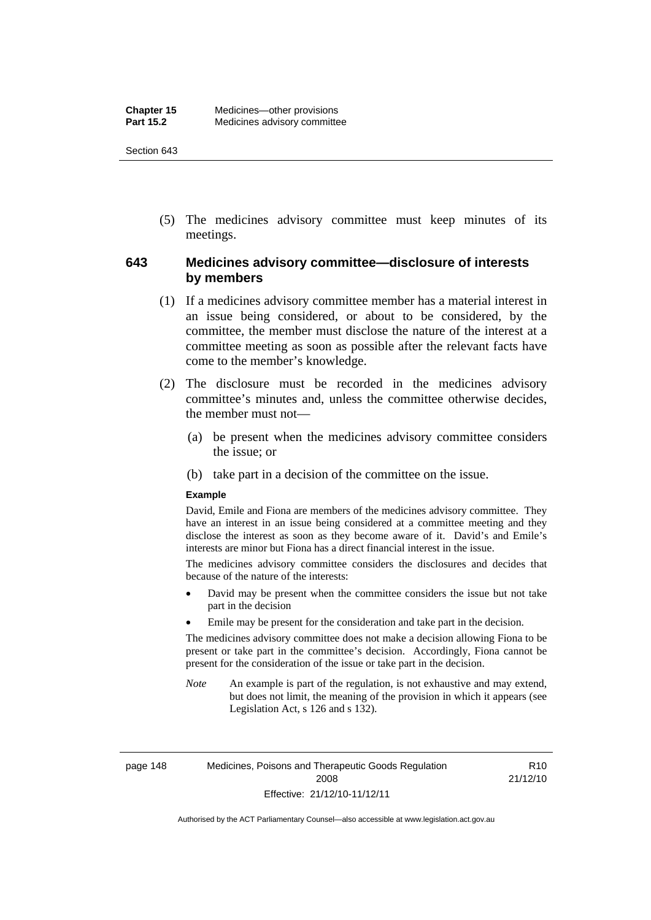(5) The medicines advisory committee must keep minutes of its meetings.

## 643 Medicines advisory committee—disclosure of interests by members

(1) If a medicines advisory committee member has a material interest in an issue being considered, or about to be considered, by the committee, the member must disclose the nature of the interest at a committee meeting as soon as possible after the relevant facts have come to the member's knowledge.

(2) The disclosure must be recorded in the medicines advisory committee's minutes and, unless the committee otherwise decides, the member must not—

(a) be present when the medicines advisory committee considers the issue; or

(b) take part in a decision of the committee on the issue.

**Example**

David, Emile and Fiona are members of the medicines advisory committee. They have an interest in an issue being considered at a committee meeting and they disclose the interest as soon as they become aware of it. David's and Emile's interests are minor but Fiona has a direct financial interest in the issue.

The medicines advisory committee considers the disclosures and decides that because of the nature of the interests:

- David may be present when the committee considers the issue but not take part in the decision
- Emile may be present for the consideration and take part in the decision.

The medicines advisory committee does not make a decision allowing Fiona to be present or take part in the committee's decision. Accordingly, Fiona cannot be present for the consideration of the issue or take part in the decision.

*Note* An example is part of the regulation, is not exhaustive and may extend, but does not limit, the meaning of the provision in which it appears (see Legislation Act, s 126 and s 132).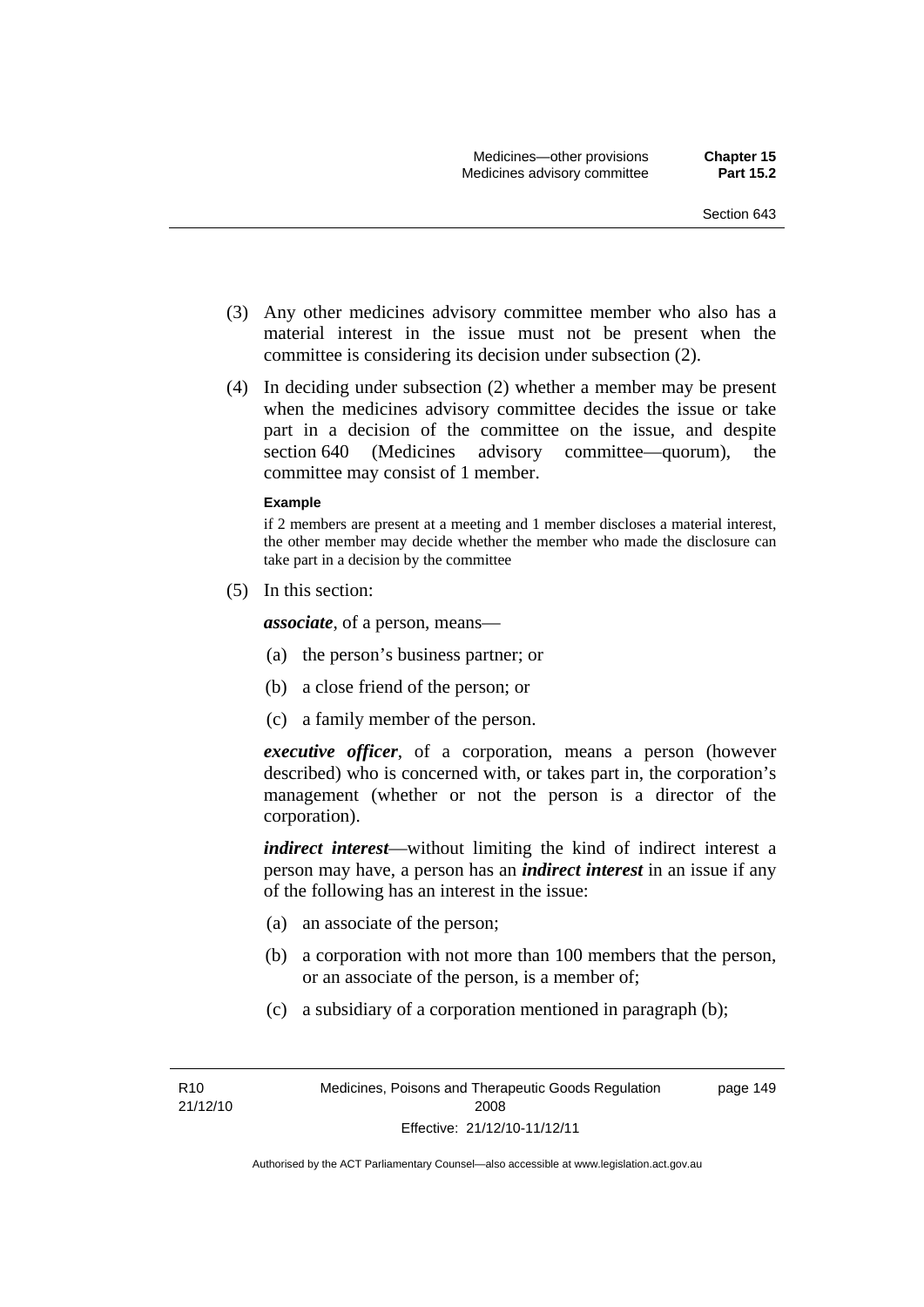(3) Any other medicines advisory committee member who also has a material interest in the issue must not be present when the committee is considering its decision under subsection (2).

(4) In deciding under subsection (2) whether a member may be present when the medicines advisory committee decides the issue or take part in a decision of the committee on the issue, and despite section 640 (Medicines advisory committee—quorum), the committee may consist of 1 member.

**Example**

if 2 members are present at a meeting and 1 member discloses a material interest, the other member may decide whether the member who made the disclosure can take part in a decision by the committee

(5) In this section:

***associate***, of a person, means—

(a) the person's business partner; or

(b) a close friend of the person; or

(c) a family member of the person.

***executive officer***, of a corporation, means a person (however described) who is concerned with, or takes part in, the corporation's management (whether or not the person is a director of the corporation).

***indirect interest***—without limiting the kind of indirect interest a person may have, a person has an ***indirect interest*** in an issue if any of the following has an interest in the issue:

(a) an associate of the person;

(b) a corporation with not more than 100 members that the person, or an associate of the person, is a member of;

(c) a subsidiary of a corporation mentioned in paragraph (b);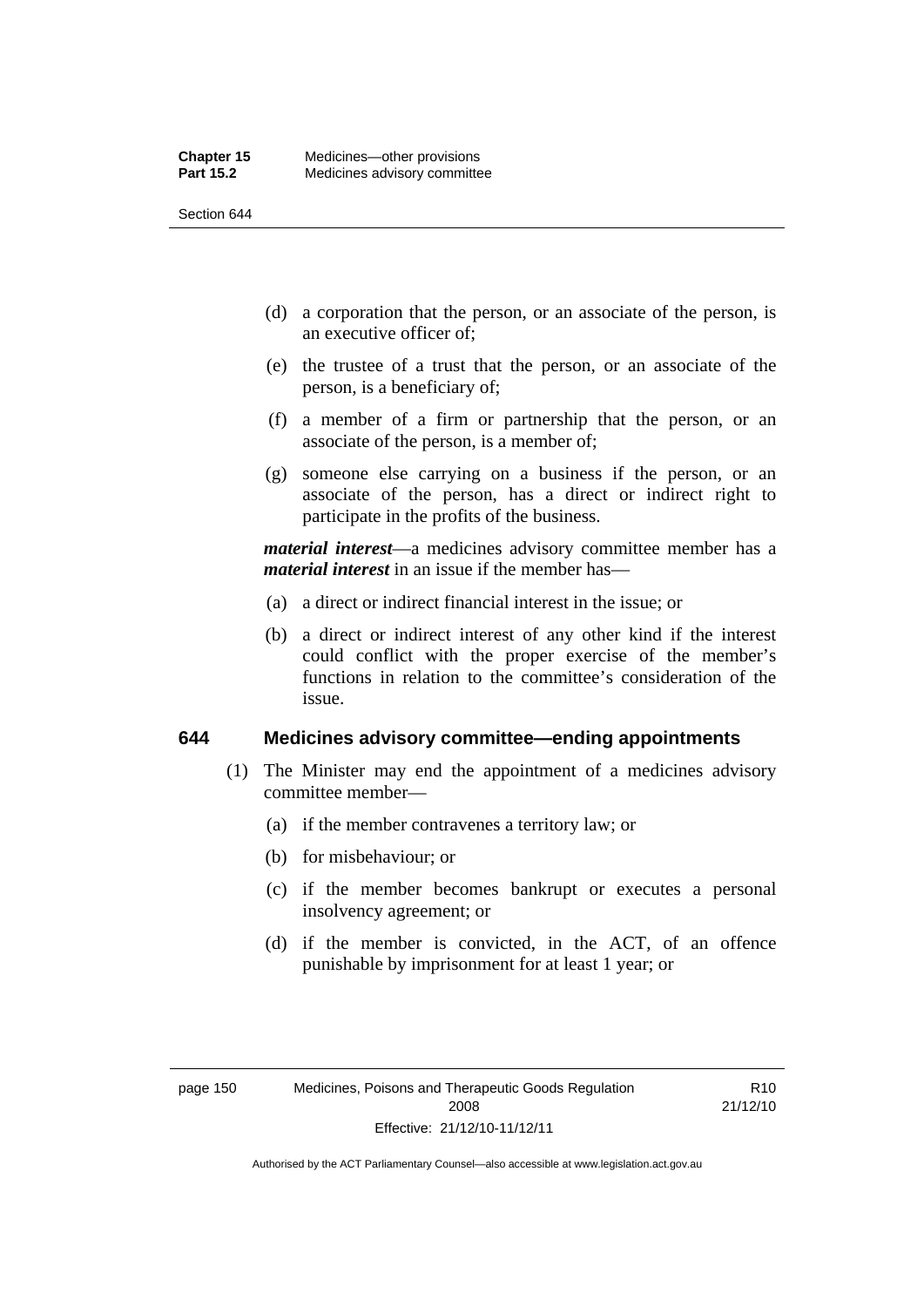(d) a corporation that the person, or an associate of the person, is an executive officer of;

(e) the trustee of a trust that the person, or an associate of the person, is a beneficiary of;

(f) a member of a firm or partnership that the person, or an associate of the person, is a member of;

(g) someone else carrying on a business if the person, or an associate of the person, has a direct or indirect right to participate in the profits of the business.

***material interest***—a medicines advisory committee member has a ***material interest*** in an issue if the member has—

(a) a direct or indirect financial interest in the issue; or

(b) a direct or indirect interest of any other kind if the interest could conflict with the proper exercise of the member's functions in relation to the committee's consideration of the issue.

## 644 Medicines advisory committee—ending appointments

(1) The Minister may end the appointment of a medicines advisory committee member—

(a) if the member contravenes a territory law; or

(b) for misbehaviour; or

(c) if the member becomes bankrupt or executes a personal insolvency agreement; or

(d) if the member is convicted, in the ACT, of an offence punishable by imprisonment for at least 1 year; or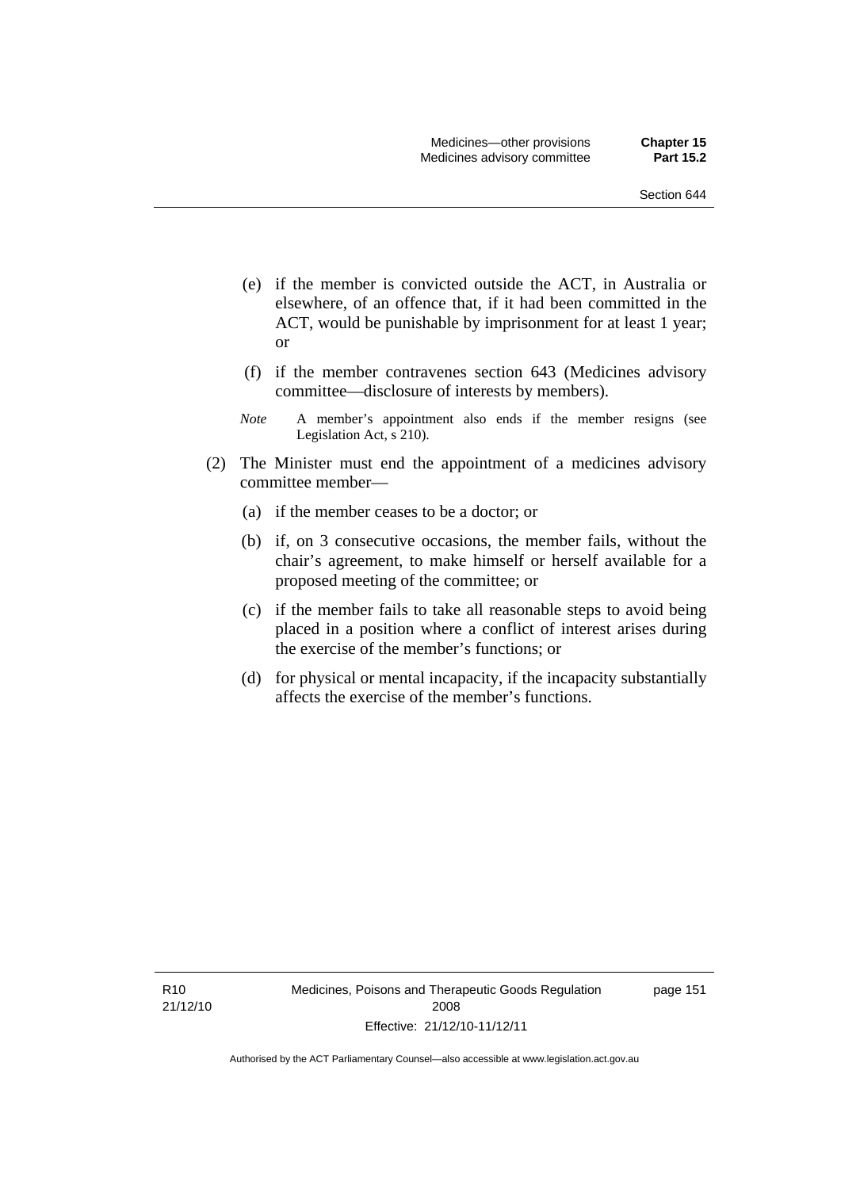(e) if the member is convicted outside the ACT, in Australia or elsewhere, of an offence that, if it had been committed in the ACT, would be punishable by imprisonment for at least 1 year; or

(f) if the member contravenes section 643 (Medicines advisory committee—disclosure of interests by members).

*Note* A member's appointment also ends if the member resigns (see Legislation Act, s 210).

(2) The Minister must end the appointment of a medicines advisory committee member—

(a) if the member ceases to be a doctor; or

(b) if, on 3 consecutive occasions, the member fails, without the chair's agreement, to make himself or herself available for a proposed meeting of the committee; or

(c) if the member fails to take all reasonable steps to avoid being placed in a position where a conflict of interest arises during the exercise of the member's functions; or

(d) for physical or mental incapacity, if the incapacity substantially affects the exercise of the member's functions.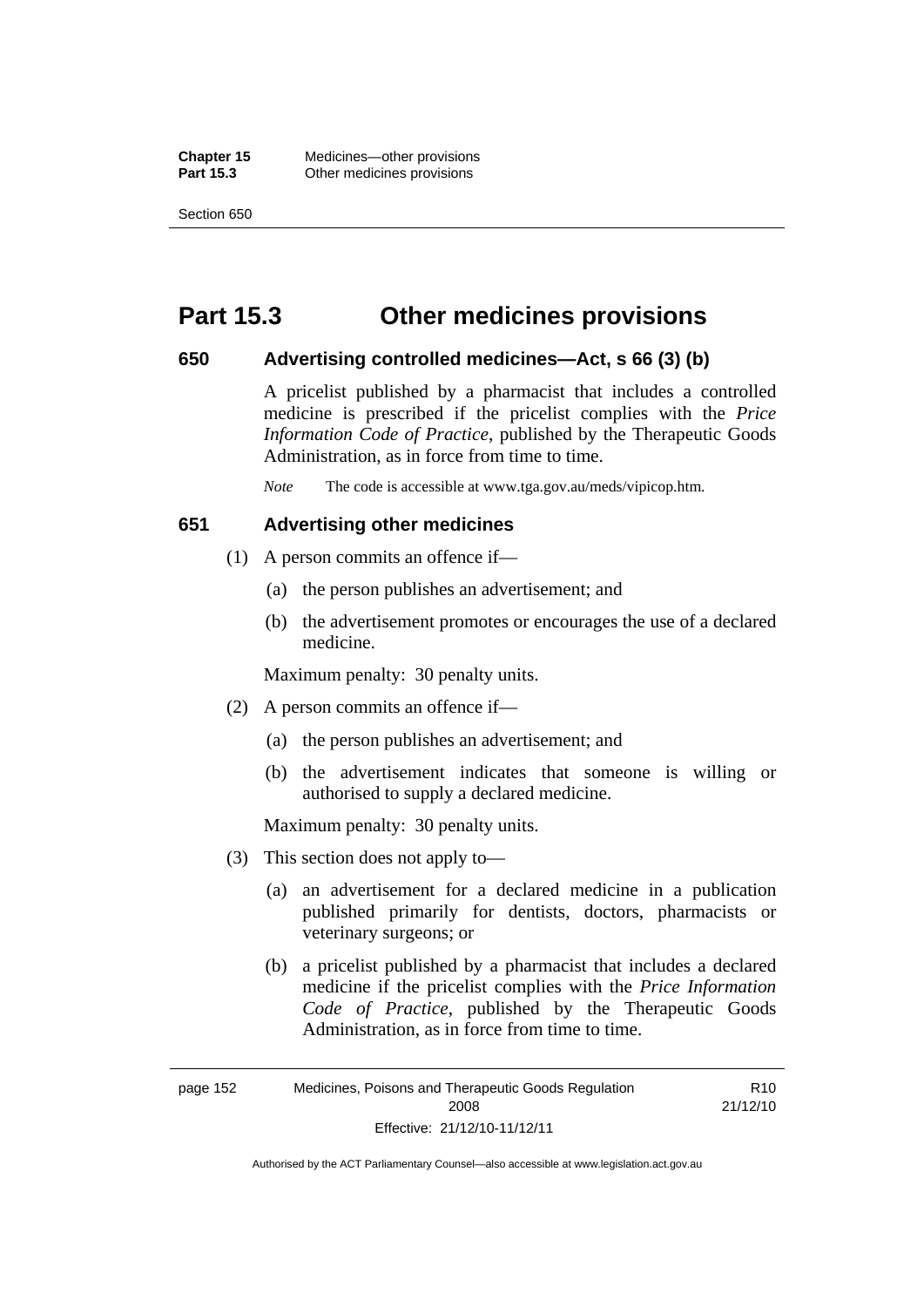# Part 15.3 Other medicines provisions

## 650 Advertising controlled medicines—Act, s 66 (3) (b)

A pricelist published by a pharmacist that includes a controlled medicine is prescribed if the pricelist complies with the *Price Information Code of Practice*, published by the Therapeutic Goods Administration, as in force from time to time.

*Note* The code is accessible at www.tga.gov.au/meds/vipicop.htm.

## 651 Advertising other medicines

(1) A person commits an offence if—

(a) the person publishes an advertisement; and

(b) the advertisement promotes or encourages the use of a declared medicine.

Maximum penalty: 30 penalty units.

(2) A person commits an offence if—

(a) the person publishes an advertisement; and

(b) the advertisement indicates that someone is willing or authorised to supply a declared medicine.

Maximum penalty: 30 penalty units.

(3) This section does not apply to—

(a) an advertisement for a declared medicine in a publication published primarily for dentists, doctors, pharmacists or veterinary surgeons; or

(b) a pricelist published by a pharmacist that includes a declared medicine if the pricelist complies with the *Price Information Code of Practice*, published by the Therapeutic Goods Administration, as in force from time to time.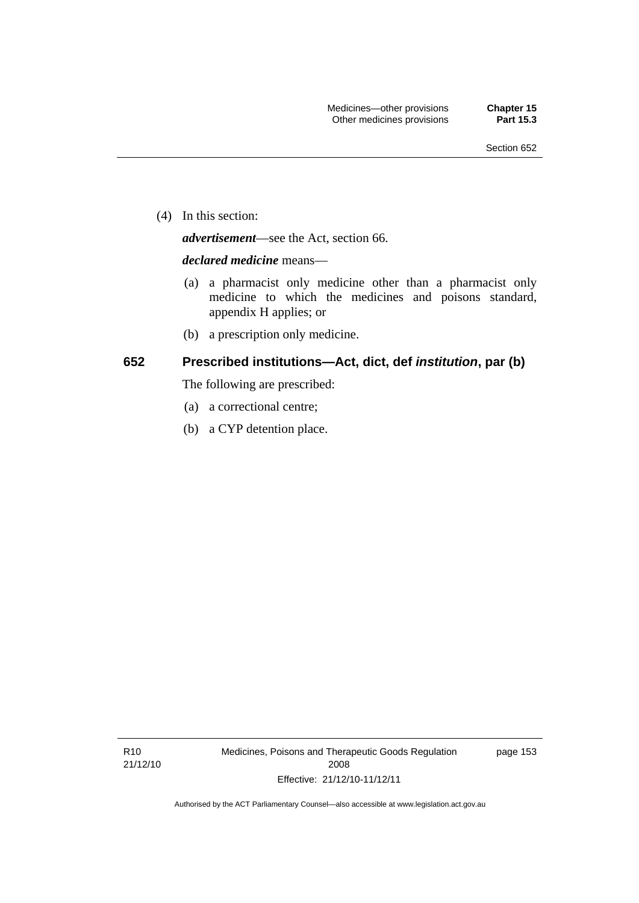(4) In this section:

***advertisement***—see the Act, section 66.

***declared medicine*** means—

(a) a pharmacist only medicine other than a pharmacist only medicine to which the medicines and poisons standard, appendix H applies; or

(b) a prescription only medicine.

## 652 Prescribed institutions—Act, dict, def *institution*, par (b)

The following are prescribed:

(a) a correctional centre;

(b) a CYP detention place.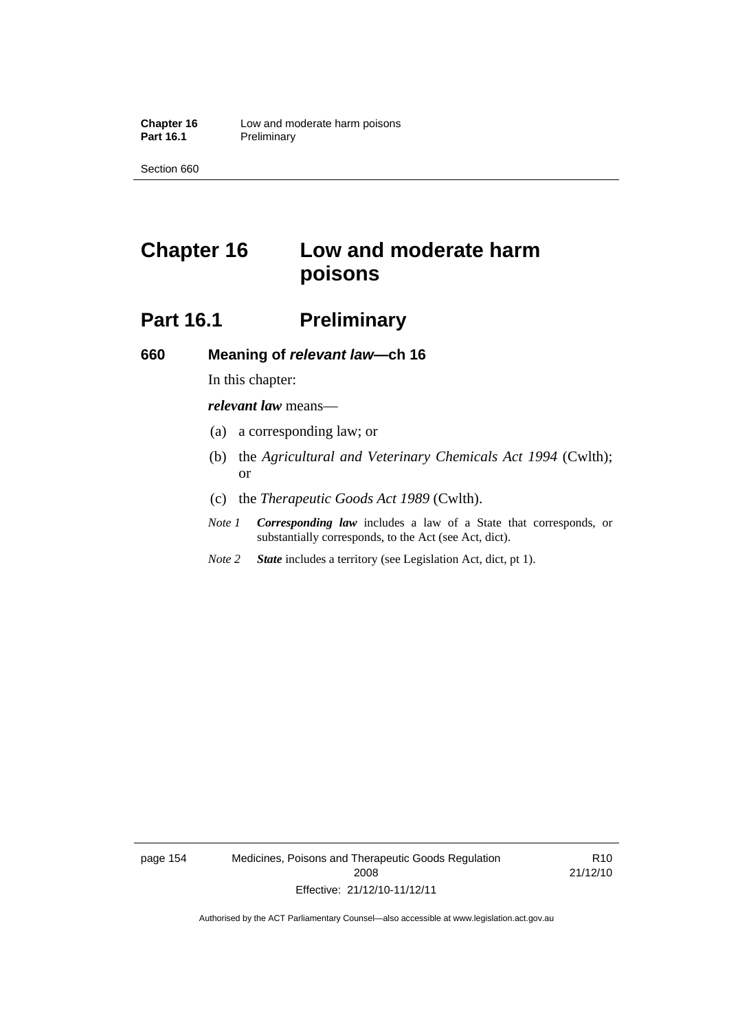# Chapter 16 Low and moderate harm poisons

## Part 16.1 Preliminary

### 660 Meaning of *relevant law*—ch 16

In this chapter:

***relevant law*** means—

(a) a corresponding law; or

(b) the *Agricultural and Veterinary Chemicals Act 1994* (Cwlth); or

(c) the *Therapeutic Goods Act 1989* (Cwlth).

*Note 1* ***Corresponding law*** includes a law of a State that corresponds, or substantially corresponds, to the Act (see Act, dict).

*Note 2* ***State*** includes a territory (see Legislation Act, dict, pt 1).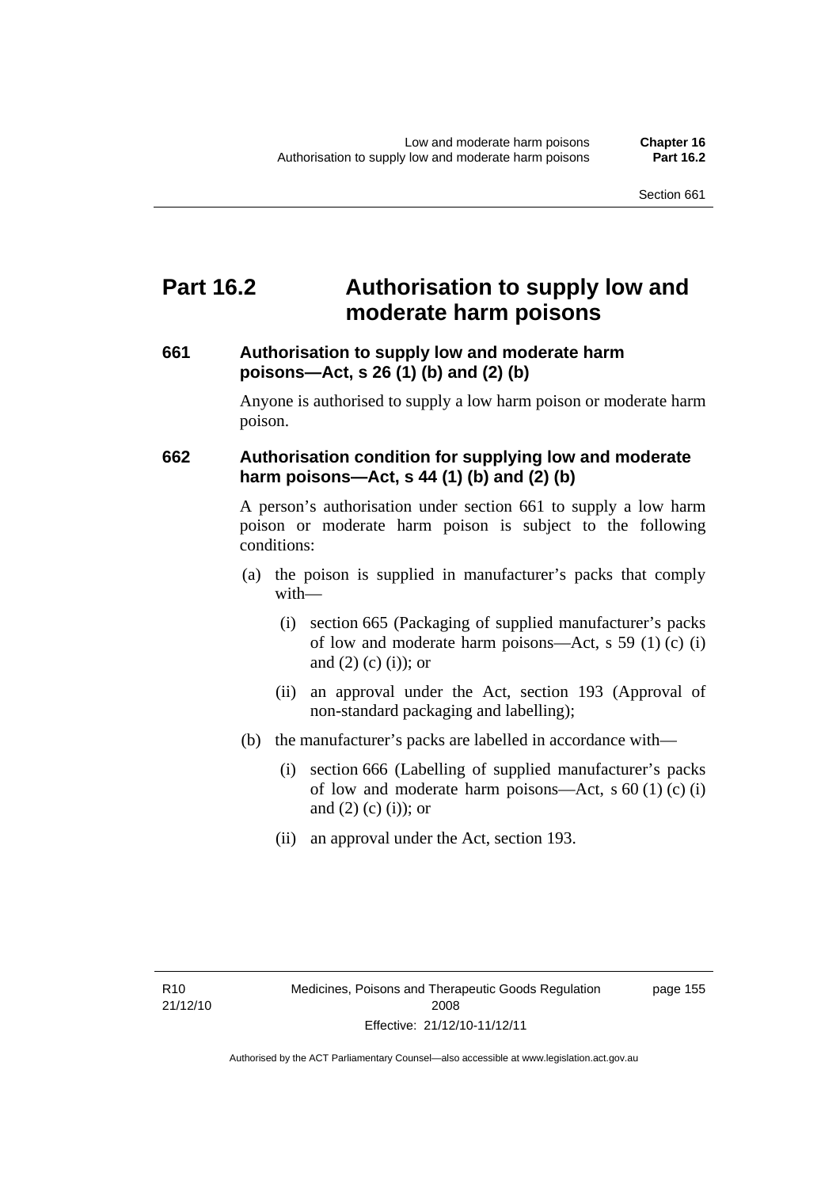# Part 16.2 Authorisation to supply low and moderate harm poisons

### 661 Authorisation to supply low and moderate harm poisons—Act, s 26 (1) (b) and (2) (b)

Anyone is authorised to supply a low harm poison or moderate harm poison.

### 662 Authorisation condition for supplying low and moderate harm poisons—Act, s 44 (1) (b) and (2) (b)

A person's authorisation under section 661 to supply a low harm poison or moderate harm poison is subject to the following conditions:

(a) the poison is supplied in manufacturer's packs that comply with—

  (i) section 665 (Packaging of supplied manufacturer's packs of low and moderate harm poisons—Act, s 59 (1) (c) (i) and (2) (c) (i)); or

  (ii) an approval under the Act, section 193 (Approval of non-standard packaging and labelling);

(b) the manufacturer's packs are labelled in accordance with—

  (i) section 666 (Labelling of supplied manufacturer's packs of low and moderate harm poisons—Act, s 60 (1) (c) (i) and (2) (c) (i)); or

  (ii) an approval under the Act, section 193.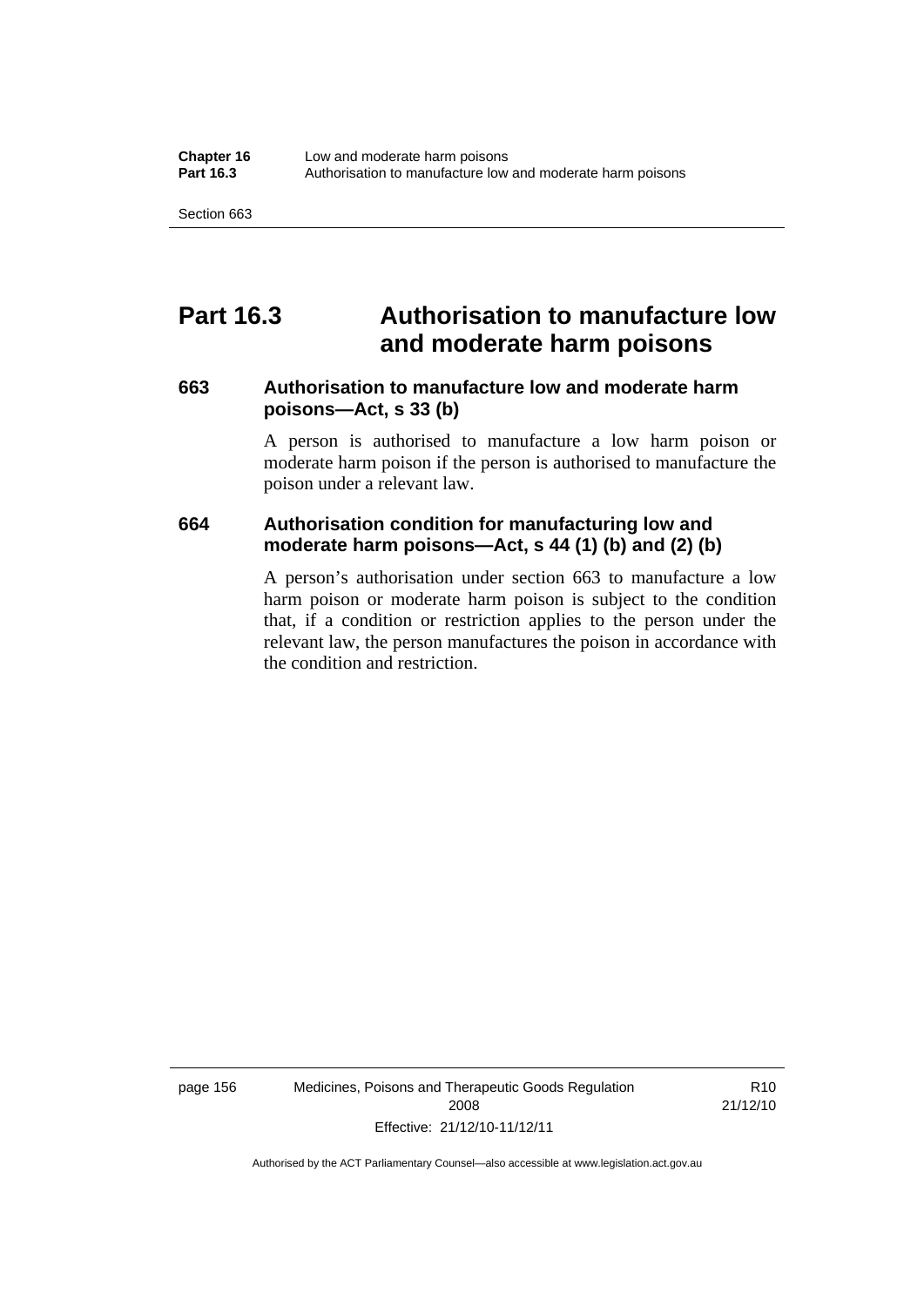# Part 16.3 Authorisation to manufacture low and moderate harm poisons

### 663 Authorisation to manufacture low and moderate harm poisons—Act, s 33 (b)

A person is authorised to manufacture a low harm poison or moderate harm poison if the person is authorised to manufacture the poison under a relevant law.

### 664 Authorisation condition for manufacturing low and moderate harm poisons—Act, s 44 (1) (b) and (2) (b)

A person's authorisation under section 663 to manufacture a low harm poison or moderate harm poison is subject to the condition that, if a condition or restriction applies to the person under the relevant law, the person manufactures the poison in accordance with the condition and restriction.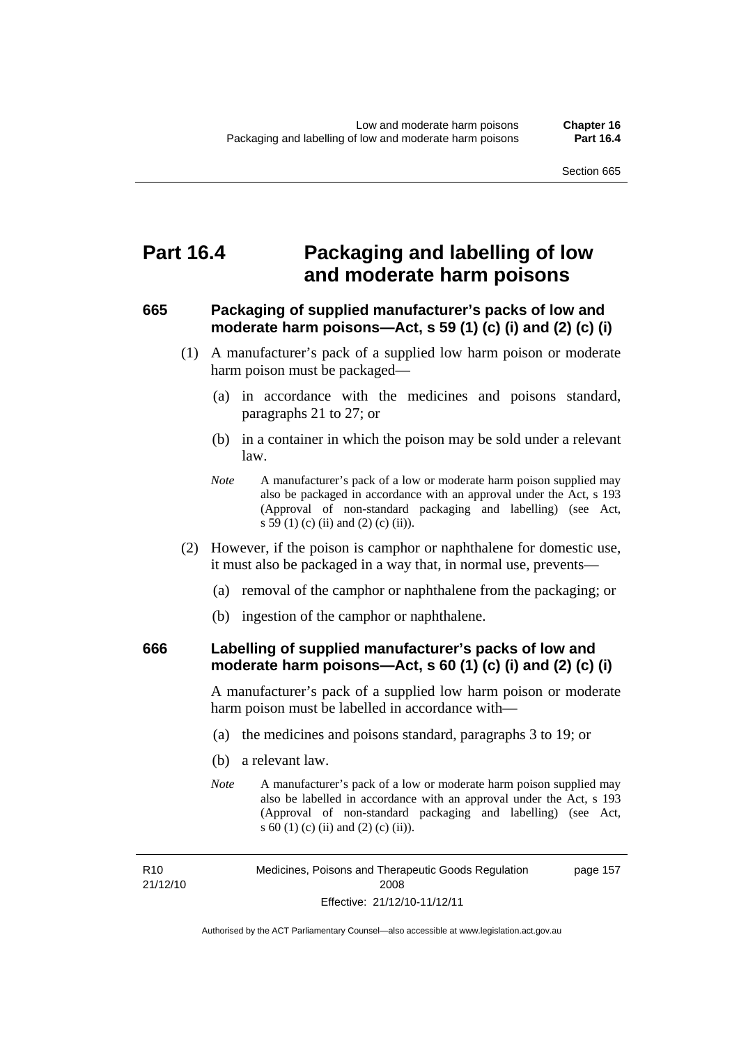# Part 16.4 Packaging and labelling of low and moderate harm poisons

### 665 Packaging of supplied manufacturer's packs of low and moderate harm poisons—Act, s 59 (1) (c) (i) and (2) (c) (i)

(1) A manufacturer's pack of a supplied low harm poison or moderate harm poison must be packaged—

(a) in accordance with the medicines and poisons standard, paragraphs 21 to 27; or

(b) in a container in which the poison may be sold under a relevant law.

*Note* A manufacturer's pack of a low or moderate harm poison supplied may also be packaged in accordance with an approval under the Act, s 193 (Approval of non-standard packaging and labelling) (see Act, s 59 (1) (c) (ii) and (2) (c) (ii)).

(2) However, if the poison is camphor or naphthalene for domestic use, it must also be packaged in a way that, in normal use, prevents—

(a) removal of the camphor or naphthalene from the packaging; or

(b) ingestion of the camphor or naphthalene.

### 666 Labelling of supplied manufacturer's packs of low and moderate harm poisons—Act, s 60 (1) (c) (i) and (2) (c) (i)

A manufacturer's pack of a supplied low harm poison or moderate harm poison must be labelled in accordance with—

(a) the medicines and poisons standard, paragraphs 3 to 19; or

(b) a relevant law.

*Note* A manufacturer's pack of a low or moderate harm poison supplied may also be labelled in accordance with an approval under the Act, s 193 (Approval of non-standard packaging and labelling) (see Act, s 60 (1) (c) (ii) and (2) (c) (ii)).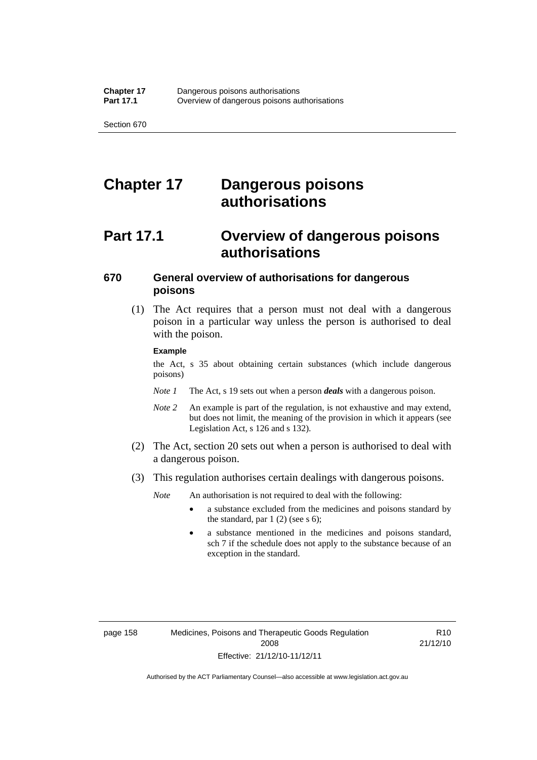# Chapter 17 Dangerous poisons authorisations

## Part 17.1 Overview of dangerous poisons authorisations

### 670 General overview of authorisations for dangerous poisons

(1) The Act requires that a person must not deal with a dangerous poison in a particular way unless the person is authorised to deal with the poison.

**Example**

the Act, s 35 about obtaining certain substances (which include dangerous poisons)

*Note 1* The Act, s 19 sets out when a person ***deals*** with a dangerous poison.

*Note 2* An example is part of the regulation, is not exhaustive and may extend, but does not limit, the meaning of the provision in which it appears (see Legislation Act, s 126 and s 132).

(2) The Act, section 20 sets out when a person is authorised to deal with a dangerous poison.

(3) This regulation authorises certain dealings with dangerous poisons.

*Note* An authorisation is not required to deal with the following:

- a substance excluded from the medicines and poisons standard by the standard, par 1 (2) (see s 6);
- a substance mentioned in the medicines and poisons standard, sch 7 if the schedule does not apply to the substance because of an exception in the standard.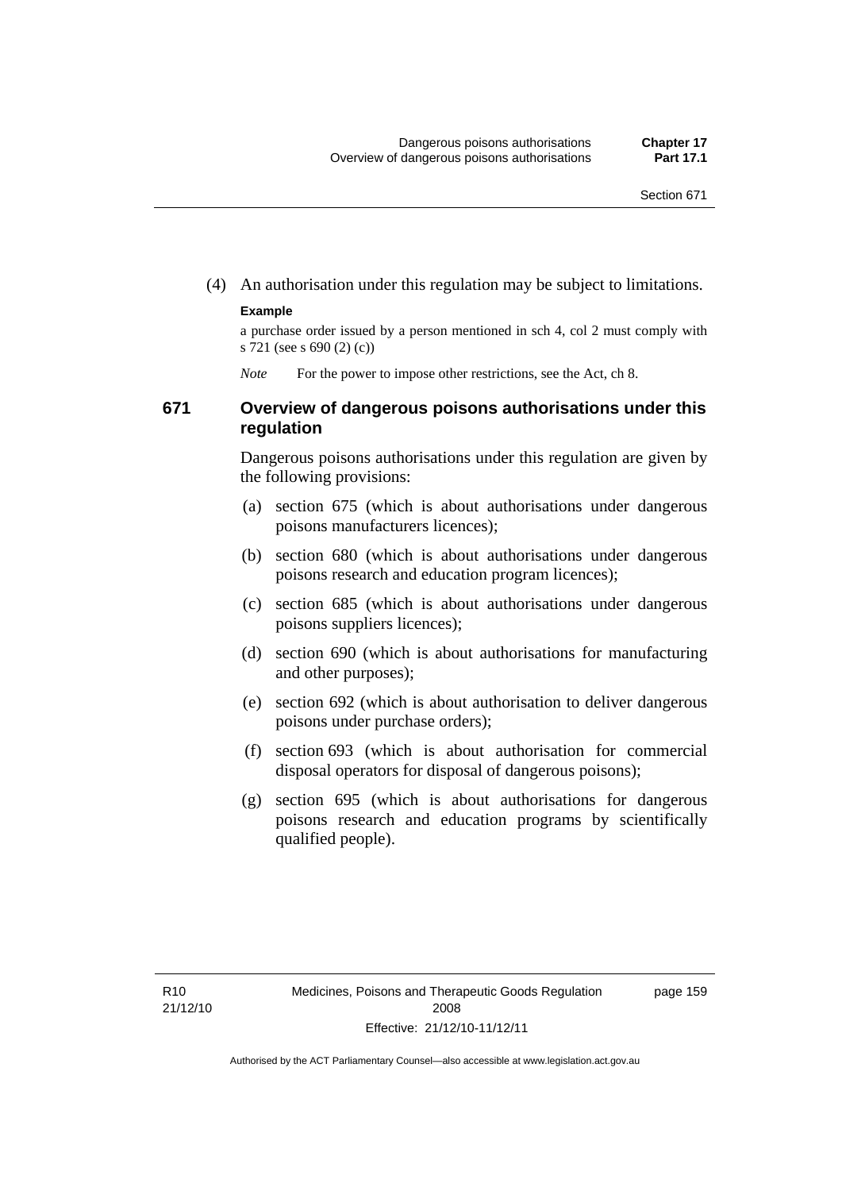(4) An authorisation under this regulation may be subject to limitations.

**Example**

a purchase order issued by a person mentioned in sch 4, col 2 must comply with s 721 (see s 690 (2) (c))

*Note* For the power to impose other restrictions, see the Act, ch 8.

### 671 Overview of dangerous poisons authorisations under this regulation

Dangerous poisons authorisations under this regulation are given by the following provisions:

(a) section 675 (which is about authorisations under dangerous poisons manufacturers licences);

(b) section 680 (which is about authorisations under dangerous poisons research and education program licences);

(c) section 685 (which is about authorisations under dangerous poisons suppliers licences);

(d) section 690 (which is about authorisations for manufacturing and other purposes);

(e) section 692 (which is about authorisation to deliver dangerous poisons under purchase orders);

(f) section 693 (which is about authorisation for commercial disposal operators for disposal of dangerous poisons);

(g) section 695 (which is about authorisations for dangerous poisons research and education programs by scientifically qualified people).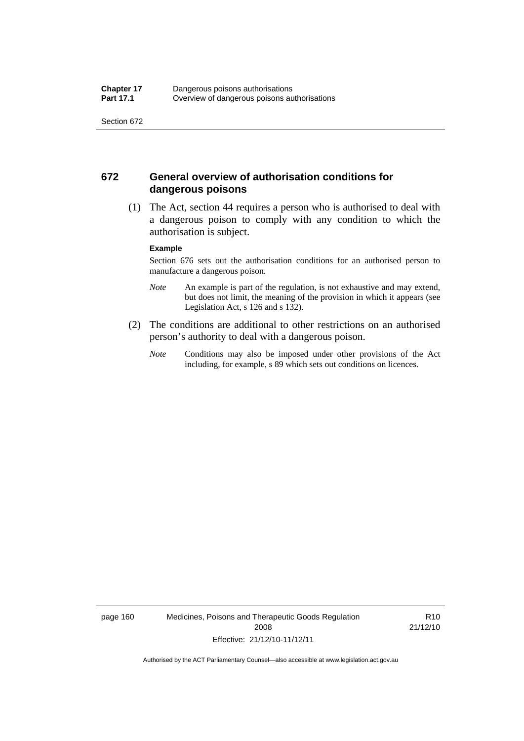## 672 General overview of authorisation conditions for dangerous poisons

(1) The Act, section 44 requires a person who is authorised to deal with a dangerous poison to comply with any condition to which the authorisation is subject.

**Example**

Section 676 sets out the authorisation conditions for an authorised person to manufacture a dangerous poison.

*Note* An example is part of the regulation, is not exhaustive and may extend, but does not limit, the meaning of the provision in which it appears (see Legislation Act, s 126 and s 132).

(2) The conditions are additional to other restrictions on an authorised person's authority to deal with a dangerous poison.

*Note* Conditions may also be imposed under other provisions of the Act including, for example, s 89 which sets out conditions on licences.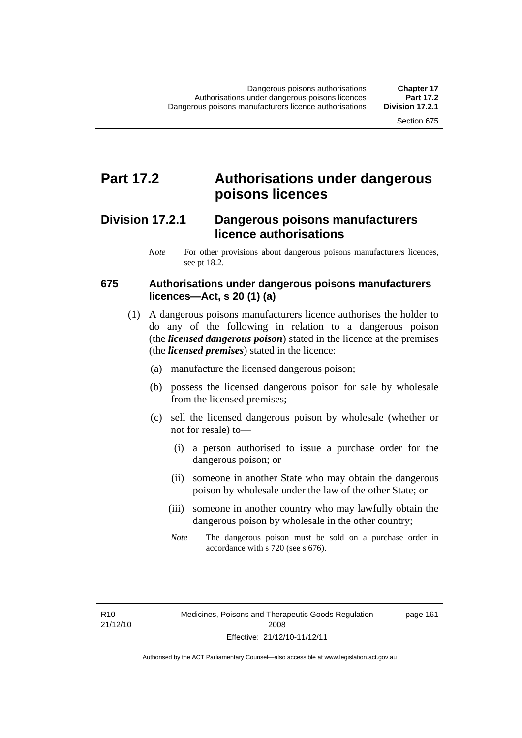# Part 17.2 Authorisations under dangerous poisons licences

## Division 17.2.1 Dangerous poisons manufacturers licence authorisations

*Note* For other provisions about dangerous poisons manufacturers licences, see pt 18.2.

### 675 Authorisations under dangerous poisons manufacturers licences—Act, s 20 (1) (a)

(1) A dangerous poisons manufacturers licence authorises the holder to do any of the following in relation to a dangerous poison (the ***licensed dangerous poison***) stated in the licence at the premises (the ***licensed premises***) stated in the licence:

(a) manufacture the licensed dangerous poison;

(b) possess the licensed dangerous poison for sale by wholesale from the licensed premises;

(c) sell the licensed dangerous poison by wholesale (whether or not for resale) to—

(i) a person authorised to issue a purchase order for the dangerous poison; or

(ii) someone in another State who may obtain the dangerous poison by wholesale under the law of the other State; or

(iii) someone in another country who may lawfully obtain the dangerous poison by wholesale in the other country;

*Note* The dangerous poison must be sold on a purchase order in accordance with s 720 (see s 676).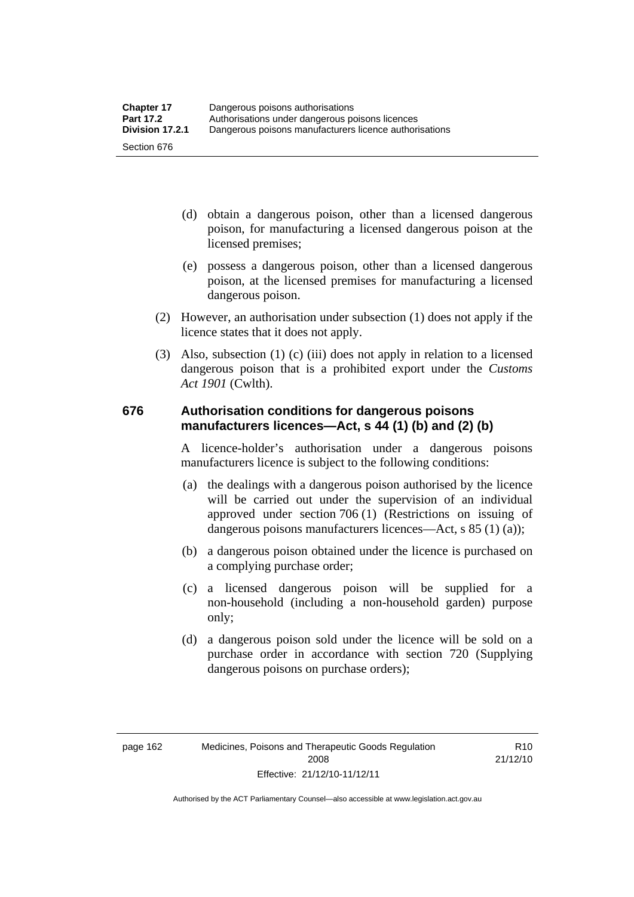(d) obtain a dangerous poison, other than a licensed dangerous poison, for manufacturing a licensed dangerous poison at the licensed premises;

(e) possess a dangerous poison, other than a licensed dangerous poison, at the licensed premises for manufacturing a licensed dangerous poison.

(2) However, an authorisation under subsection (1) does not apply if the licence states that it does not apply.

(3) Also, subsection (1) (c) (iii) does not apply in relation to a licensed dangerous poison that is a prohibited export under the *Customs Act 1901* (Cwlth).

### 676 Authorisation conditions for dangerous poisons manufacturers licences—Act, s 44 (1) (b) and (2) (b)

A licence-holder's authorisation under a dangerous poisons manufacturers licence is subject to the following conditions:

(a) the dealings with a dangerous poison authorised by the licence will be carried out under the supervision of an individual approved under section 706 (1) (Restrictions on issuing of dangerous poisons manufacturers licences—Act, s 85 (1) (a));

(b) a dangerous poison obtained under the licence is purchased on a complying purchase order;

(c) a licensed dangerous poison will be supplied for a non-household (including a non-household garden) purpose only;

(d) a dangerous poison sold under the licence will be sold on a purchase order in accordance with section 720 (Supplying dangerous poisons on purchase orders);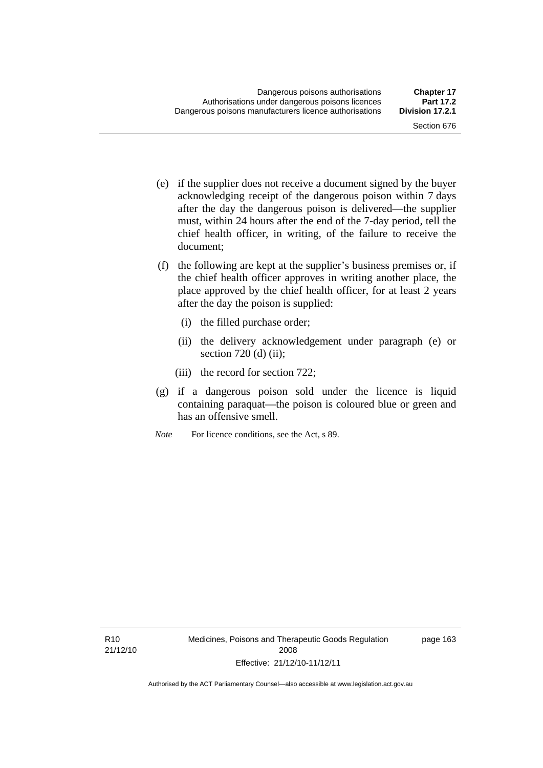(e) if the supplier does not receive a document signed by the buyer acknowledging receipt of the dangerous poison within 7 days after the day the dangerous poison is delivered—the supplier must, within 24 hours after the end of the 7-day period, tell the chief health officer, in writing, of the failure to receive the document;

(f) the following are kept at the supplier's business premises or, if the chief health officer approves in writing another place, the place approved by the chief health officer, for at least 2 years after the day the poison is supplied:

  (i) the filled purchase order;

  (ii) the delivery acknowledgement under paragraph (e) or section 720 (d) (ii);

  (iii) the record for section 722;

(g) if a dangerous poison sold under the licence is liquid containing paraquat—the poison is coloured blue or green and has an offensive smell.

*Note* For licence conditions, see the Act, s 89.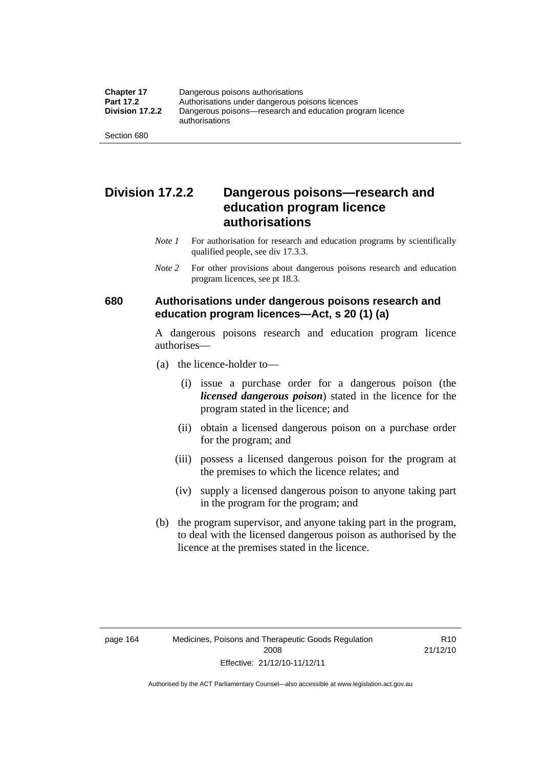## Division 17.2.2 Dangerous poisons—research and education program licence authorisations

*Note 1* For authorisation for research and education programs by scientifically qualified people, see div 17.3.3.

*Note 2* For other provisions about dangerous poisons research and education program licences, see pt 18.3.

### 680 Authorisations under dangerous poisons research and education program licences—Act, s 20 (1) (a)

A dangerous poisons research and education program licence authorises—

(a) the licence-holder to—

(i) issue a purchase order for a dangerous poison (the ***licensed dangerous poison***) stated in the licence for the program stated in the licence; and

(ii) obtain a licensed dangerous poison on a purchase order for the program; and

(iii) possess a licensed dangerous poison for the program at the premises to which the licence relates; and

(iv) supply a licensed dangerous poison to anyone taking part in the program for the program; and

(b) the program supervisor, and anyone taking part in the program, to deal with the licensed dangerous poison as authorised by the licence at the premises stated in the licence.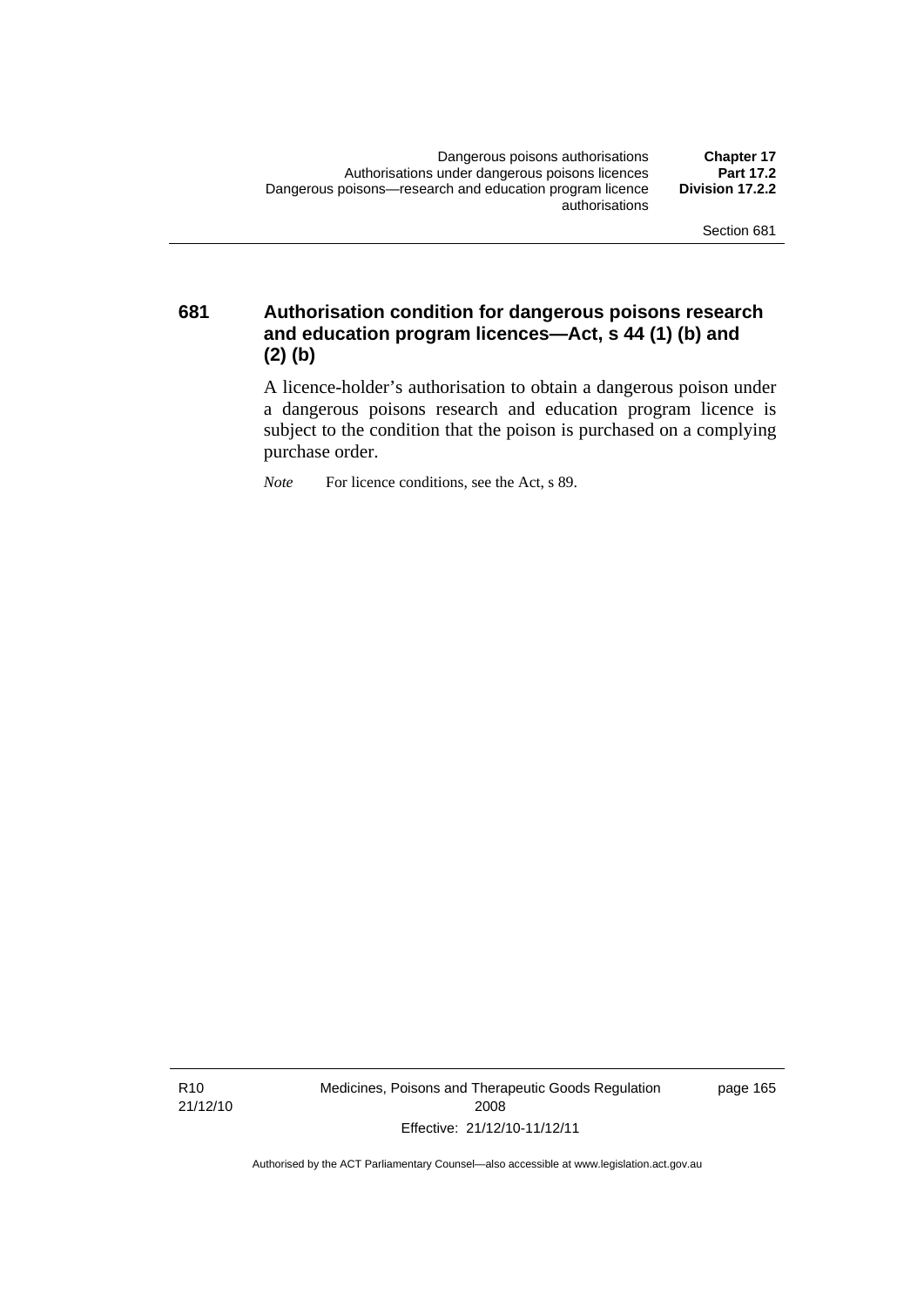### 681 Authorisation condition for dangerous poisons research and education program licences—Act, s 44 (1) (b) and (2) (b)

A licence-holder's authorisation to obtain a dangerous poison under a dangerous poisons research and education program licence is subject to the condition that the poison is purchased on a complying purchase order.

*Note* For licence conditions, see the Act, s 89.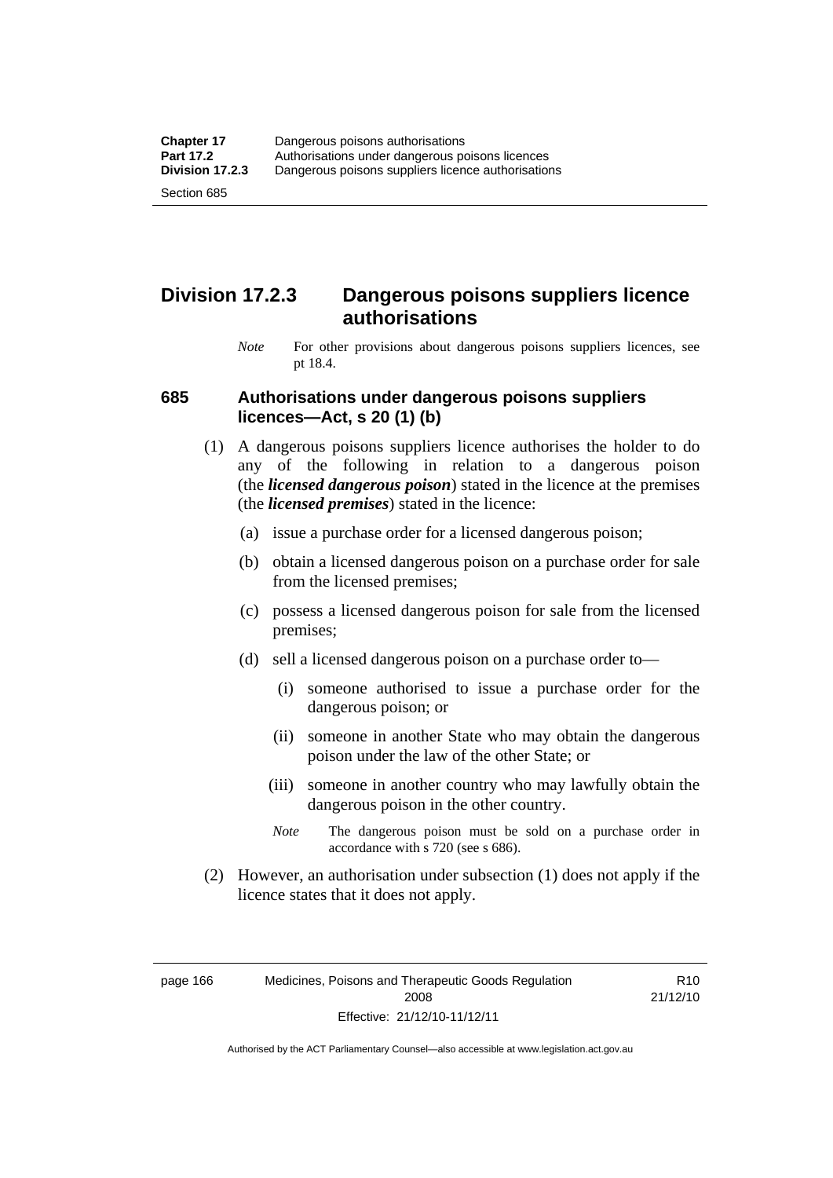## Division 17.2.3 Dangerous poisons suppliers licence authorisations

*Note* For other provisions about dangerous poisons suppliers licences, see pt 18.4.

### 685 Authorisations under dangerous poisons suppliers licences—Act, s 20 (1) (b)

(1) A dangerous poisons suppliers licence authorises the holder to do any of the following in relation to a dangerous poison (the ***licensed dangerous poison***) stated in the licence at the premises (the ***licensed premises***) stated in the licence:

(a) issue a purchase order for a licensed dangerous poison;

(b) obtain a licensed dangerous poison on a purchase order for sale from the licensed premises;

(c) possess a licensed dangerous poison for sale from the licensed premises;

(d) sell a licensed dangerous poison on a purchase order to—

(i) someone authorised to issue a purchase order for the dangerous poison; or

(ii) someone in another State who may obtain the dangerous poison under the law of the other State; or

(iii) someone in another country who may lawfully obtain the dangerous poison in the other country.

*Note* The dangerous poison must be sold on a purchase order in accordance with s 720 (see s 686).

(2) However, an authorisation under subsection (1) does not apply if the licence states that it does not apply.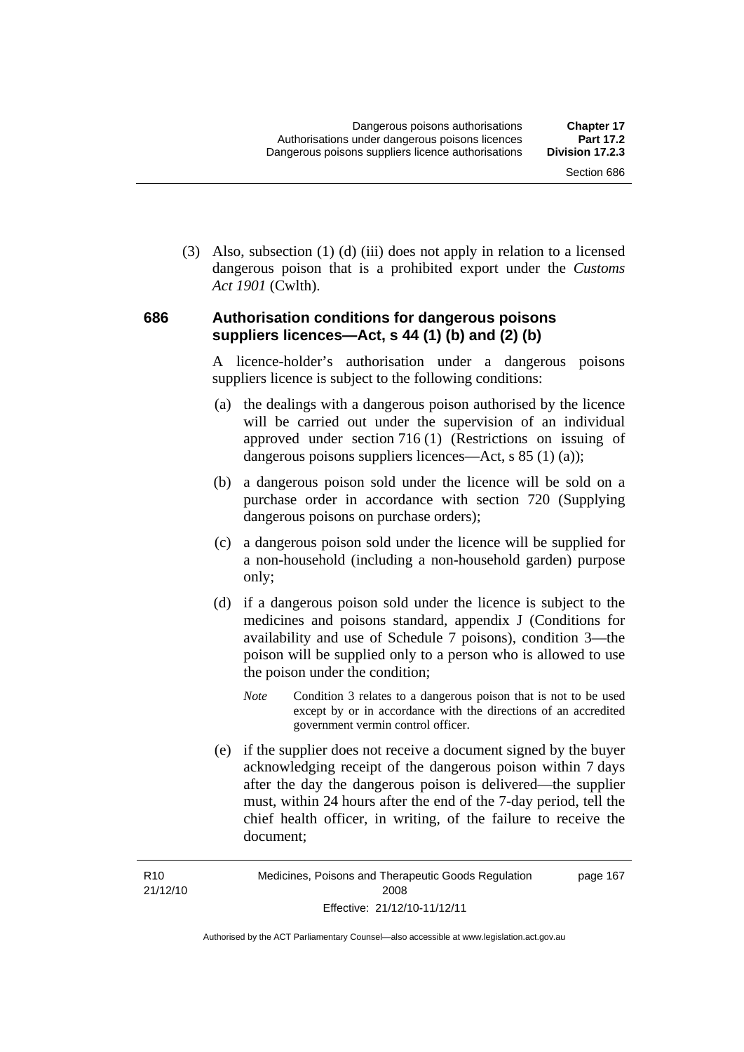(3) Also, subsection (1) (d) (iii) does not apply in relation to a licensed dangerous poison that is a prohibited export under the *Customs Act 1901* (Cwlth).

### 686 Authorisation conditions for dangerous poisons suppliers licences—Act, s 44 (1) (b) and (2) (b)

A licence-holder's authorisation under a dangerous poisons suppliers licence is subject to the following conditions:

(a) the dealings with a dangerous poison authorised by the licence will be carried out under the supervision of an individual approved under section 716 (1) (Restrictions on issuing of dangerous poisons suppliers licences—Act, s 85 (1) (a));

(b) a dangerous poison sold under the licence will be sold on a purchase order in accordance with section 720 (Supplying dangerous poisons on purchase orders);

(c) a dangerous poison sold under the licence will be supplied for a non-household (including a non-household garden) purpose only;

(d) if a dangerous poison sold under the licence is subject to the medicines and poisons standard, appendix J (Conditions for availability and use of Schedule 7 poisons), condition 3—the poison will be supplied only to a person who is allowed to use the poison under the condition;

*Note* Condition 3 relates to a dangerous poison that is not to be used except by or in accordance with the directions of an accredited government vermin control officer.

(e) if the supplier does not receive a document signed by the buyer acknowledging receipt of the dangerous poison within 7 days after the day the dangerous poison is delivered—the supplier must, within 24 hours after the end of the 7-day period, tell the chief health officer, in writing, of the failure to receive the document;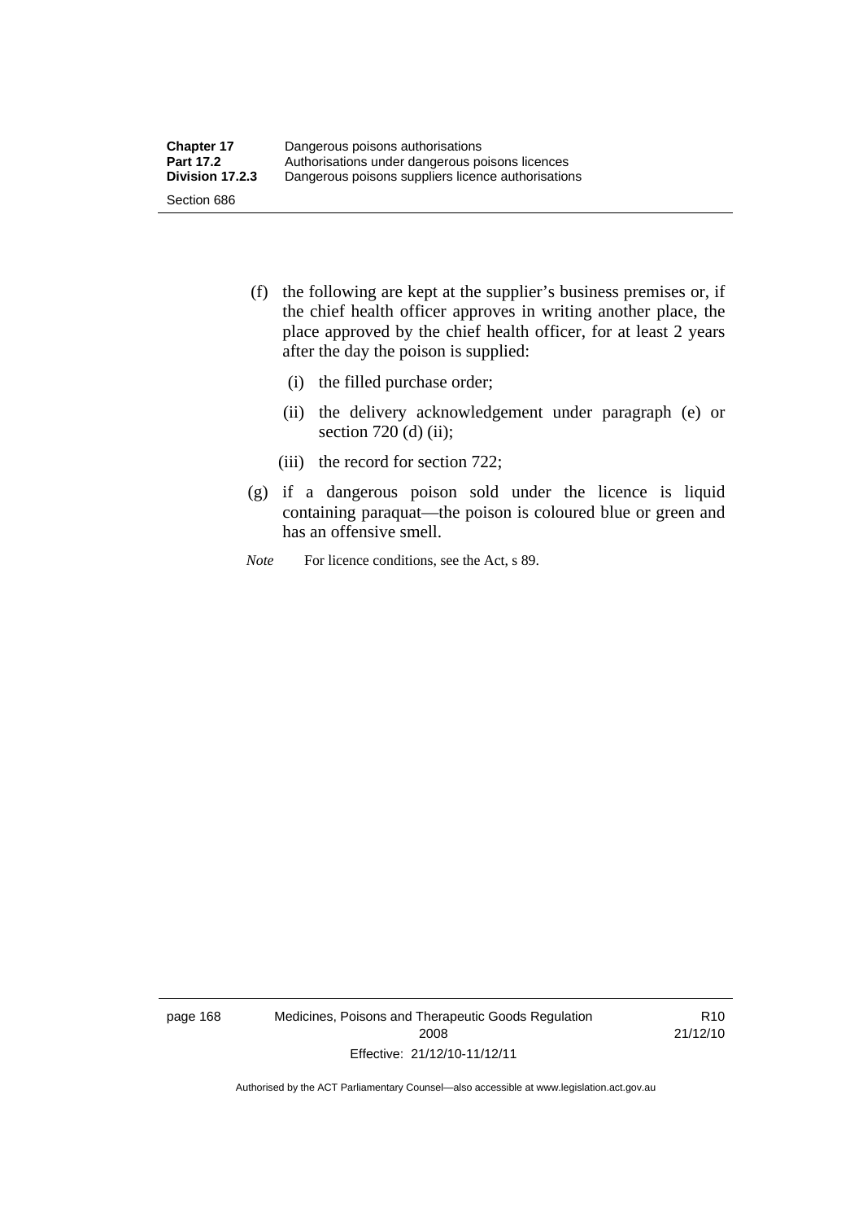(f) the following are kept at the supplier's business premises or, if the chief health officer approves in writing another place, the place approved by the chief health officer, for at least 2 years after the day the poison is supplied:

  (i) the filled purchase order;

  (ii) the delivery acknowledgement under paragraph (e) or section 720 (d) (ii);

  (iii) the record for section 722;

(g) if a dangerous poison sold under the licence is liquid containing paraquat—the poison is coloured blue or green and has an offensive smell.

*Note* For licence conditions, see the Act, s 89.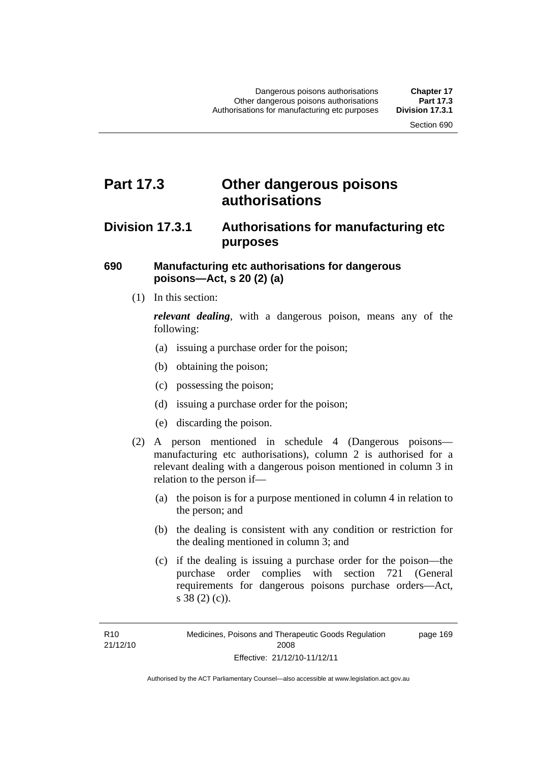# Part 17.3 Other dangerous poisons authorisations

## Division 17.3.1 Authorisations for manufacturing etc purposes

### 690 Manufacturing etc authorisations for dangerous poisons—Act, s 20 (2) (a)

(1) In this section:

***relevant dealing***, with a dangerous poison, means any of the following:

(a) issuing a purchase order for the poison;

(b) obtaining the poison;

(c) possessing the poison;

(d) issuing a purchase order for the poison;

(e) discarding the poison.

(2) A person mentioned in schedule 4 (Dangerous poisons—manufacturing etc authorisations), column 2 is authorised for a relevant dealing with a dangerous poison mentioned in column 3 in relation to the person if—

(a) the poison is for a purpose mentioned in column 4 in relation to the person; and

(b) the dealing is consistent with any condition or restriction for the dealing mentioned in column 3; and

(c) if the dealing is issuing a purchase order for the poison—the purchase order complies with section 721 (General requirements for dangerous poisons purchase orders—Act, s 38 (2) (c)).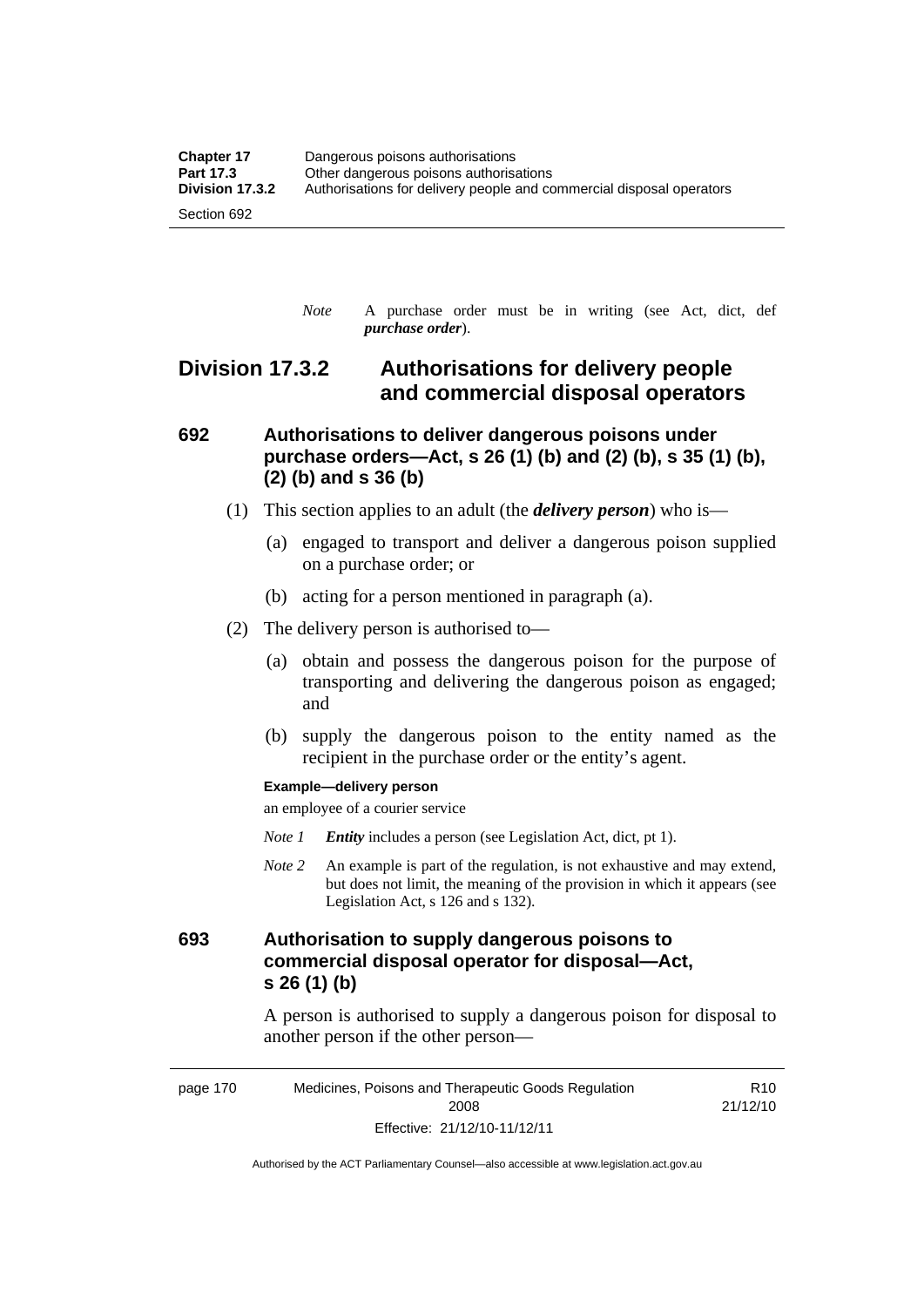*Note* A purchase order must be in writing (see Act, dict, def ***purchase order***).

## Division 17.3.2 Authorisations for delivery people and commercial disposal operators

### 692 Authorisations to deliver dangerous poisons under purchase orders—Act, s 26 (1) (b) and (2) (b), s 35 (1) (b), (2) (b) and s 36 (b)

(1) This section applies to an adult (the ***delivery person***) who is—

(a) engaged to transport and deliver a dangerous poison supplied on a purchase order; or

(b) acting for a person mentioned in paragraph (a).

(2) The delivery person is authorised to—

(a) obtain and possess the dangerous poison for the purpose of transporting and delivering the dangerous poison as engaged; and

(b) supply the dangerous poison to the entity named as the recipient in the purchase order or the entity's agent.

**Example—delivery person**

an employee of a courier service

*Note 1* ***Entity*** includes a person (see Legislation Act, dict, pt 1).

*Note 2* An example is part of the regulation, is not exhaustive and may extend, but does not limit, the meaning of the provision in which it appears (see Legislation Act, s 126 and s 132).

### 693 Authorisation to supply dangerous poisons to commercial disposal operator for disposal—Act, s 26 (1) (b)

A person is authorised to supply a dangerous poison for disposal to another person if the other person—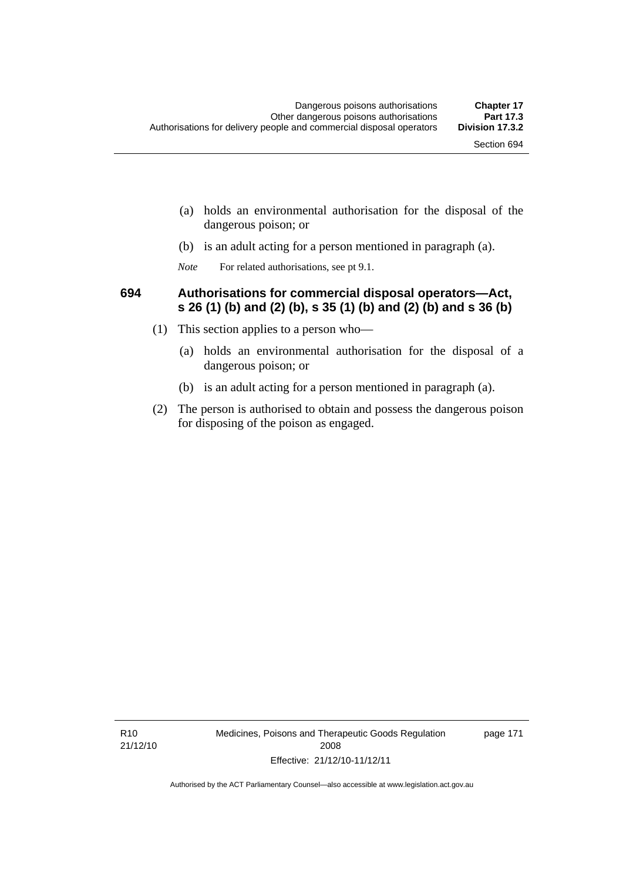(a) holds an environmental authorisation for the disposal of the dangerous poison; or

(b) is an adult acting for a person mentioned in paragraph (a).

*Note* For related authorisations, see pt 9.1.

### 694 Authorisations for commercial disposal operators—Act, s 26 (1) (b) and (2) (b), s 35 (1) (b) and (2) (b) and s 36 (b)

(1) This section applies to a person who—

(a) holds an environmental authorisation for the disposal of a dangerous poison; or

(b) is an adult acting for a person mentioned in paragraph (a).

(2) The person is authorised to obtain and possess the dangerous poison for disposing of the poison as engaged.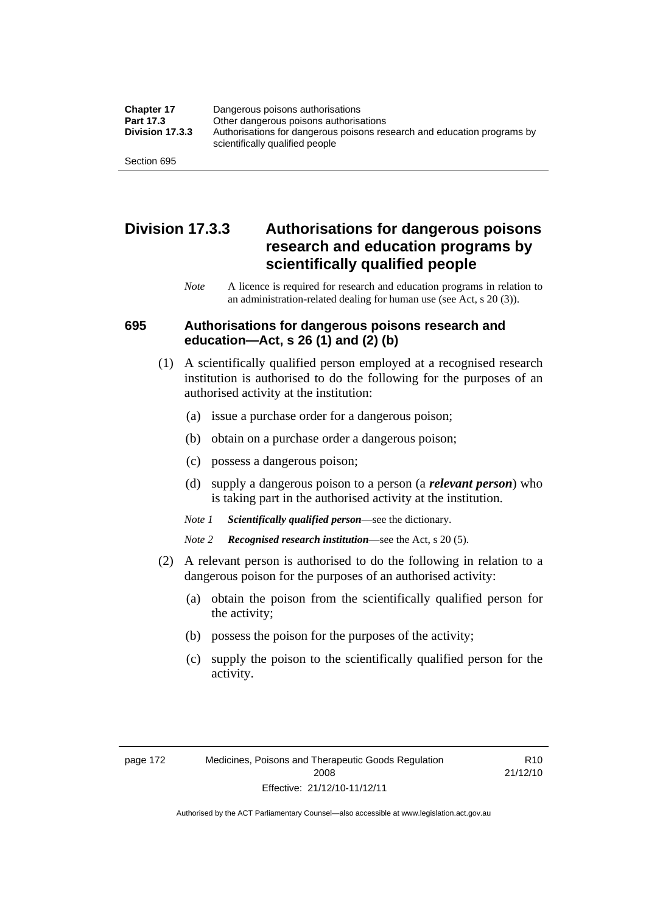## Division 17.3.3 Authorisations for dangerous poisons research and education programs by scientifically qualified people

*Note* A licence is required for research and education programs in relation to an administration-related dealing for human use (see Act, s 20 (3)).

### 695 Authorisations for dangerous poisons research and education—Act, s 26 (1) and (2) (b)

(1) A scientifically qualified person employed at a recognised research institution is authorised to do the following for the purposes of an authorised activity at the institution:

(a) issue a purchase order for a dangerous poison;

(b) obtain on a purchase order a dangerous poison;

(c) possess a dangerous poison;

(d) supply a dangerous poison to a person (a ***relevant person***) who is taking part in the authorised activity at the institution.

*Note 1* ***Scientifically qualified person***—see the dictionary.

*Note 2* ***Recognised research institution***—see the Act, s 20 (5).

(2) A relevant person is authorised to do the following in relation to a dangerous poison for the purposes of an authorised activity:

(a) obtain the poison from the scientifically qualified person for the activity;

(b) possess the poison for the purposes of the activity;

(c) supply the poison to the scientifically qualified person for the activity.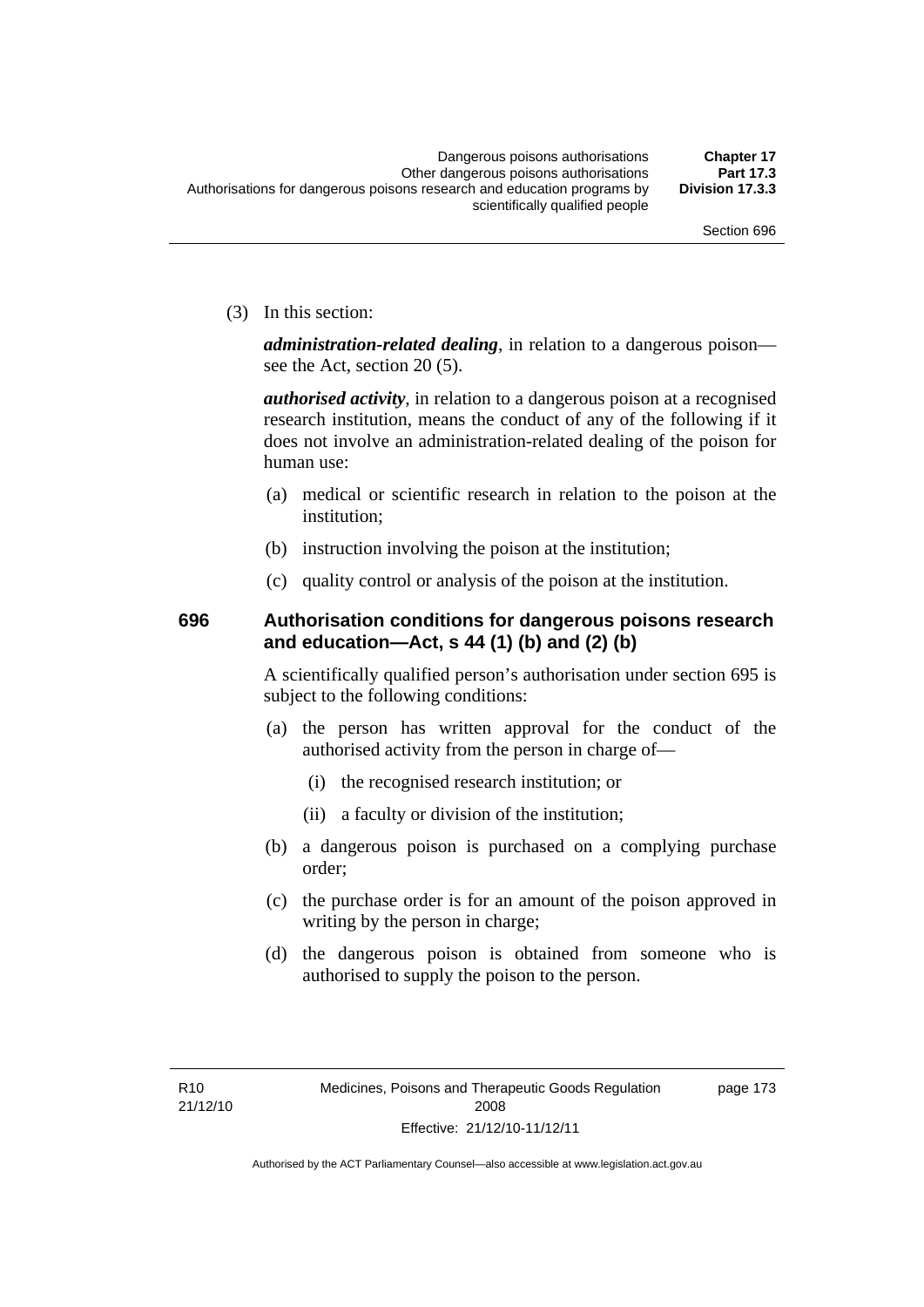(3) In this section:

***administration-related dealing***, in relation to a dangerous poison—see the Act, section 20 (5).

***authorised activity***, in relation to a dangerous poison at a recognised research institution, means the conduct of any of the following if it does not involve an administration-related dealing of the poison for human use:

(a) medical or scientific research in relation to the poison at the institution;

(b) instruction involving the poison at the institution;

(c) quality control or analysis of the poison at the institution.

### 696 Authorisation conditions for dangerous poisons research and education—Act, s 44 (1) (b) and (2) (b)

A scientifically qualified person's authorisation under section 695 is subject to the following conditions:

(a) the person has written approval for the conduct of the authorised activity from the person in charge of—

(i) the recognised research institution; or

(ii) a faculty or division of the institution;

(b) a dangerous poison is purchased on a complying purchase order;

(c) the purchase order is for an amount of the poison approved in writing by the person in charge;

(d) the dangerous poison is obtained from someone who is authorised to supply the poison to the person.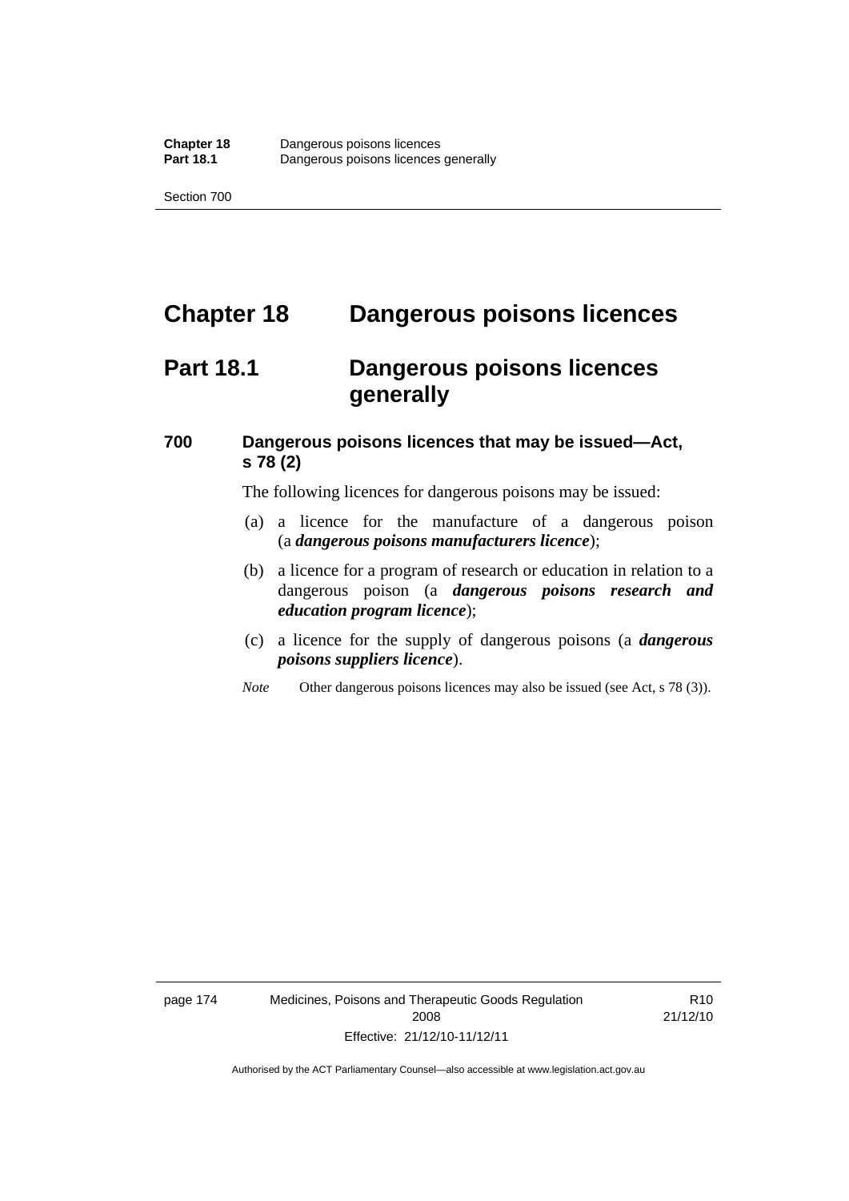# Chapter 18 Dangerous poisons licences

## Part 18.1 Dangerous poisons licences generally

### 700 Dangerous poisons licences that may be issued—Act, s 78 (2)

The following licences for dangerous poisons may be issued:

(a) a licence for the manufacture of a dangerous poison (a ***dangerous poisons manufacturers licence***);

(b) a licence for a program of research or education in relation to a dangerous poison (a ***dangerous poisons research and education program licence***);

(c) a licence for the supply of dangerous poisons (a ***dangerous poisons suppliers licence***).

*Note* Other dangerous poisons licences may also be issued (see Act, s 78 (3)).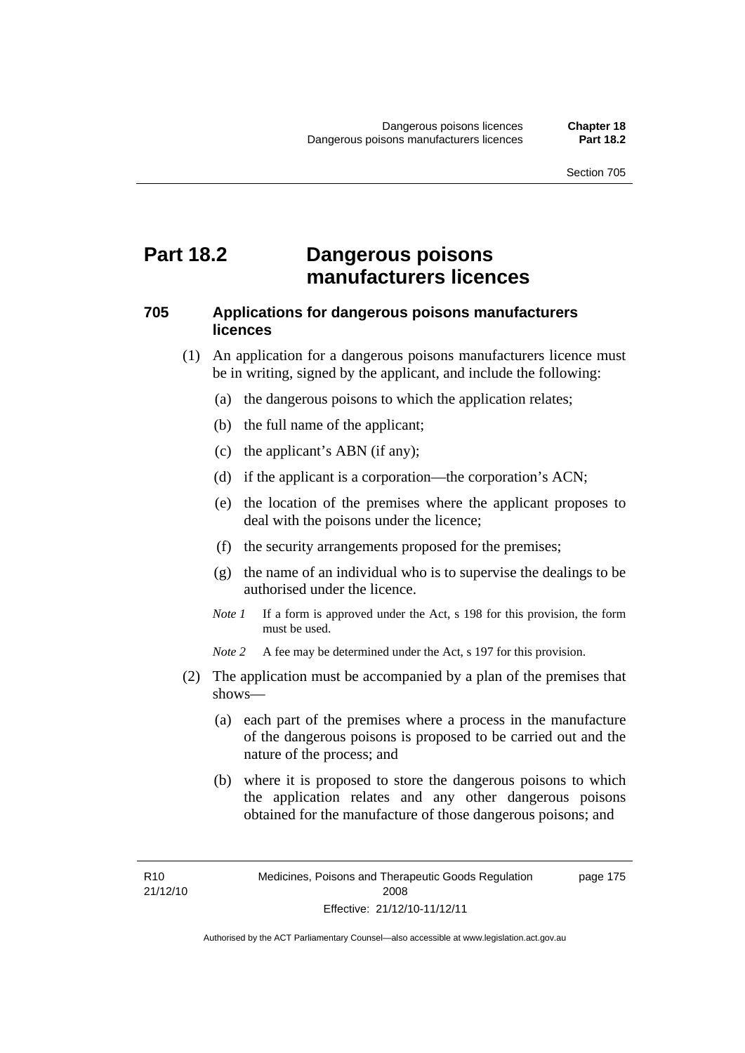# Part 18.2 Dangerous poisons manufacturers licences

## 705 Applications for dangerous poisons manufacturers licences

(1) An application for a dangerous poisons manufacturers licence must be in writing, signed by the applicant, and include the following:

(a) the dangerous poisons to which the application relates;

(b) the full name of the applicant;

(c) the applicant's ABN (if any);

(d) if the applicant is a corporation—the corporation's ACN;

(e) the location of the premises where the applicant proposes to deal with the poisons under the licence;

(f) the security arrangements proposed for the premises;

(g) the name of an individual who is to supervise the dealings to be authorised under the licence.

*Note 1* If a form is approved under the Act, s 198 for this provision, the form must be used.

*Note 2* A fee may be determined under the Act, s 197 for this provision.

(2) The application must be accompanied by a plan of the premises that shows—

(a) each part of the premises where a process in the manufacture of the dangerous poisons is proposed to be carried out and the nature of the process; and

(b) where it is proposed to store the dangerous poisons to which the application relates and any other dangerous poisons obtained for the manufacture of those dangerous poisons; and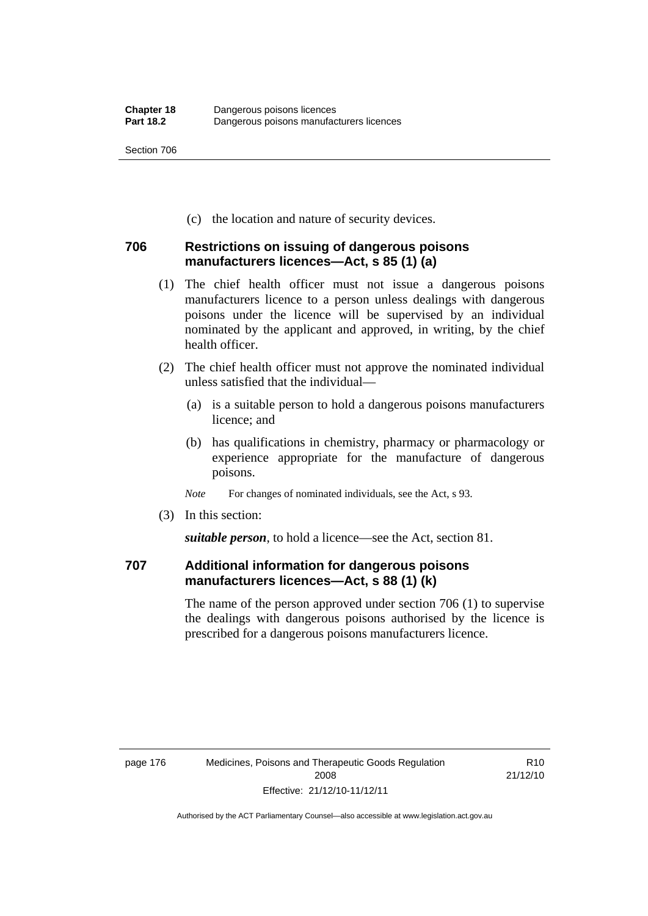(c) the location and nature of security devices.

## 706 Restrictions on issuing of dangerous poisons manufacturers licences—Act, s 85 (1) (a)

(1) The chief health officer must not issue a dangerous poisons manufacturers licence to a person unless dealings with dangerous poisons under the licence will be supervised by an individual nominated by the applicant and approved, in writing, by the chief health officer.

(2) The chief health officer must not approve the nominated individual unless satisfied that the individual—

(a) is a suitable person to hold a dangerous poisons manufacturers licence; and

(b) has qualifications in chemistry, pharmacy or pharmacology or experience appropriate for the manufacture of dangerous poisons.

*Note* For changes of nominated individuals, see the Act, s 93.

(3) In this section:

***suitable person***, to hold a licence—see the Act, section 81.

## 707 Additional information for dangerous poisons manufacturers licences—Act, s 88 (1) (k)

The name of the person approved under section 706 (1) to supervise the dealings with dangerous poisons authorised by the licence is prescribed for a dangerous poisons manufacturers licence.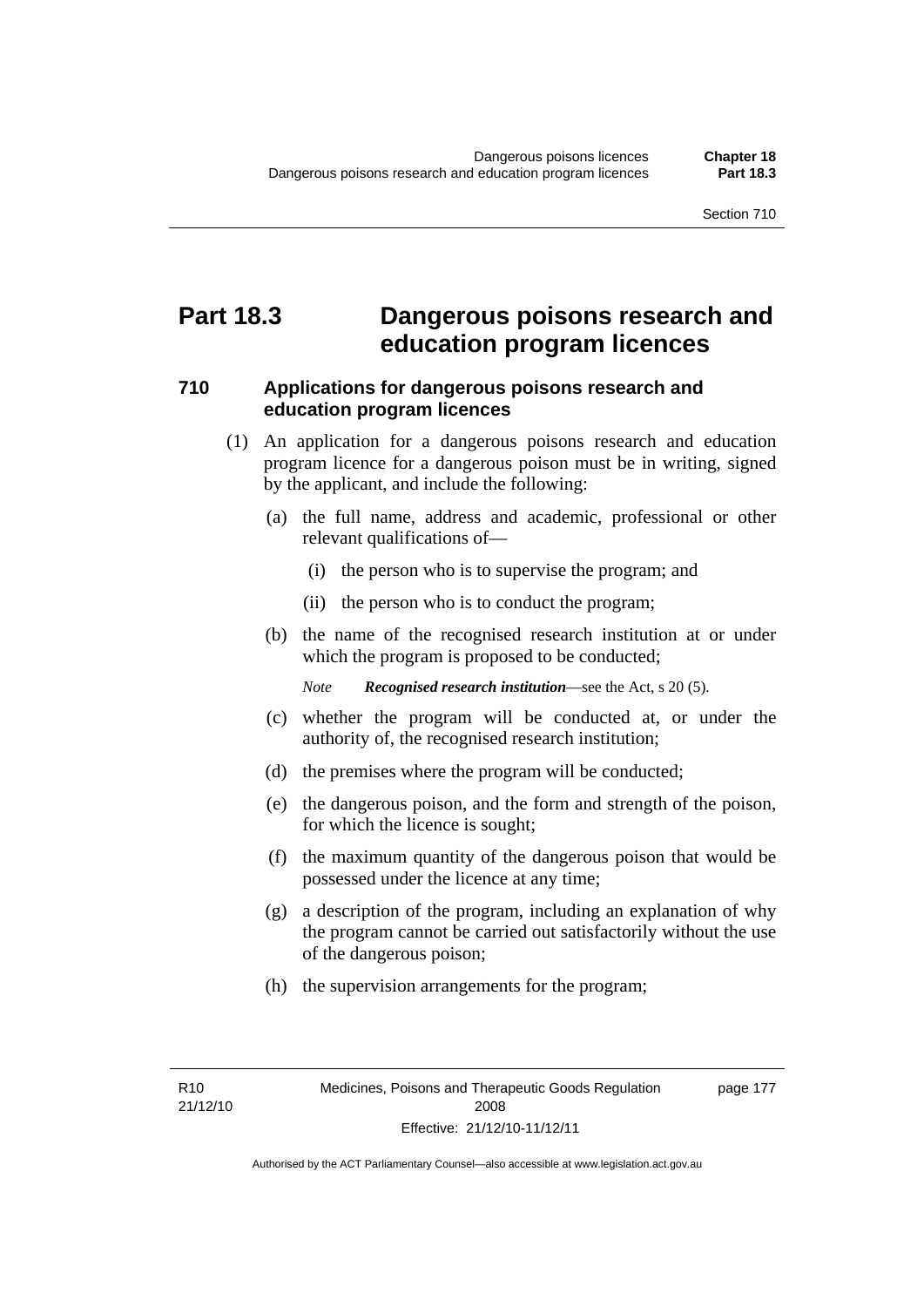# Part 18.3 Dangerous poisons research and education program licences

## 710 Applications for dangerous poisons research and education program licences

(1) An application for a dangerous poisons research and education program licence for a dangerous poison must be in writing, signed by the applicant, and include the following:

- (a) the full name, address and academic, professional or other relevant qualifications of—
  - (i) the person who is to supervise the program; and
  - (ii) the person who is to conduct the program;
- (b) the name of the recognised research institution at or under which the program is proposed to be conducted;

  *Note* ***Recognised research institution***—see the Act, s 20 (5).

- (c) whether the program will be conducted at, or under the authority of, the recognised research institution;
- (d) the premises where the program will be conducted;
- (e) the dangerous poison, and the form and strength of the poison, for which the licence is sought;
- (f) the maximum quantity of the dangerous poison that would be possessed under the licence at any time;
- (g) a description of the program, including an explanation of why the program cannot be carried out satisfactorily without the use of the dangerous poison;
- (h) the supervision arrangements for the program;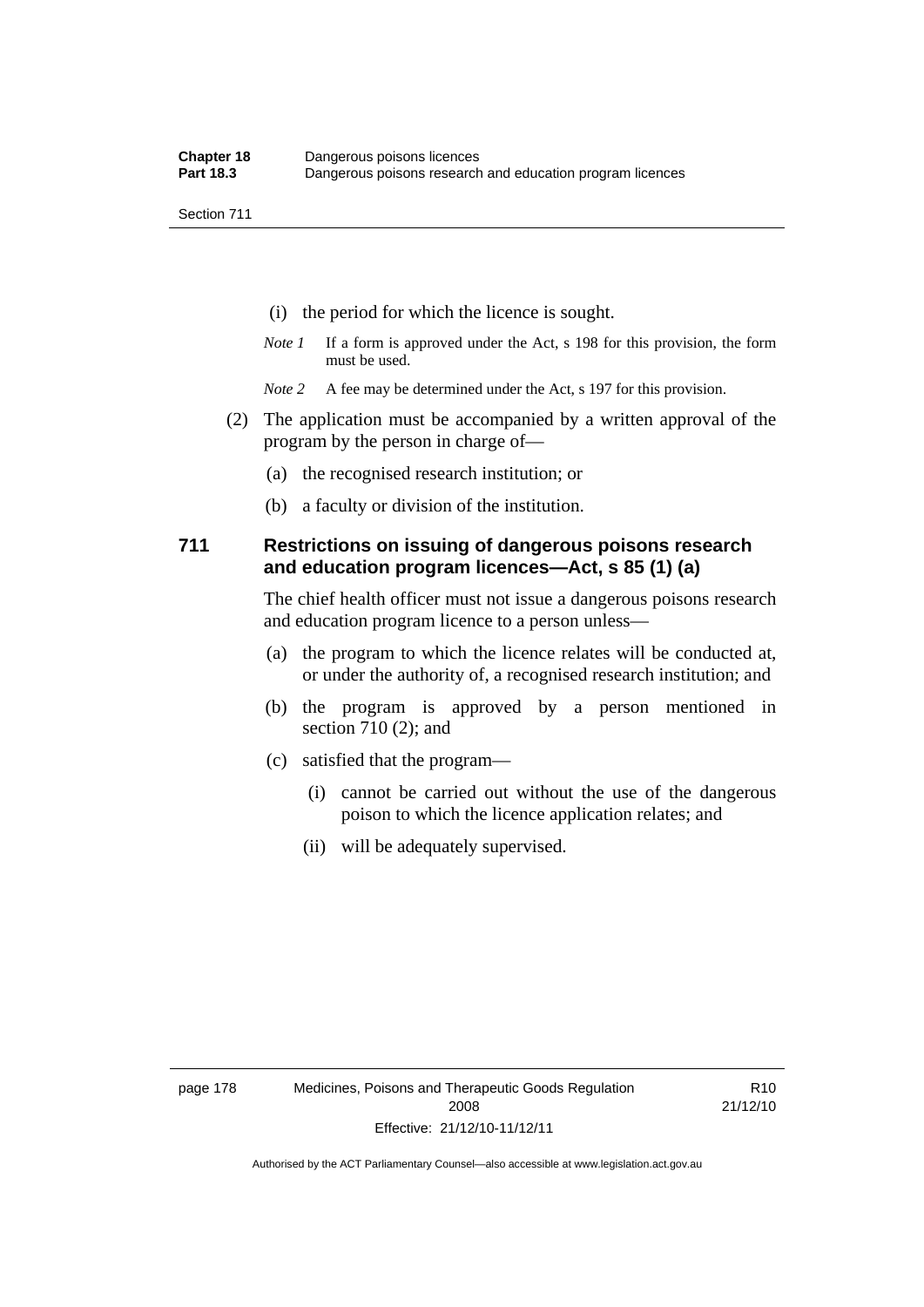(i) the period for which the licence is sought.

*Note 1* If a form is approved under the Act, s 198 for this provision, the form must be used.

*Note 2* A fee may be determined under the Act, s 197 for this provision.

(2) The application must be accompanied by a written approval of the program by the person in charge of—

(a) the recognised research institution; or

(b) a faculty or division of the institution.

## 711 Restrictions on issuing of dangerous poisons research and education program licences—Act, s 85 (1) (a)

The chief health officer must not issue a dangerous poisons research and education program licence to a person unless—

(a) the program to which the licence relates will be conducted at, or under the authority of, a recognised research institution; and

(b) the program is approved by a person mentioned in section 710 (2); and

(c) satisfied that the program—

(i) cannot be carried out without the use of the dangerous poison to which the licence application relates; and

(ii) will be adequately supervised.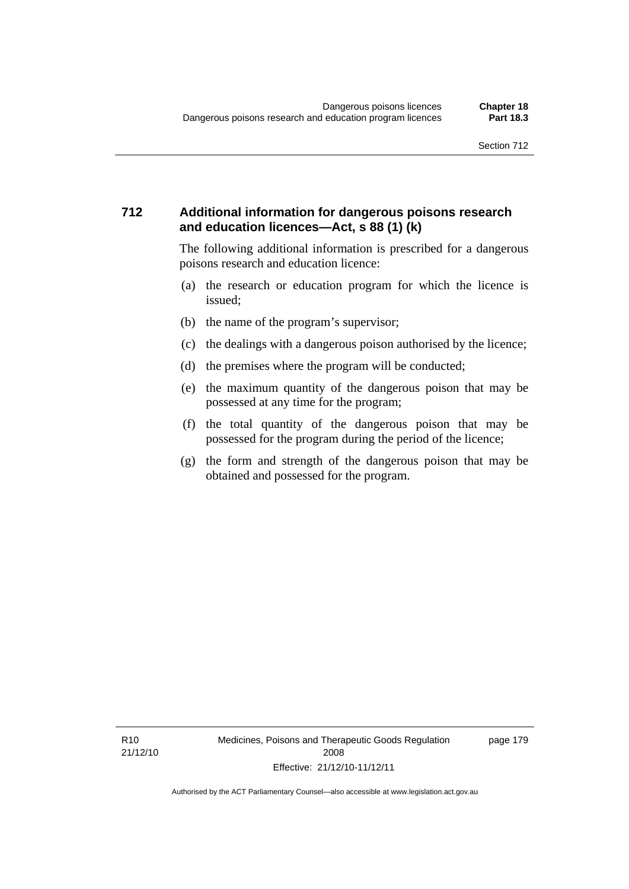### 712 Additional information for dangerous poisons research and education licences—Act, s 88 (1) (k)

The following additional information is prescribed for a dangerous poisons research and education licence:

(a) the research or education program for which the licence is issued;

(b) the name of the program's supervisor;

(c) the dealings with a dangerous poison authorised by the licence;

(d) the premises where the program will be conducted;

(e) the maximum quantity of the dangerous poison that may be possessed at any time for the program;

(f) the total quantity of the dangerous poison that may be possessed for the program during the period of the licence;

(g) the form and strength of the dangerous poison that may be obtained and possessed for the program.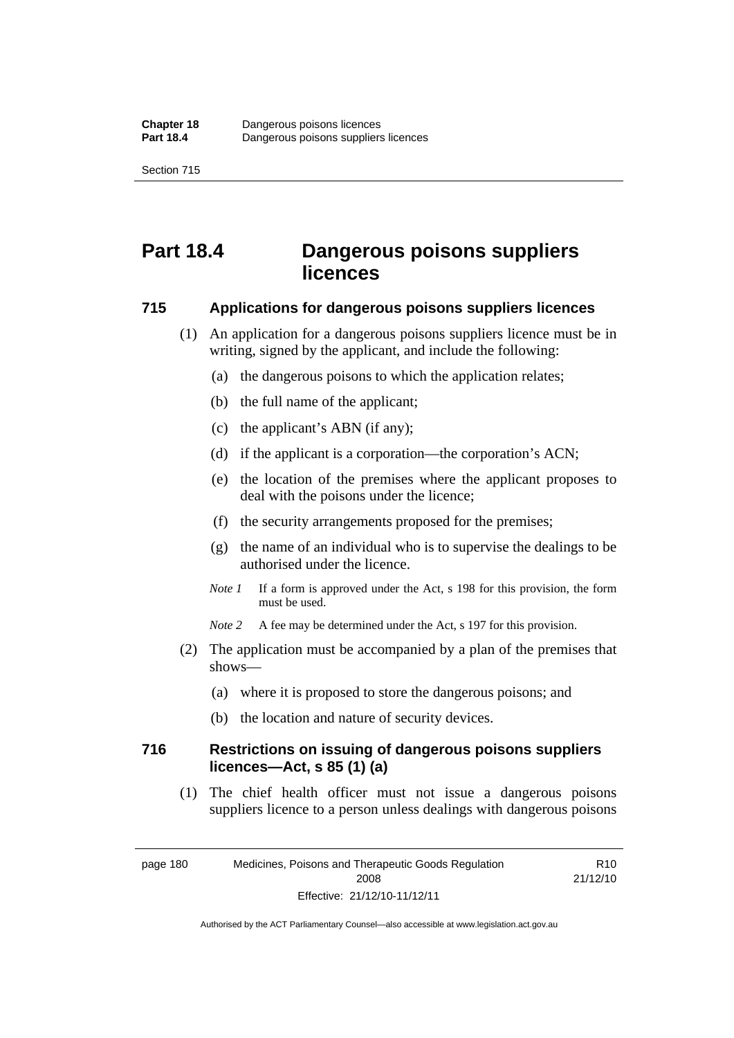# Part 18.4 Dangerous poisons suppliers licences

### 715 Applications for dangerous poisons suppliers licences

(1) An application for a dangerous poisons suppliers licence must be in writing, signed by the applicant, and include the following:

(a) the dangerous poisons to which the application relates;

(b) the full name of the applicant;

(c) the applicant's ABN (if any);

(d) if the applicant is a corporation—the corporation's ACN;

(e) the location of the premises where the applicant proposes to deal with the poisons under the licence;

(f) the security arrangements proposed for the premises;

(g) the name of an individual who is to supervise the dealings to be authorised under the licence.

*Note 1* If a form is approved under the Act, s 198 for this provision, the form must be used.

*Note 2* A fee may be determined under the Act, s 197 for this provision.

(2) The application must be accompanied by a plan of the premises that shows—

(a) where it is proposed to store the dangerous poisons; and

(b) the location and nature of security devices.

### 716 Restrictions on issuing of dangerous poisons suppliers licences—Act, s 85 (1) (a)

(1) The chief health officer must not issue a dangerous poisons suppliers licence to a person unless dealings with dangerous poisons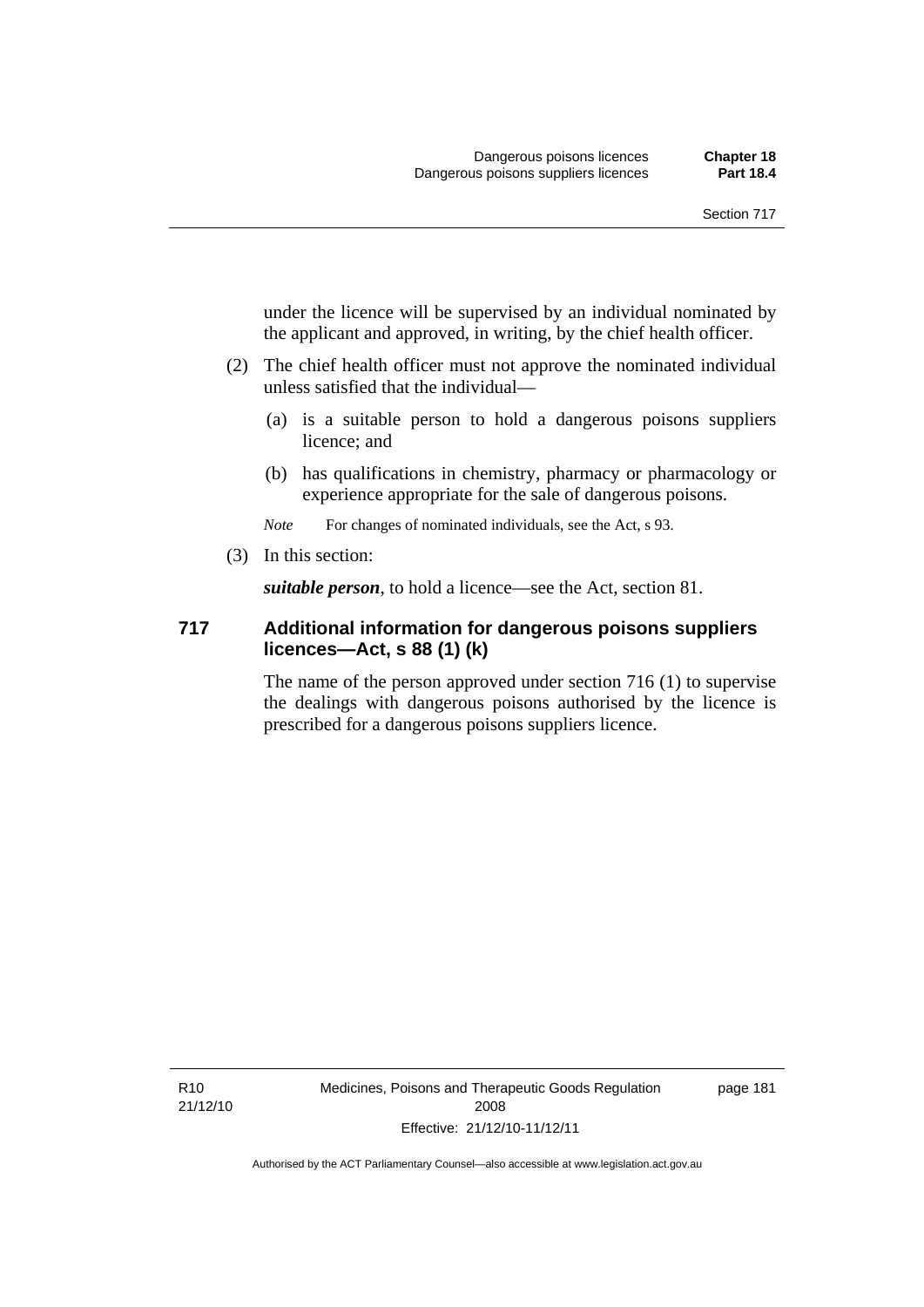under the licence will be supervised by an individual nominated by the applicant and approved, in writing, by the chief health officer.

(2) The chief health officer must not approve the nominated individual unless satisfied that the individual—

(a) is a suitable person to hold a dangerous poisons suppliers licence; and

(b) has qualifications in chemistry, pharmacy or pharmacology or experience appropriate for the sale of dangerous poisons.

*Note* For changes of nominated individuals, see the Act, s 93.

(3) In this section:

***suitable person***, to hold a licence—see the Act, section 81.

### 717 Additional information for dangerous poisons suppliers licences—Act, s 88 (1) (k)

The name of the person approved under section 716 (1) to supervise the dealings with dangerous poisons authorised by the licence is prescribed for a dangerous poisons suppliers licence.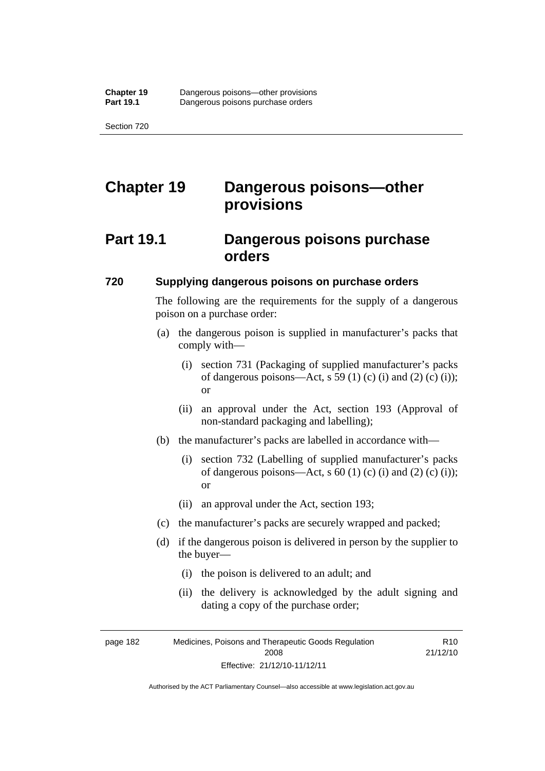# Chapter 19 Dangerous poisons—other provisions

## Part 19.1 Dangerous poisons purchase orders

### 720 Supplying dangerous poisons on purchase orders

The following are the requirements for the supply of a dangerous poison on a purchase order:

(a) the dangerous poison is supplied in manufacturer's packs that comply with—

(i) section 731 (Packaging of supplied manufacturer's packs of dangerous poisons—Act, s 59 (1) (c) (i) and (2) (c) (i)); or

(ii) an approval under the Act, section 193 (Approval of non-standard packaging and labelling);

(b) the manufacturer's packs are labelled in accordance with—

(i) section 732 (Labelling of supplied manufacturer's packs of dangerous poisons—Act, s 60 (1) (c) (i) and (2) (c) (i)); or

(ii) an approval under the Act, section 193;

(c) the manufacturer's packs are securely wrapped and packed;

(d) if the dangerous poison is delivered in person by the supplier to the buyer—

(i) the poison is delivered to an adult; and

(ii) the delivery is acknowledged by the adult signing and dating a copy of the purchase order;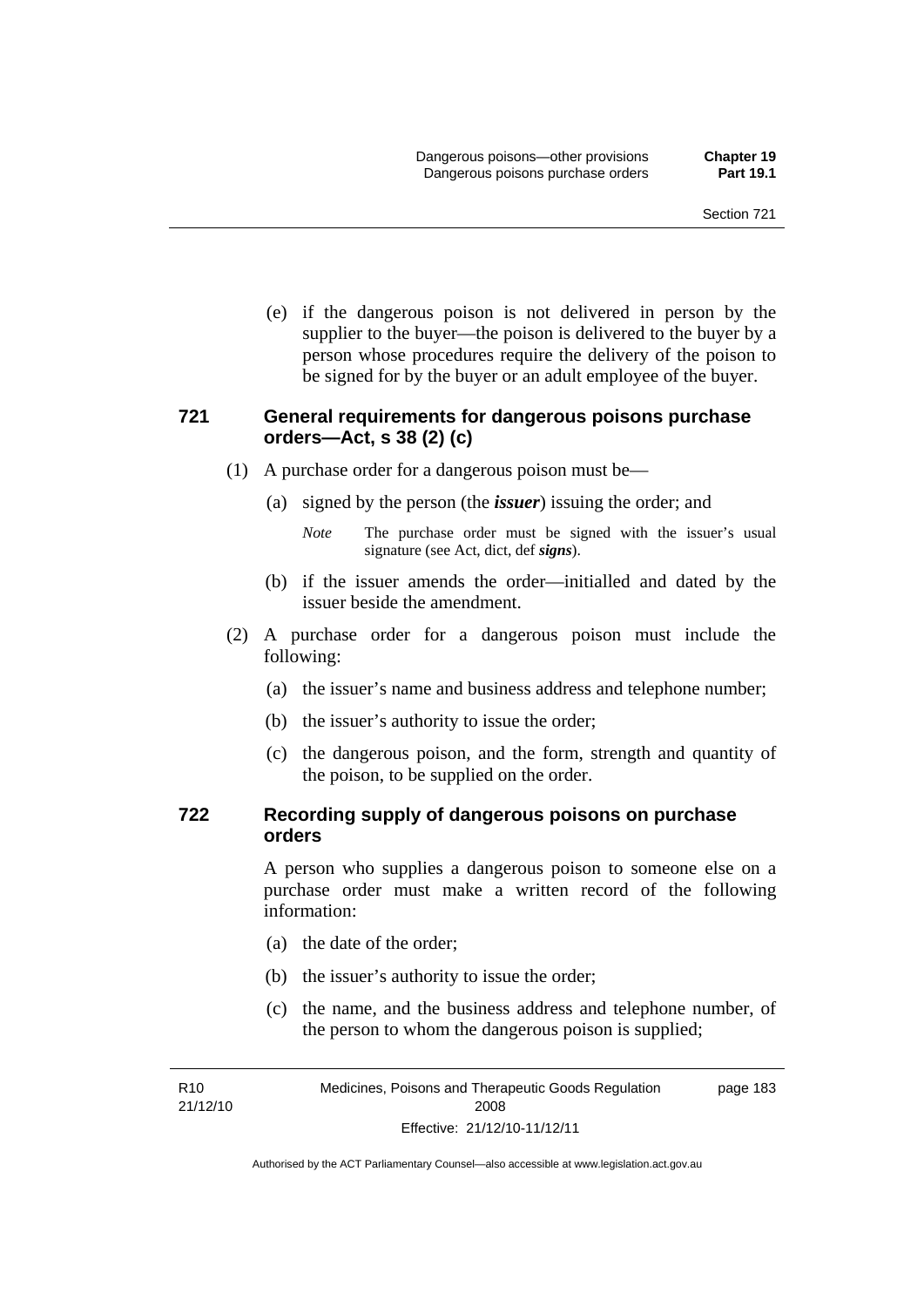(e) if the dangerous poison is not delivered in person by the supplier to the buyer—the poison is delivered to the buyer by a person whose procedures require the delivery of the poison to be signed for by the buyer or an adult employee of the buyer.

### 721 General requirements for dangerous poisons purchase orders—Act, s 38 (2) (c)

(1) A purchase order for a dangerous poison must be—

(a) signed by the person (the ***issuer***) issuing the order; and

*Note* The purchase order must be signed with the issuer's usual signature (see Act, dict, def ***signs***).

(b) if the issuer amends the order—initialled and dated by the issuer beside the amendment.

(2) A purchase order for a dangerous poison must include the following:

(a) the issuer's name and business address and telephone number;

(b) the issuer's authority to issue the order;

(c) the dangerous poison, and the form, strength and quantity of the poison, to be supplied on the order.

### 722 Recording supply of dangerous poisons on purchase orders

A person who supplies a dangerous poison to someone else on a purchase order must make a written record of the following information:

(a) the date of the order;

(b) the issuer's authority to issue the order;

(c) the name, and the business address and telephone number, of the person to whom the dangerous poison is supplied;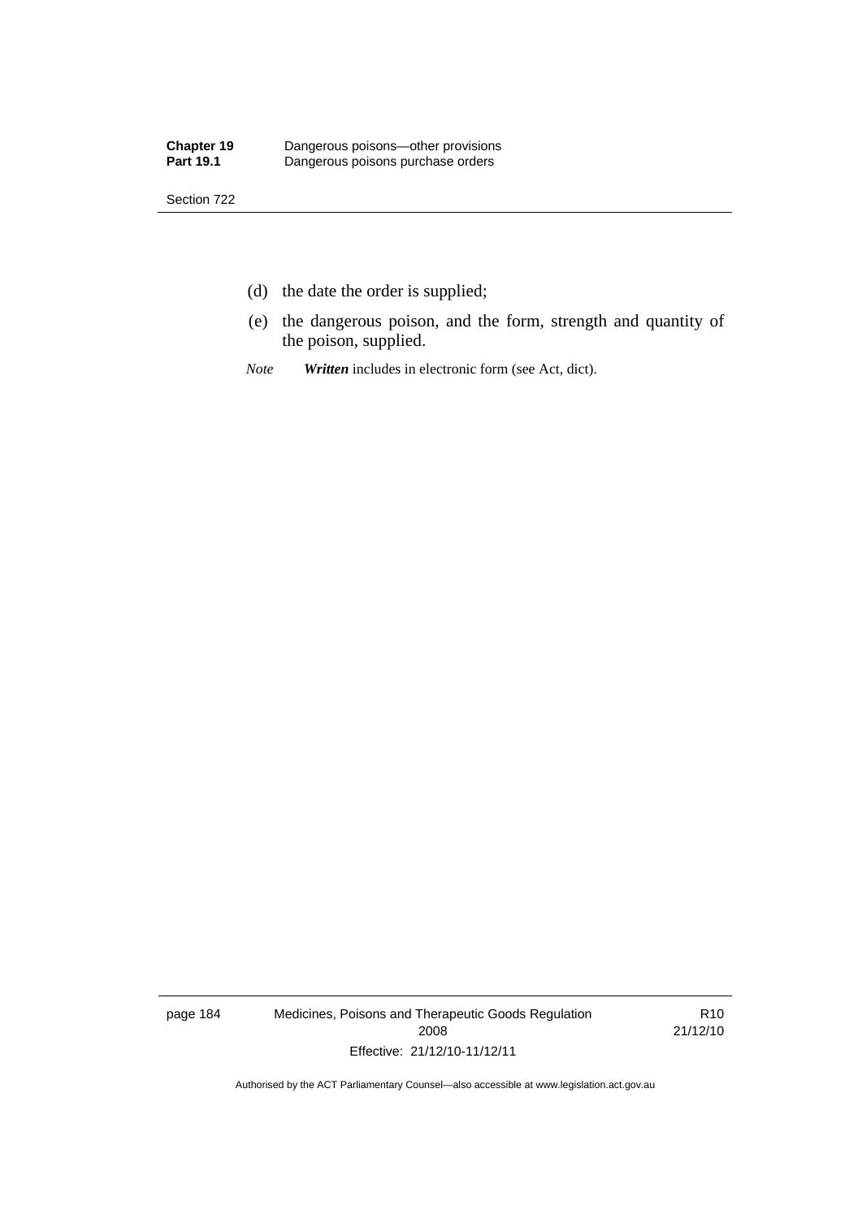(d) the date the order is supplied;

(e) the dangerous poison, and the form, strength and quantity of the poison, supplied.

*Note* ***Written*** includes in electronic form (see Act, dict).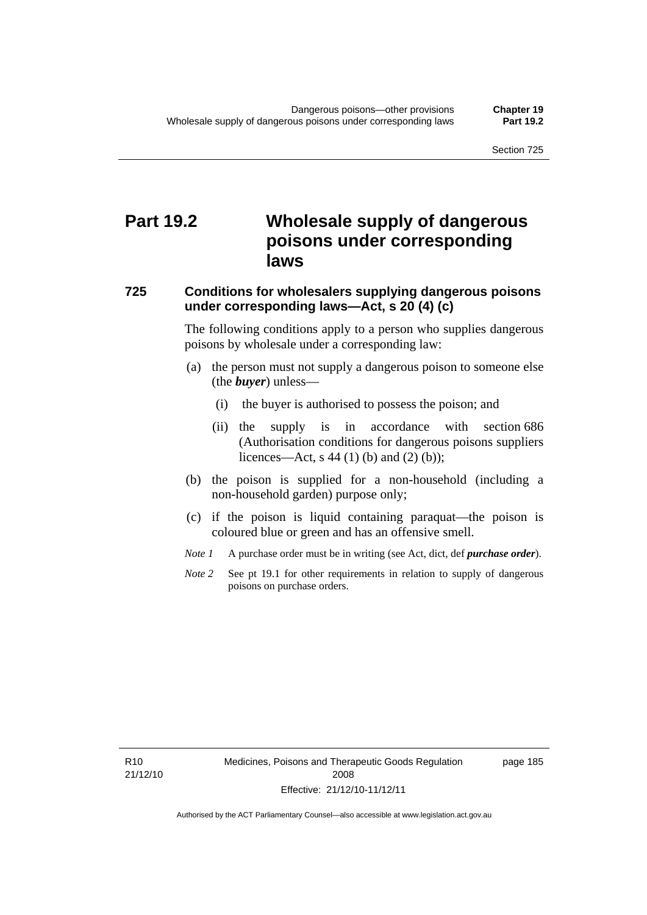# Part 19.2 Wholesale supply of dangerous poisons under corresponding laws

## 725 Conditions for wholesalers supplying dangerous poisons under corresponding laws—Act, s 20 (4) (c)

The following conditions apply to a person who supplies dangerous poisons by wholesale under a corresponding law:

(a) the person must not supply a dangerous poison to someone else (the ***buyer***) unless—

(i) the buyer is authorised to possess the poison; and

(ii) the supply is in accordance with section 686 (Authorisation conditions for dangerous poisons suppliers licences—Act, s 44 (1) (b) and (2) (b));

(b) the poison is supplied for a non-household (including a non-household garden) purpose only;

(c) if the poison is liquid containing paraquat—the poison is coloured blue or green and has an offensive smell.

*Note 1* A purchase order must be in writing (see Act, dict, def ***purchase order***).

*Note 2* See pt 19.1 for other requirements in relation to supply of dangerous poisons on purchase orders.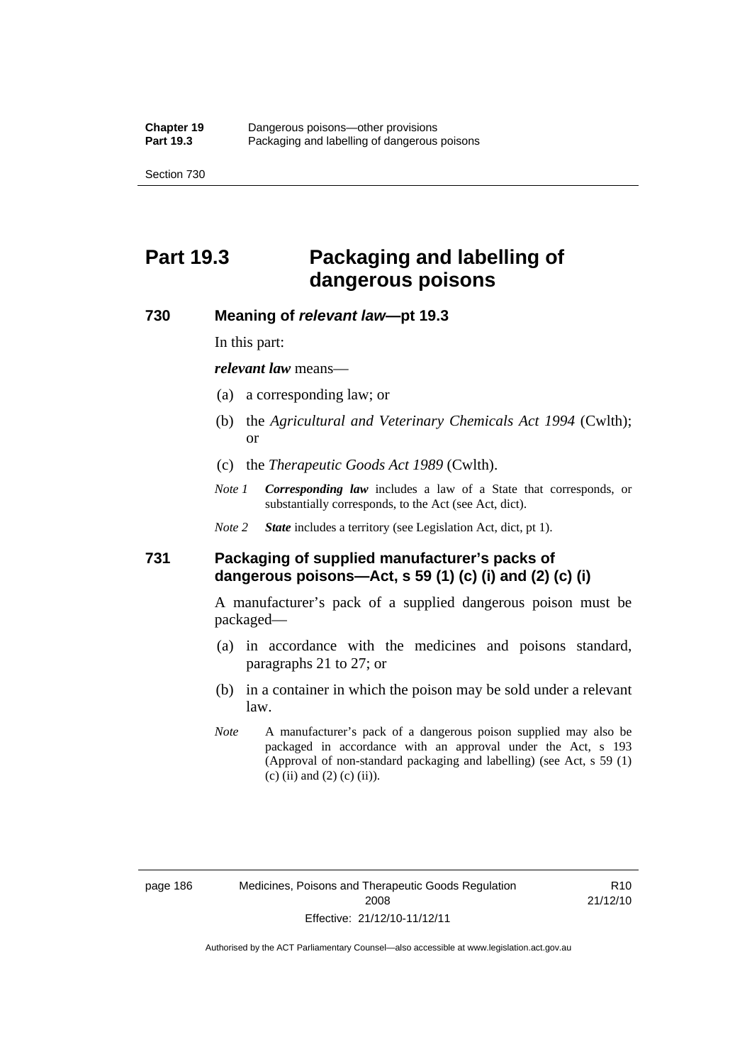# Part 19.3 Packaging and labelling of dangerous poisons

## 730 Meaning of *relevant law*—pt 19.3

In this part:

***relevant law*** means—

(a) a corresponding law; or

(b) the *Agricultural and Veterinary Chemicals Act 1994* (Cwlth); or

(c) the *Therapeutic Goods Act 1989* (Cwlth).

*Note 1* ***Corresponding law*** includes a law of a State that corresponds, or substantially corresponds, to the Act (see Act, dict).

*Note 2* ***State*** includes a territory (see Legislation Act, dict, pt 1).

## 731 Packaging of supplied manufacturer's packs of dangerous poisons—Act, s 59 (1) (c) (i) and (2) (c) (i)

A manufacturer's pack of a supplied dangerous poison must be packaged—

(a) in accordance with the medicines and poisons standard, paragraphs 21 to 27; or

(b) in a container in which the poison may be sold under a relevant law.

*Note* A manufacturer's pack of a dangerous poison supplied may also be packaged in accordance with an approval under the Act, s 193 (Approval of non-standard packaging and labelling) (see Act, s 59 (1) (c) (ii) and (2) (c) (ii)).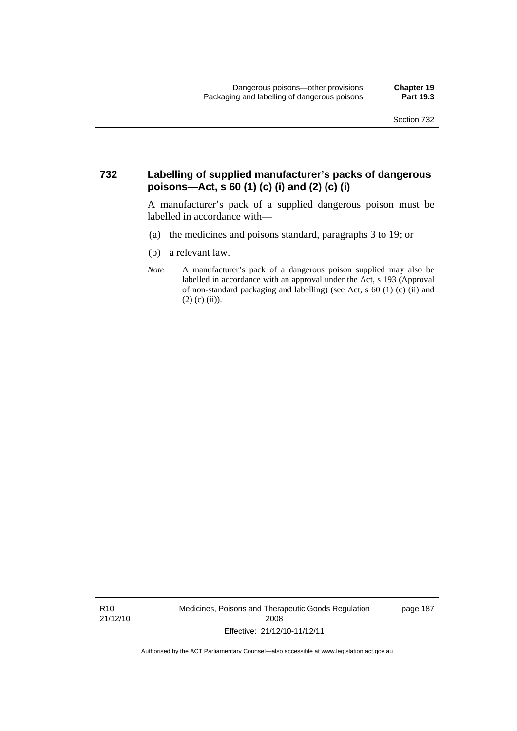## 732 Labelling of supplied manufacturer's packs of dangerous poisons—Act, s 60 (1) (c) (i) and (2) (c) (i)

A manufacturer's pack of a supplied dangerous poison must be labelled in accordance with—

(a) the medicines and poisons standard, paragraphs 3 to 19; or

(b) a relevant law.

*Note* A manufacturer's pack of a dangerous poison supplied may also be labelled in accordance with an approval under the Act, s 193 (Approval of non-standard packaging and labelling) (see Act, s 60 (1) (c) (ii) and (2) (c) (ii)).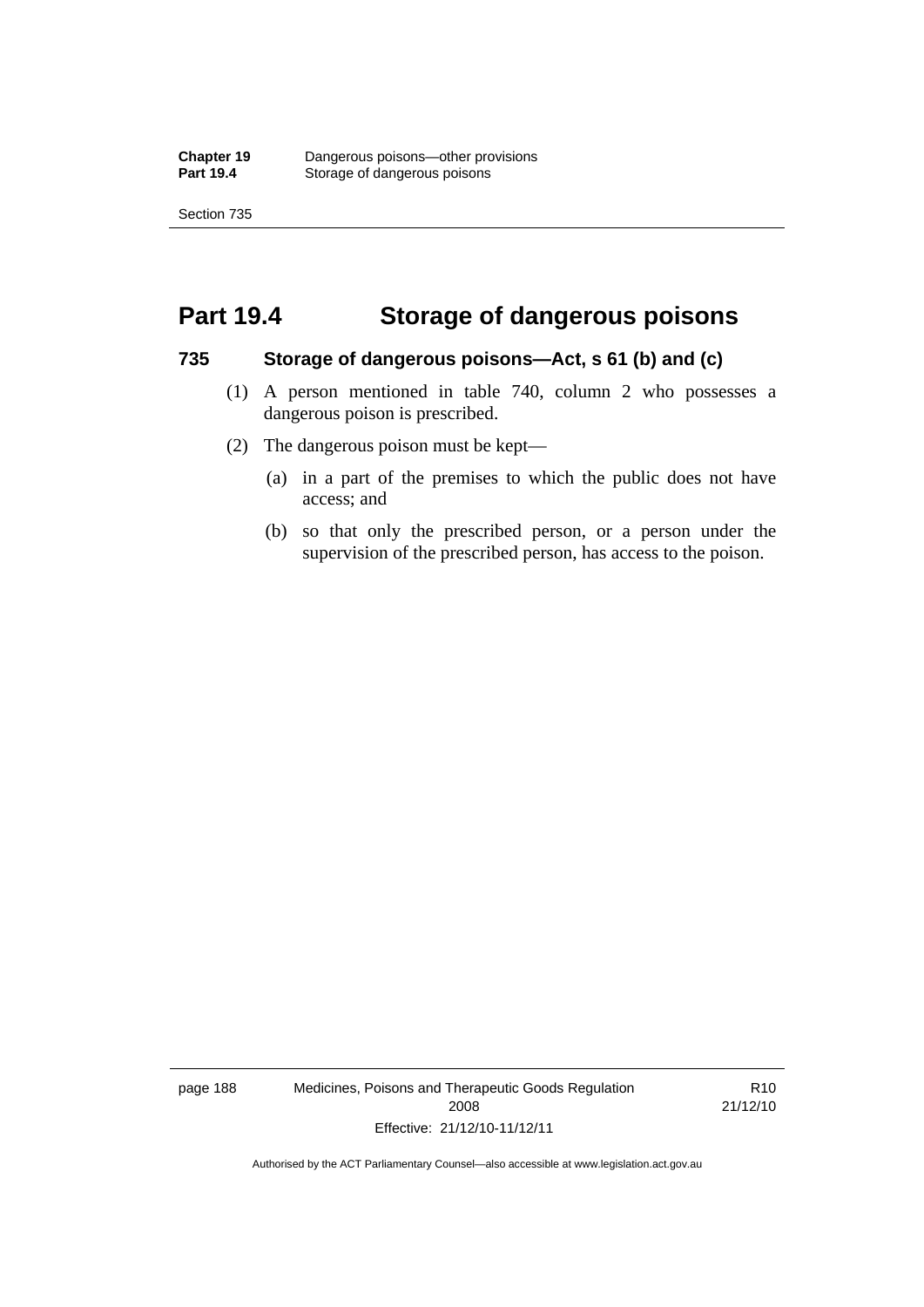## Part 19.4 Storage of dangerous poisons

### 735 Storage of dangerous poisons—Act, s 61 (b) and (c)

(1) A person mentioned in table 740, column 2 who possesses a dangerous poison is prescribed.

(2) The dangerous poison must be kept—

(a) in a part of the premises to which the public does not have access; and

(b) so that only the prescribed person, or a person under the supervision of the prescribed person, has access to the poison.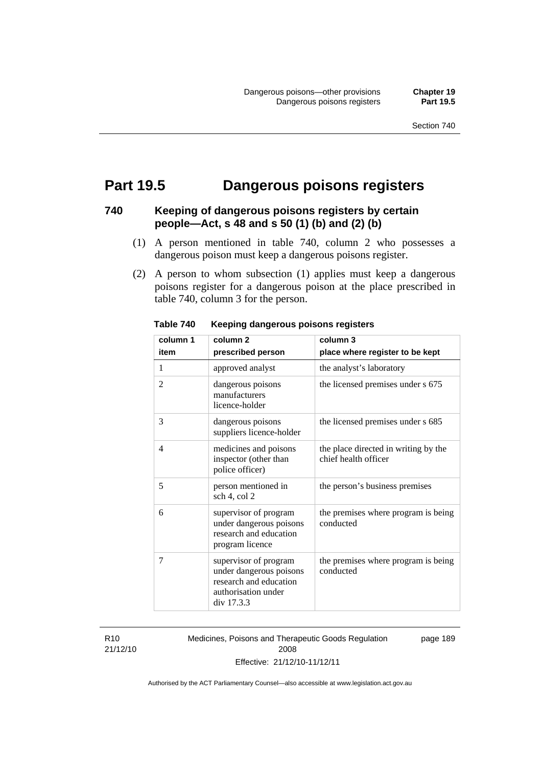# Part 19.5 Dangerous poisons registers

## 740 Keeping of dangerous poisons registers by certain people—Act, s 48 and s 50 (1) (b) and (2) (b)

(1) A person mentioned in table 740, column 2 who possesses a dangerous poison must keep a dangerous poisons register.

(2) A person to whom subsection (1) applies must keep a dangerous poisons register for a dangerous poison at the place prescribed in table 740, column 3 for the person.

**Table 740 Keeping dangerous poisons registers**

| column 1<br>item | column 2<br>prescribed person | column 3<br>place where register to be kept |
|---|---|---|
| 1 | approved analyst | the analyst's laboratory |
| 2 | dangerous poisons manufacturers licence-holder | the licensed premises under s 675 |
| 3 | dangerous poisons suppliers licence-holder | the licensed premises under s 685 |
| 4 | medicines and poisons inspector (other than police officer) | the place directed in writing by the chief health officer |
| 5 | person mentioned in sch 4, col 2 | the person's business premises |
| 6 | supervisor of program under dangerous poisons research and education program licence | the premises where program is being conducted |
| 7 | supervisor of program under dangerous poisons research and education authorisation under div 17.3.3 | the premises where program is being conducted |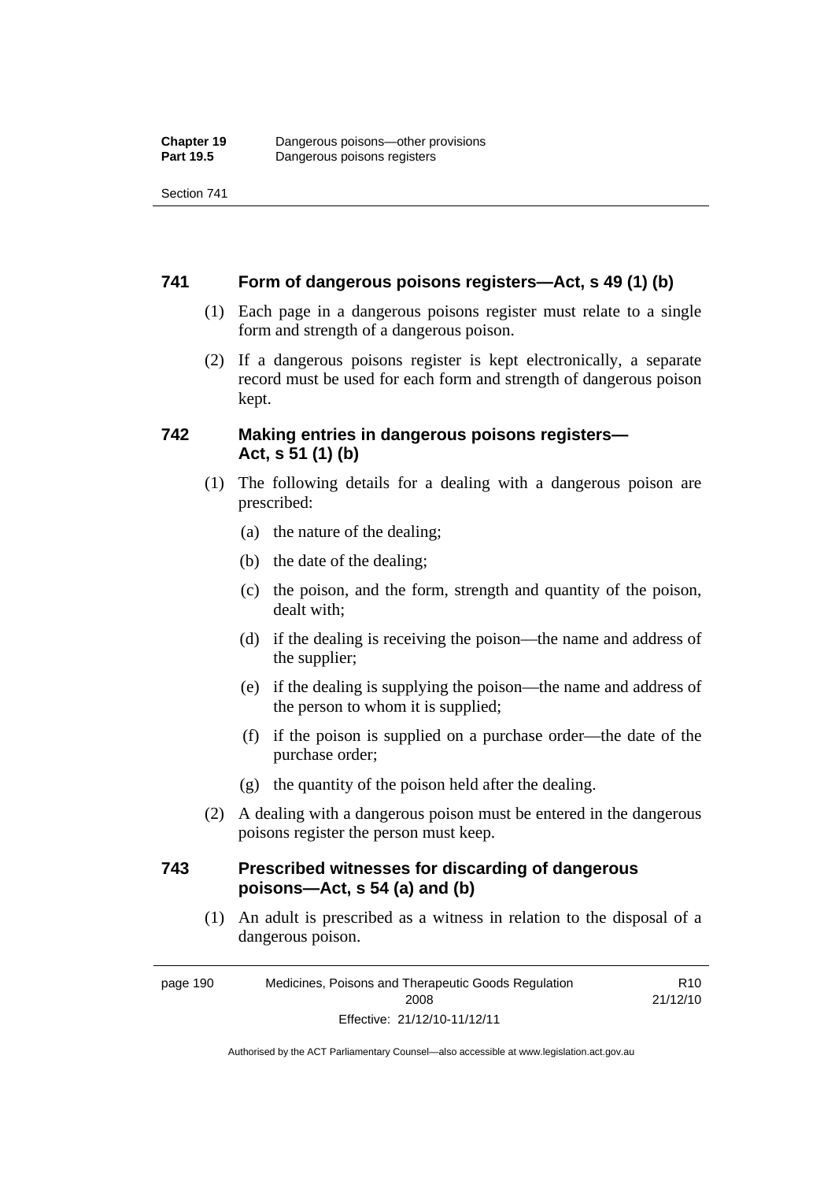## 741 Form of dangerous poisons registers—Act, s 49 (1) (b)

(1) Each page in a dangerous poisons register must relate to a single form and strength of a dangerous poison.

(2) If a dangerous poisons register is kept electronically, a separate record must be used for each form and strength of dangerous poison kept.

## 742 Making entries in dangerous poisons registers—Act, s 51 (1) (b)

(1) The following details for a dealing with a dangerous poison are prescribed:

(a) the nature of the dealing;

(b) the date of the dealing;

(c) the poison, and the form, strength and quantity of the poison, dealt with;

(d) if the dealing is receiving the poison—the name and address of the supplier;

(e) if the dealing is supplying the poison—the name and address of the person to whom it is supplied;

(f) if the poison is supplied on a purchase order—the date of the purchase order;

(g) the quantity of the poison held after the dealing.

(2) A dealing with a dangerous poison must be entered in the dangerous poisons register the person must keep.

## 743 Prescribed witnesses for discarding of dangerous poisons—Act, s 54 (a) and (b)

(1) An adult is prescribed as a witness in relation to the disposal of a dangerous poison.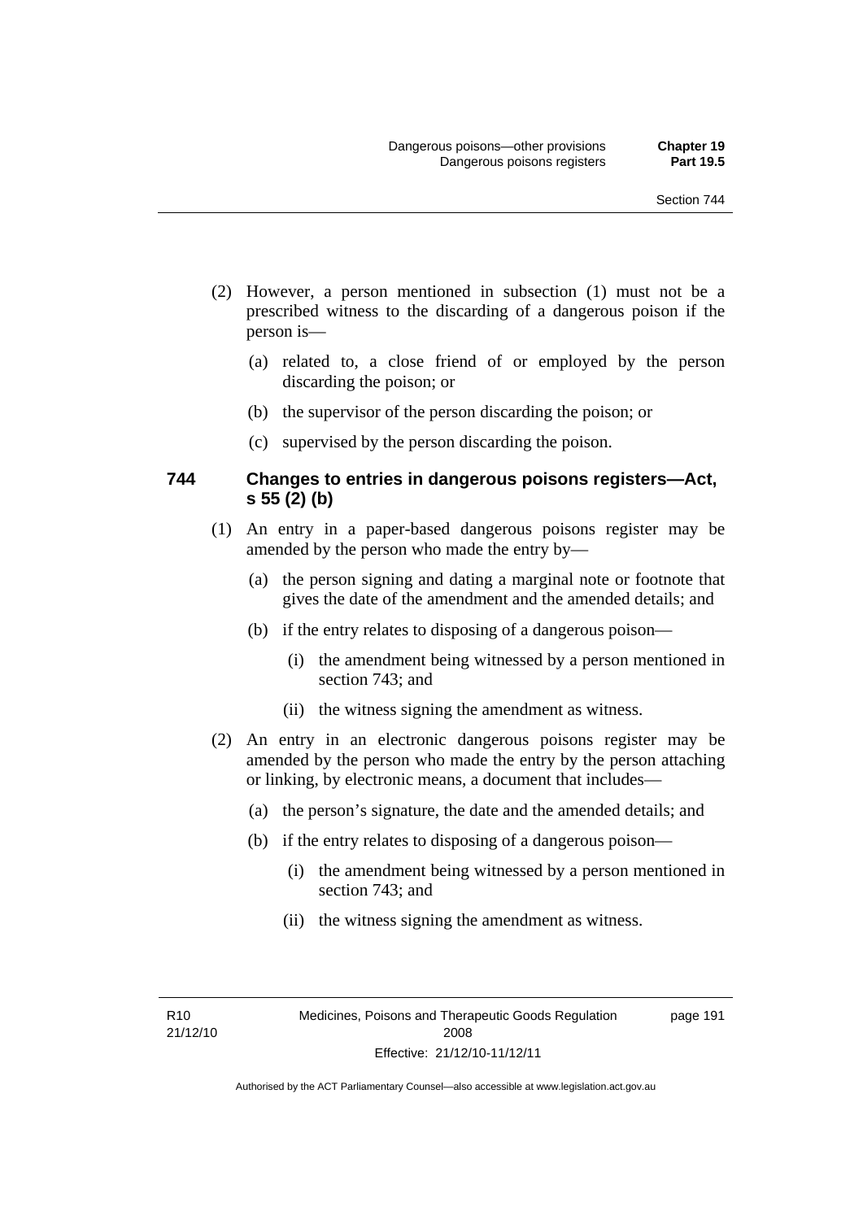(2) However, a person mentioned in subsection (1) must not be a prescribed witness to the discarding of a dangerous poison if the person is—

(a) related to, a close friend of or employed by the person discarding the poison; or

(b) the supervisor of the person discarding the poison; or

(c) supervised by the person discarding the poison.

### 744 Changes to entries in dangerous poisons registers—Act, s 55 (2) (b)

(1) An entry in a paper-based dangerous poisons register may be amended by the person who made the entry by—

(a) the person signing and dating a marginal note or footnote that gives the date of the amendment and the amended details; and

(b) if the entry relates to disposing of a dangerous poison—

(i) the amendment being witnessed by a person mentioned in section 743; and

(ii) the witness signing the amendment as witness.

(2) An entry in an electronic dangerous poisons register may be amended by the person who made the entry by the person attaching or linking, by electronic means, a document that includes—

(a) the person's signature, the date and the amended details; and

(b) if the entry relates to disposing of a dangerous poison—

(i) the amendment being witnessed by a person mentioned in section 743; and

(ii) the witness signing the amendment as witness.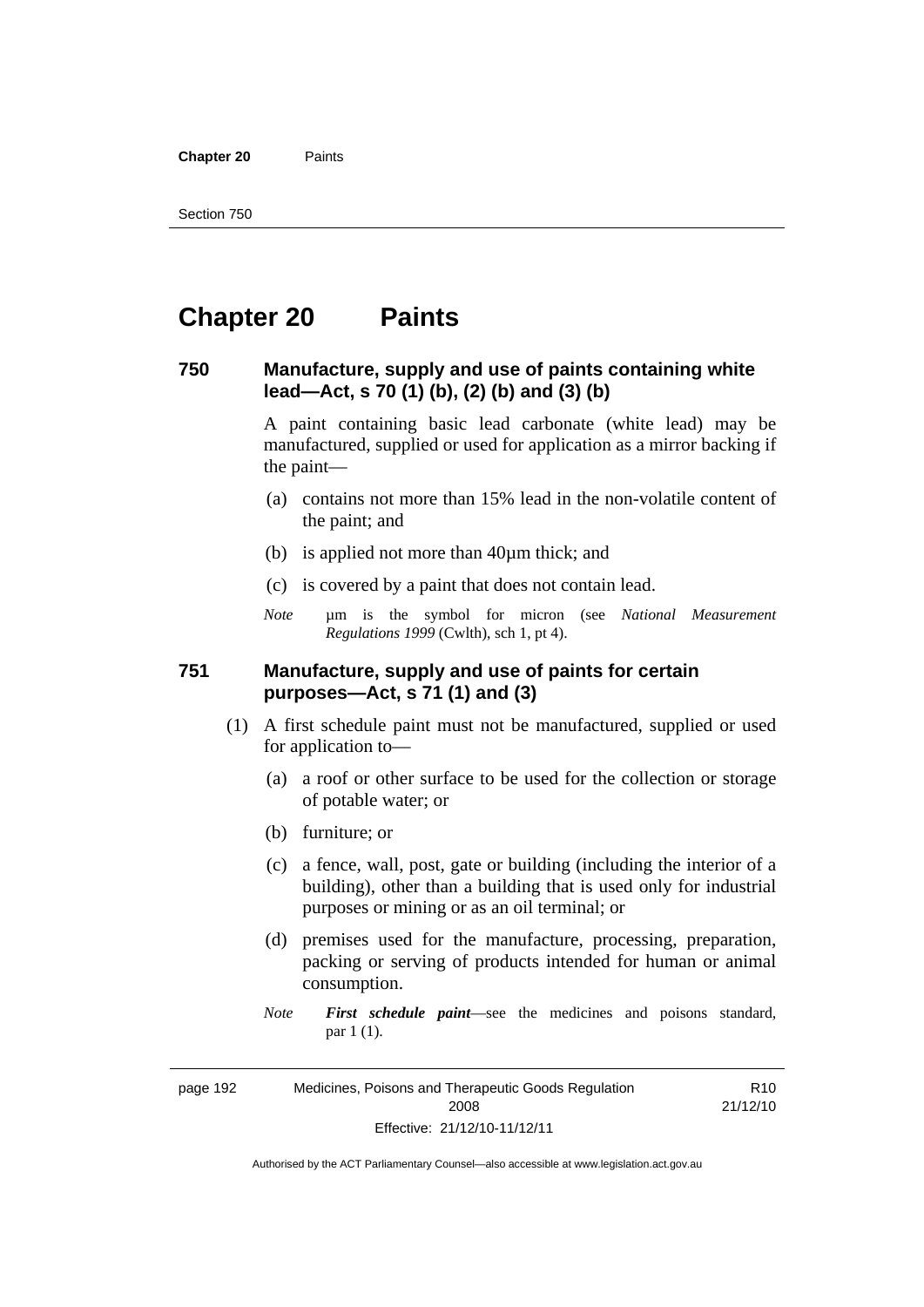# Chapter 20 Paints

### 750 Manufacture, supply and use of paints containing white lead—Act, s 70 (1) (b), (2) (b) and (3) (b)

A paint containing basic lead carbonate (white lead) may be manufactured, supplied or used for application as a mirror backing if the paint—

(a) contains not more than 15% lead in the non-volatile content of the paint; and

(b) is applied not more than 40µm thick; and

(c) is covered by a paint that does not contain lead.

*Note* µm is the symbol for micron (see *National Measurement Regulations 1999* (Cwlth), sch 1, pt 4).

### 751 Manufacture, supply and use of paints for certain purposes—Act, s 71 (1) and (3)

(1) A first schedule paint must not be manufactured, supplied or used for application to—

(a) a roof or other surface to be used for the collection or storage of potable water; or

(b) furniture; or

(c) a fence, wall, post, gate or building (including the interior of a building), other than a building that is used only for industrial purposes or mining or as an oil terminal; or

(d) premises used for the manufacture, processing, preparation, packing or serving of products intended for human or animal consumption.

*Note* ***First schedule paint***—see the medicines and poisons standard, par 1 (1).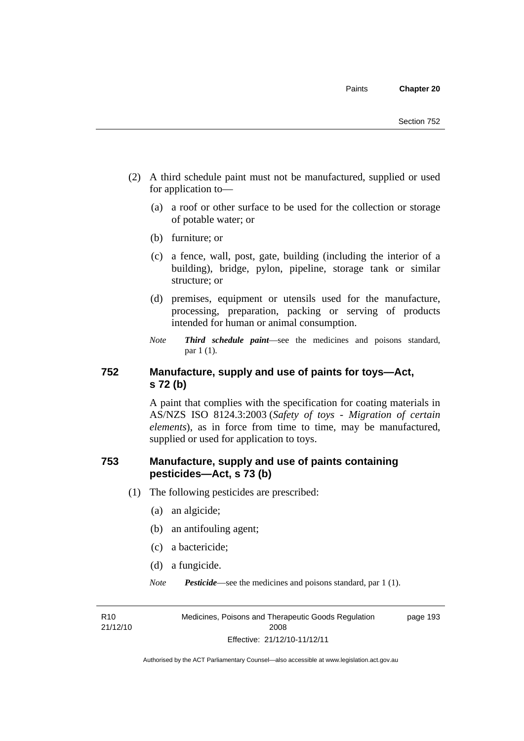(2) A third schedule paint must not be manufactured, supplied or used for application to—

(a) a roof or other surface to be used for the collection or storage of potable water; or

(b) furniture; or

(c) a fence, wall, post, gate, building (including the interior of a building), bridge, pylon, pipeline, storage tank or similar structure; or

(d) premises, equipment or utensils used for the manufacture, processing, preparation, packing or serving of products intended for human or animal consumption.

*Note* ***Third schedule paint***—see the medicines and poisons standard, par 1 (1).

## 752 Manufacture, supply and use of paints for toys—Act, s 72 (b)

A paint that complies with the specification for coating materials in AS/NZS ISO 8124.3:2003 (*Safety of toys - Migration of certain elements*), as in force from time to time, may be manufactured, supplied or used for application to toys.

## 753 Manufacture, supply and use of paints containing pesticides—Act, s 73 (b)

(1) The following pesticides are prescribed:

(a) an algicide;

(b) an antifouling agent;

(c) a bactericide;

(d) a fungicide.

*Note* ***Pesticide***—see the medicines and poisons standard, par 1 (1).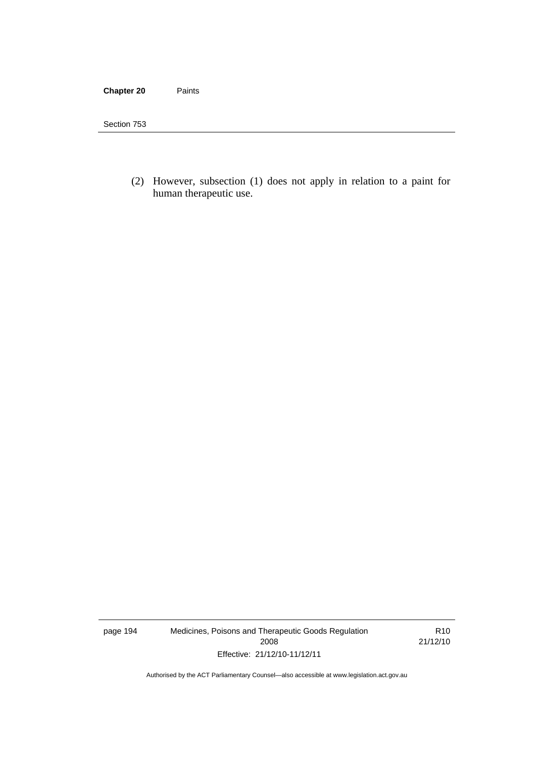(2) However, subsection (1) does not apply in relation to a paint for human therapeutic use.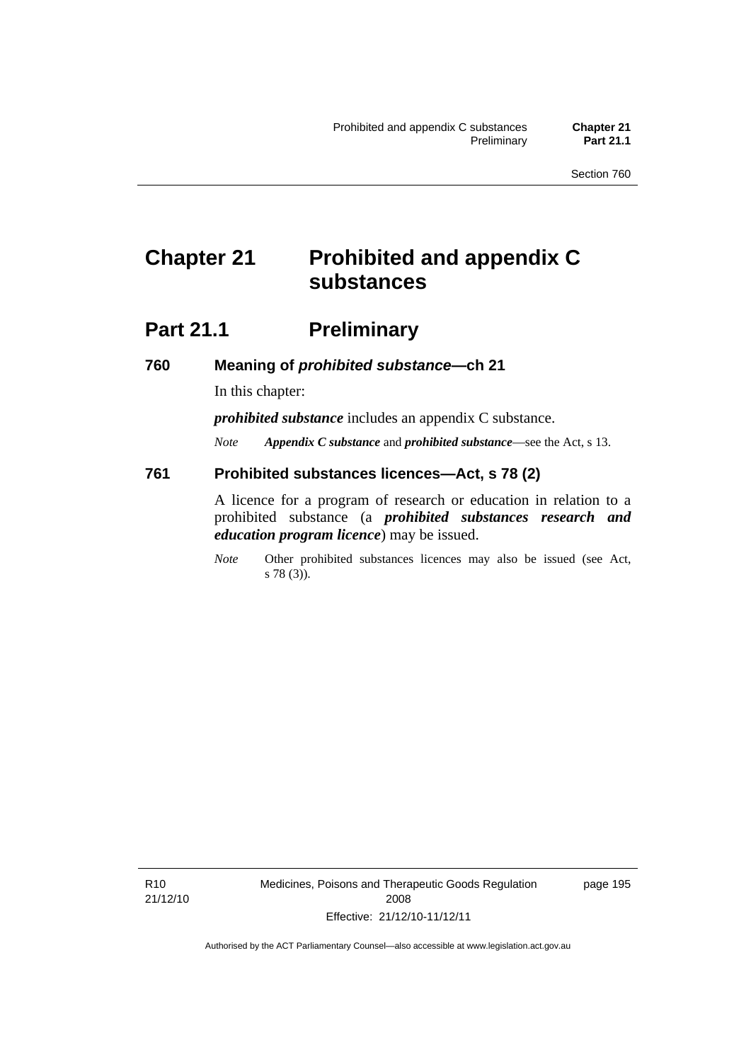# Chapter 21 Prohibited and appendix C substances

## Part 21.1 Preliminary

### 760 Meaning of *prohibited substance*—ch 21

In this chapter:

***prohibited substance*** includes an appendix C substance.

*Note* ***Appendix C substance*** and ***prohibited substance***—see the Act, s 13.

### 761 Prohibited substances licences—Act, s 78 (2)

A licence for a program of research or education in relation to a prohibited substance (a ***prohibited substances research and education program licence***) may be issued.

*Note* Other prohibited substances licences may also be issued (see Act, s 78 (3)).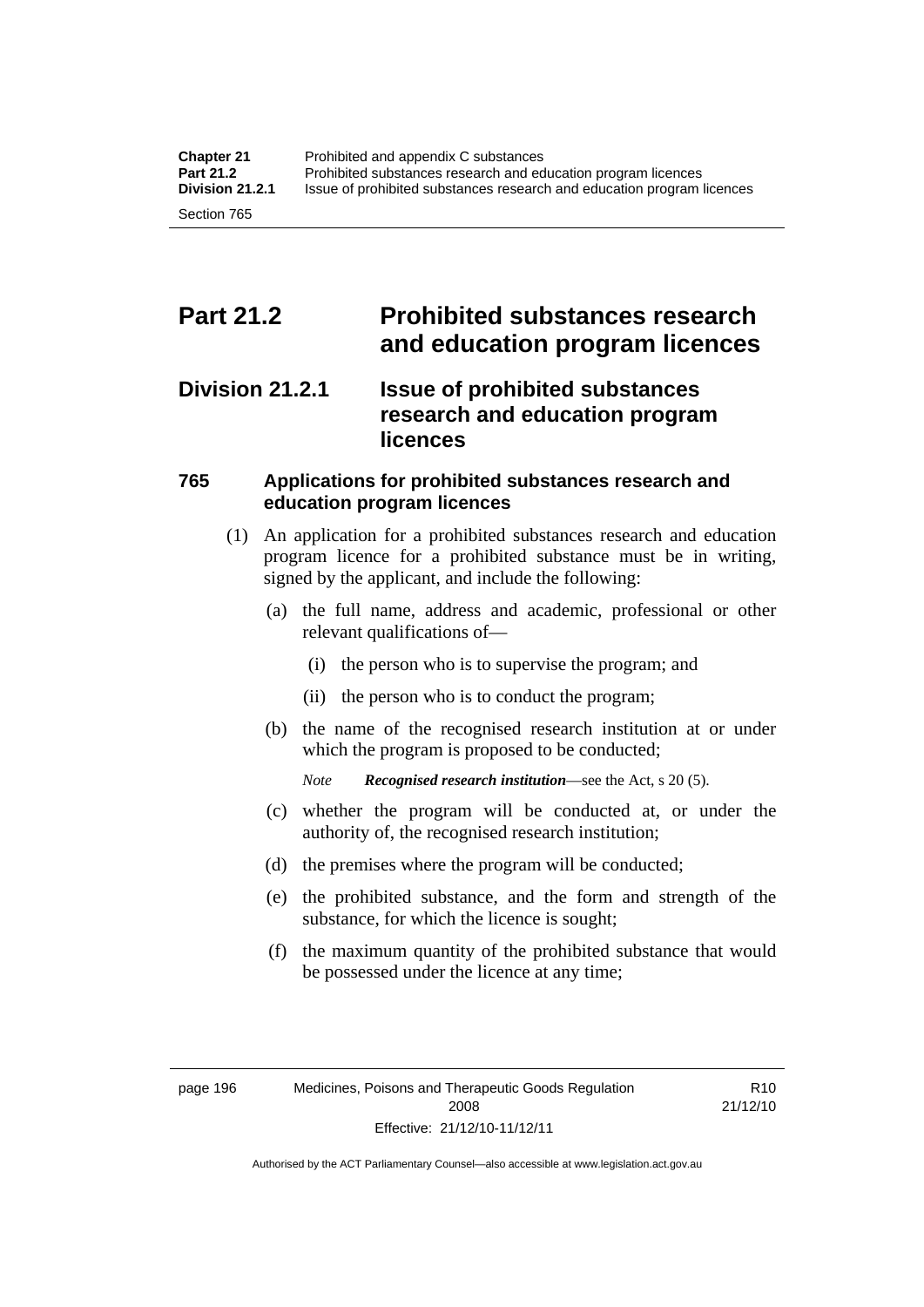# Part 21.2 Prohibited substances research and education program licences

## Division 21.2.1 Issue of prohibited substances research and education program licences

### 765 Applications for prohibited substances research and education program licences

(1) An application for a prohibited substances research and education program licence for a prohibited substance must be in writing, signed by the applicant, and include the following:

(a) the full name, address and academic, professional or other relevant qualifications of—

(i) the person who is to supervise the program; and

(ii) the person who is to conduct the program;

(b) the name of the recognised research institution at or under which the program is proposed to be conducted;

*Note* ***Recognised research institution***—see the Act, s 20 (5).

(c) whether the program will be conducted at, or under the authority of, the recognised research institution;

(d) the premises where the program will be conducted;

(e) the prohibited substance, and the form and strength of the substance, for which the licence is sought;

(f) the maximum quantity of the prohibited substance that would be possessed under the licence at any time;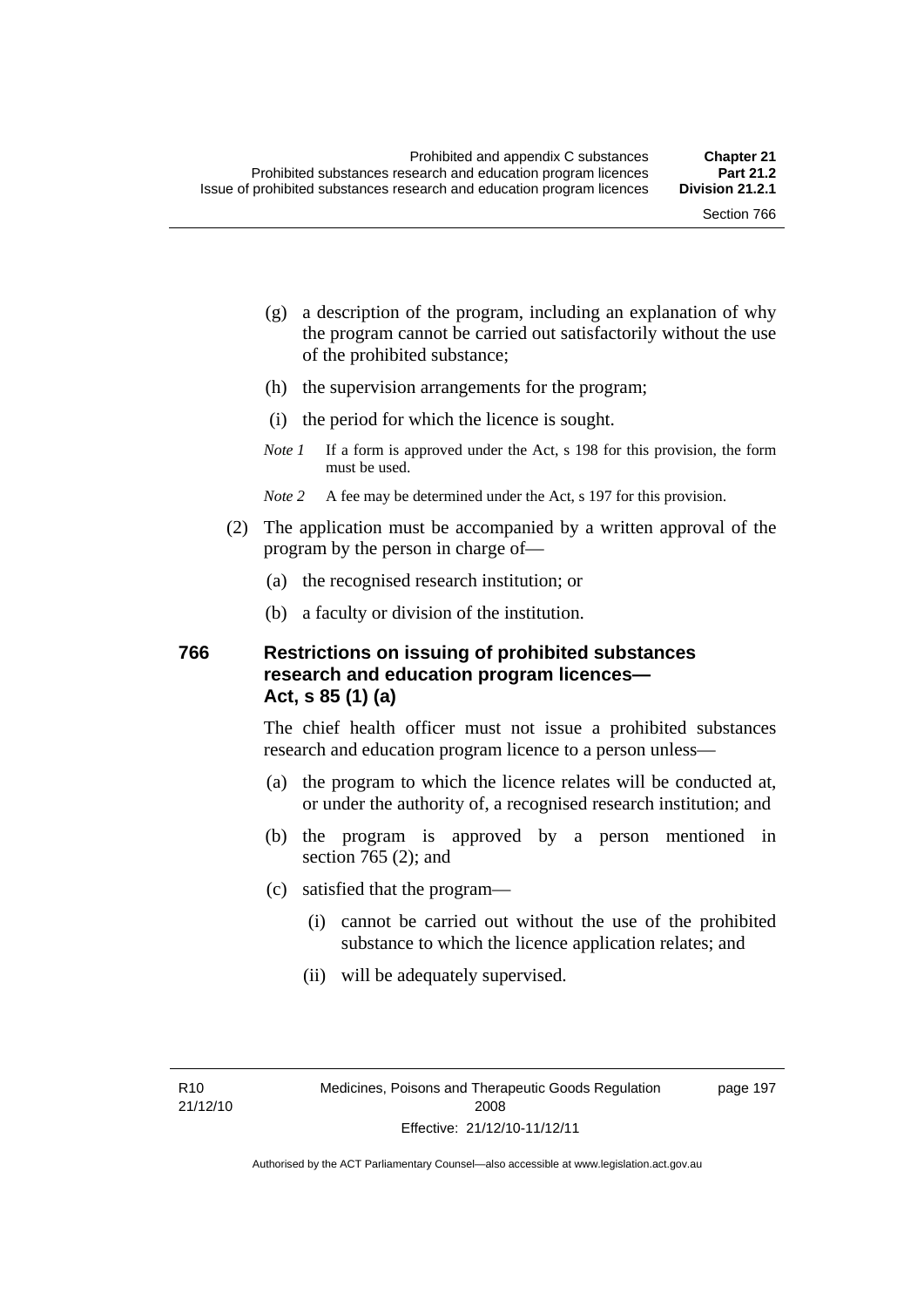(g) a description of the program, including an explanation of why the program cannot be carried out satisfactorily without the use of the prohibited substance;

(h) the supervision arrangements for the program;

(i) the period for which the licence is sought.

*Note 1* If a form is approved under the Act, s 198 for this provision, the form must be used.

*Note 2* A fee may be determined under the Act, s 197 for this provision.

(2) The application must be accompanied by a written approval of the program by the person in charge of—

(a) the recognised research institution; or

(b) a faculty or division of the institution.

## 766 Restrictions on issuing of prohibited substances research and education program licences—Act, s 85 (1) (a)

The chief health officer must not issue a prohibited substances research and education program licence to a person unless—

(a) the program to which the licence relates will be conducted at, or under the authority of, a recognised research institution; and

(b) the program is approved by a person mentioned in section 765 (2); and

(c) satisfied that the program—

(i) cannot be carried out without the use of the prohibited substance to which the licence application relates; and

(ii) will be adequately supervised.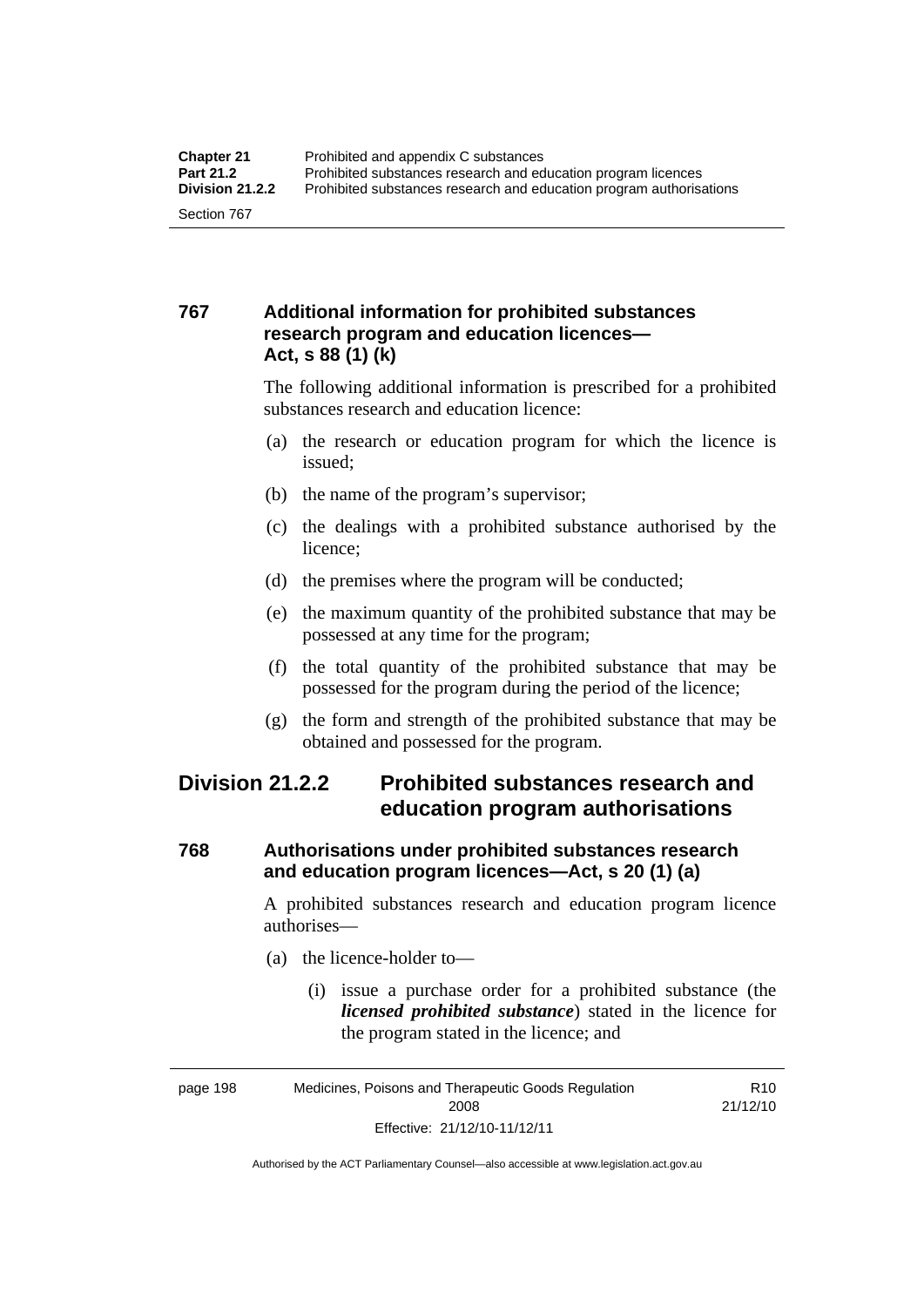### 767 Additional information for prohibited substances research program and education licences—Act, s 88 (1) (k)

The following additional information is prescribed for a prohibited substances research and education licence:

(a) the research or education program for which the licence is issued;

(b) the name of the program's supervisor;

(c) the dealings with a prohibited substance authorised by the licence;

(d) the premises where the program will be conducted;

(e) the maximum quantity of the prohibited substance that may be possessed at any time for the program;

(f) the total quantity of the prohibited substance that may be possessed for the program during the period of the licence;

(g) the form and strength of the prohibited substance that may be obtained and possessed for the program.

## Division 21.2.2 Prohibited substances research and education program authorisations

### 768 Authorisations under prohibited substances research and education program licences—Act, s 20 (1) (a)

A prohibited substances research and education program licence authorises—

(a) the licence-holder to—

(i) issue a purchase order for a prohibited substance (the ***licensed prohibited substance***) stated in the licence for the program stated in the licence; and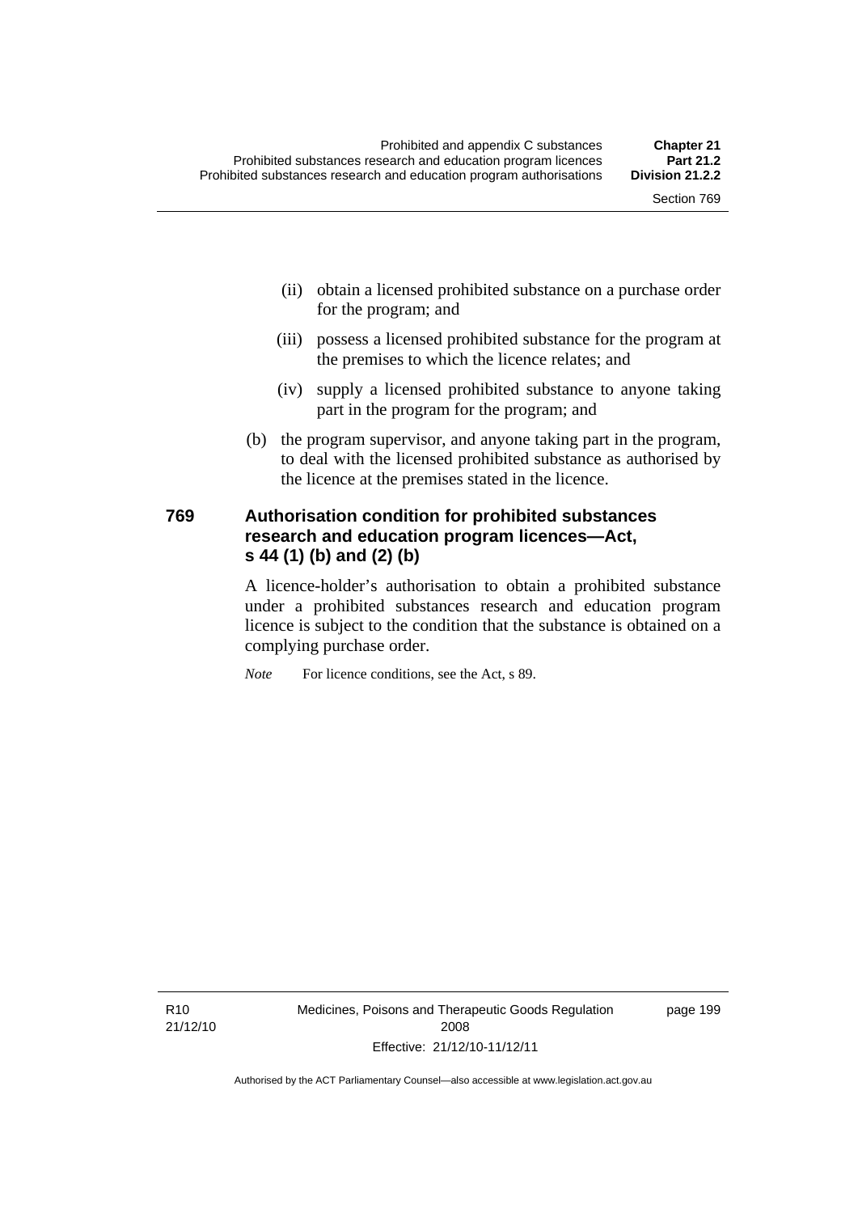(ii) obtain a licensed prohibited substance on a purchase order for the program; and

(iii) possess a licensed prohibited substance for the program at the premises to which the licence relates; and

(iv) supply a licensed prohibited substance to anyone taking part in the program for the program; and

(b) the program supervisor, and anyone taking part in the program, to deal with the licensed prohibited substance as authorised by the licence at the premises stated in the licence.

## 769 Authorisation condition for prohibited substances research and education program licences—Act, s 44 (1) (b) and (2) (b)

A licence-holder's authorisation to obtain a prohibited substance under a prohibited substances research and education program licence is subject to the condition that the substance is obtained on a complying purchase order.

*Note* For licence conditions, see the Act, s 89.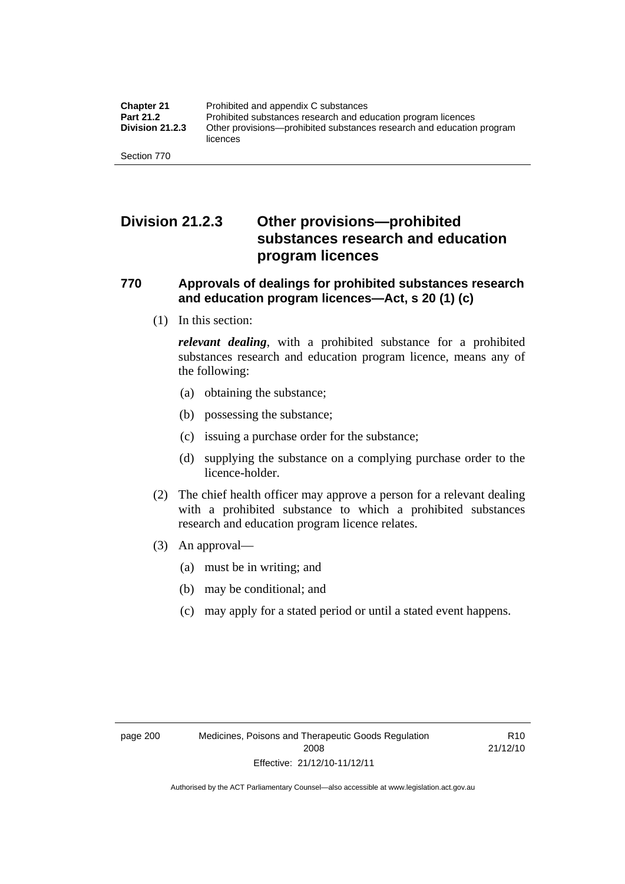## Division 21.2.3 Other provisions—prohibited substances research and education program licences

### 770 Approvals of dealings for prohibited substances research and education program licences—Act, s 20 (1) (c)

(1) In this section:

***relevant dealing***, with a prohibited substance for a prohibited substances research and education program licence, means any of the following:

(a) obtaining the substance;

(b) possessing the substance;

(c) issuing a purchase order for the substance;

(d) supplying the substance on a complying purchase order to the licence-holder.

(2) The chief health officer may approve a person for a relevant dealing with a prohibited substance to which a prohibited substances research and education program licence relates.

(3) An approval—

(a) must be in writing; and

(b) may be conditional; and

(c) may apply for a stated period or until a stated event happens.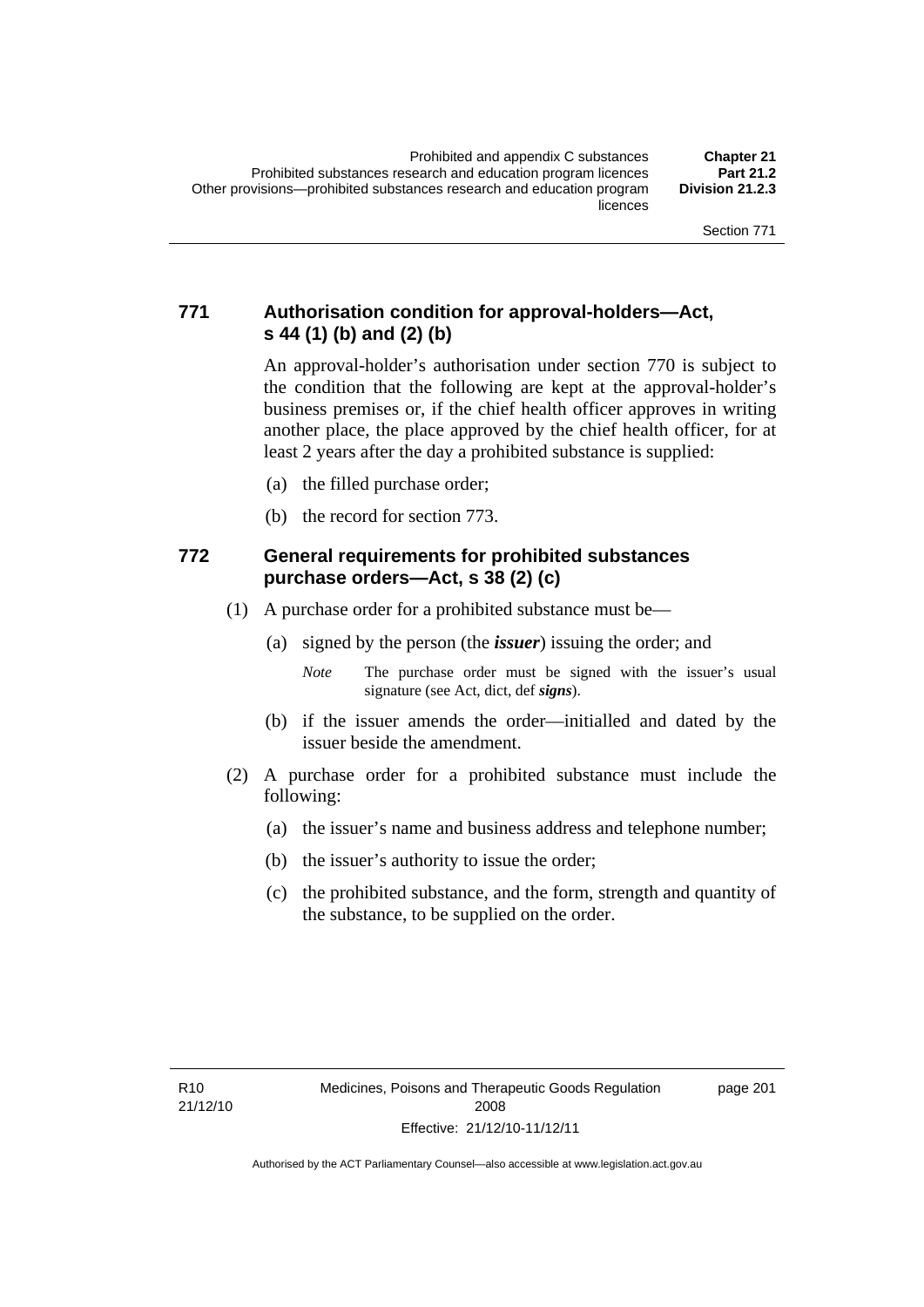### 771 Authorisation condition for approval-holders—Act, s 44 (1) (b) and (2) (b)

An approval-holder's authorisation under section 770 is subject to the condition that the following are kept at the approval-holder's business premises or, if the chief health officer approves in writing another place, the place approved by the chief health officer, for at least 2 years after the day a prohibited substance is supplied:

(a) the filled purchase order;

(b) the record for section 773.

### 772 General requirements for prohibited substances purchase orders—Act, s 38 (2) (c)

(1) A purchase order for a prohibited substance must be—

(a) signed by the person (the ***issuer***) issuing the order; and

*Note* The purchase order must be signed with the issuer's usual signature (see Act, dict, def ***signs***).

(b) if the issuer amends the order—initialled and dated by the issuer beside the amendment.

(2) A purchase order for a prohibited substance must include the following:

(a) the issuer's name and business address and telephone number;

(b) the issuer's authority to issue the order;

(c) the prohibited substance, and the form, strength and quantity of the substance, to be supplied on the order.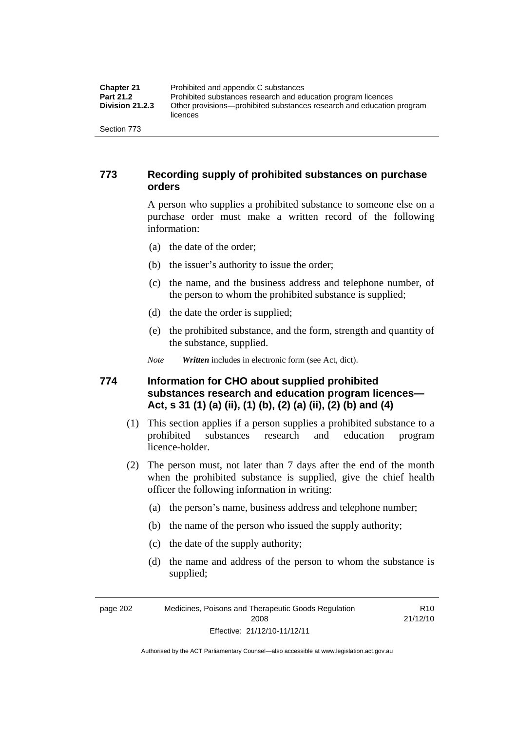## 773 Recording supply of prohibited substances on purchase orders

A person who supplies a prohibited substance to someone else on a purchase order must make a written record of the following information:

(a) the date of the order;

(b) the issuer's authority to issue the order;

(c) the name, and the business address and telephone number, of the person to whom the prohibited substance is supplied;

(d) the date the order is supplied;

(e) the prohibited substance, and the form, strength and quantity of the substance, supplied.

*Note* ***Written*** includes in electronic form (see Act, dict).

## 774 Information for CHO about supplied prohibited substances research and education program licences—Act, s 31 (1) (a) (ii), (1) (b), (2) (a) (ii), (2) (b) and (4)

(1) This section applies if a person supplies a prohibited substance to a prohibited substances research and education program licence-holder.

(2) The person must, not later than 7 days after the end of the month when the prohibited substance is supplied, give the chief health officer the following information in writing:

(a) the person's name, business address and telephone number;

(b) the name of the person who issued the supply authority;

(c) the date of the supply authority;

(d) the name and address of the person to whom the substance is supplied;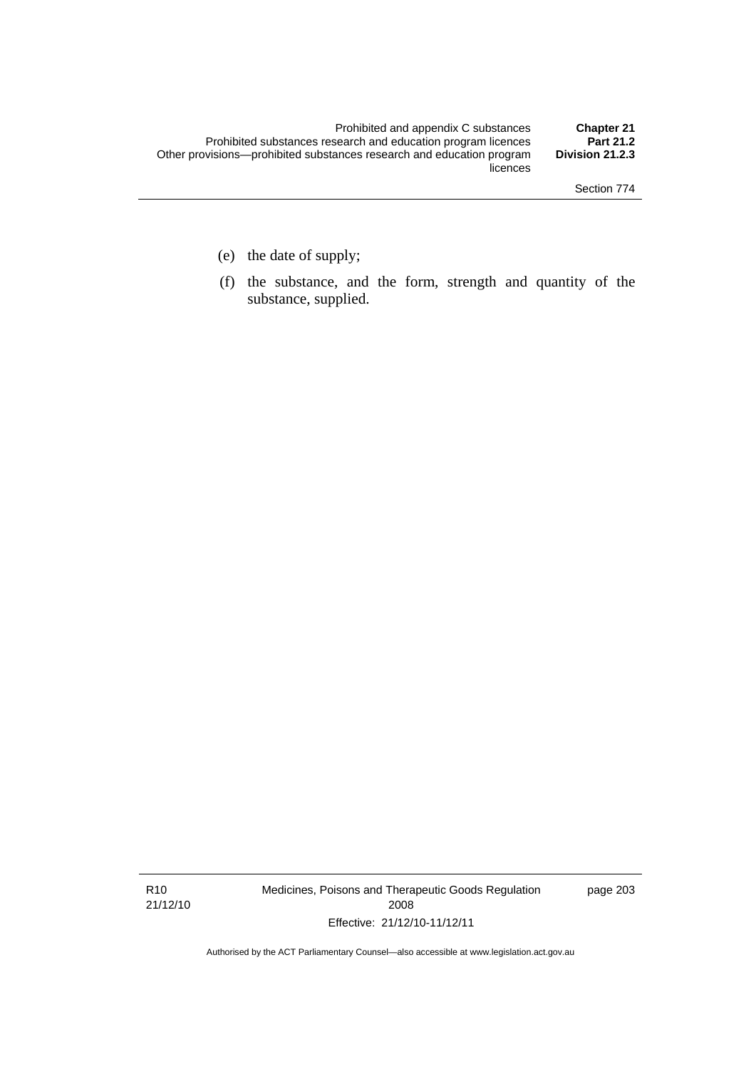(e) the date of supply;

(f) the substance, and the form, strength and quantity of the substance, supplied.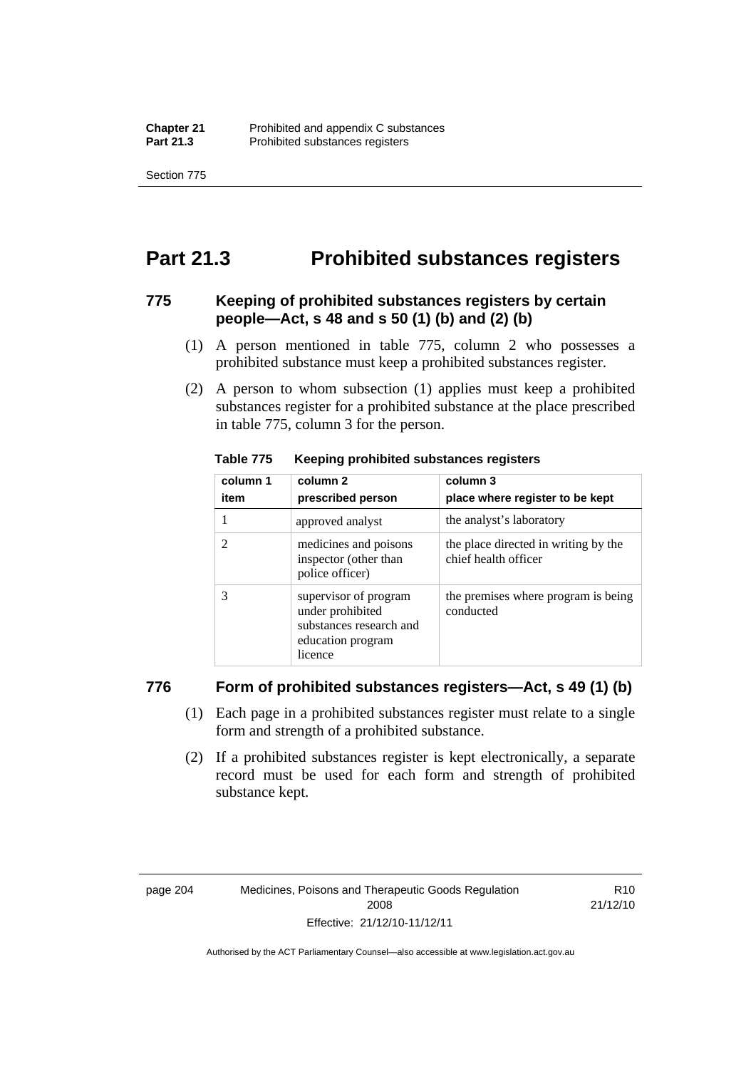# Part 21.3 Prohibited substances registers

### 775 Keeping of prohibited substances registers by certain people—Act, s 48 and s 50 (1) (b) and (2) (b)

(1) A person mentioned in table 775, column 2 who possesses a prohibited substance must keep a prohibited substances register.

(2) A person to whom subsection (1) applies must keep a prohibited substances register for a prohibited substance at the place prescribed in table 775, column 3 for the person.

**Table 775 Keeping prohibited substances registers**

| column 1<br>item | column 2<br>prescribed person | column 3<br>place where register to be kept |
|---|---|---|
| 1 | approved analyst | the analyst's laboratory |
| 2 | medicines and poisons inspector (other than police officer) | the place directed in writing by the chief health officer |
| 3 | supervisor of program under prohibited substances research and education program licence | the premises where program is being conducted |

### 776 Form of prohibited substances registers—Act, s 49 (1) (b)

(1) Each page in a prohibited substances register must relate to a single form and strength of a prohibited substance.

(2) If a prohibited substances register is kept electronically, a separate record must be used for each form and strength of prohibited substance kept.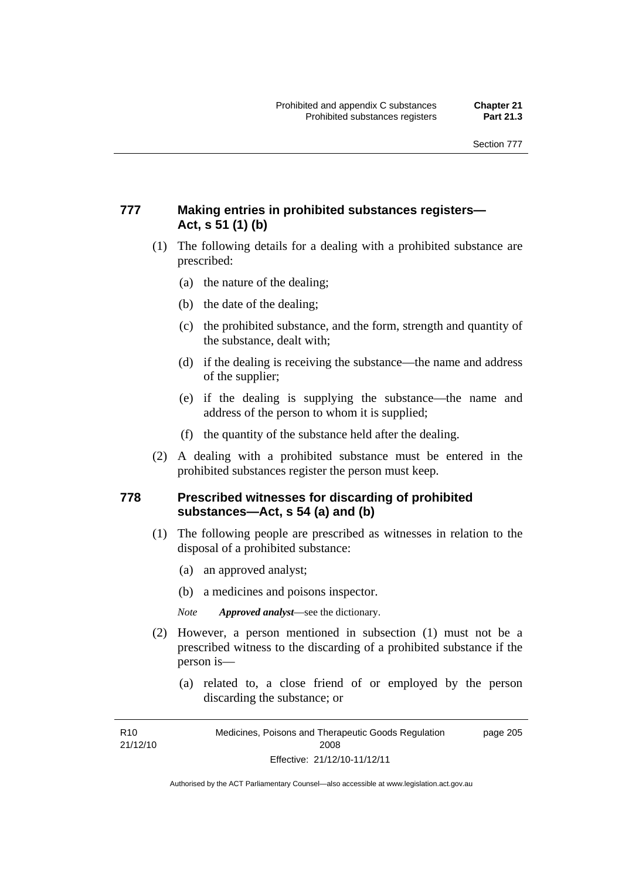### 777 Making entries in prohibited substances registers—Act, s 51 (1) (b)

(1) The following details for a dealing with a prohibited substance are prescribed:

(a) the nature of the dealing;

(b) the date of the dealing;

(c) the prohibited substance, and the form, strength and quantity of the substance, dealt with;

(d) if the dealing is receiving the substance—the name and address of the supplier;

(e) if the dealing is supplying the substance—the name and address of the person to whom it is supplied;

(f) the quantity of the substance held after the dealing.

(2) A dealing with a prohibited substance must be entered in the prohibited substances register the person must keep.

### 778 Prescribed witnesses for discarding of prohibited substances—Act, s 54 (a) and (b)

(1) The following people are prescribed as witnesses in relation to the disposal of a prohibited substance:

(a) an approved analyst;

(b) a medicines and poisons inspector.

*Note* ***Approved analyst***—see the dictionary.

(2) However, a person mentioned in subsection (1) must not be a prescribed witness to the discarding of a prohibited substance if the person is—

(a) related to, a close friend of or employed by the person discarding the substance; or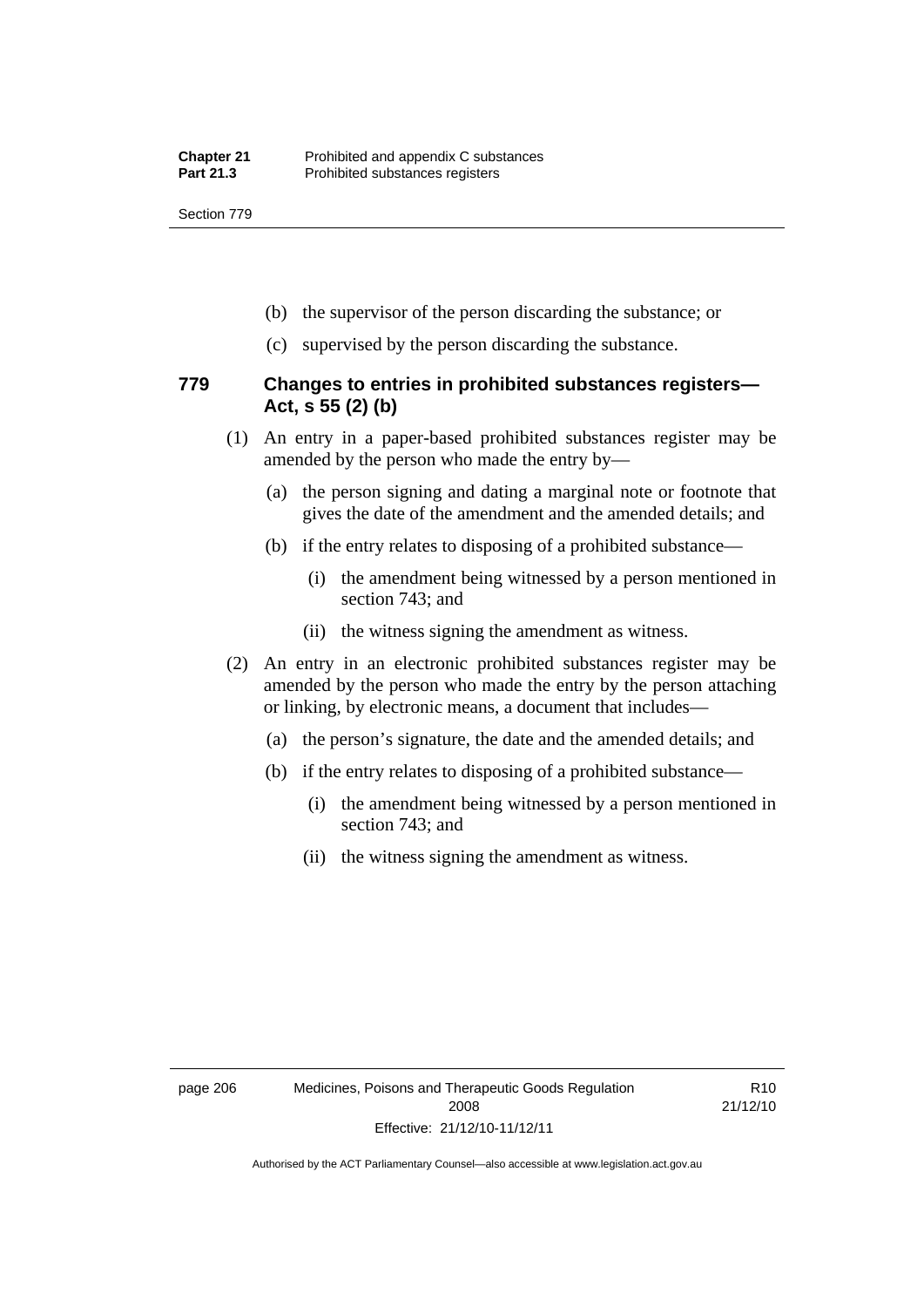(b) the supervisor of the person discarding the substance; or

(c) supervised by the person discarding the substance.

### 779 Changes to entries in prohibited substances registers—Act, s 55 (2) (b)

(1) An entry in a paper-based prohibited substances register may be amended by the person who made the entry by—

(a) the person signing and dating a marginal note or footnote that gives the date of the amendment and the amended details; and

(b) if the entry relates to disposing of a prohibited substance—

(i) the amendment being witnessed by a person mentioned in section 743; and

(ii) the witness signing the amendment as witness.

(2) An entry in an electronic prohibited substances register may be amended by the person who made the entry by the person attaching or linking, by electronic means, a document that includes—

(a) the person's signature, the date and the amended details; and

(b) if the entry relates to disposing of a prohibited substance—

(i) the amendment being witnessed by a person mentioned in section 743; and

(ii) the witness signing the amendment as witness.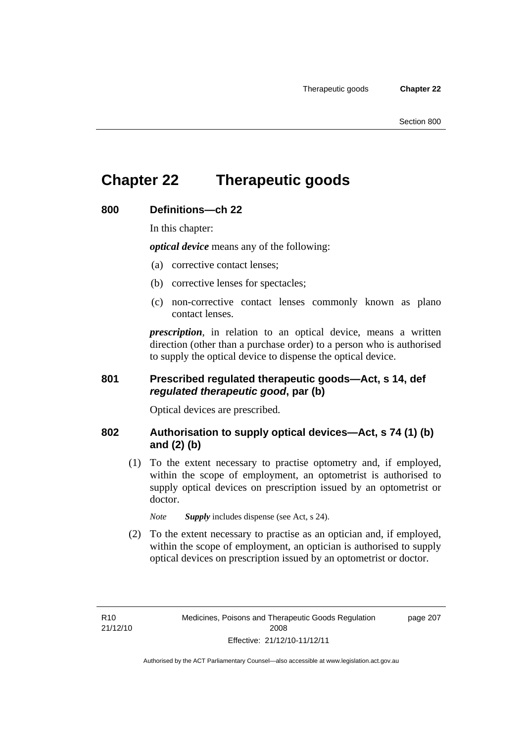# Chapter 22 Therapeutic goods

## 800 Definitions—ch 22

In this chapter:

***optical device*** means any of the following:

(a) corrective contact lenses;

(b) corrective lenses for spectacles;

(c) non-corrective contact lenses commonly known as plano contact lenses.

***prescription***, in relation to an optical device, means a written direction (other than a purchase order) to a person who is authorised to supply the optical device to dispense the optical device.

## 801 Prescribed regulated therapeutic goods—Act, s 14, def *regulated therapeutic good*, par (b)

Optical devices are prescribed.

## 802 Authorisation to supply optical devices—Act, s 74 (1) (b) and (2) (b)

(1) To the extent necessary to practise optometry and, if employed, within the scope of employment, an optometrist is authorised to supply optical devices on prescription issued by an optometrist or doctor.

*Note* ***Supply*** includes dispense (see Act, s 24).

(2) To the extent necessary to practise as an optician and, if employed, within the scope of employment, an optician is authorised to supply optical devices on prescription issued by an optometrist or doctor.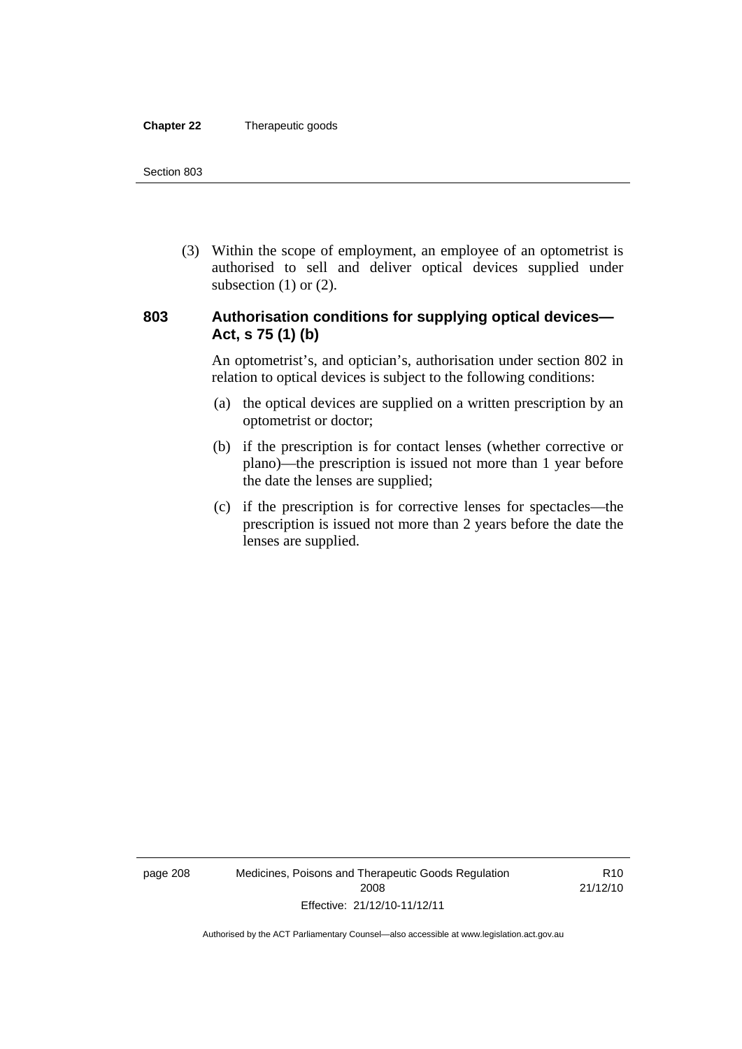(3) Within the scope of employment, an employee of an optometrist is authorised to sell and deliver optical devices supplied under subsection (1) or (2).

### 803 Authorisation conditions for supplying optical devices—Act, s 75 (1) (b)

An optometrist's, and optician's, authorisation under section 802 in relation to optical devices is subject to the following conditions:

(a) the optical devices are supplied on a written prescription by an optometrist or doctor;

(b) if the prescription is for contact lenses (whether corrective or plano)—the prescription is issued not more than 1 year before the date the lenses are supplied;

(c) if the prescription is for corrective lenses for spectacles—the prescription is issued not more than 2 years before the date the lenses are supplied.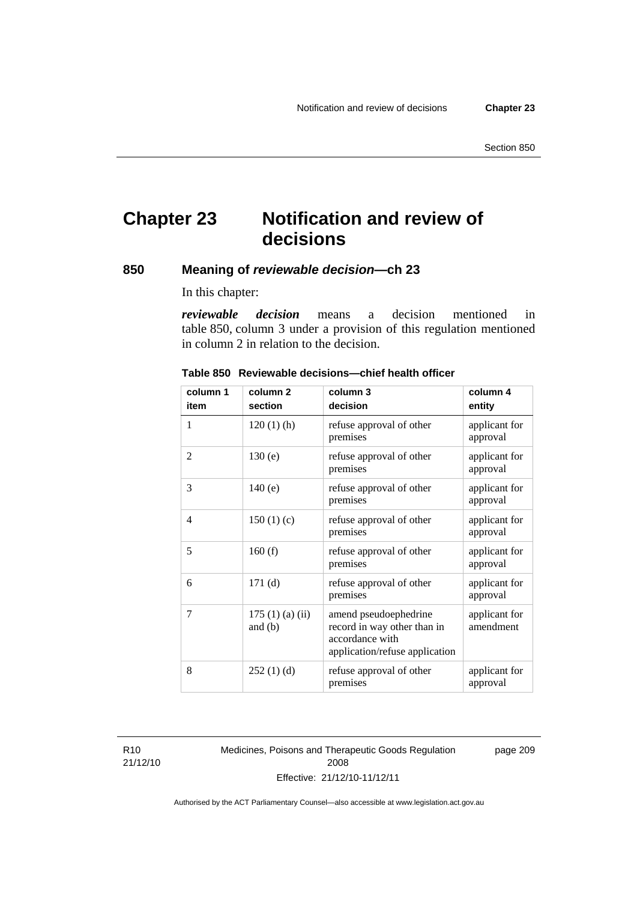# Chapter 23 Notification and review of decisions

## 850 Meaning of *reviewable decision*—ch 23

In this chapter:

***reviewable decision*** means a decision mentioned in table 850, column 3 under a provision of this regulation mentioned in column 2 in relation to the decision.

**Table 850 Reviewable decisions—chief health officer**

| column 1 item | column 2 section | column 3 decision | column 4 entity |
|---|---|---|---|
| 1 | 120 (1) (h) | refuse approval of other premises | applicant for approval |
| 2 | 130 (e) | refuse approval of other premises | applicant for approval |
| 3 | 140 (e) | refuse approval of other premises | applicant for approval |
| 4 | 150 (1) (c) | refuse approval of other premises | applicant for approval |
| 5 | 160 (f) | refuse approval of other premises | applicant for approval |
| 6 | 171 (d) | refuse approval of other premises | applicant for approval |
| 7 | 175 (1) (a) (ii) and (b) | amend pseudoephedrine record in way other than in accordance with application/refuse application | applicant for amendment |
| 8 | 252 (1) (d) | refuse approval of other premises | applicant for approval |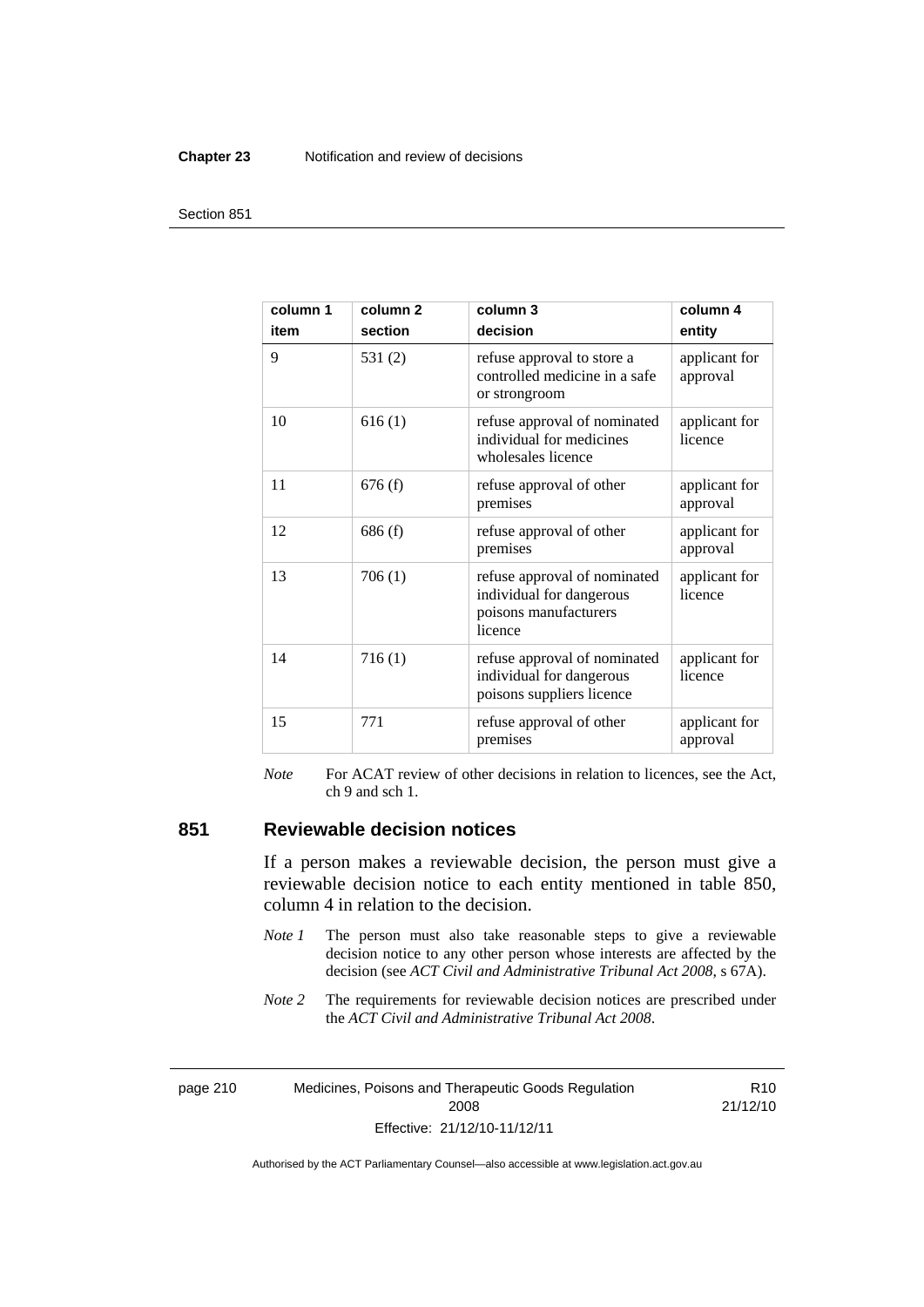| column 1<br>item | column 2<br>section | column 3<br>decision | column 4<br>entity |
|---|---|---|---|
| 9 | 531 (2) | refuse approval to store a controlled medicine in a safe or strongroom | applicant for approval |
| 10 | 616 (1) | refuse approval of nominated individual for medicines wholesales licence | applicant for licence |
| 11 | 676 (f) | refuse approval of other premises | applicant for approval |
| 12 | 686 (f) | refuse approval of other premises | applicant for approval |
| 13 | 706 (1) | refuse approval of nominated individual for dangerous poisons manufacturers licence | applicant for licence |
| 14 | 716 (1) | refuse approval of nominated individual for dangerous poisons suppliers licence | applicant for licence |
| 15 | 771 | refuse approval of other premises | applicant for approval |

*Note* For ACAT review of other decisions in relation to licences, see the Act, ch 9 and sch 1.

## 851 Reviewable decision notices

If a person makes a reviewable decision, the person must give a reviewable decision notice to each entity mentioned in table 850, column 4 in relation to the decision.

*Note 1* The person must also take reasonable steps to give a reviewable decision notice to any other person whose interests are affected by the decision (see *ACT Civil and Administrative Tribunal Act 2008*, s 67A).

*Note 2* The requirements for reviewable decision notices are prescribed under the *ACT Civil and Administrative Tribunal Act 2008*.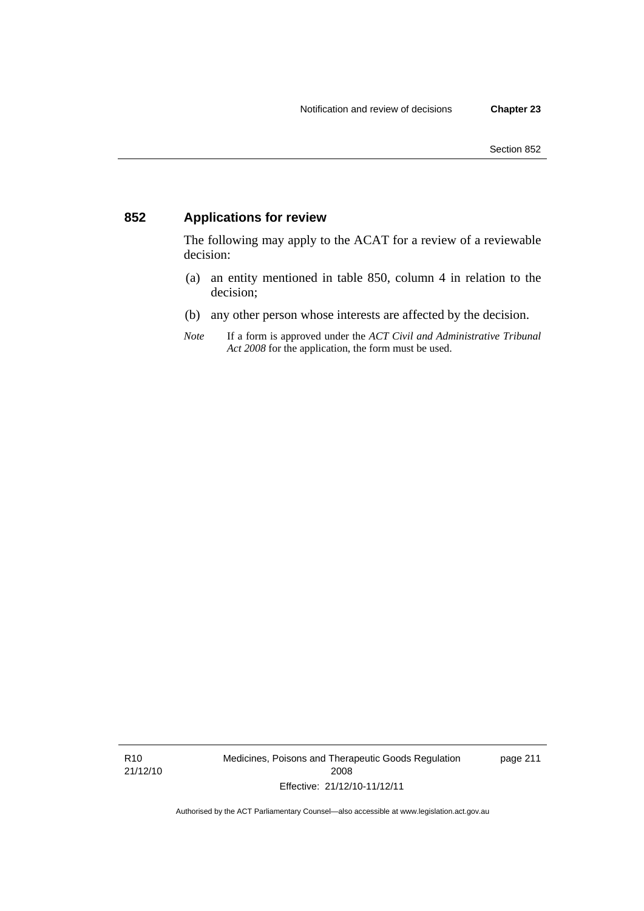## 852 Applications for review

The following may apply to the ACAT for a review of a reviewable decision:

(a) an entity mentioned in table 850, column 4 in relation to the decision;

(b) any other person whose interests are affected by the decision.

*Note* If a form is approved under the *ACT Civil and Administrative Tribunal Act 2008* for the application, the form must be used.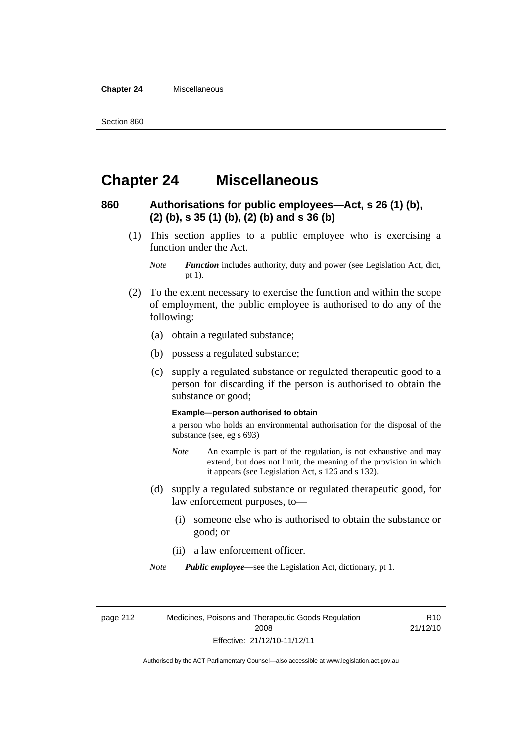# Chapter 24 Miscellaneous

## 860 Authorisations for public employees—Act, s 26 (1) (b), (2) (b), s 35 (1) (b), (2) (b) and s 36 (b)

(1) This section applies to a public employee who is exercising a function under the Act.

*Note* ***Function*** includes authority, duty and power (see Legislation Act, dict, pt 1).

(2) To the extent necessary to exercise the function and within the scope of employment, the public employee is authorised to do any of the following:

(a) obtain a regulated substance;

(b) possess a regulated substance;

(c) supply a regulated substance or regulated therapeutic good to a person for discarding if the person is authorised to obtain the substance or good;

**Example—person authorised to obtain**

a person who holds an environmental authorisation for the disposal of the substance (see, eg s 693)

*Note* An example is part of the regulation, is not exhaustive and may extend, but does not limit, the meaning of the provision in which it appears (see Legislation Act, s 126 and s 132).

(d) supply a regulated substance or regulated therapeutic good, for law enforcement purposes, to—

(i) someone else who is authorised to obtain the substance or good; or

(ii) a law enforcement officer.

*Note* ***Public employee***—see the Legislation Act, dictionary, pt 1.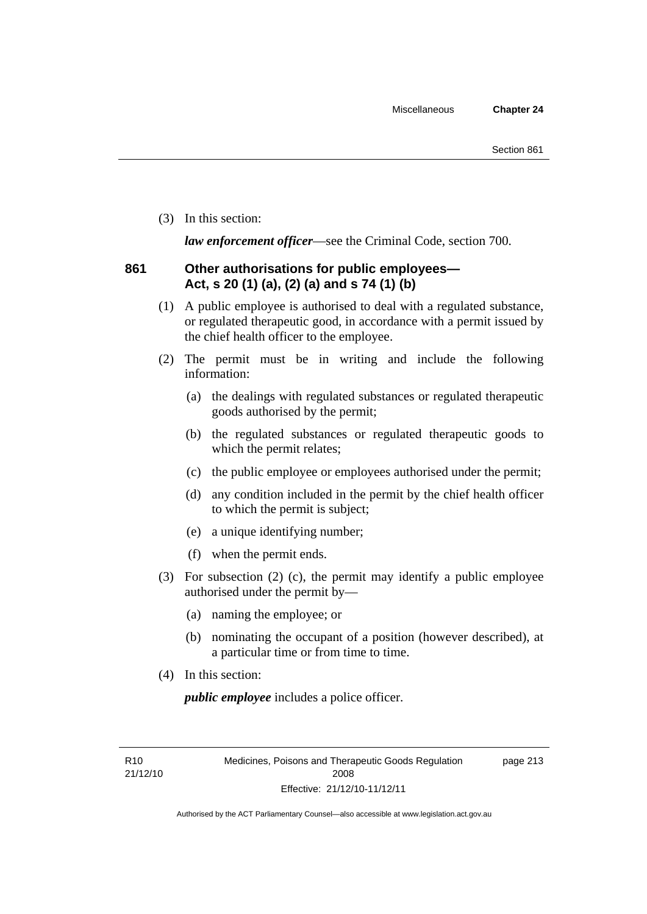(3) In this section:

***law enforcement officer***—see the Criminal Code, section 700.

### 861 Other authorisations for public employees—Act, s 20 (1) (a), (2) (a) and s 74 (1) (b)

(1) A public employee is authorised to deal with a regulated substance, or regulated therapeutic good, in accordance with a permit issued by the chief health officer to the employee.

(2) The permit must be in writing and include the following information:

(a) the dealings with regulated substances or regulated therapeutic goods authorised by the permit;

(b) the regulated substances or regulated therapeutic goods to which the permit relates;

(c) the public employee or employees authorised under the permit;

(d) any condition included in the permit by the chief health officer to which the permit is subject;

(e) a unique identifying number;

(f) when the permit ends.

(3) For subsection (2) (c), the permit may identify a public employee authorised under the permit by—

(a) naming the employee; or

(b) nominating the occupant of a position (however described), at a particular time or from time to time.

(4) In this section:

***public employee*** includes a police officer.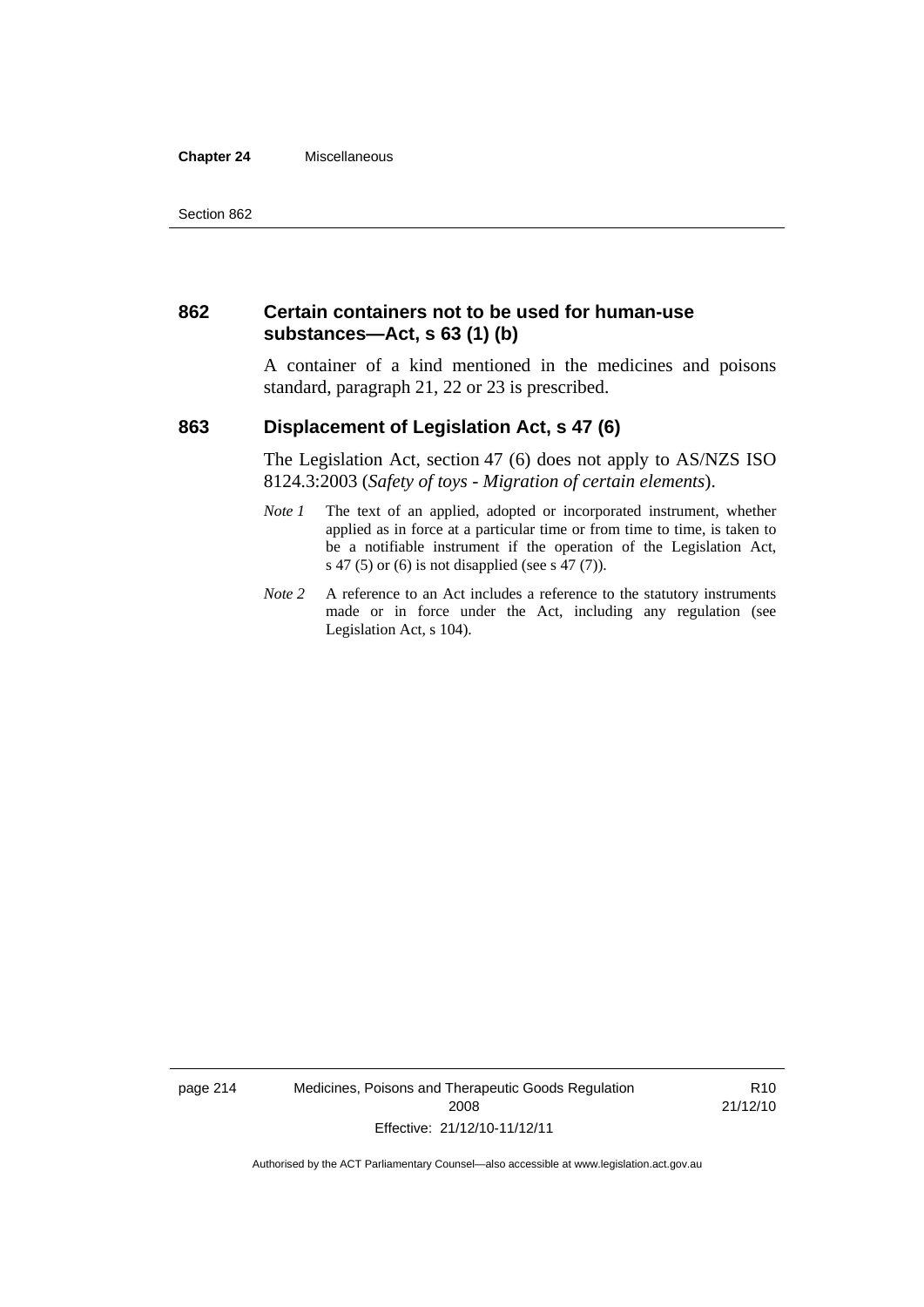### 862 Certain containers not to be used for human-use substances—Act, s 63 (1) (b)

A container of a kind mentioned in the medicines and poisons standard, paragraph 21, 22 or 23 is prescribed.

### 863 Displacement of Legislation Act, s 47 (6)

The Legislation Act, section 47 (6) does not apply to AS/NZS ISO 8124.3:2003 (*Safety of toys - Migration of certain elements*).

*Note 1* The text of an applied, adopted or incorporated instrument, whether applied as in force at a particular time or from time to time, is taken to be a notifiable instrument if the operation of the Legislation Act, s 47 (5) or (6) is not disapplied (see s 47 (7)).

*Note 2* A reference to an Act includes a reference to the statutory instruments made or in force under the Act, including any regulation (see Legislation Act, s 104).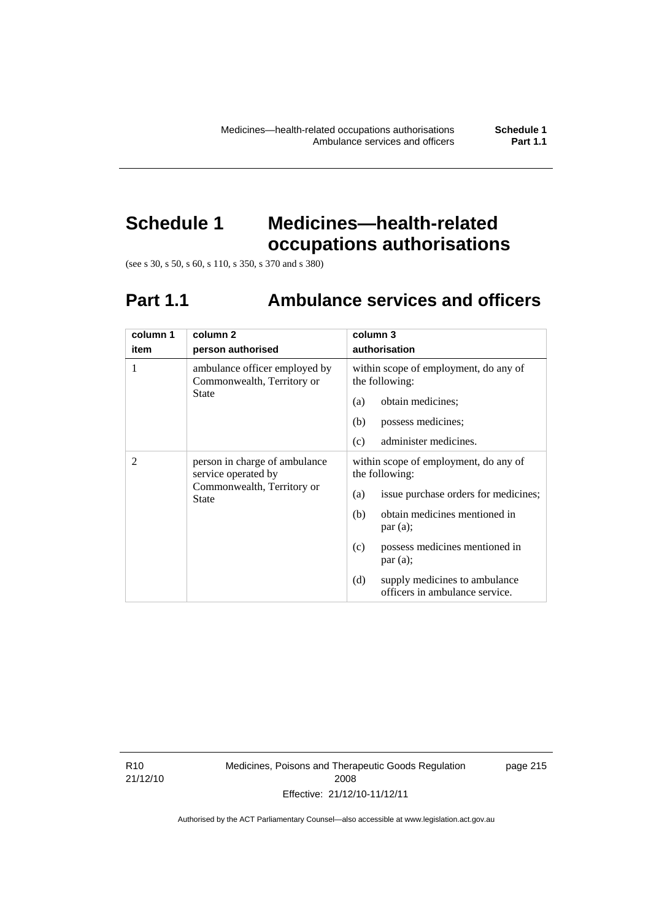# Schedule 1 Medicines—health-related occupations authorisations

(see s 30, s 50, s 60, s 110, s 350, s 370 and s 380)

## Part 1.1 Ambulance services and officers

| column 1<br>item | column 2<br>person authorised | column 3<br>authorisation |
|---|---|---|
| 1 | ambulance officer employed by Commonwealth, Territory or State | within scope of employment, do any of the following:<br>(a) obtain medicines;<br>(b) possess medicines;<br>(c) administer medicines. |
| 2 | person in charge of ambulance service operated by Commonwealth, Territory or State | within scope of employment, do any of the following:<br>(a) issue purchase orders for medicines;<br>(b) obtain medicines mentioned in par (a);<br>(c) possess medicines mentioned in par (a);<br>(d) supply medicines to ambulance officers in ambulance service. |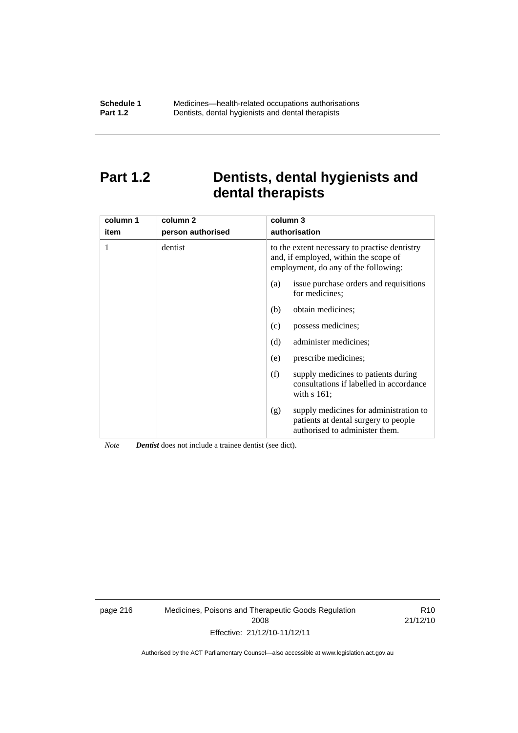# Part 1.2 Dentists, dental hygienists and dental therapists

| column 1<br>item | column 2<br>person authorised | column 3<br>authorisation |
|---|---|---|
| 1 | dentist | to the extent necessary to practise dentistry and, if employed, within the scope of employment, do any of the following:<br>(a) issue purchase orders and requisitions for medicines;<br>(b) obtain medicines;<br>(c) possess medicines;<br>(d) administer medicines;<br>(e) prescribe medicines;<br>(f) supply medicines to patients during consultations if labelled in accordance with s 161;<br>(g) supply medicines for administration to patients at dental surgery to people authorised to administer them. |

*Note* ***Dentist*** does not include a trainee dentist (see dict).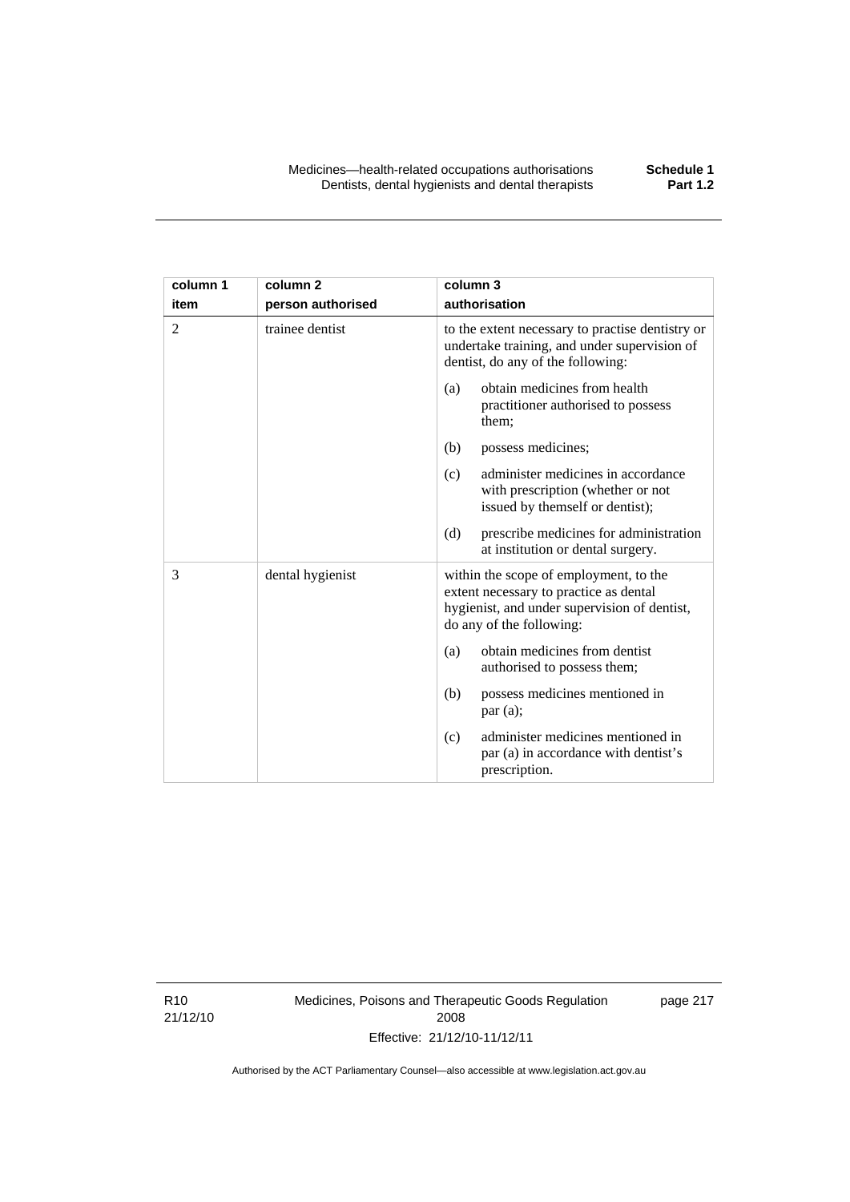| column 1 item | column 2 person authorised | column 3 authorisation |
|---|---|---|
| 2 | trainee dentist | to the extent necessary to practise dentistry or undertake training, and under supervision of dentist, do any of the following:<br>(a) obtain medicines from health practitioner authorised to possess them;<br>(b) possess medicines;<br>(c) administer medicines in accordance with prescription (whether or not issued by themself or dentist);<br>(d) prescribe medicines for administration at institution or dental surgery. |
| 3 | dental hygienist | within the scope of employment, to the extent necessary to practice as dental hygienist, and under supervision of dentist, do any of the following:<br>(a) obtain medicines from dentist authorised to possess them;<br>(b) possess medicines mentioned in par (a);<br>(c) administer medicines mentioned in par (a) in accordance with dentist's prescription. |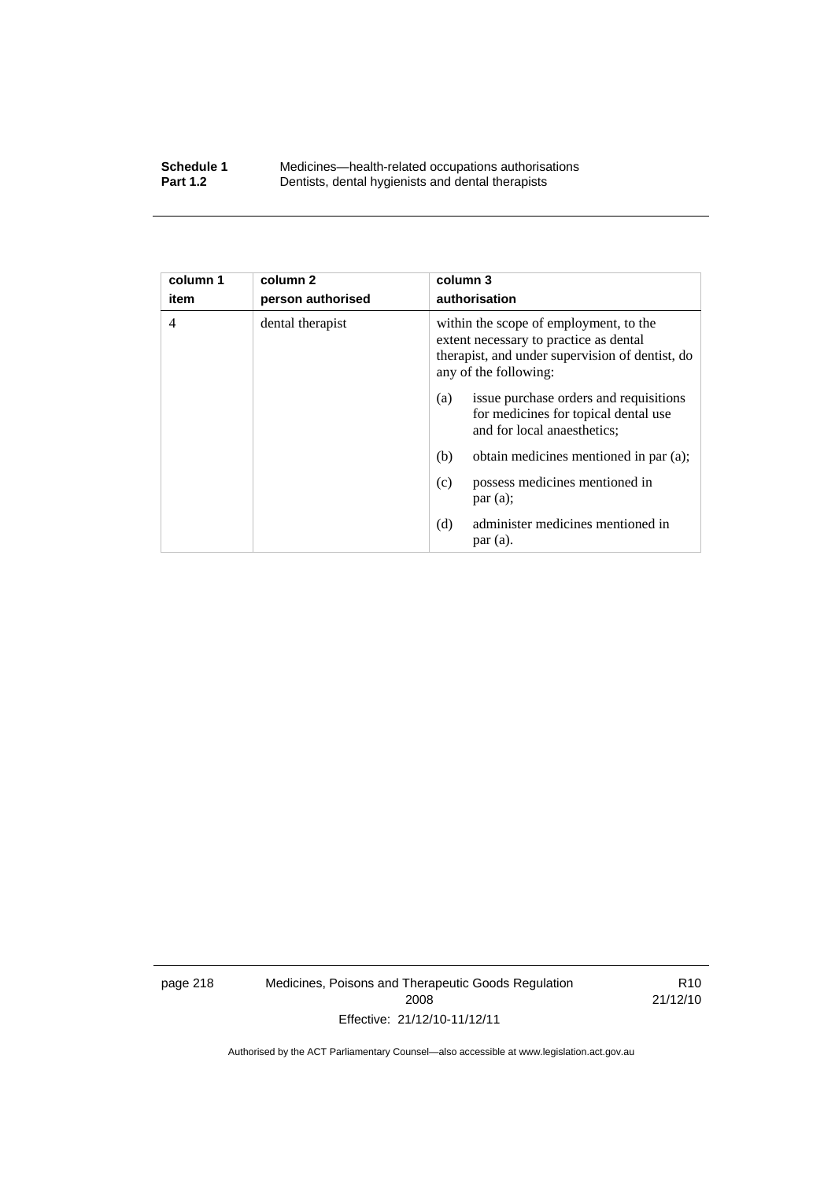| column 1<br>item | column 2<br>person authorised | column 3<br>authorisation |
|---|---|---|
| 4 | dental therapist | within the scope of employment, to the extent necessary to practice as dental therapist, and under supervision of dentist, do any of the following:<br>(a) issue purchase orders and requisitions for medicines for topical dental use and for local anaesthetics;<br>(b) obtain medicines mentioned in par (a);<br>(c) possess medicines mentioned in par (a);<br>(d) administer medicines mentioned in par (a). |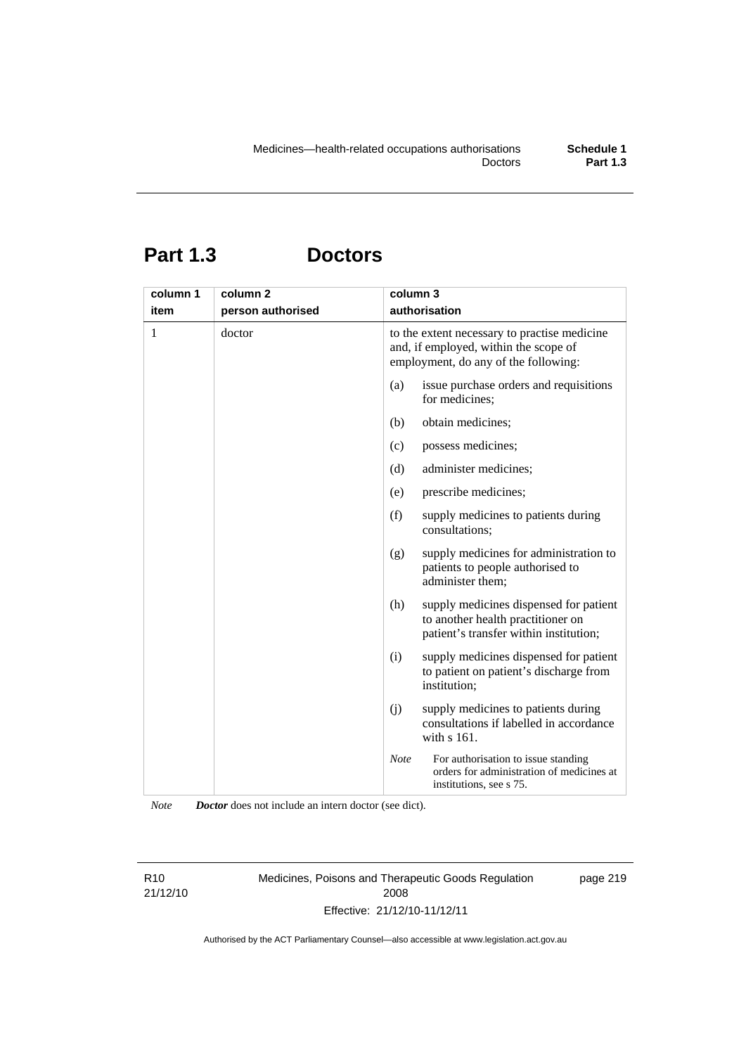# Part 1.3 Doctors

| column 1<br>item | column 2<br>person authorised | column 3<br>authorisation |
|---|---|---|
| 1 | doctor | to the extent necessary to practise medicine and, if employed, within the scope of employment, do any of the following:<br>(a) issue purchase orders and requisitions for medicines;<br>(b) obtain medicines;<br>(c) possess medicines;<br>(d) administer medicines;<br>(e) prescribe medicines;<br>(f) supply medicines to patients during consultations;<br>(g) supply medicines for administration to patients to people authorised to administer them;<br>(h) supply medicines dispensed for patient to another health practitioner on patient's transfer within institution;<br>(i) supply medicines dispensed for patient to patient on patient's discharge from institution;<br>(j) supply medicines to patients during consultations if labelled in accordance with s 161.<br>*Note* For authorisation to issue standing orders for administration of medicines at institutions, see s 75. |

*Note* ***Doctor*** does not include an intern doctor (see dict).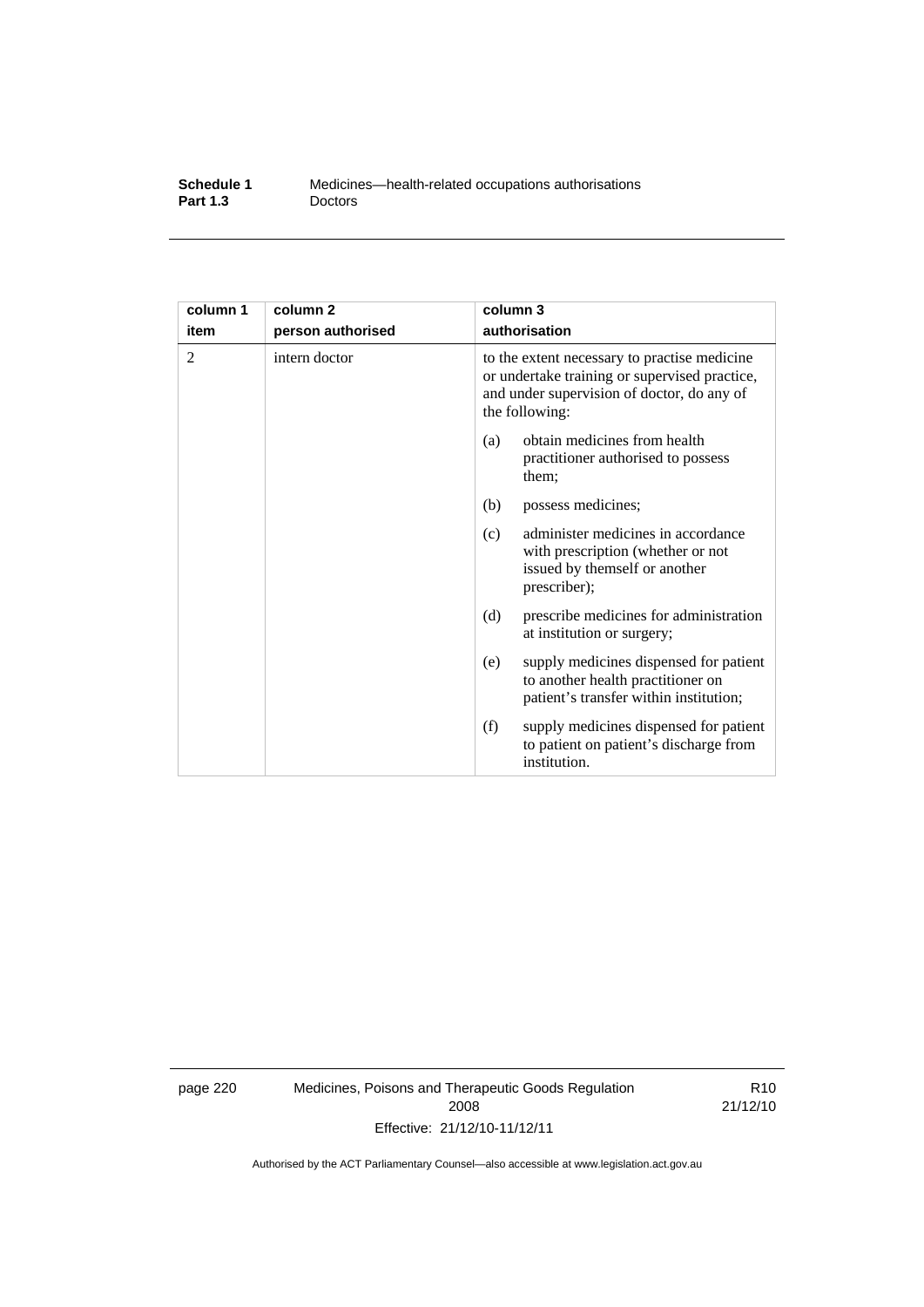| column 1 item | column 2 person authorised | column 3 authorisation |
| --- | --- | --- |
| 2 | intern doctor | to the extent necessary to practise medicine or undertake training or supervised practice, and under supervision of doctor, do any of the following:<br>(a) obtain medicines from health practitioner authorised to possess them;<br>(b) possess medicines;<br>(c) administer medicines in accordance with prescription (whether or not issued by themself or another prescriber);<br>(d) prescribe medicines for administration at institution or surgery;<br>(e) supply medicines dispensed for patient to another health practitioner on patient's transfer within institution;<br>(f) supply medicines dispensed for patient to patient on patient's discharge from institution. |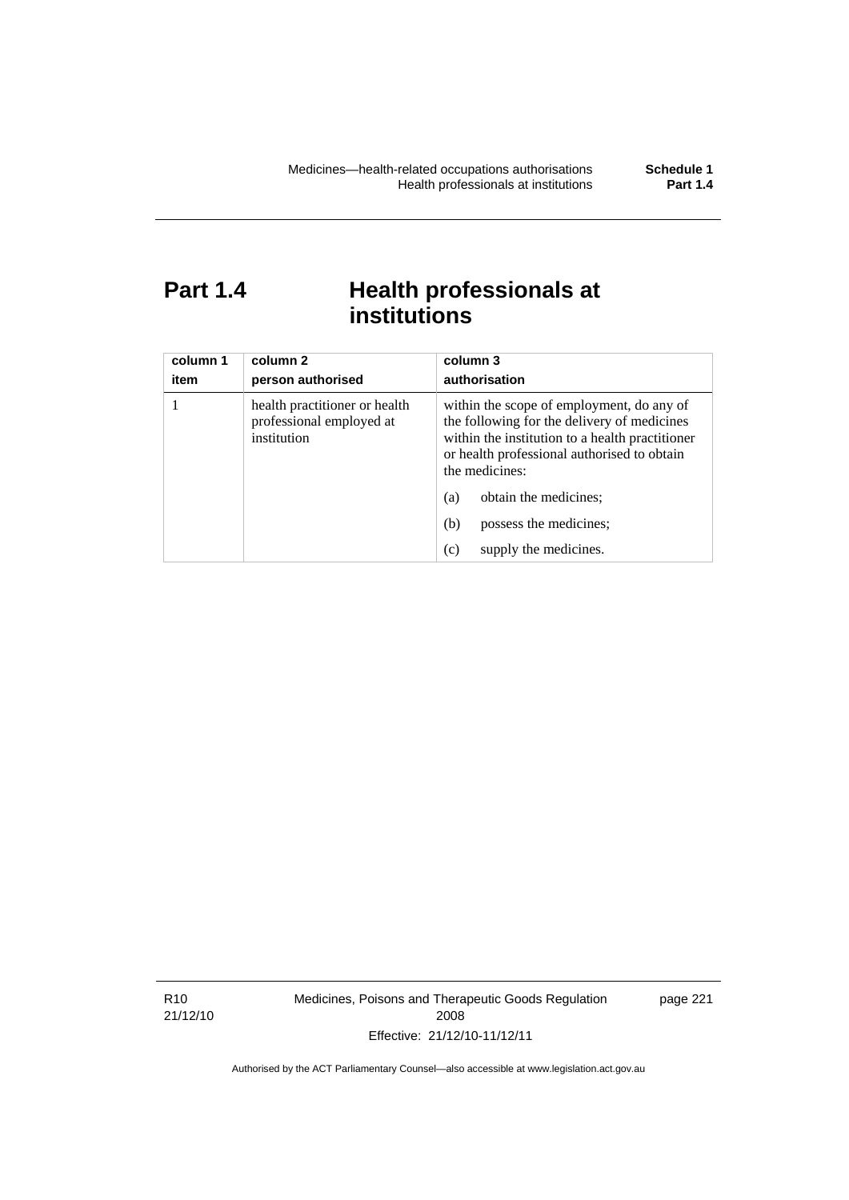# Part 1.4 Health professionals at institutions

| column 1<br>item | column 2<br>person authorised | column 3<br>authorisation |
|---|---|---|
| 1 | health practitioner or health professional employed at institution | within the scope of employment, do any of the following for the delivery of medicines within the institution to a health practitioner or health professional authorised to obtain the medicines:<br>(a) obtain the medicines;<br>(b) possess the medicines;<br>(c) supply the medicines. |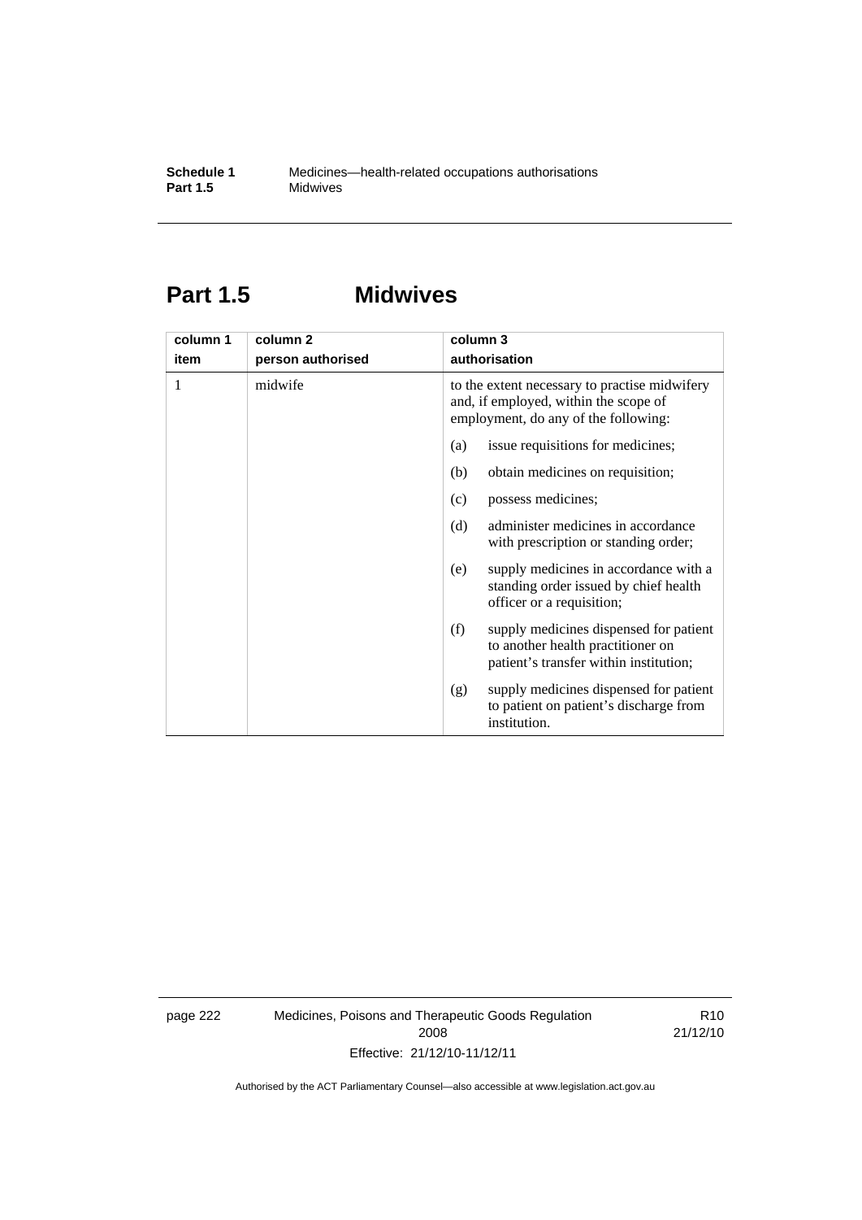# Part 1.5 Midwives

| column 1<br>item | column 2<br>person authorised | column 3<br>authorisation |
|---|---|---|
| 1 | midwife | to the extent necessary to practise midwifery and, if employed, within the scope of employment, do any of the following:<br>(a) issue requisitions for medicines;<br>(b) obtain medicines on requisition;<br>(c) possess medicines;<br>(d) administer medicines in accordance with prescription or standing order;<br>(e) supply medicines in accordance with a standing order issued by chief health officer or a requisition;<br>(f) supply medicines dispensed for patient to another health practitioner on patient's transfer within institution;<br>(g) supply medicines dispensed for patient to patient on patient's discharge from institution. |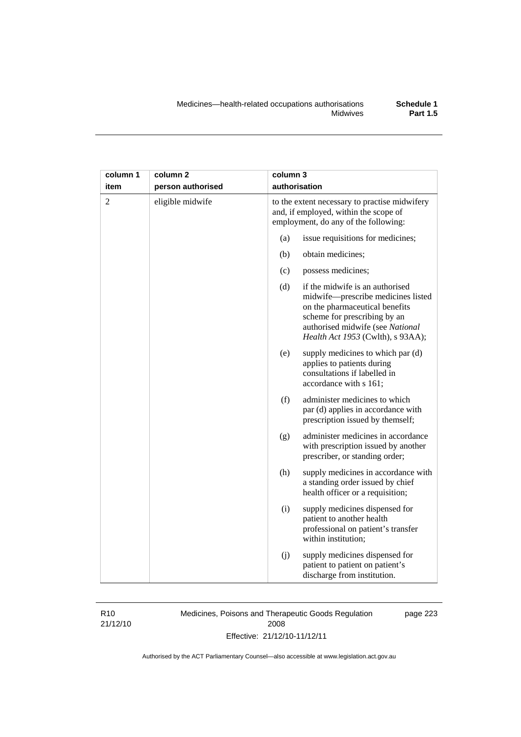| column 1 item | column 2 person authorised | column 3 authorisation |
|---|---|---|
| 2 | eligible midwife | to the extent necessary to practise midwifery and, if employed, within the scope of employment, do any of the following: |
| | | (a) issue requisitions for medicines; |
| | | (b) obtain medicines; |
| | | (c) possess medicines; |
| | | (d) if the midwife is an authorised midwife—prescribe medicines listed on the pharmaceutical benefits scheme for prescribing by an authorised midwife (see *National Health Act 1953* (Cwlth), s 93AA); |
| | | (e) supply medicines to which par (d) applies to patients during consultations if labelled in accordance with s 161; |
| | | (f) administer medicines to which par (d) applies in accordance with prescription issued by themself; |
| | | (g) administer medicines in accordance with prescription issued by another prescriber, or standing order; |
| | | (h) supply medicines in accordance with a standing order issued by chief health officer or a requisition; |
| | | (i) supply medicines dispensed for patient to another health professional on patient's transfer within institution; |
| | | (j) supply medicines dispensed for patient to patient on patient's discharge from institution. |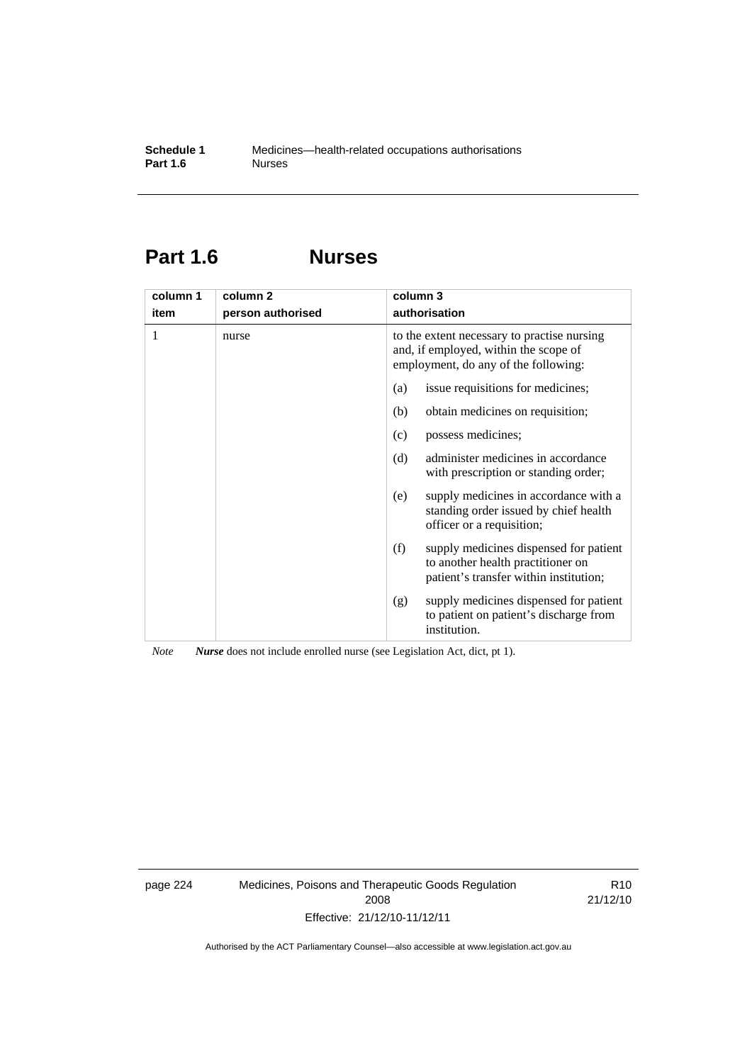# Part 1.6 Nurses

| column 1 item | column 2 person authorised | column 3 authorisation |
|---|---|---|
| 1 | nurse | to the extent necessary to practise nursing and, if employed, within the scope of employment, do any of the following: |
| | | (a) issue requisitions for medicines; |
| | | (b) obtain medicines on requisition; |
| | | (c) possess medicines; |
| | | (d) administer medicines in accordance with prescription or standing order; |
| | | (e) supply medicines in accordance with a standing order issued by chief health officer or a requisition; |
| | | (f) supply medicines dispensed for patient to another health practitioner on patient's transfer within institution; |
| | | (g) supply medicines dispensed for patient to patient on patient's discharge from institution. |

*Note* ***Nurse*** does not include enrolled nurse (see Legislation Act, dict, pt 1).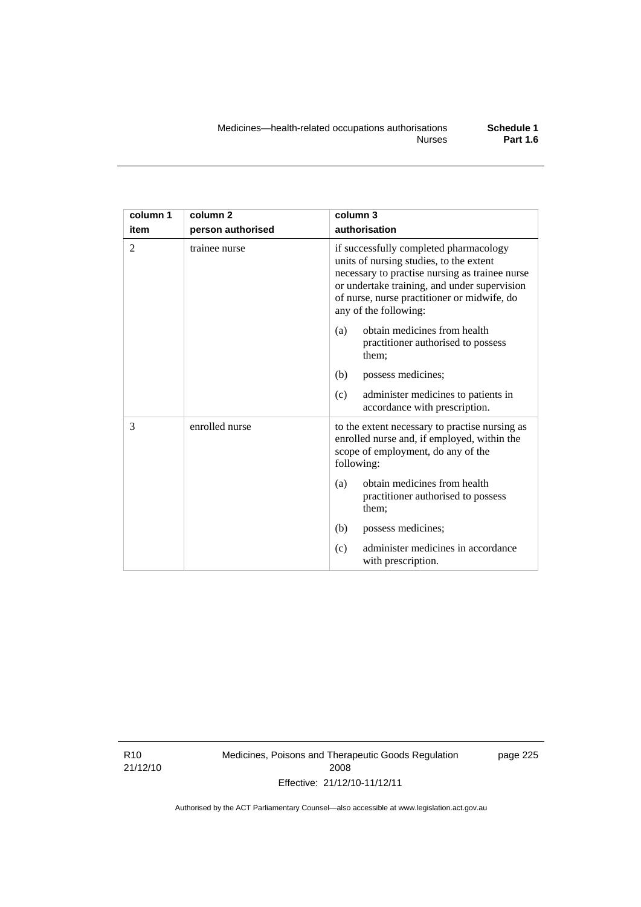| column 1 item | column 2 person authorised | column 3 authorisation |
|---|---|---|
| 2 | trainee nurse | if successfully completed pharmacology units of nursing studies, to the extent necessary to practise nursing as trainee nurse or undertake training, and under supervision of nurse, nurse practitioner or midwife, do any of the following: |
| | | (a) obtain medicines from health practitioner authorised to possess them; |
| | | (b) possess medicines; |
| | | (c) administer medicines to patients in accordance with prescription. |
| 3 | enrolled nurse | to the extent necessary to practise nursing as enrolled nurse and, if employed, within the scope of employment, do any of the following: |
| | | (a) obtain medicines from health practitioner authorised to possess them; |
| | | (b) possess medicines; |
| | | (c) administer medicines in accordance with prescription. |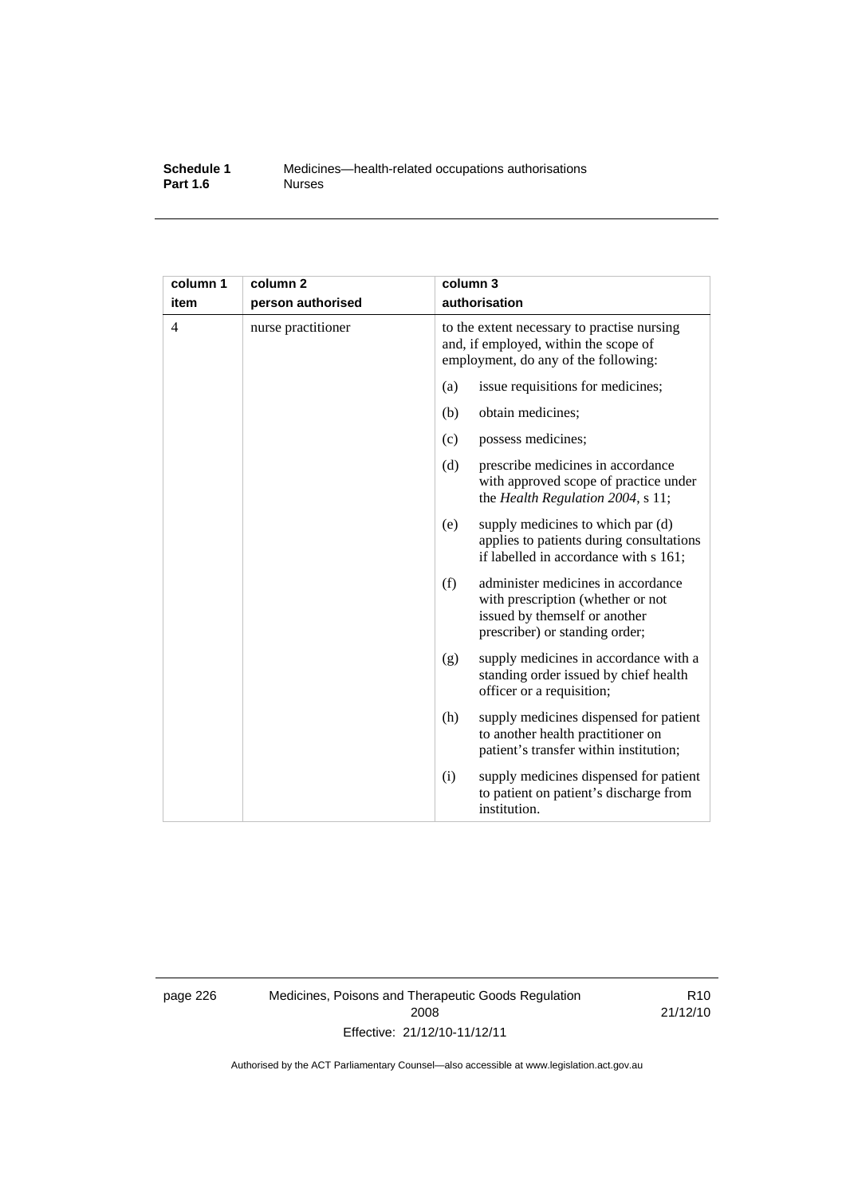| column 1<br>item | column 2<br>person authorised | column 3<br>authorisation |
|---|---|---|
| 4 | nurse practitioner | to the extent necessary to practise nursing and, if employed, within the scope of employment, do any of the following: |
| | | (a) issue requisitions for medicines; |
| | | (b) obtain medicines; |
| | | (c) possess medicines; |
| | | (d) prescribe medicines in accordance with approved scope of practice under the *Health Regulation 2004*, s 11; |
| | | (e) supply medicines to which par (d) applies to patients during consultations if labelled in accordance with s 161; |
| | | (f) administer medicines in accordance with prescription (whether or not issued by themself or another prescriber) or standing order; |
| | | (g) supply medicines in accordance with a standing order issued by chief health officer or a requisition; |
| | | (h) supply medicines dispensed for patient to another health practitioner on patient's transfer within institution; |
| | | (i) supply medicines dispensed for patient to patient on patient's discharge from institution. |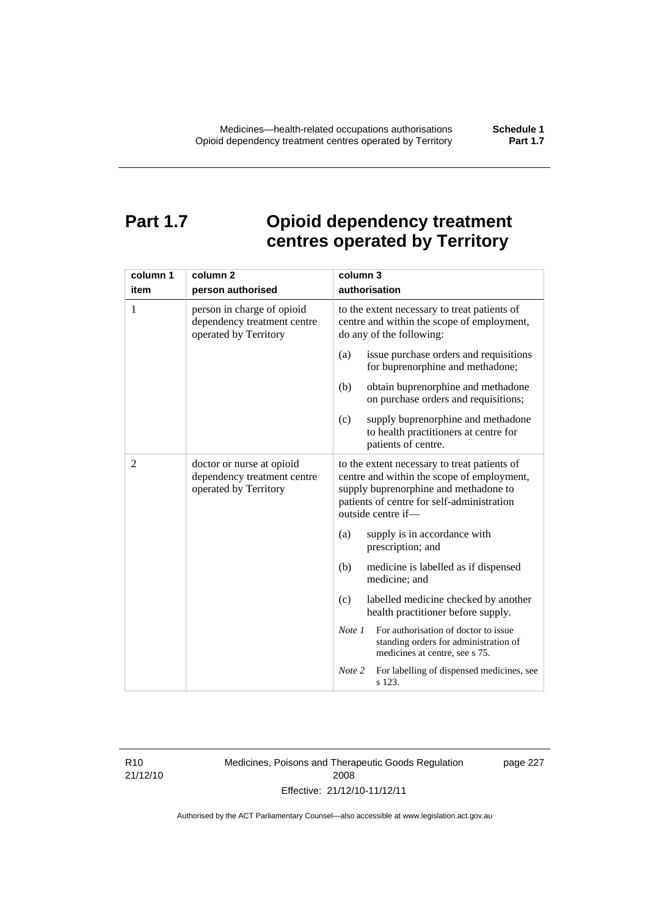# Part 1.7 Opioid dependency treatment centres operated by Territory

| column 1<br>item | column 2<br>person authorised | column 3<br>authorisation |
|---|---|---|
| 1 | person in charge of opioid dependency treatment centre operated by Territory | to the extent necessary to treat patients of centre and within the scope of employment, do any of the following:<br>(a) issue purchase orders and requisitions for buprenorphine and methadone;<br>(b) obtain buprenorphine and methadone on purchase orders and requisitions;<br>(c) supply buprenorphine and methadone to health practitioners at centre for patients of centre. |
| 2 | doctor or nurse at opioid dependency treatment centre operated by Territory | to the extent necessary to treat patients of centre and within the scope of employment, supply buprenorphine and methadone to patients of centre for self-administration outside centre if—<br>(a) supply is in accordance with prescription; and<br>(b) medicine is labelled as if dispensed medicine; and<br>(c) labelled medicine checked by another health practitioner before supply.<br>*Note 1* For authorisation of doctor to issue standing orders for administration of medicines at centre, see s 75.<br>*Note 2* For labelling of dispensed medicines, see s 123. |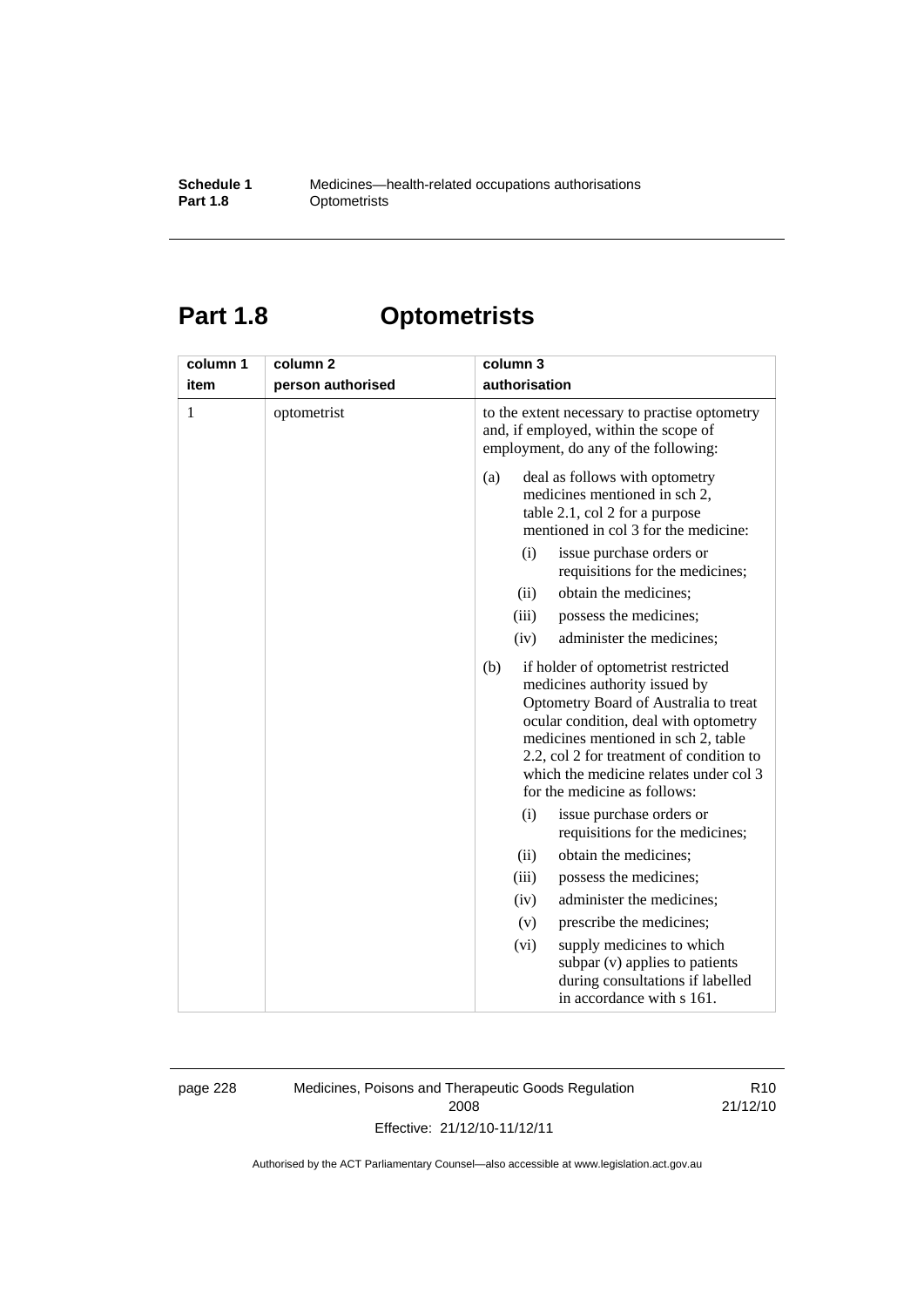# Part 1.8 Optometrists

| column 1<br>item | column 2<br>person authorised | column 3<br>authorisation |
|---|---|---|
| 1 | optometrist | to the extent necessary to practise optometry and, if employed, within the scope of employment, do any of the following:<br><br>(a) deal as follows with optometry medicines mentioned in sch 2, table 2.1, col 2 for a purpose mentioned in col 3 for the medicine:<br>(i) issue purchase orders or requisitions for the medicines;<br>(ii) obtain the medicines;<br>(iii) possess the medicines;<br>(iv) administer the medicines;<br><br>(b) if holder of optometrist restricted medicines authority issued by Optometry Board of Australia to treat ocular condition, deal with optometry medicines mentioned in sch 2, table 2.2, col 2 for treatment of condition to which the medicine relates under col 3 for the medicine as follows:<br>(i) issue purchase orders or requisitions for the medicines;<br>(ii) obtain the medicines;<br>(iii) possess the medicines;<br>(iv) administer the medicines;<br>(v) prescribe the medicines;<br>(vi) supply medicines to which subpar (v) applies to patients during consultations if labelled in accordance with s 161. |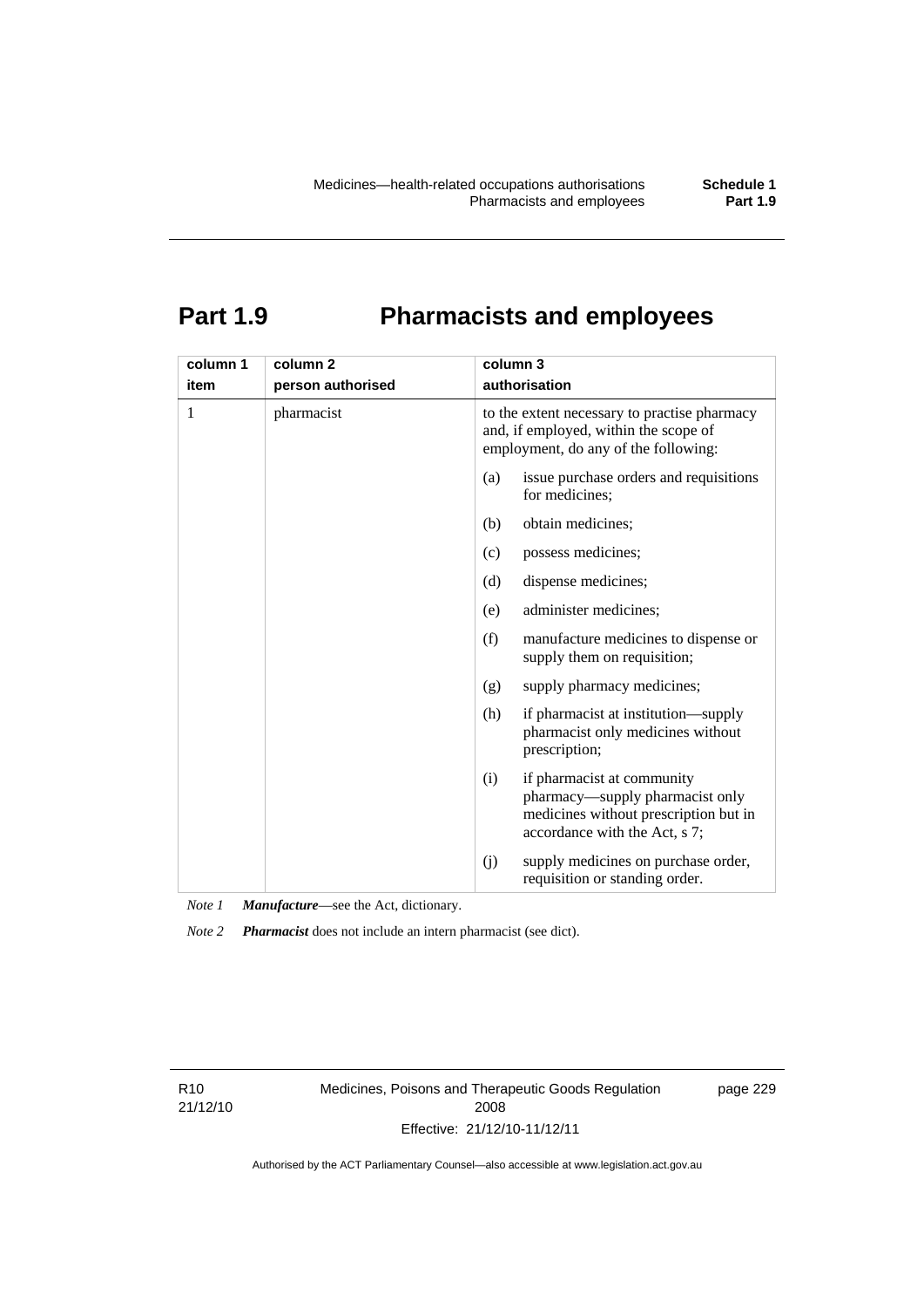# Part 1.9 Pharmacists and employees

| column 1<br>item | column 2<br>person authorised | column 3<br>authorisation |
|---|---|---|
| 1 | pharmacist | to the extent necessary to practise pharmacy and, if employed, within the scope of employment, do any of the following:<br>(a) issue purchase orders and requisitions for medicines;<br>(b) obtain medicines;<br>(c) possess medicines;<br>(d) dispense medicines;<br>(e) administer medicines;<br>(f) manufacture medicines to dispense or supply them on requisition;<br>(g) supply pharmacy medicines;<br>(h) if pharmacist at institution—supply pharmacist only medicines without prescription;<br>(i) if pharmacist at community pharmacy—supply pharmacist only medicines without prescription but in accordance with the Act, s 7;<br>(j) supply medicines on purchase order, requisition or standing order. |

*Note 1* ***Manufacture***—see the Act, dictionary.

*Note 2* ***Pharmacist*** does not include an intern pharmacist (see dict).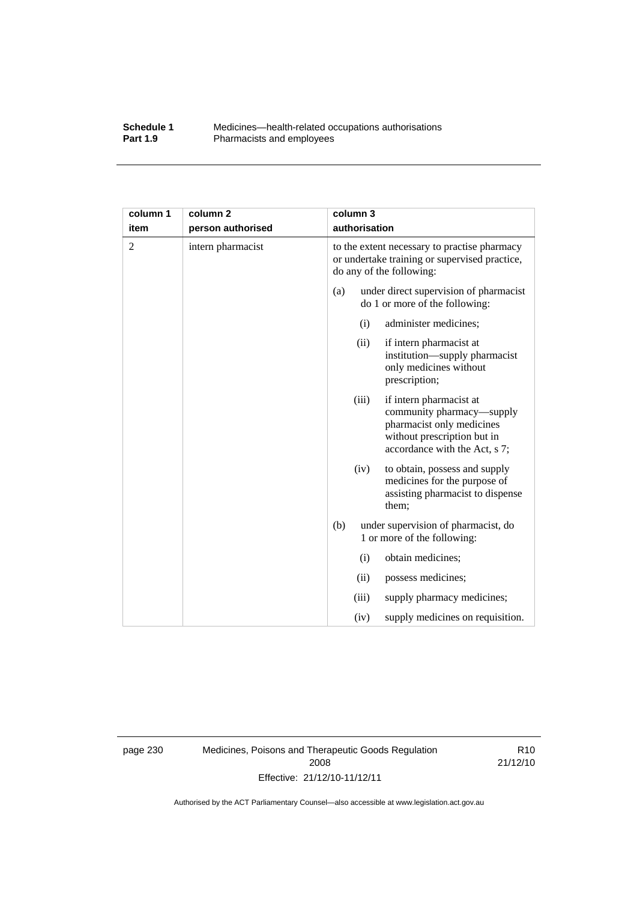| column 1 item | column 2 person authorised | column 3 authorisation |
|---|---|---|
| 2 | intern pharmacist | to the extent necessary to practise pharmacy or undertake training or supervised practice, do any of the following: |
| | | (a) under direct supervision of pharmacist do 1 or more of the following: |
| | | (i) administer medicines; |
| | | (ii) if intern pharmacist at institution—supply pharmacist only medicines without prescription; |
| | | (iii) if intern pharmacist at community pharmacy—supply pharmacist only medicines without prescription but in accordance with the Act, s 7; |
| | | (iv) to obtain, possess and supply medicines for the purpose of assisting pharmacist to dispense them; |
| | | (b) under supervision of pharmacist, do 1 or more of the following: |
| | | (i) obtain medicines; |
| | | (ii) possess medicines; |
| | | (iii) supply pharmacy medicines; |
| | | (iv) supply medicines on requisition. |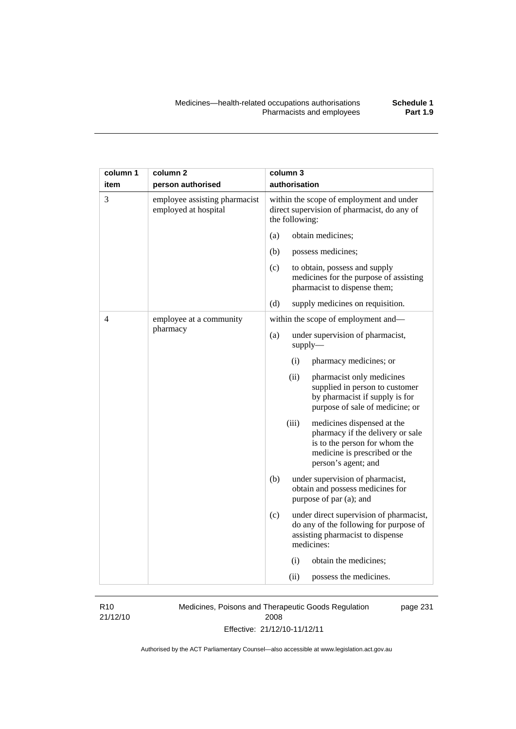| column 1 item | column 2 person authorised | column 3 authorisation |
|---|---|---|
| 3 | employee assisting pharmacist employed at hospital | within the scope of employment and under direct supervision of pharmacist, do any of the following:<br>(a) obtain medicines;<br>(b) possess medicines;<br>(c) to obtain, possess and supply medicines for the purpose of assisting pharmacist to dispense them;<br>(d) supply medicines on requisition. |
| 4 | employee at a community pharmacy | within the scope of employment and—<br>(a) under supervision of pharmacist, supply—<br>(i) pharmacy medicines; or<br>(ii) pharmacist only medicines supplied in person to customer by pharmacist if supply is for purpose of sale of medicine; or<br>(iii) medicines dispensed at the pharmacy if the delivery or sale is to the person for whom the medicine is prescribed or the person's agent; and<br>(b) under supervision of pharmacist, obtain and possess medicines for purpose of par (a); and<br>(c) under direct supervision of pharmacist, do any of the following for purpose of assisting pharmacist to dispense medicines:<br>(i) obtain the medicines;<br>(ii) possess the medicines. |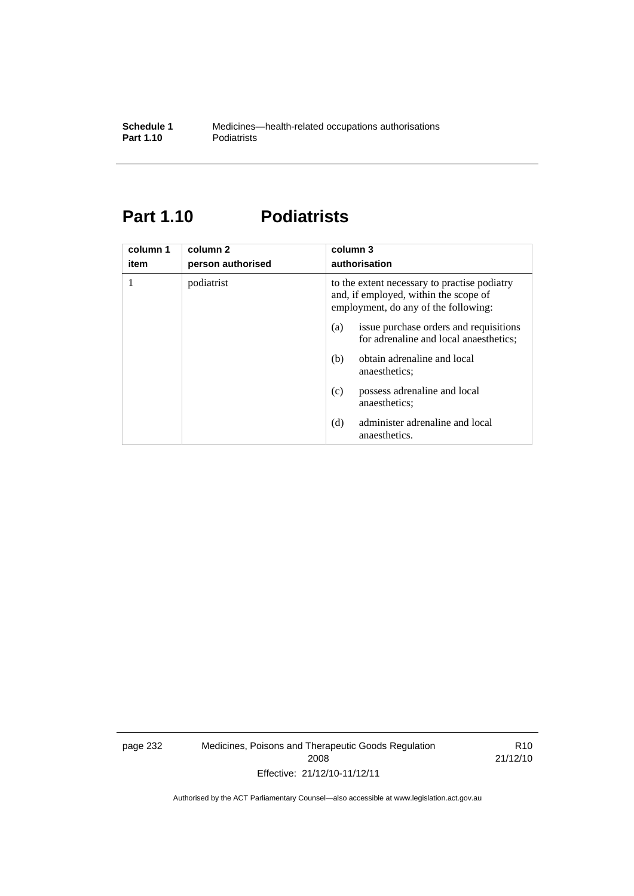## Part 1.10 Podiatrists

| column 1<br>item | column 2<br>person authorised | column 3<br>authorisation |
|---|---|---|
| 1 | podiatrist | to the extent necessary to practise podiatry and, if employed, within the scope of employment, do any of the following:<br>(a) issue purchase orders and requisitions for adrenaline and local anaesthetics;<br>(b) obtain adrenaline and local anaesthetics;<br>(c) possess adrenaline and local anaesthetics;<br>(d) administer adrenaline and local anaesthetics. |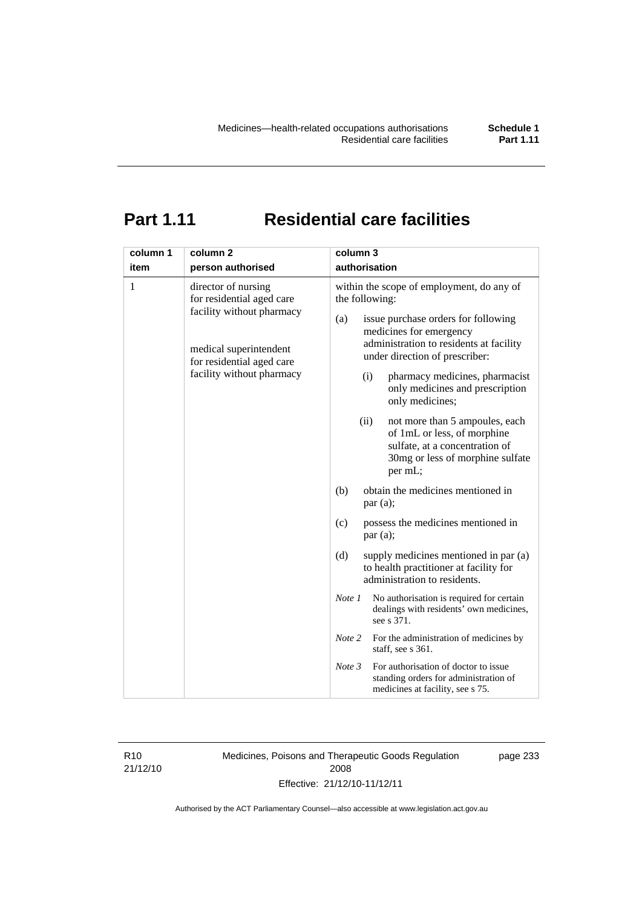# Part 1.11 Residential care facilities

| column 1<br>item | column 2<br>person authorised | column 3<br>authorisation |
|---|---|---|
| 1 | director of nursing for residential aged care facility without pharmacy<br><br>medical superintendent for residential aged care facility without pharmacy | within the scope of employment, do any of the following:<br>(a) issue purchase orders for following medicines for emergency administration to residents at facility under direction of prescriber:<br>(i) pharmacy medicines, pharmacist only medicines and prescription only medicines;<br>(ii) not more than 5 ampoules, each of 1mL or less, of morphine sulfate, at a concentration of 30mg or less of morphine sulfate per mL;<br>(b) obtain the medicines mentioned in par (a);<br>(c) possess the medicines mentioned in par (a);<br>(d) supply medicines mentioned in par (a) to health practitioner at facility for administration to residents.<br>*Note 1* No authorisation is required for certain dealings with residents' own medicines, see s 371.<br>*Note 2* For the administration of medicines by staff, see s 361.<br>*Note 3* For authorisation of doctor to issue standing orders for administration of medicines at facility, see s 75. |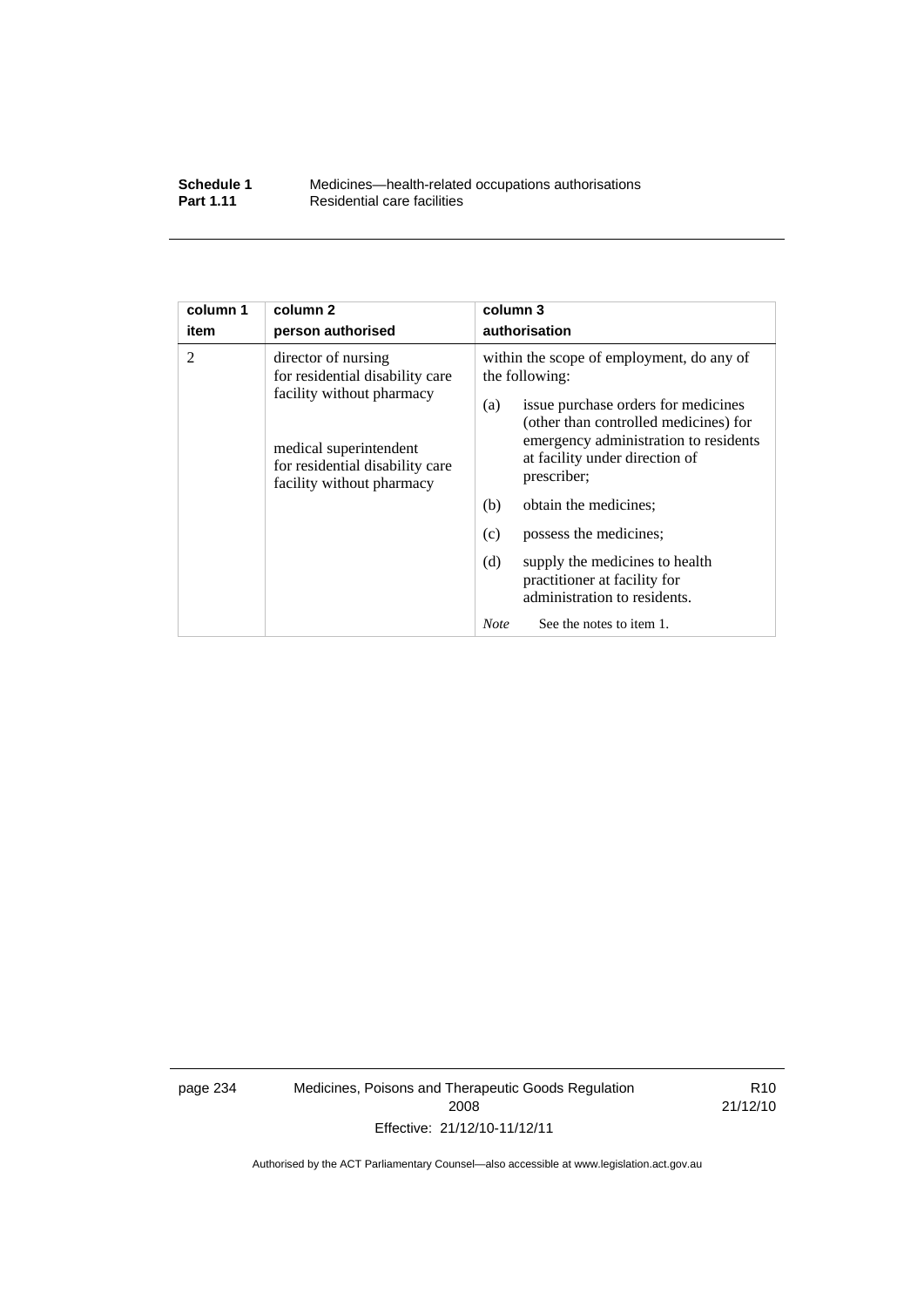| column 1 item | column 2 person authorised | column 3 authorisation |
|---|---|---|
| 2 | director of nursing for residential disability care facility without pharmacy<br><br>medical superintendent for residential disability care facility without pharmacy | within the scope of employment, do any of the following:<br>(a) issue purchase orders for medicines (other than controlled medicines) for emergency administration to residents at facility under direction of prescriber;<br>(b) obtain the medicines;<br>(c) possess the medicines;<br>(d) supply the medicines to health practitioner at facility for administration to residents.<br>*Note* See the notes to item 1. |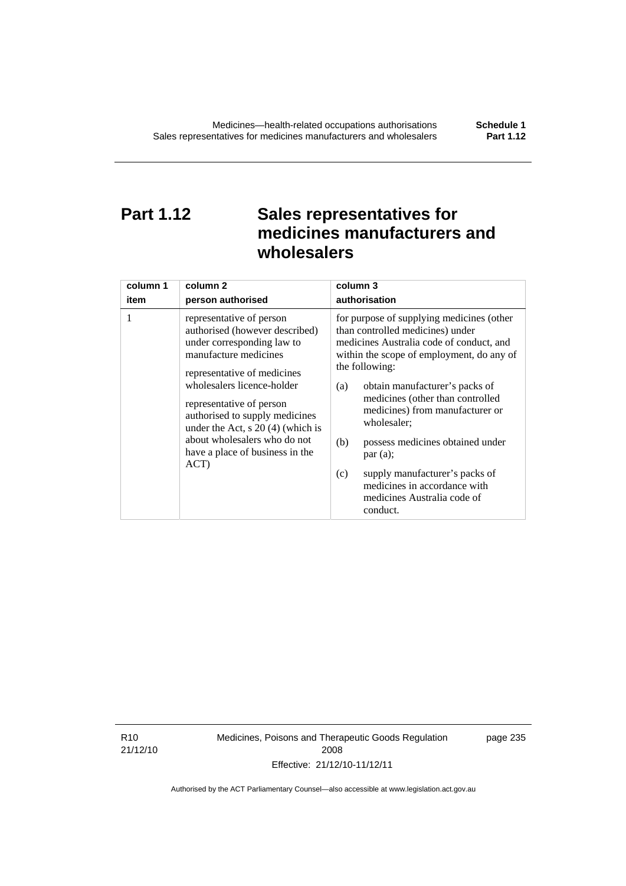# Part 1.12 Sales representatives for medicines manufacturers and wholesalers

| column 1<br>item | column 2<br>person authorised | column 3<br>authorisation |
|---|---|---|
| 1 | representative of person authorised (however described) under corresponding law to manufacture medicines<br><br>representative of medicines wholesalers licence-holder<br><br>representative of person authorised to supply medicines under the Act, s 20 (4) (which is about wholesalers who do not have a place of business in the ACT) | for purpose of supplying medicines (other than controlled medicines) under medicines Australia code of conduct, and within the scope of employment, do any of the following:<br><br>(a) obtain manufacturer's packs of medicines (other than controlled medicines) from manufacturer or wholesaler;<br><br>(b) possess medicines obtained under par (a);<br><br>(c) supply manufacturer's packs of medicines in accordance with medicines Australia code of conduct. |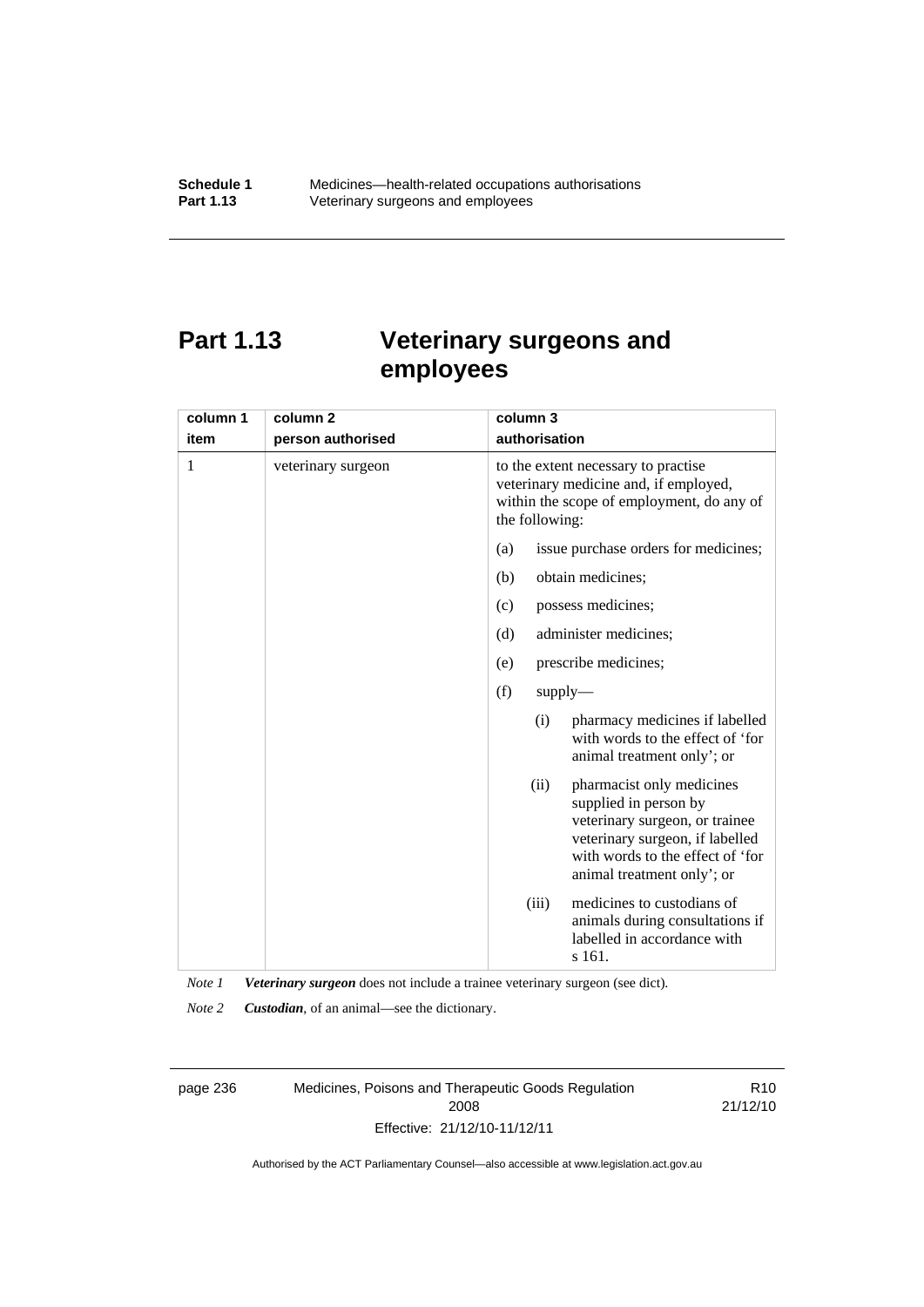# Part 1.13 Veterinary surgeons and employees

| column 1<br>item | column 2<br>person authorised | column 3<br>authorisation |
|---|---|---|
| 1 | veterinary surgeon | to the extent necessary to practise veterinary medicine and, if employed, within the scope of employment, do any of the following:<br>(a) issue purchase orders for medicines;<br>(b) obtain medicines;<br>(c) possess medicines;<br>(d) administer medicines;<br>(e) prescribe medicines;<br>(f) supply—<br>(i) pharmacy medicines if labelled with words to the effect of 'for animal treatment only'; or<br>(ii) pharmacist only medicines supplied in person by veterinary surgeon, or trainee veterinary surgeon, if labelled with words to the effect of 'for animal treatment only'; or<br>(iii) medicines to custodians of animals during consultations if labelled in accordance with s 161. |

*Note 1* ***Veterinary surgeon*** does not include a trainee veterinary surgeon (see dict).

*Note 2* ***Custodian***, of an animal—see the dictionary.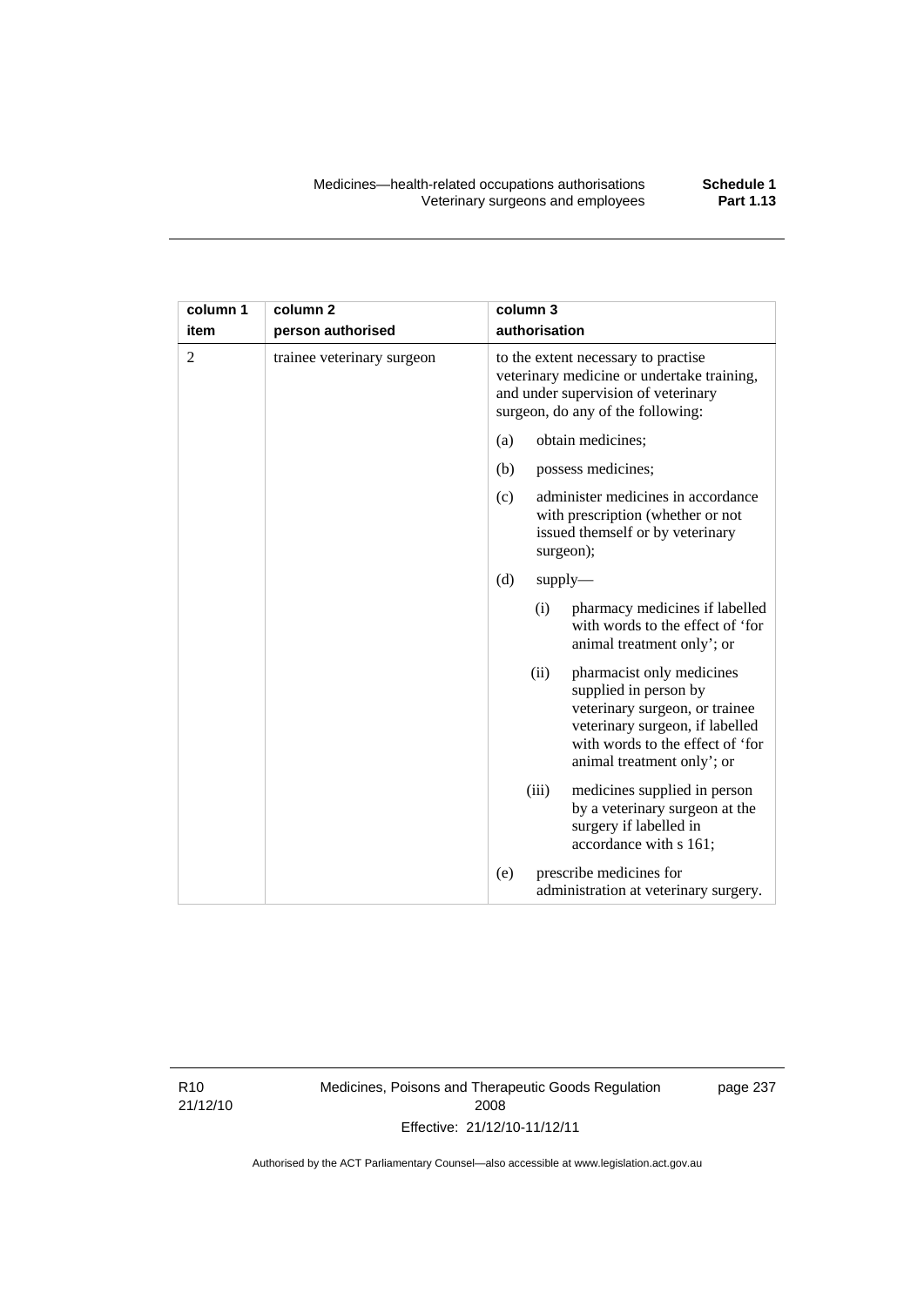| column 1 item | column 2 person authorised | column 3 authorisation |
| --- | --- | --- |
| 2 | trainee veterinary surgeon | to the extent necessary to practise veterinary medicine or undertake training, and under supervision of veterinary surgeon, do any of the following:<br>(a) obtain medicines;<br>(b) possess medicines;<br>(c) administer medicines in accordance with prescription (whether or not issued themself or by veterinary surgeon);<br>(d) supply—<br>(i) pharmacy medicines if labelled with words to the effect of 'for animal treatment only'; or<br>(ii) pharmacist only medicines supplied in person by veterinary surgeon, or trainee veterinary surgeon, if labelled with words to the effect of 'for animal treatment only'; or<br>(iii) medicines supplied in person by a veterinary surgeon at the surgery if labelled in accordance with s 161;<br>(e) prescribe medicines for administration at veterinary surgery. |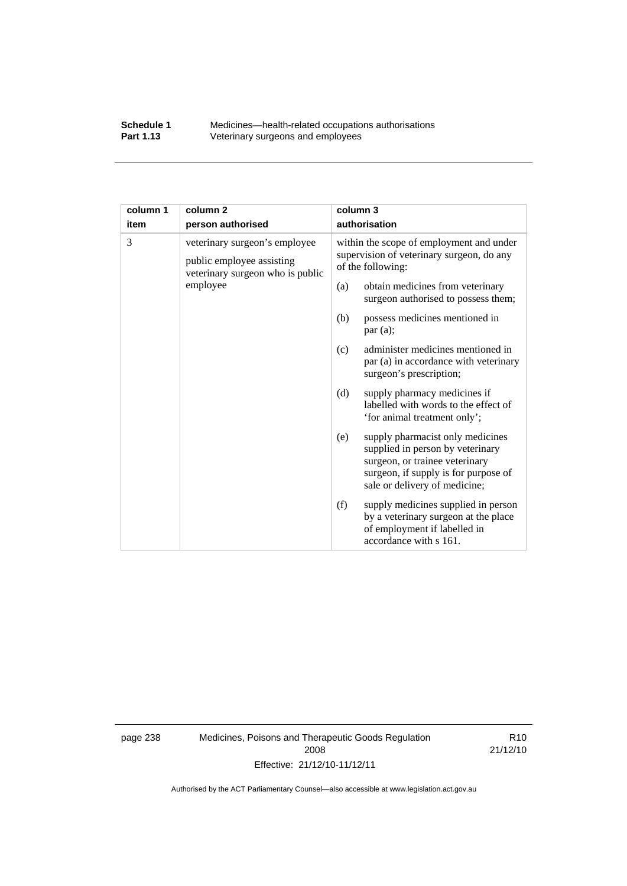| column 1<br>item | column 2<br>person authorised | column 3<br>authorisation |
|---|---|---|
| 3 | veterinary surgeon's employee<br><br>public employee assisting veterinary surgeon who is public employee | within the scope of employment and under supervision of veterinary surgeon, do any of the following:<br><br>(a) obtain medicines from veterinary surgeon authorised to possess them;<br><br>(b) possess medicines mentioned in par (a);<br><br>(c) administer medicines mentioned in par (a) in accordance with veterinary surgeon's prescription;<br><br>(d) supply pharmacy medicines if labelled with words to the effect of 'for animal treatment only';<br><br>(e) supply pharmacist only medicines supplied in person by veterinary surgeon, or trainee veterinary surgeon, if supply is for purpose of sale or delivery of medicine;<br><br>(f) supply medicines supplied in person by a veterinary surgeon at the place of employment if labelled in accordance with s 161. |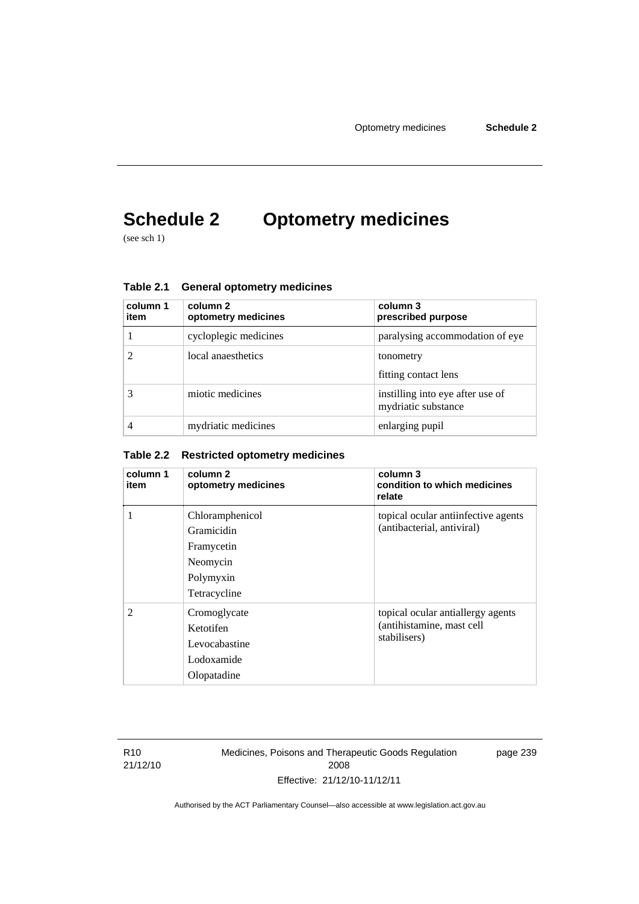# Schedule 2 Optometry medicines

(see sch 1)

**Table 2.1 General optometry medicines**

| column 1 item | column 2 optometry medicines | column 3 prescribed purpose |
|---|---|---|
| 1 | cycloplegic medicines | paralysing accommodation of eye |
| 2 | local anaesthetics | tonometry<br>fitting contact lens |
| 3 | miotic medicines | instilling into eye after use of mydriatic substance |
| 4 | mydriatic medicines | enlarging pupil |

**Table 2.2 Restricted optometry medicines**

| column 1 item | column 2 optometry medicines | column 3 condition to which medicines relate |
|---|---|---|
| 1 | Chloramphenicol<br>Gramicidin<br>Framycetin<br>Neomycin<br>Polymyxin<br>Tetracycline | topical ocular antiinfective agents (antibacterial, antiviral) |
| 2 | Cromoglycate<br>Ketotifen<br>Levocabastine<br>Lodoxamide<br>Olopatadine | topical ocular antiallergy agents (antihistamine, mast cell stabilisers) |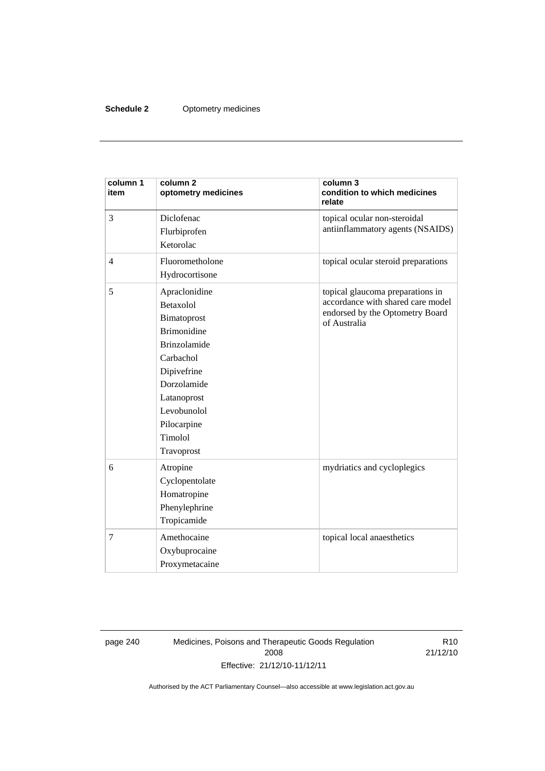| column 1 item | column 2 optometry medicines | column 3 condition to which medicines relate |
|---|---|---|
| 3 | Diclofenac<br>Flurbiprofen<br>Ketorolac | topical ocular non-steroidal antiinflammatory agents (NSAIDS) |
| 4 | Fluorometholone<br>Hydrocortisone | topical ocular steroid preparations |
| 5 | Apraclonidine<br>Betaxolol<br>Bimatoprost<br>Brimonidine<br>Brinzolamide<br>Carbachol<br>Dipivefrine<br>Dorzolamide<br>Latanoprost<br>Levobunolol<br>Pilocarpine<br>Timolol<br>Travoprost | topical glaucoma preparations in accordance with shared care model endorsed by the Optometry Board of Australia |
| 6 | Atropine<br>Cyclopentolate<br>Homatropine<br>Phenylephrine<br>Tropicamide | mydriatics and cycloplegics |
| 7 | Amethocaine<br>Oxybuprocaine<br>Proxymetacaine | topical local anaesthetics |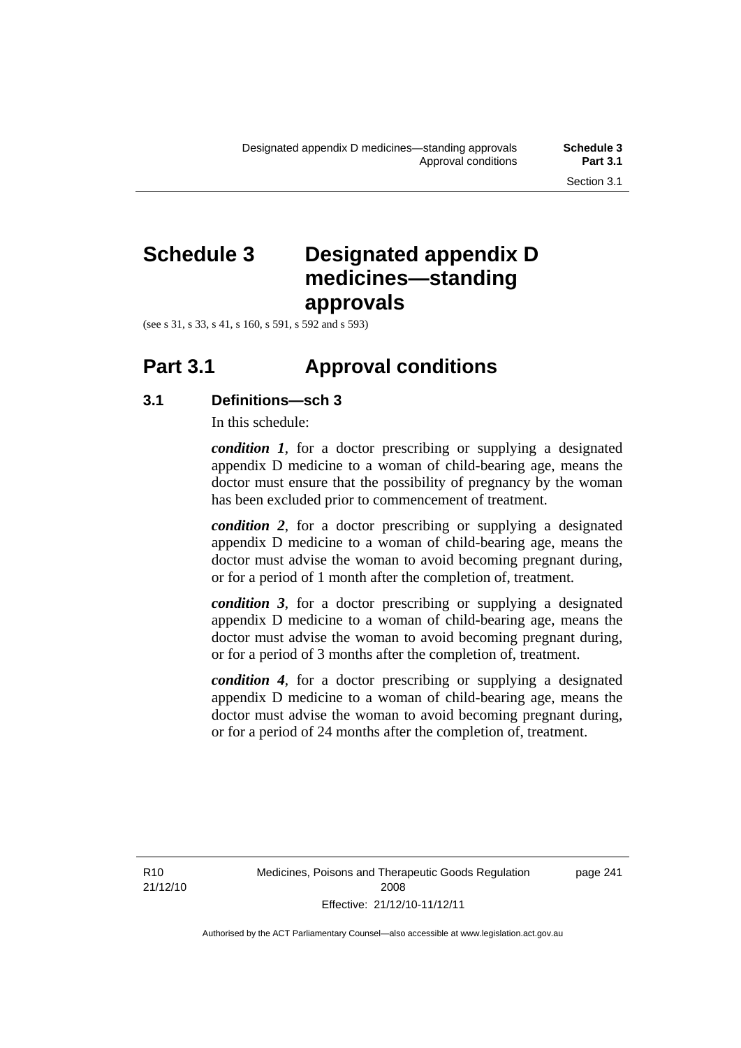# Schedule 3 Designated appendix D medicines—standing approvals

(see s 31, s 33, s 41, s 160, s 591, s 592 and s 593)

## Part 3.1 Approval conditions

### 3.1 Definitions—sch 3

In this schedule:

***condition 1***, for a doctor prescribing or supplying a designated appendix D medicine to a woman of child-bearing age, means the doctor must ensure that the possibility of pregnancy by the woman has been excluded prior to commencement of treatment.

***condition 2***, for a doctor prescribing or supplying a designated appendix D medicine to a woman of child-bearing age, means the doctor must advise the woman to avoid becoming pregnant during, or for a period of 1 month after the completion of, treatment.

***condition 3***, for a doctor prescribing or supplying a designated appendix D medicine to a woman of child-bearing age, means the doctor must advise the woman to avoid becoming pregnant during, or for a period of 3 months after the completion of, treatment.

***condition 4***, for a doctor prescribing or supplying a designated appendix D medicine to a woman of child-bearing age, means the doctor must advise the woman to avoid becoming pregnant during, or for a period of 24 months after the completion of, treatment.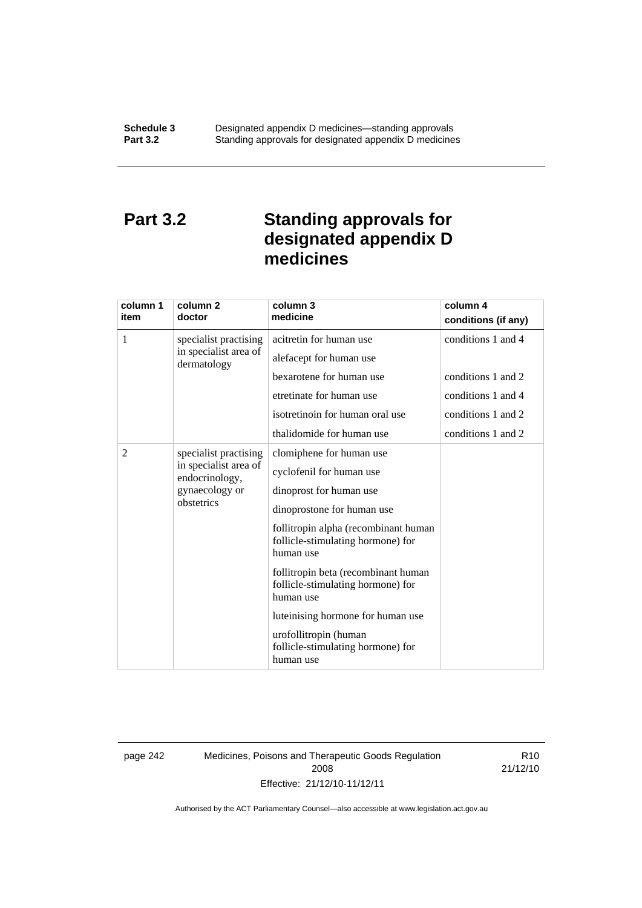# Part 3.2 Standing approvals for designated appendix D medicines

| column 1<br>item | column 2<br>doctor | column 3<br>medicine | column 4<br>conditions (if any) |
|---|---|---|---|
| 1 | specialist practising in specialist area of dermatology | acitretin for human use | conditions 1 and 4 |
| | | alefacept for human use | |
| | | bexarotene for human use | conditions 1 and 2 |
| | | etretinate for human use | conditions 1 and 4 |
| | | isotretinoin for human oral use | conditions 1 and 2 |
| | | thalidomide for human use | conditions 1 and 2 |
| 2 | specialist practising in specialist area of endocrinology, gynaecology or obstetrics | clomiphene for human use | |
| | | cyclofenil for human use | |
| | | dinoprost for human use | |
| | | dinoprostone for human use | |
| | | follitropin alpha (recombinant human follicle-stimulating hormone) for human use | |
| | | follitropin beta (recombinant human follicle-stimulating hormone) for human use | |
| | | luteinising hormone for human use | |
| | | urofollitropin (human follicle-stimulating hormone) for human use | |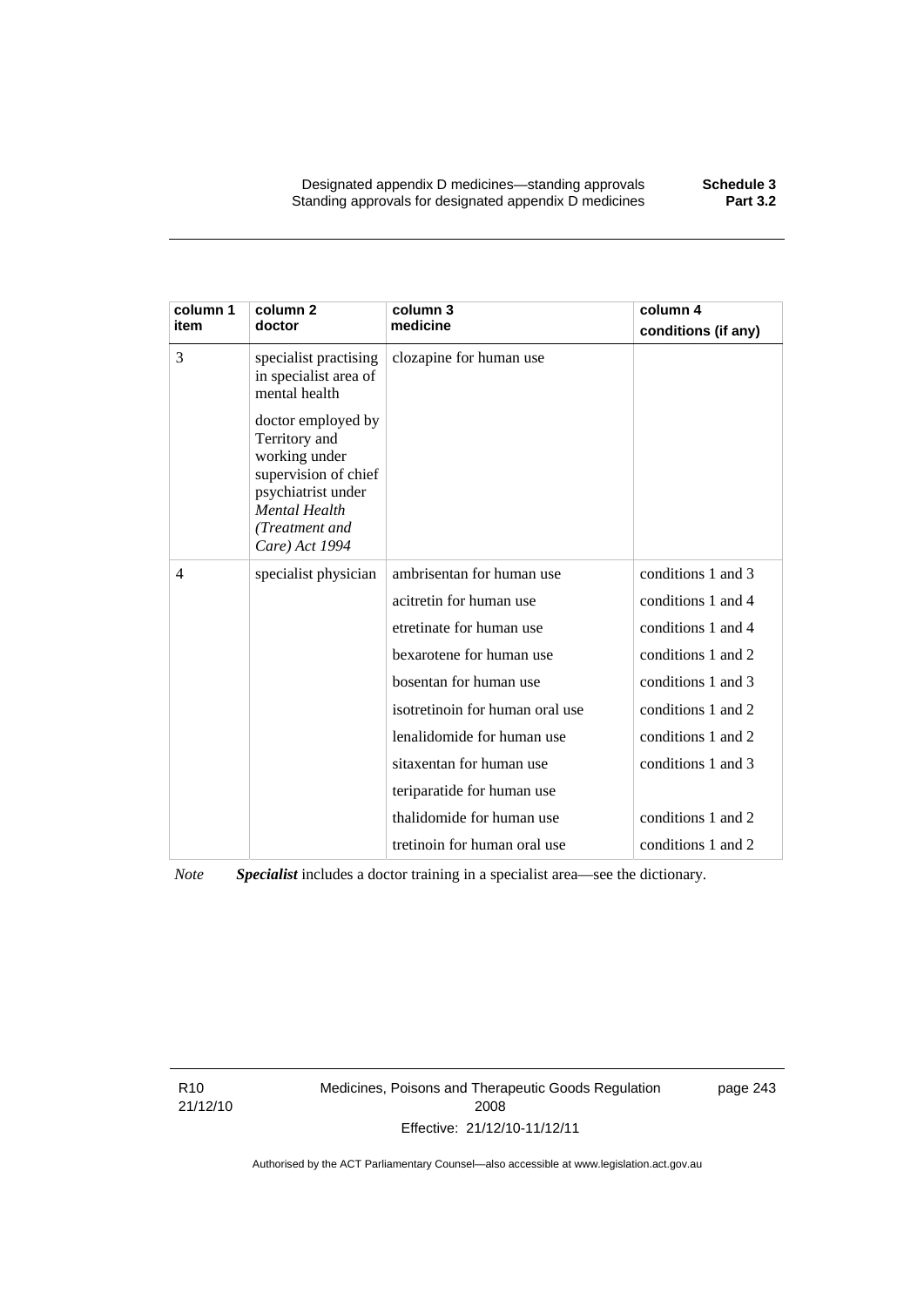| column 1 item | column 2 doctor | column 3 medicine | column 4 conditions (if any) |
|---|---|---|---|
| 3 | specialist practising in specialist area of mental health<br><br>doctor employed by Territory and working under supervision of chief psychiatrist under *Mental Health (Treatment and Care) Act 1994* | clozapine for human use | |
| 4 | specialist physician | ambrisentan for human use | conditions 1 and 3 |
| | | acitretin for human use | conditions 1 and 4 |
| | | etretinate for human use | conditions 1 and 4 |
| | | bexarotene for human use | conditions 1 and 2 |
| | | bosentan for human use | conditions 1 and 3 |
| | | isotretinoin for human oral use | conditions 1 and 2 |
| | | lenalidomide for human use | conditions 1 and 2 |
| | | sitaxentan for human use | conditions 1 and 3 |
| | | teriparatide for human use | |
| | | thalidomide for human use | conditions 1 and 2 |
| | | tretinoin for human oral use | conditions 1 and 2 |

*Note* ***Specialist*** includes a doctor training in a specialist area—see the dictionary.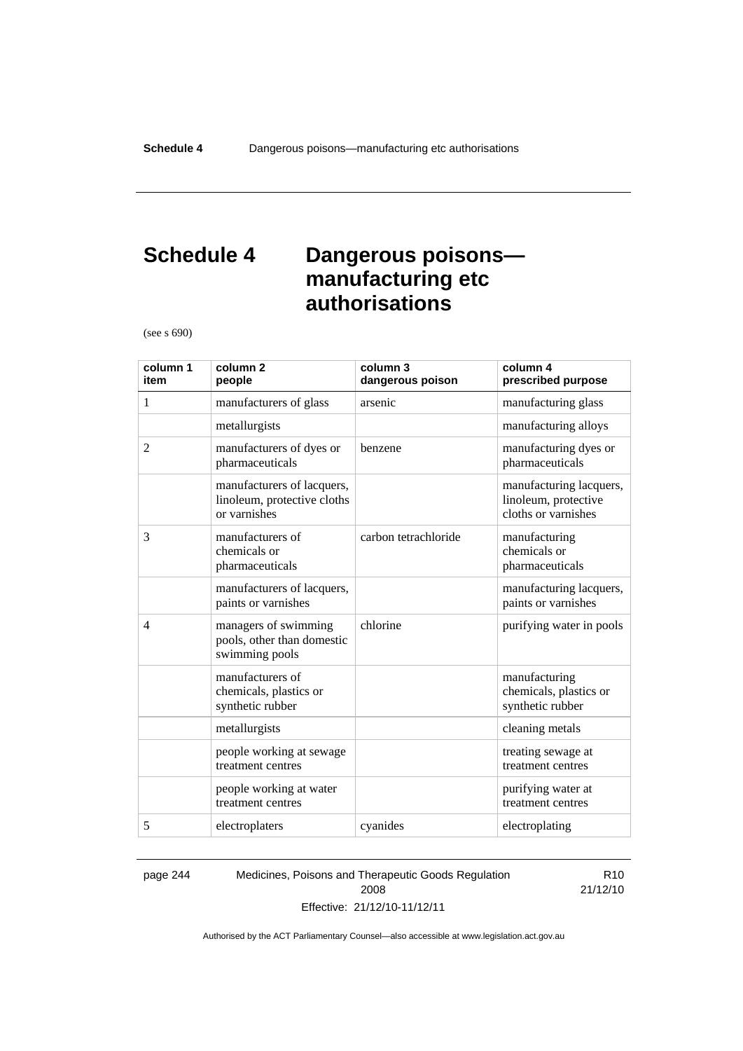# Schedule 4 Dangerous poisons—manufacturing etc authorisations

(see s 690)

| column 1 item | column 2 people | column 3 dangerous poison | column 4 prescribed purpose |
|---|---|---|---|
| 1 | manufacturers of glass | arsenic | manufacturing glass |
| | metallurgists | | manufacturing alloys |
| 2 | manufacturers of dyes or pharmaceuticals | benzene | manufacturing dyes or pharmaceuticals |
| | manufacturers of lacquers, linoleum, protective cloths or varnishes | | manufacturing lacquers, linoleum, protective cloths or varnishes |
| 3 | manufacturers of chemicals or pharmaceuticals | carbon tetrachloride | manufacturing chemicals or pharmaceuticals |
| | manufacturers of lacquers, paints or varnishes | | manufacturing lacquers, paints or varnishes |
| 4 | managers of swimming pools, other than domestic swimming pools | chlorine | purifying water in pools |
| | manufacturers of chemicals, plastics or synthetic rubber | | manufacturing chemicals, plastics or synthetic rubber |
| | metallurgists | | cleaning metals |
| | people working at sewage treatment centres | | treating sewage at treatment centres |
| | people working at water treatment centres | | purifying water at treatment centres |
| 5 | electroplaters | cyanides | electroplating |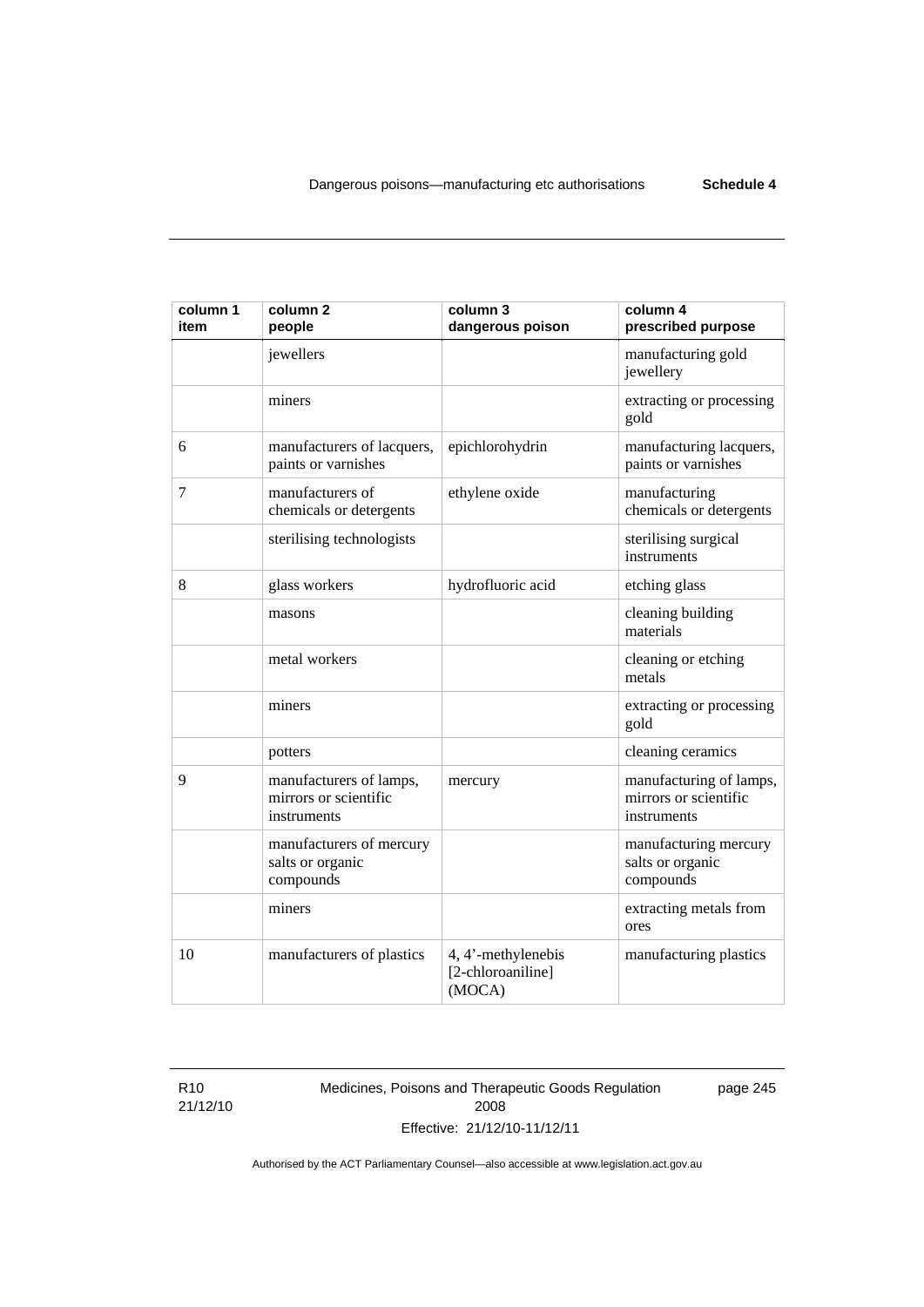| column 1 item | column 2 people | column 3 dangerous poison | column 4 prescribed purpose |
|---|---|---|---|
| | jewellers | | manufacturing gold jewellery |
| | miners | | extracting or processing gold |
| 6 | manufacturers of lacquers, paints or varnishes | epichlorohydrin | manufacturing lacquers, paints or varnishes |
| 7 | manufacturers of chemicals or detergents | ethylene oxide | manufacturing chemicals or detergents |
| | sterilising technologists | | sterilising surgical instruments |
| 8 | glass workers | hydrofluoric acid | etching glass |
| | masons | | cleaning building materials |
| | metal workers | | cleaning or etching metals |
| | miners | | extracting or processing gold |
| | potters | | cleaning ceramics |
| 9 | manufacturers of lamps, mirrors or scientific instruments | mercury | manufacturing of lamps, mirrors or scientific instruments |
| | manufacturers of mercury salts or organic compounds | | manufacturing mercury salts or organic compounds |
| | miners | | extracting metals from ores |
| 10 | manufacturers of plastics | 4, 4'-methylenebis [2-chloroaniline] (MOCA) | manufacturing plastics |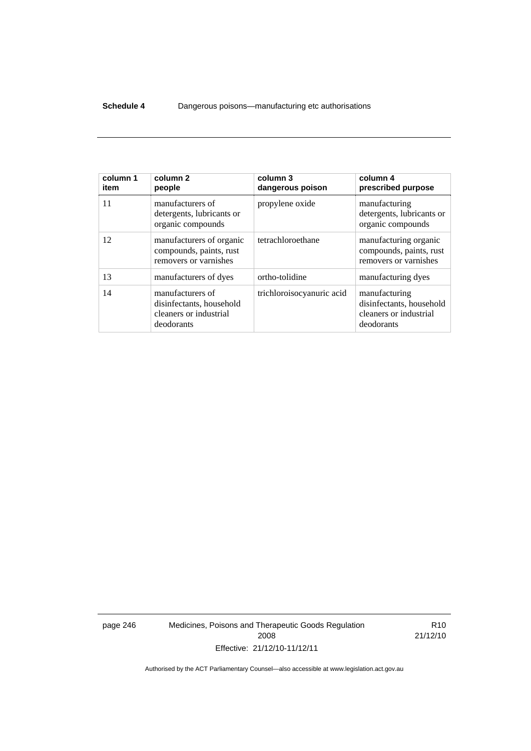| column 1 item | column 2 people | column 3 dangerous poison | column 4 prescribed purpose |
|---|---|---|---|
| 11 | manufacturers of detergents, lubricants or organic compounds | propylene oxide | manufacturing detergents, lubricants or organic compounds |
| 12 | manufacturers of organic compounds, paints, rust removers or varnishes | tetrachloroethane | manufacturing organic compounds, paints, rust removers or varnishes |
| 13 | manufacturers of dyes | ortho-tolidine | manufacturing dyes |
| 14 | manufacturers of disinfectants, household cleaners or industrial deodorants | trichloroisocyanuric acid | manufacturing disinfectants, household cleaners or industrial deodorants |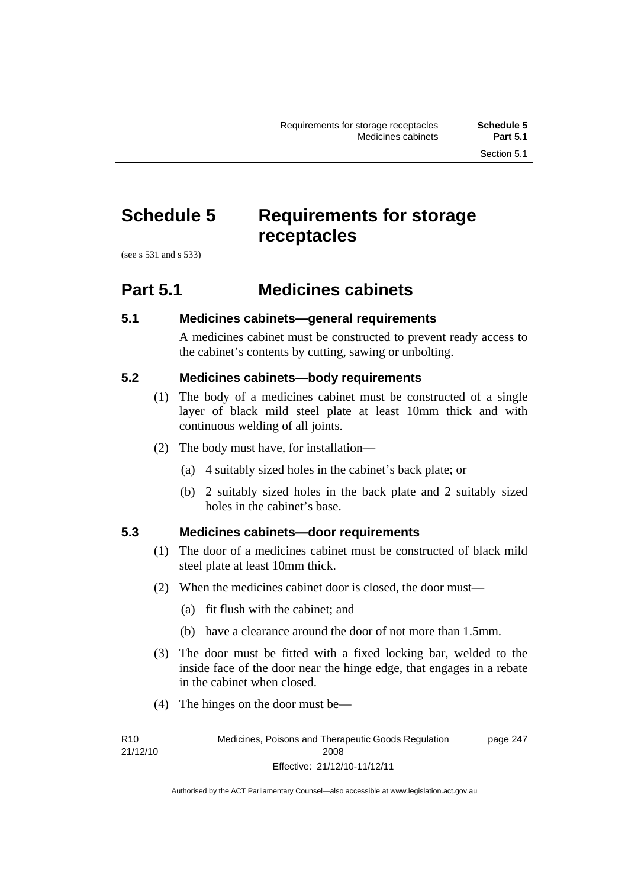# Schedule 5 Requirements for storage receptacles

(see s 531 and s 533)

## Part 5.1 Medicines cabinets

### 5.1 Medicines cabinets—general requirements

A medicines cabinet must be constructed to prevent ready access to the cabinet's contents by cutting, sawing or unbolting.

### 5.2 Medicines cabinets—body requirements

(1) The body of a medicines cabinet must be constructed of a single layer of black mild steel plate at least 10mm thick and with continuous welding of all joints.

(2) The body must have, for installation—

(a) 4 suitably sized holes in the cabinet's back plate; or

(b) 2 suitably sized holes in the back plate and 2 suitably sized holes in the cabinet's base.

### 5.3 Medicines cabinets—door requirements

(1) The door of a medicines cabinet must be constructed of black mild steel plate at least 10mm thick.

(2) When the medicines cabinet door is closed, the door must—

(a) fit flush with the cabinet; and

(b) have a clearance around the door of not more than 1.5mm.

(3) The door must be fitted with a fixed locking bar, welded to the inside face of the door near the hinge edge, that engages in a rebate in the cabinet when closed.

(4) The hinges on the door must be—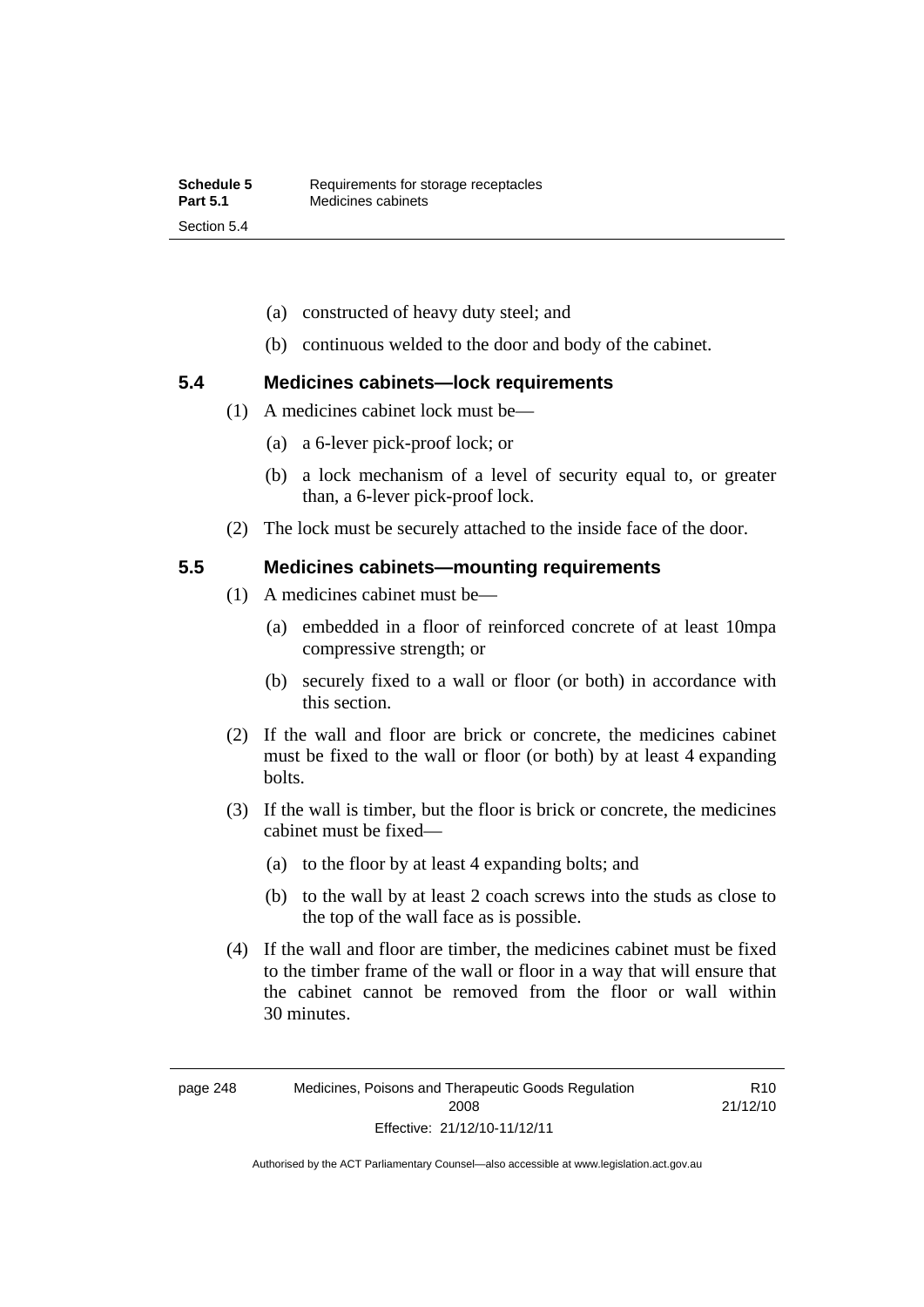(a) constructed of heavy duty steel; and

(b) continuous welded to the door and body of the cabinet.

### 5.4 Medicines cabinets—lock requirements

(1) A medicines cabinet lock must be—

(a) a 6-lever pick-proof lock; or

(b) a lock mechanism of a level of security equal to, or greater than, a 6-lever pick-proof lock.

(2) The lock must be securely attached to the inside face of the door.

### 5.5 Medicines cabinets—mounting requirements

(1) A medicines cabinet must be—

(a) embedded in a floor of reinforced concrete of at least 10mpa compressive strength; or

(b) securely fixed to a wall or floor (or both) in accordance with this section.

(2) If the wall and floor are brick or concrete, the medicines cabinet must be fixed to the wall or floor (or both) by at least 4 expanding bolts.

(3) If the wall is timber, but the floor is brick or concrete, the medicines cabinet must be fixed—

(a) to the floor by at least 4 expanding bolts; and

(b) to the wall by at least 2 coach screws into the studs as close to the top of the wall face as is possible.

(4) If the wall and floor are timber, the medicines cabinet must be fixed to the timber frame of the wall or floor in a way that will ensure that the cabinet cannot be removed from the floor or wall within 30 minutes.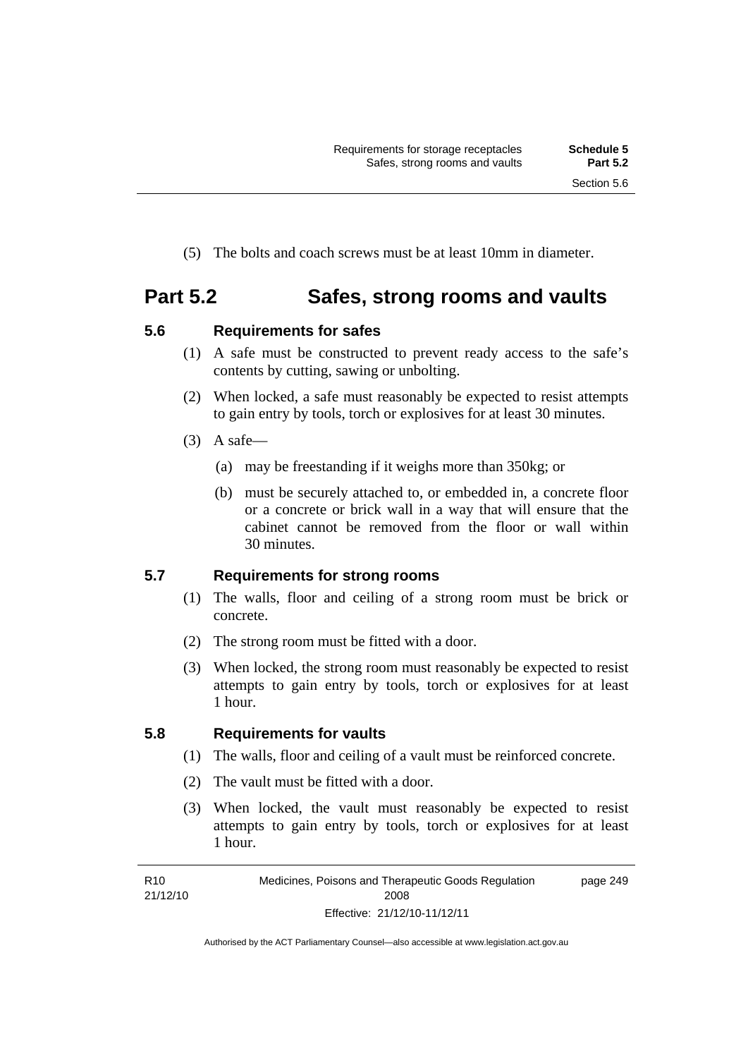(5) The bolts and coach screws must be at least 10mm in diameter.

## Part 5.2 Safes, strong rooms and vaults

### 5.6 Requirements for safes

(1) A safe must be constructed to prevent ready access to the safe's contents by cutting, sawing or unbolting.

(2) When locked, a safe must reasonably be expected to resist attempts to gain entry by tools, torch or explosives for at least 30 minutes.

(3) A safe—

(a) may be freestanding if it weighs more than 350kg; or

(b) must be securely attached to, or embedded in, a concrete floor or a concrete or brick wall in a way that will ensure that the cabinet cannot be removed from the floor or wall within 30 minutes.

### 5.7 Requirements for strong rooms

(1) The walls, floor and ceiling of a strong room must be brick or concrete.

(2) The strong room must be fitted with a door.

(3) When locked, the strong room must reasonably be expected to resist attempts to gain entry by tools, torch or explosives for at least 1 hour.

### 5.8 Requirements for vaults

(1) The walls, floor and ceiling of a vault must be reinforced concrete.

(2) The vault must be fitted with a door.

(3) When locked, the vault must reasonably be expected to resist attempts to gain entry by tools, torch or explosives for at least 1 hour.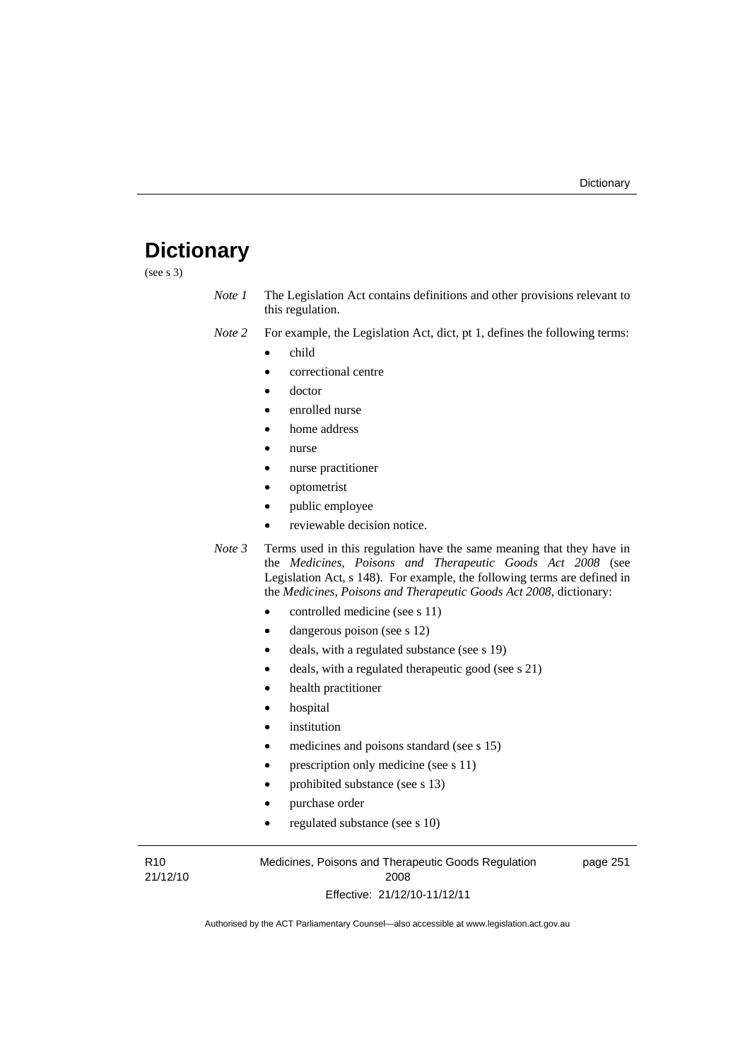# Dictionary

(see s 3)

*Note 1* The Legislation Act contains definitions and other provisions relevant to this regulation.

*Note 2* For example, the Legislation Act, dict, pt 1, defines the following terms:

- child
- correctional centre
- doctor
- enrolled nurse
- home address
- nurse
- nurse practitioner
- optometrist
- public employee
- reviewable decision notice.

*Note 3* Terms used in this regulation have the same meaning that they have in the *Medicines, Poisons and Therapeutic Goods Act 2008* (see Legislation Act, s 148). For example, the following terms are defined in the *Medicines, Poisons and Therapeutic Goods Act 2008*, dictionary:

- controlled medicine (see s 11)
- dangerous poison (see s 12)
- deals, with a regulated substance (see s 19)
- deals, with a regulated therapeutic good (see s 21)
- health practitioner
- hospital
- institution
- medicines and poisons standard (see s 15)
- prescription only medicine (see s 11)
- prohibited substance (see s 13)
- purchase order
- regulated substance (see s 10)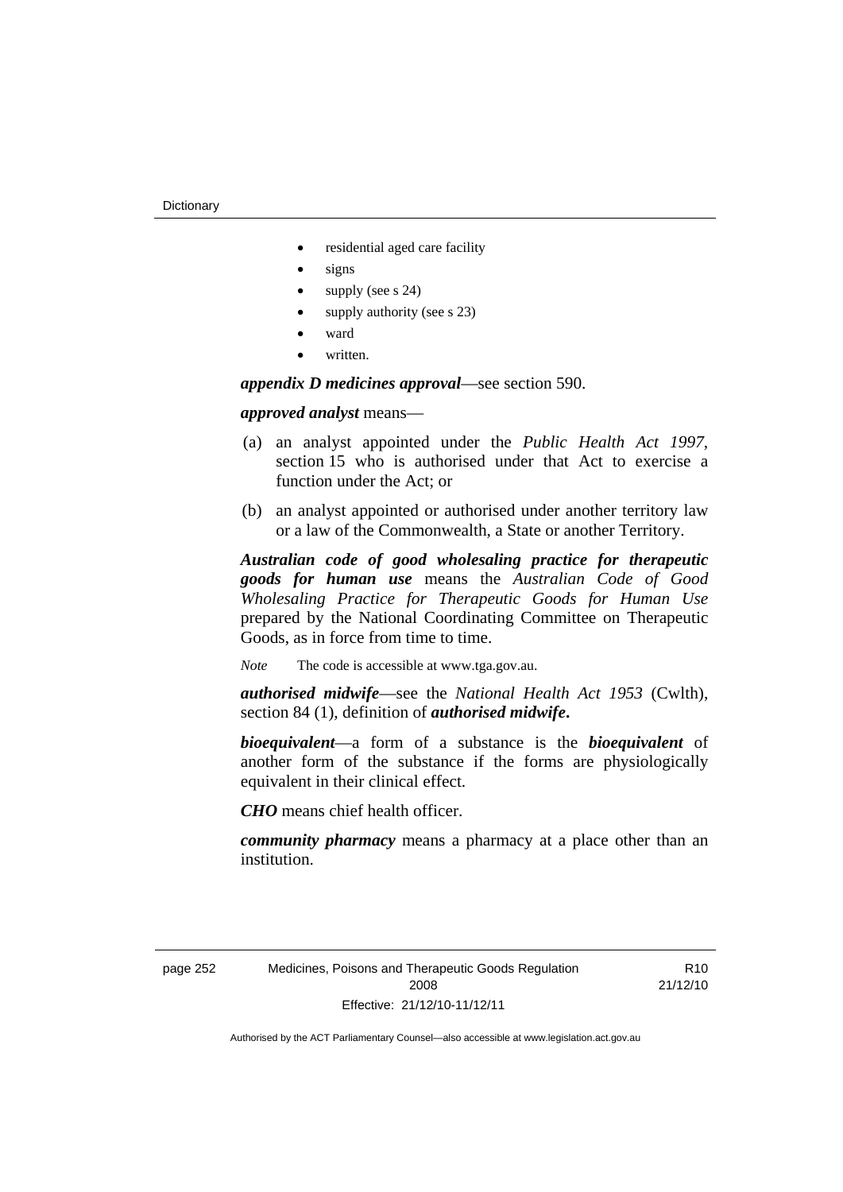- residential aged care facility
- signs
- supply (see s 24)
- supply authority (see s 23)
- ward
- written.

***appendix D medicines approval***—see section 590.

***approved analyst*** means—

(a) an analyst appointed under the *Public Health Act 1997*, section 15 who is authorised under that Act to exercise a function under the Act; or

(b) an analyst appointed or authorised under another territory law or a law of the Commonwealth, a State or another Territory.

***Australian code of good wholesaling practice for therapeutic goods for human use*** means the *Australian Code of Good Wholesaling Practice for Therapeutic Goods for Human Use* prepared by the National Coordinating Committee on Therapeutic Goods, as in force from time to time.

*Note* The code is accessible at www.tga.gov.au.

***authorised midwife***—see the *National Health Act 1953* (Cwlth), section 84 (1), definition of ***authorised midwife*****.**

***bioequivalent***—a form of a substance is the ***bioequivalent*** of another form of the substance if the forms are physiologically equivalent in their clinical effect.

***CHO*** means chief health officer.

***community pharmacy*** means a pharmacy at a place other than an institution.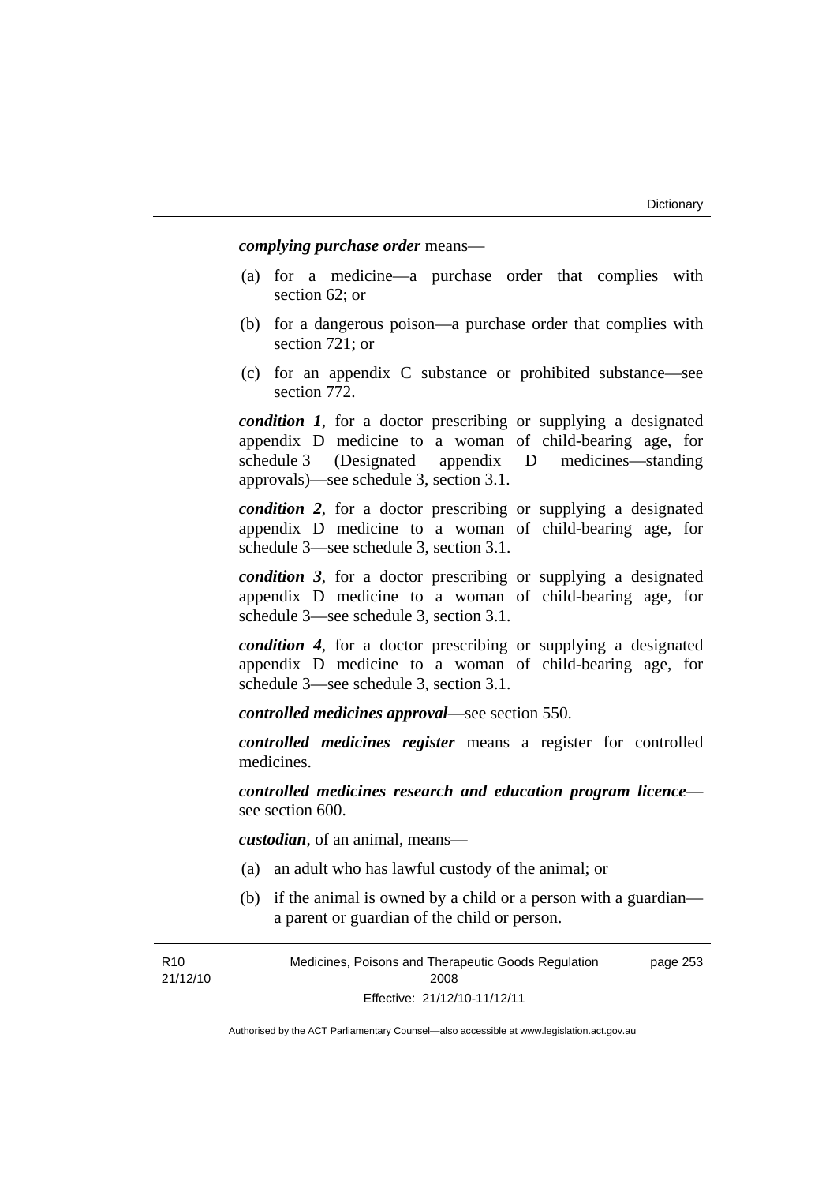***complying purchase order*** means—

(a) for a medicine—a purchase order that complies with section 62; or

(b) for a dangerous poison—a purchase order that complies with section 721; or

(c) for an appendix C substance or prohibited substance—see section 772.

***condition 1***, for a doctor prescribing or supplying a designated appendix D medicine to a woman of child-bearing age, for schedule 3 (Designated appendix D medicines—standing approvals)—see schedule 3, section 3.1.

***condition 2***, for a doctor prescribing or supplying a designated appendix D medicine to a woman of child-bearing age, for schedule 3—see schedule 3, section 3.1.

***condition 3***, for a doctor prescribing or supplying a designated appendix D medicine to a woman of child-bearing age, for schedule 3—see schedule 3, section 3.1.

***condition 4***, for a doctor prescribing or supplying a designated appendix D medicine to a woman of child-bearing age, for schedule 3—see schedule 3, section 3.1.

***controlled medicines approval***—see section 550.

***controlled medicines register*** means a register for controlled medicines.

***controlled medicines research and education program licence***—see section 600.

***custodian***, of an animal, means—

(a) an adult who has lawful custody of the animal; or

(b) if the animal is owned by a child or a person with a guardian—a parent or guardian of the child or person.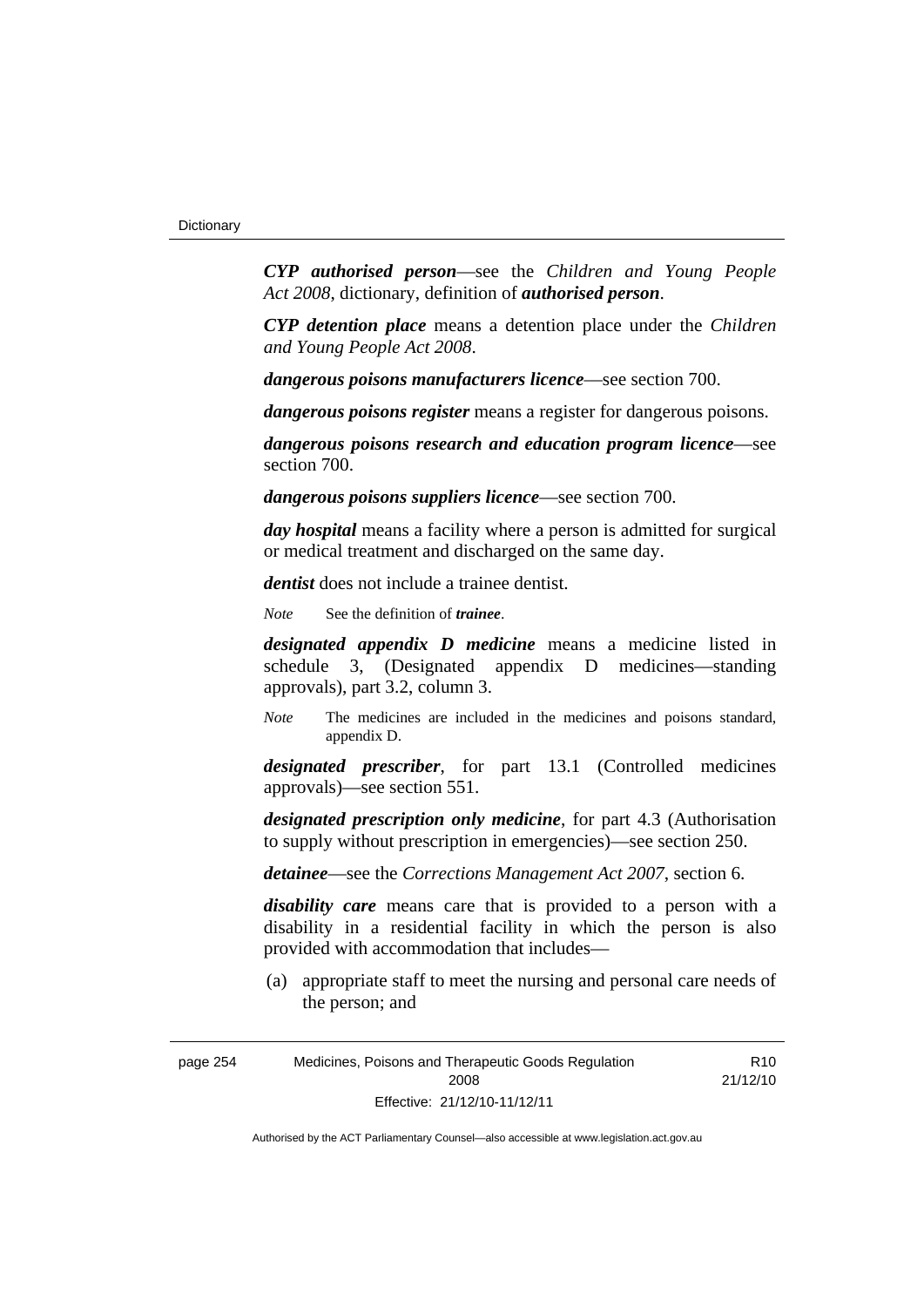***CYP authorised person***—see the *Children and Young People Act 2008*, dictionary, definition of ***authorised person***.

***CYP detention place*** means a detention place under the *Children and Young People Act 2008*.

***dangerous poisons manufacturers licence***—see section 700.

***dangerous poisons register*** means a register for dangerous poisons.

***dangerous poisons research and education program licence***—see section 700.

***dangerous poisons suppliers licence***—see section 700.

***day hospital*** means a facility where a person is admitted for surgical or medical treatment and discharged on the same day.

***dentist*** does not include a trainee dentist.

*Note* See the definition of ***trainee***.

***designated appendix D medicine*** means a medicine listed in schedule 3, (Designated appendix D medicines—standing approvals), part 3.2, column 3.

*Note* The medicines are included in the medicines and poisons standard, appendix D.

***designated prescriber***, for part 13.1 (Controlled medicines approvals)—see section 551.

***designated prescription only medicine***, for part 4.3 (Authorisation to supply without prescription in emergencies)—see section 250.

***detainee***—see the *Corrections Management Act 2007*, section 6.

***disability care*** means care that is provided to a person with a disability in a residential facility in which the person is also provided with accommodation that includes—

(a) appropriate staff to meet the nursing and personal care needs of the person; and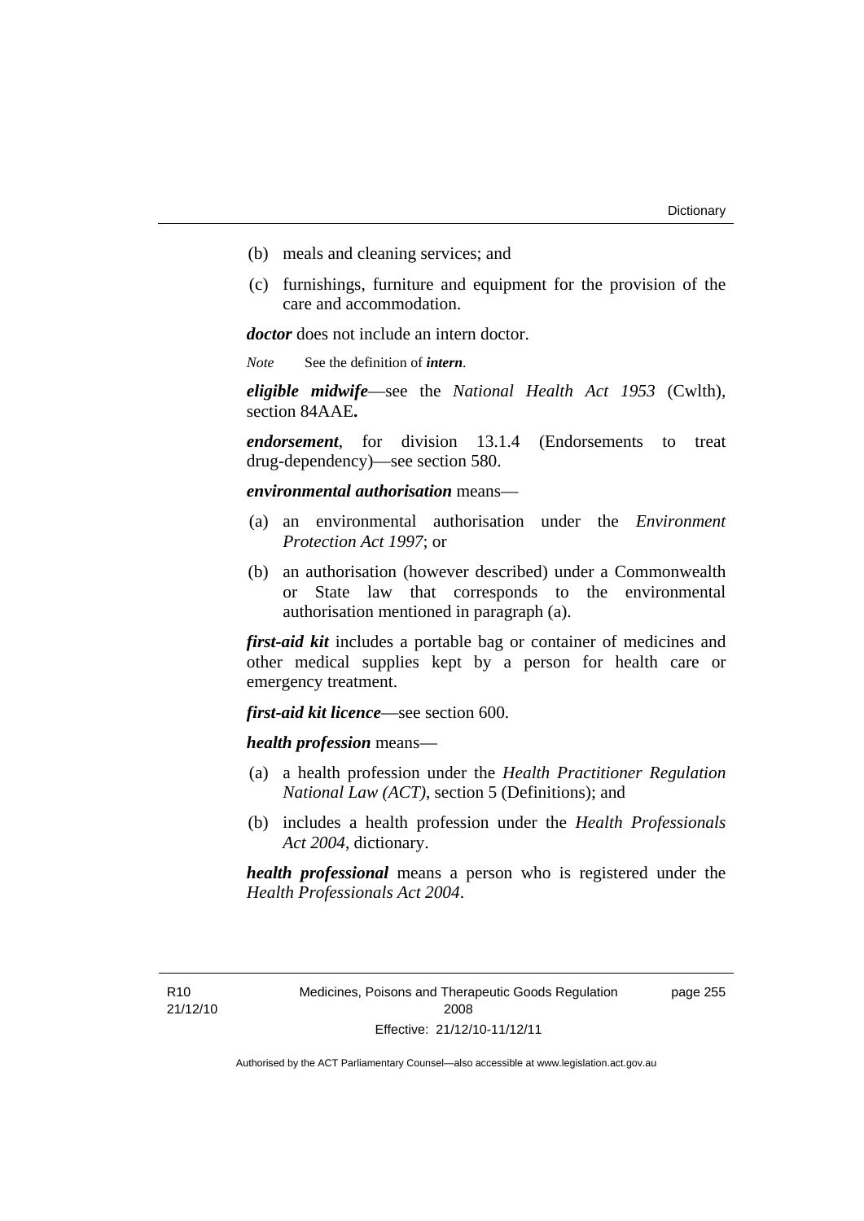(b) meals and cleaning services; and

(c) furnishings, furniture and equipment for the provision of the care and accommodation.

***doctor*** does not include an intern doctor.

*Note* See the definition of ***intern***.

***eligible midwife***—see the *National Health Act 1953* (Cwlth), section 84AAE**.**

***endorsement***, for division 13.1.4 (Endorsements to treat drug-dependency)—see section 580.

***environmental authorisation*** means—

(a) an environmental authorisation under the *Environment Protection Act 1997*; or

(b) an authorisation (however described) under a Commonwealth or State law that corresponds to the environmental authorisation mentioned in paragraph (a).

***first-aid kit*** includes a portable bag or container of medicines and other medical supplies kept by a person for health care or emergency treatment.

***first-aid kit licence***—see section 600.

***health profession*** means—

(a) a health profession under the *Health Practitioner Regulation National Law (ACT)*, section 5 (Definitions); and

(b) includes a health profession under the *Health Professionals Act 2004*, dictionary.

***health professional*** means a person who is registered under the *Health Professionals Act 2004*.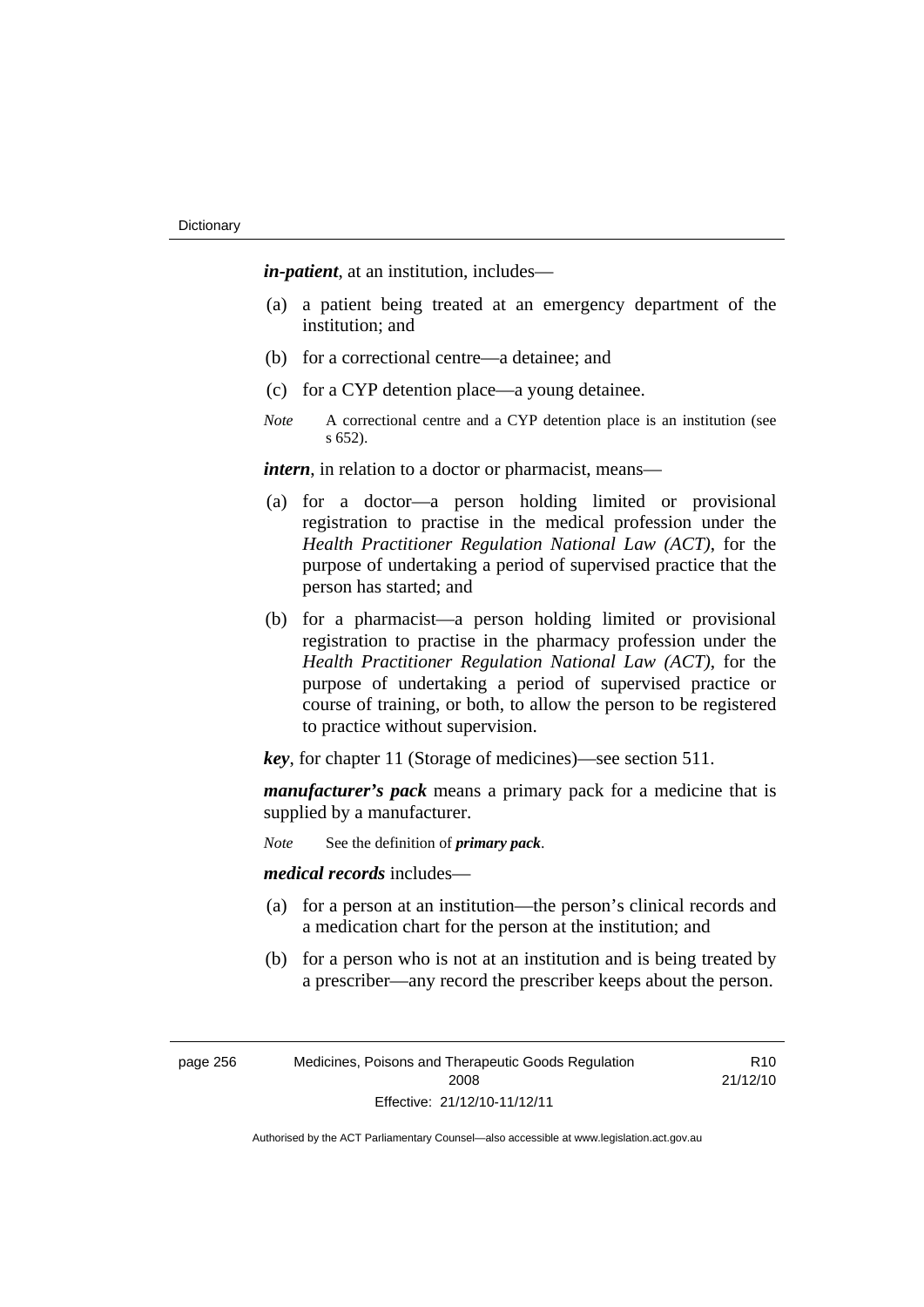***in-patient***, at an institution, includes—

(a) a patient being treated at an emergency department of the institution; and

(b) for a correctional centre—a detainee; and

(c) for a CYP detention place—a young detainee.

*Note* A correctional centre and a CYP detention place is an institution (see s 652).

***intern***, in relation to a doctor or pharmacist, means—

(a) for a doctor—a person holding limited or provisional registration to practise in the medical profession under the *Health Practitioner Regulation National Law (ACT)*, for the purpose of undertaking a period of supervised practice that the person has started; and

(b) for a pharmacist—a person holding limited or provisional registration to practise in the pharmacy profession under the *Health Practitioner Regulation National Law (ACT)*, for the purpose of undertaking a period of supervised practice or course of training, or both, to allow the person to be registered to practice without supervision.

***key***, for chapter 11 (Storage of medicines)—see section 511.

***manufacturer's pack*** means a primary pack for a medicine that is supplied by a manufacturer.

*Note* See the definition of ***primary pack***.

***medical records*** includes—

(a) for a person at an institution—the person's clinical records and a medication chart for the person at the institution; and

(b) for a person who is not at an institution and is being treated by a prescriber—any record the prescriber keeps about the person.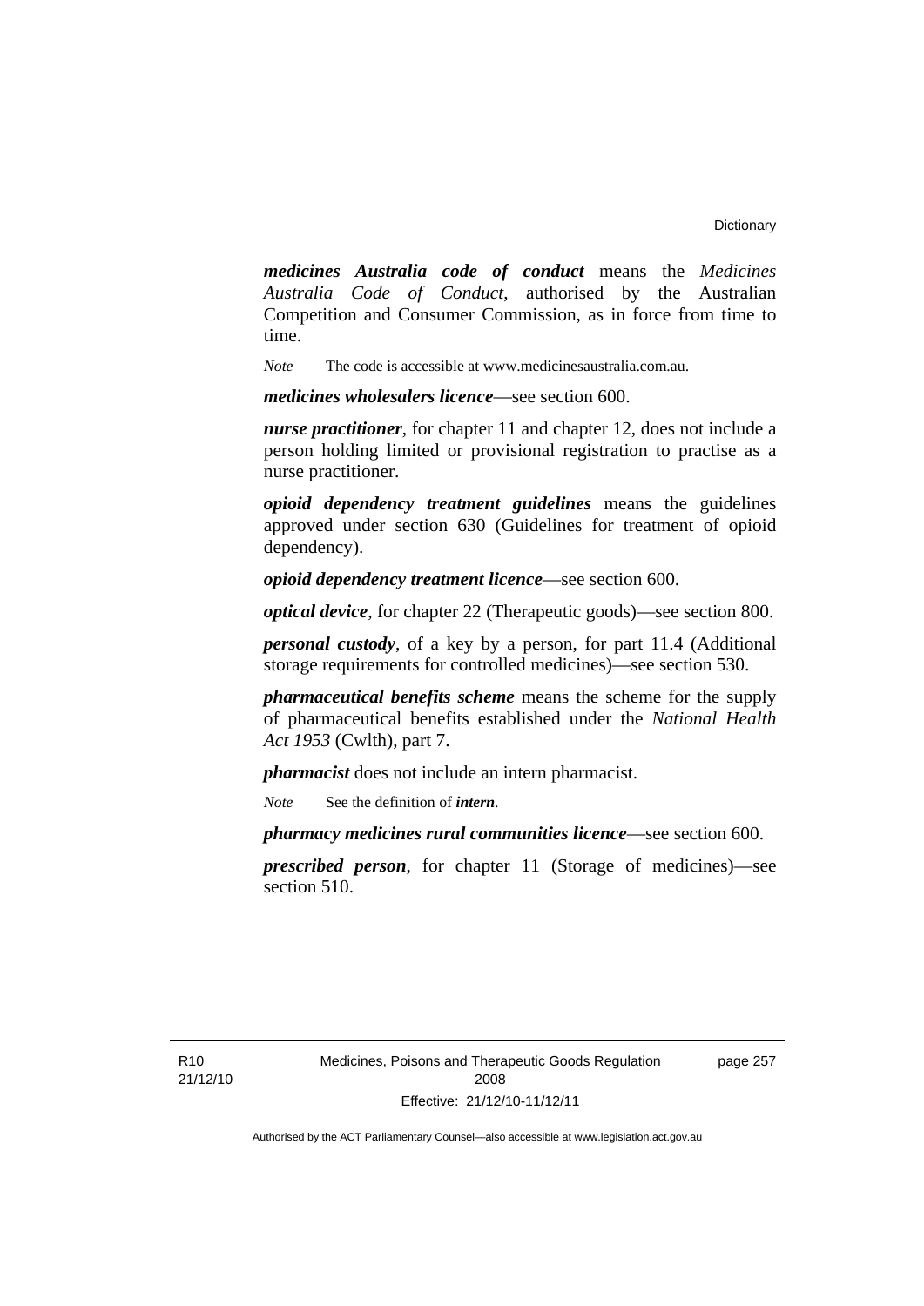***medicines Australia code of conduct*** means the *Medicines Australia Code of Conduct*, authorised by the Australian Competition and Consumer Commission, as in force from time to time.

*Note* The code is accessible at www.medicinesaustralia.com.au.

***medicines wholesalers licence***—see section 600.

***nurse practitioner***, for chapter 11 and chapter 12, does not include a person holding limited or provisional registration to practise as a nurse practitioner.

***opioid dependency treatment guidelines*** means the guidelines approved under section 630 (Guidelines for treatment of opioid dependency).

***opioid dependency treatment licence***—see section 600.

***optical device***, for chapter 22 (Therapeutic goods)—see section 800.

***personal custody***, of a key by a person, for part 11.4 (Additional storage requirements for controlled medicines)—see section 530.

***pharmaceutical benefits scheme*** means the scheme for the supply of pharmaceutical benefits established under the *National Health Act 1953* (Cwlth), part 7.

***pharmacist*** does not include an intern pharmacist.

*Note* See the definition of ***intern***.

***pharmacy medicines rural communities licence***—see section 600.

***prescribed person***, for chapter 11 (Storage of medicines)—see section 510.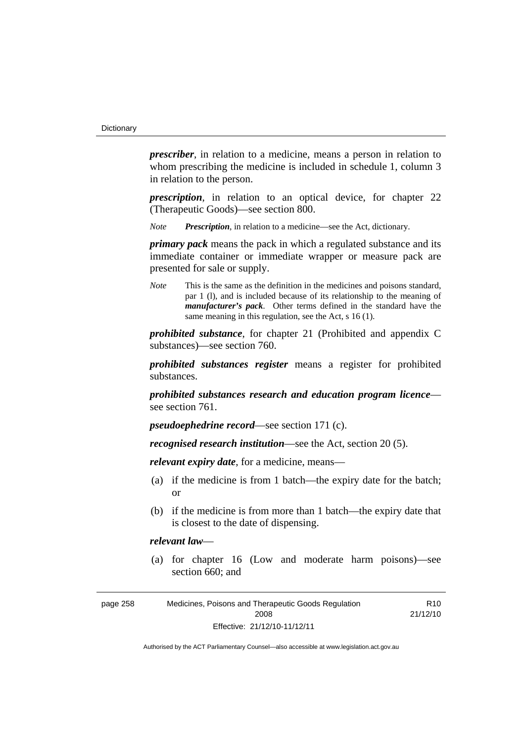***prescriber***, in relation to a medicine, means a person in relation to whom prescribing the medicine is included in schedule 1, column 3 in relation to the person.

***prescription***, in relation to an optical device, for chapter 22 (Therapeutic Goods)—see section 800.

*Note* ***Prescription***, in relation to a medicine—see the Act, dictionary.

***primary pack*** means the pack in which a regulated substance and its immediate container or immediate wrapper or measure pack are presented for sale or supply.

*Note* This is the same as the definition in the medicines and poisons standard, par 1 (l), and is included because of its relationship to the meaning of ***manufacturer's pack***. Other terms defined in the standard have the same meaning in this regulation, see the Act, s 16 (1).

***prohibited substance***, for chapter 21 (Prohibited and appendix C substances)—see section 760.

***prohibited substances register*** means a register for prohibited substances.

***prohibited substances research and education program licence***—see section 761.

***pseudoephedrine record***—see section 171 (c).

***recognised research institution***—see the Act, section 20 (5).

***relevant expiry date***, for a medicine, means—

(a) if the medicine is from 1 batch—the expiry date for the batch; or

(b) if the medicine is from more than 1 batch—the expiry date that is closest to the date of dispensing.

***relevant law***—

(a) for chapter 16 (Low and moderate harm poisons)—see section 660; and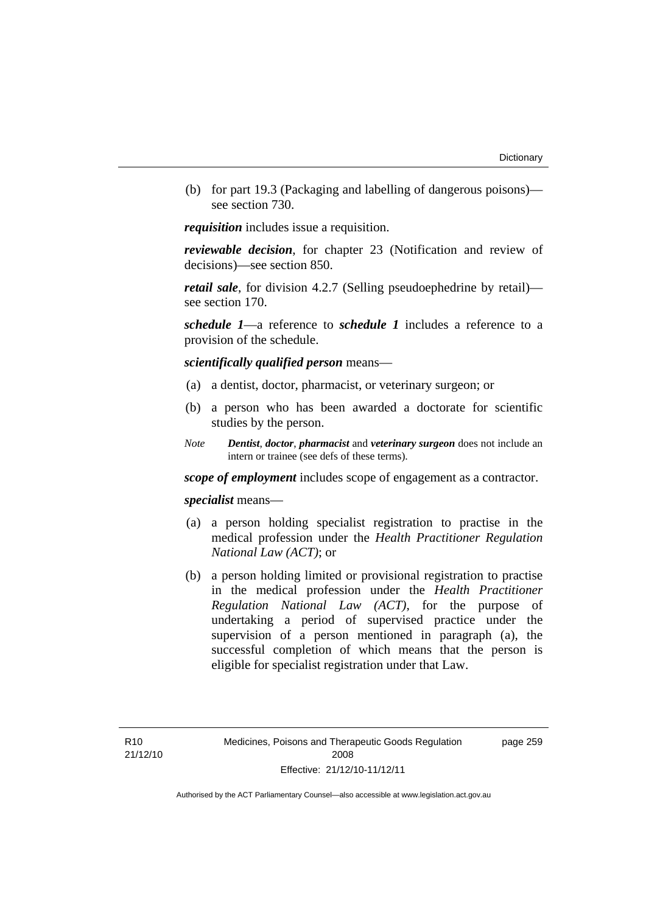(b) for part 19.3 (Packaging and labelling of dangerous poisons)—see section 730.

***requisition*** includes issue a requisition.

***reviewable decision***, for chapter 23 (Notification and review of decisions)—see section 850.

***retail sale***, for division 4.2.7 (Selling pseudoephedrine by retail)—see section 170.

***schedule 1***—a reference to ***schedule 1*** includes a reference to a provision of the schedule.

***scientifically qualified person*** means—

(a) a dentist, doctor, pharmacist, or veterinary surgeon; or

(b) a person who has been awarded a doctorate for scientific studies by the person.

*Note* ***Dentist***, ***doctor***, ***pharmacist*** and ***veterinary surgeon*** does not include an intern or trainee (see defs of these terms).

***scope of employment*** includes scope of engagement as a contractor.

***specialist*** means—

(a) a person holding specialist registration to practise in the medical profession under the *Health Practitioner Regulation National Law (ACT)*; or

(b) a person holding limited or provisional registration to practise in the medical profession under the *Health Practitioner Regulation National Law (ACT)*, for the purpose of undertaking a period of supervised practice under the supervision of a person mentioned in paragraph (a), the successful completion of which means that the person is eligible for specialist registration under that Law.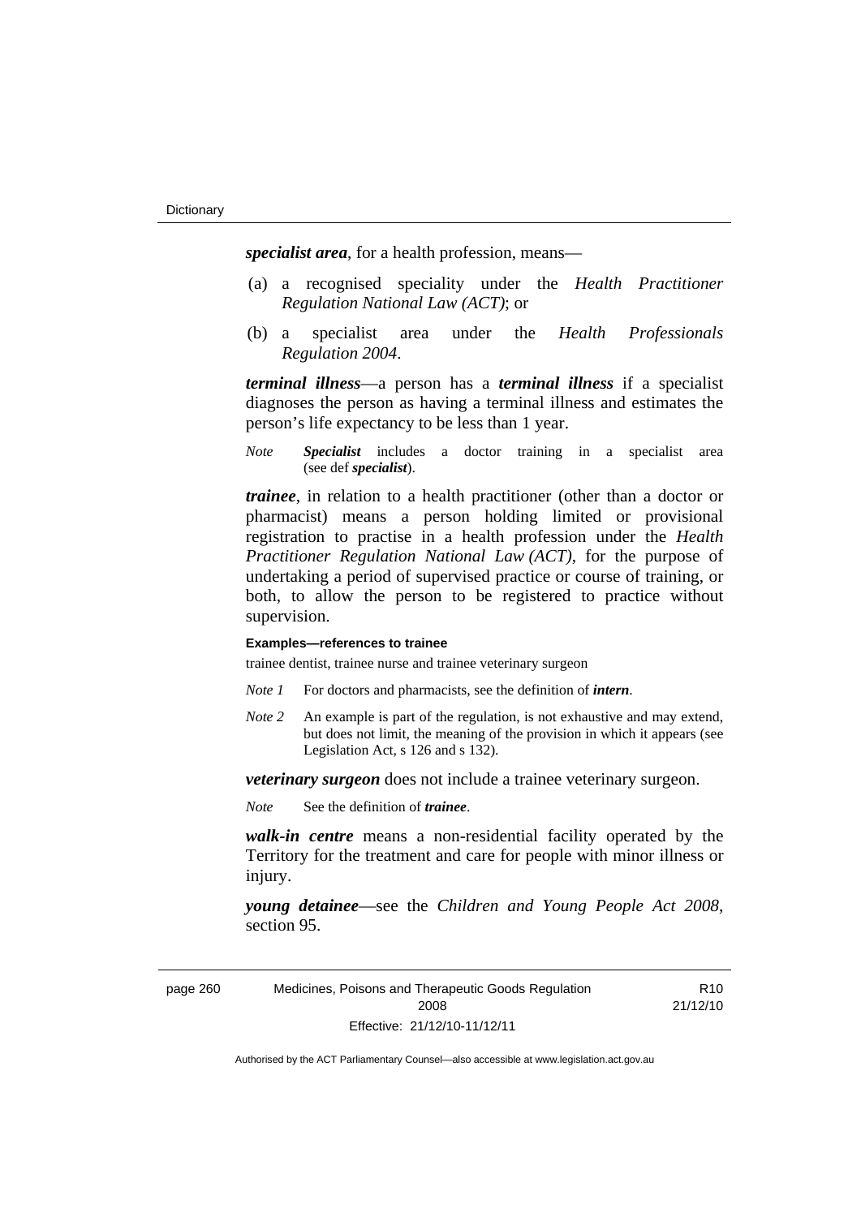***specialist area***, for a health profession, means—

(a) a recognised speciality under the *Health Practitioner Regulation National Law (ACT)*; or

(b) a specialist area under the *Health Professionals Regulation 2004*.

***terminal illness***—a person has a ***terminal illness*** if a specialist diagnoses the person as having a terminal illness and estimates the person's life expectancy to be less than 1 year.

*Note* ***Specialist*** includes a doctor training in a specialist area (see def ***specialist***).

***trainee***, in relation to a health practitioner (other than a doctor or pharmacist) means a person holding limited or provisional registration to practise in a health profession under the *Health Practitioner Regulation National Law (ACT)*, for the purpose of undertaking a period of supervised practice or course of training, or both, to allow the person to be registered to practice without supervision.

**Examples—references to trainee**

trainee dentist, trainee nurse and trainee veterinary surgeon

*Note 1* For doctors and pharmacists, see the definition of ***intern***.

*Note 2* An example is part of the regulation, is not exhaustive and may extend, but does not limit, the meaning of the provision in which it appears (see Legislation Act, s 126 and s 132).

***veterinary surgeon*** does not include a trainee veterinary surgeon.

*Note* See the definition of ***trainee***.

***walk-in centre*** means a non-residential facility operated by the Territory for the treatment and care for people with minor illness or injury.

***young detainee***—see the *Children and Young People Act 2008*, section 95.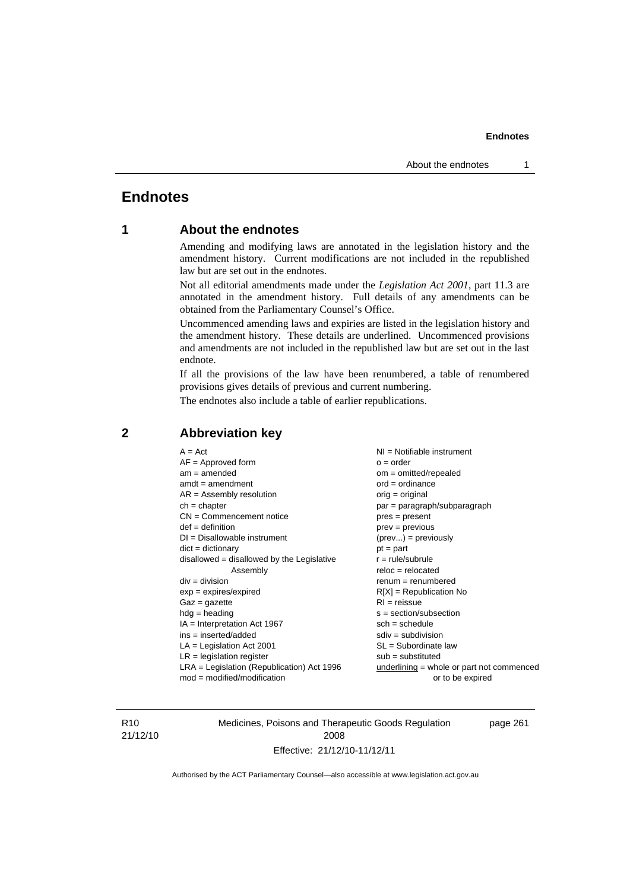# Endnotes

## 1 About the endnotes

Amending and modifying laws are annotated in the legislation history and the amendment history. Current modifications are not included in the republished law but are set out in the endnotes.

Not all editorial amendments made under the *Legislation Act 2001*, part 11.3 are annotated in the amendment history. Full details of any amendments can be obtained from the Parliamentary Counsel's Office.

Uncommenced amending laws and expiries are listed in the legislation history and the amendment history. These details are underlined. Uncommenced provisions and amendments are not included in the republished law but are set out in the last endnote.

If all the provisions of the law have been renumbered, a table of renumbered provisions gives details of previous and current numbering.

The endnotes also include a table of earlier republications.

## 2 Abbreviation key

A = Act
AF = Approved form
am = amended
amdt = amendment
AR = Assembly resolution
ch = chapter
CN = Commencement notice
def = definition
DI = Disallowable instrument
dict = dictionary
disallowed = disallowed by the Legislative Assembly
div = division
exp = expires/expired
Gaz = gazette
hdg = heading
IA = Interpretation Act 1967
ins = inserted/added
LA = Legislation Act 2001
LR = legislation register
LRA = Legislation (Republication) Act 1996
mod = modified/modification
NI = Notifiable instrument
o = order
om = omitted/repealed
ord = ordinance
orig = original
par = paragraph/subparagraph
pres = present
prev = previous
(prev...) = previously
pt = part
r = rule/subrule
reloc = relocated
renum = renumbered
R[X] = Republication No
RI = reissue
s = section/subsection
sch = schedule
sdiv = subdivision
SL = Subordinate law
sub = substituted
underlining = whole or part not commenced or to be expired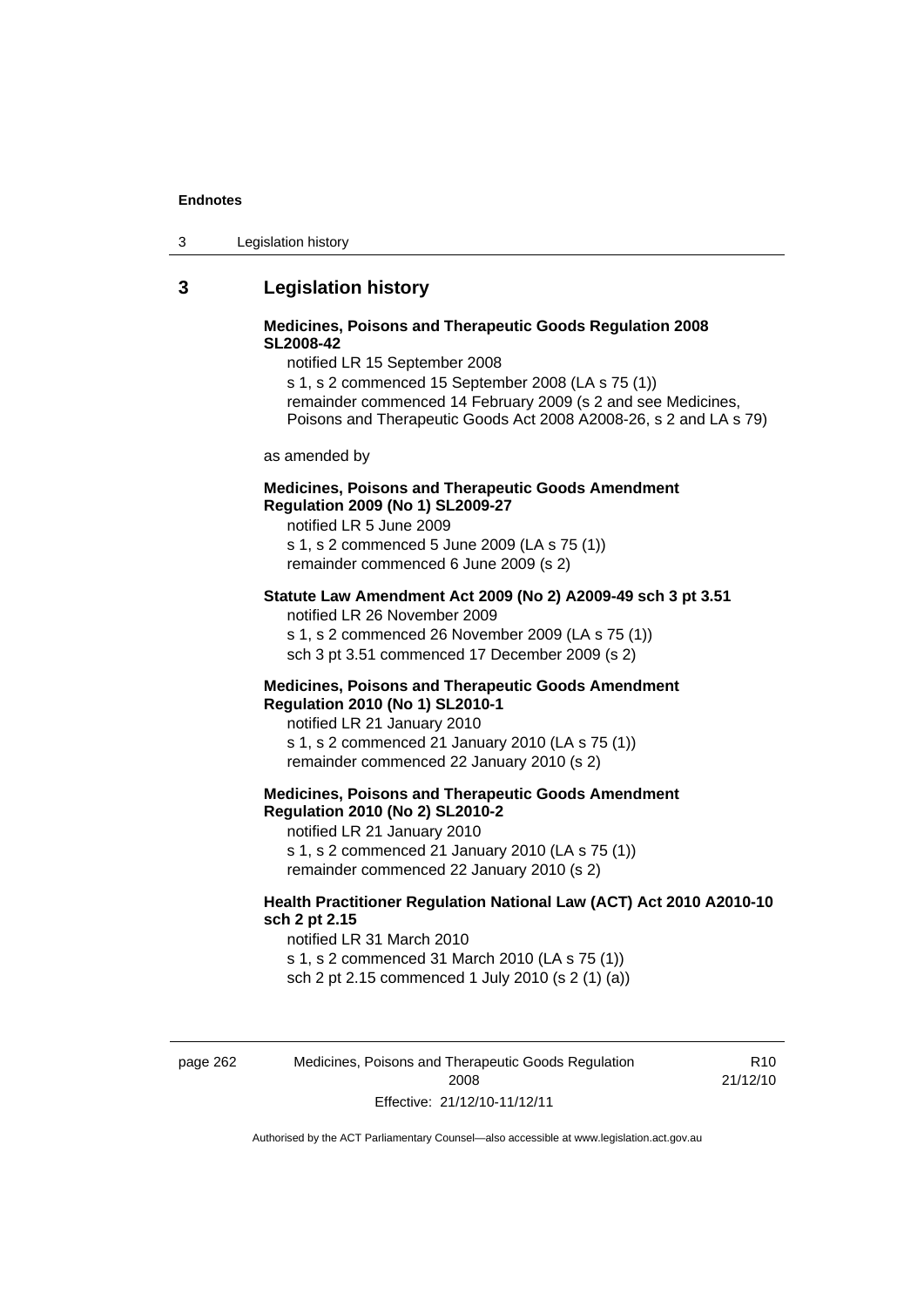## 3 Legislation history

**Medicines, Poisons and Therapeutic Goods Regulation 2008 SL2008-42**

notified LR 15 September 2008

s 1, s 2 commenced 15 September 2008 (LA s 75 (1))

remainder commenced 14 February 2009 (s 2 and see Medicines, Poisons and Therapeutic Goods Act 2008 A2008-26, s 2 and LA s 79)

as amended by

**Medicines, Poisons and Therapeutic Goods Amendment Regulation 2009 (No 1) SL2009-27**

notified LR 5 June 2009

s 1, s 2 commenced 5 June 2009 (LA s 75 (1))

remainder commenced 6 June 2009 (s 2)

**Statute Law Amendment Act 2009 (No 2) A2009-49 sch 3 pt 3.51**

notified LR 26 November 2009

s 1, s 2 commenced 26 November 2009 (LA s 75 (1))

sch 3 pt 3.51 commenced 17 December 2009 (s 2)

**Medicines, Poisons and Therapeutic Goods Amendment Regulation 2010 (No 1) SL2010-1**

notified LR 21 January 2010

s 1, s 2 commenced 21 January 2010 (LA s 75 (1))

remainder commenced 22 January 2010 (s 2)

**Medicines, Poisons and Therapeutic Goods Amendment Regulation 2010 (No 2) SL2010-2**

notified LR 21 January 2010

s 1, s 2 commenced 21 January 2010 (LA s 75 (1))

remainder commenced 22 January 2010 (s 2)

**Health Practitioner Regulation National Law (ACT) Act 2010 A2010-10 sch 2 pt 2.15**

notified LR 31 March 2010

s 1, s 2 commenced 31 March 2010 (LA s 75 (1))

sch 2 pt 2.15 commenced 1 July 2010 (s 2 (1) (a))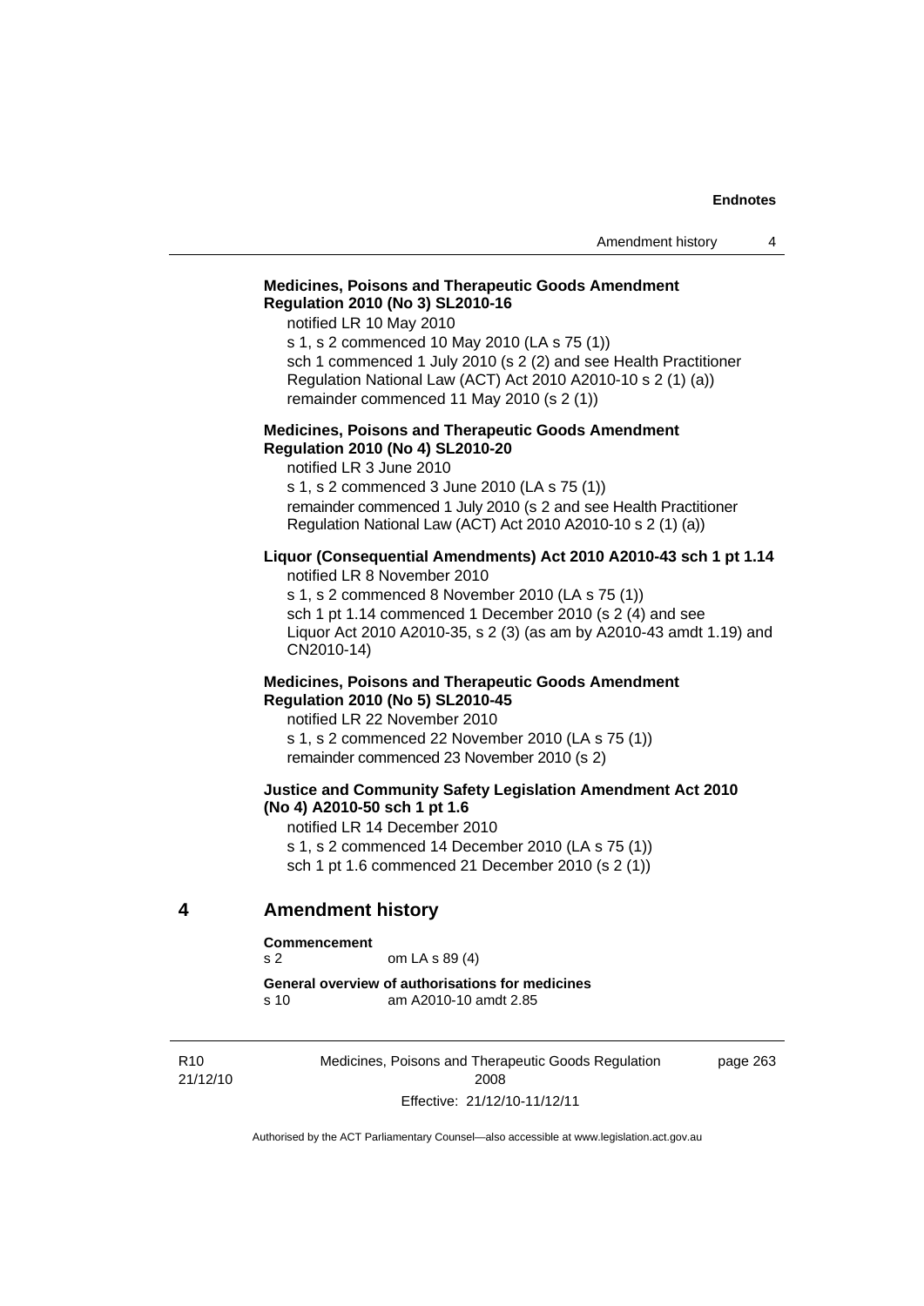**Medicines, Poisons and Therapeutic Goods Amendment Regulation 2010 (No 3) SL2010-16**

notified LR 10 May 2010

s 1, s 2 commenced 10 May 2010 (LA s 75 (1))

sch 1 commenced 1 July 2010 (s 2 (2) and see Health Practitioner Regulation National Law (ACT) Act 2010 A2010-10 s 2 (1) (a))

remainder commenced 11 May 2010 (s 2 (1))

**Medicines, Poisons and Therapeutic Goods Amendment Regulation 2010 (No 4) SL2010-20**

notified LR 3 June 2010

s 1, s 2 commenced 3 June 2010 (LA s 75 (1))

remainder commenced 1 July 2010 (s 2 and see Health Practitioner Regulation National Law (ACT) Act 2010 A2010-10 s 2 (1) (a))

**Liquor (Consequential Amendments) Act 2010 A2010-43 sch 1 pt 1.14**

notified LR 8 November 2010

s 1, s 2 commenced 8 November 2010 (LA s 75 (1))

sch 1 pt 1.14 commenced 1 December 2010 (s 2 (4) and see Liquor Act 2010 A2010-35, s 2 (3) (as am by A2010-43 amdt 1.19) and CN2010-14)

**Medicines, Poisons and Therapeutic Goods Amendment Regulation 2010 (No 5) SL2010-45**

notified LR 22 November 2010

s 1, s 2 commenced 22 November 2010 (LA s 75 (1))

remainder commenced 23 November 2010 (s 2)

**Justice and Community Safety Legislation Amendment Act 2010 (No 4) A2010-50 sch 1 pt 1.6**

notified LR 14 December 2010

s 1, s 2 commenced 14 December 2010 (LA s 75 (1))

sch 1 pt 1.6 commenced 21 December 2010 (s 2 (1))

## 4 Amendment history

**Commencement**

s 2 om LA s 89 (4)

**General overview of authorisations for medicines**

s 10 am A2010-10 amdt 2.85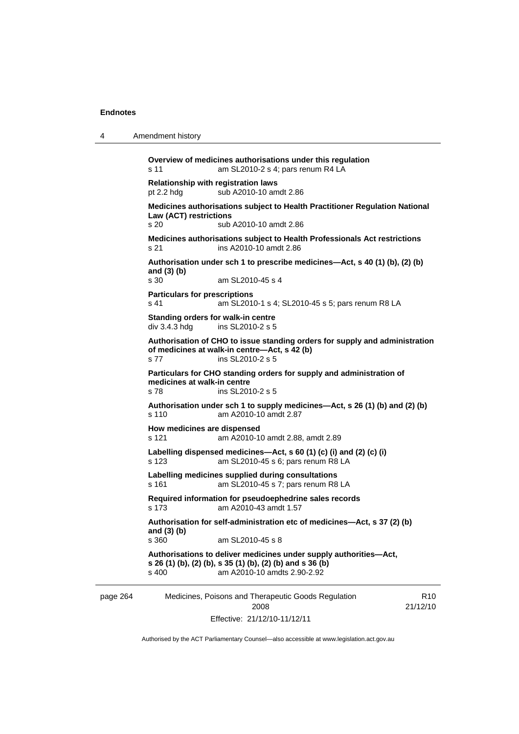**Overview of medicines authorisations under this regulation**
s 11 am SL2010-2 s 4; pars renum R4 LA

**Relationship with registration laws**
pt 2.2 hdg sub A2010-10 amdt 2.86

**Medicines authorisations subject to Health Practitioner Regulation National Law (ACT) restrictions**
s 20 sub A2010-10 amdt 2.86

**Medicines authorisations subject to Health Professionals Act restrictions**
s 21 ins A2010-10 amdt 2.86

**Authorisation under sch 1 to prescribe medicines—Act, s 40 (1) (b), (2) (b) and (3) (b)**
s 30 am SL2010-45 s 4

**Particulars for prescriptions**
s 41 am SL2010-1 s 4; SL2010-45 s 5; pars renum R8 LA

**Standing orders for walk-in centre**
div 3.4.3 hdg ins SL2010-2 s 5

**Authorisation of CHO to issue standing orders for supply and administration of medicines at walk-in centre—Act, s 42 (b)**
s 77 ins SL2010-2 s 5

**Particulars for CHO standing orders for supply and administration of medicines at walk-in centre**
s 78 ins SL2010-2 s 5

**Authorisation under sch 1 to supply medicines—Act, s 26 (1) (b) and (2) (b)**
s 110 am A2010-10 amdt 2.87

**How medicines are dispensed**
s 121 am A2010-10 amdt 2.88, amdt 2.89

**Labelling dispensed medicines—Act, s 60 (1) (c) (i) and (2) (c) (i)**
s 123 am SL2010-45 s 6; pars renum R8 LA

**Labelling medicines supplied during consultations**
s 161 am SL2010-45 s 7; pars renum R8 LA

**Required information for pseudoephedrine sales records**
s 173 am A2010-43 amdt 1.57

**Authorisation for self-administration etc of medicines—Act, s 37 (2) (b) and (3) (b)**
s 360 am SL2010-45 s 8

**Authorisations to deliver medicines under supply authorities—Act, s 26 (1) (b), (2) (b), s 35 (1) (b), (2) (b) and s 36 (b)**
s 400 am A2010-10 amdts 2.90-2.92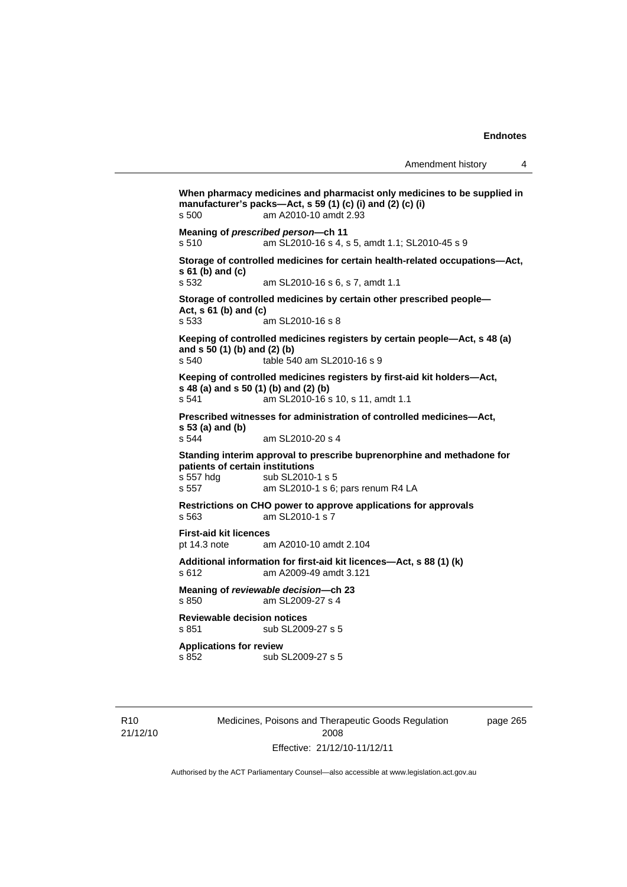**When pharmacy medicines and pharmacist only medicines to be supplied in manufacturer's packs—Act, s 59 (1) (c) (i) and (2) (c) (i)**
s 500 am A2010-10 amdt 2.93

**Meaning of *prescribed person*—ch 11**
s 510 am SL2010-16 s 4, s 5, amdt 1.1; SL2010-45 s 9

**Storage of controlled medicines for certain health-related occupations—Act, s 61 (b) and (c)**
s 532 am SL2010-16 s 6, s 7, amdt 1.1

**Storage of controlled medicines by certain other prescribed people—Act, s 61 (b) and (c)**
s 533 am SL2010-16 s 8

**Keeping of controlled medicines registers by certain people—Act, s 48 (a) and s 50 (1) (b) and (2) (b)**
s 540 table 540 am SL2010-16 s 9

**Keeping of controlled medicines registers by first-aid kit holders—Act, s 48 (a) and s 50 (1) (b) and (2) (b)**
s 541 am SL2010-16 s 10, s 11, amdt 1.1

**Prescribed witnesses for administration of controlled medicines—Act, s 53 (a) and (b)**
s 544 am SL2010-20 s 4

**Standing interim approval to prescribe buprenorphine and methadone for patients of certain institutions**
s 557 hdg sub SL2010-1 s 5
s 557 am SL2010-1 s 6; pars renum R4 LA

**Restrictions on CHO power to approve applications for approvals**
s 563 am SL2010-1 s 7

**First-aid kit licences**
pt 14.3 note am A2010-10 amdt 2.104

**Additional information for first-aid kit licences—Act, s 88 (1) (k)**
s 612 am A2009-49 amdt 3.121

**Meaning of *reviewable decision*—ch 23**
s 850 am SL2009-27 s 4

**Reviewable decision notices**
s 851 sub SL2009-27 s 5

**Applications for review**
s 852 sub SL2009-27 s 5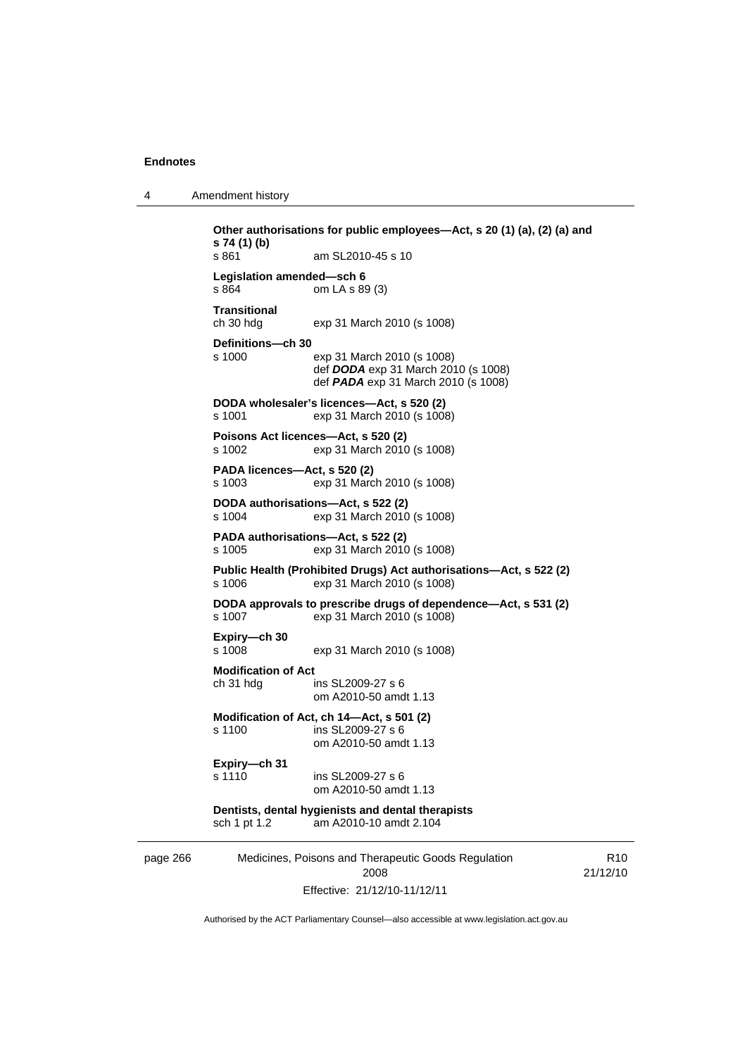**Other authorisations for public employees—Act, s 20 (1) (a), (2) (a) and s 74 (1) (b)**
s 861 am SL2010-45 s 10

**Legislation amended—sch 6**
s 864 om LA s 89 (3)

**Transitional**
ch 30 hdg exp 31 March 2010 (s 1008)

**Definitions—ch 30**
s 1000 exp 31 March 2010 (s 1008)
def ***DODA*** exp 31 March 2010 (s 1008)
def ***PADA*** exp 31 March 2010 (s 1008)

**DODA wholesaler's licences—Act, s 520 (2)**
s 1001 exp 31 March 2010 (s 1008)

**Poisons Act licences—Act, s 520 (2)**
s 1002 exp 31 March 2010 (s 1008)

**PADA licences—Act, s 520 (2)**
s 1003 exp 31 March 2010 (s 1008)

**DODA authorisations—Act, s 522 (2)**
s 1004 exp 31 March 2010 (s 1008)

**PADA authorisations—Act, s 522 (2)**
s 1005 exp 31 March 2010 (s 1008)

**Public Health (Prohibited Drugs) Act authorisations—Act, s 522 (2)**
s 1006 exp 31 March 2010 (s 1008)

**DODA approvals to prescribe drugs of dependence—Act, s 531 (2)**
s 1007 exp 31 March 2010 (s 1008)

**Expiry—ch 30**
s 1008 exp 31 March 2010 (s 1008)

**Modification of Act**
ch 31 hdg ins SL2009-27 s 6
om A2010-50 amdt 1.13

**Modification of Act, ch 14—Act, s 501 (2)**
s 1100 ins SL2009-27 s 6
om A2010-50 amdt 1.13

**Expiry—ch 31**
s 1110 ins SL2009-27 s 6
om A2010-50 amdt 1.13

**Dentists, dental hygienists and dental therapists**
sch 1 pt 1.2 am A2010-10 amdt 2.104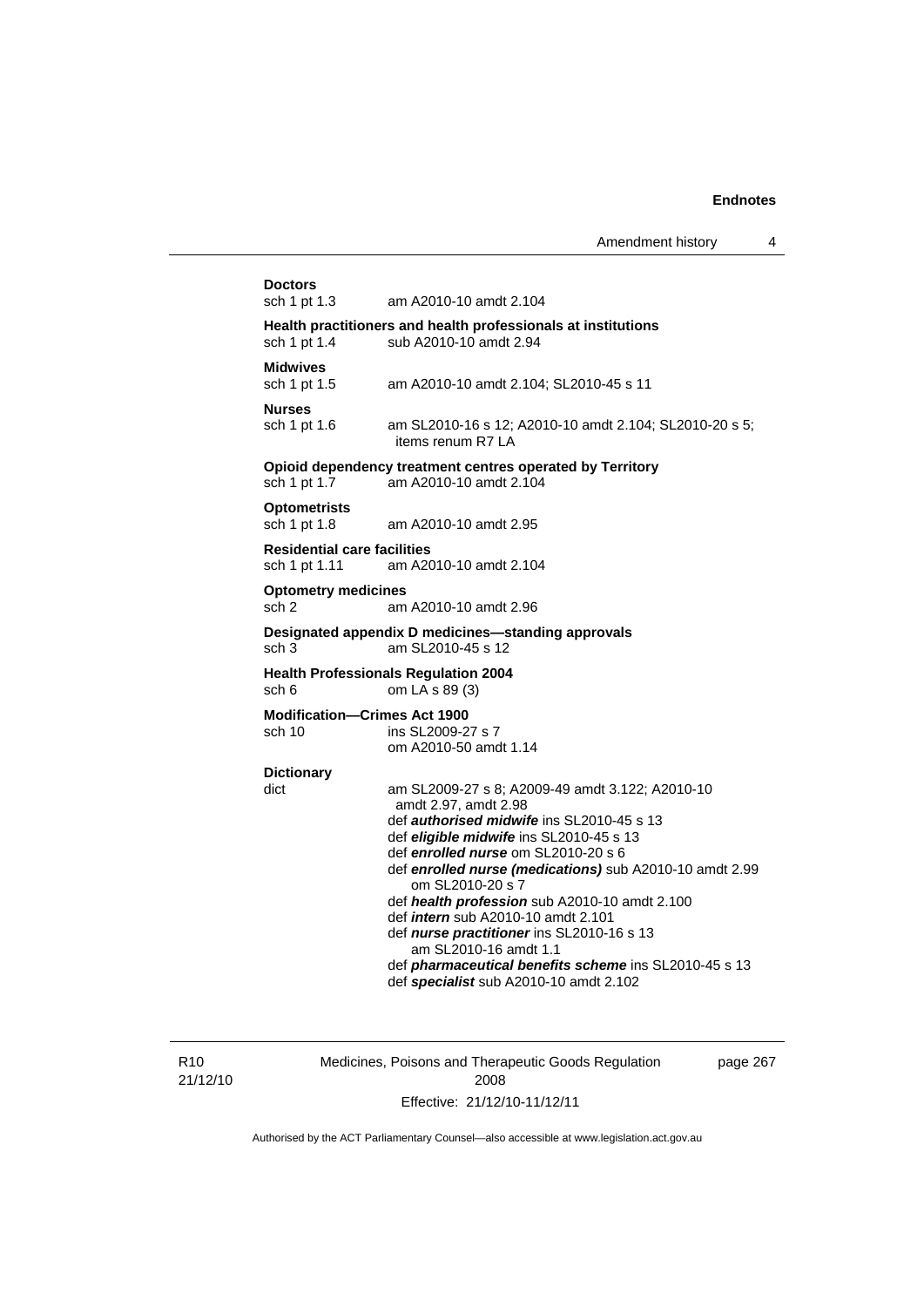**Doctors**
sch 1 pt 1.3 am A2010-10 amdt 2.104

**Health practitioners and health professionals at institutions**
sch 1 pt 1.4 sub A2010-10 amdt 2.94

**Midwives**
sch 1 pt 1.5 am A2010-10 amdt 2.104; SL2010-45 s 11

**Nurses**
sch 1 pt 1.6 am SL2010-16 s 12; A2010-10 amdt 2.104; SL2010-20 s 5; items renum R7 LA

**Opioid dependency treatment centres operated by Territory**
sch 1 pt 1.7 am A2010-10 amdt 2.104

**Optometrists**
sch 1 pt 1.8 am A2010-10 amdt 2.95

**Residential care facilities**
sch 1 pt 1.11 am A2010-10 amdt 2.104

**Optometry medicines**
sch 2 am A2010-10 amdt 2.96

**Designated appendix D medicines—standing approvals**
sch 3 am SL2010-45 s 12

**Health Professionals Regulation 2004**
sch 6 om LA s 89 (3)

**Modification—Crimes Act 1900**
sch 10 ins SL2009-27 s 7
om A2010-50 amdt 1.14

**Dictionary**
dict am SL2009-27 s 8; A2009-49 amdt 3.122; A2010-10 amdt 2.97, amdt 2.98
def ***authorised midwife*** ins SL2010-45 s 13
def ***eligible midwife*** ins SL2010-45 s 13
def ***enrolled nurse*** om SL2010-20 s 6
def ***enrolled nurse (medications)*** sub A2010-10 amdt 2.99
om SL2010-20 s 7
def ***health profession*** sub A2010-10 amdt 2.100
def ***intern*** sub A2010-10 amdt 2.101
def ***nurse practitioner*** ins SL2010-16 s 13
am SL2010-16 amdt 1.1
def ***pharmaceutical benefits scheme*** ins SL2010-45 s 13
def ***specialist*** sub A2010-10 amdt 2.102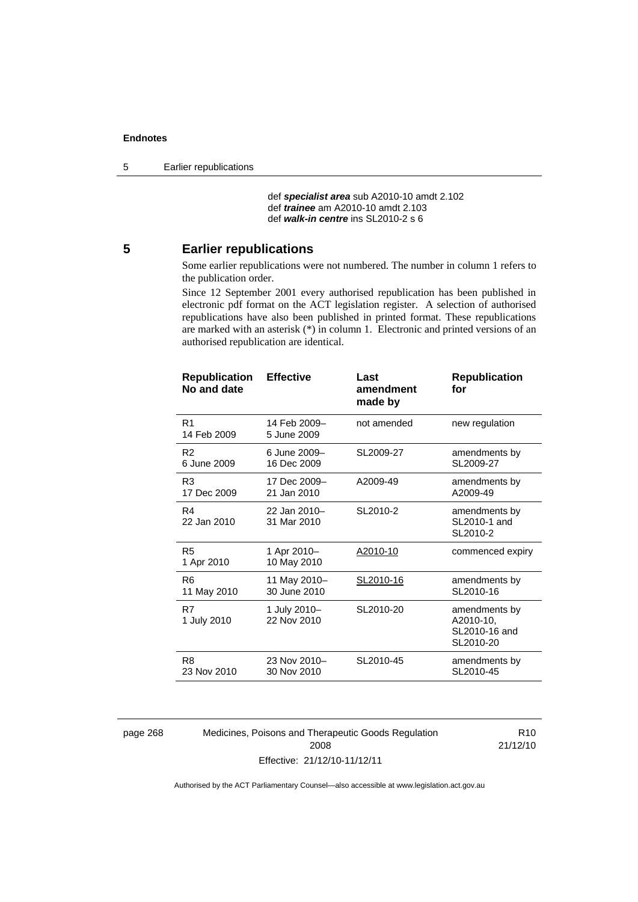def ***specialist area*** sub A2010-10 amdt 2.102
def ***trainee*** am A2010-10 amdt 2.103
def ***walk-in centre*** ins SL2010-2 s 6

## 5 Earlier republications

Some earlier republications were not numbered. The number in column 1 refers to the publication order.

Since 12 September 2001 every authorised republication has been published in electronic pdf format on the ACT legislation register. A selection of authorised republications have also been published in printed format. These republications are marked with an asterisk (*) in column 1. Electronic and printed versions of an authorised republication are identical.

| Republication No and date | Effective | Last amendment made by | Republication for |
|---|---|---|---|
| R1<br>14 Feb 2009 | 14 Feb 2009–<br>5 June 2009 | not amended | new regulation |
| R2<br>6 June 2009 | 6 June 2009–<br>16 Dec 2009 | SL2009-27 | amendments by SL2009-27 |
| R3<br>17 Dec 2009 | 17 Dec 2009–<br>21 Jan 2010 | A2009-49 | amendments by A2009-49 |
| R4<br>22 Jan 2010 | 22 Jan 2010–<br>31 Mar 2010 | SL2010-2 | amendments by SL2010-1 and SL2010-2 |
| R5<br>1 Apr 2010 | 1 Apr 2010–<br>10 May 2010 | A2010-10 | commenced expiry |
| R6<br>11 May 2010 | 11 May 2010–<br>30 June 2010 | SL2010-16 | amendments by SL2010-16 |
| R7<br>1 July 2010 | 1 July 2010–<br>22 Nov 2010 | SL2010-20 | amendments by A2010-10, SL2010-16 and SL2010-20 |
| R8<br>23 Nov 2010 | 23 Nov 2010–<br>30 Nov 2010 | SL2010-45 | amendments by SL2010-45 |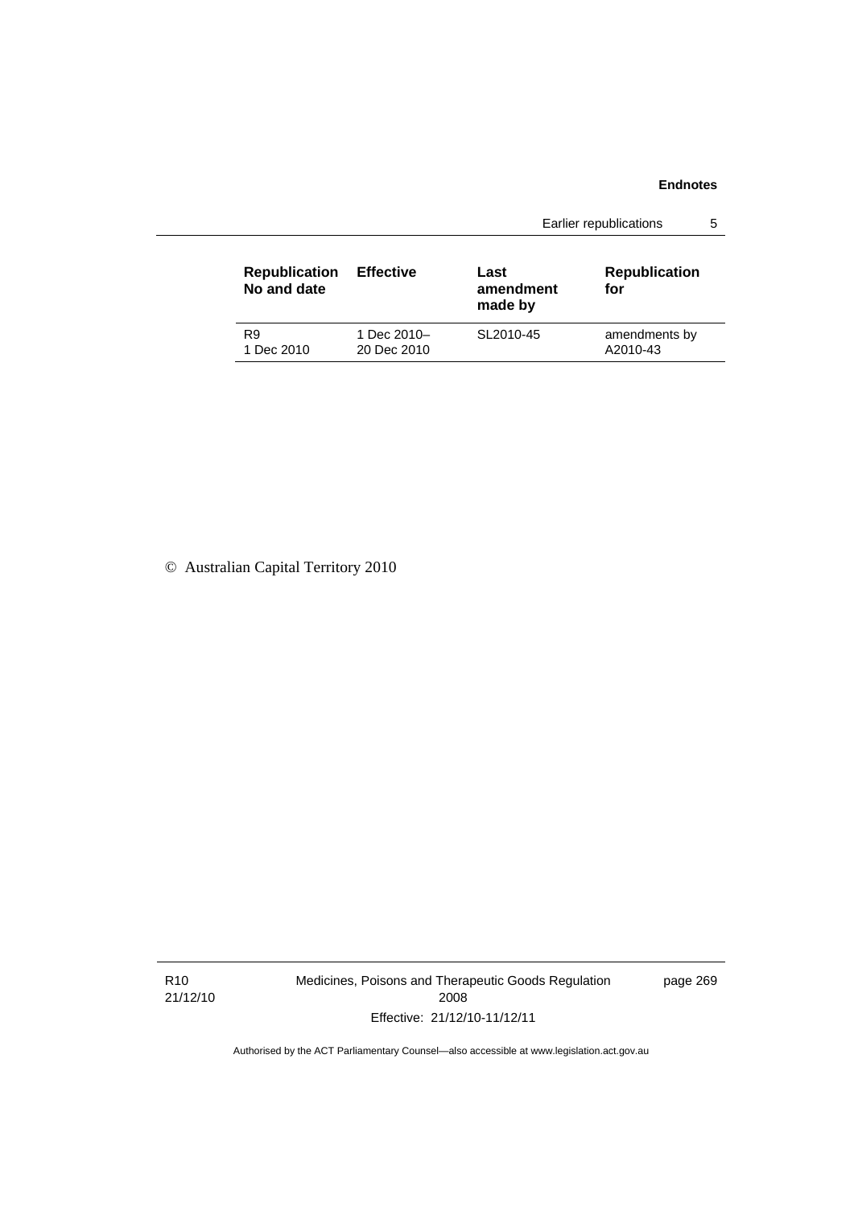| Republication No and date | Effective | Last amendment made by | Republication for |
|---|---|---|---|
| R9<br>1 Dec 2010 | 1 Dec 2010–<br>20 Dec 2010 | SL2010-45 | amendments by<br>A2010-43 |

© Australian Capital Territory 2010